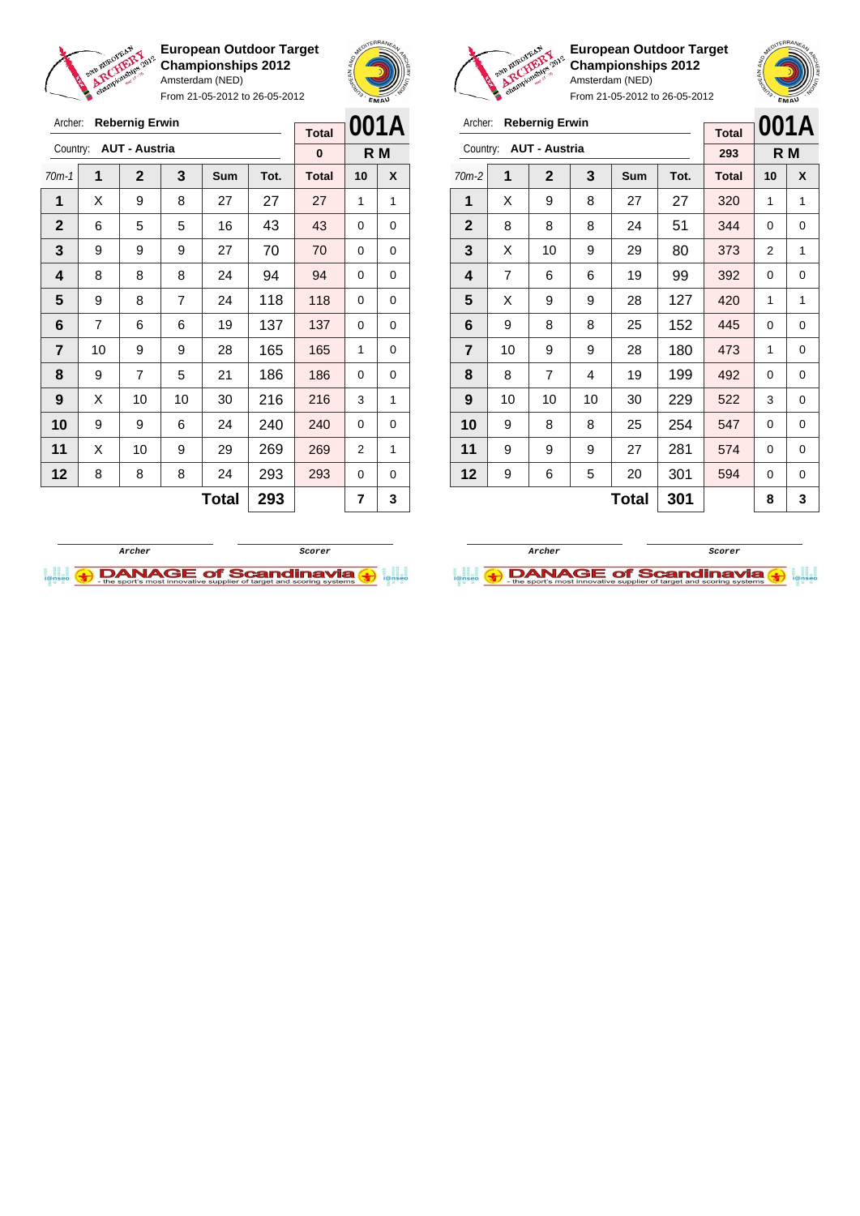**European Outdoor Target Championships 2012**
Amsterdam (NED)
From 21-05-2012 to 26-05-2012

Archer: **Rebernig Erwin**
Country: **AUT - Austria**

**001A** — R M

| 70m-1 | 1 | 2 | 3 | Sum | Tot. | Total | 10 | X |
|---|---|---|---|---|---|---|---|---|
| | | | | | | 0 | | |
| 1 | X | 9 | 8 | 27 | 27 | 27 | 1 | 1 |
| 2 | 6 | 5 | 5 | 16 | 43 | 43 | 0 | 0 |
| 3 | 9 | 9 | 9 | 27 | 70 | 70 | 0 | 0 |
| 4 | 8 | 8 | 8 | 24 | 94 | 94 | 0 | 0 |
| 5 | 9 | 8 | 7 | 24 | 118 | 118 | 0 | 0 |
| 6 | 7 | 6 | 6 | 19 | 137 | 137 | 0 | 0 |
| 7 | 10 | 9 | 9 | 28 | 165 | 165 | 1 | 0 |
| 8 | 9 | 7 | 5 | 21 | 186 | 186 | 0 | 0 |
| 9 | X | 10 | 10 | 30 | 216 | 216 | 3 | 1 |
| 10 | 9 | 9 | 6 | 24 | 240 | 240 | 0 | 0 |
| 11 | X | 10 | 9 | 29 | 269 | 269 | 2 | 1 |
| 12 | 8 | 8 | 8 | 24 | 293 | 293 | 0 | 0 |
| | | | | **Total** | **293** | | **7** | **3** |

Archer — Scorer

**European Outdoor Target Championships 2012**
Amsterdam (NED)
From 21-05-2012 to 26-05-2012

Archer: **Rebernig Erwin**
Country: **AUT - Austria**

**001A** — R M

| 70m-2 | 1 | 2 | 3 | Sum | Tot. | Total | 10 | X |
|---|---|---|---|---|---|---|---|---|
| | | | | | | 293 | | |
| 1 | X | 9 | 8 | 27 | 27 | 320 | 1 | 1 |
| 2 | 8 | 8 | 8 | 24 | 51 | 344 | 0 | 0 |
| 3 | X | 10 | 9 | 29 | 80 | 373 | 2 | 1 |
| 4 | 7 | 6 | 6 | 19 | 99 | 392 | 0 | 0 |
| 5 | X | 9 | 9 | 28 | 127 | 420 | 1 | 1 |
| 6 | 9 | 8 | 8 | 25 | 152 | 445 | 0 | 0 |
| 7 | 10 | 9 | 9 | 28 | 180 | 473 | 1 | 0 |
| 8 | 8 | 7 | 4 | 19 | 199 | 492 | 0 | 0 |
| 9 | 10 | 10 | 10 | 30 | 229 | 522 | 3 | 0 |
| 10 | 9 | 8 | 8 | 25 | 254 | 547 | 0 | 0 |
| 11 | 9 | 9 | 9 | 27 | 281 | 574 | 0 | 0 |
| 12 | 9 | 6 | 5 | 20 | 301 | 594 | 0 | 0 |
| | | | | **Total** | **301** | | **8** | **3** |

Archer — Scorer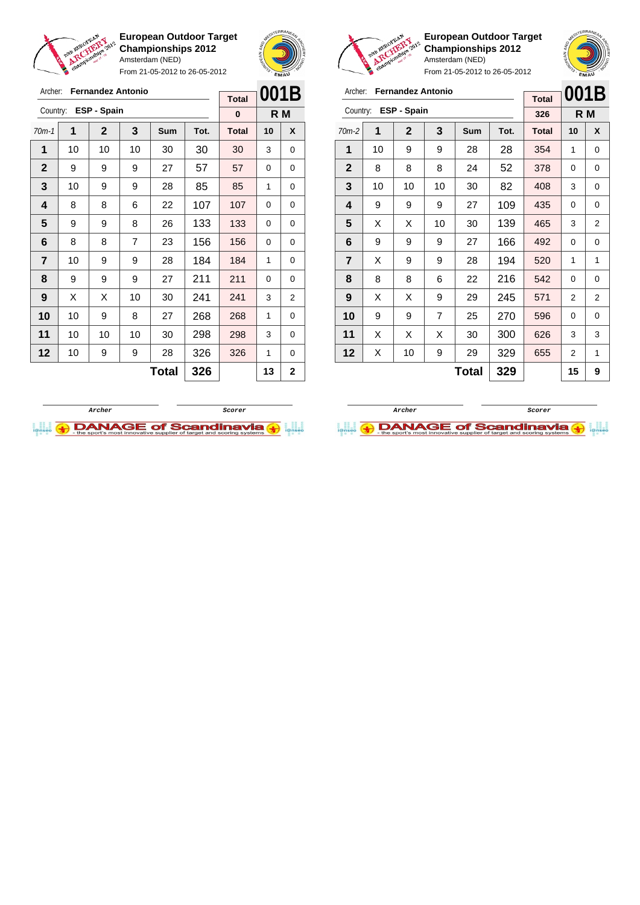**European Outdoor Target Championships 2012**
Amsterdam (NED)
From 21-05-2012 to 26-05-2012

Archer: **Fernandez Antonio**
Country: **ESP - Spain**

| Total | 001B |
|---|---|
| 0 | R M |

| 70m-1 | 1 | 2 | 3 | Sum | Tot. | Total | 10 | X |
|---|---|---|---|---|---|---|---|---|
| 1 | 10 | 10 | 10 | 30 | 30 | 30 | 3 | 0 |
| 2 | 9 | 9 | 9 | 27 | 57 | 57 | 0 | 0 |
| 3 | 10 | 9 | 9 | 28 | 85 | 85 | 1 | 0 |
| 4 | 8 | 8 | 6 | 22 | 107 | 107 | 0 | 0 |
| 5 | 9 | 9 | 8 | 26 | 133 | 133 | 0 | 0 |
| 6 | 8 | 8 | 7 | 23 | 156 | 156 | 0 | 0 |
| 7 | 10 | 9 | 9 | 28 | 184 | 184 | 1 | 0 |
| 8 | 9 | 9 | 9 | 27 | 211 | 211 | 0 | 0 |
| 9 | X | X | 10 | 30 | 241 | 241 | 3 | 2 |
| 10 | 10 | 9 | 8 | 27 | 268 | 268 | 1 | 0 |
| 11 | 10 | 10 | 10 | 30 | 298 | 298 | 3 | 0 |
| 12 | 10 | 9 | 9 | 28 | 326 | 326 | 1 | 0 |
| | | | | **Total** | **326** | | **13** | **2** |

Archer / Scorer

**European Outdoor Target Championships 2012**
Amsterdam (NED)
From 21-05-2012 to 26-05-2012

Archer: **Fernandez Antonio**
Country: **ESP - Spain**

| Total | 001B |
|---|---|
| 326 | R M |

| 70m-2 | 1 | 2 | 3 | Sum | Tot. | Total | 10 | X |
|---|---|---|---|---|---|---|---|---|
| 1 | 10 | 9 | 9 | 28 | 28 | 354 | 1 | 0 |
| 2 | 8 | 8 | 8 | 24 | 52 | 378 | 0 | 0 |
| 3 | 10 | 10 | 10 | 30 | 82 | 408 | 3 | 0 |
| 4 | 9 | 9 | 9 | 27 | 109 | 435 | 0 | 0 |
| 5 | X | X | 10 | 30 | 139 | 465 | 3 | 2 |
| 6 | 9 | 9 | 9 | 27 | 166 | 492 | 0 | 0 |
| 7 | X | 9 | 9 | 28 | 194 | 520 | 1 | 1 |
| 8 | 8 | 8 | 6 | 22 | 216 | 542 | 0 | 0 |
| 9 | X | X | 9 | 29 | 245 | 571 | 2 | 2 |
| 10 | 9 | 9 | 7 | 25 | 270 | 596 | 0 | 0 |
| 11 | X | X | X | 30 | 300 | 626 | 3 | 3 |
| 12 | X | 10 | 9 | 29 | 329 | 655 | 2 | 1 |
| | | | | **Total** | **329** | | **15** | **9** |

Archer / Scorer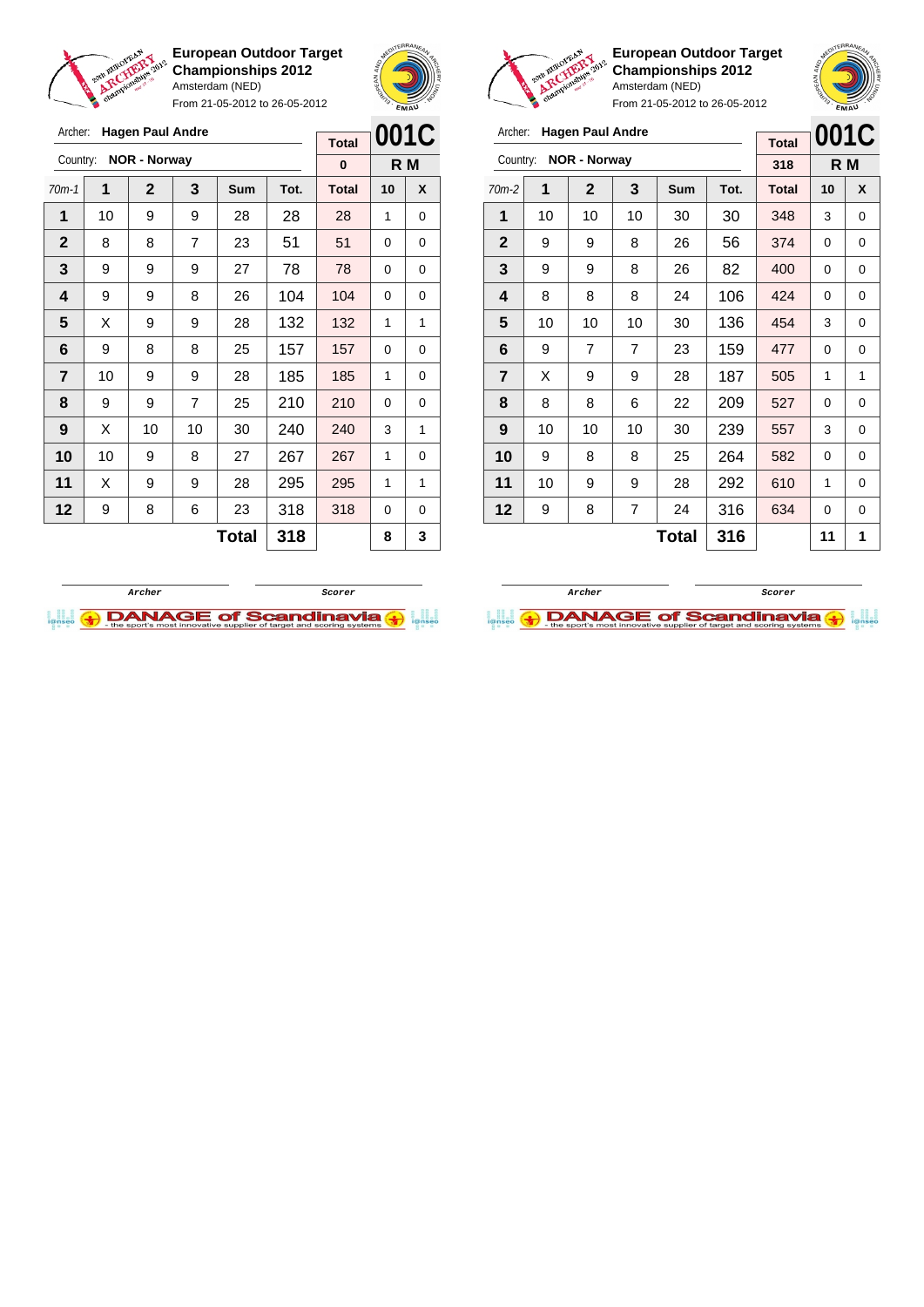**European Outdoor Target Championships 2012**
Amsterdam (NED)
From 21-05-2012 to 26-05-2012

Archer: **Hagen Paul Andre**
Country: **NOR - Norway**

| Total | 001C |
|---|---|
| 0 | R M |

| 70m-1 | 1 | 2 | 3 | Sum | Tot. | Total | 10 | X |
|---|---|---|---|---|---|---|---|---|
| 1 | 10 | 9 | 9 | 28 | 28 | 28 | 1 | 0 |
| 2 | 8 | 8 | 7 | 23 | 51 | 51 | 0 | 0 |
| 3 | 9 | 9 | 9 | 27 | 78 | 78 | 0 | 0 |
| 4 | 9 | 9 | 8 | 26 | 104 | 104 | 0 | 0 |
| 5 | X | 9 | 9 | 28 | 132 | 132 | 1 | 1 |
| 6 | 9 | 8 | 8 | 25 | 157 | 157 | 0 | 0 |
| 7 | 10 | 9 | 9 | 28 | 185 | 185 | 1 | 0 |
| 8 | 9 | 9 | 7 | 25 | 210 | 210 | 0 | 0 |
| 9 | X | 10 | 10 | 30 | 240 | 240 | 3 | 1 |
| 10 | 10 | 9 | 8 | 27 | 267 | 267 | 1 | 0 |
| 11 | X | 9 | 9 | 28 | 295 | 295 | 1 | 1 |
| 12 | 9 | 8 | 6 | 23 | 318 | 318 | 0 | 0 |
| | | | | **Total** | **318** | | **8** | **3** |

Archer　　　　Scorer

**European Outdoor Target Championships 2012**
Amsterdam (NED)
From 21-05-2012 to 26-05-2012

Archer: **Hagen Paul Andre**
Country: **NOR - Norway**

| Total | 001C |
|---|---|
| 318 | R M |

| 70m-2 | 1 | 2 | 3 | Sum | Tot. | Total | 10 | X |
|---|---|---|---|---|---|---|---|---|
| 1 | 10 | 10 | 10 | 30 | 30 | 348 | 3 | 0 |
| 2 | 9 | 9 | 8 | 26 | 56 | 374 | 0 | 0 |
| 3 | 9 | 9 | 8 | 26 | 82 | 400 | 0 | 0 |
| 4 | 8 | 8 | 8 | 24 | 106 | 424 | 0 | 0 |
| 5 | 10 | 10 | 10 | 30 | 136 | 454 | 3 | 0 |
| 6 | 9 | 7 | 7 | 23 | 159 | 477 | 0 | 0 |
| 7 | X | 9 | 9 | 28 | 187 | 505 | 1 | 1 |
| 8 | 8 | 8 | 6 | 22 | 209 | 527 | 0 | 0 |
| 9 | 10 | 10 | 10 | 30 | 239 | 557 | 3 | 0 |
| 10 | 9 | 8 | 8 | 25 | 264 | 582 | 0 | 0 |
| 11 | 10 | 9 | 9 | 28 | 292 | 610 | 1 | 0 |
| 12 | 9 | 8 | 7 | 24 | 316 | 634 | 0 | 0 |
| | | | | **Total** | **316** | | **11** | **1** |

Archer　　　　Scorer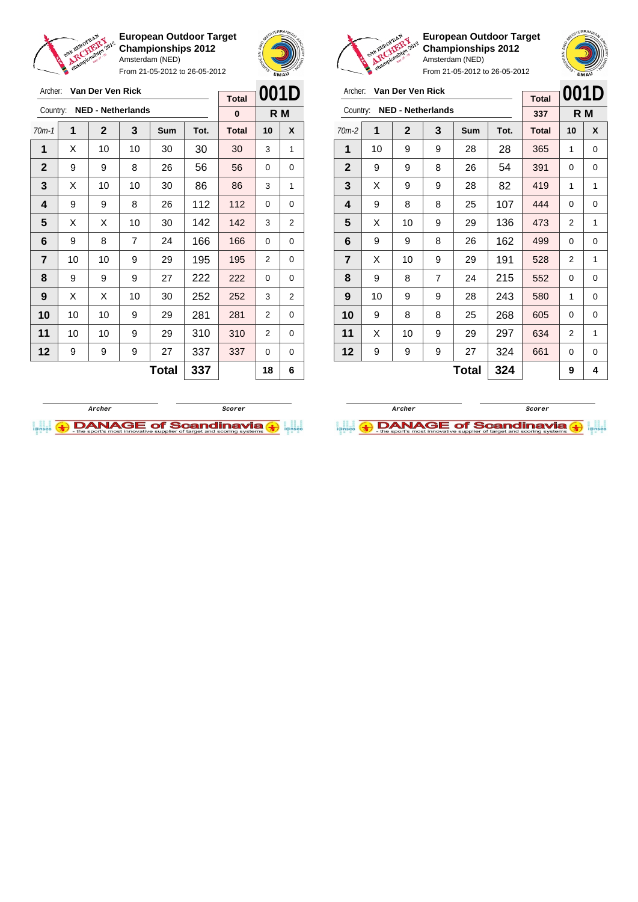**European Outdoor Target Championships 2012**
Amsterdam (NED)
From 21-05-2012 to 26-05-2012

Archer: **Van Der Ven Rick**
Country: **NED - Netherlands**

| Total | 001D |
|---|---|
| 0 | R M |

| 70m-1 | 1 | 2 | 3 | Sum | Tot. | Total | 10 | X |
|---|---|---|---|---|---|---|---|---|
| 1 | X | 10 | 10 | 30 | 30 | 30 | 3 | 1 |
| 2 | 9 | 9 | 8 | 26 | 56 | 56 | 0 | 0 |
| 3 | X | 10 | 10 | 30 | 86 | 86 | 3 | 1 |
| 4 | 9 | 9 | 8 | 26 | 112 | 112 | 0 | 0 |
| 5 | X | X | 10 | 30 | 142 | 142 | 3 | 2 |
| 6 | 9 | 8 | 7 | 24 | 166 | 166 | 0 | 0 |
| 7 | 10 | 10 | 9 | 29 | 195 | 195 | 2 | 0 |
| 8 | 9 | 9 | 9 | 27 | 222 | 222 | 0 | 0 |
| 9 | X | X | 10 | 30 | 252 | 252 | 3 | 2 |
| 10 | 10 | 10 | 9 | 29 | 281 | 281 | 2 | 0 |
| 11 | 10 | 10 | 9 | 29 | 310 | 310 | 2 | 0 |
| 12 | 9 | 9 | 9 | 27 | 337 | 337 | 0 | 0 |
| | | | | **Total** | **337** | | **18** | **6** |

Archer | Scorer

**European Outdoor Target Championships 2012**
Amsterdam (NED)
From 21-05-2012 to 26-05-2012

Archer: **Van Der Ven Rick**
Country: **NED - Netherlands**

| Total | 001D |
|---|---|
| 337 | R M |

| 70m-2 | 1 | 2 | 3 | Sum | Tot. | Total | 10 | X |
|---|---|---|---|---|---|---|---|---|
| 1 | 10 | 9 | 9 | 28 | 28 | 365 | 1 | 0 |
| 2 | 9 | 9 | 8 | 26 | 54 | 391 | 0 | 0 |
| 3 | X | 9 | 9 | 28 | 82 | 419 | 1 | 1 |
| 4 | 9 | 8 | 8 | 25 | 107 | 444 | 0 | 0 |
| 5 | X | 10 | 9 | 29 | 136 | 473 | 2 | 1 |
| 6 | 9 | 9 | 8 | 26 | 162 | 499 | 0 | 0 |
| 7 | X | 10 | 9 | 29 | 191 | 528 | 2 | 1 |
| 8 | 9 | 8 | 7 | 24 | 215 | 552 | 0 | 0 |
| 9 | 10 | 9 | 9 | 28 | 243 | 580 | 1 | 0 |
| 10 | 9 | 8 | 8 | 25 | 268 | 605 | 0 | 0 |
| 11 | X | 10 | 9 | 29 | 297 | 634 | 2 | 1 |
| 12 | 9 | 9 | 9 | 27 | 324 | 661 | 0 | 0 |
| | | | | **Total** | **324** | | **9** | **4** |

Archer | Scorer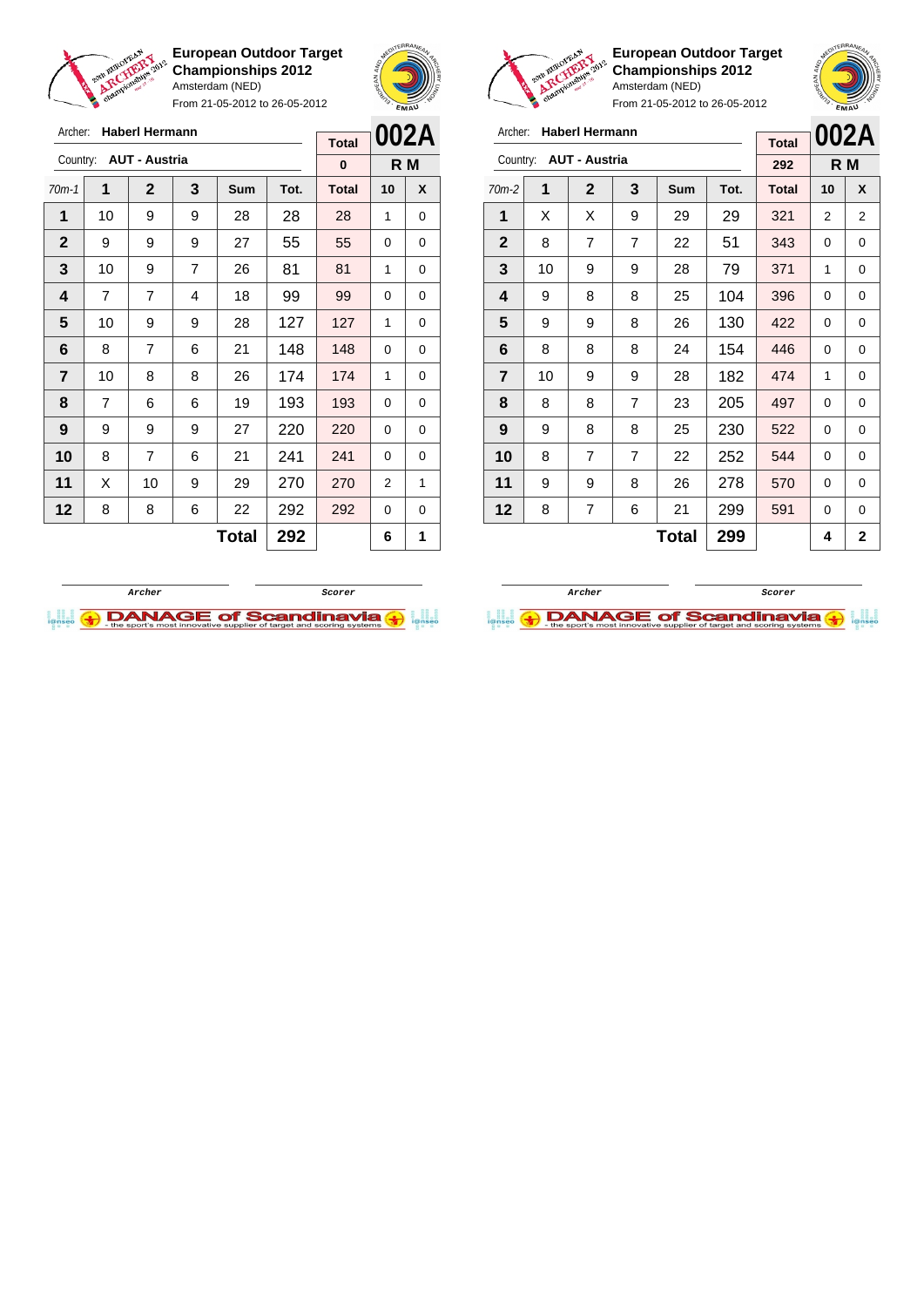**European Outdoor Target Championships 2012**
Amsterdam (NED)
From 21-05-2012 to 26-05-2012

Archer: **Haberl Hermann**
Country: **AUT - Austria**

| Total | 002A |
|---|---|
| 0 | R M |

| 70m-1 | 1 | 2 | 3 | Sum | Tot. | Total | 10 | X |
|---|---|---|---|---|---|---|---|---|
| 1 | 10 | 9 | 9 | 28 | 28 | 28 | 1 | 0 |
| 2 | 9 | 9 | 9 | 27 | 55 | 55 | 0 | 0 |
| 3 | 10 | 9 | 7 | 26 | 81 | 81 | 1 | 0 |
| 4 | 7 | 7 | 4 | 18 | 99 | 99 | 0 | 0 |
| 5 | 10 | 9 | 9 | 28 | 127 | 127 | 1 | 0 |
| 6 | 8 | 7 | 6 | 21 | 148 | 148 | 0 | 0 |
| 7 | 10 | 8 | 8 | 26 | 174 | 174 | 1 | 0 |
| 8 | 7 | 6 | 6 | 19 | 193 | 193 | 0 | 0 |
| 9 | 9 | 9 | 9 | 27 | 220 | 220 | 0 | 0 |
| 10 | 8 | 7 | 6 | 21 | 241 | 241 | 0 | 0 |
| 11 | X | 10 | 9 | 29 | 270 | 270 | 2 | 1 |
| 12 | 8 | 8 | 6 | 22 | 292 | 292 | 0 | 0 |
| | | | | **Total** | **292** | | **6** | **1** |

Archer &nbsp;&nbsp;&nbsp;&nbsp; Scorer

**European Outdoor Target Championships 2012**
Amsterdam (NED)
From 21-05-2012 to 26-05-2012

Archer: **Haberl Hermann**
Country: **AUT - Austria**

| Total | 002A |
|---|---|
| 292 | R M |

| 70m-2 | 1 | 2 | 3 | Sum | Tot. | Total | 10 | X |
|---|---|---|---|---|---|---|---|---|
| 1 | X | X | 9 | 29 | 29 | 321 | 2 | 2 |
| 2 | 8 | 7 | 7 | 22 | 51 | 343 | 0 | 0 |
| 3 | 10 | 9 | 9 | 28 | 79 | 371 | 1 | 0 |
| 4 | 9 | 8 | 8 | 25 | 104 | 396 | 0 | 0 |
| 5 | 9 | 9 | 8 | 26 | 130 | 422 | 0 | 0 |
| 6 | 8 | 8 | 8 | 24 | 154 | 446 | 0 | 0 |
| 7 | 10 | 9 | 9 | 28 | 182 | 474 | 1 | 0 |
| 8 | 8 | 8 | 7 | 23 | 205 | 497 | 0 | 0 |
| 9 | 9 | 8 | 8 | 25 | 230 | 522 | 0 | 0 |
| 10 | 8 | 7 | 7 | 22 | 252 | 544 | 0 | 0 |
| 11 | 9 | 9 | 8 | 26 | 278 | 570 | 0 | 0 |
| 12 | 8 | 7 | 6 | 21 | 299 | 591 | 0 | 0 |
| | | | | **Total** | **299** | | **4** | **2** |

Archer &nbsp;&nbsp;&nbsp;&nbsp; Scorer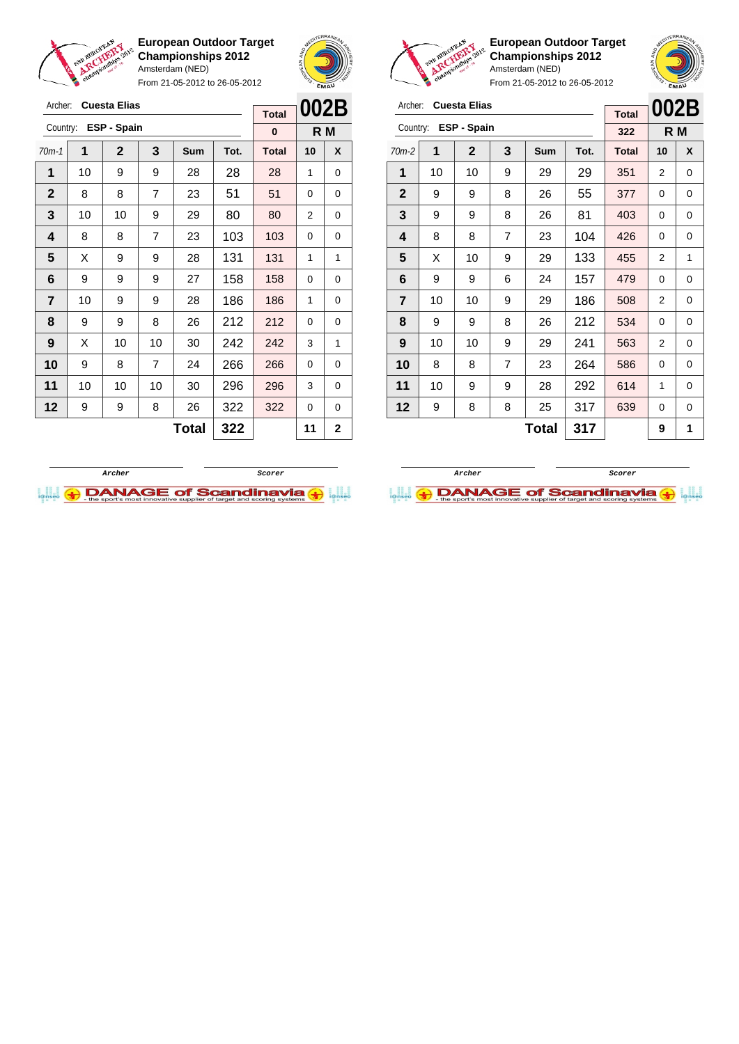**European Outdoor Target Championships 2012**
Amsterdam (NED)
From 21-05-2012 to 26-05-2012

Archer: **Cuesta Elias**
Country: **ESP - Spain**

| Total | 002B |
|---|---|
| 0 | R M |

| 70m-1 | 1 | 2 | 3 | Sum | Tot. | Total | 10 | X |
|---|---|---|---|---|---|---|---|---|
| 1 | 10 | 9 | 9 | 28 | 28 | 28 | 1 | 0 |
| 2 | 8 | 8 | 7 | 23 | 51 | 51 | 0 | 0 |
| 3 | 10 | 10 | 9 | 29 | 80 | 80 | 2 | 0 |
| 4 | 8 | 8 | 7 | 23 | 103 | 103 | 0 | 0 |
| 5 | X | 9 | 9 | 28 | 131 | 131 | 1 | 1 |
| 6 | 9 | 9 | 9 | 27 | 158 | 158 | 0 | 0 |
| 7 | 10 | 9 | 9 | 28 | 186 | 186 | 1 | 0 |
| 8 | 9 | 9 | 8 | 26 | 212 | 212 | 0 | 0 |
| 9 | X | 10 | 10 | 30 | 242 | 242 | 3 | 1 |
| 10 | 9 | 8 | 7 | 24 | 266 | 266 | 0 | 0 |
| 11 | 10 | 10 | 10 | 30 | 296 | 296 | 3 | 0 |
| 12 | 9 | 9 | 8 | 26 | 322 | 322 | 0 | 0 |
| | | | | **Total** | **322** | | **11** | **2** |

Archer | Scorer

**European Outdoor Target Championships 2012**
Amsterdam (NED)
From 21-05-2012 to 26-05-2012

Archer: **Cuesta Elias**
Country: **ESP - Spain**

| Total | 002B |
|---|---|
| 322 | R M |

| 70m-2 | 1 | 2 | 3 | Sum | Tot. | Total | 10 | X |
|---|---|---|---|---|---|---|---|---|
| 1 | 10 | 10 | 9 | 29 | 29 | 351 | 2 | 0 |
| 2 | 9 | 9 | 8 | 26 | 55 | 377 | 0 | 0 |
| 3 | 9 | 9 | 8 | 26 | 81 | 403 | 0 | 0 |
| 4 | 8 | 8 | 7 | 23 | 104 | 426 | 0 | 0 |
| 5 | X | 10 | 9 | 29 | 133 | 455 | 2 | 1 |
| 6 | 9 | 9 | 6 | 24 | 157 | 479 | 0 | 0 |
| 7 | 10 | 10 | 9 | 29 | 186 | 508 | 2 | 0 |
| 8 | 9 | 9 | 8 | 26 | 212 | 534 | 0 | 0 |
| 9 | 10 | 10 | 9 | 29 | 241 | 563 | 2 | 0 |
| 10 | 8 | 8 | 7 | 23 | 264 | 586 | 0 | 0 |
| 11 | 10 | 9 | 9 | 28 | 292 | 614 | 1 | 0 |
| 12 | 9 | 8 | 8 | 25 | 317 | 639 | 0 | 0 |
| | | | | **Total** | **317** | | **9** | **1** |

Archer | Scorer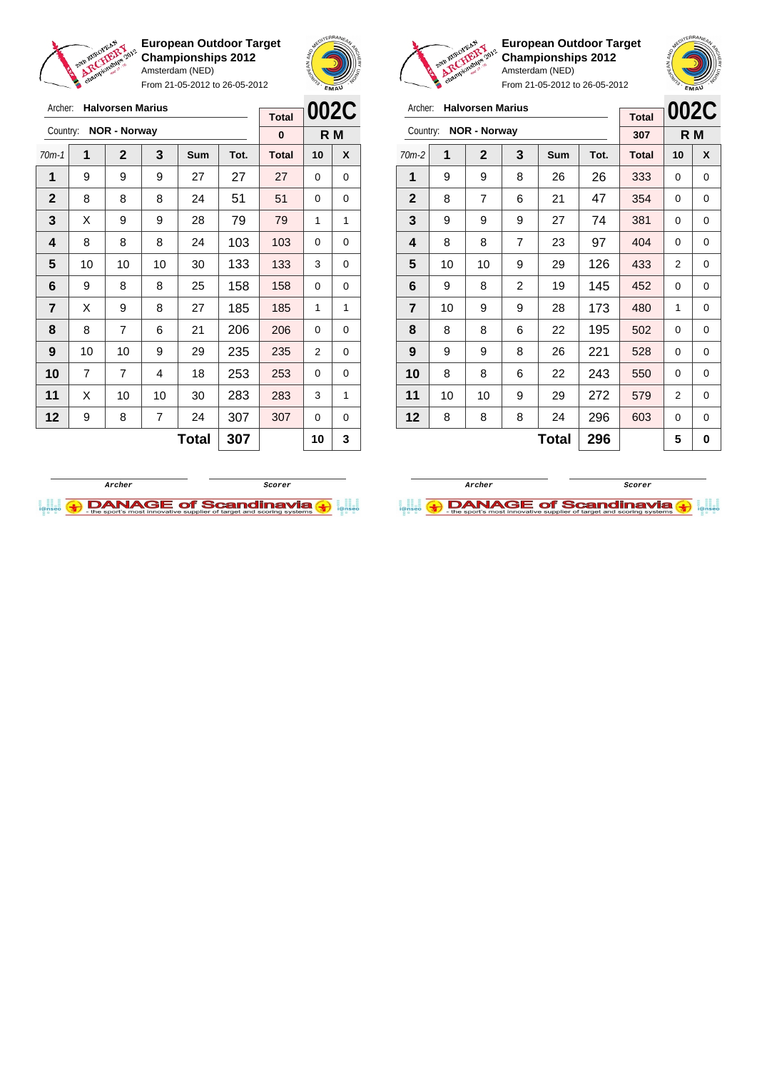**European Outdoor Target Championships 2012**
Amsterdam (NED)
From 21-05-2012 to 26-05-2012

Archer: **Halvorsen Marius**
Country: **NOR - Norway**

| Total | 002C |
|---|---|
| 0 | R M |

| 70m-1 | 1 | 2 | 3 | Sum | Tot. | Total | 10 | X |
|---|---|---|---|---|---|---|---|---|
| 1 | 9 | 9 | 9 | 27 | 27 | 27 | 0 | 0 |
| 2 | 8 | 8 | 8 | 24 | 51 | 51 | 0 | 0 |
| 3 | X | 9 | 9 | 28 | 79 | 79 | 1 | 1 |
| 4 | 8 | 8 | 8 | 24 | 103 | 103 | 0 | 0 |
| 5 | 10 | 10 | 10 | 30 | 133 | 133 | 3 | 0 |
| 6 | 9 | 8 | 8 | 25 | 158 | 158 | 0 | 0 |
| 7 | X | 9 | 8 | 27 | 185 | 185 | 1 | 1 |
| 8 | 8 | 7 | 6 | 21 | 206 | 206 | 0 | 0 |
| 9 | 10 | 10 | 9 | 29 | 235 | 235 | 2 | 0 |
| 10 | 7 | 7 | 4 | 18 | 253 | 253 | 0 | 0 |
| 11 | X | 10 | 10 | 30 | 283 | 283 | 3 | 1 |
| 12 | 9 | 8 | 7 | 24 | 307 | 307 | 0 | 0 |
| | | | | **Total** | **307** | | **10** | **3** |

Archer Scorer

**European Outdoor Target Championships 2012**
Amsterdam (NED)
From 21-05-2012 to 26-05-2012

Archer: **Halvorsen Marius**
Country: **NOR - Norway**

| Total | 002C |
|---|---|
| 307 | R M |

| 70m-2 | 1 | 2 | 3 | Sum | Tot. | Total | 10 | X |
|---|---|---|---|---|---|---|---|---|
| 1 | 9 | 9 | 8 | 26 | 26 | 333 | 0 | 0 |
| 2 | 8 | 7 | 6 | 21 | 47 | 354 | 0 | 0 |
| 3 | 9 | 9 | 9 | 27 | 74 | 381 | 0 | 0 |
| 4 | 8 | 8 | 7 | 23 | 97 | 404 | 0 | 0 |
| 5 | 10 | 10 | 9 | 29 | 126 | 433 | 2 | 0 |
| 6 | 9 | 8 | 2 | 19 | 145 | 452 | 0 | 0 |
| 7 | 10 | 9 | 9 | 28 | 173 | 480 | 1 | 0 |
| 8 | 8 | 8 | 6 | 22 | 195 | 502 | 0 | 0 |
| 9 | 9 | 9 | 8 | 26 | 221 | 528 | 0 | 0 |
| 10 | 8 | 8 | 6 | 22 | 243 | 550 | 0 | 0 |
| 11 | 10 | 10 | 9 | 29 | 272 | 579 | 2 | 0 |
| 12 | 8 | 8 | 8 | 24 | 296 | 603 | 0 | 0 |
| | | | | **Total** | **296** | | **5** | **0** |

Archer Scorer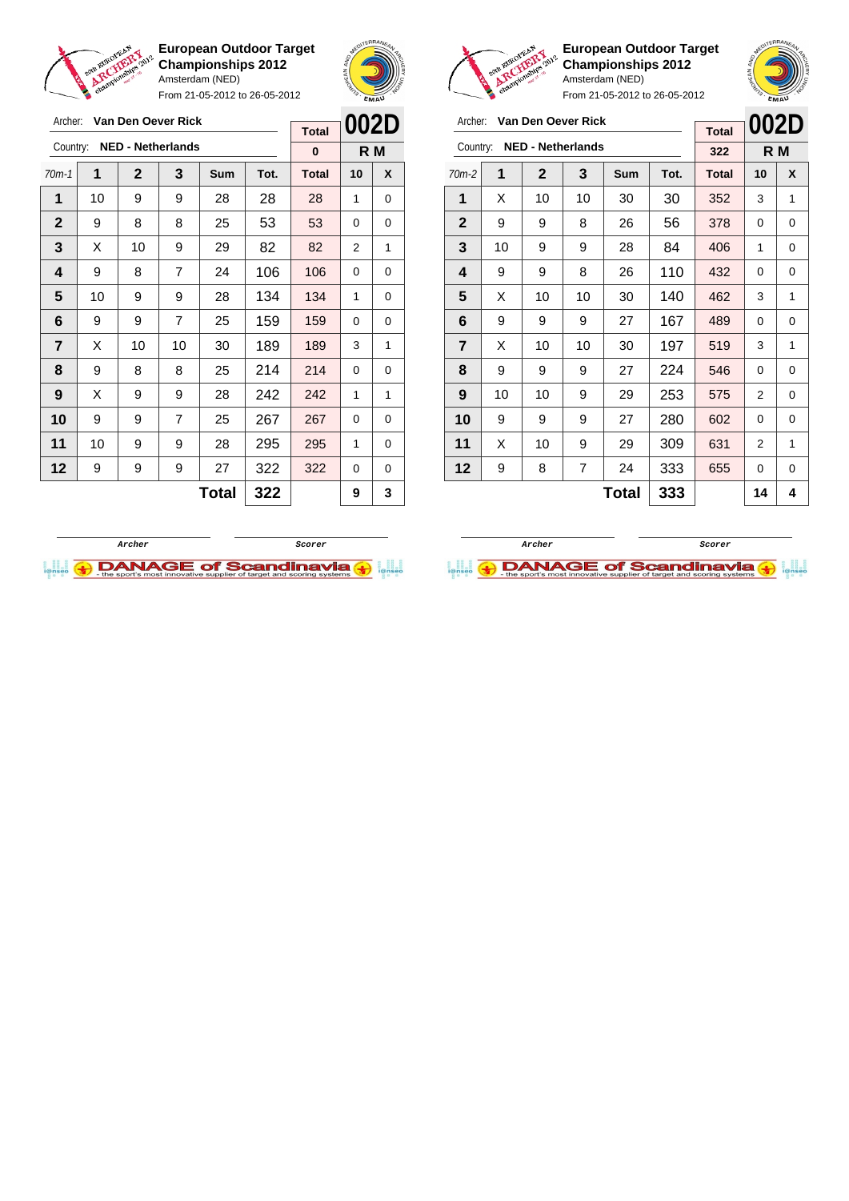**European Outdoor Target Championships 2012**
Amsterdam (NED)
From 21-05-2012 to 26-05-2012

Archer: **Van Den Oever Rick**
Country: **NED - Netherlands**

| Total | 002D |
|---|---|
| 0 | R M |

| 70m-1 | 1 | 2 | 3 | Sum | Tot. | Total | 10 | X |
|---|---|---|---|---|---|---|---|---|
| 1 | 10 | 9 | 9 | 28 | 28 | 28 | 1 | 0 |
| 2 | 9 | 8 | 8 | 25 | 53 | 53 | 0 | 0 |
| 3 | X | 10 | 9 | 29 | 82 | 82 | 2 | 1 |
| 4 | 9 | 8 | 7 | 24 | 106 | 106 | 0 | 0 |
| 5 | 10 | 9 | 9 | 28 | 134 | 134 | 1 | 0 |
| 6 | 9 | 9 | 7 | 25 | 159 | 159 | 0 | 0 |
| 7 | X | 10 | 10 | 30 | 189 | 189 | 3 | 1 |
| 8 | 9 | 8 | 8 | 25 | 214 | 214 | 0 | 0 |
| 9 | X | 9 | 9 | 28 | 242 | 242 | 1 | 1 |
| 10 | 9 | 9 | 7 | 25 | 267 | 267 | 0 | 0 |
| 11 | 10 | 9 | 9 | 28 | 295 | 295 | 1 | 0 |
| 12 | 9 | 9 | 9 | 27 | 322 | 322 | 0 | 0 |
| | | | | **Total** | **322** | | **9** | **3** |

Archer　　　　Scorer

**European Outdoor Target Championships 2012**
Amsterdam (NED)
From 21-05-2012 to 26-05-2012

Archer: **Van Den Oever Rick**
Country: **NED - Netherlands**

| Total | 002D |
|---|---|
| 322 | R M |

| 70m-2 | 1 | 2 | 3 | Sum | Tot. | Total | 10 | X |
|---|---|---|---|---|---|---|---|---|
| 1 | X | 10 | 10 | 30 | 30 | 352 | 3 | 1 |
| 2 | 9 | 9 | 8 | 26 | 56 | 378 | 0 | 0 |
| 3 | 10 | 9 | 9 | 28 | 84 | 406 | 1 | 0 |
| 4 | 9 | 9 | 8 | 26 | 110 | 432 | 0 | 0 |
| 5 | X | 10 | 10 | 30 | 140 | 462 | 3 | 1 |
| 6 | 9 | 9 | 9 | 27 | 167 | 489 | 0 | 0 |
| 7 | X | 10 | 10 | 30 | 197 | 519 | 3 | 1 |
| 8 | 9 | 9 | 9 | 27 | 224 | 546 | 0 | 0 |
| 9 | 10 | 10 | 9 | 29 | 253 | 575 | 2 | 0 |
| 10 | 9 | 9 | 9 | 27 | 280 | 602 | 0 | 0 |
| 11 | X | 10 | 9 | 29 | 309 | 631 | 2 | 1 |
| 12 | 9 | 8 | 7 | 24 | 333 | 655 | 0 | 0 |
| | | | | **Total** | **333** | | **14** | **4** |

Archer　　　　Scorer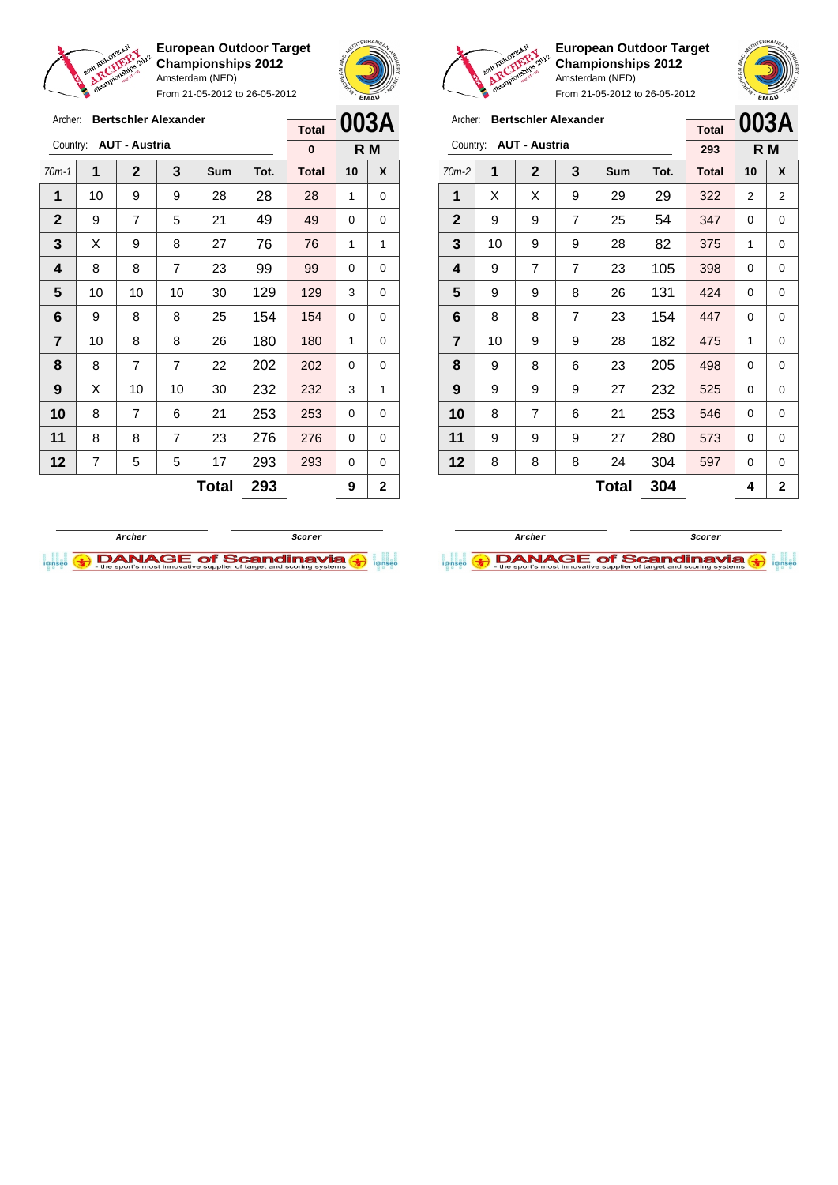## European Outdoor Target Championships 2012

Amsterdam (NED)

From 21-05-2012 to 26-05-2012

Archer: **Bertschler Alexander**

Country: **AUT - Austria**

**003A** R M

| 70m-1 | 1 | 2 | 3 | Sum | Tot. | Total | 10 | X |
|---|---|---|---|---|---|---|---|---|
| | | | | | | 0 | | |
| 1 | 10 | 9 | 9 | 28 | 28 | 28 | 1 | 0 |
| 2 | 9 | 7 | 5 | 21 | 49 | 49 | 0 | 0 |
| 3 | X | 9 | 8 | 27 | 76 | 76 | 1 | 1 |
| 4 | 8 | 8 | 7 | 23 | 99 | 99 | 0 | 0 |
| 5 | 10 | 10 | 10 | 30 | 129 | 129 | 3 | 0 |
| 6 | 9 | 8 | 8 | 25 | 154 | 154 | 0 | 0 |
| 7 | 10 | 8 | 8 | 26 | 180 | 180 | 1 | 0 |
| 8 | 8 | 7 | 7 | 22 | 202 | 202 | 0 | 0 |
| 9 | X | 10 | 10 | 30 | 232 | 232 | 3 | 1 |
| 10 | 8 | 7 | 6 | 21 | 253 | 253 | 0 | 0 |
| 11 | 8 | 8 | 7 | 23 | 276 | 276 | 0 | 0 |
| 12 | 7 | 5 | 5 | 17 | 293 | 293 | 0 | 0 |
| | | | | Total | 293 | | 9 | 2 |

Archer Scorer

## European Outdoor Target Championships 2012

Amsterdam (NED)

From 21-05-2012 to 26-05-2012

Archer: **Bertschler Alexander**

Country: **AUT - Austria**

**003A** R M

| 70m-2 | 1 | 2 | 3 | Sum | Tot. | Total | 10 | X |
|---|---|---|---|---|---|---|---|---|
| | | | | | | 293 | | |
| 1 | X | X | 9 | 29 | 29 | 322 | 2 | 2 |
| 2 | 9 | 9 | 7 | 25 | 54 | 347 | 0 | 0 |
| 3 | 10 | 9 | 9 | 28 | 82 | 375 | 1 | 0 |
| 4 | 9 | 7 | 7 | 23 | 105 | 398 | 0 | 0 |
| 5 | 9 | 9 | 8 | 26 | 131 | 424 | 0 | 0 |
| 6 | 8 | 8 | 7 | 23 | 154 | 447 | 0 | 0 |
| 7 | 10 | 9 | 9 | 28 | 182 | 475 | 1 | 0 |
| 8 | 9 | 8 | 6 | 23 | 205 | 498 | 0 | 0 |
| 9 | 9 | 9 | 9 | 27 | 232 | 525 | 0 | 0 |
| 10 | 8 | 7 | 6 | 21 | 253 | 546 | 0 | 0 |
| 11 | 9 | 9 | 9 | 27 | 280 | 573 | 0 | 0 |
| 12 | 8 | 8 | 8 | 24 | 304 | 597 | 0 | 0 |
| | | | | Total | 304 | | 4 | 2 |

Archer Scorer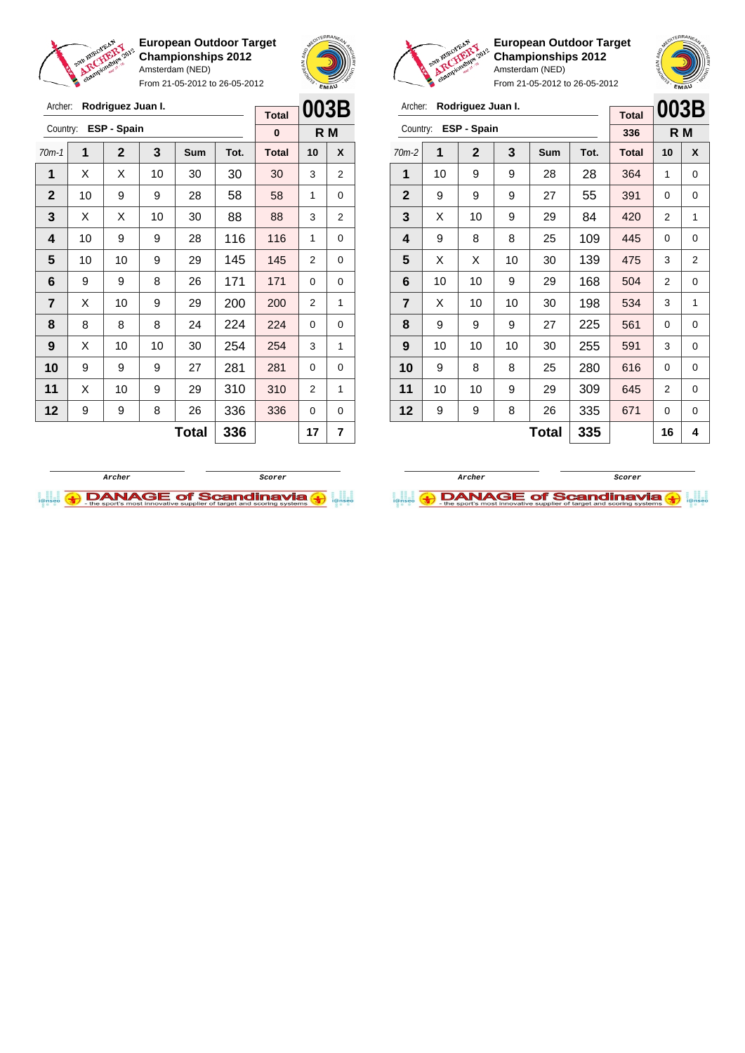**European Outdoor Target Championships 2012**
Amsterdam (NED)
From 21-05-2012 to 26-05-2012

Archer: **Rodriguez Juan I.**
Country: **ESP - Spain**

| Total | 003B |
|---|---|
| 0 | R M |

| 70m-1 | 1 | 2 | 3 | Sum | Tot. | Total | 10 | X |
|---|---|---|---|---|---|---|---|---|
| 1 | X | X | 10 | 30 | 30 | 30 | 3 | 2 |
| 2 | 10 | 9 | 9 | 28 | 58 | 58 | 1 | 0 |
| 3 | X | X | 10 | 30 | 88 | 88 | 3 | 2 |
| 4 | 10 | 9 | 9 | 28 | 116 | 116 | 1 | 0 |
| 5 | 10 | 10 | 9 | 29 | 145 | 145 | 2 | 0 |
| 6 | 9 | 9 | 8 | 26 | 171 | 171 | 0 | 0 |
| 7 | X | 10 | 9 | 29 | 200 | 200 | 2 | 1 |
| 8 | 8 | 8 | 8 | 24 | 224 | 224 | 0 | 0 |
| 9 | X | 10 | 10 | 30 | 254 | 254 | 3 | 1 |
| 10 | 9 | 9 | 9 | 27 | 281 | 281 | 0 | 0 |
| 11 | X | 10 | 9 | 29 | 310 | 310 | 2 | 1 |
| 12 | 9 | 9 | 8 | 26 | 336 | 336 | 0 | 0 |
| | | | | **Total** | **336** | | **17** | **7** |

Archer | Scorer

**European Outdoor Target Championships 2012**
Amsterdam (NED)
From 21-05-2012 to 26-05-2012

Archer: **Rodriguez Juan I.**
Country: **ESP - Spain**

| Total | 003B |
|---|---|
| 336 | R M |

| 70m-2 | 1 | 2 | 3 | Sum | Tot. | Total | 10 | X |
|---|---|---|---|---|---|---|---|---|
| 1 | 10 | 9 | 9 | 28 | 28 | 364 | 1 | 0 |
| 2 | 9 | 9 | 9 | 27 | 55 | 391 | 0 | 0 |
| 3 | X | 10 | 9 | 29 | 84 | 420 | 2 | 1 |
| 4 | 9 | 8 | 8 | 25 | 109 | 445 | 0 | 0 |
| 5 | X | X | 10 | 30 | 139 | 475 | 3 | 2 |
| 6 | 10 | 10 | 9 | 29 | 168 | 504 | 2 | 0 |
| 7 | X | 10 | 10 | 30 | 198 | 534 | 3 | 1 |
| 8 | 9 | 9 | 9 | 27 | 225 | 561 | 0 | 0 |
| 9 | 10 | 10 | 10 | 30 | 255 | 591 | 3 | 0 |
| 10 | 9 | 8 | 8 | 25 | 280 | 616 | 0 | 0 |
| 11 | 10 | 10 | 9 | 29 | 309 | 645 | 2 | 0 |
| 12 | 9 | 9 | 8 | 26 | 335 | 671 | 0 | 0 |
| | | | | **Total** | **335** | | **16** | **4** |

Archer | Scorer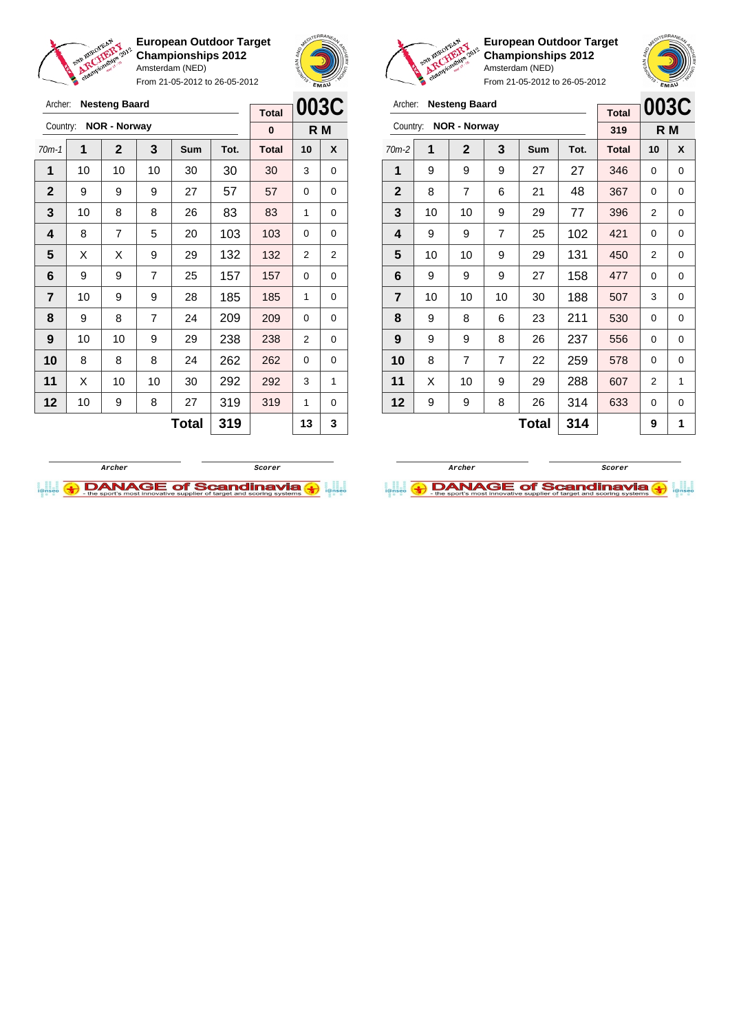**European Outdoor Target Championships 2012**
Amsterdam (NED)
From 21-05-2012 to 26-05-2012

Archer: **Nesteng Baard**
Country: **NOR - Norway**

| Total | 003C |
|---|---|
| 0 | R M |

| 70m-1 | 1 | 2 | 3 | Sum | Tot. | Total | 10 | X |
|---|---|---|---|---|---|---|---|---|
| 1 | 10 | 10 | 10 | 30 | 30 | 30 | 3 | 0 |
| 2 | 9 | 9 | 9 | 27 | 57 | 57 | 0 | 0 |
| 3 | 10 | 8 | 8 | 26 | 83 | 83 | 1 | 0 |
| 4 | 8 | 7 | 5 | 20 | 103 | 103 | 0 | 0 |
| 5 | X | X | 9 | 29 | 132 | 132 | 2 | 2 |
| 6 | 9 | 9 | 7 | 25 | 157 | 157 | 0 | 0 |
| 7 | 10 | 9 | 9 | 28 | 185 | 185 | 1 | 0 |
| 8 | 9 | 8 | 7 | 24 | 209 | 209 | 0 | 0 |
| 9 | 10 | 10 | 9 | 29 | 238 | 238 | 2 | 0 |
| 10 | 8 | 8 | 8 | 24 | 262 | 262 | 0 | 0 |
| 11 | X | 10 | 10 | 30 | 292 | 292 | 3 | 1 |
| 12 | 10 | 9 | 8 | 27 | 319 | 319 | 1 | 0 |
| | | | | **Total** | **319** | | **13** | **3** |

Archer / Scorer

**European Outdoor Target Championships 2012**
Amsterdam (NED)
From 21-05-2012 to 26-05-2012

Archer: **Nesteng Baard**
Country: **NOR - Norway**

| Total | 003C |
|---|---|
| 319 | R M |

| 70m-2 | 1 | 2 | 3 | Sum | Tot. | Total | 10 | X |
|---|---|---|---|---|---|---|---|---|
| 1 | 9 | 9 | 9 | 27 | 27 | 346 | 0 | 0 |
| 2 | 8 | 7 | 6 | 21 | 48 | 367 | 0 | 0 |
| 3 | 10 | 10 | 9 | 29 | 77 | 396 | 2 | 0 |
| 4 | 9 | 9 | 7 | 25 | 102 | 421 | 0 | 0 |
| 5 | 10 | 10 | 9 | 29 | 131 | 450 | 2 | 0 |
| 6 | 9 | 9 | 9 | 27 | 158 | 477 | 0 | 0 |
| 7 | 10 | 10 | 10 | 30 | 188 | 507 | 3 | 0 |
| 8 | 9 | 8 | 6 | 23 | 211 | 530 | 0 | 0 |
| 9 | 9 | 9 | 8 | 26 | 237 | 556 | 0 | 0 |
| 10 | 8 | 7 | 7 | 22 | 259 | 578 | 0 | 0 |
| 11 | X | 10 | 9 | 29 | 288 | 607 | 2 | 1 |
| 12 | 9 | 9 | 8 | 26 | 314 | 633 | 0 | 0 |
| | | | | **Total** | **314** | | **9** | **1** |

Archer / Scorer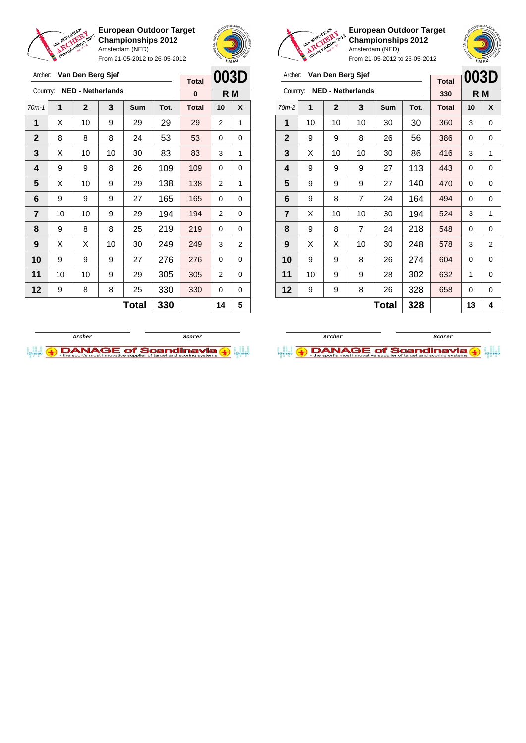**European Outdoor Target Championships 2012**
Amsterdam (NED)
From 21-05-2012 to 26-05-2012

Archer: **Van Den Berg Sjef**
Country: **NED - Netherlands**

| Total | 003D |
|---|---|
| 0 | R M |

| 70m-1 | 1 | 2 | 3 | Sum | Tot. | Total | 10 | X |
|---|---|---|---|---|---|---|---|---|
| 1 | X | 10 | 9 | 29 | 29 | 29 | 2 | 1 |
| 2 | 8 | 8 | 8 | 24 | 53 | 53 | 0 | 0 |
| 3 | X | 10 | 10 | 30 | 83 | 83 | 3 | 1 |
| 4 | 9 | 9 | 8 | 26 | 109 | 109 | 0 | 0 |
| 5 | X | 10 | 9 | 29 | 138 | 138 | 2 | 1 |
| 6 | 9 | 9 | 9 | 27 | 165 | 165 | 0 | 0 |
| 7 | 10 | 10 | 9 | 29 | 194 | 194 | 2 | 0 |
| 8 | 9 | 8 | 8 | 25 | 219 | 219 | 0 | 0 |
| 9 | X | X | 10 | 30 | 249 | 249 | 3 | 2 |
| 10 | 9 | 9 | 9 | 27 | 276 | 276 | 0 | 0 |
| 11 | 10 | 10 | 9 | 29 | 305 | 305 | 2 | 0 |
| 12 | 9 | 8 | 8 | 25 | 330 | 330 | 0 | 0 |
| | | | | **Total** | **330** | | **14** | **5** |

Archer &nbsp;&nbsp;&nbsp;&nbsp; Scorer

**European Outdoor Target Championships 2012**
Amsterdam (NED)
From 21-05-2012 to 26-05-2012

Archer: **Van Den Berg Sjef**
Country: **NED - Netherlands**

| Total | 003D |
|---|---|
| 330 | R M |

| 70m-2 | 1 | 2 | 3 | Sum | Tot. | Total | 10 | X |
|---|---|---|---|---|---|---|---|---|
| 1 | 10 | 10 | 10 | 30 | 30 | 360 | 3 | 0 |
| 2 | 9 | 9 | 8 | 26 | 56 | 386 | 0 | 0 |
| 3 | X | 10 | 10 | 30 | 86 | 416 | 3 | 1 |
| 4 | 9 | 9 | 9 | 27 | 113 | 443 | 0 | 0 |
| 5 | 9 | 9 | 9 | 27 | 140 | 470 | 0 | 0 |
| 6 | 9 | 8 | 7 | 24 | 164 | 494 | 0 | 0 |
| 7 | X | 10 | 10 | 30 | 194 | 524 | 3 | 1 |
| 8 | 9 | 8 | 7 | 24 | 218 | 548 | 0 | 0 |
| 9 | X | X | 10 | 30 | 248 | 578 | 3 | 2 |
| 10 | 9 | 9 | 8 | 26 | 274 | 604 | 0 | 0 |
| 11 | 10 | 9 | 9 | 28 | 302 | 632 | 1 | 0 |
| 12 | 9 | 9 | 8 | 26 | 328 | 658 | 0 | 0 |
| | | | | **Total** | **328** | | **13** | **4** |

Archer &nbsp;&nbsp;&nbsp;&nbsp; Scorer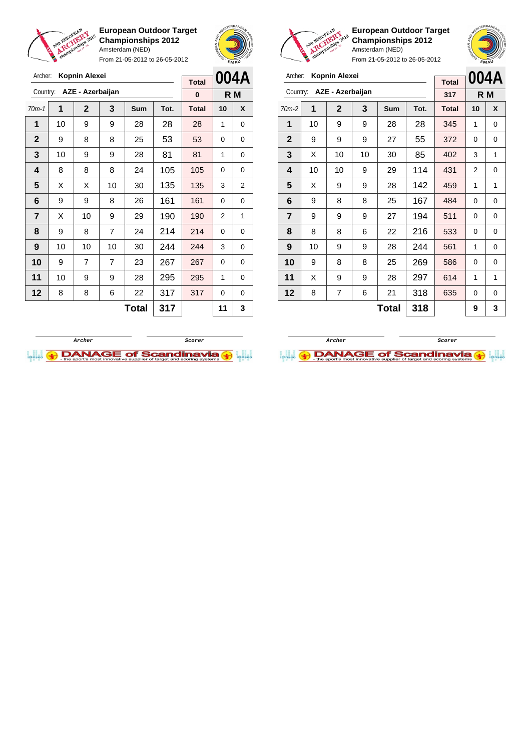**European Outdoor Target Championships 2012**
Amsterdam (NED)
From 21-05-2012 to 26-05-2012

Archer: **Kopnin Alexei**
Country: **AZE - Azerbaijan**

| Total | 004A |
|---|---|
| 0 | R M |

| 70m-1 | 1 | 2 | 3 | Sum | Tot. | Total | 10 | X |
|---|---|---|---|---|---|---|---|---|
| 1 | 10 | 9 | 9 | 28 | 28 | 28 | 1 | 0 |
| 2 | 9 | 8 | 8 | 25 | 53 | 53 | 0 | 0 |
| 3 | 10 | 9 | 9 | 28 | 81 | 81 | 1 | 0 |
| 4 | 8 | 8 | 8 | 24 | 105 | 105 | 0 | 0 |
| 5 | X | X | 10 | 30 | 135 | 135 | 3 | 2 |
| 6 | 9 | 9 | 8 | 26 | 161 | 161 | 0 | 0 |
| 7 | X | 10 | 9 | 29 | 190 | 190 | 2 | 1 |
| 8 | 9 | 8 | 7 | 24 | 214 | 214 | 0 | 0 |
| 9 | 10 | 10 | 10 | 30 | 244 | 244 | 3 | 0 |
| 10 | 9 | 7 | 7 | 23 | 267 | 267 | 0 | 0 |
| 11 | 10 | 9 | 9 | 28 | 295 | 295 | 1 | 0 |
| 12 | 8 | 8 | 6 | 22 | 317 | 317 | 0 | 0 |
| | | | | **Total** | **317** | | **11** | **3** |

Archer ______ Scorer ______

**European Outdoor Target Championships 2012**
Amsterdam (NED)
From 21-05-2012 to 26-05-2012

Archer: **Kopnin Alexei**
Country: **AZE - Azerbaijan**

| Total | 004A |
|---|---|
| 317 | R M |

| 70m-2 | 1 | 2 | 3 | Sum | Tot. | Total | 10 | X |
|---|---|---|---|---|---|---|---|---|
| 1 | 10 | 9 | 9 | 28 | 28 | 345 | 1 | 0 |
| 2 | 9 | 9 | 9 | 27 | 55 | 372 | 0 | 0 |
| 3 | X | 10 | 10 | 30 | 85 | 402 | 3 | 1 |
| 4 | 10 | 10 | 9 | 29 | 114 | 431 | 2 | 0 |
| 5 | X | 9 | 9 | 28 | 142 | 459 | 1 | 1 |
| 6 | 9 | 8 | 8 | 25 | 167 | 484 | 0 | 0 |
| 7 | 9 | 9 | 9 | 27 | 194 | 511 | 0 | 0 |
| 8 | 8 | 8 | 6 | 22 | 216 | 533 | 0 | 0 |
| 9 | 10 | 9 | 9 | 28 | 244 | 561 | 1 | 0 |
| 10 | 9 | 8 | 8 | 25 | 269 | 586 | 0 | 0 |
| 11 | X | 9 | 9 | 28 | 297 | 614 | 1 | 1 |
| 12 | 8 | 7 | 6 | 21 | 318 | 635 | 0 | 0 |
| | | | | **Total** | **318** | | **9** | **3** |

Archer ______ Scorer ______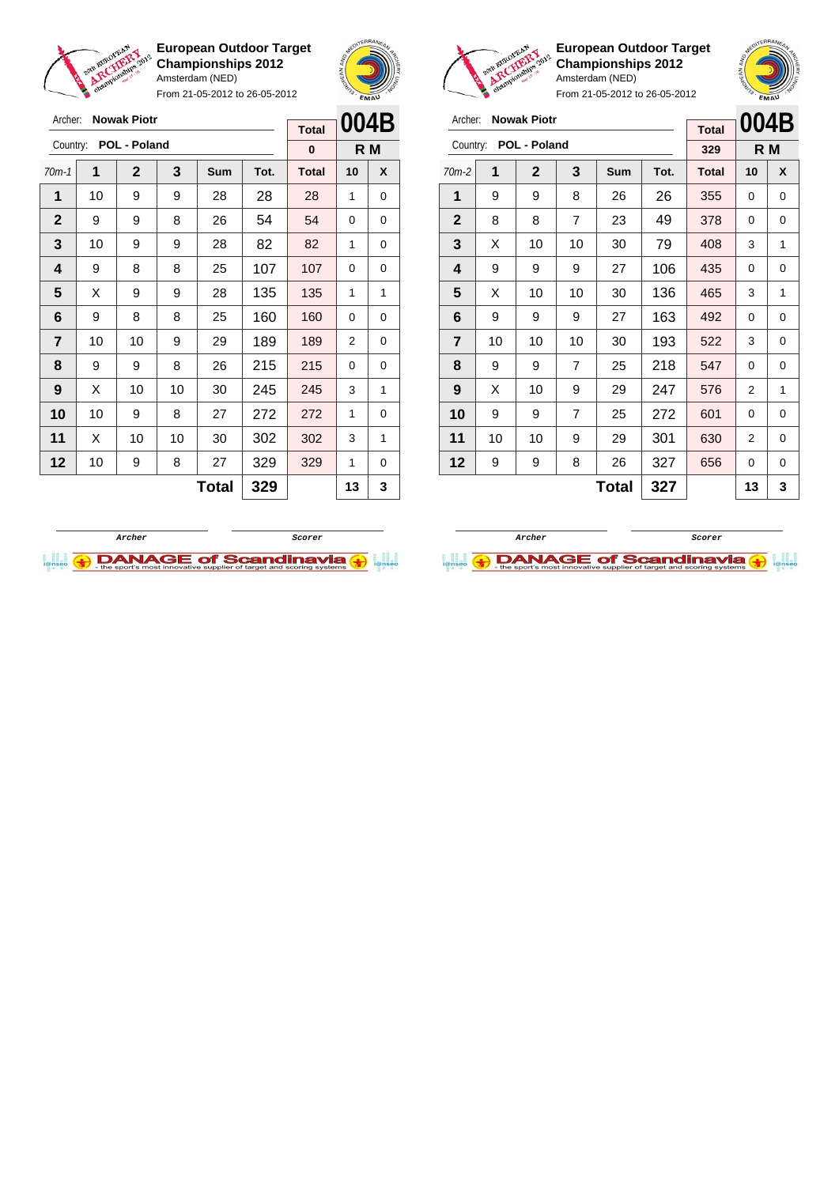**European Outdoor Target Championships 2012**
Amsterdam (NED)
From 21-05-2012 to 26-05-2012

Archer: **Nowak Piotr**
Country: **POL - Poland**

**004B** — **R M**

| 70m-1 | 1 | 2 | 3 | Sum | Tot. | Total | 10 | X |
|---|---|---|---|---|---|---|---|---|
| | | | | | | 0 | | |
| 1 | 10 | 9 | 9 | 28 | 28 | 28 | 1 | 0 |
| 2 | 9 | 9 | 8 | 26 | 54 | 54 | 0 | 0 |
| 3 | 10 | 9 | 9 | 28 | 82 | 82 | 1 | 0 |
| 4 | 9 | 8 | 8 | 25 | 107 | 107 | 0 | 0 |
| 5 | X | 9 | 9 | 28 | 135 | 135 | 1 | 1 |
| 6 | 9 | 8 | 8 | 25 | 160 | 160 | 0 | 0 |
| 7 | 10 | 10 | 9 | 29 | 189 | 189 | 2 | 0 |
| 8 | 9 | 9 | 8 | 26 | 215 | 215 | 0 | 0 |
| 9 | X | 10 | 10 | 30 | 245 | 245 | 3 | 1 |
| 10 | 10 | 9 | 8 | 27 | 272 | 272 | 1 | 0 |
| 11 | X | 10 | 10 | 30 | 302 | 302 | 3 | 1 |
| 12 | 10 | 9 | 8 | 27 | 329 | 329 | 1 | 0 |
| | | | | **Total** | **329** | | **13** | **3** |

Archer &nbsp;&nbsp;&nbsp;&nbsp; Scorer

**European Outdoor Target Championships 2012**
Amsterdam (NED)
From 21-05-2012 to 26-05-2012

Archer: **Nowak Piotr**
Country: **POL - Poland**

**004B** — **R M**

| 70m-2 | 1 | 2 | 3 | Sum | Tot. | Total | 10 | X |
|---|---|---|---|---|---|---|---|---|
| | | | | | | 329 | | |
| 1 | 9 | 9 | 8 | 26 | 26 | 355 | 0 | 0 |
| 2 | 8 | 8 | 7 | 23 | 49 | 378 | 0 | 0 |
| 3 | X | 10 | 10 | 30 | 79 | 408 | 3 | 1 |
| 4 | 9 | 9 | 9 | 27 | 106 | 435 | 0 | 0 |
| 5 | X | 10 | 10 | 30 | 136 | 465 | 3 | 1 |
| 6 | 9 | 9 | 9 | 27 | 163 | 492 | 0 | 0 |
| 7 | 10 | 10 | 10 | 30 | 193 | 522 | 3 | 0 |
| 8 | 9 | 9 | 7 | 25 | 218 | 547 | 0 | 0 |
| 9 | X | 10 | 9 | 29 | 247 | 576 | 2 | 1 |
| 10 | 9 | 9 | 7 | 25 | 272 | 601 | 0 | 0 |
| 11 | 10 | 10 | 9 | 29 | 301 | 630 | 2 | 0 |
| 12 | 9 | 9 | 8 | 26 | 327 | 656 | 0 | 0 |
| | | | | **Total** | **327** | | **13** | **3** |

Archer &nbsp;&nbsp;&nbsp;&nbsp; Scorer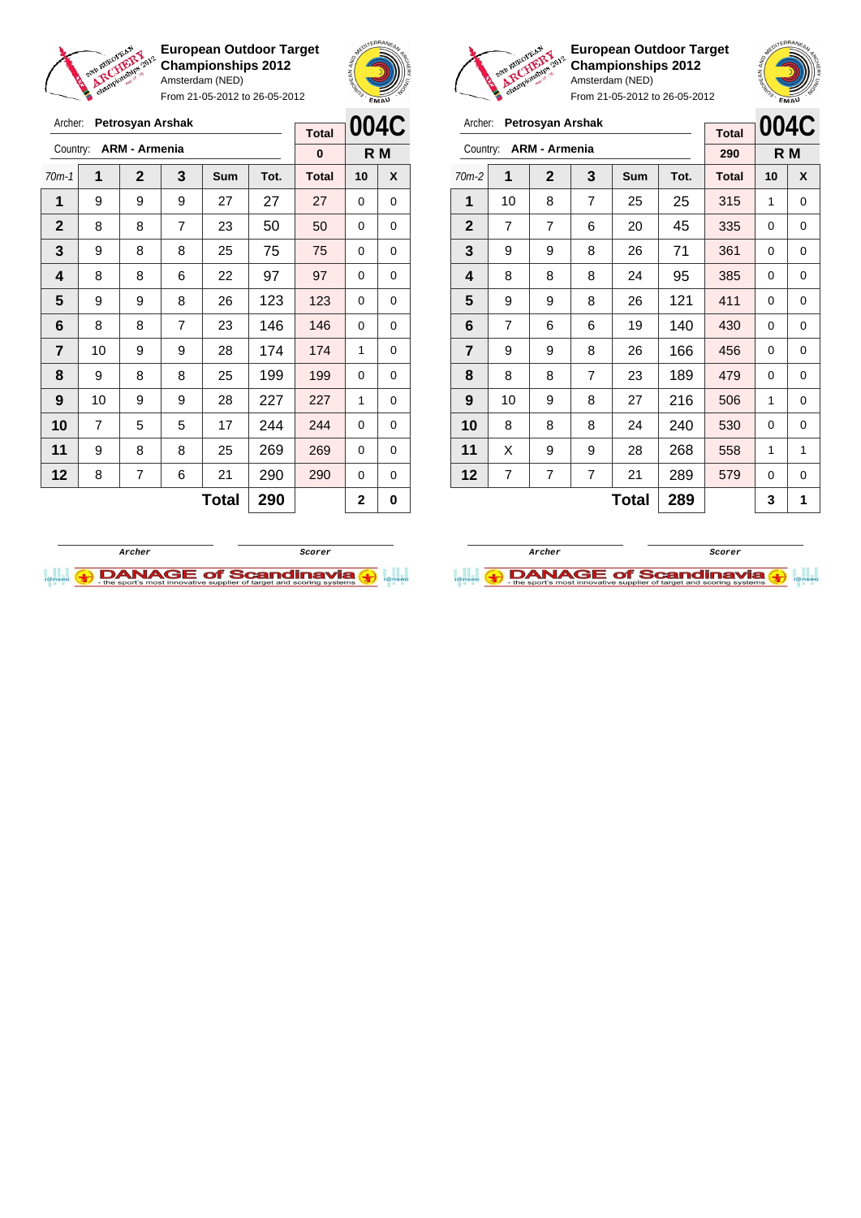**European Outdoor Target Championships 2012**
Amsterdam (NED)
From 21-05-2012 to 26-05-2012

Archer: **Petrosyan Arshak**
Country: **ARM - Armenia**

**004C** — R M

| 70m-1 | 1 | 2 | 3 | Sum | Tot. | Total | 10 | X |
|---|---|---|---|---|---|---|---|---|
| | | | | | | 0 | | |
| 1 | 9 | 9 | 9 | 27 | 27 | 27 | 0 | 0 |
| 2 | 8 | 8 | 7 | 23 | 50 | 50 | 0 | 0 |
| 3 | 9 | 8 | 8 | 25 | 75 | 75 | 0 | 0 |
| 4 | 8 | 8 | 6 | 22 | 97 | 97 | 0 | 0 |
| 5 | 9 | 9 | 8 | 26 | 123 | 123 | 0 | 0 |
| 6 | 8 | 8 | 7 | 23 | 146 | 146 | 0 | 0 |
| 7 | 10 | 9 | 9 | 28 | 174 | 174 | 1 | 0 |
| 8 | 9 | 8 | 8 | 25 | 199 | 199 | 0 | 0 |
| 9 | 10 | 9 | 9 | 28 | 227 | 227 | 1 | 0 |
| 10 | 7 | 5 | 5 | 17 | 244 | 244 | 0 | 0 |
| 11 | 9 | 8 | 8 | 25 | 269 | 269 | 0 | 0 |
| 12 | 8 | 7 | 6 | 21 | 290 | 290 | 0 | 0 |
| | | | | **Total** | **290** | | **2** | **0** |

Archer — Scorer

**European Outdoor Target Championships 2012**
Amsterdam (NED)
From 21-05-2012 to 26-05-2012

Archer: **Petrosyan Arshak**
Country: **ARM - Armenia**

**004C** — R M

| 70m-2 | 1 | 2 | 3 | Sum | Tot. | Total | 10 | X |
|---|---|---|---|---|---|---|---|---|
| | | | | | | 290 | | |
| 1 | 10 | 8 | 7 | 25 | 25 | 315 | 1 | 0 |
| 2 | 7 | 7 | 6 | 20 | 45 | 335 | 0 | 0 |
| 3 | 9 | 9 | 8 | 26 | 71 | 361 | 0 | 0 |
| 4 | 8 | 8 | 8 | 24 | 95 | 385 | 0 | 0 |
| 5 | 9 | 9 | 8 | 26 | 121 | 411 | 0 | 0 |
| 6 | 7 | 6 | 6 | 19 | 140 | 430 | 0 | 0 |
| 7 | 9 | 9 | 8 | 26 | 166 | 456 | 0 | 0 |
| 8 | 8 | 8 | 7 | 23 | 189 | 479 | 0 | 0 |
| 9 | 10 | 9 | 8 | 27 | 216 | 506 | 1 | 0 |
| 10 | 8 | 8 | 8 | 24 | 240 | 530 | 0 | 0 |
| 11 | X | 9 | 9 | 28 | 268 | 558 | 1 | 1 |
| 12 | 7 | 7 | 7 | 21 | 289 | 579 | 0 | 0 |
| | | | | **Total** | **289** | | **3** | **1** |

Archer — Scorer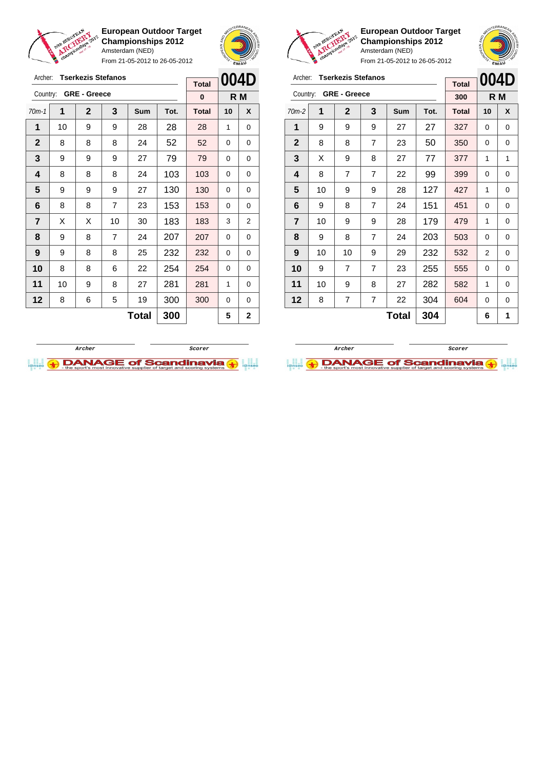**European Outdoor Target Championships 2012**
Amsterdam (NED)
From 21-05-2012 to 26-05-2012

Archer: **Tserkezis Stefanos**
Country: **GRE - Greece**

| Total | 004D |
|---|---|
| 0 | R M |

| 70m-1 | 1 | 2 | 3 | Sum | Tot. | Total | 10 | X |
|---|---|---|---|---|---|---|---|---|
| 1 | 10 | 9 | 9 | 28 | 28 | 28 | 1 | 0 |
| 2 | 8 | 8 | 8 | 24 | 52 | 52 | 0 | 0 |
| 3 | 9 | 9 | 9 | 27 | 79 | 79 | 0 | 0 |
| 4 | 8 | 8 | 8 | 24 | 103 | 103 | 0 | 0 |
| 5 | 9 | 9 | 9 | 27 | 130 | 130 | 0 | 0 |
| 6 | 8 | 8 | 7 | 23 | 153 | 153 | 0 | 0 |
| 7 | X | X | 10 | 30 | 183 | 183 | 3 | 2 |
| 8 | 9 | 8 | 7 | 24 | 207 | 207 | 0 | 0 |
| 9 | 9 | 8 | 8 | 25 | 232 | 232 | 0 | 0 |
| 10 | 8 | 8 | 6 | 22 | 254 | 254 | 0 | 0 |
| 11 | 10 | 9 | 8 | 27 | 281 | 281 | 1 | 0 |
| 12 | 8 | 6 | 5 | 19 | 300 | 300 | 0 | 0 |
| | | | | **Total** | **300** | | **5** | **2** |

Archer &nbsp;&nbsp;&nbsp;&nbsp; Scorer

**European Outdoor Target Championships 2012**
Amsterdam (NED)
From 21-05-2012 to 26-05-2012

Archer: **Tserkezis Stefanos**
Country: **GRE - Greece**

| Total | 004D |
|---|---|
| 300 | R M |

| 70m-2 | 1 | 2 | 3 | Sum | Tot. | Total | 10 | X |
|---|---|---|---|---|---|---|---|---|
| 1 | 9 | 9 | 9 | 27 | 27 | 327 | 0 | 0 |
| 2 | 8 | 8 | 7 | 23 | 50 | 350 | 0 | 0 |
| 3 | X | 9 | 8 | 27 | 77 | 377 | 1 | 1 |
| 4 | 8 | 7 | 7 | 22 | 99 | 399 | 0 | 0 |
| 5 | 10 | 9 | 9 | 28 | 127 | 427 | 1 | 0 |
| 6 | 9 | 8 | 7 | 24 | 151 | 451 | 0 | 0 |
| 7 | 10 | 9 | 9 | 28 | 179 | 479 | 1 | 0 |
| 8 | 9 | 8 | 7 | 24 | 203 | 503 | 0 | 0 |
| 9 | 10 | 10 | 9 | 29 | 232 | 532 | 2 | 0 |
| 10 | 9 | 7 | 7 | 23 | 255 | 555 | 0 | 0 |
| 11 | 10 | 9 | 8 | 27 | 282 | 582 | 1 | 0 |
| 12 | 8 | 7 | 7 | 22 | 304 | 604 | 0 | 0 |
| | | | | **Total** | **304** | | **6** | **1** |

Archer &nbsp;&nbsp;&nbsp;&nbsp; Scorer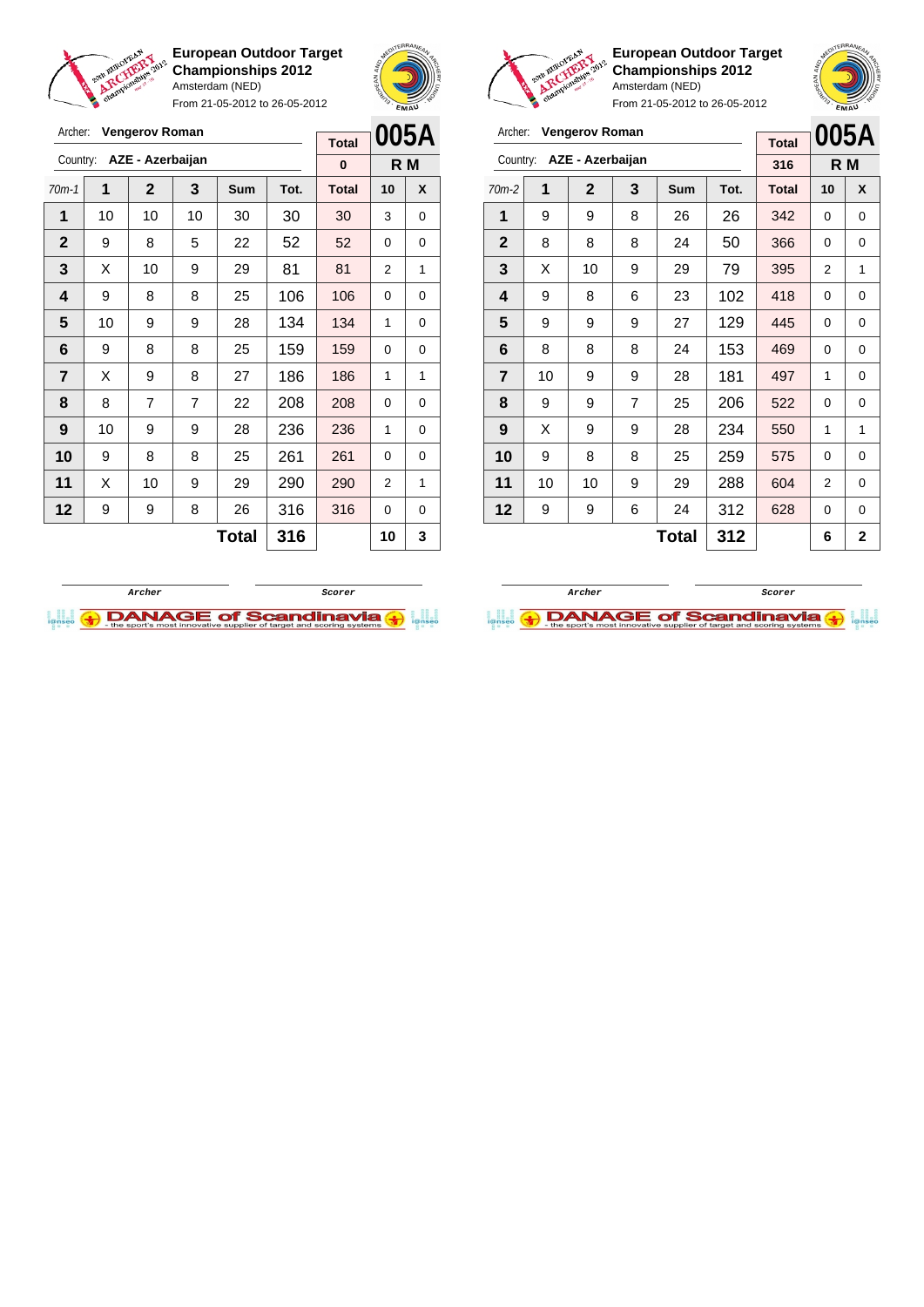**European Outdoor Target Championships 2012**
Amsterdam (NED)
From 21-05-2012 to 26-05-2012

Archer: **Vengerov Roman**
Country: **AZE - Azerbaijan**

| Total | 005A |
|---|---|
| 0 | R M |

| 70m-1 | 1 | 2 | 3 | Sum | Tot. | Total | 10 | X |
|---|---|---|---|---|---|---|---|---|
| 1 | 10 | 10 | 10 | 30 | 30 | 30 | 3 | 0 |
| 2 | 9 | 8 | 5 | 22 | 52 | 52 | 0 | 0 |
| 3 | X | 10 | 9 | 29 | 81 | 81 | 2 | 1 |
| 4 | 9 | 8 | 8 | 25 | 106 | 106 | 0 | 0 |
| 5 | 10 | 9 | 9 | 28 | 134 | 134 | 1 | 0 |
| 6 | 9 | 8 | 8 | 25 | 159 | 159 | 0 | 0 |
| 7 | X | 9 | 8 | 27 | 186 | 186 | 1 | 1 |
| 8 | 8 | 7 | 7 | 22 | 208 | 208 | 0 | 0 |
| 9 | 10 | 9 | 9 | 28 | 236 | 236 | 1 | 0 |
| 10 | 9 | 8 | 8 | 25 | 261 | 261 | 0 | 0 |
| 11 | X | 10 | 9 | 29 | 290 | 290 | 2 | 1 |
| 12 | 9 | 9 | 8 | 26 | 316 | 316 | 0 | 0 |
| | | | | **Total** | **316** | | **10** | **3** |

Archer &nbsp;&nbsp;&nbsp;&nbsp;&nbsp;&nbsp; Scorer

**European Outdoor Target Championships 2012**
Amsterdam (NED)
From 21-05-2012 to 26-05-2012

Archer: **Vengerov Roman**
Country: **AZE - Azerbaijan**

| Total | 005A |
|---|---|
| 316 | R M |

| 70m-2 | 1 | 2 | 3 | Sum | Tot. | Total | 10 | X |
|---|---|---|---|---|---|---|---|---|
| 1 | 9 | 9 | 8 | 26 | 26 | 342 | 0 | 0 |
| 2 | 8 | 8 | 8 | 24 | 50 | 366 | 0 | 0 |
| 3 | X | 10 | 9 | 29 | 79 | 395 | 2 | 1 |
| 4 | 9 | 8 | 6 | 23 | 102 | 418 | 0 | 0 |
| 5 | 9 | 9 | 9 | 27 | 129 | 445 | 0 | 0 |
| 6 | 8 | 8 | 8 | 24 | 153 | 469 | 0 | 0 |
| 7 | 10 | 9 | 9 | 28 | 181 | 497 | 1 | 0 |
| 8 | 9 | 9 | 7 | 25 | 206 | 522 | 0 | 0 |
| 9 | X | 9 | 9 | 28 | 234 | 550 | 1 | 1 |
| 10 | 9 | 8 | 8 | 25 | 259 | 575 | 0 | 0 |
| 11 | 10 | 10 | 9 | 29 | 288 | 604 | 2 | 0 |
| 12 | 9 | 9 | 6 | 24 | 312 | 628 | 0 | 0 |
| | | | | **Total** | **312** | | **6** | **2** |

Archer &nbsp;&nbsp;&nbsp;&nbsp;&nbsp;&nbsp; Scorer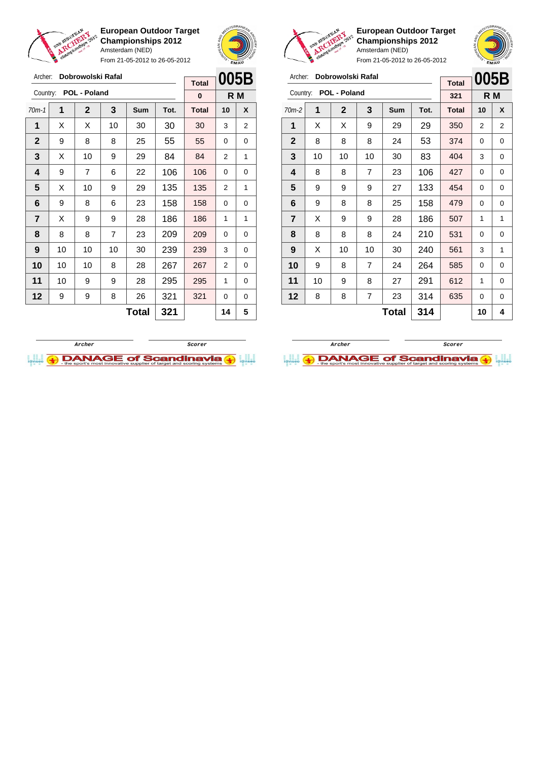**European Outdoor Target Championships 2012**
Amsterdam (NED)
From 21-05-2012 to 26-05-2012

Archer: **Dobrowolski Rafal**
Country: **POL - Poland**

| | | | | | | Total | 005B | |
|---|---|---|---|---|---|---|---|---|
| | | | | | | 0 | R M | |
| 70m-1 | 1 | 2 | 3 | Sum | Tot. | Total | 10 | X |
| 1 | X | X | 10 | 30 | 30 | 30 | 3 | 2 |
| 2 | 9 | 8 | 8 | 25 | 55 | 55 | 0 | 0 |
| 3 | X | 10 | 9 | 29 | 84 | 84 | 2 | 1 |
| 4 | 9 | 7 | 6 | 22 | 106 | 106 | 0 | 0 |
| 5 | X | 10 | 9 | 29 | 135 | 135 | 2 | 1 |
| 6 | 9 | 8 | 6 | 23 | 158 | 158 | 0 | 0 |
| 7 | X | 9 | 9 | 28 | 186 | 186 | 1 | 1 |
| 8 | 8 | 8 | 7 | 23 | 209 | 209 | 0 | 0 |
| 9 | 10 | 10 | 10 | 30 | 239 | 239 | 3 | 0 |
| 10 | 10 | 10 | 8 | 28 | 267 | 267 | 2 | 0 |
| 11 | 10 | 9 | 9 | 28 | 295 | 295 | 1 | 0 |
| 12 | 9 | 9 | 8 | 26 | 321 | 321 | 0 | 0 |
| | | | | Total | 321 | | 14 | 5 |

Archer / Scorer

**European Outdoor Target Championships 2012**
Amsterdam (NED)
From 21-05-2012 to 26-05-2012

Archer: **Dobrowolski Rafal**
Country: **POL - Poland**

| | | | | | | Total | 005B | |
|---|---|---|---|---|---|---|---|---|
| | | | | | | 321 | R M | |
| 70m-2 | 1 | 2 | 3 | Sum | Tot. | Total | 10 | X |
| 1 | X | X | 9 | 29 | 29 | 350 | 2 | 2 |
| 2 | 8 | 8 | 8 | 24 | 53 | 374 | 0 | 0 |
| 3 | 10 | 10 | 10 | 30 | 83 | 404 | 3 | 0 |
| 4 | 8 | 8 | 7 | 23 | 106 | 427 | 0 | 0 |
| 5 | 9 | 9 | 9 | 27 | 133 | 454 | 0 | 0 |
| 6 | 9 | 8 | 8 | 25 | 158 | 479 | 0 | 0 |
| 7 | X | 9 | 9 | 28 | 186 | 507 | 1 | 1 |
| 8 | 8 | 8 | 8 | 24 | 210 | 531 | 0 | 0 |
| 9 | X | 10 | 10 | 30 | 240 | 561 | 3 | 1 |
| 10 | 9 | 8 | 7 | 24 | 264 | 585 | 0 | 0 |
| 11 | 10 | 9 | 8 | 27 | 291 | 612 | 1 | 0 |
| 12 | 8 | 8 | 7 | 23 | 314 | 635 | 0 | 0 |
| | | | | Total | 314 | | 10 | 4 |

Archer / Scorer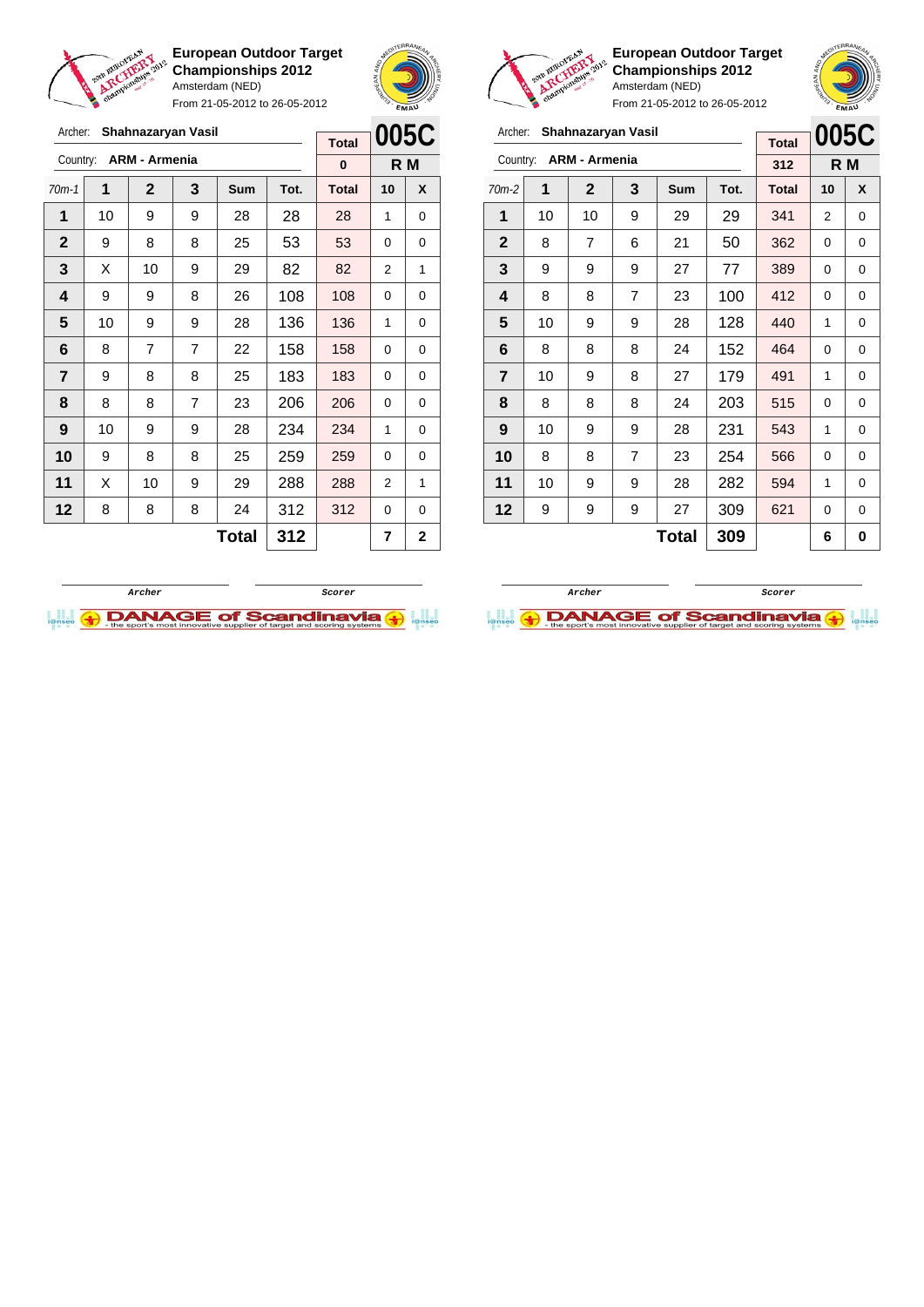**European Outdoor Target Championships 2012**
Amsterdam (NED)
From 21-05-2012 to 26-05-2012

Archer: **Shahnazaryan Vasil**
Country: **ARM - Armenia**

| Total | 005C |
|---|---|
| 0 | R M |

| 70m-1 | 1 | 2 | 3 | Sum | Tot. | Total | 10 | X |
|---|---|---|---|---|---|---|---|---|
| 1 | 10 | 9 | 9 | 28 | 28 | 28 | 1 | 0 |
| 2 | 9 | 8 | 8 | 25 | 53 | 53 | 0 | 0 |
| 3 | X | 10 | 9 | 29 | 82 | 82 | 2 | 1 |
| 4 | 9 | 9 | 8 | 26 | 108 | 108 | 0 | 0 |
| 5 | 10 | 9 | 9 | 28 | 136 | 136 | 1 | 0 |
| 6 | 8 | 7 | 7 | 22 | 158 | 158 | 0 | 0 |
| 7 | 9 | 8 | 8 | 25 | 183 | 183 | 0 | 0 |
| 8 | 8 | 8 | 7 | 23 | 206 | 206 | 0 | 0 |
| 9 | 10 | 9 | 9 | 28 | 234 | 234 | 1 | 0 |
| 10 | 9 | 8 | 8 | 25 | 259 | 259 | 0 | 0 |
| 11 | X | 10 | 9 | 29 | 288 | 288 | 2 | 1 |
| 12 | 8 | 8 | 8 | 24 | 312 | 312 | 0 | 0 |
| | | | | **Total** | **312** | | **7** | **2** |

Archer &nbsp;&nbsp;&nbsp;&nbsp; Scorer

**European Outdoor Target Championships 2012**
Amsterdam (NED)
From 21-05-2012 to 26-05-2012

Archer: **Shahnazaryan Vasil**
Country: **ARM - Armenia**

| Total | 005C |
|---|---|
| 312 | R M |

| 70m-2 | 1 | 2 | 3 | Sum | Tot. | Total | 10 | X |
|---|---|---|---|---|---|---|---|---|
| 1 | 10 | 10 | 9 | 29 | 29 | 341 | 2 | 0 |
| 2 | 8 | 7 | 6 | 21 | 50 | 362 | 0 | 0 |
| 3 | 9 | 9 | 9 | 27 | 77 | 389 | 0 | 0 |
| 4 | 8 | 8 | 7 | 23 | 100 | 412 | 0 | 0 |
| 5 | 10 | 9 | 9 | 28 | 128 | 440 | 1 | 0 |
| 6 | 8 | 8 | 8 | 24 | 152 | 464 | 0 | 0 |
| 7 | 10 | 9 | 8 | 27 | 179 | 491 | 1 | 0 |
| 8 | 8 | 8 | 8 | 24 | 203 | 515 | 0 | 0 |
| 9 | 10 | 9 | 9 | 28 | 231 | 543 | 1 | 0 |
| 10 | 8 | 8 | 7 | 23 | 254 | 566 | 0 | 0 |
| 11 | 10 | 9 | 9 | 28 | 282 | 594 | 1 | 0 |
| 12 | 9 | 9 | 9 | 27 | 309 | 621 | 0 | 0 |
| | | | | **Total** | **309** | | **6** | **0** |

Archer &nbsp;&nbsp;&nbsp;&nbsp; Scorer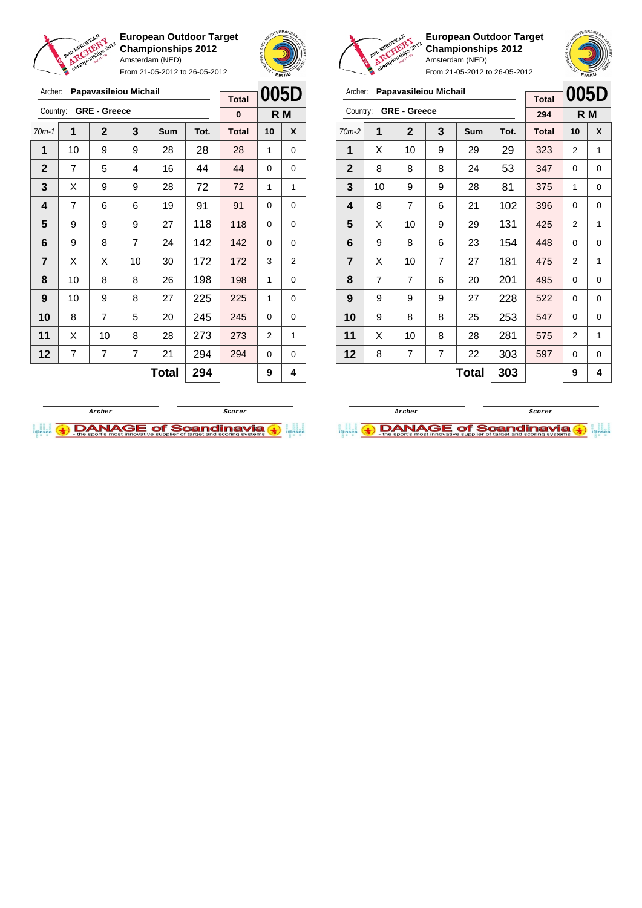**European Outdoor Target Championships 2012**
Amsterdam (NED)
From 21-05-2012 to 26-05-2012

Archer: **Papavasileiou Michail**
Country: **GRE - Greece**

| Total | 005D |
|---|---|
| 0 | R M |

| 70m-1 | 1 | 2 | 3 | Sum | Tot. | Total | 10 | X |
|---|---|---|---|---|---|---|---|---|
| 1 | 10 | 9 | 9 | 28 | 28 | 28 | 1 | 0 |
| 2 | 7 | 5 | 4 | 16 | 44 | 44 | 0 | 0 |
| 3 | X | 9 | 9 | 28 | 72 | 72 | 1 | 1 |
| 4 | 7 | 6 | 6 | 19 | 91 | 91 | 0 | 0 |
| 5 | 9 | 9 | 9 | 27 | 118 | 118 | 0 | 0 |
| 6 | 9 | 8 | 7 | 24 | 142 | 142 | 0 | 0 |
| 7 | X | X | 10 | 30 | 172 | 172 | 3 | 2 |
| 8 | 10 | 8 | 8 | 26 | 198 | 198 | 1 | 0 |
| 9 | 10 | 9 | 8 | 27 | 225 | 225 | 1 | 0 |
| 10 | 8 | 7 | 5 | 20 | 245 | 245 | 0 | 0 |
| 11 | X | 10 | 8 | 28 | 273 | 273 | 2 | 1 |
| 12 | 7 | 7 | 7 | 21 | 294 | 294 | 0 | 0 |
| | | | | **Total** | **294** | | **9** | **4** |

Archer / Scorer

**European Outdoor Target Championships 2012**
Amsterdam (NED)
From 21-05-2012 to 26-05-2012

Archer: **Papavasileiou Michail**
Country: **GRE - Greece**

| Total | 005D |
|---|---|
| 294 | R M |

| 70m-2 | 1 | 2 | 3 | Sum | Tot. | Total | 10 | X |
|---|---|---|---|---|---|---|---|---|
| 1 | X | 10 | 9 | 29 | 29 | 323 | 2 | 1 |
| 2 | 8 | 8 | 8 | 24 | 53 | 347 | 0 | 0 |
| 3 | 10 | 9 | 9 | 28 | 81 | 375 | 1 | 0 |
| 4 | 8 | 7 | 6 | 21 | 102 | 396 | 0 | 0 |
| 5 | X | 10 | 9 | 29 | 131 | 425 | 2 | 1 |
| 6 | 9 | 8 | 6 | 23 | 154 | 448 | 0 | 0 |
| 7 | X | 10 | 7 | 27 | 181 | 475 | 2 | 1 |
| 8 | 7 | 7 | 6 | 20 | 201 | 495 | 0 | 0 |
| 9 | 9 | 9 | 9 | 27 | 228 | 522 | 0 | 0 |
| 10 | 9 | 8 | 8 | 25 | 253 | 547 | 0 | 0 |
| 11 | X | 10 | 8 | 28 | 281 | 575 | 2 | 1 |
| 12 | 8 | 7 | 7 | 22 | 303 | 597 | 0 | 0 |
| | | | | **Total** | **303** | | **9** | **4** |

Archer / Scorer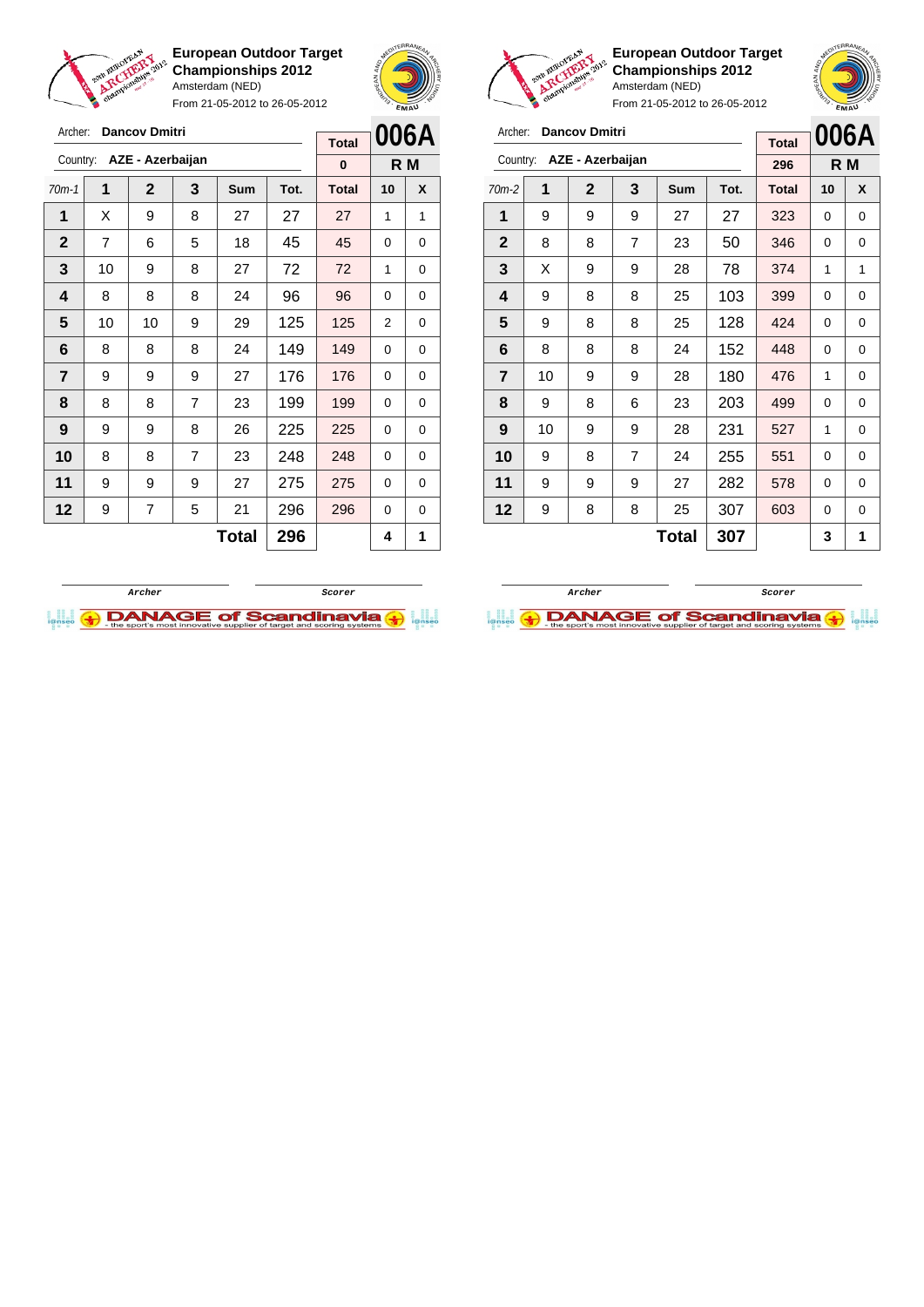**European Outdoor Target Championships 2012**
Amsterdam (NED)
From 21-05-2012 to 26-05-2012

Archer: **Dancov Dmitri**
Country: **AZE - Azerbaijan**

| Total | 006A |
|---|---|
| 0 | R M |

| 70m-1 | 1 | 2 | 3 | Sum | Tot. | Total | 10 | X |
|---|---|---|---|---|---|---|---|---|
| 1 | X | 9 | 8 | 27 | 27 | 27 | 1 | 1 |
| 2 | 7 | 6 | 5 | 18 | 45 | 45 | 0 | 0 |
| 3 | 10 | 9 | 8 | 27 | 72 | 72 | 1 | 0 |
| 4 | 8 | 8 | 8 | 24 | 96 | 96 | 0 | 0 |
| 5 | 10 | 10 | 9 | 29 | 125 | 125 | 2 | 0 |
| 6 | 8 | 8 | 8 | 24 | 149 | 149 | 0 | 0 |
| 7 | 9 | 9 | 9 | 27 | 176 | 176 | 0 | 0 |
| 8 | 8 | 8 | 7 | 23 | 199 | 199 | 0 | 0 |
| 9 | 9 | 9 | 8 | 26 | 225 | 225 | 0 | 0 |
| 10 | 8 | 8 | 7 | 23 | 248 | 248 | 0 | 0 |
| 11 | 9 | 9 | 9 | 27 | 275 | 275 | 0 | 0 |
| 12 | 9 | 7 | 5 | 21 | 296 | 296 | 0 | 0 |
| | | | | **Total** | **296** | | **4** | **1** |

Archer | Scorer

**European Outdoor Target Championships 2012**
Amsterdam (NED)
From 21-05-2012 to 26-05-2012

Archer: **Dancov Dmitri**
Country: **AZE - Azerbaijan**

| Total | 006A |
|---|---|
| 296 | R M |

| 70m-2 | 1 | 2 | 3 | Sum | Tot. | Total | 10 | X |
|---|---|---|---|---|---|---|---|---|
| 1 | 9 | 9 | 9 | 27 | 27 | 323 | 0 | 0 |
| 2 | 8 | 8 | 7 | 23 | 50 | 346 | 0 | 0 |
| 3 | X | 9 | 9 | 28 | 78 | 374 | 1 | 1 |
| 4 | 9 | 8 | 8 | 25 | 103 | 399 | 0 | 0 |
| 5 | 9 | 8 | 8 | 25 | 128 | 424 | 0 | 0 |
| 6 | 8 | 8 | 8 | 24 | 152 | 448 | 0 | 0 |
| 7 | 10 | 9 | 9 | 28 | 180 | 476 | 1 | 0 |
| 8 | 9 | 8 | 6 | 23 | 203 | 499 | 0 | 0 |
| 9 | 10 | 9 | 9 | 28 | 231 | 527 | 1 | 0 |
| 10 | 9 | 8 | 7 | 24 | 255 | 551 | 0 | 0 |
| 11 | 9 | 9 | 9 | 27 | 282 | 578 | 0 | 0 |
| 12 | 9 | 8 | 8 | 25 | 307 | 603 | 0 | 0 |
| | | | | **Total** | **307** | | **3** | **1** |

Archer | Scorer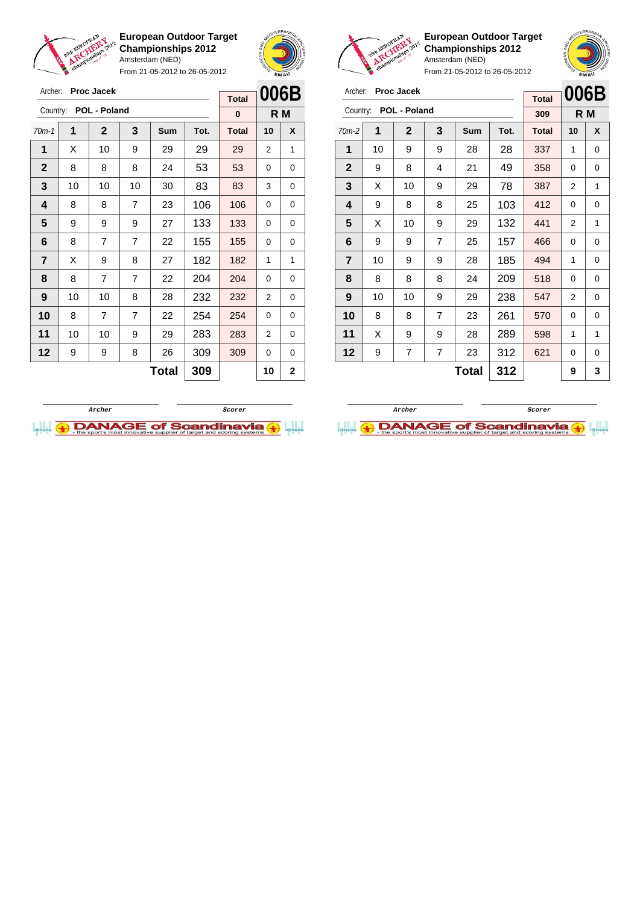**European Outdoor Target Championships 2012**
Amsterdam (NED)
From 21-05-2012 to 26-05-2012

Archer: **Proc Jacek**
Country: **POL - Poland**

| Total | 006B |
|---|---|
| 0 | R M |

| 70m-1 | 1 | 2 | 3 | Sum | Tot. | Total | 10 | X |
|---|---|---|---|---|---|---|---|---|
| 1 | X | 10 | 9 | 29 | 29 | 29 | 2 | 1 |
| 2 | 8 | 8 | 8 | 24 | 53 | 53 | 0 | 0 |
| 3 | 10 | 10 | 10 | 30 | 83 | 83 | 3 | 0 |
| 4 | 8 | 8 | 7 | 23 | 106 | 106 | 0 | 0 |
| 5 | 9 | 9 | 9 | 27 | 133 | 133 | 0 | 0 |
| 6 | 8 | 7 | 7 | 22 | 155 | 155 | 0 | 0 |
| 7 | X | 9 | 8 | 27 | 182 | 182 | 1 | 1 |
| 8 | 8 | 7 | 7 | 22 | 204 | 204 | 0 | 0 |
| 9 | 10 | 10 | 8 | 28 | 232 | 232 | 2 | 0 |
| 10 | 8 | 7 | 7 | 22 | 254 | 254 | 0 | 0 |
| 11 | 10 | 10 | 9 | 29 | 283 | 283 | 2 | 0 |
| 12 | 9 | 9 | 8 | 26 | 309 | 309 | 0 | 0 |
| | | | | **Total** | **309** | | **10** | **2** |

Archer　　　　Scorer

**European Outdoor Target Championships 2012**
Amsterdam (NED)
From 21-05-2012 to 26-05-2012

Archer: **Proc Jacek**
Country: **POL - Poland**

| Total | 006B |
|---|---|
| 309 | R M |

| 70m-2 | 1 | 2 | 3 | Sum | Tot. | Total | 10 | X |
|---|---|---|---|---|---|---|---|---|
| 1 | 10 | 9 | 9 | 28 | 28 | 337 | 1 | 0 |
| 2 | 9 | 8 | 4 | 21 | 49 | 358 | 0 | 0 |
| 3 | X | 10 | 9 | 29 | 78 | 387 | 2 | 1 |
| 4 | 9 | 8 | 8 | 25 | 103 | 412 | 0 | 0 |
| 5 | X | 10 | 9 | 29 | 132 | 441 | 2 | 1 |
| 6 | 9 | 9 | 7 | 25 | 157 | 466 | 0 | 0 |
| 7 | 10 | 9 | 9 | 28 | 185 | 494 | 1 | 0 |
| 8 | 8 | 8 | 8 | 24 | 209 | 518 | 0 | 0 |
| 9 | 10 | 10 | 9 | 29 | 238 | 547 | 2 | 0 |
| 10 | 8 | 8 | 7 | 23 | 261 | 570 | 0 | 0 |
| 11 | X | 9 | 9 | 28 | 289 | 598 | 1 | 1 |
| 12 | 9 | 7 | 7 | 23 | 312 | 621 | 0 | 0 |
| | | | | **Total** | **312** | | **9** | **3** |

Archer　　　　Scorer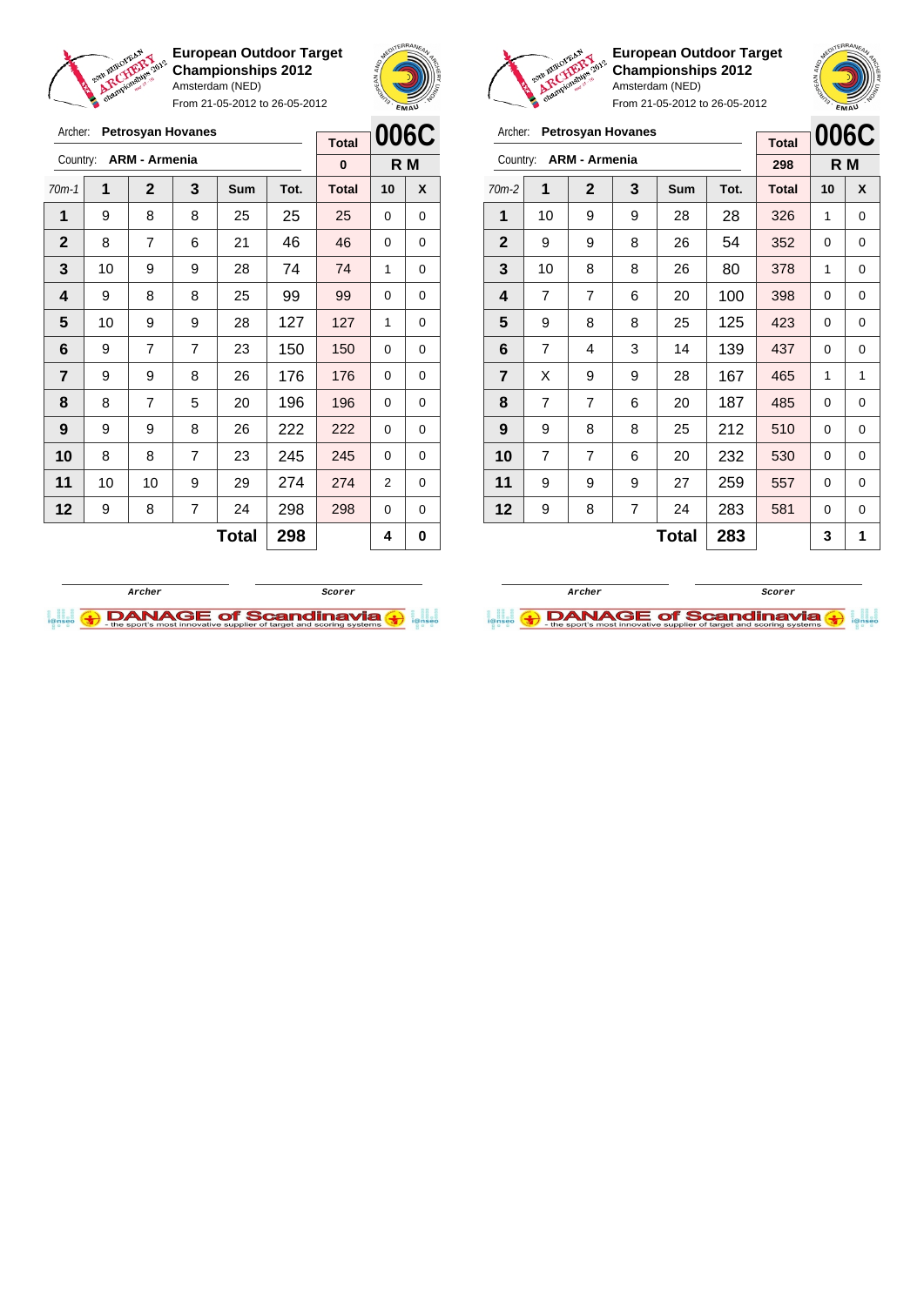**European Outdoor Target Championships 2012**
Amsterdam (NED)
From 21-05-2012 to 26-05-2012

Archer: **Petrosyan Hovanes**
Country: **ARM - Armenia**

| Total | 006C |
|---|---|
| 0 | R M |

| 70m-1 | 1 | 2 | 3 | Sum | Tot. | Total | 10 | X |
|---|---|---|---|---|---|---|---|---|
| 1 | 9 | 8 | 8 | 25 | 25 | 25 | 0 | 0 |
| 2 | 8 | 7 | 6 | 21 | 46 | 46 | 0 | 0 |
| 3 | 10 | 9 | 9 | 28 | 74 | 74 | 1 | 0 |
| 4 | 9 | 8 | 8 | 25 | 99 | 99 | 0 | 0 |
| 5 | 10 | 9 | 9 | 28 | 127 | 127 | 1 | 0 |
| 6 | 9 | 7 | 7 | 23 | 150 | 150 | 0 | 0 |
| 7 | 9 | 9 | 8 | 26 | 176 | 176 | 0 | 0 |
| 8 | 8 | 7 | 5 | 20 | 196 | 196 | 0 | 0 |
| 9 | 9 | 9 | 8 | 26 | 222 | 222 | 0 | 0 |
| 10 | 8 | 8 | 7 | 23 | 245 | 245 | 0 | 0 |
| 11 | 10 | 10 | 9 | 29 | 274 | 274 | 2 | 0 |
| 12 | 9 | 8 | 7 | 24 | 298 | 298 | 0 | 0 |
| | | | | **Total** | **298** | | **4** | **0** |

Archer | Scorer

**European Outdoor Target Championships 2012**
Amsterdam (NED)
From 21-05-2012 to 26-05-2012

Archer: **Petrosyan Hovanes**
Country: **ARM - Armenia**

| Total | 006C |
|---|---|
| 298 | R M |

| 70m-2 | 1 | 2 | 3 | Sum | Tot. | Total | 10 | X |
|---|---|---|---|---|---|---|---|---|
| 1 | 10 | 9 | 9 | 28 | 28 | 326 | 1 | 0 |
| 2 | 9 | 9 | 8 | 26 | 54 | 352 | 0 | 0 |
| 3 | 10 | 8 | 8 | 26 | 80 | 378 | 1 | 0 |
| 4 | 7 | 7 | 6 | 20 | 100 | 398 | 0 | 0 |
| 5 | 9 | 8 | 8 | 25 | 125 | 423 | 0 | 0 |
| 6 | 7 | 4 | 3 | 14 | 139 | 437 | 0 | 0 |
| 7 | X | 9 | 9 | 28 | 167 | 465 | 1 | 1 |
| 8 | 7 | 7 | 6 | 20 | 187 | 485 | 0 | 0 |
| 9 | 9 | 8 | 8 | 25 | 212 | 510 | 0 | 0 |
| 10 | 7 | 7 | 6 | 20 | 232 | 530 | 0 | 0 |
| 11 | 9 | 9 | 9 | 27 | 259 | 557 | 0 | 0 |
| 12 | 9 | 8 | 7 | 24 | 283 | 581 | 0 | 0 |
| | | | | **Total** | **283** | | **3** | **1** |

Archer | Scorer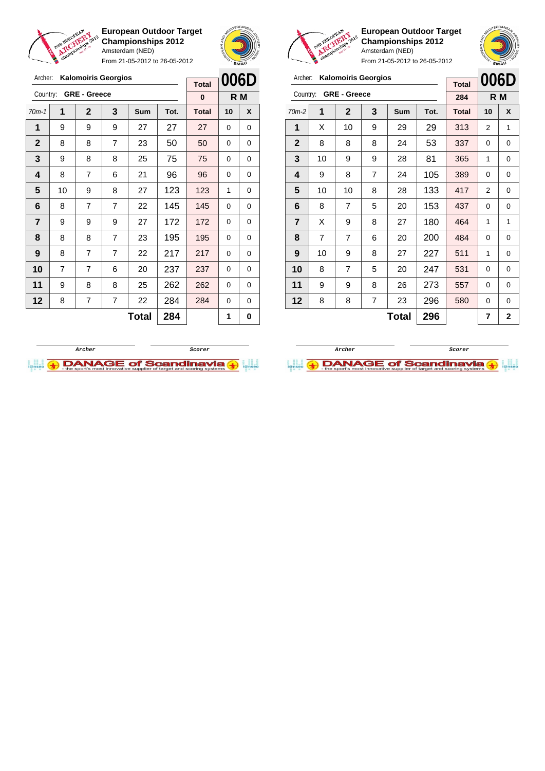**European Outdoor Target Championships 2012**
Amsterdam (NED)
From 21-05-2012 to 26-05-2012

Archer: **Kalomoiris Georgios**
Country: **GRE - Greece**

| Total | 006D |
| --- | --- |
| 0 | R M |

| 70m-1 | 1 | 2 | 3 | Sum | Tot. | Total | 10 | X |
| --- | --- | --- | --- | --- | --- | --- | --- | --- |
| 1 | 9 | 9 | 9 | 27 | 27 | 27 | 0 | 0 |
| 2 | 8 | 8 | 7 | 23 | 50 | 50 | 0 | 0 |
| 3 | 9 | 8 | 8 | 25 | 75 | 75 | 0 | 0 |
| 4 | 8 | 7 | 6 | 21 | 96 | 96 | 0 | 0 |
| 5 | 10 | 9 | 8 | 27 | 123 | 123 | 1 | 0 |
| 6 | 8 | 7 | 7 | 22 | 145 | 145 | 0 | 0 |
| 7 | 9 | 9 | 9 | 27 | 172 | 172 | 0 | 0 |
| 8 | 8 | 8 | 7 | 23 | 195 | 195 | 0 | 0 |
| 9 | 8 | 7 | 7 | 22 | 217 | 217 | 0 | 0 |
| 10 | 7 | 7 | 6 | 20 | 237 | 237 | 0 | 0 |
| 11 | 9 | 8 | 8 | 25 | 262 | 262 | 0 | 0 |
| 12 | 8 | 7 | 7 | 22 | 284 | 284 | 0 | 0 |
| | | | | **Total** | **284** | | **1** | **0** |

Archer &nbsp;&nbsp;&nbsp;&nbsp; Scorer

**European Outdoor Target Championships 2012**
Amsterdam (NED)
From 21-05-2012 to 26-05-2012

Archer: **Kalomoiris Georgios**
Country: **GRE - Greece**

| Total | 006D |
| --- | --- |
| 284 | R M |

| 70m-2 | 1 | 2 | 3 | Sum | Tot. | Total | 10 | X |
| --- | --- | --- | --- | --- | --- | --- | --- | --- |
| 1 | X | 10 | 9 | 29 | 29 | 313 | 2 | 1 |
| 2 | 8 | 8 | 8 | 24 | 53 | 337 | 0 | 0 |
| 3 | 10 | 9 | 9 | 28 | 81 | 365 | 1 | 0 |
| 4 | 9 | 8 | 7 | 24 | 105 | 389 | 0 | 0 |
| 5 | 10 | 10 | 8 | 28 | 133 | 417 | 2 | 0 |
| 6 | 8 | 7 | 5 | 20 | 153 | 437 | 0 | 0 |
| 7 | X | 9 | 8 | 27 | 180 | 464 | 1 | 1 |
| 8 | 7 | 7 | 6 | 20 | 200 | 484 | 0 | 0 |
| 9 | 10 | 9 | 8 | 27 | 227 | 511 | 1 | 0 |
| 10 | 8 | 7 | 5 | 20 | 247 | 531 | 0 | 0 |
| 11 | 9 | 9 | 8 | 26 | 273 | 557 | 0 | 0 |
| 12 | 8 | 8 | 7 | 23 | 296 | 580 | 0 | 0 |
| | | | | **Total** | **296** | | **7** | **2** |

Archer &nbsp;&nbsp;&nbsp;&nbsp; Scorer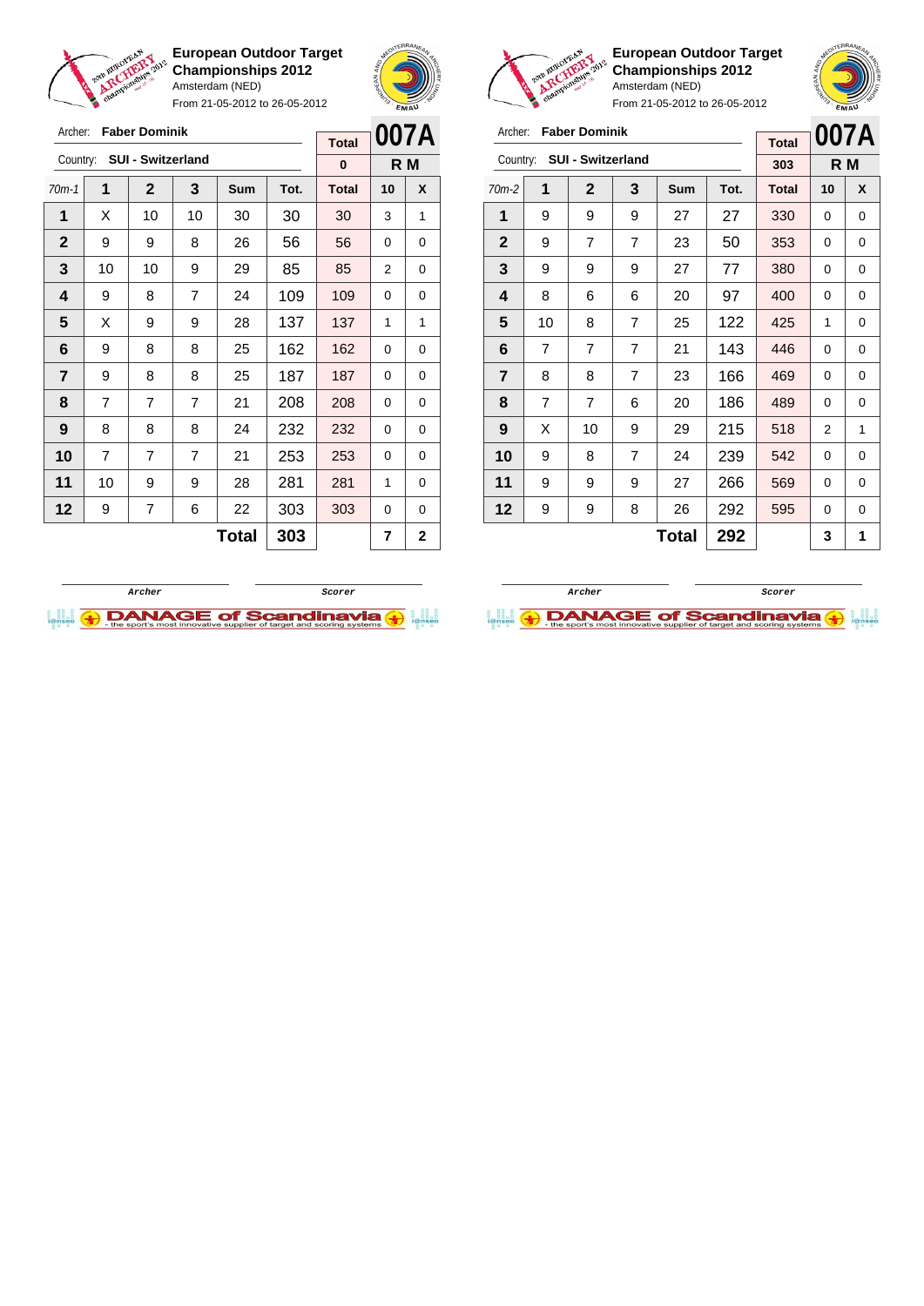**European Outdoor Target Championships 2012**
Amsterdam (NED)
From 21-05-2012 to 26-05-2012

Archer: **Faber Dominik**
Country: **SUI - Switzerland**

**007A** — R M

| 70m-1 | 1 | 2 | 3 | Sum | Tot. | Total | 10 | X |
|---|---|---|---|---|---|---|---|---|
| | | | | | | 0 | | |
| 1 | X | 10 | 10 | 30 | 30 | 30 | 3 | 1 |
| 2 | 9 | 9 | 8 | 26 | 56 | 56 | 0 | 0 |
| 3 | 10 | 10 | 9 | 29 | 85 | 85 | 2 | 0 |
| 4 | 9 | 8 | 7 | 24 | 109 | 109 | 0 | 0 |
| 5 | X | 9 | 9 | 28 | 137 | 137 | 1 | 1 |
| 6 | 9 | 8 | 8 | 25 | 162 | 162 | 0 | 0 |
| 7 | 9 | 8 | 8 | 25 | 187 | 187 | 0 | 0 |
| 8 | 7 | 7 | 7 | 21 | 208 | 208 | 0 | 0 |
| 9 | 8 | 8 | 8 | 24 | 232 | 232 | 0 | 0 |
| 10 | 7 | 7 | 7 | 21 | 253 | 253 | 0 | 0 |
| 11 | 10 | 9 | 9 | 28 | 281 | 281 | 1 | 0 |
| 12 | 9 | 7 | 6 | 22 | 303 | 303 | 0 | 0 |
| | | | | **Total** | **303** | | **7** | **2** |

Archer / Scorer

**European Outdoor Target Championships 2012**
Amsterdam (NED)
From 21-05-2012 to 26-05-2012

Archer: **Faber Dominik**
Country: **SUI - Switzerland**

**007A** — R M

| 70m-2 | 1 | 2 | 3 | Sum | Tot. | Total | 10 | X |
|---|---|---|---|---|---|---|---|---|
| | | | | | | 303 | | |
| 1 | 9 | 9 | 9 | 27 | 27 | 330 | 0 | 0 |
| 2 | 9 | 7 | 7 | 23 | 50 | 353 | 0 | 0 |
| 3 | 9 | 9 | 9 | 27 | 77 | 380 | 0 | 0 |
| 4 | 8 | 6 | 6 | 20 | 97 | 400 | 0 | 0 |
| 5 | 10 | 8 | 7 | 25 | 122 | 425 | 1 | 0 |
| 6 | 7 | 7 | 7 | 21 | 143 | 446 | 0 | 0 |
| 7 | 8 | 8 | 7 | 23 | 166 | 469 | 0 | 0 |
| 8 | 7 | 7 | 6 | 20 | 186 | 489 | 0 | 0 |
| 9 | X | 10 | 9 | 29 | 215 | 518 | 2 | 1 |
| 10 | 9 | 8 | 7 | 24 | 239 | 542 | 0 | 0 |
| 11 | 9 | 9 | 9 | 27 | 266 | 569 | 0 | 0 |
| 12 | 9 | 9 | 8 | 26 | 292 | 595 | 0 | 0 |
| | | | | **Total** | **292** | | **3** | **1** |

Archer / Scorer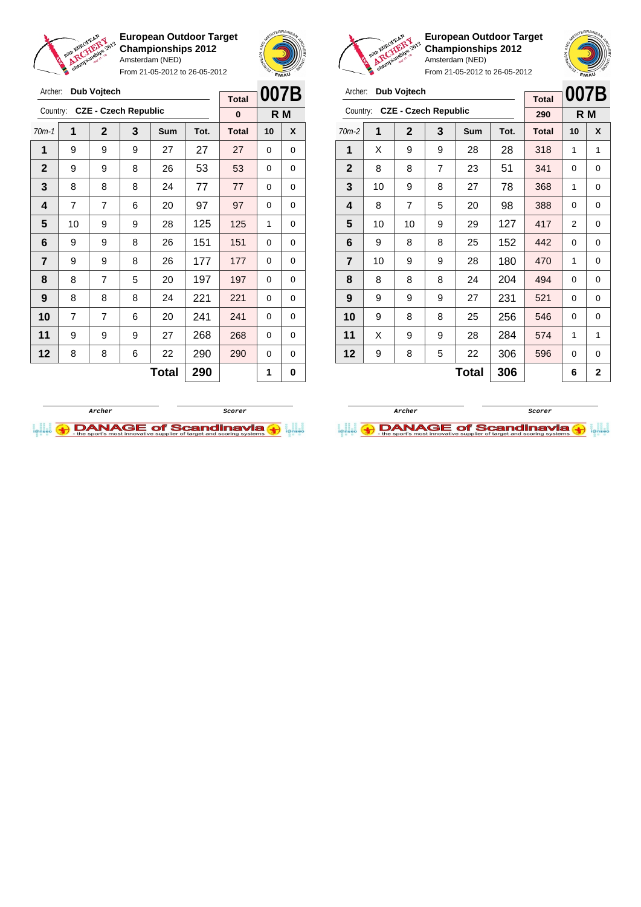**European Outdoor Target Championships 2012**
Amsterdam (NED)
From 21-05-2012 to 26-05-2012

Archer: **Dub Vojtech**
Country: **CZE - Czech Republic**

| Total | 007B |
|---|---|
| 0 | R M |

| 70m-1 | 1 | 2 | 3 | Sum | Tot. | Total | 10 | X |
|---|---|---|---|---|---|---|---|---|
| 1 | 9 | 9 | 9 | 27 | 27 | 27 | 0 | 0 |
| 2 | 9 | 9 | 8 | 26 | 53 | 53 | 0 | 0 |
| 3 | 8 | 8 | 8 | 24 | 77 | 77 | 0 | 0 |
| 4 | 7 | 7 | 6 | 20 | 97 | 97 | 0 | 0 |
| 5 | 10 | 9 | 9 | 28 | 125 | 125 | 1 | 0 |
| 6 | 9 | 9 | 8 | 26 | 151 | 151 | 0 | 0 |
| 7 | 9 | 9 | 8 | 26 | 177 | 177 | 0 | 0 |
| 8 | 8 | 7 | 5 | 20 | 197 | 197 | 0 | 0 |
| 9 | 8 | 8 | 8 | 24 | 221 | 221 | 0 | 0 |
| 10 | 7 | 7 | 6 | 20 | 241 | 241 | 0 | 0 |
| 11 | 9 | 9 | 9 | 27 | 268 | 268 | 0 | 0 |
| 12 | 8 | 8 | 6 | 22 | 290 | 290 | 0 | 0 |
| | | | | **Total** | **290** | | **1** | **0** |

Archer    Scorer

**European Outdoor Target Championships 2012**
Amsterdam (NED)
From 21-05-2012 to 26-05-2012

Archer: **Dub Vojtech**
Country: **CZE - Czech Republic**

| Total | 007B |
|---|---|
| 290 | R M |

| 70m-2 | 1 | 2 | 3 | Sum | Tot. | Total | 10 | X |
|---|---|---|---|---|---|---|---|---|
| 1 | X | 9 | 9 | 28 | 28 | 318 | 1 | 1 |
| 2 | 8 | 8 | 7 | 23 | 51 | 341 | 0 | 0 |
| 3 | 10 | 9 | 8 | 27 | 78 | 368 | 1 | 0 |
| 4 | 8 | 7 | 5 | 20 | 98 | 388 | 0 | 0 |
| 5 | 10 | 10 | 9 | 29 | 127 | 417 | 2 | 0 |
| 6 | 9 | 8 | 8 | 25 | 152 | 442 | 0 | 0 |
| 7 | 10 | 9 | 9 | 28 | 180 | 470 | 1 | 0 |
| 8 | 8 | 8 | 8 | 24 | 204 | 494 | 0 | 0 |
| 9 | 9 | 9 | 9 | 27 | 231 | 521 | 0 | 0 |
| 10 | 9 | 8 | 8 | 25 | 256 | 546 | 0 | 0 |
| 11 | X | 9 | 9 | 28 | 284 | 574 | 1 | 1 |
| 12 | 9 | 8 | 5 | 22 | 306 | 596 | 0 | 0 |
| | | | | **Total** | **306** | | **6** | **2** |

Archer    Scorer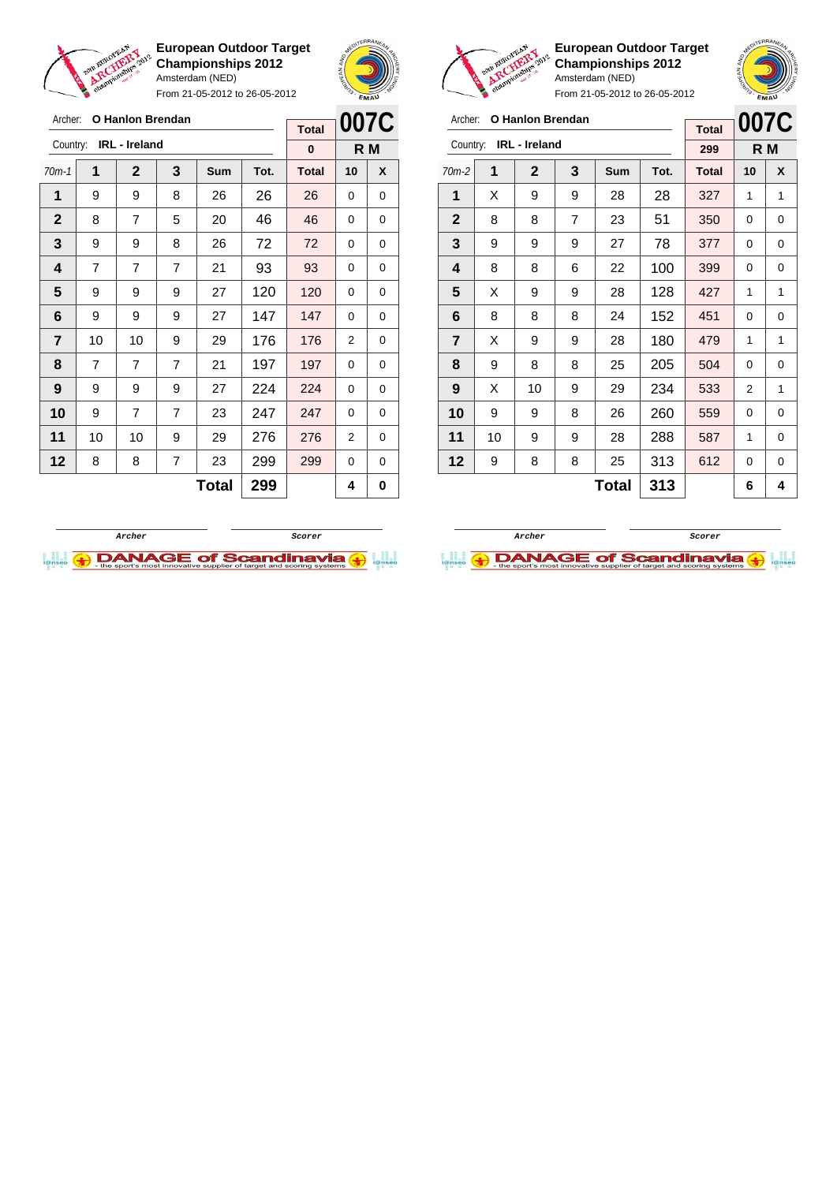**European Outdoor Target Championships 2012**
Amsterdam (NED)
From 21-05-2012 to 26-05-2012

Archer: **O Hanlon Brendan**
Country: **IRL - Ireland**

| Total | 007C |
|---|---|
| 0 | R M |

| 70m-1 | 1 | 2 | 3 | Sum | Tot. | Total | 10 | X |
|---|---|---|---|---|---|---|---|---|
| 1 | 9 | 9 | 8 | 26 | 26 | 26 | 0 | 0 |
| 2 | 8 | 7 | 5 | 20 | 46 | 46 | 0 | 0 |
| 3 | 9 | 9 | 8 | 26 | 72 | 72 | 0 | 0 |
| 4 | 7 | 7 | 7 | 21 | 93 | 93 | 0 | 0 |
| 5 | 9 | 9 | 9 | 27 | 120 | 120 | 0 | 0 |
| 6 | 9 | 9 | 9 | 27 | 147 | 147 | 0 | 0 |
| 7 | 10 | 10 | 9 | 29 | 176 | 176 | 2 | 0 |
| 8 | 7 | 7 | 7 | 21 | 197 | 197 | 0 | 0 |
| 9 | 9 | 9 | 9 | 27 | 224 | 224 | 0 | 0 |
| 10 | 9 | 7 | 7 | 23 | 247 | 247 | 0 | 0 |
| 11 | 10 | 10 | 9 | 29 | 276 | 276 | 2 | 0 |
| 12 | 8 | 8 | 7 | 23 | 299 | 299 | 0 | 0 |
| | | | | **Total** | **299** | | **4** | **0** |

Archer / Scorer

**European Outdoor Target Championships 2012**
Amsterdam (NED)
From 21-05-2012 to 26-05-2012

Archer: **O Hanlon Brendan**
Country: **IRL - Ireland**

| Total | 007C |
|---|---|
| 299 | R M |

| 70m-2 | 1 | 2 | 3 | Sum | Tot. | Total | 10 | X |
|---|---|---|---|---|---|---|---|---|
| 1 | X | 9 | 9 | 28 | 28 | 327 | 1 | 1 |
| 2 | 8 | 8 | 7 | 23 | 51 | 350 | 0 | 0 |
| 3 | 9 | 9 | 9 | 27 | 78 | 377 | 0 | 0 |
| 4 | 8 | 8 | 6 | 22 | 100 | 399 | 0 | 0 |
| 5 | X | 9 | 9 | 28 | 128 | 427 | 1 | 1 |
| 6 | 8 | 8 | 8 | 24 | 152 | 451 | 0 | 0 |
| 7 | X | 9 | 9 | 28 | 180 | 479 | 1 | 1 |
| 8 | 9 | 8 | 8 | 25 | 205 | 504 | 0 | 0 |
| 9 | X | 10 | 9 | 29 | 234 | 533 | 2 | 1 |
| 10 | 9 | 9 | 8 | 26 | 260 | 559 | 0 | 0 |
| 11 | 10 | 9 | 9 | 28 | 288 | 587 | 1 | 0 |
| 12 | 9 | 8 | 8 | 25 | 313 | 612 | 0 | 0 |
| | | | | **Total** | **313** | | **6** | **4** |

Archer / Scorer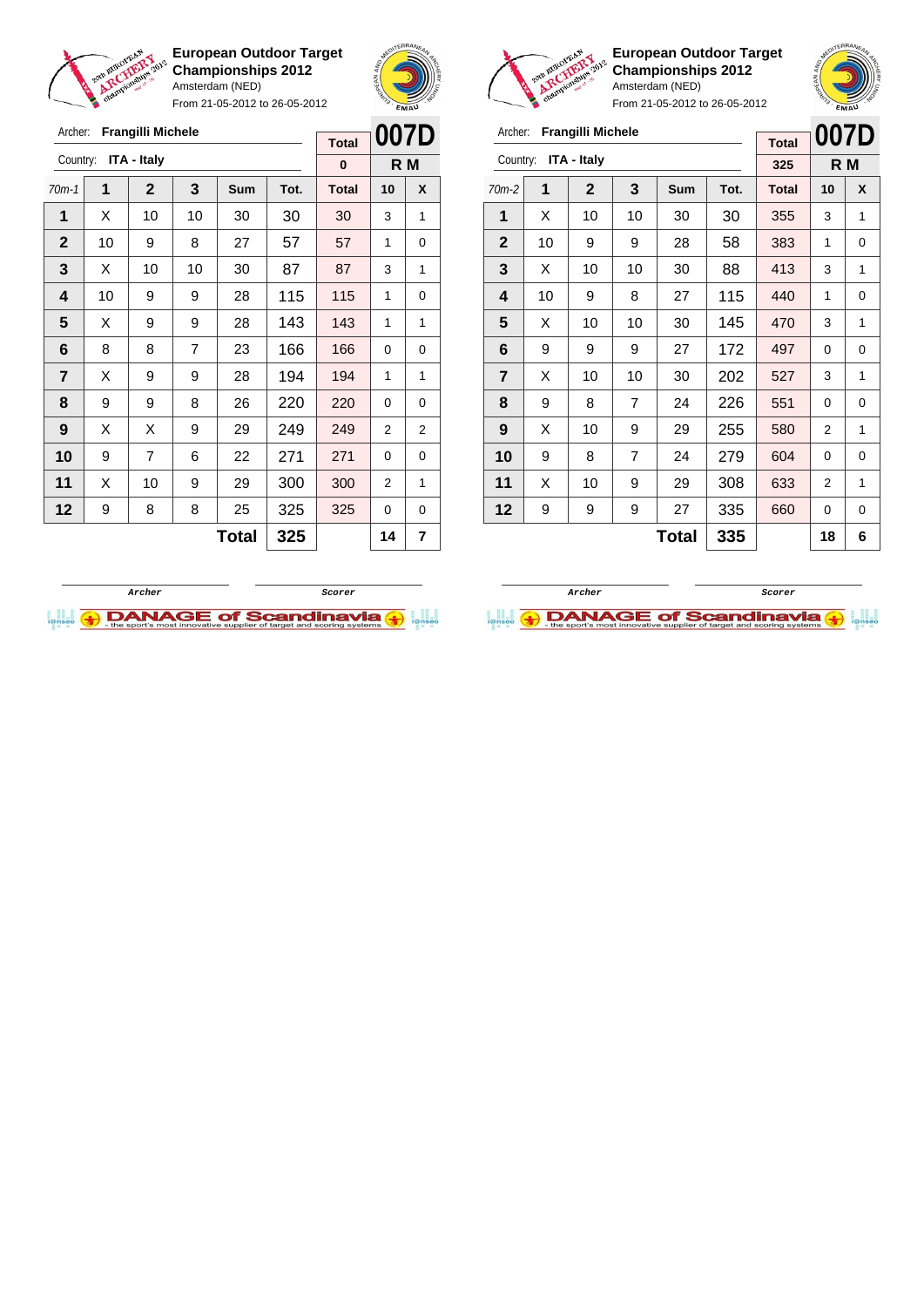**European Outdoor Target Championships 2012**
Amsterdam (NED)
From 21-05-2012 to 26-05-2012

Archer: **Frangilli Michele**
Country: **ITA - Italy**

| Total | 007D |
|---|---|
| 0 | R M |

| 70m-1 | 1 | 2 | 3 | Sum | Tot. | Total | 10 | X |
|---|---|---|---|---|---|---|---|---|
| 1 | X | 10 | 10 | 30 | 30 | 30 | 3 | 1 |
| 2 | 10 | 9 | 8 | 27 | 57 | 57 | 1 | 0 |
| 3 | X | 10 | 10 | 30 | 87 | 87 | 3 | 1 |
| 4 | 10 | 9 | 9 | 28 | 115 | 115 | 1 | 0 |
| 5 | X | 9 | 9 | 28 | 143 | 143 | 1 | 1 |
| 6 | 8 | 8 | 7 | 23 | 166 | 166 | 0 | 0 |
| 7 | X | 9 | 9 | 28 | 194 | 194 | 1 | 1 |
| 8 | 9 | 9 | 8 | 26 | 220 | 220 | 0 | 0 |
| 9 | X | X | 9 | 29 | 249 | 249 | 2 | 2 |
| 10 | 9 | 7 | 6 | 22 | 271 | 271 | 0 | 0 |
| 11 | X | 10 | 9 | 29 | 300 | 300 | 2 | 1 |
| 12 | 9 | 8 | 8 | 25 | 325 | 325 | 0 | 0 |
| | | | | Total | 325 | | 14 | 7 |

Archer &nbsp;&nbsp;&nbsp;&nbsp; Scorer

**European Outdoor Target Championships 2012**
Amsterdam (NED)
From 21-05-2012 to 26-05-2012

Archer: **Frangilli Michele**
Country: **ITA - Italy**

| Total | 007D |
|---|---|
| 325 | R M |

| 70m-2 | 1 | 2 | 3 | Sum | Tot. | Total | 10 | X |
|---|---|---|---|---|---|---|---|---|
| 1 | X | 10 | 10 | 30 | 30 | 355 | 3 | 1 |
| 2 | 10 | 9 | 9 | 28 | 58 | 383 | 1 | 0 |
| 3 | X | 10 | 10 | 30 | 88 | 413 | 3 | 1 |
| 4 | 10 | 9 | 8 | 27 | 115 | 440 | 1 | 0 |
| 5 | X | 10 | 10 | 30 | 145 | 470 | 3 | 1 |
| 6 | 9 | 9 | 9 | 27 | 172 | 497 | 0 | 0 |
| 7 | X | 10 | 10 | 30 | 202 | 527 | 3 | 1 |
| 8 | 9 | 8 | 7 | 24 | 226 | 551 | 0 | 0 |
| 9 | X | 10 | 9 | 29 | 255 | 580 | 2 | 1 |
| 10 | 9 | 8 | 7 | 24 | 279 | 604 | 0 | 0 |
| 11 | X | 10 | 9 | 29 | 308 | 633 | 2 | 1 |
| 12 | 9 | 9 | 9 | 27 | 335 | 660 | 0 | 0 |
| | | | | Total | 335 | | 18 | 6 |

Archer &nbsp;&nbsp;&nbsp;&nbsp; Scorer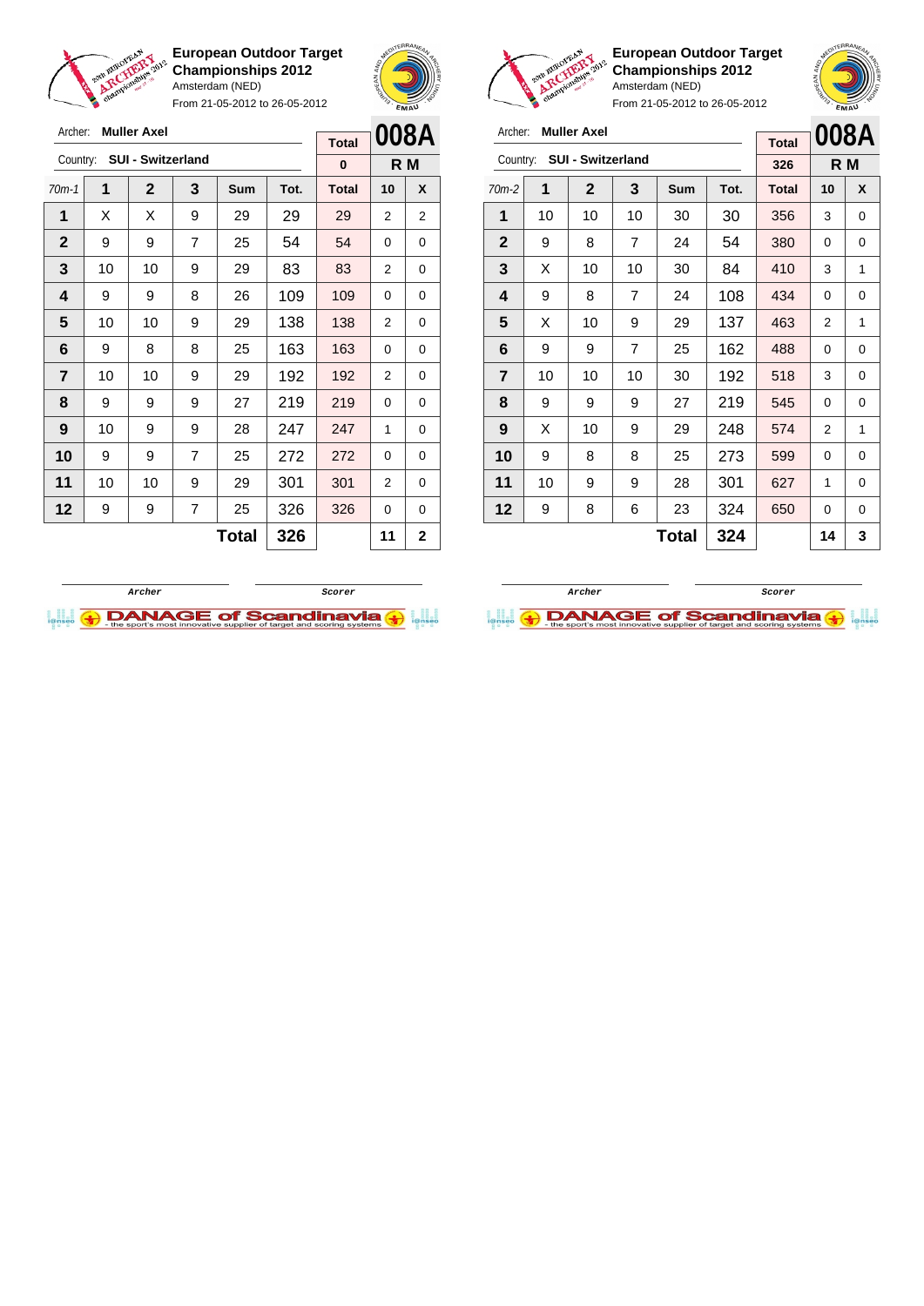**European Outdoor Target Championships 2012**
Amsterdam (NED)
From 21-05-2012 to 26-05-2012

Archer: **Muller Axel**
Country: **SUI - Switzerland**

| Total | 008A |
|---|---|
| 0 | R M |

| 70m-1 | 1 | 2 | 3 | Sum | Tot. | Total | 10 | X |
|---|---|---|---|---|---|---|---|---|
| 1 | X | X | 9 | 29 | 29 | 29 | 2 | 2 |
| 2 | 9 | 9 | 7 | 25 | 54 | 54 | 0 | 0 |
| 3 | 10 | 10 | 9 | 29 | 83 | 83 | 2 | 0 |
| 4 | 9 | 9 | 8 | 26 | 109 | 109 | 0 | 0 |
| 5 | 10 | 10 | 9 | 29 | 138 | 138 | 2 | 0 |
| 6 | 9 | 8 | 8 | 25 | 163 | 163 | 0 | 0 |
| 7 | 10 | 10 | 9 | 29 | 192 | 192 | 2 | 0 |
| 8 | 9 | 9 | 9 | 27 | 219 | 219 | 0 | 0 |
| 9 | 10 | 9 | 9 | 28 | 247 | 247 | 1 | 0 |
| 10 | 9 | 9 | 7 | 25 | 272 | 272 | 0 | 0 |
| 11 | 10 | 10 | 9 | 29 | 301 | 301 | 2 | 0 |
| 12 | 9 | 9 | 7 | 25 | 326 | 326 | 0 | 0 |
| | | | | **Total** | **326** | | **11** | **2** |

Archer &nbsp;&nbsp;&nbsp;&nbsp; Scorer

**European Outdoor Target Championships 2012**
Amsterdam (NED)
From 21-05-2012 to 26-05-2012

Archer: **Muller Axel**
Country: **SUI - Switzerland**

| Total | 008A |
|---|---|
| 326 | R M |

| 70m-2 | 1 | 2 | 3 | Sum | Tot. | Total | 10 | X |
|---|---|---|---|---|---|---|---|---|
| 1 | 10 | 10 | 10 | 30 | 30 | 356 | 3 | 0 |
| 2 | 9 | 8 | 7 | 24 | 54 | 380 | 0 | 0 |
| 3 | X | 10 | 10 | 30 | 84 | 410 | 3 | 1 |
| 4 | 9 | 8 | 7 | 24 | 108 | 434 | 0 | 0 |
| 5 | X | 10 | 9 | 29 | 137 | 463 | 2 | 1 |
| 6 | 9 | 9 | 7 | 25 | 162 | 488 | 0 | 0 |
| 7 | 10 | 10 | 10 | 30 | 192 | 518 | 3 | 0 |
| 8 | 9 | 9 | 9 | 27 | 219 | 545 | 0 | 0 |
| 9 | X | 10 | 9 | 29 | 248 | 574 | 2 | 1 |
| 10 | 9 | 8 | 8 | 25 | 273 | 599 | 0 | 0 |
| 11 | 10 | 9 | 9 | 28 | 301 | 627 | 1 | 0 |
| 12 | 9 | 8 | 6 | 23 | 324 | 650 | 0 | 0 |
| | | | | **Total** | **324** | | **14** | **3** |

Archer &nbsp;&nbsp;&nbsp;&nbsp; Scorer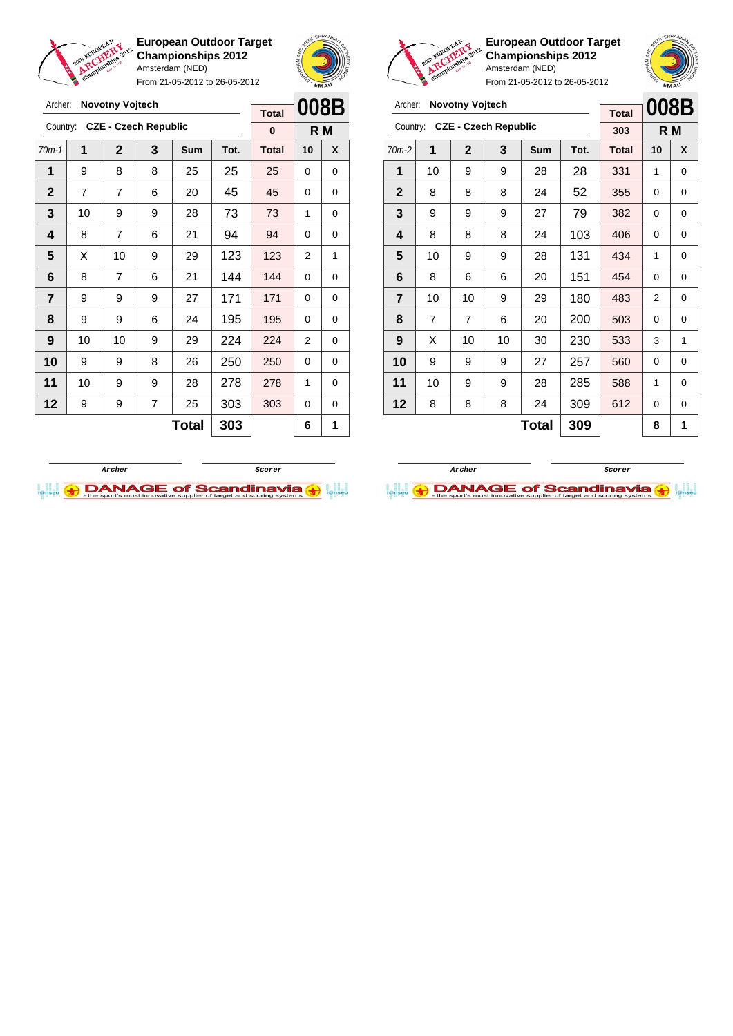**European Outdoor Target Championships 2012**
Amsterdam (NED)
From 21-05-2012 to 26-05-2012

Archer: **Novotny Vojtech**
Country: **CZE - Czech Republic**

| Total | 008B |
|---|---|
| 0 | R M |

| 70m-1 | 1 | 2 | 3 | Sum | Tot. | Total | 10 | X |
|---|---|---|---|---|---|---|---|---|
| 1 | 9 | 8 | 8 | 25 | 25 | 25 | 0 | 0 |
| 2 | 7 | 7 | 6 | 20 | 45 | 45 | 0 | 0 |
| 3 | 10 | 9 | 9 | 28 | 73 | 73 | 1 | 0 |
| 4 | 8 | 7 | 6 | 21 | 94 | 94 | 0 | 0 |
| 5 | X | 10 | 9 | 29 | 123 | 123 | 2 | 1 |
| 6 | 8 | 7 | 6 | 21 | 144 | 144 | 0 | 0 |
| 7 | 9 | 9 | 9 | 27 | 171 | 171 | 0 | 0 |
| 8 | 9 | 9 | 6 | 24 | 195 | 195 | 0 | 0 |
| 9 | 10 | 10 | 9 | 29 | 224 | 224 | 2 | 0 |
| 10 | 9 | 9 | 8 | 26 | 250 | 250 | 0 | 0 |
| 11 | 10 | 9 | 9 | 28 | 278 | 278 | 1 | 0 |
| 12 | 9 | 9 | 7 | 25 | 303 | 303 | 0 | 0 |
| | | | | **Total** | **303** | | **6** | **1** |

Archer / Scorer

**European Outdoor Target Championships 2012**
Amsterdam (NED)
From 21-05-2012 to 26-05-2012

Archer: **Novotny Vojtech**
Country: **CZE - Czech Republic**

| Total | 008B |
|---|---|
| 303 | R M |

| 70m-2 | 1 | 2 | 3 | Sum | Tot. | Total | 10 | X |
|---|---|---|---|---|---|---|---|---|
| 1 | 10 | 9 | 9 | 28 | 28 | 331 | 1 | 0 |
| 2 | 8 | 8 | 8 | 24 | 52 | 355 | 0 | 0 |
| 3 | 9 | 9 | 9 | 27 | 79 | 382 | 0 | 0 |
| 4 | 8 | 8 | 8 | 24 | 103 | 406 | 0 | 0 |
| 5 | 10 | 9 | 9 | 28 | 131 | 434 | 1 | 0 |
| 6 | 8 | 6 | 6 | 20 | 151 | 454 | 0 | 0 |
| 7 | 10 | 10 | 9 | 29 | 180 | 483 | 2 | 0 |
| 8 | 7 | 7 | 6 | 20 | 200 | 503 | 0 | 0 |
| 9 | X | 10 | 10 | 30 | 230 | 533 | 3 | 1 |
| 10 | 9 | 9 | 9 | 27 | 257 | 560 | 0 | 0 |
| 11 | 10 | 9 | 9 | 28 | 285 | 588 | 1 | 0 |
| 12 | 8 | 8 | 8 | 24 | 309 | 612 | 0 | 0 |
| | | | | **Total** | **309** | | **8** | **1** |

Archer / Scorer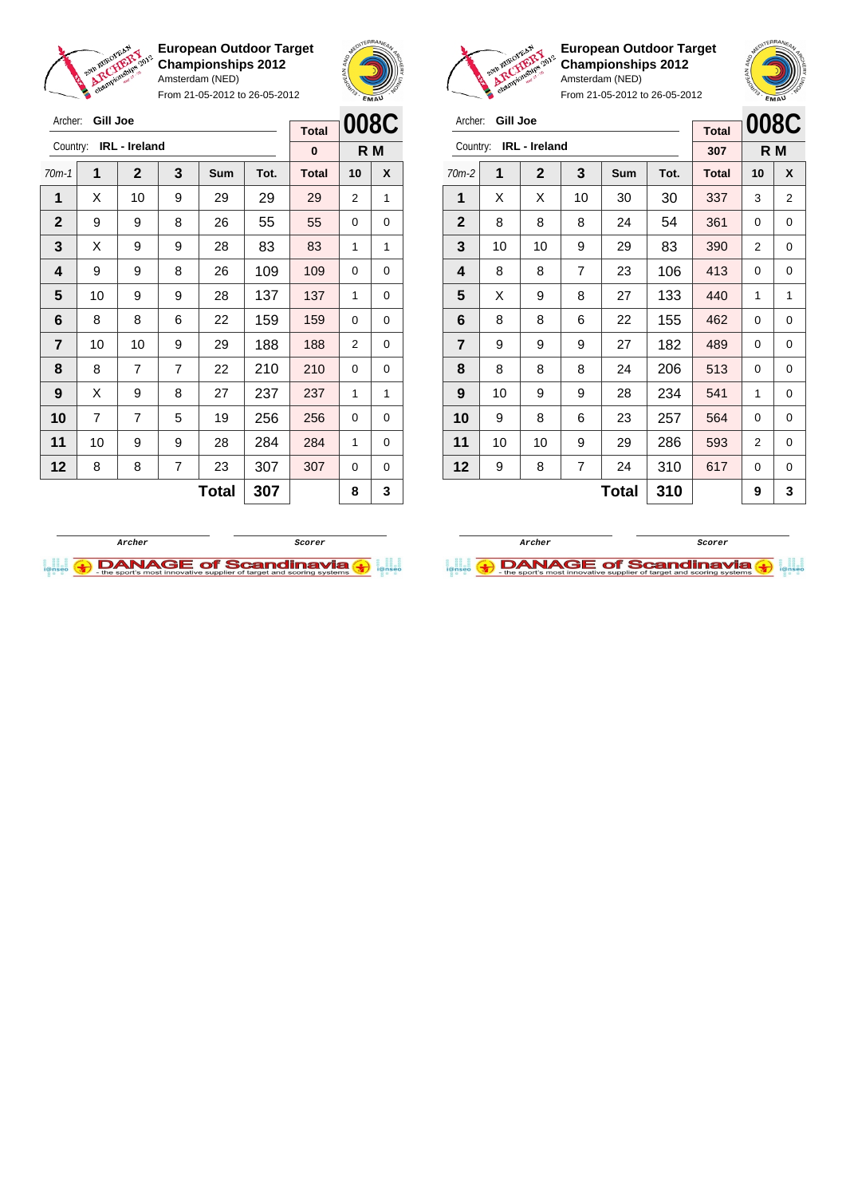**European Outdoor Target Championships 2012**
Amsterdam (NED)
From 21-05-2012 to 26-05-2012

Archer: **Gill Joe**
Country: **IRL - Ireland**

| Total | 008C |
|---|---|
| 0 | R M |

| 70m-1 | 1 | 2 | 3 | Sum | Tot. | Total | 10 | X |
|---|---|---|---|---|---|---|---|---|
| 1 | X | 10 | 9 | 29 | 29 | 29 | 2 | 1 |
| 2 | 9 | 9 | 8 | 26 | 55 | 55 | 0 | 0 |
| 3 | X | 9 | 9 | 28 | 83 | 83 | 1 | 1 |
| 4 | 9 | 9 | 8 | 26 | 109 | 109 | 0 | 0 |
| 5 | 10 | 9 | 9 | 28 | 137 | 137 | 1 | 0 |
| 6 | 8 | 8 | 6 | 22 | 159 | 159 | 0 | 0 |
| 7 | 10 | 10 | 9 | 29 | 188 | 188 | 2 | 0 |
| 8 | 8 | 7 | 7 | 22 | 210 | 210 | 0 | 0 |
| 9 | X | 9 | 8 | 27 | 237 | 237 | 1 | 1 |
| 10 | 7 | 7 | 5 | 19 | 256 | 256 | 0 | 0 |
| 11 | 10 | 9 | 9 | 28 | 284 | 284 | 1 | 0 |
| 12 | 8 | 8 | 7 | 23 | 307 | 307 | 0 | 0 |
| | | | | **Total** | **307** | | **8** | **3** |

Archer: _____________ Scorer: _____________

**European Outdoor Target Championships 2012**
Amsterdam (NED)
From 21-05-2012 to 26-05-2012

Archer: **Gill Joe**
Country: **IRL - Ireland**

| Total | 008C |
|---|---|
| 307 | R M |

| 70m-2 | 1 | 2 | 3 | Sum | Tot. | Total | 10 | X |
|---|---|---|---|---|---|---|---|---|
| 1 | X | X | 10 | 30 | 30 | 337 | 3 | 2 |
| 2 | 8 | 8 | 8 | 24 | 54 | 361 | 0 | 0 |
| 3 | 10 | 10 | 9 | 29 | 83 | 390 | 2 | 0 |
| 4 | 8 | 8 | 7 | 23 | 106 | 413 | 0 | 0 |
| 5 | X | 9 | 8 | 27 | 133 | 440 | 1 | 1 |
| 6 | 8 | 8 | 6 | 22 | 155 | 462 | 0 | 0 |
| 7 | 9 | 9 | 9 | 27 | 182 | 489 | 0 | 0 |
| 8 | 8 | 8 | 8 | 24 | 206 | 513 | 0 | 0 |
| 9 | 10 | 9 | 9 | 28 | 234 | 541 | 1 | 0 |
| 10 | 9 | 8 | 6 | 23 | 257 | 564 | 0 | 0 |
| 11 | 10 | 10 | 9 | 29 | 286 | 593 | 2 | 0 |
| 12 | 9 | 8 | 7 | 24 | 310 | 617 | 0 | 0 |
| | | | | **Total** | **310** | | **9** | **3** |

Archer: _____________ Scorer: _____________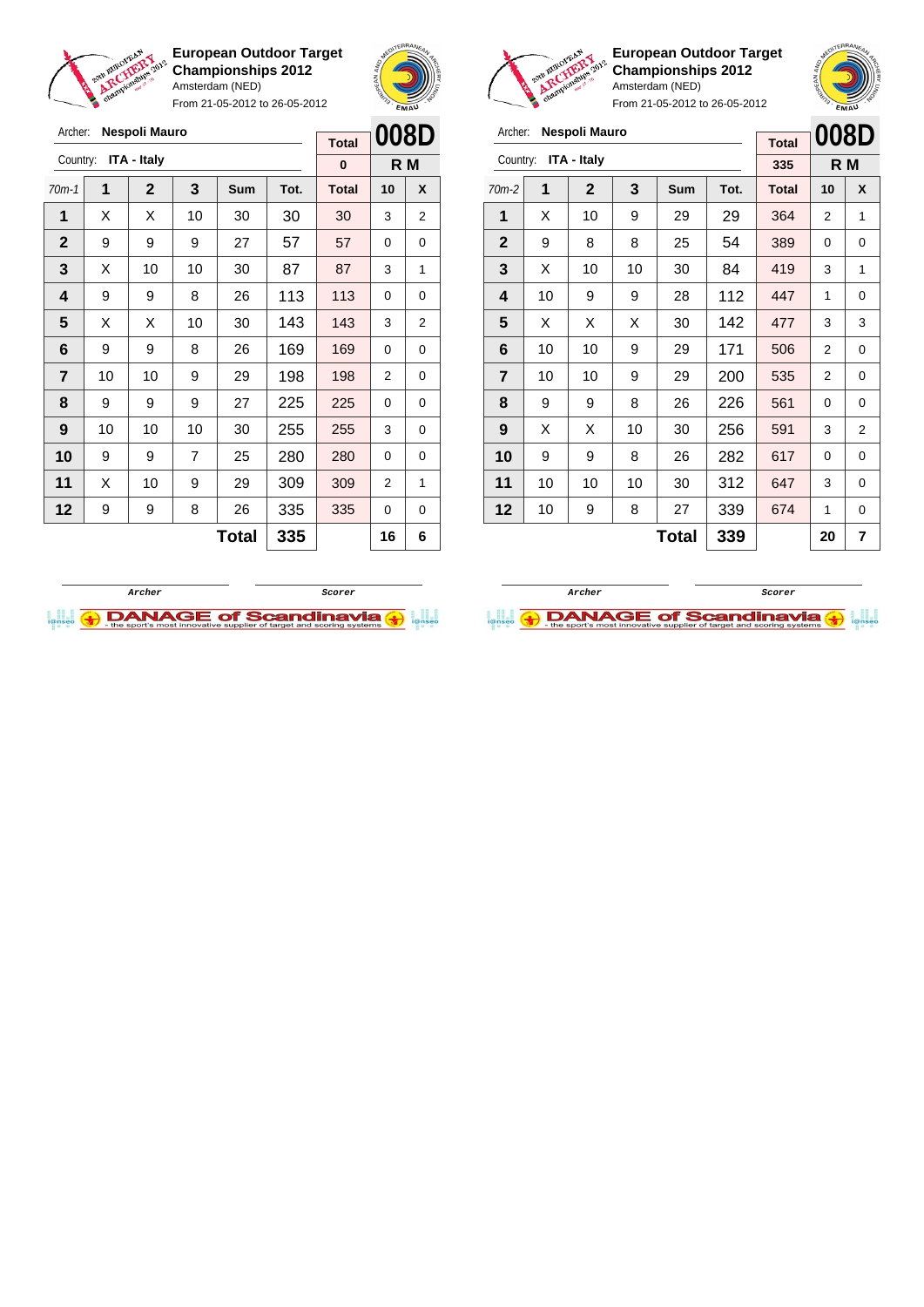**European Outdoor Target Championships 2012**
Amsterdam (NED)
From 21-05-2012 to 26-05-2012

Archer: **Nespoli Mauro**
Country: **ITA - Italy**

| Total | 008D |
|---|---|
| 0 | R M |

| 70m-1 | 1 | 2 | 3 | Sum | Tot. | Total | 10 | X |
|---|---|---|---|---|---|---|---|---|
| 1 | X | X | 10 | 30 | 30 | 30 | 3 | 2 |
| 2 | 9 | 9 | 9 | 27 | 57 | 57 | 0 | 0 |
| 3 | X | 10 | 10 | 30 | 87 | 87 | 3 | 1 |
| 4 | 9 | 9 | 8 | 26 | 113 | 113 | 0 | 0 |
| 5 | X | X | 10 | 30 | 143 | 143 | 3 | 2 |
| 6 | 9 | 9 | 8 | 26 | 169 | 169 | 0 | 0 |
| 7 | 10 | 10 | 9 | 29 | 198 | 198 | 2 | 0 |
| 8 | 9 | 9 | 9 | 27 | 225 | 225 | 0 | 0 |
| 9 | 10 | 10 | 10 | 30 | 255 | 255 | 3 | 0 |
| 10 | 9 | 9 | 7 | 25 | 280 | 280 | 0 | 0 |
| 11 | X | 10 | 9 | 29 | 309 | 309 | 2 | 1 |
| 12 | 9 | 9 | 8 | 26 | 335 | 335 | 0 | 0 |
| | | | | **Total** | **335** | | **16** | **6** |

Archer — Scorer

**European Outdoor Target Championships 2012**
Amsterdam (NED)
From 21-05-2012 to 26-05-2012

Archer: **Nespoli Mauro**
Country: **ITA - Italy**

| Total | 008D |
|---|---|
| 335 | R M |

| 70m-2 | 1 | 2 | 3 | Sum | Tot. | Total | 10 | X |
|---|---|---|---|---|---|---|---|---|
| 1 | X | 10 | 9 | 29 | 29 | 364 | 2 | 1 |
| 2 | 9 | 8 | 8 | 25 | 54 | 389 | 0 | 0 |
| 3 | X | 10 | 10 | 30 | 84 | 419 | 3 | 1 |
| 4 | 10 | 9 | 9 | 28 | 112 | 447 | 1 | 0 |
| 5 | X | X | X | 30 | 142 | 477 | 3 | 3 |
| 6 | 10 | 10 | 9 | 29 | 171 | 506 | 2 | 0 |
| 7 | 10 | 10 | 9 | 29 | 200 | 535 | 2 | 0 |
| 8 | 9 | 9 | 8 | 26 | 226 | 561 | 0 | 0 |
| 9 | X | X | 10 | 30 | 256 | 591 | 3 | 2 |
| 10 | 9 | 9 | 8 | 26 | 282 | 617 | 0 | 0 |
| 11 | 10 | 10 | 10 | 30 | 312 | 647 | 3 | 0 |
| 12 | 10 | 9 | 8 | 27 | 339 | 674 | 1 | 0 |
| | | | | **Total** | **339** | | **20** | **7** |

Archer — Scorer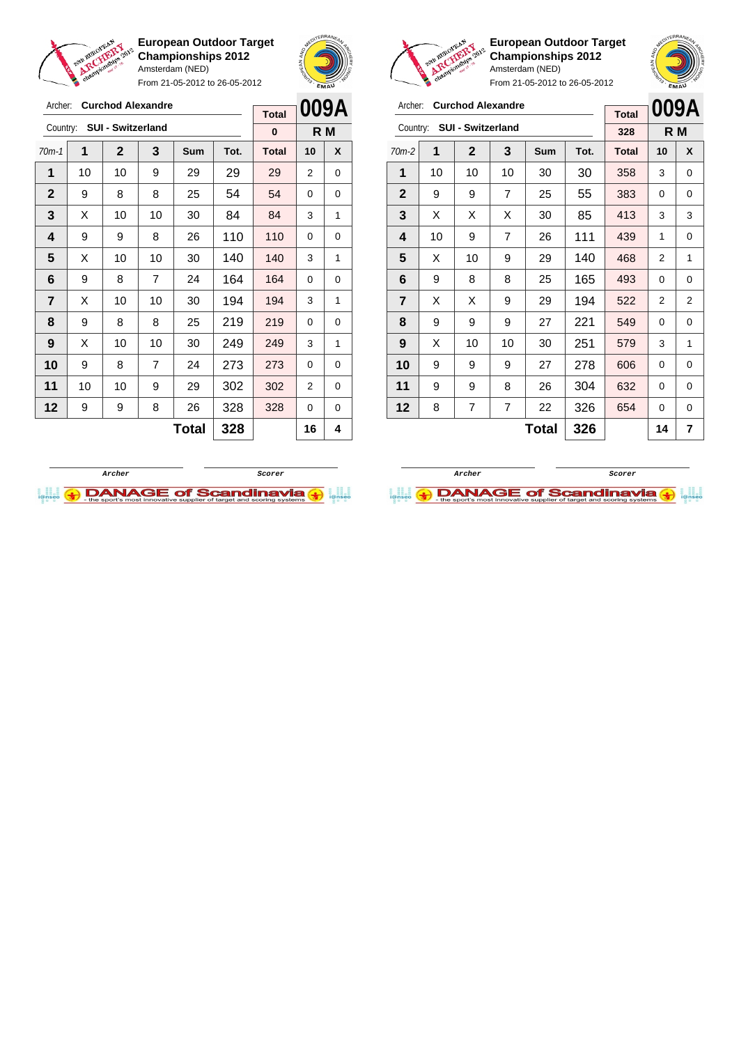**European Outdoor Target Championships 2012**
Amsterdam (NED)
From 21-05-2012 to 26-05-2012

Archer: **Curchod Alexandre**
Country: **SUI - Switzerland**

| Total | 009A |
|---|---|
| 0 | R M |

| 70m-1 | 1 | 2 | 3 | Sum | Tot. | Total | 10 | X |
|---|---|---|---|---|---|---|---|---|
| 1 | 10 | 10 | 9 | 29 | 29 | 29 | 2 | 0 |
| 2 | 9 | 8 | 8 | 25 | 54 | 54 | 0 | 0 |
| 3 | X | 10 | 10 | 30 | 84 | 84 | 3 | 1 |
| 4 | 9 | 9 | 8 | 26 | 110 | 110 | 0 | 0 |
| 5 | X | 10 | 10 | 30 | 140 | 140 | 3 | 1 |
| 6 | 9 | 8 | 7 | 24 | 164 | 164 | 0 | 0 |
| 7 | X | 10 | 10 | 30 | 194 | 194 | 3 | 1 |
| 8 | 9 | 8 | 8 | 25 | 219 | 219 | 0 | 0 |
| 9 | X | 10 | 10 | 30 | 249 | 249 | 3 | 1 |
| 10 | 9 | 8 | 7 | 24 | 273 | 273 | 0 | 0 |
| 11 | 10 | 10 | 9 | 29 | 302 | 302 | 2 | 0 |
| 12 | 9 | 9 | 8 | 26 | 328 | 328 | 0 | 0 |
| | | | | **Total** | **328** | | **16** | **4** |

Archer — Scorer

**European Outdoor Target Championships 2012**
Amsterdam (NED)
From 21-05-2012 to 26-05-2012

Archer: **Curchod Alexandre**
Country: **SUI - Switzerland**

| Total | 009A |
|---|---|
| 328 | R M |

| 70m-2 | 1 | 2 | 3 | Sum | Tot. | Total | 10 | X |
|---|---|---|---|---|---|---|---|---|
| 1 | 10 | 10 | 10 | 30 | 30 | 358 | 3 | 0 |
| 2 | 9 | 9 | 7 | 25 | 55 | 383 | 0 | 0 |
| 3 | X | X | X | 30 | 85 | 413 | 3 | 3 |
| 4 | 10 | 9 | 7 | 26 | 111 | 439 | 1 | 0 |
| 5 | X | 10 | 9 | 29 | 140 | 468 | 2 | 1 |
| 6 | 9 | 8 | 8 | 25 | 165 | 493 | 0 | 0 |
| 7 | X | X | 9 | 29 | 194 | 522 | 2 | 2 |
| 8 | 9 | 9 | 9 | 27 | 221 | 549 | 0 | 0 |
| 9 | X | 10 | 10 | 30 | 251 | 579 | 3 | 1 |
| 10 | 9 | 9 | 9 | 27 | 278 | 606 | 0 | 0 |
| 11 | 9 | 9 | 8 | 26 | 304 | 632 | 0 | 0 |
| 12 | 8 | 7 | 7 | 22 | 326 | 654 | 0 | 0 |
| | | | | **Total** | **326** | | **14** | **7** |

Archer — Scorer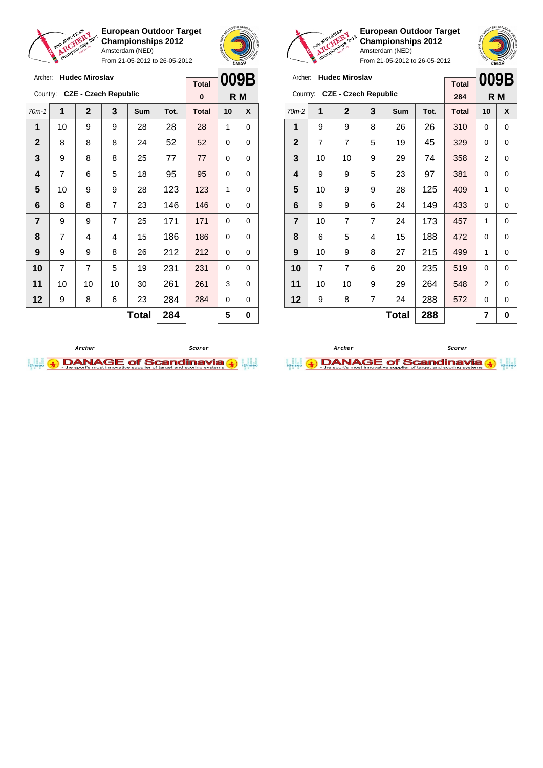**European Outdoor Target Championships 2012**
Amsterdam (NED)
From 21-05-2012 to 26-05-2012

Archer: **Hudec Miroslav**
Country: **CZE - Czech Republic**

| Total | 009B |
|---|---|
| 0 | R M |

| 70m-1 | 1 | 2 | 3 | Sum | Tot. | Total | 10 | X |
|---|---|---|---|---|---|---|---|---|
| 1 | 10 | 9 | 9 | 28 | 28 | 28 | 1 | 0 |
| 2 | 8 | 8 | 8 | 24 | 52 | 52 | 0 | 0 |
| 3 | 9 | 8 | 8 | 25 | 77 | 77 | 0 | 0 |
| 4 | 7 | 6 | 5 | 18 | 95 | 95 | 0 | 0 |
| 5 | 10 | 9 | 9 | 28 | 123 | 123 | 1 | 0 |
| 6 | 8 | 8 | 7 | 23 | 146 | 146 | 0 | 0 |
| 7 | 9 | 9 | 7 | 25 | 171 | 171 | 0 | 0 |
| 8 | 7 | 4 | 4 | 15 | 186 | 186 | 0 | 0 |
| 9 | 9 | 9 | 8 | 26 | 212 | 212 | 0 | 0 |
| 10 | 7 | 7 | 5 | 19 | 231 | 231 | 0 | 0 |
| 11 | 10 | 10 | 10 | 30 | 261 | 261 | 3 | 0 |
| 12 | 9 | 8 | 6 | 23 | 284 | 284 | 0 | 0 |
| | | | | **Total** | **284** | | **5** | **0** |

Archer — Scorer

**European Outdoor Target Championships 2012**
Amsterdam (NED)
From 21-05-2012 to 26-05-2012

Archer: **Hudec Miroslav**
Country: **CZE - Czech Republic**

| Total | 009B |
|---|---|
| 284 | R M |

| 70m-2 | 1 | 2 | 3 | Sum | Tot. | Total | 10 | X |
|---|---|---|---|---|---|---|---|---|
| 1 | 9 | 9 | 8 | 26 | 26 | 310 | 0 | 0 |
| 2 | 7 | 7 | 5 | 19 | 45 | 329 | 0 | 0 |
| 3 | 10 | 10 | 9 | 29 | 74 | 358 | 2 | 0 |
| 4 | 9 | 9 | 5 | 23 | 97 | 381 | 0 | 0 |
| 5 | 10 | 9 | 9 | 28 | 125 | 409 | 1 | 0 |
| 6 | 9 | 9 | 6 | 24 | 149 | 433 | 0 | 0 |
| 7 | 10 | 7 | 7 | 24 | 173 | 457 | 1 | 0 |
| 8 | 6 | 5 | 4 | 15 | 188 | 472 | 0 | 0 |
| 9 | 10 | 9 | 8 | 27 | 215 | 499 | 1 | 0 |
| 10 | 7 | 7 | 6 | 20 | 235 | 519 | 0 | 0 |
| 11 | 10 | 10 | 9 | 29 | 264 | 548 | 2 | 0 |
| 12 | 9 | 8 | 7 | 24 | 288 | 572 | 0 | 0 |
| | | | | **Total** | **288** | | **7** | **0** |

Archer — Scorer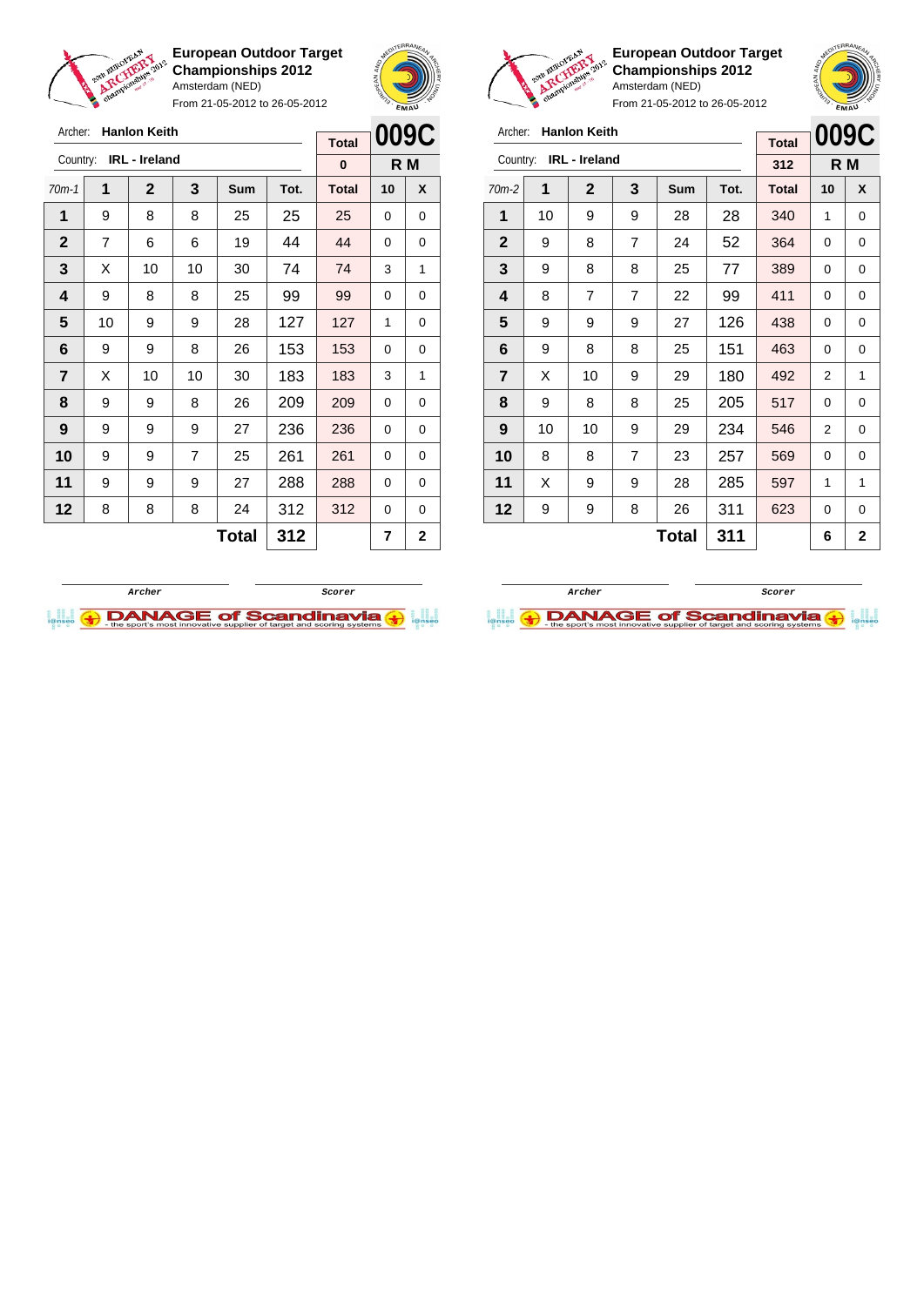**European Outdoor Target Championships 2012**
Amsterdam (NED)
From 21-05-2012 to 26-05-2012

Archer: **Hanlon Keith**
Country: **IRL - Ireland**

**009C** — **R M**

| 70m-1 | 1 | 2 | 3 | Sum | Tot. | Total | 10 | X |
|---|---|---|---|---|---|---|---|---|
| | | | | | | 0 | | |
| 1 | 9 | 8 | 8 | 25 | 25 | 25 | 0 | 0 |
| 2 | 7 | 6 | 6 | 19 | 44 | 44 | 0 | 0 |
| 3 | X | 10 | 10 | 30 | 74 | 74 | 3 | 1 |
| 4 | 9 | 8 | 8 | 25 | 99 | 99 | 0 | 0 |
| 5 | 10 | 9 | 9 | 28 | 127 | 127 | 1 | 0 |
| 6 | 9 | 9 | 8 | 26 | 153 | 153 | 0 | 0 |
| 7 | X | 10 | 10 | 30 | 183 | 183 | 3 | 1 |
| 8 | 9 | 9 | 8 | 26 | 209 | 209 | 0 | 0 |
| 9 | 9 | 9 | 9 | 27 | 236 | 236 | 0 | 0 |
| 10 | 9 | 9 | 7 | 25 | 261 | 261 | 0 | 0 |
| 11 | 9 | 9 | 9 | 27 | 288 | 288 | 0 | 0 |
| 12 | 8 | 8 | 8 | 24 | 312 | 312 | 0 | 0 |
| | | | | **Total** | **312** | | **7** | **2** |

Archer — Scorer

**European Outdoor Target Championships 2012**
Amsterdam (NED)
From 21-05-2012 to 26-05-2012

Archer: **Hanlon Keith**
Country: **IRL - Ireland**

**009C** — **R M**

| 70m-2 | 1 | 2 | 3 | Sum | Tot. | Total | 10 | X |
|---|---|---|---|---|---|---|---|---|
| | | | | | | 312 | | |
| 1 | 10 | 9 | 9 | 28 | 28 | 340 | 1 | 0 |
| 2 | 9 | 8 | 7 | 24 | 52 | 364 | 0 | 0 |
| 3 | 9 | 8 | 8 | 25 | 77 | 389 | 0 | 0 |
| 4 | 8 | 7 | 7 | 22 | 99 | 411 | 0 | 0 |
| 5 | 9 | 9 | 9 | 27 | 126 | 438 | 0 | 0 |
| 6 | 9 | 8 | 8 | 25 | 151 | 463 | 0 | 0 |
| 7 | X | 10 | 9 | 29 | 180 | 492 | 2 | 1 |
| 8 | 9 | 8 | 8 | 25 | 205 | 517 | 0 | 0 |
| 9 | 10 | 10 | 9 | 29 | 234 | 546 | 2 | 0 |
| 10 | 8 | 8 | 7 | 23 | 257 | 569 | 0 | 0 |
| 11 | X | 9 | 9 | 28 | 285 | 597 | 1 | 1 |
| 12 | 9 | 9 | 8 | 26 | 311 | 623 | 0 | 0 |
| | | | | **Total** | **311** | | **6** | **2** |

Archer — Scorer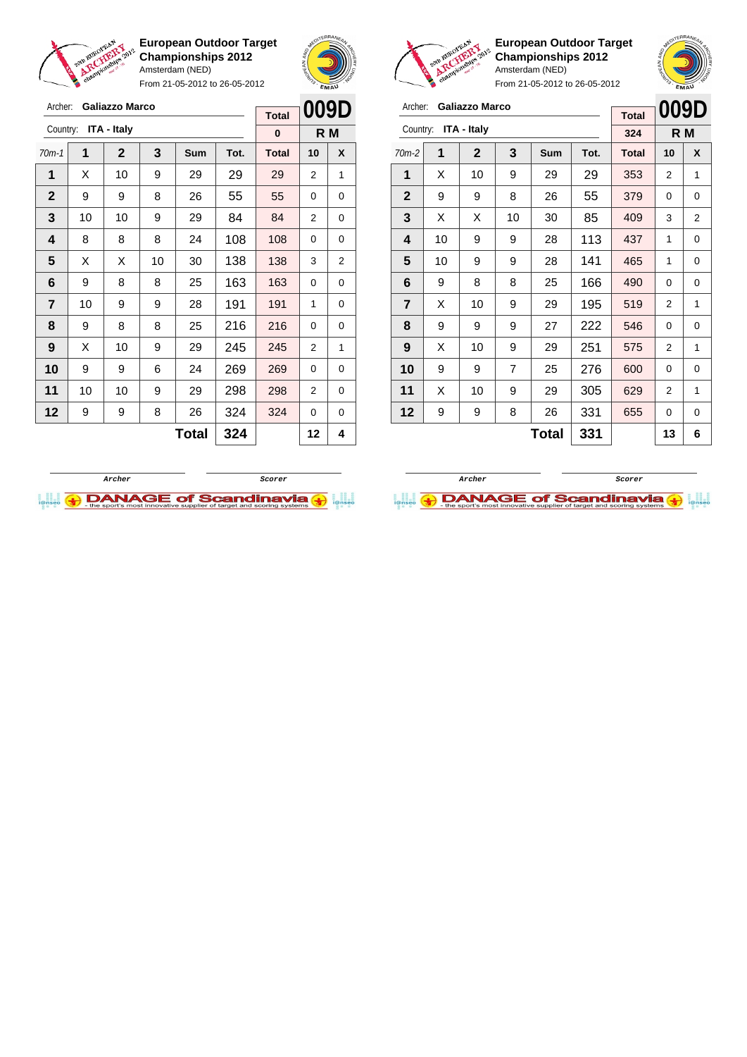**European Outdoor Target Championships 2012**
Amsterdam (NED)
From 21-05-2012 to 26-05-2012

Archer: **Galiazzo Marco**
Country: **ITA - Italy**

| Total | 009D |
|---|---|
| 0 | R M |

| 70m-1 | 1 | 2 | 3 | Sum | Tot. | Total | 10 | X |
|---|---|---|---|---|---|---|---|---|
| 1 | X | 10 | 9 | 29 | 29 | 29 | 2 | 1 |
| 2 | 9 | 9 | 8 | 26 | 55 | 55 | 0 | 0 |
| 3 | 10 | 10 | 9 | 29 | 84 | 84 | 2 | 0 |
| 4 | 8 | 8 | 8 | 24 | 108 | 108 | 0 | 0 |
| 5 | X | X | 10 | 30 | 138 | 138 | 3 | 2 |
| 6 | 9 | 8 | 8 | 25 | 163 | 163 | 0 | 0 |
| 7 | 10 | 9 | 9 | 28 | 191 | 191 | 1 | 0 |
| 8 | 9 | 8 | 8 | 25 | 216 | 216 | 0 | 0 |
| 9 | X | 10 | 9 | 29 | 245 | 245 | 2 | 1 |
| 10 | 9 | 9 | 6 | 24 | 269 | 269 | 0 | 0 |
| 11 | 10 | 10 | 9 | 29 | 298 | 298 | 2 | 0 |
| 12 | 9 | 9 | 8 | 26 | 324 | 324 | 0 | 0 |
| | | | | **Total** | **324** | | **12** | **4** |

Archer　　　　Scorer

**European Outdoor Target Championships 2012**
Amsterdam (NED)
From 21-05-2012 to 26-05-2012

Archer: **Galiazzo Marco**
Country: **ITA - Italy**

| Total | 009D |
|---|---|
| 324 | R M |

| 70m-2 | 1 | 2 | 3 | Sum | Tot. | Total | 10 | X |
|---|---|---|---|---|---|---|---|---|
| 1 | X | 10 | 9 | 29 | 29 | 353 | 2 | 1 |
| 2 | 9 | 9 | 8 | 26 | 55 | 379 | 0 | 0 |
| 3 | X | X | 10 | 30 | 85 | 409 | 3 | 2 |
| 4 | 10 | 9 | 9 | 28 | 113 | 437 | 1 | 0 |
| 5 | 10 | 9 | 9 | 28 | 141 | 465 | 1 | 0 |
| 6 | 9 | 8 | 8 | 25 | 166 | 490 | 0 | 0 |
| 7 | X | 10 | 9 | 29 | 195 | 519 | 2 | 1 |
| 8 | 9 | 9 | 9 | 27 | 222 | 546 | 0 | 0 |
| 9 | X | 10 | 9 | 29 | 251 | 575 | 2 | 1 |
| 10 | 9 | 9 | 7 | 25 | 276 | 600 | 0 | 0 |
| 11 | X | 10 | 9 | 29 | 305 | 629 | 2 | 1 |
| 12 | 9 | 9 | 8 | 26 | 331 | 655 | 0 | 0 |
| | | | | **Total** | **331** | | **13** | **6** |

Archer　　　　Scorer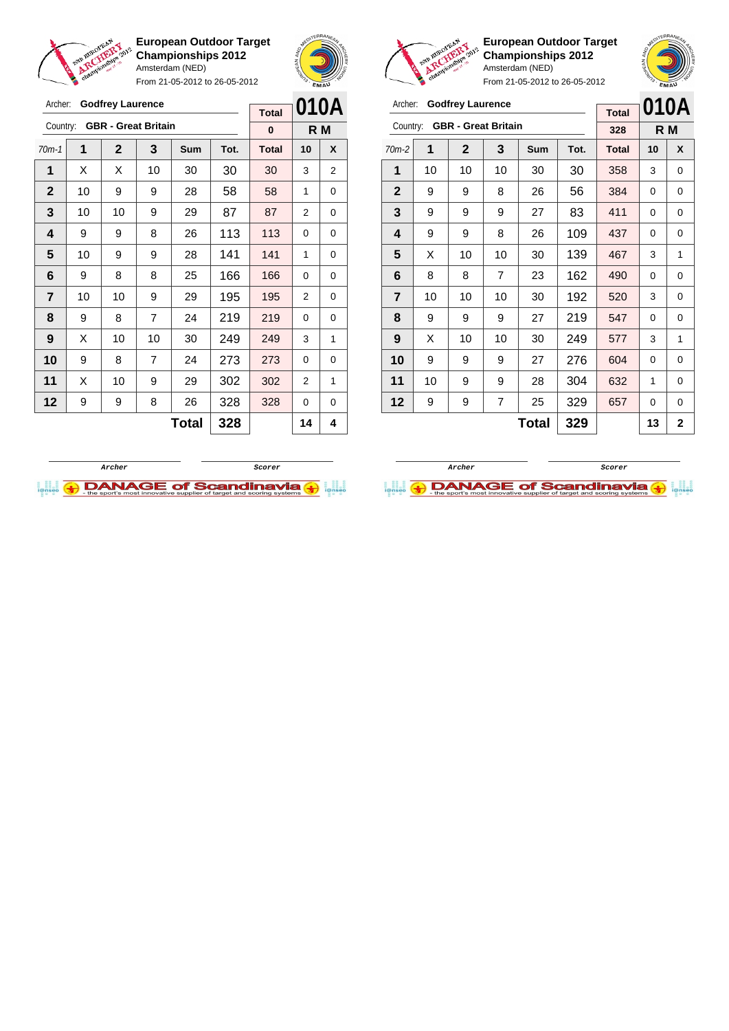**European Outdoor Target Championships 2012**
Amsterdam (NED)
From 21-05-2012 to 26-05-2012

Archer: **Godfrey Laurence**
Country: **GBR - Great Britain**

**010A** R M

| 70m-1 | 1 | 2 | 3 | Sum | Tot. | Total | 10 | X |
|---|---|---|---|---|---|---|---|---|
| | | | | | | 0 | | |
| 1 | X | X | 10 | 30 | 30 | 30 | 3 | 2 |
| 2 | 10 | 9 | 9 | 28 | 58 | 58 | 1 | 0 |
| 3 | 10 | 10 | 9 | 29 | 87 | 87 | 2 | 0 |
| 4 | 9 | 9 | 8 | 26 | 113 | 113 | 0 | 0 |
| 5 | 10 | 9 | 9 | 28 | 141 | 141 | 1 | 0 |
| 6 | 9 | 8 | 8 | 25 | 166 | 166 | 0 | 0 |
| 7 | 10 | 10 | 9 | 29 | 195 | 195 | 2 | 0 |
| 8 | 9 | 8 | 7 | 24 | 219 | 219 | 0 | 0 |
| 9 | X | 10 | 10 | 30 | 249 | 249 | 3 | 1 |
| 10 | 9 | 8 | 7 | 24 | 273 | 273 | 0 | 0 |
| 11 | X | 10 | 9 | 29 | 302 | 302 | 2 | 1 |
| 12 | 9 | 9 | 8 | 26 | 328 | 328 | 0 | 0 |
| | | | | **Total** | **328** | | **14** | **4** |

Archer Scorer

**European Outdoor Target Championships 2012**
Amsterdam (NED)
From 21-05-2012 to 26-05-2012

Archer: **Godfrey Laurence**
Country: **GBR - Great Britain**

**010A** R M

| 70m-2 | 1 | 2 | 3 | Sum | Tot. | Total | 10 | X |
|---|---|---|---|---|---|---|---|---|
| | | | | | | 328 | | |
| 1 | 10 | 10 | 10 | 30 | 30 | 358 | 3 | 0 |
| 2 | 9 | 9 | 8 | 26 | 56 | 384 | 0 | 0 |
| 3 | 9 | 9 | 9 | 27 | 83 | 411 | 0 | 0 |
| 4 | 9 | 9 | 8 | 26 | 109 | 437 | 0 | 0 |
| 5 | X | 10 | 10 | 30 | 139 | 467 | 3 | 1 |
| 6 | 8 | 8 | 7 | 23 | 162 | 490 | 0 | 0 |
| 7 | 10 | 10 | 10 | 30 | 192 | 520 | 3 | 0 |
| 8 | 9 | 9 | 9 | 27 | 219 | 547 | 0 | 0 |
| 9 | X | 10 | 10 | 30 | 249 | 577 | 3 | 1 |
| 10 | 9 | 9 | 9 | 27 | 276 | 604 | 0 | 0 |
| 11 | 10 | 9 | 9 | 28 | 304 | 632 | 1 | 0 |
| 12 | 9 | 9 | 7 | 25 | 329 | 657 | 0 | 0 |
| | | | | **Total** | **329** | | **13** | **2** |

Archer Scorer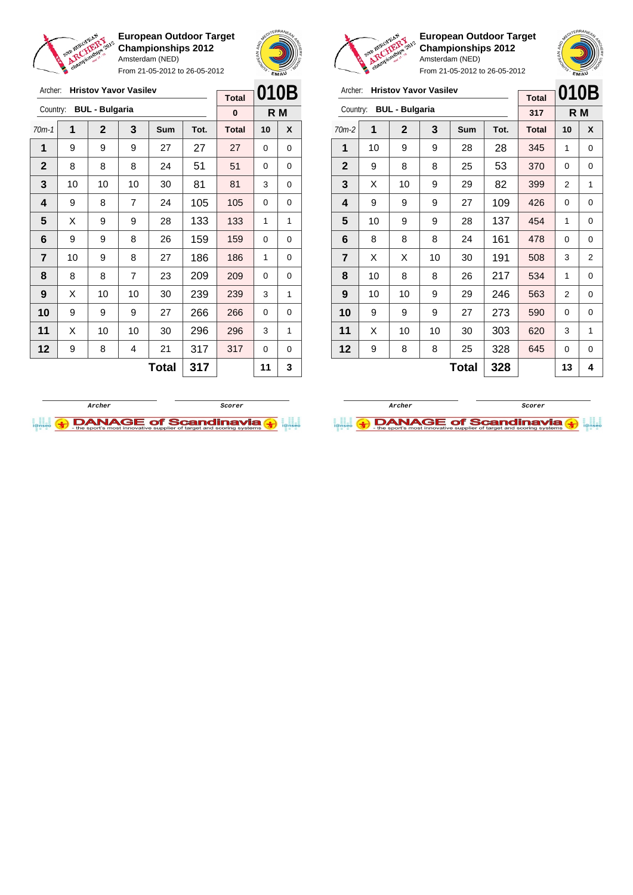**European Outdoor Target Championships 2012**
Amsterdam (NED)
From 21-05-2012 to 26-05-2012

Archer: **Hristov Yavor Vasilev**
Country: **BUL - Bulgaria**

| Total | 010B |
| --- | --- |
| 0 | R M |

| 70m-1 | 1 | 2 | 3 | Sum | Tot. | Total | 10 | X |
| --- | --- | --- | --- | --- | --- | --- | --- | --- |
| 1 | 9 | 9 | 9 | 27 | 27 | 27 | 0 | 0 |
| 2 | 8 | 8 | 8 | 24 | 51 | 51 | 0 | 0 |
| 3 | 10 | 10 | 10 | 30 | 81 | 81 | 3 | 0 |
| 4 | 9 | 8 | 7 | 24 | 105 | 105 | 0 | 0 |
| 5 | X | 9 | 9 | 28 | 133 | 133 | 1 | 1 |
| 6 | 9 | 9 | 8 | 26 | 159 | 159 | 0 | 0 |
| 7 | 10 | 9 | 8 | 27 | 186 | 186 | 1 | 0 |
| 8 | 8 | 8 | 7 | 23 | 209 | 209 | 0 | 0 |
| 9 | X | 10 | 10 | 30 | 239 | 239 | 3 | 1 |
| 10 | 9 | 9 | 9 | 27 | 266 | 266 | 0 | 0 |
| 11 | X | 10 | 10 | 30 | 296 | 296 | 3 | 1 |
| 12 | 9 | 8 | 4 | 21 | 317 | 317 | 0 | 0 |
| | | | | **Total** | **317** | | **11** | **3** |

Archer / Scorer

**European Outdoor Target Championships 2012**
Amsterdam (NED)
From 21-05-2012 to 26-05-2012

Archer: **Hristov Yavor Vasilev**
Country: **BUL - Bulgaria**

| Total | 010B |
| --- | --- |
| 317 | R M |

| 70m-2 | 1 | 2 | 3 | Sum | Tot. | Total | 10 | X |
| --- | --- | --- | --- | --- | --- | --- | --- | --- |
| 1 | 10 | 9 | 9 | 28 | 28 | 345 | 1 | 0 |
| 2 | 9 | 8 | 8 | 25 | 53 | 370 | 0 | 0 |
| 3 | X | 10 | 9 | 29 | 82 | 399 | 2 | 1 |
| 4 | 9 | 9 | 9 | 27 | 109 | 426 | 0 | 0 |
| 5 | 10 | 9 | 9 | 28 | 137 | 454 | 1 | 0 |
| 6 | 8 | 8 | 8 | 24 | 161 | 478 | 0 | 0 |
| 7 | X | X | 10 | 30 | 191 | 508 | 3 | 2 |
| 8 | 10 | 8 | 8 | 26 | 217 | 534 | 1 | 0 |
| 9 | 10 | 10 | 9 | 29 | 246 | 563 | 2 | 0 |
| 10 | 9 | 9 | 9 | 27 | 273 | 590 | 0 | 0 |
| 11 | X | 10 | 10 | 30 | 303 | 620 | 3 | 1 |
| 12 | 9 | 8 | 8 | 25 | 328 | 645 | 0 | 0 |
| | | | | **Total** | **328** | | **13** | **4** |

Archer / Scorer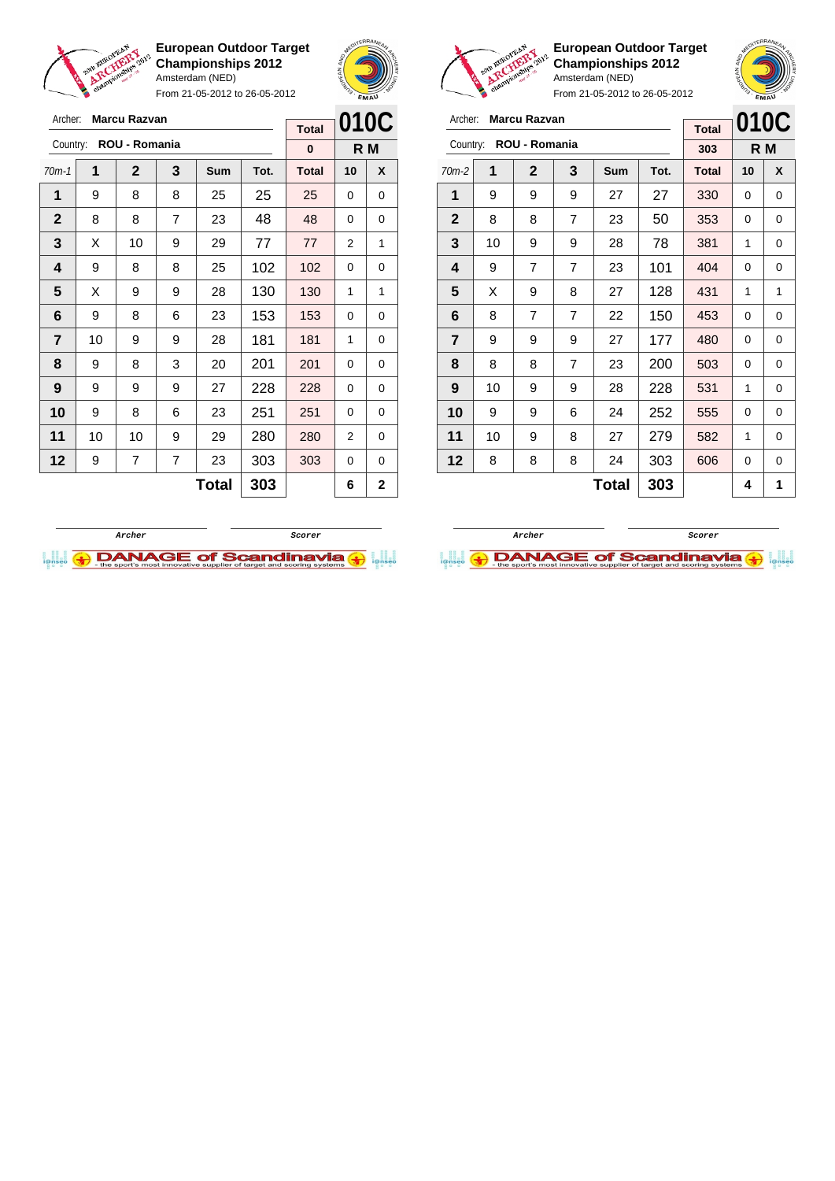## European Outdoor Target Championships 2012

Amsterdam (NED)

From 21-05-2012 to 26-05-2012

Archer: **Marcu Razvan**

Country: **ROU - Romania**

**010C** — R M

| 70m-1 | 1 | 2 | 3 | Sum | Tot. | Total | 10 | X |
|---|---|---|---|---|---|---|---|---|
| | | | | | | 0 | | |
| 1 | 9 | 8 | 8 | 25 | 25 | 25 | 0 | 0 |
| 2 | 8 | 8 | 7 | 23 | 48 | 48 | 0 | 0 |
| 3 | X | 10 | 9 | 29 | 77 | 77 | 2 | 1 |
| 4 | 9 | 8 | 8 | 25 | 102 | 102 | 0 | 0 |
| 5 | X | 9 | 9 | 28 | 130 | 130 | 1 | 1 |
| 6 | 9 | 8 | 6 | 23 | 153 | 153 | 0 | 0 |
| 7 | 10 | 9 | 9 | 28 | 181 | 181 | 1 | 0 |
| 8 | 9 | 8 | 3 | 20 | 201 | 201 | 0 | 0 |
| 9 | 9 | 9 | 9 | 27 | 228 | 228 | 0 | 0 |
| 10 | 9 | 8 | 6 | 23 | 251 | 251 | 0 | 0 |
| 11 | 10 | 10 | 9 | 29 | 280 | 280 | 2 | 0 |
| 12 | 9 | 7 | 7 | 23 | 303 | 303 | 0 | 0 |
| | | | | **Total** | **303** | | **6** | **2** |

Archer　　　Scorer

## European Outdoor Target Championships 2012

Amsterdam (NED)

From 21-05-2012 to 26-05-2012

Archer: **Marcu Razvan**

Country: **ROU - Romania**

**010C** — R M

| 70m-2 | 1 | 2 | 3 | Sum | Tot. | Total | 10 | X |
|---|---|---|---|---|---|---|---|---|
| | | | | | | 303 | | |
| 1 | 9 | 9 | 9 | 27 | 27 | 330 | 0 | 0 |
| 2 | 8 | 8 | 7 | 23 | 50 | 353 | 0 | 0 |
| 3 | 10 | 9 | 9 | 28 | 78 | 381 | 1 | 0 |
| 4 | 9 | 7 | 7 | 23 | 101 | 404 | 0 | 0 |
| 5 | X | 9 | 8 | 27 | 128 | 431 | 1 | 1 |
| 6 | 8 | 7 | 7 | 22 | 150 | 453 | 0 | 0 |
| 7 | 9 | 9 | 9 | 27 | 177 | 480 | 0 | 0 |
| 8 | 8 | 8 | 7 | 23 | 200 | 503 | 0 | 0 |
| 9 | 10 | 9 | 9 | 28 | 228 | 531 | 1 | 0 |
| 10 | 9 | 9 | 6 | 24 | 252 | 555 | 0 | 0 |
| 11 | 10 | 9 | 8 | 27 | 279 | 582 | 1 | 0 |
| 12 | 8 | 8 | 8 | 24 | 303 | 606 | 0 | 0 |
| | | | | **Total** | **303** | | **4** | **1** |

Archer　　　Scorer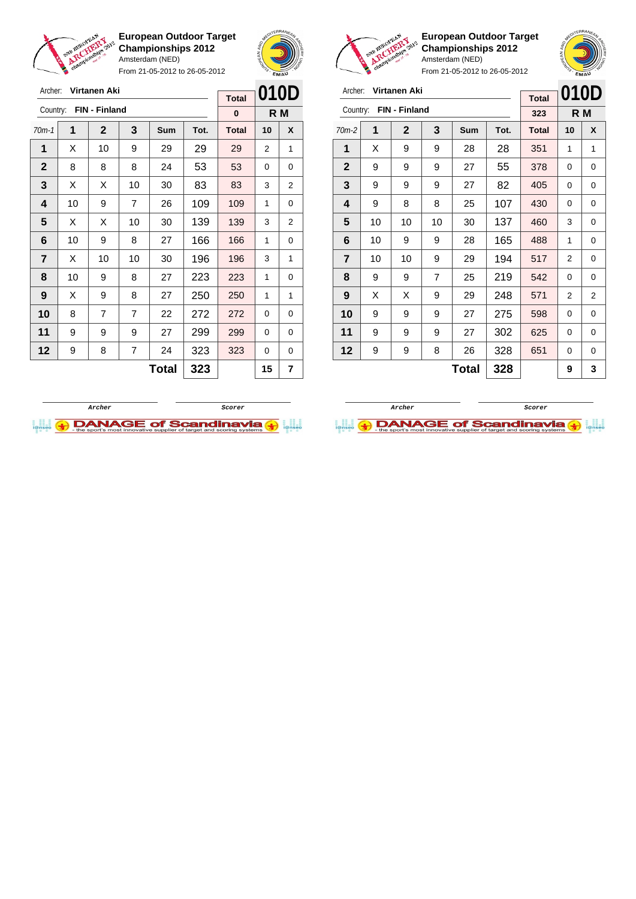## European Outdoor Target Championships 2012

Amsterdam (NED)

From 21-05-2012 to 26-05-2012

Archer: **Virtanen Aki**

Country: **FIN - Finland**

**010D** — **R M**

| 70m-1 | 1 | 2 | 3 | Sum | Tot. | Total | 10 | X |
|---|---|---|---|---|---|---|---|---|
| | | | | | | 0 | | |
| 1 | X | 10 | 9 | 29 | 29 | 29 | 2 | 1 |
| 2 | 8 | 8 | 8 | 24 | 53 | 53 | 0 | 0 |
| 3 | X | X | 10 | 30 | 83 | 83 | 3 | 2 |
| 4 | 10 | 9 | 7 | 26 | 109 | 109 | 1 | 0 |
| 5 | X | X | 10 | 30 | 139 | 139 | 3 | 2 |
| 6 | 10 | 9 | 8 | 27 | 166 | 166 | 1 | 0 |
| 7 | X | 10 | 10 | 30 | 196 | 196 | 3 | 1 |
| 8 | 10 | 9 | 8 | 27 | 223 | 223 | 1 | 0 |
| 9 | X | 9 | 8 | 27 | 250 | 250 | 1 | 1 |
| 10 | 8 | 7 | 7 | 22 | 272 | 272 | 0 | 0 |
| 11 | 9 | 9 | 9 | 27 | 299 | 299 | 0 | 0 |
| 12 | 9 | 8 | 7 | 24 | 323 | 323 | 0 | 0 |
| | | | | **Total** | **323** | | **15** | **7** |

Archer &nbsp;&nbsp;&nbsp;&nbsp; Scorer

## European Outdoor Target Championships 2012

Amsterdam (NED)

From 21-05-2012 to 26-05-2012

Archer: **Virtanen Aki**

Country: **FIN - Finland**

**010D** — **R M**

| 70m-2 | 1 | 2 | 3 | Sum | Tot. | Total | 10 | X |
|---|---|---|---|---|---|---|---|---|
| | | | | | | 323 | | |
| 1 | X | 9 | 9 | 28 | 28 | 351 | 1 | 1 |
| 2 | 9 | 9 | 9 | 27 | 55 | 378 | 0 | 0 |
| 3 | 9 | 9 | 9 | 27 | 82 | 405 | 0 | 0 |
| 4 | 9 | 8 | 8 | 25 | 107 | 430 | 0 | 0 |
| 5 | 10 | 10 | 10 | 30 | 137 | 460 | 3 | 0 |
| 6 | 10 | 9 | 9 | 28 | 165 | 488 | 1 | 0 |
| 7 | 10 | 10 | 9 | 29 | 194 | 517 | 2 | 0 |
| 8 | 9 | 9 | 7 | 25 | 219 | 542 | 0 | 0 |
| 9 | X | X | 9 | 29 | 248 | 571 | 2 | 2 |
| 10 | 9 | 9 | 9 | 27 | 275 | 598 | 0 | 0 |
| 11 | 9 | 9 | 9 | 27 | 302 | 625 | 0 | 0 |
| 12 | 9 | 9 | 8 | 26 | 328 | 651 | 0 | 0 |
| | | | | **Total** | **328** | | **9** | **3** |

Archer &nbsp;&nbsp;&nbsp;&nbsp; Scorer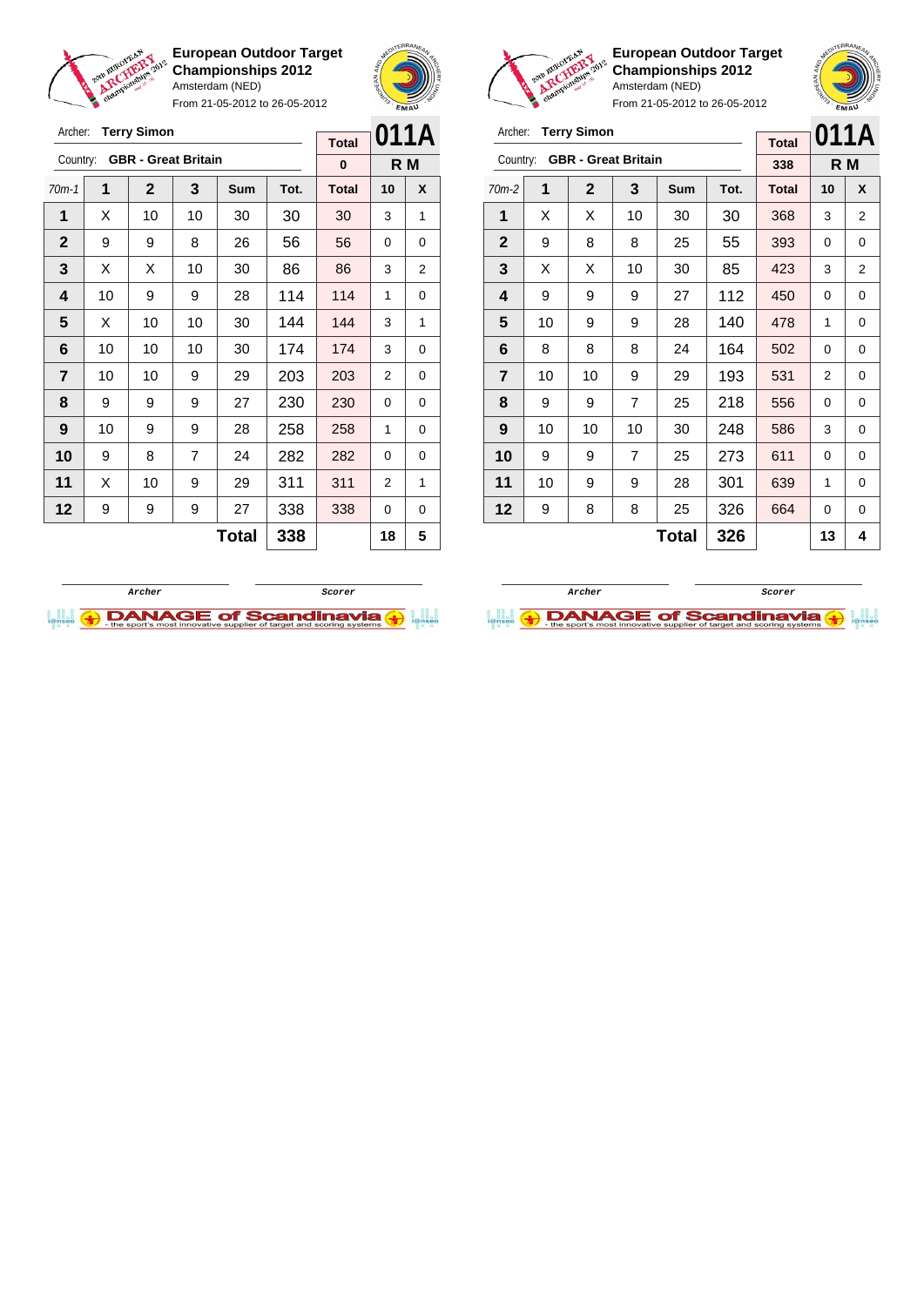**European Outdoor Target Championships 2012**
Amsterdam (NED)
From 21-05-2012 to 26-05-2012

Archer: **Terry Simon**
Country: **GBR - Great Britain**

**011A**
**R M**

| 70m-1 | 1 | 2 | 3 | Sum | Tot. | Total | 10 | X |
|---|---|---|---|---|---|---|---|---|
| | | | | | | 0 | | |
| 1 | X | 10 | 10 | 30 | 30 | 30 | 3 | 1 |
| 2 | 9 | 9 | 8 | 26 | 56 | 56 | 0 | 0 |
| 3 | X | X | 10 | 30 | 86 | 86 | 3 | 2 |
| 4 | 10 | 9 | 9 | 28 | 114 | 114 | 1 | 0 |
| 5 | X | 10 | 10 | 30 | 144 | 144 | 3 | 1 |
| 6 | 10 | 10 | 10 | 30 | 174 | 174 | 3 | 0 |
| 7 | 10 | 10 | 9 | 29 | 203 | 203 | 2 | 0 |
| 8 | 9 | 9 | 9 | 27 | 230 | 230 | 0 | 0 |
| 9 | 10 | 9 | 9 | 28 | 258 | 258 | 1 | 0 |
| 10 | 9 | 8 | 7 | 24 | 282 | 282 | 0 | 0 |
| 11 | X | 10 | 9 | 29 | 311 | 311 | 2 | 1 |
| 12 | 9 | 9 | 9 | 27 | 338 | 338 | 0 | 0 |
| | | | | **Total** | **338** | | **18** | **5** |

Archer    Scorer

**European Outdoor Target Championships 2012**
Amsterdam (NED)
From 21-05-2012 to 26-05-2012

Archer: **Terry Simon**
Country: **GBR - Great Britain**

**011A**
**R M**

| 70m-2 | 1 | 2 | 3 | Sum | Tot. | Total | 10 | X |
|---|---|---|---|---|---|---|---|---|
| | | | | | | 338 | | |
| 1 | X | X | 10 | 30 | 30 | 368 | 3 | 2 |
| 2 | 9 | 8 | 8 | 25 | 55 | 393 | 0 | 0 |
| 3 | X | X | 10 | 30 | 85 | 423 | 3 | 2 |
| 4 | 9 | 9 | 9 | 27 | 112 | 450 | 0 | 0 |
| 5 | 10 | 9 | 9 | 28 | 140 | 478 | 1 | 0 |
| 6 | 8 | 8 | 8 | 24 | 164 | 502 | 0 | 0 |
| 7 | 10 | 10 | 9 | 29 | 193 | 531 | 2 | 0 |
| 8 | 9 | 9 | 7 | 25 | 218 | 556 | 0 | 0 |
| 9 | 10 | 10 | 10 | 30 | 248 | 586 | 3 | 0 |
| 10 | 9 | 9 | 7 | 25 | 273 | 611 | 0 | 0 |
| 11 | 10 | 9 | 9 | 28 | 301 | 639 | 1 | 0 |
| 12 | 9 | 8 | 8 | 25 | 326 | 664 | 0 | 0 |
| | | | | **Total** | **326** | | **13** | **4** |

Archer    Scorer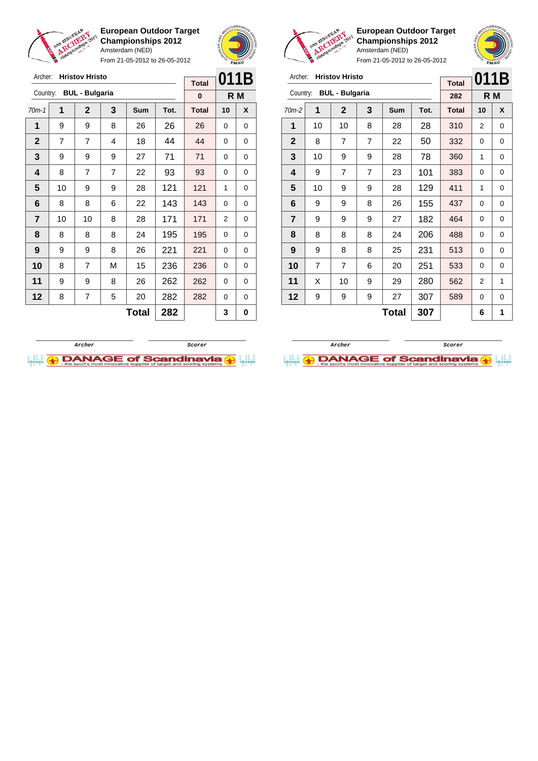## European Outdoor Target Championships 2012

Amsterdam (NED)

From 21-05-2012 to 26-05-2012

Archer: **Hristov Hristo**

Country: **BUL - Bulgaria**

| Total | 011B |
|---|---|
| 0 | R M |

| 70m-1 | 1 | 2 | 3 | Sum | Tot. | Total | 10 | X |
|---|---|---|---|---|---|---|---|---|
| 1 | 9 | 9 | 8 | 26 | 26 | 26 | 0 | 0 |
| 2 | 7 | 7 | 4 | 18 | 44 | 44 | 0 | 0 |
| 3 | 9 | 9 | 9 | 27 | 71 | 71 | 0 | 0 |
| 4 | 8 | 7 | 7 | 22 | 93 | 93 | 0 | 0 |
| 5 | 10 | 9 | 9 | 28 | 121 | 121 | 1 | 0 |
| 6 | 8 | 8 | 6 | 22 | 143 | 143 | 0 | 0 |
| 7 | 10 | 10 | 8 | 28 | 171 | 171 | 2 | 0 |
| 8 | 8 | 8 | 8 | 24 | 195 | 195 | 0 | 0 |
| 9 | 9 | 9 | 8 | 26 | 221 | 221 | 0 | 0 |
| 10 | 8 | 7 | M | 15 | 236 | 236 | 0 | 0 |
| 11 | 9 | 9 | 8 | 26 | 262 | 262 | 0 | 0 |
| 12 | 8 | 7 | 5 | 20 | 282 | 282 | 0 | 0 |
| | | | | **Total** | **282** | | **3** | **0** |

Archer / Scorer

## European Outdoor Target Championships 2012

Amsterdam (NED)

From 21-05-2012 to 26-05-2012

Archer: **Hristov Hristo**

Country: **BUL - Bulgaria**

| Total | 011B |
|---|---|
| 282 | R M |

| 70m-2 | 1 | 2 | 3 | Sum | Tot. | Total | 10 | X |
|---|---|---|---|---|---|---|---|---|
| 1 | 10 | 10 | 8 | 28 | 28 | 310 | 2 | 0 |
| 2 | 8 | 7 | 7 | 22 | 50 | 332 | 0 | 0 |
| 3 | 10 | 9 | 9 | 28 | 78 | 360 | 1 | 0 |
| 4 | 9 | 7 | 7 | 23 | 101 | 383 | 0 | 0 |
| 5 | 10 | 9 | 9 | 28 | 129 | 411 | 1 | 0 |
| 6 | 9 | 9 | 8 | 26 | 155 | 437 | 0 | 0 |
| 7 | 9 | 9 | 9 | 27 | 182 | 464 | 0 | 0 |
| 8 | 8 | 8 | 8 | 24 | 206 | 488 | 0 | 0 |
| 9 | 9 | 8 | 8 | 25 | 231 | 513 | 0 | 0 |
| 10 | 7 | 7 | 6 | 20 | 251 | 533 | 0 | 0 |
| 11 | X | 10 | 9 | 29 | 280 | 562 | 2 | 1 |
| 12 | 9 | 9 | 9 | 27 | 307 | 589 | 0 | 0 |
| | | | | **Total** | **307** | | **6** | **1** |

Archer / Scorer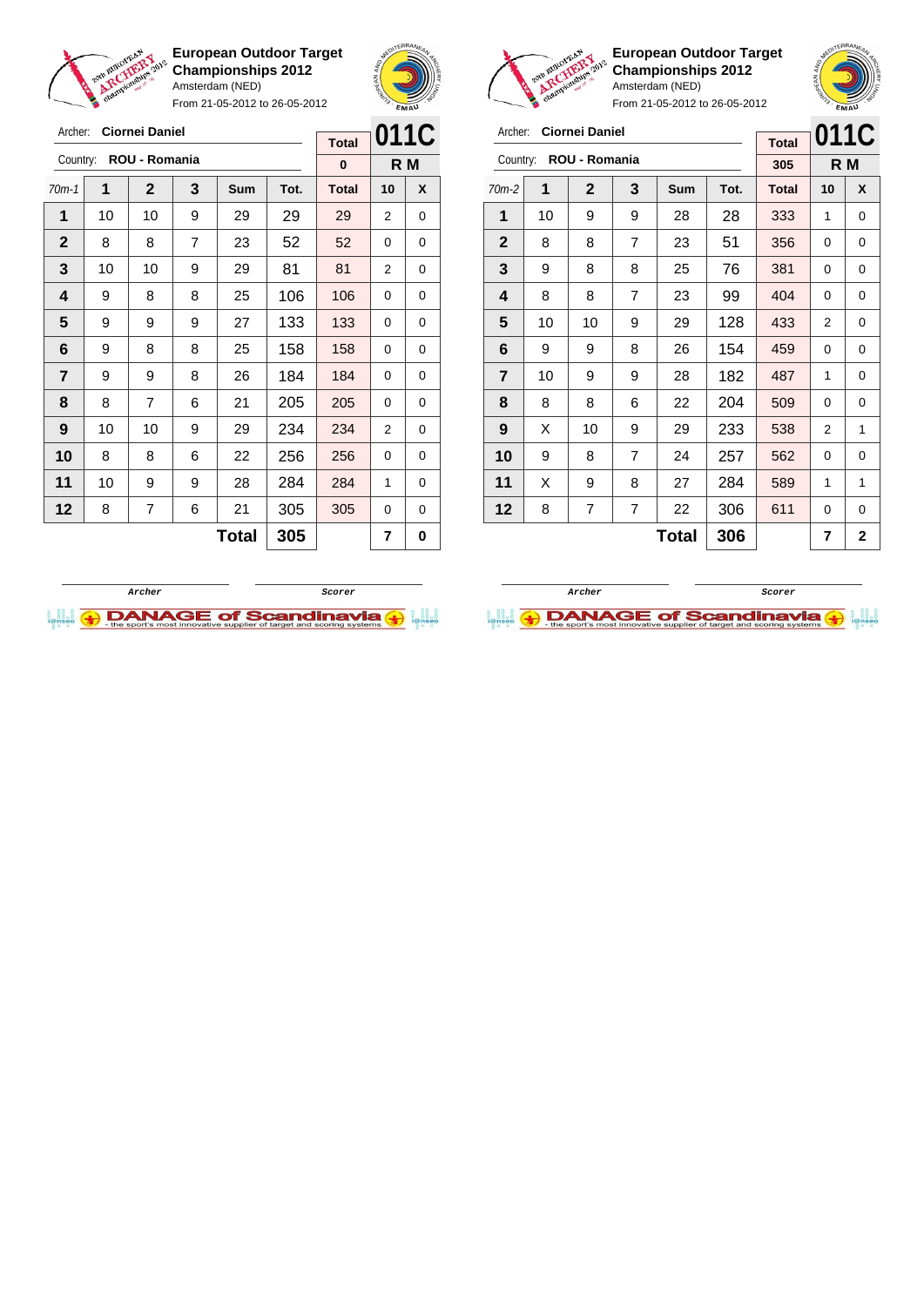**European Outdoor Target Championships 2012**
Amsterdam (NED)
From 21-05-2012 to 26-05-2012

Archer: **Ciornei Daniel**
Country: **ROU - Romania**

| Total | 011C |
|---|---|
| 0 | R M |

| 70m-1 | 1 | 2 | 3 | Sum | Tot. | Total | 10 | X |
|---|---|---|---|---|---|---|---|---|
| 1 | 10 | 10 | 9 | 29 | 29 | 29 | 2 | 0 |
| 2 | 8 | 8 | 7 | 23 | 52 | 52 | 0 | 0 |
| 3 | 10 | 10 | 9 | 29 | 81 | 81 | 2 | 0 |
| 4 | 9 | 8 | 8 | 25 | 106 | 106 | 0 | 0 |
| 5 | 9 | 9 | 9 | 27 | 133 | 133 | 0 | 0 |
| 6 | 9 | 8 | 8 | 25 | 158 | 158 | 0 | 0 |
| 7 | 9 | 9 | 8 | 26 | 184 | 184 | 0 | 0 |
| 8 | 8 | 7 | 6 | 21 | 205 | 205 | 0 | 0 |
| 9 | 10 | 10 | 9 | 29 | 234 | 234 | 2 | 0 |
| 10 | 8 | 8 | 6 | 22 | 256 | 256 | 0 | 0 |
| 11 | 10 | 9 | 9 | 28 | 284 | 284 | 1 | 0 |
| 12 | 8 | 7 | 6 | 21 | 305 | 305 | 0 | 0 |
| | | | | **Total** | **305** | | **7** | **0** |

Archer — Scorer

**European Outdoor Target Championships 2012**
Amsterdam (NED)
From 21-05-2012 to 26-05-2012

Archer: **Ciornei Daniel**
Country: **ROU - Romania**

| Total | 011C |
|---|---|
| 305 | R M |

| 70m-2 | 1 | 2 | 3 | Sum | Tot. | Total | 10 | X |
|---|---|---|---|---|---|---|---|---|
| 1 | 10 | 9 | 9 | 28 | 28 | 333 | 1 | 0 |
| 2 | 8 | 8 | 7 | 23 | 51 | 356 | 0 | 0 |
| 3 | 9 | 8 | 8 | 25 | 76 | 381 | 0 | 0 |
| 4 | 8 | 8 | 7 | 23 | 99 | 404 | 0 | 0 |
| 5 | 10 | 10 | 9 | 29 | 128 | 433 | 2 | 0 |
| 6 | 9 | 9 | 8 | 26 | 154 | 459 | 0 | 0 |
| 7 | 10 | 9 | 9 | 28 | 182 | 487 | 1 | 0 |
| 8 | 8 | 8 | 6 | 22 | 204 | 509 | 0 | 0 |
| 9 | X | 10 | 9 | 29 | 233 | 538 | 2 | 1 |
| 10 | 9 | 8 | 7 | 24 | 257 | 562 | 0 | 0 |
| 11 | X | 9 | 8 | 27 | 284 | 589 | 1 | 1 |
| 12 | 8 | 7 | 7 | 22 | 306 | 611 | 0 | 0 |
| | | | | **Total** | **306** | | **7** | **2** |

Archer — Scorer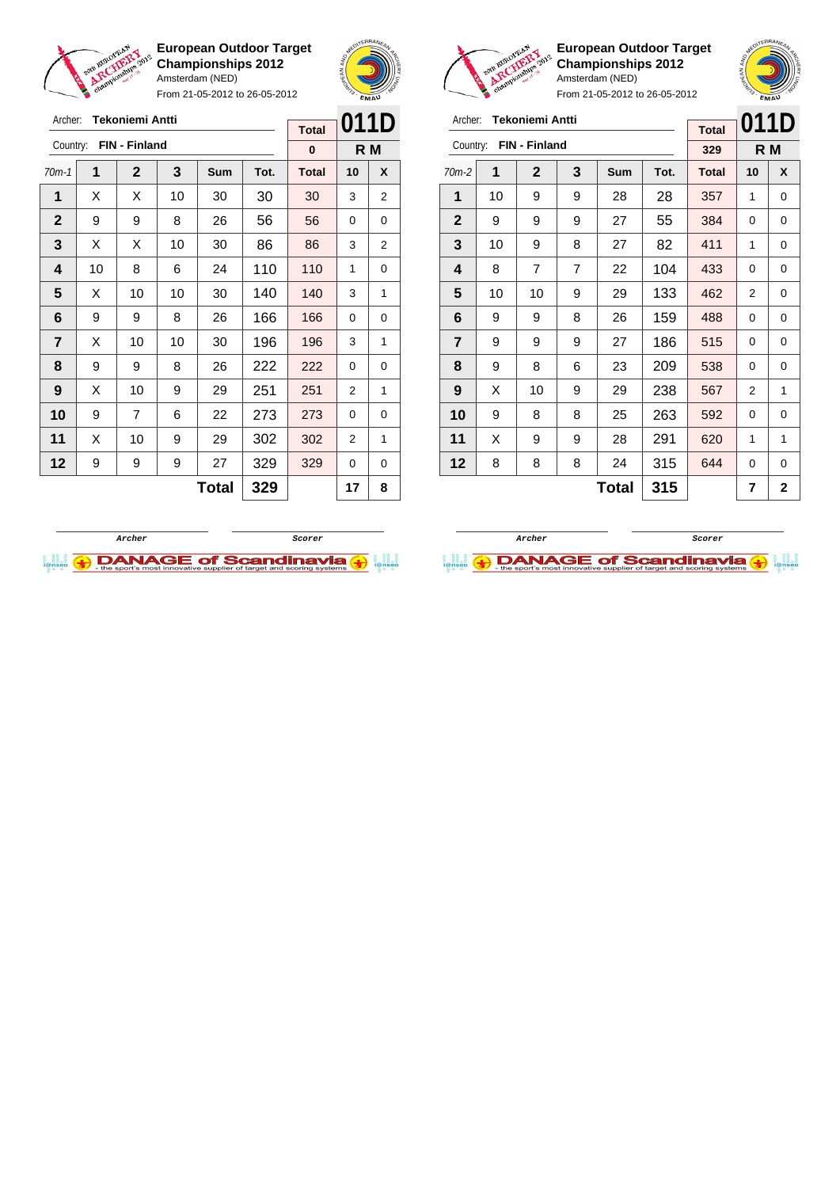**European Outdoor Target Championships 2012**
Amsterdam (NED)
From 21-05-2012 to 26-05-2012

Archer: **Tekoniemi Antti**
Country: **FIN - Finland**

| Total | 011D |
|---|---|
| 0 | R M |

| 70m-1 | 1 | 2 | 3 | Sum | Tot. | Total | 10 | X |
|---|---|---|---|---|---|---|---|---|
| 1 | X | X | 10 | 30 | 30 | 30 | 3 | 2 |
| 2 | 9 | 9 | 8 | 26 | 56 | 56 | 0 | 0 |
| 3 | X | X | 10 | 30 | 86 | 86 | 3 | 2 |
| 4 | 10 | 8 | 6 | 24 | 110 | 110 | 1 | 0 |
| 5 | X | 10 | 10 | 30 | 140 | 140 | 3 | 1 |
| 6 | 9 | 9 | 8 | 26 | 166 | 166 | 0 | 0 |
| 7 | X | 10 | 10 | 30 | 196 | 196 | 3 | 1 |
| 8 | 9 | 9 | 8 | 26 | 222 | 222 | 0 | 0 |
| 9 | X | 10 | 9 | 29 | 251 | 251 | 2 | 1 |
| 10 | 9 | 7 | 6 | 22 | 273 | 273 | 0 | 0 |
| 11 | X | 10 | 9 | 29 | 302 | 302 | 2 | 1 |
| 12 | 9 | 9 | 9 | 27 | 329 | 329 | 0 | 0 |
| | | | | **Total** | **329** | | **17** | **8** |

Archer    Scorer

**European Outdoor Target Championships 2012**
Amsterdam (NED)
From 21-05-2012 to 26-05-2012

Archer: **Tekoniemi Antti**
Country: **FIN - Finland**

| Total | 011D |
|---|---|
| 329 | R M |

| 70m-2 | 1 | 2 | 3 | Sum | Tot. | Total | 10 | X |
|---|---|---|---|---|---|---|---|---|
| 1 | 10 | 9 | 9 | 28 | 28 | 357 | 1 | 0 |
| 2 | 9 | 9 | 9 | 27 | 55 | 384 | 0 | 0 |
| 3 | 10 | 9 | 8 | 27 | 82 | 411 | 1 | 0 |
| 4 | 8 | 7 | 7 | 22 | 104 | 433 | 0 | 0 |
| 5 | 10 | 10 | 9 | 29 | 133 | 462 | 2 | 0 |
| 6 | 9 | 9 | 8 | 26 | 159 | 488 | 0 | 0 |
| 7 | 9 | 9 | 9 | 27 | 186 | 515 | 0 | 0 |
| 8 | 9 | 8 | 6 | 23 | 209 | 538 | 0 | 0 |
| 9 | X | 10 | 9 | 29 | 238 | 567 | 2 | 1 |
| 10 | 9 | 8 | 8 | 25 | 263 | 592 | 0 | 0 |
| 11 | X | 9 | 9 | 28 | 291 | 620 | 1 | 1 |
| 12 | 8 | 8 | 8 | 24 | 315 | 644 | 0 | 0 |
| | | | | **Total** | **315** | | **7** | **2** |

Archer    Scorer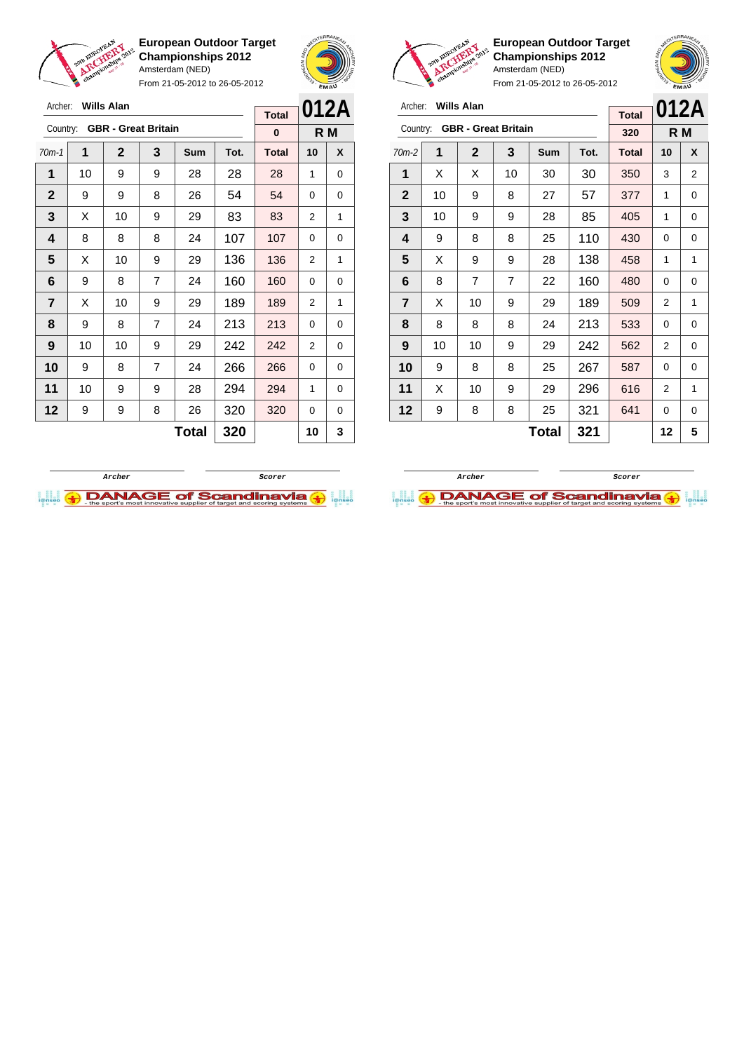**European Outdoor Target Championships 2012**
Amsterdam (NED)
From 21-05-2012 to 26-05-2012

Archer: **Wills Alan**
Country: **GBR - Great Britain**

| Total | 012A |
|---|---|
| 0 | R M |

| 70m-1 | 1 | 2 | 3 | Sum | Tot. | Total | 10 | X |
|---|---|---|---|---|---|---|---|---|
| 1 | 10 | 9 | 9 | 28 | 28 | 28 | 1 | 0 |
| 2 | 9 | 9 | 8 | 26 | 54 | 54 | 0 | 0 |
| 3 | X | 10 | 9 | 29 | 83 | 83 | 2 | 1 |
| 4 | 8 | 8 | 8 | 24 | 107 | 107 | 0 | 0 |
| 5 | X | 10 | 9 | 29 | 136 | 136 | 2 | 1 |
| 6 | 9 | 8 | 7 | 24 | 160 | 160 | 0 | 0 |
| 7 | X | 10 | 9 | 29 | 189 | 189 | 2 | 1 |
| 8 | 9 | 8 | 7 | 24 | 213 | 213 | 0 | 0 |
| 9 | 10 | 10 | 9 | 29 | 242 | 242 | 2 | 0 |
| 10 | 9 | 8 | 7 | 24 | 266 | 266 | 0 | 0 |
| 11 | 10 | 9 | 9 | 28 | 294 | 294 | 1 | 0 |
| 12 | 9 | 9 | 8 | 26 | 320 | 320 | 0 | 0 |
| | | | | **Total** | **320** | | **10** | **3** |

Archer ______ Scorer ______

**European Outdoor Target Championships 2012**
Amsterdam (NED)
From 21-05-2012 to 26-05-2012

Archer: **Wills Alan**
Country: **GBR - Great Britain**

| Total | 012A |
|---|---|
| 320 | R M |

| 70m-2 | 1 | 2 | 3 | Sum | Tot. | Total | 10 | X |
|---|---|---|---|---|---|---|---|---|
| 1 | X | X | 10 | 30 | 30 | 350 | 3 | 2 |
| 2 | 10 | 9 | 8 | 27 | 57 | 377 | 1 | 0 |
| 3 | 10 | 9 | 9 | 28 | 85 | 405 | 1 | 0 |
| 4 | 9 | 8 | 8 | 25 | 110 | 430 | 0 | 0 |
| 5 | X | 9 | 9 | 28 | 138 | 458 | 1 | 1 |
| 6 | 8 | 7 | 7 | 22 | 160 | 480 | 0 | 0 |
| 7 | X | 10 | 9 | 29 | 189 | 509 | 2 | 1 |
| 8 | 8 | 8 | 8 | 24 | 213 | 533 | 0 | 0 |
| 9 | 10 | 10 | 9 | 29 | 242 | 562 | 2 | 0 |
| 10 | 9 | 8 | 8 | 25 | 267 | 587 | 0 | 0 |
| 11 | X | 10 | 9 | 29 | 296 | 616 | 2 | 1 |
| 12 | 9 | 8 | 8 | 25 | 321 | 641 | 0 | 0 |
| | | | | **Total** | **321** | | **12** | **5** |

Archer ______ Scorer ______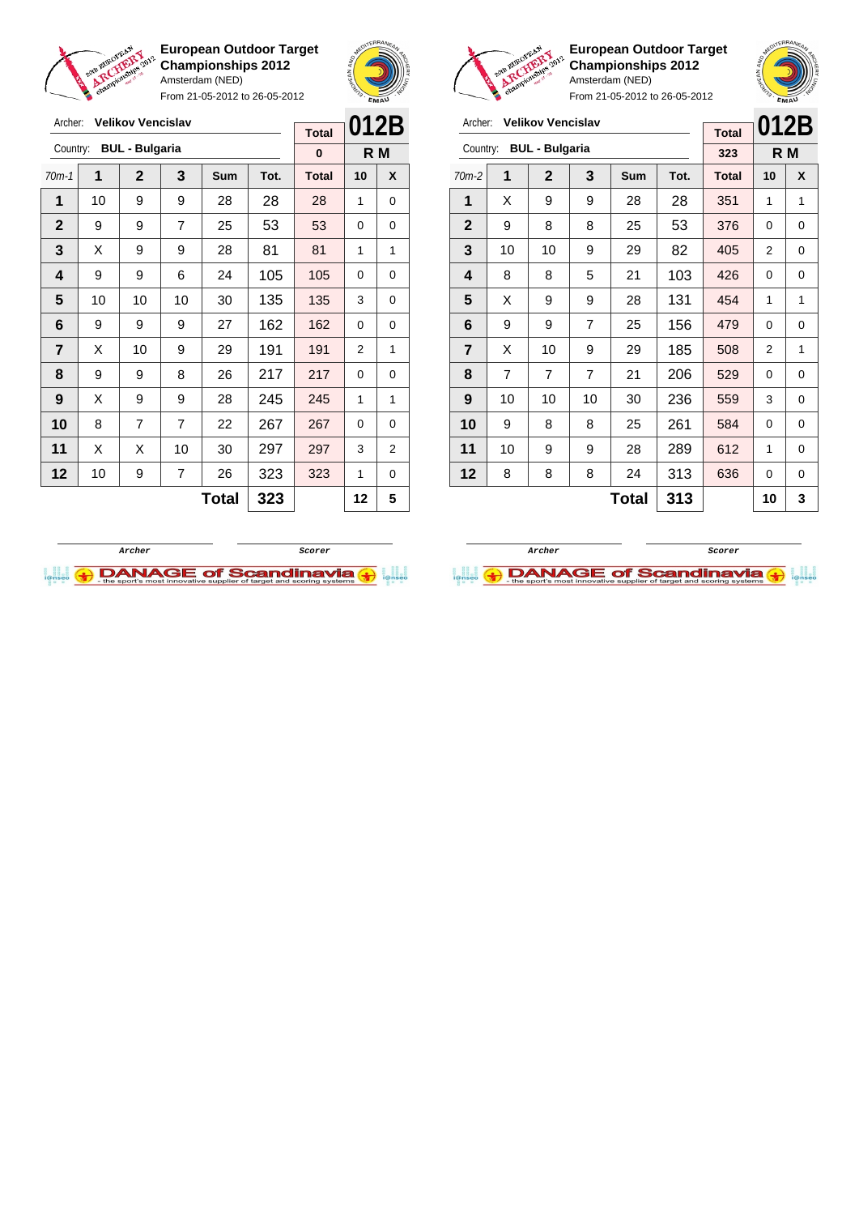**European Outdoor Target Championships 2012**
Amsterdam (NED)
From 21-05-2012 to 26-05-2012

Archer: **Velikov Vencislav**
Country: **BUL - Bulgaria**

| Total | 012B |
|---|---|
| 0 | R M |

| 70m-1 | 1 | 2 | 3 | Sum | Tot. | Total | 10 | X |
|---|---|---|---|---|---|---|---|---|
| 1 | 10 | 9 | 9 | 28 | 28 | 28 | 1 | 0 |
| 2 | 9 | 9 | 7 | 25 | 53 | 53 | 0 | 0 |
| 3 | X | 9 | 9 | 28 | 81 | 81 | 1 | 1 |
| 4 | 9 | 9 | 6 | 24 | 105 | 105 | 0 | 0 |
| 5 | 10 | 10 | 10 | 30 | 135 | 135 | 3 | 0 |
| 6 | 9 | 9 | 9 | 27 | 162 | 162 | 0 | 0 |
| 7 | X | 10 | 9 | 29 | 191 | 191 | 2 | 1 |
| 8 | 9 | 9 | 8 | 26 | 217 | 217 | 0 | 0 |
| 9 | X | 9 | 9 | 28 | 245 | 245 | 1 | 1 |
| 10 | 8 | 7 | 7 | 22 | 267 | 267 | 0 | 0 |
| 11 | X | X | 10 | 30 | 297 | 297 | 3 | 2 |
| 12 | 10 | 9 | 7 | 26 | 323 | 323 | 1 | 0 |
| | | | | **Total** | **323** | | **12** | **5** |

Archer &nbsp;&nbsp;&nbsp;&nbsp; Scorer

**European Outdoor Target Championships 2012**
Amsterdam (NED)
From 21-05-2012 to 26-05-2012

Archer: **Velikov Vencislav**
Country: **BUL - Bulgaria**

| Total | 012B |
|---|---|
| 323 | R M |

| 70m-2 | 1 | 2 | 3 | Sum | Tot. | Total | 10 | X |
|---|---|---|---|---|---|---|---|---|
| 1 | X | 9 | 9 | 28 | 28 | 351 | 1 | 1 |
| 2 | 9 | 8 | 8 | 25 | 53 | 376 | 0 | 0 |
| 3 | 10 | 10 | 9 | 29 | 82 | 405 | 2 | 0 |
| 4 | 8 | 8 | 5 | 21 | 103 | 426 | 0 | 0 |
| 5 | X | 9 | 9 | 28 | 131 | 454 | 1 | 1 |
| 6 | 9 | 9 | 7 | 25 | 156 | 479 | 0 | 0 |
| 7 | X | 10 | 9 | 29 | 185 | 508 | 2 | 1 |
| 8 | 7 | 7 | 7 | 21 | 206 | 529 | 0 | 0 |
| 9 | 10 | 10 | 10 | 30 | 236 | 559 | 3 | 0 |
| 10 | 9 | 8 | 8 | 25 | 261 | 584 | 0 | 0 |
| 11 | 10 | 9 | 9 | 28 | 289 | 612 | 1 | 0 |
| 12 | 8 | 8 | 8 | 24 | 313 | 636 | 0 | 0 |
| | | | | **Total** | **313** | | **10** | **3** |

Archer &nbsp;&nbsp;&nbsp;&nbsp; Scorer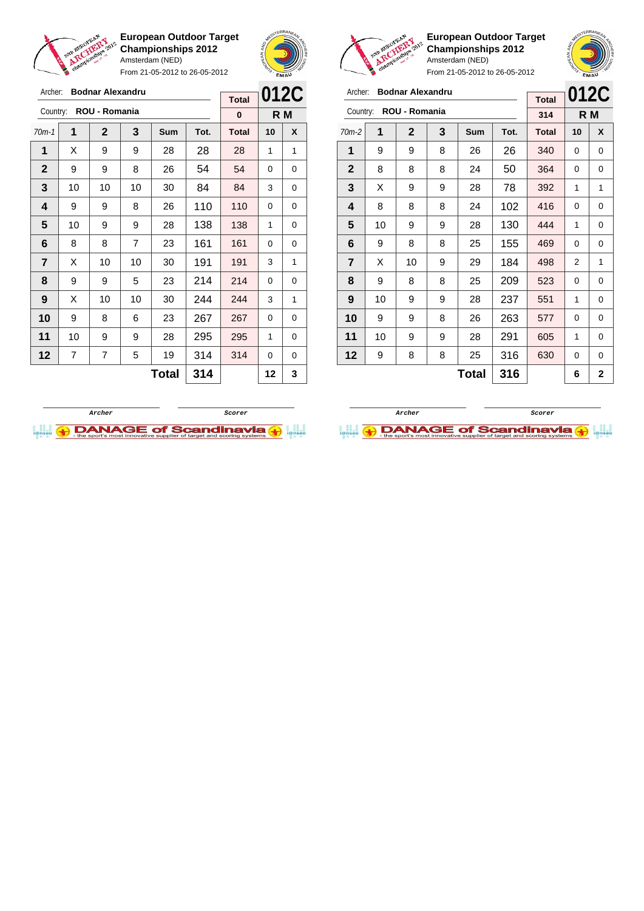**European Outdoor Target Championships 2012**
Amsterdam (NED)
From 21-05-2012 to 26-05-2012

Archer: **Bodnar Alexandru**
Country: **ROU - Romania**

| Total | 012C |
|---|---|
| 0 | R M |

| 70m-1 | 1 | 2 | 3 | Sum | Tot. | Total | 10 | X |
|---|---|---|---|---|---|---|---|---|
| 1 | X | 9 | 9 | 28 | 28 | 28 | 1 | 1 |
| 2 | 9 | 9 | 8 | 26 | 54 | 54 | 0 | 0 |
| 3 | 10 | 10 | 10 | 30 | 84 | 84 | 3 | 0 |
| 4 | 9 | 9 | 8 | 26 | 110 | 110 | 0 | 0 |
| 5 | 10 | 9 | 9 | 28 | 138 | 138 | 1 | 0 |
| 6 | 8 | 8 | 7 | 23 | 161 | 161 | 0 | 0 |
| 7 | X | 10 | 10 | 30 | 191 | 191 | 3 | 1 |
| 8 | 9 | 9 | 5 | 23 | 214 | 214 | 0 | 0 |
| 9 | X | 10 | 10 | 30 | 244 | 244 | 3 | 1 |
| 10 | 9 | 8 | 6 | 23 | 267 | 267 | 0 | 0 |
| 11 | 10 | 9 | 9 | 28 | 295 | 295 | 1 | 0 |
| 12 | 7 | 7 | 5 | 19 | 314 | 314 | 0 | 0 |
| | | | | **Total** | **314** | | **12** | **3** |

Archer &nbsp;&nbsp;&nbsp;&nbsp; Scorer

**European Outdoor Target Championships 2012**
Amsterdam (NED)
From 21-05-2012 to 26-05-2012

Archer: **Bodnar Alexandru**
Country: **ROU - Romania**

| Total | 012C |
|---|---|
| 314 | R M |

| 70m-2 | 1 | 2 | 3 | Sum | Tot. | Total | 10 | X |
|---|---|---|---|---|---|---|---|---|
| 1 | 9 | 9 | 8 | 26 | 26 | 340 | 0 | 0 |
| 2 | 8 | 8 | 8 | 24 | 50 | 364 | 0 | 0 |
| 3 | X | 9 | 9 | 28 | 78 | 392 | 1 | 1 |
| 4 | 8 | 8 | 8 | 24 | 102 | 416 | 0 | 0 |
| 5 | 10 | 9 | 9 | 28 | 130 | 444 | 1 | 0 |
| 6 | 9 | 8 | 8 | 25 | 155 | 469 | 0 | 0 |
| 7 | X | 10 | 9 | 29 | 184 | 498 | 2 | 1 |
| 8 | 9 | 8 | 8 | 25 | 209 | 523 | 0 | 0 |
| 9 | 10 | 9 | 9 | 28 | 237 | 551 | 1 | 0 |
| 10 | 9 | 9 | 8 | 26 | 263 | 577 | 0 | 0 |
| 11 | 10 | 9 | 9 | 28 | 291 | 605 | 1 | 0 |
| 12 | 9 | 8 | 8 | 25 | 316 | 630 | 0 | 0 |
| | | | | **Total** | **316** | | **6** | **2** |

Archer &nbsp;&nbsp;&nbsp;&nbsp; Scorer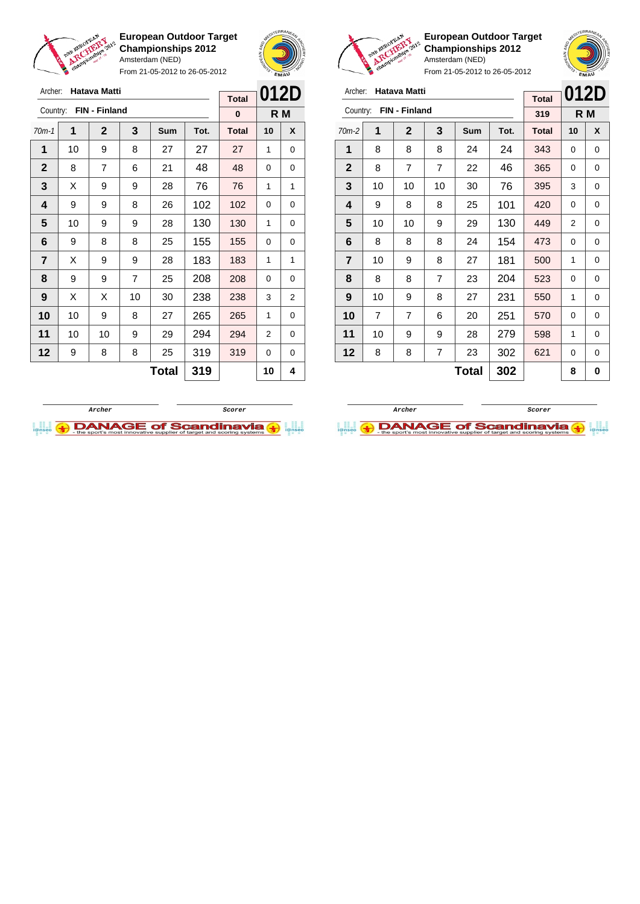**European Outdoor Target Championships 2012**
Amsterdam (NED)
From 21-05-2012 to 26-05-2012

Archer: **Hatava Matti**
Country: **FIN - Finland**

| Total | 012D |
|---|---|
| 0 | R M |

| 70m-1 | 1 | 2 | 3 | Sum | Tot. | Total | 10 | X |
|---|---|---|---|---|---|---|---|---|
| 1 | 10 | 9 | 8 | 27 | 27 | 27 | 1 | 0 |
| 2 | 8 | 7 | 6 | 21 | 48 | 48 | 0 | 0 |
| 3 | X | 9 | 9 | 28 | 76 | 76 | 1 | 1 |
| 4 | 9 | 9 | 8 | 26 | 102 | 102 | 0 | 0 |
| 5 | 10 | 9 | 9 | 28 | 130 | 130 | 1 | 0 |
| 6 | 9 | 8 | 8 | 25 | 155 | 155 | 0 | 0 |
| 7 | X | 9 | 9 | 28 | 183 | 183 | 1 | 1 |
| 8 | 9 | 9 | 7 | 25 | 208 | 208 | 0 | 0 |
| 9 | X | X | 10 | 30 | 238 | 238 | 3 | 2 |
| 10 | 10 | 9 | 8 | 27 | 265 | 265 | 1 | 0 |
| 11 | 10 | 10 | 9 | 29 | 294 | 294 | 2 | 0 |
| 12 | 9 | 8 | 8 | 25 | 319 | 319 | 0 | 0 |
| | | | | **Total** | **319** | | **10** | **4** |

Archer / Scorer

**European Outdoor Target Championships 2012**
Amsterdam (NED)
From 21-05-2012 to 26-05-2012

Archer: **Hatava Matti**
Country: **FIN - Finland**

| Total | 012D |
|---|---|
| 319 | R M |

| 70m-2 | 1 | 2 | 3 | Sum | Tot. | Total | 10 | X |
|---|---|---|---|---|---|---|---|---|
| 1 | 8 | 8 | 8 | 24 | 24 | 343 | 0 | 0 |
| 2 | 8 | 7 | 7 | 22 | 46 | 365 | 0 | 0 |
| 3 | 10 | 10 | 10 | 30 | 76 | 395 | 3 | 0 |
| 4 | 9 | 8 | 8 | 25 | 101 | 420 | 0 | 0 |
| 5 | 10 | 10 | 9 | 29 | 130 | 449 | 2 | 0 |
| 6 | 8 | 8 | 8 | 24 | 154 | 473 | 0 | 0 |
| 7 | 10 | 9 | 8 | 27 | 181 | 500 | 1 | 0 |
| 8 | 8 | 8 | 7 | 23 | 204 | 523 | 0 | 0 |
| 9 | 10 | 9 | 8 | 27 | 231 | 550 | 1 | 0 |
| 10 | 7 | 7 | 6 | 20 | 251 | 570 | 0 | 0 |
| 11 | 10 | 9 | 9 | 28 | 279 | 598 | 1 | 0 |
| 12 | 8 | 8 | 7 | 23 | 302 | 621 | 0 | 0 |
| | | | | **Total** | **302** | | **8** | **0** |

Archer / Scorer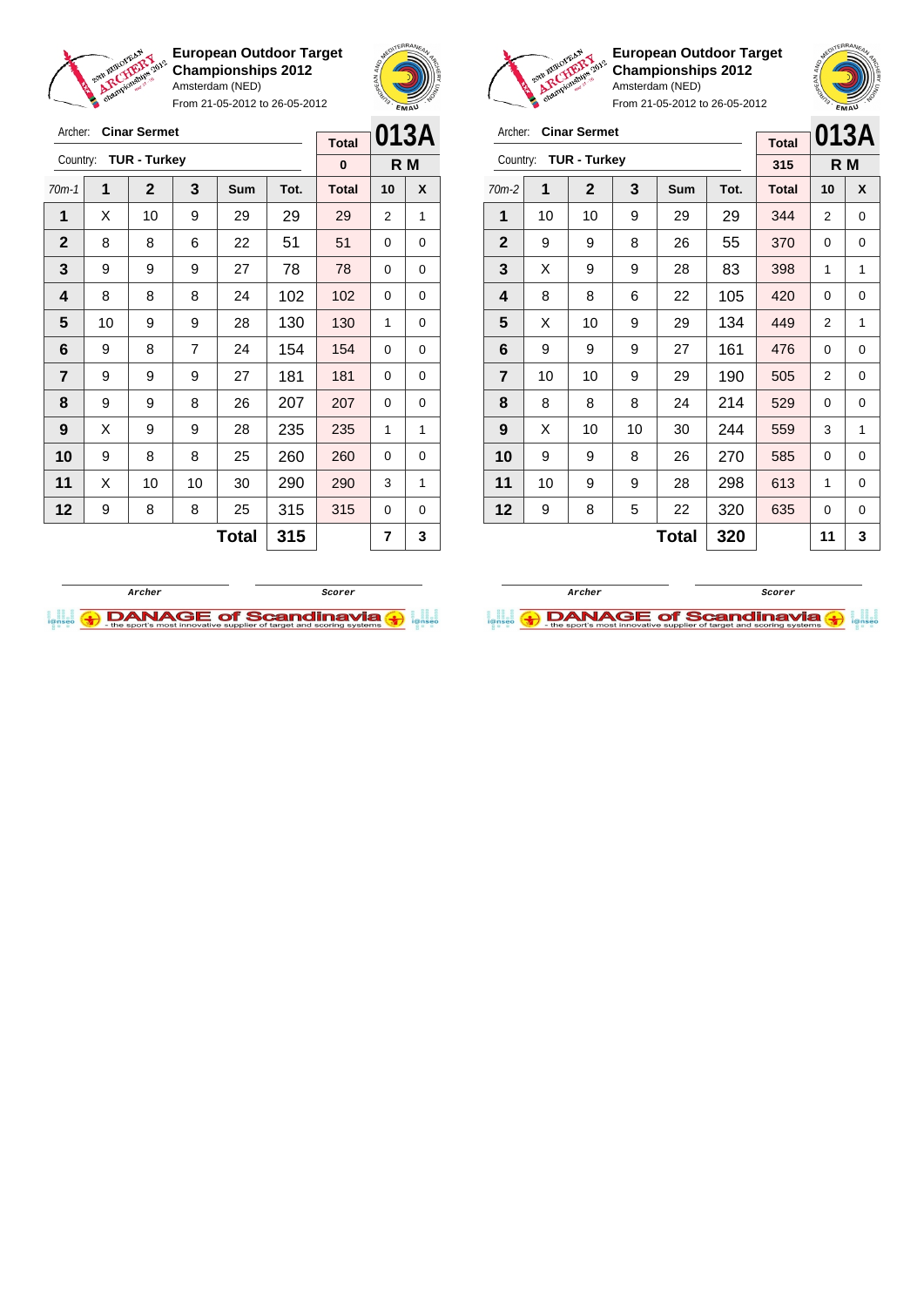**European Outdoor Target Championships 2012**
Amsterdam (NED)
From 21-05-2012 to 26-05-2012

Archer: **Cinar Sermet**
Country: **TUR - Turkey**

| | | | | | | Total | 013A | |
|---|---|---|---|---|---|---|---|---|
| | | | | | | 0 | R M | |
| 70m-1 | 1 | 2 | 3 | Sum | Tot. | Total | 10 | X |
| 1 | X | 10 | 9 | 29 | 29 | 29 | 2 | 1 |
| 2 | 8 | 8 | 6 | 22 | 51 | 51 | 0 | 0 |
| 3 | 9 | 9 | 9 | 27 | 78 | 78 | 0 | 0 |
| 4 | 8 | 8 | 8 | 24 | 102 | 102 | 0 | 0 |
| 5 | 10 | 9 | 9 | 28 | 130 | 130 | 1 | 0 |
| 6 | 9 | 8 | 7 | 24 | 154 | 154 | 0 | 0 |
| 7 | 9 | 9 | 9 | 27 | 181 | 181 | 0 | 0 |
| 8 | 9 | 9 | 8 | 26 | 207 | 207 | 0 | 0 |
| 9 | X | 9 | 9 | 28 | 235 | 235 | 1 | 1 |
| 10 | 9 | 8 | 8 | 25 | 260 | 260 | 0 | 0 |
| 11 | X | 10 | 10 | 30 | 290 | 290 | 3 | 1 |
| 12 | 9 | 8 | 8 | 25 | 315 | 315 | 0 | 0 |
| | | | | Total | 315 | | 7 | 3 |

Archer / Scorer

**European Outdoor Target Championships 2012**
Amsterdam (NED)
From 21-05-2012 to 26-05-2012

Archer: **Cinar Sermet**
Country: **TUR - Turkey**

| | | | | | | Total | 013A | |
|---|---|---|---|---|---|---|---|---|
| | | | | | | 315 | R M | |
| 70m-2 | 1 | 2 | 3 | Sum | Tot. | Total | 10 | X |
| 1 | 10 | 10 | 9 | 29 | 29 | 344 | 2 | 0 |
| 2 | 9 | 9 | 8 | 26 | 55 | 370 | 0 | 0 |
| 3 | X | 9 | 9 | 28 | 83 | 398 | 1 | 1 |
| 4 | 8 | 8 | 6 | 22 | 105 | 420 | 0 | 0 |
| 5 | X | 10 | 9 | 29 | 134 | 449 | 2 | 1 |
| 6 | 9 | 9 | 9 | 27 | 161 | 476 | 0 | 0 |
| 7 | 10 | 10 | 9 | 29 | 190 | 505 | 2 | 0 |
| 8 | 8 | 8 | 8 | 24 | 214 | 529 | 0 | 0 |
| 9 | X | 10 | 10 | 30 | 244 | 559 | 3 | 1 |
| 10 | 9 | 9 | 8 | 26 | 270 | 585 | 0 | 0 |
| 11 | 10 | 9 | 9 | 28 | 298 | 613 | 1 | 0 |
| 12 | 9 | 8 | 5 | 22 | 320 | 635 | 0 | 0 |
| | | | | Total | 320 | | 11 | 3 |

Archer / Scorer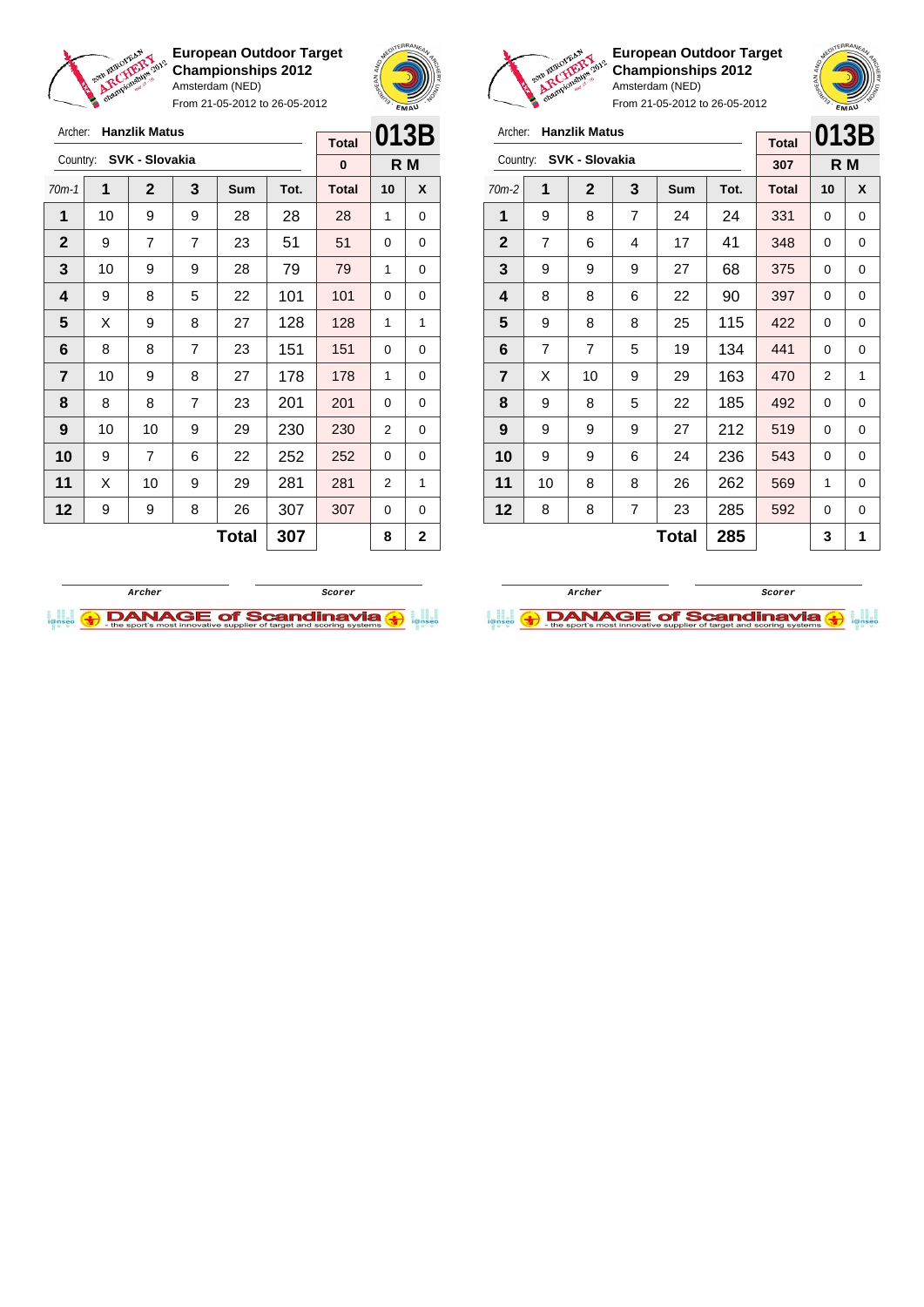**European Outdoor Target Championships 2012**
Amsterdam (NED)
From 21-05-2012 to 26-05-2012

Archer: **Hanzlik Matus**
Country: **SVK - Slovakia**

**013B** — R M

| 70m-1 | 1 | 2 | 3 | Sum | Tot. | Total | 10 | X |
|---|---|---|---|---|---|---|---|---|
| | | | | | | 0 | | |
| 1 | 10 | 9 | 9 | 28 | 28 | 28 | 1 | 0 |
| 2 | 9 | 7 | 7 | 23 | 51 | 51 | 0 | 0 |
| 3 | 10 | 9 | 9 | 28 | 79 | 79 | 1 | 0 |
| 4 | 9 | 8 | 5 | 22 | 101 | 101 | 0 | 0 |
| 5 | X | 9 | 8 | 27 | 128 | 128 | 1 | 1 |
| 6 | 8 | 8 | 7 | 23 | 151 | 151 | 0 | 0 |
| 7 | 10 | 9 | 8 | 27 | 178 | 178 | 1 | 0 |
| 8 | 8 | 8 | 7 | 23 | 201 | 201 | 0 | 0 |
| 9 | 10 | 10 | 9 | 29 | 230 | 230 | 2 | 0 |
| 10 | 9 | 7 | 6 | 22 | 252 | 252 | 0 | 0 |
| 11 | X | 10 | 9 | 29 | 281 | 281 | 2 | 1 |
| 12 | 9 | 9 | 8 | 26 | 307 | 307 | 0 | 0 |
| | | | | Total | 307 | | 8 | 2 |

Archer — Scorer

**European Outdoor Target Championships 2012**
Amsterdam (NED)
From 21-05-2012 to 26-05-2012

Archer: **Hanzlik Matus**
Country: **SVK - Slovakia**

**013B** — R M

| 70m-2 | 1 | 2 | 3 | Sum | Tot. | Total | 10 | X |
|---|---|---|---|---|---|---|---|---|
| | | | | | | 307 | | |
| 1 | 9 | 8 | 7 | 24 | 24 | 331 | 0 | 0 |
| 2 | 7 | 6 | 4 | 17 | 41 | 348 | 0 | 0 |
| 3 | 9 | 9 | 9 | 27 | 68 | 375 | 0 | 0 |
| 4 | 8 | 8 | 6 | 22 | 90 | 397 | 0 | 0 |
| 5 | 9 | 8 | 8 | 25 | 115 | 422 | 0 | 0 |
| 6 | 7 | 7 | 5 | 19 | 134 | 441 | 0 | 0 |
| 7 | X | 10 | 9 | 29 | 163 | 470 | 2 | 1 |
| 8 | 9 | 8 | 5 | 22 | 185 | 492 | 0 | 0 |
| 9 | 9 | 9 | 9 | 27 | 212 | 519 | 0 | 0 |
| 10 | 9 | 9 | 6 | 24 | 236 | 543 | 0 | 0 |
| 11 | 10 | 8 | 8 | 26 | 262 | 569 | 1 | 0 |
| 12 | 8 | 8 | 7 | 23 | 285 | 592 | 0 | 0 |
| | | | | Total | 285 | | 3 | 1 |

Archer — Scorer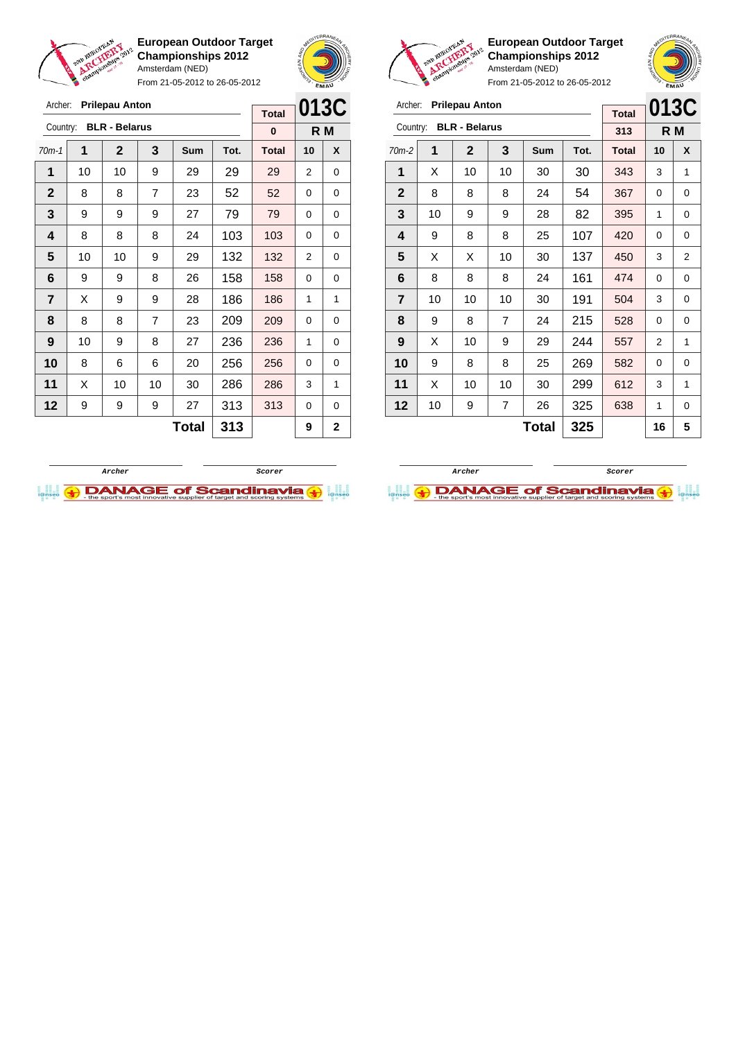**European Outdoor Target Championships 2012**
Amsterdam (NED)
From 21-05-2012 to 26-05-2012

Archer: **Prilepau Anton**
Country: **BLR - Belarus**

| Total | 013C |
|---|---|
| 0 | R M |

| 70m-1 | 1 | 2 | 3 | Sum | Tot. | Total | 10 | X |
|---|---|---|---|---|---|---|---|---|
| 1 | 10 | 10 | 9 | 29 | 29 | 29 | 2 | 0 |
| 2 | 8 | 8 | 7 | 23 | 52 | 52 | 0 | 0 |
| 3 | 9 | 9 | 9 | 27 | 79 | 79 | 0 | 0 |
| 4 | 8 | 8 | 8 | 24 | 103 | 103 | 0 | 0 |
| 5 | 10 | 10 | 9 | 29 | 132 | 132 | 2 | 0 |
| 6 | 9 | 9 | 8 | 26 | 158 | 158 | 0 | 0 |
| 7 | X | 9 | 9 | 28 | 186 | 186 | 1 | 1 |
| 8 | 8 | 8 | 7 | 23 | 209 | 209 | 0 | 0 |
| 9 | 10 | 9 | 8 | 27 | 236 | 236 | 1 | 0 |
| 10 | 8 | 6 | 6 | 20 | 256 | 256 | 0 | 0 |
| 11 | X | 10 | 10 | 30 | 286 | 286 | 3 | 1 |
| 12 | 9 | 9 | 9 | 27 | 313 | 313 | 0 | 0 |
| | | | | **Total** | **313** | | **9** | **2** |

Archer _______________ Scorer _______________

**European Outdoor Target Championships 2012**
Amsterdam (NED)
From 21-05-2012 to 26-05-2012

Archer: **Prilepau Anton**
Country: **BLR - Belarus**

| Total | 013C |
|---|---|
| 313 | R M |

| 70m-2 | 1 | 2 | 3 | Sum | Tot. | Total | 10 | X |
|---|---|---|---|---|---|---|---|---|
| 1 | X | 10 | 10 | 30 | 30 | 343 | 3 | 1 |
| 2 | 8 | 8 | 8 | 24 | 54 | 367 | 0 | 0 |
| 3 | 10 | 9 | 9 | 28 | 82 | 395 | 1 | 0 |
| 4 | 9 | 8 | 8 | 25 | 107 | 420 | 0 | 0 |
| 5 | X | X | 10 | 30 | 137 | 450 | 3 | 2 |
| 6 | 8 | 8 | 8 | 24 | 161 | 474 | 0 | 0 |
| 7 | 10 | 10 | 10 | 30 | 191 | 504 | 3 | 0 |
| 8 | 9 | 8 | 7 | 24 | 215 | 528 | 0 | 0 |
| 9 | X | 10 | 9 | 29 | 244 | 557 | 2 | 1 |
| 10 | 9 | 8 | 8 | 25 | 269 | 582 | 0 | 0 |
| 11 | X | 10 | 10 | 30 | 299 | 612 | 3 | 1 |
| 12 | 10 | 9 | 7 | 26 | 325 | 638 | 1 | 0 |
| | | | | **Total** | **325** | | **16** | **5** |

Archer _______________ Scorer _______________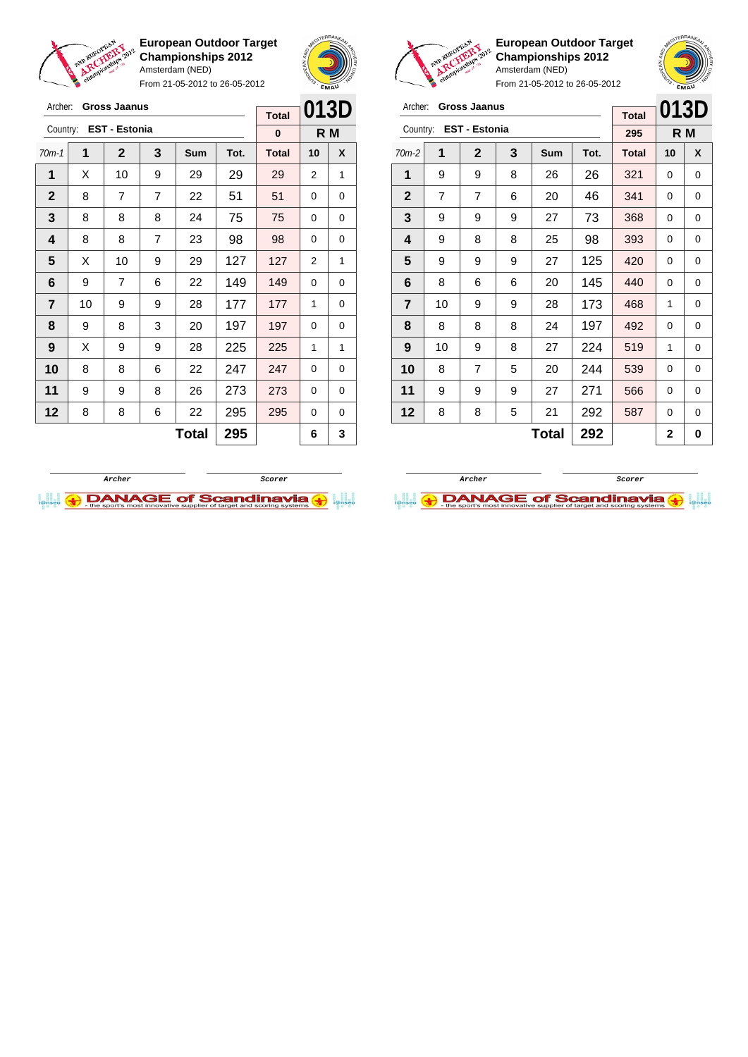**European Outdoor Target Championships 2012**
Amsterdam (NED)
From 21-05-2012 to 26-05-2012

Archer: **Gross Jaanus**
Country: **EST - Estonia**

| Total | 013D |
|---|---|
| 0 | R M |

| 70m-1 | 1 | 2 | 3 | Sum | Tot. | Total | 10 | X |
|---|---|---|---|---|---|---|---|---|
| 1 | X | 10 | 9 | 29 | 29 | 29 | 2 | 1 |
| 2 | 8 | 7 | 7 | 22 | 51 | 51 | 0 | 0 |
| 3 | 8 | 8 | 8 | 24 | 75 | 75 | 0 | 0 |
| 4 | 8 | 8 | 7 | 23 | 98 | 98 | 0 | 0 |
| 5 | X | 10 | 9 | 29 | 127 | 127 | 2 | 1 |
| 6 | 9 | 7 | 6 | 22 | 149 | 149 | 0 | 0 |
| 7 | 10 | 9 | 9 | 28 | 177 | 177 | 1 | 0 |
| 8 | 9 | 8 | 3 | 20 | 197 | 197 | 0 | 0 |
| 9 | X | 9 | 9 | 28 | 225 | 225 | 1 | 1 |
| 10 | 8 | 8 | 6 | 22 | 247 | 247 | 0 | 0 |
| 11 | 9 | 9 | 8 | 26 | 273 | 273 | 0 | 0 |
| 12 | 8 | 8 | 6 | 22 | 295 | 295 | 0 | 0 |
| | | | | **Total** | **295** | | **6** | **3** |

Archer　　　　Scorer

**European Outdoor Target Championships 2012**
Amsterdam (NED)
From 21-05-2012 to 26-05-2012

Archer: **Gross Jaanus**
Country: **EST - Estonia**

| Total | 013D |
|---|---|
| 295 | R M |

| 70m-2 | 1 | 2 | 3 | Sum | Tot. | Total | 10 | X |
|---|---|---|---|---|---|---|---|---|
| 1 | 9 | 9 | 8 | 26 | 26 | 321 | 0 | 0 |
| 2 | 7 | 7 | 6 | 20 | 46 | 341 | 0 | 0 |
| 3 | 9 | 9 | 9 | 27 | 73 | 368 | 0 | 0 |
| 4 | 9 | 8 | 8 | 25 | 98 | 393 | 0 | 0 |
| 5 | 9 | 9 | 9 | 27 | 125 | 420 | 0 | 0 |
| 6 | 8 | 6 | 6 | 20 | 145 | 440 | 0 | 0 |
| 7 | 10 | 9 | 9 | 28 | 173 | 468 | 1 | 0 |
| 8 | 8 | 8 | 8 | 24 | 197 | 492 | 0 | 0 |
| 9 | 10 | 9 | 8 | 27 | 224 | 519 | 1 | 0 |
| 10 | 8 | 7 | 5 | 20 | 244 | 539 | 0 | 0 |
| 11 | 9 | 9 | 9 | 27 | 271 | 566 | 0 | 0 |
| 12 | 8 | 8 | 5 | 21 | 292 | 587 | 0 | 0 |
| | | | | **Total** | **292** | | **2** | **0** |

Archer　　　　Scorer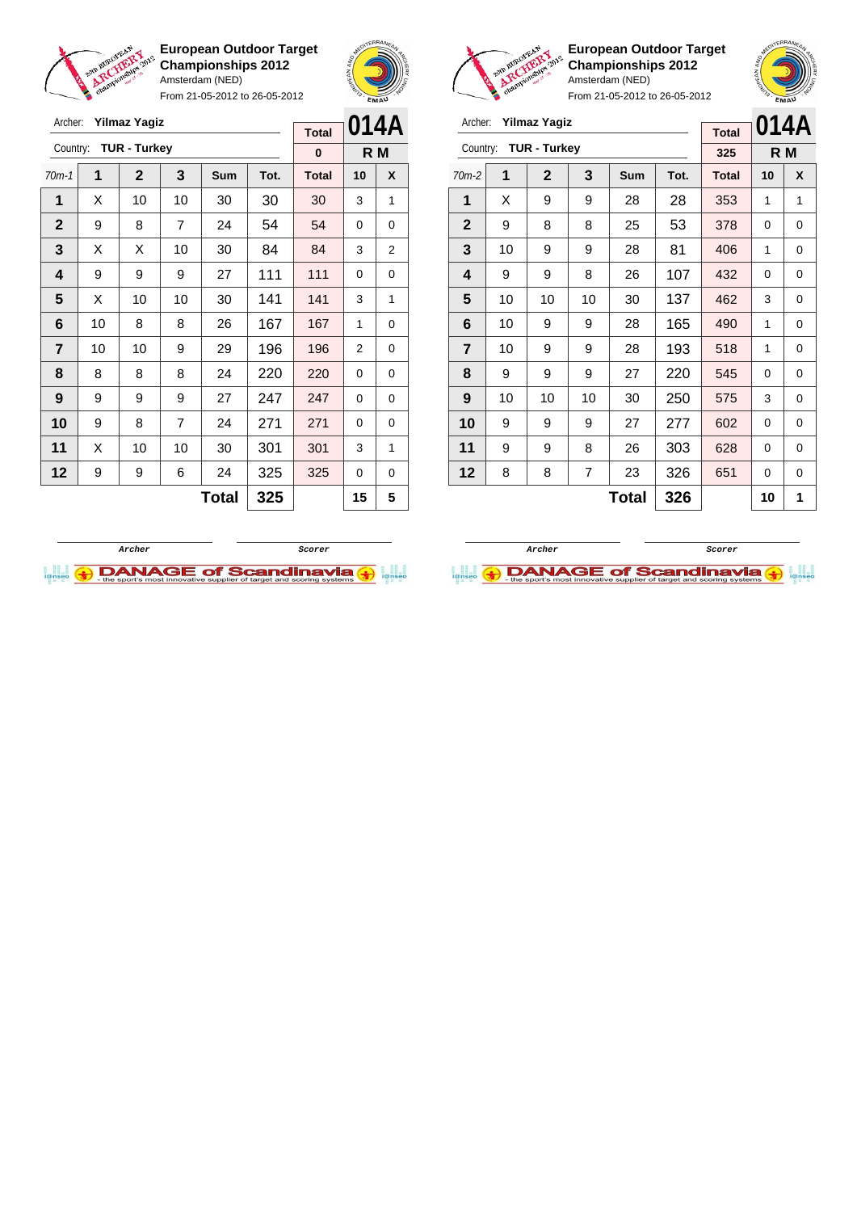**European Outdoor Target Championships 2012**
Amsterdam (NED)
From 21-05-2012 to 26-05-2012

Archer: **Yilmaz Yagiz**
Country: **TUR - Turkey**

| Total | 014A |
|---|---|
| 0 | R M |

| 70m-1 | 1 | 2 | 3 | Sum | Tot. | Total | 10 | X |
|---|---|---|---|---|---|---|---|---|
| 1 | X | 10 | 10 | 30 | 30 | 30 | 3 | 1 |
| 2 | 9 | 8 | 7 | 24 | 54 | 54 | 0 | 0 |
| 3 | X | X | 10 | 30 | 84 | 84 | 3 | 2 |
| 4 | 9 | 9 | 9 | 27 | 111 | 111 | 0 | 0 |
| 5 | X | 10 | 10 | 30 | 141 | 141 | 3 | 1 |
| 6 | 10 | 8 | 8 | 26 | 167 | 167 | 1 | 0 |
| 7 | 10 | 10 | 9 | 29 | 196 | 196 | 2 | 0 |
| 8 | 8 | 8 | 8 | 24 | 220 | 220 | 0 | 0 |
| 9 | 9 | 9 | 9 | 27 | 247 | 247 | 0 | 0 |
| 10 | 9 | 8 | 7 | 24 | 271 | 271 | 0 | 0 |
| 11 | X | 10 | 10 | 30 | 301 | 301 | 3 | 1 |
| 12 | 9 | 9 | 6 | 24 | 325 | 325 | 0 | 0 |
| | | | | **Total** | **325** | | **15** | **5** |

Archer &nbsp;&nbsp;&nbsp;&nbsp; Scorer

**European Outdoor Target Championships 2012**
Amsterdam (NED)
From 21-05-2012 to 26-05-2012

Archer: **Yilmaz Yagiz**
Country: **TUR - Turkey**

| Total | 014A |
|---|---|
| 325 | R M |

| 70m-2 | 1 | 2 | 3 | Sum | Tot. | Total | 10 | X |
|---|---|---|---|---|---|---|---|---|
| 1 | X | 9 | 9 | 28 | 28 | 353 | 1 | 1 |
| 2 | 9 | 8 | 8 | 25 | 53 | 378 | 0 | 0 |
| 3 | 10 | 9 | 9 | 28 | 81 | 406 | 1 | 0 |
| 4 | 9 | 9 | 8 | 26 | 107 | 432 | 0 | 0 |
| 5 | 10 | 10 | 10 | 30 | 137 | 462 | 3 | 0 |
| 6 | 10 | 9 | 9 | 28 | 165 | 490 | 1 | 0 |
| 7 | 10 | 9 | 9 | 28 | 193 | 518 | 1 | 0 |
| 8 | 9 | 9 | 9 | 27 | 220 | 545 | 0 | 0 |
| 9 | 10 | 10 | 10 | 30 | 250 | 575 | 3 | 0 |
| 10 | 9 | 9 | 9 | 27 | 277 | 602 | 0 | 0 |
| 11 | 9 | 9 | 8 | 26 | 303 | 628 | 0 | 0 |
| 12 | 8 | 8 | 7 | 23 | 326 | 651 | 0 | 0 |
| | | | | **Total** | **326** | | **10** | **1** |

Archer &nbsp;&nbsp;&nbsp;&nbsp; Scorer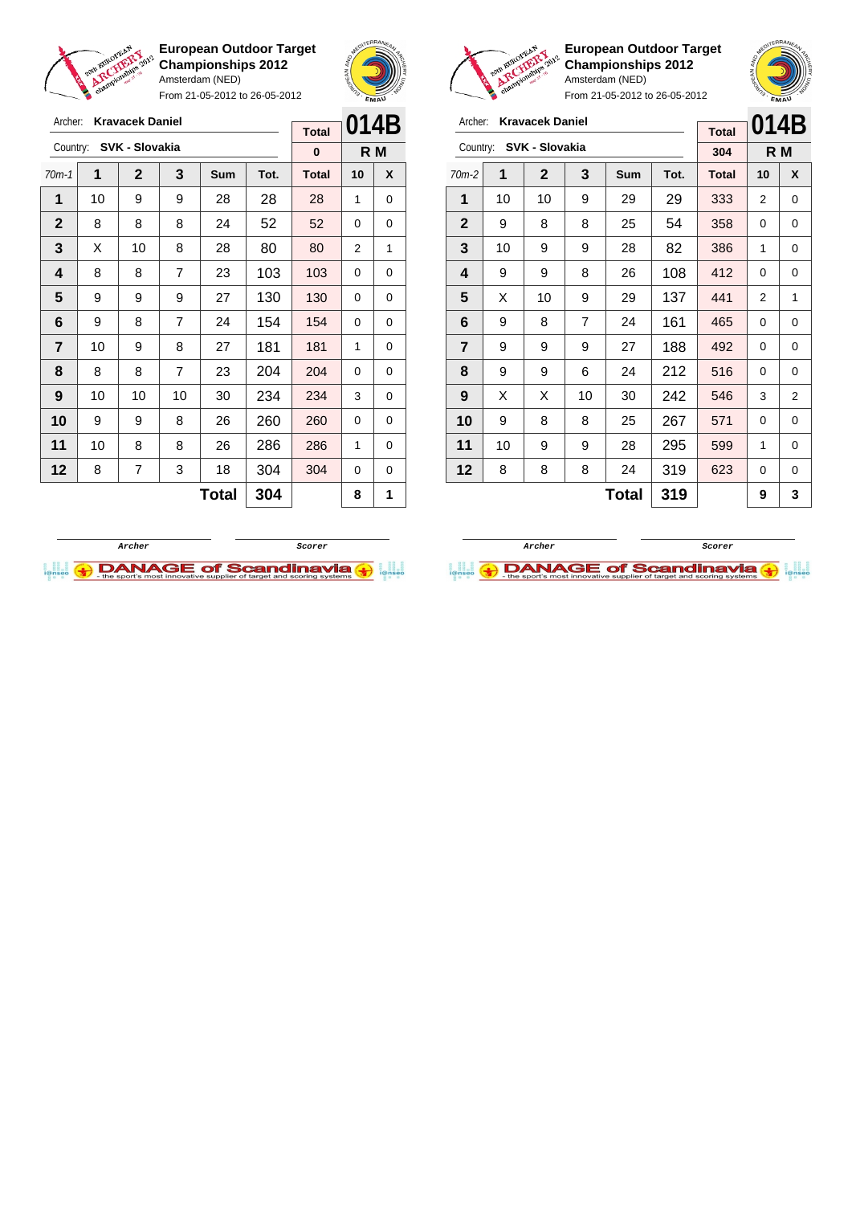**European Outdoor Target Championships 2012**
Amsterdam (NED)
From 21-05-2012 to 26-05-2012

Archer: **Kravacek Daniel**
Country: **SVK - Slovakia**

**014B** — R M

| 70m-1 | 1 | 2 | 3 | Sum | Tot. | Total | 10 | X |
|---|---|---|---|---|---|---|---|---|
| | | | | | | 0 | | |
| 1 | 10 | 9 | 9 | 28 | 28 | 28 | 1 | 0 |
| 2 | 8 | 8 | 8 | 24 | 52 | 52 | 0 | 0 |
| 3 | X | 10 | 8 | 28 | 80 | 80 | 2 | 1 |
| 4 | 8 | 8 | 7 | 23 | 103 | 103 | 0 | 0 |
| 5 | 9 | 9 | 9 | 27 | 130 | 130 | 0 | 0 |
| 6 | 9 | 8 | 7 | 24 | 154 | 154 | 0 | 0 |
| 7 | 10 | 9 | 8 | 27 | 181 | 181 | 1 | 0 |
| 8 | 8 | 8 | 7 | 23 | 204 | 204 | 0 | 0 |
| 9 | 10 | 10 | 10 | 30 | 234 | 234 | 3 | 0 |
| 10 | 9 | 9 | 8 | 26 | 260 | 260 | 0 | 0 |
| 11 | 10 | 8 | 8 | 26 | 286 | 286 | 1 | 0 |
| 12 | 8 | 7 | 3 | 18 | 304 | 304 | 0 | 0 |
| | | | | Total | 304 | | 8 | 1 |

Archer / Scorer

**European Outdoor Target Championships 2012**
Amsterdam (NED)
From 21-05-2012 to 26-05-2012

Archer: **Kravacek Daniel**
Country: **SVK - Slovakia**

**014B** — R M

| 70m-2 | 1 | 2 | 3 | Sum | Tot. | Total | 10 | X |
|---|---|---|---|---|---|---|---|---|
| | | | | | | 304 | | |
| 1 | 10 | 10 | 9 | 29 | 29 | 333 | 2 | 0 |
| 2 | 9 | 8 | 8 | 25 | 54 | 358 | 0 | 0 |
| 3 | 10 | 9 | 9 | 28 | 82 | 386 | 1 | 0 |
| 4 | 9 | 9 | 8 | 26 | 108 | 412 | 0 | 0 |
| 5 | X | 10 | 9 | 29 | 137 | 441 | 2 | 1 |
| 6 | 9 | 8 | 7 | 24 | 161 | 465 | 0 | 0 |
| 7 | 9 | 9 | 9 | 27 | 188 | 492 | 0 | 0 |
| 8 | 9 | 9 | 6 | 24 | 212 | 516 | 0 | 0 |
| 9 | X | X | 10 | 30 | 242 | 546 | 3 | 2 |
| 10 | 9 | 8 | 8 | 25 | 267 | 571 | 0 | 0 |
| 11 | 10 | 9 | 9 | 28 | 295 | 599 | 1 | 0 |
| 12 | 8 | 8 | 8 | 24 | 319 | 623 | 0 | 0 |
| | | | | Total | 319 | | 9 | 3 |

Archer / Scorer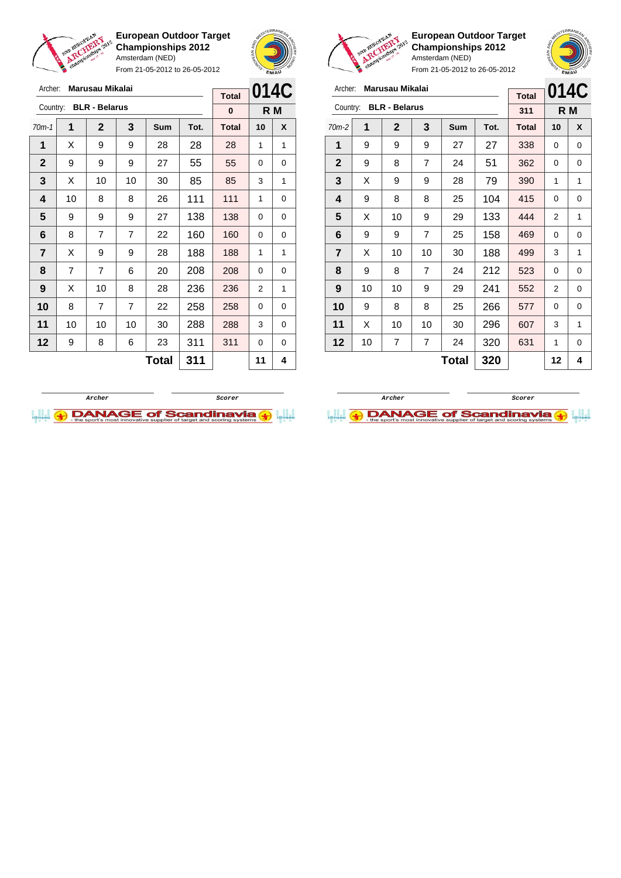**European Outdoor Target Championships 2012**
Amsterdam (NED)
From 21-05-2012 to 26-05-2012

Archer: **Marusau Mikalai**
Country: **BLR - Belarus**

Total: 0 | **014C** | **R M**

| 70m-1 | 1 | 2 | 3 | Sum | Tot. | Total | 10 | X |
|---|---|---|---|---|---|---|---|---|
| 1 | X | 9 | 9 | 28 | 28 | 28 | 1 | 1 |
| 2 | 9 | 9 | 9 | 27 | 55 | 55 | 0 | 0 |
| 3 | X | 10 | 10 | 30 | 85 | 85 | 3 | 1 |
| 4 | 10 | 8 | 8 | 26 | 111 | 111 | 1 | 0 |
| 5 | 9 | 9 | 9 | 27 | 138 | 138 | 0 | 0 |
| 6 | 8 | 7 | 7 | 22 | 160 | 160 | 0 | 0 |
| 7 | X | 9 | 9 | 28 | 188 | 188 | 1 | 1 |
| 8 | 7 | 7 | 6 | 20 | 208 | 208 | 0 | 0 |
| 9 | X | 10 | 8 | 28 | 236 | 236 | 2 | 1 |
| 10 | 8 | 7 | 7 | 22 | 258 | 258 | 0 | 0 |
| 11 | 10 | 10 | 10 | 30 | 288 | 288 | 3 | 0 |
| 12 | 9 | 8 | 6 | 23 | 311 | 311 | 0 | 0 |
| | | | | **Total** | **311** | | **11** | **4** |

Archer | Scorer

**European Outdoor Target Championships 2012**
Amsterdam (NED)
From 21-05-2012 to 26-05-2012

Archer: **Marusau Mikalai**
Country: **BLR - Belarus**

Total: 311 | **014C** | **R M**

| 70m-2 | 1 | 2 | 3 | Sum | Tot. | Total | 10 | X |
|---|---|---|---|---|---|---|---|---|
| 1 | 9 | 9 | 9 | 27 | 27 | 338 | 0 | 0 |
| 2 | 9 | 8 | 7 | 24 | 51 | 362 | 0 | 0 |
| 3 | X | 9 | 9 | 28 | 79 | 390 | 1 | 1 |
| 4 | 9 | 8 | 8 | 25 | 104 | 415 | 0 | 0 |
| 5 | X | 10 | 9 | 29 | 133 | 444 | 2 | 1 |
| 6 | 9 | 9 | 7 | 25 | 158 | 469 | 0 | 0 |
| 7 | X | 10 | 10 | 30 | 188 | 499 | 3 | 1 |
| 8 | 9 | 8 | 7 | 24 | 212 | 523 | 0 | 0 |
| 9 | 10 | 10 | 9 | 29 | 241 | 552 | 2 | 0 |
| 10 | 9 | 8 | 8 | 25 | 266 | 577 | 0 | 0 |
| 11 | X | 10 | 10 | 30 | 296 | 607 | 3 | 1 |
| 12 | 10 | 7 | 7 | 24 | 320 | 631 | 1 | 0 |
| | | | | **Total** | **320** | | **12** | **4** |

Archer | Scorer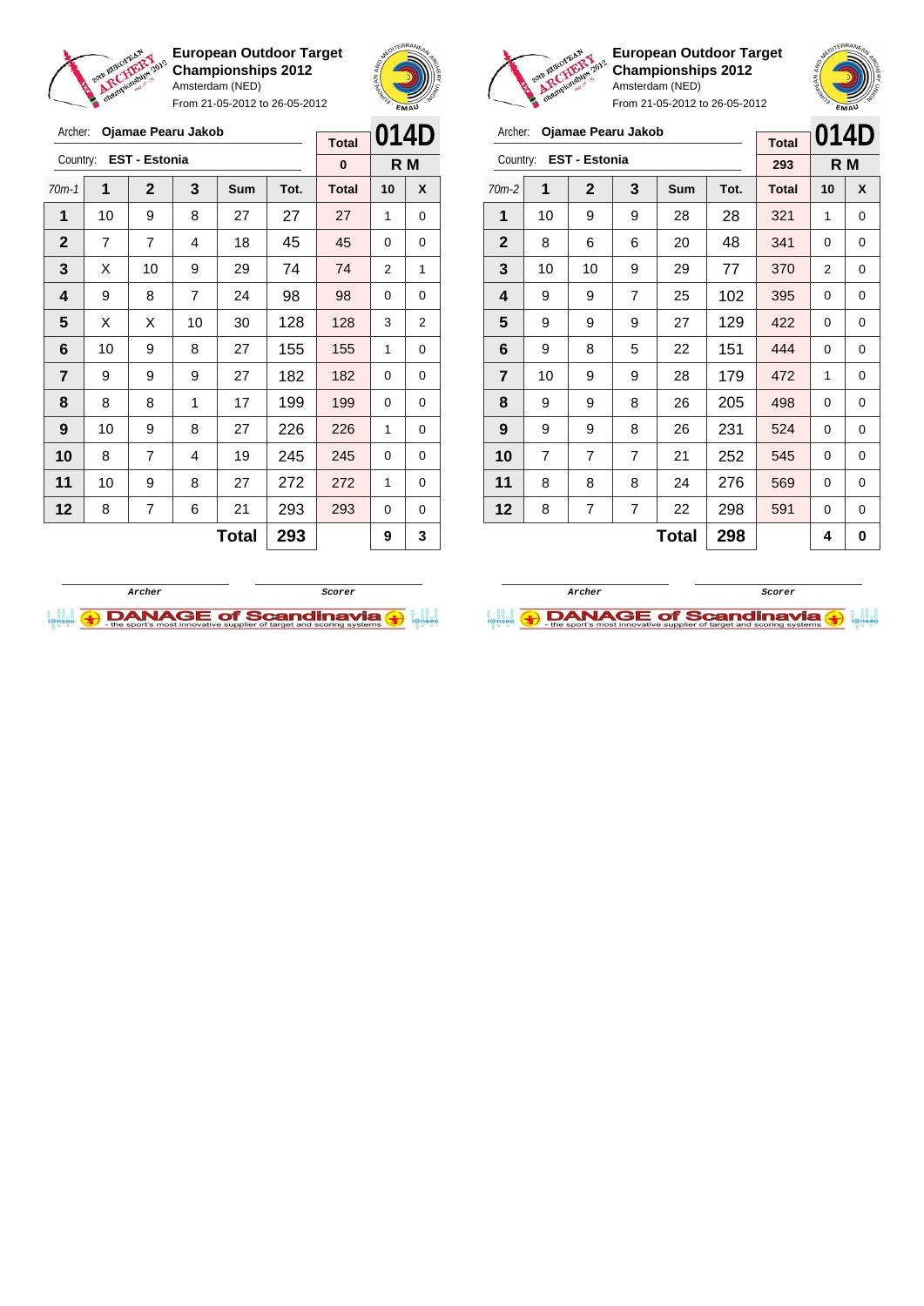## European Outdoor Target Championships 2012

Amsterdam (NED)

From 21-05-2012 to 26-05-2012

Archer: **Ojamae Pearu Jakob**

Country: **EST - Estonia**

**014D**

**R M**

| 70m-1 | 1 | 2 | 3 | Sum | Tot. | Total | 10 | X |
|---|---|---|---|---|---|---|---|---|
| | | | | | | 0 | | |
| 1 | 10 | 9 | 8 | 27 | 27 | 27 | 1 | 0 |
| 2 | 7 | 7 | 4 | 18 | 45 | 45 | 0 | 0 |
| 3 | X | 10 | 9 | 29 | 74 | 74 | 2 | 1 |
| 4 | 9 | 8 | 7 | 24 | 98 | 98 | 0 | 0 |
| 5 | X | X | 10 | 30 | 128 | 128 | 3 | 2 |
| 6 | 10 | 9 | 8 | 27 | 155 | 155 | 1 | 0 |
| 7 | 9 | 9 | 9 | 27 | 182 | 182 | 0 | 0 |
| 8 | 8 | 8 | 1 | 17 | 199 | 199 | 0 | 0 |
| 9 | 10 | 9 | 8 | 27 | 226 | 226 | 1 | 0 |
| 10 | 8 | 7 | 4 | 19 | 245 | 245 | 0 | 0 |
| 11 | 10 | 9 | 8 | 27 | 272 | 272 | 1 | 0 |
| 12 | 8 | 7 | 6 | 21 | 293 | 293 | 0 | 0 |
| | | | | **Total** | **293** | | **9** | **3** |

Archer / Scorer

## European Outdoor Target Championships 2012

Amsterdam (NED)

From 21-05-2012 to 26-05-2012

Archer: **Ojamae Pearu Jakob**

Country: **EST - Estonia**

**014D**

**R M**

| 70m-2 | 1 | 2 | 3 | Sum | Tot. | Total | 10 | X |
|---|---|---|---|---|---|---|---|---|
| | | | | | | 293 | | |
| 1 | 10 | 9 | 9 | 28 | 28 | 321 | 1 | 0 |
| 2 | 8 | 6 | 6 | 20 | 48 | 341 | 0 | 0 |
| 3 | 10 | 10 | 9 | 29 | 77 | 370 | 2 | 0 |
| 4 | 9 | 9 | 7 | 25 | 102 | 395 | 0 | 0 |
| 5 | 9 | 9 | 9 | 27 | 129 | 422 | 0 | 0 |
| 6 | 9 | 8 | 5 | 22 | 151 | 444 | 0 | 0 |
| 7 | 10 | 9 | 9 | 28 | 179 | 472 | 1 | 0 |
| 8 | 9 | 9 | 8 | 26 | 205 | 498 | 0 | 0 |
| 9 | 9 | 9 | 8 | 26 | 231 | 524 | 0 | 0 |
| 10 | 7 | 7 | 7 | 21 | 252 | 545 | 0 | 0 |
| 11 | 8 | 8 | 8 | 24 | 276 | 569 | 0 | 0 |
| 12 | 8 | 7 | 7 | 22 | 298 | 591 | 0 | 0 |
| | | | | **Total** | **298** | | **4** | **0** |

Archer / Scorer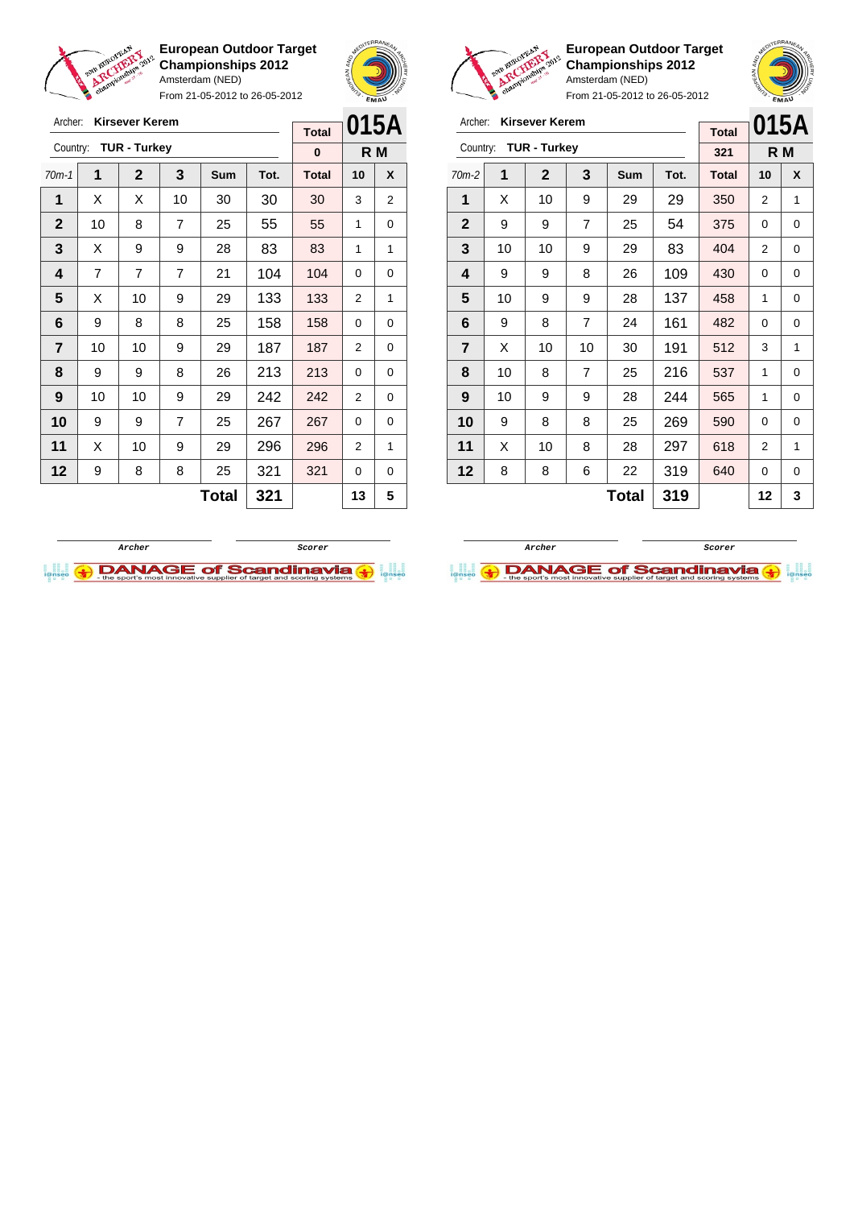**European Outdoor Target Championships 2012**
Amsterdam (NED)
From 21-05-2012 to 26-05-2012

Archer: **Kirsever Kerem**
Country: **TUR - Turkey**

**015A** R M

| 70m-1 | 1 | 2 | 3 | Sum | Tot. | Total | 10 | X |
|---|---|---|---|---|---|---|---|---|
| | | | | | | 0 | | |
| 1 | X | X | 10 | 30 | 30 | 30 | 3 | 2 |
| 2 | 10 | 8 | 7 | 25 | 55 | 55 | 1 | 0 |
| 3 | X | 9 | 9 | 28 | 83 | 83 | 1 | 1 |
| 4 | 7 | 7 | 7 | 21 | 104 | 104 | 0 | 0 |
| 5 | X | 10 | 9 | 29 | 133 | 133 | 2 | 1 |
| 6 | 9 | 8 | 8 | 25 | 158 | 158 | 0 | 0 |
| 7 | 10 | 10 | 9 | 29 | 187 | 187 | 2 | 0 |
| 8 | 9 | 9 | 8 | 26 | 213 | 213 | 0 | 0 |
| 9 | 10 | 10 | 9 | 29 | 242 | 242 | 2 | 0 |
| 10 | 9 | 9 | 7 | 25 | 267 | 267 | 0 | 0 |
| 11 | X | 10 | 9 | 29 | 296 | 296 | 2 | 1 |
| 12 | 9 | 8 | 8 | 25 | 321 | 321 | 0 | 0 |
| | | | | **Total** | **321** | | **13** | **5** |

Archer — Scorer

**European Outdoor Target Championships 2012**
Amsterdam (NED)
From 21-05-2012 to 26-05-2012

Archer: **Kirsever Kerem**
Country: **TUR - Turkey**

**015A** R M

| 70m-2 | 1 | 2 | 3 | Sum | Tot. | Total | 10 | X |
|---|---|---|---|---|---|---|---|---|
| | | | | | | 321 | | |
| 1 | X | 10 | 9 | 29 | 29 | 350 | 2 | 1 |
| 2 | 9 | 9 | 7 | 25 | 54 | 375 | 0 | 0 |
| 3 | 10 | 10 | 9 | 29 | 83 | 404 | 2 | 0 |
| 4 | 9 | 9 | 8 | 26 | 109 | 430 | 0 | 0 |
| 5 | 10 | 9 | 9 | 28 | 137 | 458 | 1 | 0 |
| 6 | 9 | 8 | 7 | 24 | 161 | 482 | 0 | 0 |
| 7 | X | 10 | 10 | 30 | 191 | 512 | 3 | 1 |
| 8 | 10 | 8 | 7 | 25 | 216 | 537 | 1 | 0 |
| 9 | 10 | 9 | 9 | 28 | 244 | 565 | 1 | 0 |
| 10 | 9 | 8 | 8 | 25 | 269 | 590 | 0 | 0 |
| 11 | X | 10 | 8 | 28 | 297 | 618 | 2 | 1 |
| 12 | 8 | 8 | 6 | 22 | 319 | 640 | 0 | 0 |
| | | | | **Total** | **319** | | **12** | **3** |

Archer — Scorer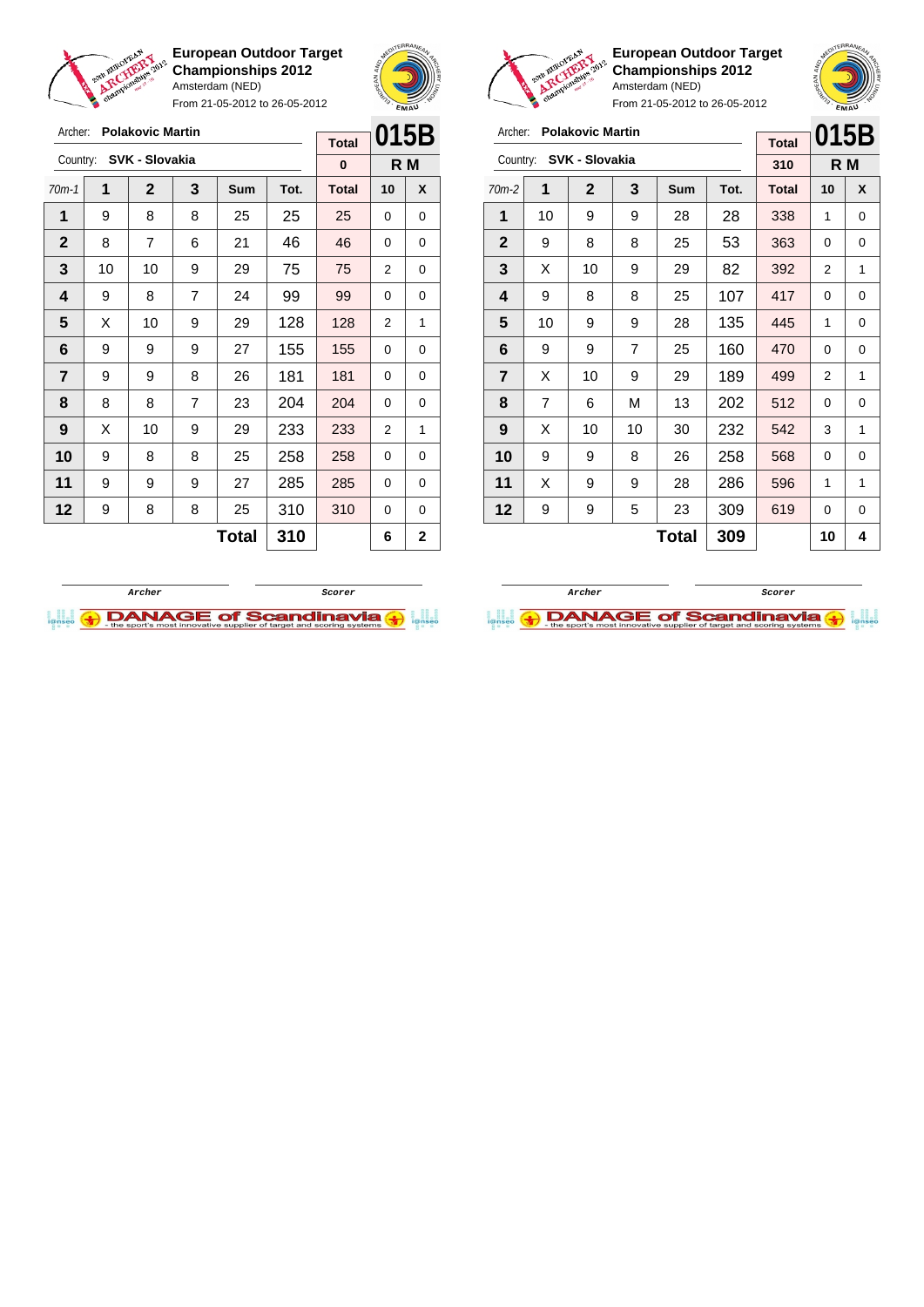**European Outdoor Target Championships 2012**
Amsterdam (NED)
From 21-05-2012 to 26-05-2012

Archer: **Polakovic Martin**
Country: **SVK - Slovakia**

**015B** R M

Total: 0

| 70m-1 | 1 | 2 | 3 | Sum | Tot. | Total | 10 | X |
|---|---|---|---|---|---|---|---|---|
| 1 | 9 | 8 | 8 | 25 | 25 | 25 | 0 | 0 |
| 2 | 8 | 7 | 6 | 21 | 46 | 46 | 0 | 0 |
| 3 | 10 | 10 | 9 | 29 | 75 | 75 | 2 | 0 |
| 4 | 9 | 8 | 7 | 24 | 99 | 99 | 0 | 0 |
| 5 | X | 10 | 9 | 29 | 128 | 128 | 2 | 1 |
| 6 | 9 | 9 | 9 | 27 | 155 | 155 | 0 | 0 |
| 7 | 9 | 9 | 8 | 26 | 181 | 181 | 0 | 0 |
| 8 | 8 | 8 | 7 | 23 | 204 | 204 | 0 | 0 |
| 9 | X | 10 | 9 | 29 | 233 | 233 | 2 | 1 |
| 10 | 9 | 8 | 8 | 25 | 258 | 258 | 0 | 0 |
| 11 | 9 | 9 | 9 | 27 | 285 | 285 | 0 | 0 |
| 12 | 9 | 8 | 8 | 25 | 310 | 310 | 0 | 0 |
| | | | | **Total** | **310** | | **6** | **2** |

Archer / Scorer

**European Outdoor Target Championships 2012**
Amsterdam (NED)
From 21-05-2012 to 26-05-2012

Archer: **Polakovic Martin**
Country: **SVK - Slovakia**

**015B** R M

Total: 310

| 70m-2 | 1 | 2 | 3 | Sum | Tot. | Total | 10 | X |
|---|---|---|---|---|---|---|---|---|
| 1 | 10 | 9 | 9 | 28 | 28 | 338 | 1 | 0 |
| 2 | 9 | 8 | 8 | 25 | 53 | 363 | 0 | 0 |
| 3 | X | 10 | 9 | 29 | 82 | 392 | 2 | 1 |
| 4 | 9 | 8 | 8 | 25 | 107 | 417 | 0 | 0 |
| 5 | 10 | 9 | 9 | 28 | 135 | 445 | 1 | 0 |
| 6 | 9 | 9 | 7 | 25 | 160 | 470 | 0 | 0 |
| 7 | X | 10 | 9 | 29 | 189 | 499 | 2 | 1 |
| 8 | 7 | 6 | M | 13 | 202 | 512 | 0 | 0 |
| 9 | X | 10 | 10 | 30 | 232 | 542 | 3 | 1 |
| 10 | 9 | 9 | 8 | 26 | 258 | 568 | 0 | 0 |
| 11 | X | 9 | 9 | 28 | 286 | 596 | 1 | 1 |
| 12 | 9 | 9 | 5 | 23 | 309 | 619 | 0 | 0 |
| | | | | **Total** | **309** | | **10** | **4** |

Archer / Scorer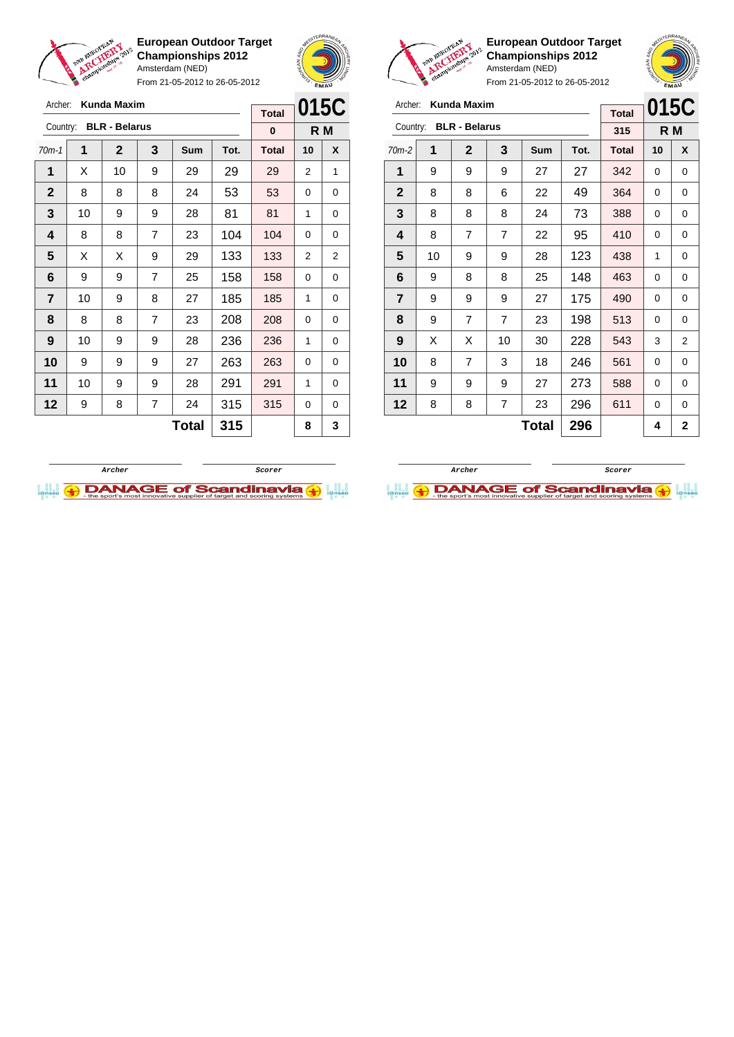**European Outdoor Target Championships 2012**
Amsterdam (NED)
From 21-05-2012 to 26-05-2012

Archer: **Kunda Maxim**
Country: **BLR - Belarus**

**015C** — R M

| 70m-1 | 1 | 2 | 3 | Sum | Tot. | Total | 10 | X |
|---|---|---|---|---|---|---|---|---|
| | | | | | | 0 | | |
| 1 | X | 10 | 9 | 29 | 29 | 29 | 2 | 1 |
| 2 | 8 | 8 | 8 | 24 | 53 | 53 | 0 | 0 |
| 3 | 10 | 9 | 9 | 28 | 81 | 81 | 1 | 0 |
| 4 | 8 | 8 | 7 | 23 | 104 | 104 | 0 | 0 |
| 5 | X | X | 9 | 29 | 133 | 133 | 2 | 2 |
| 6 | 9 | 9 | 7 | 25 | 158 | 158 | 0 | 0 |
| 7 | 10 | 9 | 8 | 27 | 185 | 185 | 1 | 0 |
| 8 | 8 | 8 | 7 | 23 | 208 | 208 | 0 | 0 |
| 9 | 10 | 9 | 9 | 28 | 236 | 236 | 1 | 0 |
| 10 | 9 | 9 | 9 | 27 | 263 | 263 | 0 | 0 |
| 11 | 10 | 9 | 9 | 28 | 291 | 291 | 1 | 0 |
| 12 | 9 | 8 | 7 | 24 | 315 | 315 | 0 | 0 |
| | | | | **Total** | **315** | | **8** | **3** |

Archer — Scorer

**European Outdoor Target Championships 2012**
Amsterdam (NED)
From 21-05-2012 to 26-05-2012

Archer: **Kunda Maxim**
Country: **BLR - Belarus**

**015C** — R M

| 70m-2 | 1 | 2 | 3 | Sum | Tot. | Total | 10 | X |
|---|---|---|---|---|---|---|---|---|
| | | | | | | 315 | | |
| 1 | 9 | 9 | 9 | 27 | 27 | 342 | 0 | 0 |
| 2 | 8 | 8 | 6 | 22 | 49 | 364 | 0 | 0 |
| 3 | 8 | 8 | 8 | 24 | 73 | 388 | 0 | 0 |
| 4 | 8 | 7 | 7 | 22 | 95 | 410 | 0 | 0 |
| 5 | 10 | 9 | 9 | 28 | 123 | 438 | 1 | 0 |
| 6 | 9 | 8 | 8 | 25 | 148 | 463 | 0 | 0 |
| 7 | 9 | 9 | 9 | 27 | 175 | 490 | 0 | 0 |
| 8 | 9 | 7 | 7 | 23 | 198 | 513 | 0 | 0 |
| 9 | X | X | 10 | 30 | 228 | 543 | 3 | 2 |
| 10 | 8 | 7 | 3 | 18 | 246 | 561 | 0 | 0 |
| 11 | 9 | 9 | 9 | 27 | 273 | 588 | 0 | 0 |
| 12 | 8 | 8 | 7 | 23 | 296 | 611 | 0 | 0 |
| | | | | **Total** | **296** | | **4** | **2** |

Archer — Scorer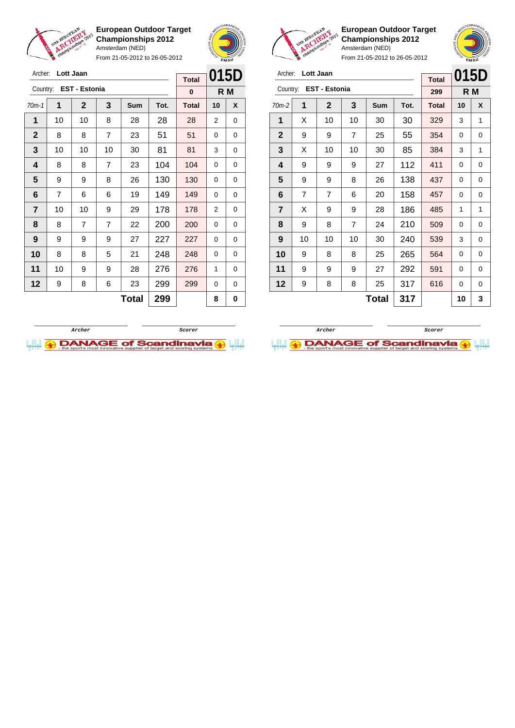**European Outdoor Target Championships 2012**
Amsterdam (NED)
From 21-05-2012 to 26-05-2012

Archer: **Lott Jaan**
Country: **EST - Estonia**

| Total | 015D |
|---|---|
| 0 | R M |

| 70m-1 | 1 | 2 | 3 | Sum | Tot. | Total | 10 | X |
|---|---|---|---|---|---|---|---|---|
| 1 | 10 | 10 | 8 | 28 | 28 | 28 | 2 | 0 |
| 2 | 8 | 8 | 7 | 23 | 51 | 51 | 0 | 0 |
| 3 | 10 | 10 | 10 | 30 | 81 | 81 | 3 | 0 |
| 4 | 8 | 8 | 7 | 23 | 104 | 104 | 0 | 0 |
| 5 | 9 | 9 | 8 | 26 | 130 | 130 | 0 | 0 |
| 6 | 7 | 6 | 6 | 19 | 149 | 149 | 0 | 0 |
| 7 | 10 | 10 | 9 | 29 | 178 | 178 | 2 | 0 |
| 8 | 8 | 7 | 7 | 22 | 200 | 200 | 0 | 0 |
| 9 | 9 | 9 | 9 | 27 | 227 | 227 | 0 | 0 |
| 10 | 8 | 8 | 5 | 21 | 248 | 248 | 0 | 0 |
| 11 | 10 | 9 | 9 | 28 | 276 | 276 | 1 | 0 |
| 12 | 9 | 8 | 6 | 23 | 299 | 299 | 0 | 0 |
| | | | | **Total** | **299** | | **8** | **0** |

Archer | Scorer

**European Outdoor Target Championships 2012**
Amsterdam (NED)
From 21-05-2012 to 26-05-2012

Archer: **Lott Jaan**
Country: **EST - Estonia**

| Total | 015D |
|---|---|
| 299 | R M |

| 70m-2 | 1 | 2 | 3 | Sum | Tot. | Total | 10 | X |
|---|---|---|---|---|---|---|---|---|
| 1 | X | 10 | 10 | 30 | 30 | 329 | 3 | 1 |
| 2 | 9 | 9 | 7 | 25 | 55 | 354 | 0 | 0 |
| 3 | X | 10 | 10 | 30 | 85 | 384 | 3 | 1 |
| 4 | 9 | 9 | 9 | 27 | 112 | 411 | 0 | 0 |
| 5 | 9 | 9 | 8 | 26 | 138 | 437 | 0 | 0 |
| 6 | 7 | 7 | 6 | 20 | 158 | 457 | 0 | 0 |
| 7 | X | 9 | 9 | 28 | 186 | 485 | 1 | 1 |
| 8 | 9 | 8 | 7 | 24 | 210 | 509 | 0 | 0 |
| 9 | 10 | 10 | 10 | 30 | 240 | 539 | 3 | 0 |
| 10 | 9 | 8 | 8 | 25 | 265 | 564 | 0 | 0 |
| 11 | 9 | 9 | 9 | 27 | 292 | 591 | 0 | 0 |
| 12 | 9 | 8 | 8 | 25 | 317 | 616 | 0 | 0 |
| | | | | **Total** | **317** | | **10** | **3** |

Archer | Scorer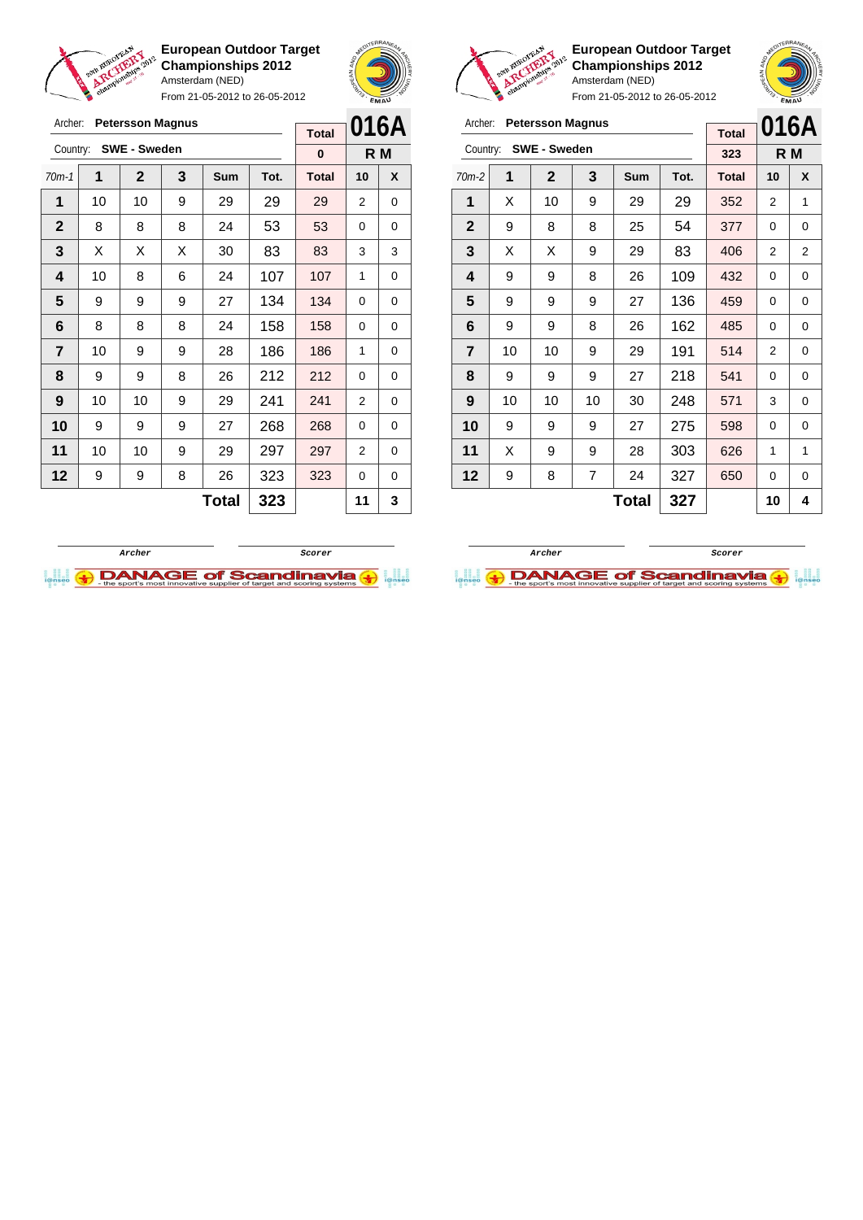**European Outdoor Target Championships 2012**
Amsterdam (NED)
From 21-05-2012 to 26-05-2012

Archer: **Petersson Magnus**
Country: **SWE - Sweden**

**016A** R M

| 70m-1 | 1 | 2 | 3 | Sum | Tot. | Total | 10 | X |
|---|---|---|---|---|---|---|---|---|
| | | | | | | 0 | | |
| 1 | 10 | 10 | 9 | 29 | 29 | 29 | 2 | 0 |
| 2 | 8 | 8 | 8 | 24 | 53 | 53 | 0 | 0 |
| 3 | X | X | X | 30 | 83 | 83 | 3 | 3 |
| 4 | 10 | 8 | 6 | 24 | 107 | 107 | 1 | 0 |
| 5 | 9 | 9 | 9 | 27 | 134 | 134 | 0 | 0 |
| 6 | 8 | 8 | 8 | 24 | 158 | 158 | 0 | 0 |
| 7 | 10 | 9 | 9 | 28 | 186 | 186 | 1 | 0 |
| 8 | 9 | 9 | 8 | 26 | 212 | 212 | 0 | 0 |
| 9 | 10 | 10 | 9 | 29 | 241 | 241 | 2 | 0 |
| 10 | 9 | 9 | 9 | 27 | 268 | 268 | 0 | 0 |
| 11 | 10 | 10 | 9 | 29 | 297 | 297 | 2 | 0 |
| 12 | 9 | 9 | 8 | 26 | 323 | 323 | 0 | 0 |
| | | | | **Total** | **323** | | **11** | **3** |

Archer — Scorer

**European Outdoor Target Championships 2012**
Amsterdam (NED)
From 21-05-2012 to 26-05-2012

Archer: **Petersson Magnus**
Country: **SWE - Sweden**

**016A** R M

| 70m-2 | 1 | 2 | 3 | Sum | Tot. | Total | 10 | X |
|---|---|---|---|---|---|---|---|---|
| | | | | | | 323 | | |
| 1 | X | 10 | 9 | 29 | 29 | 352 | 2 | 1 |
| 2 | 9 | 8 | 8 | 25 | 54 | 377 | 0 | 0 |
| 3 | X | X | 9 | 29 | 83 | 406 | 2 | 2 |
| 4 | 9 | 9 | 8 | 26 | 109 | 432 | 0 | 0 |
| 5 | 9 | 9 | 9 | 27 | 136 | 459 | 0 | 0 |
| 6 | 9 | 9 | 8 | 26 | 162 | 485 | 0 | 0 |
| 7 | 10 | 10 | 9 | 29 | 191 | 514 | 2 | 0 |
| 8 | 9 | 9 | 9 | 27 | 218 | 541 | 0 | 0 |
| 9 | 10 | 10 | 10 | 30 | 248 | 571 | 3 | 0 |
| 10 | 9 | 9 | 9 | 27 | 275 | 598 | 0 | 0 |
| 11 | X | 9 | 9 | 28 | 303 | 626 | 1 | 1 |
| 12 | 9 | 8 | 7 | 24 | 327 | 650 | 0 | 0 |
| | | | | **Total** | **327** | | **10** | **4** |

Archer — Scorer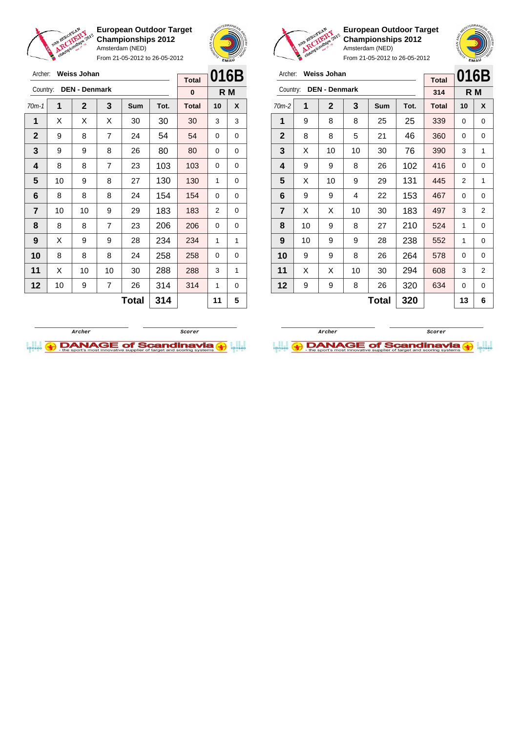**European Outdoor Target Championships 2012**
Amsterdam (NED)
From 21-05-2012 to 26-05-2012

Archer: **Weiss Johan**
Country: **DEN - Denmark**

| Total | 016B |
|---|---|
| 0 | R M |

| 70m-1 | 1 | 2 | 3 | Sum | Tot. | Total | 10 | X |
|---|---|---|---|---|---|---|---|---|
| 1 | X | X | X | 30 | 30 | 30 | 3 | 3 |
| 2 | 9 | 8 | 7 | 24 | 54 | 54 | 0 | 0 |
| 3 | 9 | 9 | 8 | 26 | 80 | 80 | 0 | 0 |
| 4 | 8 | 8 | 7 | 23 | 103 | 103 | 0 | 0 |
| 5 | 10 | 9 | 8 | 27 | 130 | 130 | 1 | 0 |
| 6 | 8 | 8 | 8 | 24 | 154 | 154 | 0 | 0 |
| 7 | 10 | 10 | 9 | 29 | 183 | 183 | 2 | 0 |
| 8 | 8 | 8 | 7 | 23 | 206 | 206 | 0 | 0 |
| 9 | X | 9 | 9 | 28 | 234 | 234 | 1 | 1 |
| 10 | 8 | 8 | 8 | 24 | 258 | 258 | 0 | 0 |
| 11 | X | 10 | 10 | 30 | 288 | 288 | 3 | 1 |
| 12 | 10 | 9 | 7 | 26 | 314 | 314 | 1 | 0 |
| | | | | **Total** | **314** | | **11** | **5** |

Archer &nbsp;&nbsp;&nbsp;&nbsp; Scorer

**European Outdoor Target Championships 2012**
Amsterdam (NED)
From 21-05-2012 to 26-05-2012

Archer: **Weiss Johan**
Country: **DEN - Denmark**

| Total | 016B |
|---|---|
| 314 | R M |

| 70m-2 | 1 | 2 | 3 | Sum | Tot. | Total | 10 | X |
|---|---|---|---|---|---|---|---|---|
| 1 | 9 | 8 | 8 | 25 | 25 | 339 | 0 | 0 |
| 2 | 8 | 8 | 5 | 21 | 46 | 360 | 0 | 0 |
| 3 | X | 10 | 10 | 30 | 76 | 390 | 3 | 1 |
| 4 | 9 | 9 | 8 | 26 | 102 | 416 | 0 | 0 |
| 5 | X | 10 | 9 | 29 | 131 | 445 | 2 | 1 |
| 6 | 9 | 9 | 4 | 22 | 153 | 467 | 0 | 0 |
| 7 | X | X | 10 | 30 | 183 | 497 | 3 | 2 |
| 8 | 10 | 9 | 8 | 27 | 210 | 524 | 1 | 0 |
| 9 | 10 | 9 | 9 | 28 | 238 | 552 | 1 | 0 |
| 10 | 9 | 9 | 8 | 26 | 264 | 578 | 0 | 0 |
| 11 | X | X | 10 | 30 | 294 | 608 | 3 | 2 |
| 12 | 9 | 9 | 8 | 26 | 320 | 634 | 0 | 0 |
| | | | | **Total** | **320** | | **13** | **6** |

Archer &nbsp;&nbsp;&nbsp;&nbsp; Scorer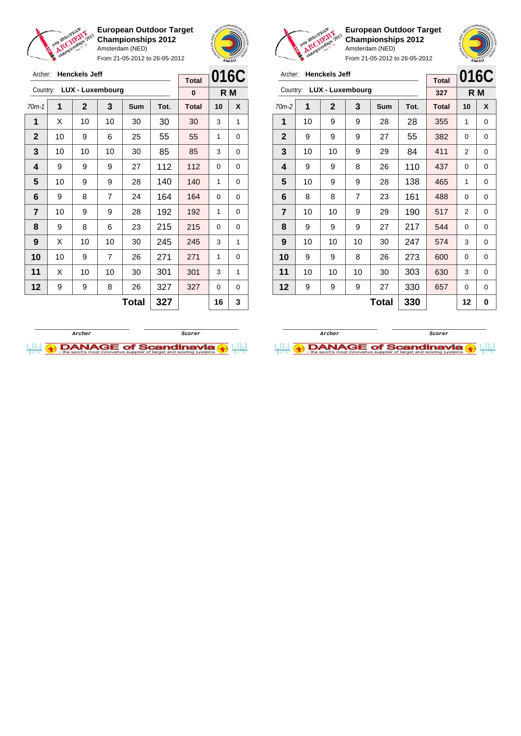**European Outdoor Target Championships 2012**
Amsterdam (NED)
From 21-05-2012 to 26-05-2012

Archer: **Henckels Jeff**
Country: **LUX - Luxembourg**

| | | | | | | Total | 016C | |
|---|---|---|---|---|---|---|---|---|
| | | | | | | 0 | R M | |
| 70m-1 | 1 | 2 | 3 | Sum | Tot. | Total | 10 | X |
| 1 | X | 10 | 10 | 30 | 30 | 30 | 3 | 1 |
| 2 | 10 | 9 | 6 | 25 | 55 | 55 | 1 | 0 |
| 3 | 10 | 10 | 10 | 30 | 85 | 85 | 3 | 0 |
| 4 | 9 | 9 | 9 | 27 | 112 | 112 | 0 | 0 |
| 5 | 10 | 9 | 9 | 28 | 140 | 140 | 1 | 0 |
| 6 | 9 | 8 | 7 | 24 | 164 | 164 | 0 | 0 |
| 7 | 10 | 9 | 9 | 28 | 192 | 192 | 1 | 0 |
| 8 | 9 | 8 | 6 | 23 | 215 | 215 | 0 | 0 |
| 9 | X | 10 | 10 | 30 | 245 | 245 | 3 | 1 |
| 10 | 10 | 9 | 7 | 26 | 271 | 271 | 1 | 0 |
| 11 | X | 10 | 10 | 30 | 301 | 301 | 3 | 1 |
| 12 | 9 | 9 | 8 | 26 | 327 | 327 | 0 | 0 |
| | | | | **Total** | **327** | | **16** | **3** |

Archer | Scorer

**European Outdoor Target Championships 2012**
Amsterdam (NED)
From 21-05-2012 to 26-05-2012

Archer: **Henckels Jeff**
Country: **LUX - Luxembourg**

| | | | | | | Total | 016C | |
|---|---|---|---|---|---|---|---|---|
| | | | | | | 327 | R M | |
| 70m-2 | 1 | 2 | 3 | Sum | Tot. | Total | 10 | X |
| 1 | 10 | 9 | 9 | 28 | 28 | 355 | 1 | 0 |
| 2 | 9 | 9 | 9 | 27 | 55 | 382 | 0 | 0 |
| 3 | 10 | 10 | 9 | 29 | 84 | 411 | 2 | 0 |
| 4 | 9 | 9 | 8 | 26 | 110 | 437 | 0 | 0 |
| 5 | 10 | 9 | 9 | 28 | 138 | 465 | 1 | 0 |
| 6 | 8 | 8 | 7 | 23 | 161 | 488 | 0 | 0 |
| 7 | 10 | 10 | 9 | 29 | 190 | 517 | 2 | 0 |
| 8 | 9 | 9 | 9 | 27 | 217 | 544 | 0 | 0 |
| 9 | 10 | 10 | 10 | 30 | 247 | 574 | 3 | 0 |
| 10 | 9 | 9 | 8 | 26 | 273 | 600 | 0 | 0 |
| 11 | 10 | 10 | 10 | 30 | 303 | 630 | 3 | 0 |
| 12 | 9 | 9 | 9 | 27 | 330 | 657 | 0 | 0 |
| | | | | **Total** | **330** | | **12** | **0** |

Archer | Scorer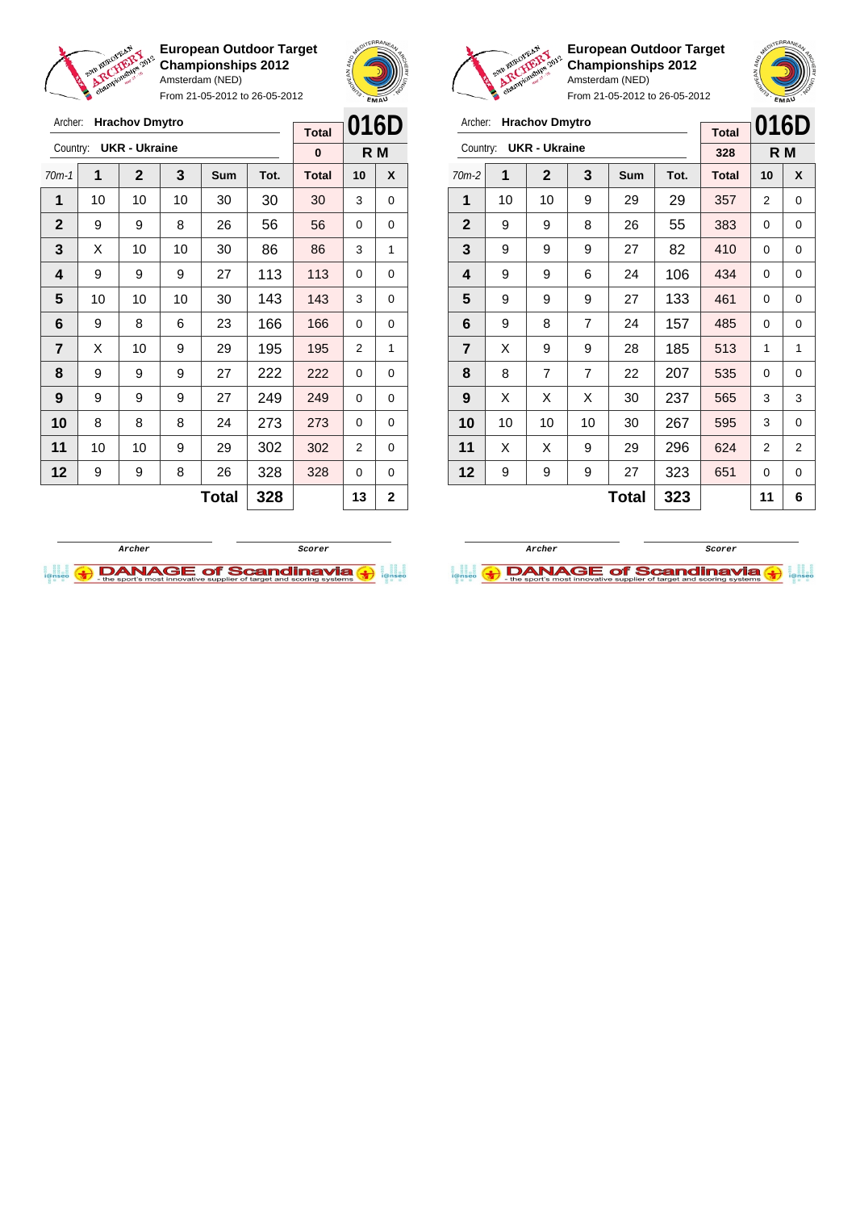**European Outdoor Target Championships 2012**
Amsterdam (NED)
From 21-05-2012 to 26-05-2012

Archer: **Hrachov Dmytro**
Country: **UKR - Ukraine**

| Total | 016D |
|---|---|
| 0 | R M |

| 70m-1 | 1 | 2 | 3 | Sum | Tot. | Total | 10 | X |
|---|---|---|---|---|---|---|---|---|
| 1 | 10 | 10 | 10 | 30 | 30 | 30 | 3 | 0 |
| 2 | 9 | 9 | 8 | 26 | 56 | 56 | 0 | 0 |
| 3 | X | 10 | 10 | 30 | 86 | 86 | 3 | 1 |
| 4 | 9 | 9 | 9 | 27 | 113 | 113 | 0 | 0 |
| 5 | 10 | 10 | 10 | 30 | 143 | 143 | 3 | 0 |
| 6 | 9 | 8 | 6 | 23 | 166 | 166 | 0 | 0 |
| 7 | X | 10 | 9 | 29 | 195 | 195 | 2 | 1 |
| 8 | 9 | 9 | 9 | 27 | 222 | 222 | 0 | 0 |
| 9 | 9 | 9 | 9 | 27 | 249 | 249 | 0 | 0 |
| 10 | 8 | 8 | 8 | 24 | 273 | 273 | 0 | 0 |
| 11 | 10 | 10 | 9 | 29 | 302 | 302 | 2 | 0 |
| 12 | 9 | 9 | 8 | 26 | 328 | 328 | 0 | 0 |
| | | | | **Total** | **328** | | **13** | **2** |

Archer Scorer

**European Outdoor Target Championships 2012**
Amsterdam (NED)
From 21-05-2012 to 26-05-2012

Archer: **Hrachov Dmytro**
Country: **UKR - Ukraine**

| Total | 016D |
|---|---|
| 328 | R M |

| 70m-2 | 1 | 2 | 3 | Sum | Tot. | Total | 10 | X |
|---|---|---|---|---|---|---|---|---|
| 1 | 10 | 10 | 9 | 29 | 29 | 357 | 2 | 0 |
| 2 | 9 | 9 | 8 | 26 | 55 | 383 | 0 | 0 |
| 3 | 9 | 9 | 9 | 27 | 82 | 410 | 0 | 0 |
| 4 | 9 | 9 | 6 | 24 | 106 | 434 | 0 | 0 |
| 5 | 9 | 9 | 9 | 27 | 133 | 461 | 0 | 0 |
| 6 | 9 | 8 | 7 | 24 | 157 | 485 | 0 | 0 |
| 7 | X | 9 | 9 | 28 | 185 | 513 | 1 | 1 |
| 8 | 8 | 7 | 7 | 22 | 207 | 535 | 0 | 0 |
| 9 | X | X | X | 30 | 237 | 565 | 3 | 3 |
| 10 | 10 | 10 | 10 | 30 | 267 | 595 | 3 | 0 |
| 11 | X | X | 9 | 29 | 296 | 624 | 2 | 2 |
| 12 | 9 | 9 | 9 | 27 | 323 | 651 | 0 | 0 |
| | | | | **Total** | **323** | | **11** | **6** |

Archer Scorer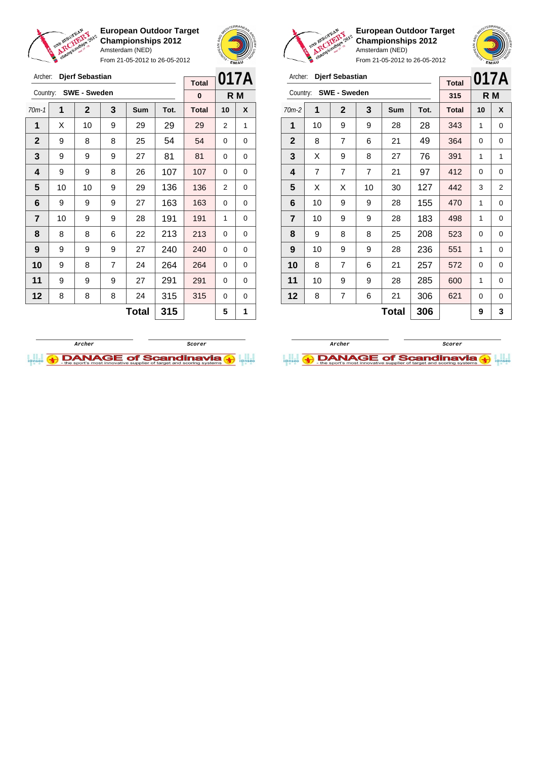## European Outdoor Target Championships 2012

Amsterdam (NED)

From 21-05-2012 to 26-05-2012

Archer: **Djerf Sebastian**

Country: **SWE - Sweden**

**017A** — R M

| 70m-1 | 1 | 2 | 3 | Sum | Tot. | Total | 10 | X |
|---|---|---|---|---|---|---|---|---|
| | | | | | | 0 | | |
| 1 | X | 10 | 9 | 29 | 29 | 29 | 2 | 1 |
| 2 | 9 | 8 | 8 | 25 | 54 | 54 | 0 | 0 |
| 3 | 9 | 9 | 9 | 27 | 81 | 81 | 0 | 0 |
| 4 | 9 | 9 | 8 | 26 | 107 | 107 | 0 | 0 |
| 5 | 10 | 10 | 9 | 29 | 136 | 136 | 2 | 0 |
| 6 | 9 | 9 | 9 | 27 | 163 | 163 | 0 | 0 |
| 7 | 10 | 9 | 9 | 28 | 191 | 191 | 1 | 0 |
| 8 | 8 | 8 | 6 | 22 | 213 | 213 | 0 | 0 |
| 9 | 9 | 9 | 9 | 27 | 240 | 240 | 0 | 0 |
| 10 | 9 | 8 | 7 | 24 | 264 | 264 | 0 | 0 |
| 11 | 9 | 9 | 9 | 27 | 291 | 291 | 0 | 0 |
| 12 | 8 | 8 | 8 | 24 | 315 | 315 | 0 | 0 |
| | | | | **Total** | **315** | | **5** | **1** |

Archer ____________ Scorer ____________

## European Outdoor Target Championships 2012

Amsterdam (NED)

From 21-05-2012 to 26-05-2012

Archer: **Djerf Sebastian**

Country: **SWE - Sweden**

**017A** — R M

| 70m-2 | 1 | 2 | 3 | Sum | Tot. | Total | 10 | X |
|---|---|---|---|---|---|---|---|---|
| | | | | | | 315 | | |
| 1 | 10 | 9 | 9 | 28 | 28 | 343 | 1 | 0 |
| 2 | 8 | 7 | 6 | 21 | 49 | 364 | 0 | 0 |
| 3 | X | 9 | 8 | 27 | 76 | 391 | 1 | 1 |
| 4 | 7 | 7 | 7 | 21 | 97 | 412 | 0 | 0 |
| 5 | X | X | 10 | 30 | 127 | 442 | 3 | 2 |
| 6 | 10 | 9 | 9 | 28 | 155 | 470 | 1 | 0 |
| 7 | 10 | 9 | 9 | 28 | 183 | 498 | 1 | 0 |
| 8 | 9 | 8 | 8 | 25 | 208 | 523 | 0 | 0 |
| 9 | 10 | 9 | 9 | 28 | 236 | 551 | 1 | 0 |
| 10 | 8 | 7 | 6 | 21 | 257 | 572 | 0 | 0 |
| 11 | 10 | 9 | 9 | 28 | 285 | 600 | 1 | 0 |
| 12 | 8 | 7 | 6 | 21 | 306 | 621 | 0 | 0 |
| | | | | **Total** | **306** | | **9** | **3** |

Archer ____________ Scorer ____________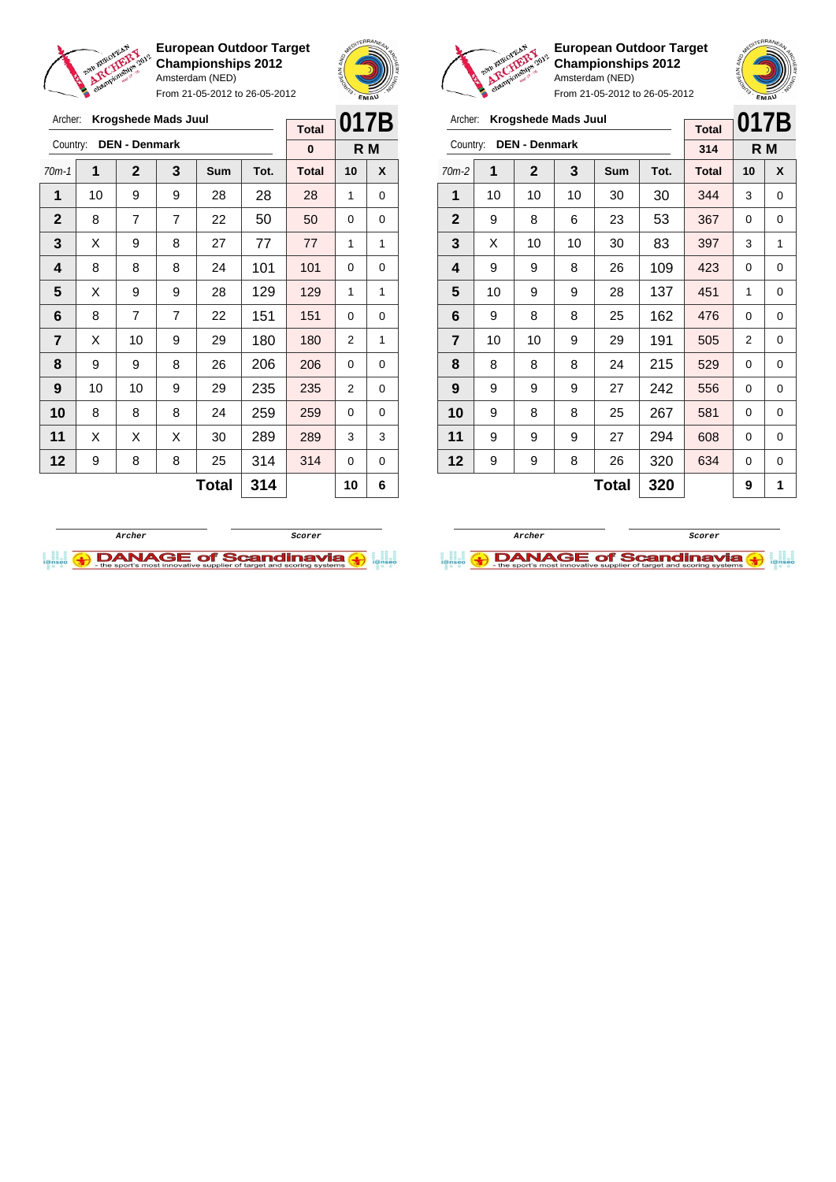**European Outdoor Target Championships 2012**
Amsterdam (NED)
From 21-05-2012 to 26-05-2012

Archer: **Krogshede Mads Juul**
Country: **DEN - Denmark**

| Total | 017B |
|---|---|
| 0 | R M |

| 70m-1 | 1 | 2 | 3 | Sum | Tot. | Total | 10 | X |
|---|---|---|---|---|---|---|---|---|
| 1 | 10 | 9 | 9 | 28 | 28 | 28 | 1 | 0 |
| 2 | 8 | 7 | 7 | 22 | 50 | 50 | 0 | 0 |
| 3 | X | 9 | 8 | 27 | 77 | 77 | 1 | 1 |
| 4 | 8 | 8 | 8 | 24 | 101 | 101 | 0 | 0 |
| 5 | X | 9 | 9 | 28 | 129 | 129 | 1 | 1 |
| 6 | 8 | 7 | 7 | 22 | 151 | 151 | 0 | 0 |
| 7 | X | 10 | 9 | 29 | 180 | 180 | 2 | 1 |
| 8 | 9 | 9 | 8 | 26 | 206 | 206 | 0 | 0 |
| 9 | 10 | 10 | 9 | 29 | 235 | 235 | 2 | 0 |
| 10 | 8 | 8 | 8 | 24 | 259 | 259 | 0 | 0 |
| 11 | X | X | X | 30 | 289 | 289 | 3 | 3 |
| 12 | 9 | 8 | 8 | 25 | 314 | 314 | 0 | 0 |
| | | | | Total | 314 | | 10 | 6 |

Archer Scorer

**European Outdoor Target Championships 2012**
Amsterdam (NED)
From 21-05-2012 to 26-05-2012

Archer: **Krogshede Mads Juul**
Country: **DEN - Denmark**

| Total | 017B |
|---|---|
| 314 | R M |

| 70m-2 | 1 | 2 | 3 | Sum | Tot. | Total | 10 | X |
|---|---|---|---|---|---|---|---|---|
| 1 | 10 | 10 | 10 | 30 | 30 | 344 | 3 | 0 |
| 2 | 9 | 8 | 6 | 23 | 53 | 367 | 0 | 0 |
| 3 | X | 10 | 10 | 30 | 83 | 397 | 3 | 1 |
| 4 | 9 | 9 | 8 | 26 | 109 | 423 | 0 | 0 |
| 5 | 10 | 9 | 9 | 28 | 137 | 451 | 1 | 0 |
| 6 | 9 | 8 | 8 | 25 | 162 | 476 | 0 | 0 |
| 7 | 10 | 10 | 9 | 29 | 191 | 505 | 2 | 0 |
| 8 | 8 | 8 | 8 | 24 | 215 | 529 | 0 | 0 |
| 9 | 9 | 9 | 9 | 27 | 242 | 556 | 0 | 0 |
| 10 | 9 | 8 | 8 | 25 | 267 | 581 | 0 | 0 |
| 11 | 9 | 9 | 9 | 27 | 294 | 608 | 0 | 0 |
| 12 | 9 | 9 | 8 | 26 | 320 | 634 | 0 | 0 |
| | | | | Total | 320 | | 9 | 1 |

Archer Scorer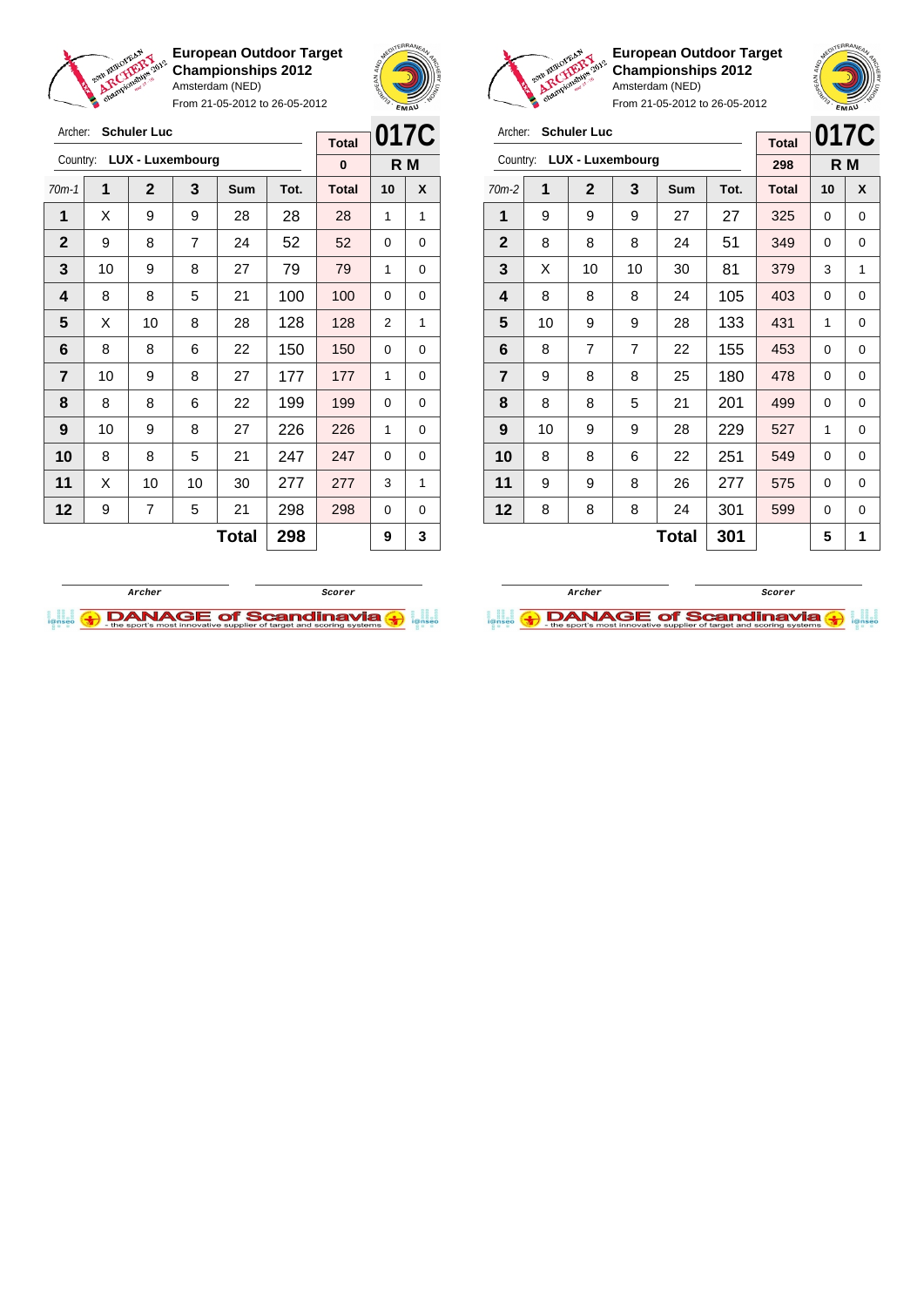**European Outdoor Target Championships 2012**
Amsterdam (NED)
From 21-05-2012 to 26-05-2012

Archer: **Schuler Luc**
Country: **LUX - Luxembourg**

| Total | 017C |
|---|---|
| 0 | R M |

| 70m-1 | 1 | 2 | 3 | Sum | Tot. | Total | 10 | X |
|---|---|---|---|---|---|---|---|---|
| 1 | X | 9 | 9 | 28 | 28 | 28 | 1 | 1 |
| 2 | 9 | 8 | 7 | 24 | 52 | 52 | 0 | 0 |
| 3 | 10 | 9 | 8 | 27 | 79 | 79 | 1 | 0 |
| 4 | 8 | 8 | 5 | 21 | 100 | 100 | 0 | 0 |
| 5 | X | 10 | 8 | 28 | 128 | 128 | 2 | 1 |
| 6 | 8 | 8 | 6 | 22 | 150 | 150 | 0 | 0 |
| 7 | 10 | 9 | 8 | 27 | 177 | 177 | 1 | 0 |
| 8 | 8 | 8 | 6 | 22 | 199 | 199 | 0 | 0 |
| 9 | 10 | 9 | 8 | 27 | 226 | 226 | 1 | 0 |
| 10 | 8 | 8 | 5 | 21 | 247 | 247 | 0 | 0 |
| 11 | X | 10 | 10 | 30 | 277 | 277 | 3 | 1 |
| 12 | 9 | 7 | 5 | 21 | 298 | 298 | 0 | 0 |
| | | | | **Total** | **298** | | **9** | **3** |

Archer — Scorer

**European Outdoor Target Championships 2012**
Amsterdam (NED)
From 21-05-2012 to 26-05-2012

Archer: **Schuler Luc**
Country: **LUX - Luxembourg**

| Total | 017C |
|---|---|
| 298 | R M |

| 70m-2 | 1 | 2 | 3 | Sum | Tot. | Total | 10 | X |
|---|---|---|---|---|---|---|---|---|
| 1 | 9 | 9 | 9 | 27 | 27 | 325 | 0 | 0 |
| 2 | 8 | 8 | 8 | 24 | 51 | 349 | 0 | 0 |
| 3 | X | 10 | 10 | 30 | 81 | 379 | 3 | 1 |
| 4 | 8 | 8 | 8 | 24 | 105 | 403 | 0 | 0 |
| 5 | 10 | 9 | 9 | 28 | 133 | 431 | 1 | 0 |
| 6 | 8 | 7 | 7 | 22 | 155 | 453 | 0 | 0 |
| 7 | 9 | 8 | 8 | 25 | 180 | 478 | 0 | 0 |
| 8 | 8 | 8 | 5 | 21 | 201 | 499 | 0 | 0 |
| 9 | 10 | 9 | 9 | 28 | 229 | 527 | 1 | 0 |
| 10 | 8 | 8 | 6 | 22 | 251 | 549 | 0 | 0 |
| 11 | 9 | 9 | 8 | 26 | 277 | 575 | 0 | 0 |
| 12 | 8 | 8 | 8 | 24 | 301 | 599 | 0 | 0 |
| | | | | **Total** | **301** | | **5** | **1** |

Archer — Scorer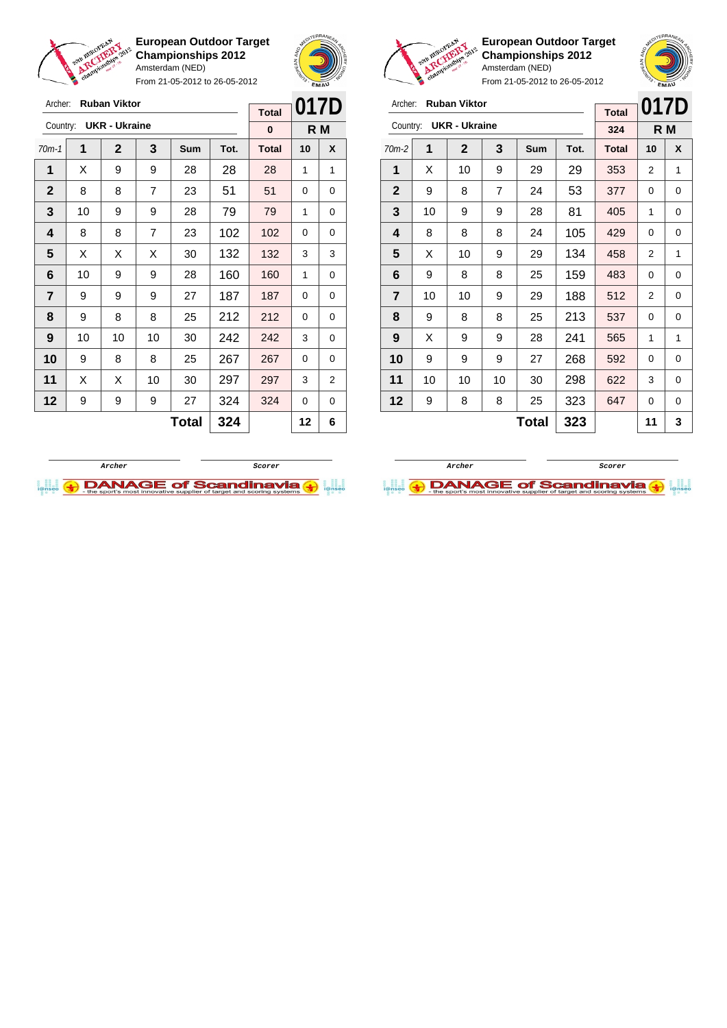**European Outdoor Target Championships 2012**
Amsterdam (NED)
From 21-05-2012 to 26-05-2012

Archer: **Ruban Viktor**
Country: **UKR - Ukraine**

| Total | 017D |
|---|---|
| 0 | R M |

| 70m-1 | 1 | 2 | 3 | Sum | Tot. | Total | 10 | X |
|---|---|---|---|---|---|---|---|---|
| 1 | X | 9 | 9 | 28 | 28 | 28 | 1 | 1 |
| 2 | 8 | 8 | 7 | 23 | 51 | 51 | 0 | 0 |
| 3 | 10 | 9 | 9 | 28 | 79 | 79 | 1 | 0 |
| 4 | 8 | 8 | 7 | 23 | 102 | 102 | 0 | 0 |
| 5 | X | X | X | 30 | 132 | 132 | 3 | 3 |
| 6 | 10 | 9 | 9 | 28 | 160 | 160 | 1 | 0 |
| 7 | 9 | 9 | 9 | 27 | 187 | 187 | 0 | 0 |
| 8 | 9 | 8 | 8 | 25 | 212 | 212 | 0 | 0 |
| 9 | 10 | 10 | 10 | 30 | 242 | 242 | 3 | 0 |
| 10 | 9 | 8 | 8 | 25 | 267 | 267 | 0 | 0 |
| 11 | X | X | 10 | 30 | 297 | 297 | 3 | 2 |
| 12 | 9 | 9 | 9 | 27 | 324 | 324 | 0 | 0 |
| | | | | **Total** | **324** | | **12** | **6** |

Archer | Scorer

**European Outdoor Target Championships 2012**
Amsterdam (NED)
From 21-05-2012 to 26-05-2012

Archer: **Ruban Viktor**
Country: **UKR - Ukraine**

| Total | 017D |
|---|---|
| 324 | R M |

| 70m-2 | 1 | 2 | 3 | Sum | Tot. | Total | 10 | X |
|---|---|---|---|---|---|---|---|---|
| 1 | X | 10 | 9 | 29 | 29 | 353 | 2 | 1 |
| 2 | 9 | 8 | 7 | 24 | 53 | 377 | 0 | 0 |
| 3 | 10 | 9 | 9 | 28 | 81 | 405 | 1 | 0 |
| 4 | 8 | 8 | 8 | 24 | 105 | 429 | 0 | 0 |
| 5 | X | 10 | 9 | 29 | 134 | 458 | 2 | 1 |
| 6 | 9 | 8 | 8 | 25 | 159 | 483 | 0 | 0 |
| 7 | 10 | 10 | 9 | 29 | 188 | 512 | 2 | 0 |
| 8 | 9 | 8 | 8 | 25 | 213 | 537 | 0 | 0 |
| 9 | X | 9 | 9 | 28 | 241 | 565 | 1 | 1 |
| 10 | 9 | 9 | 9 | 27 | 268 | 592 | 0 | 0 |
| 11 | 10 | 10 | 10 | 30 | 298 | 622 | 3 | 0 |
| 12 | 9 | 8 | 8 | 25 | 323 | 647 | 0 | 0 |
| | | | | **Total** | **323** | | **11** | **3** |

Archer | Scorer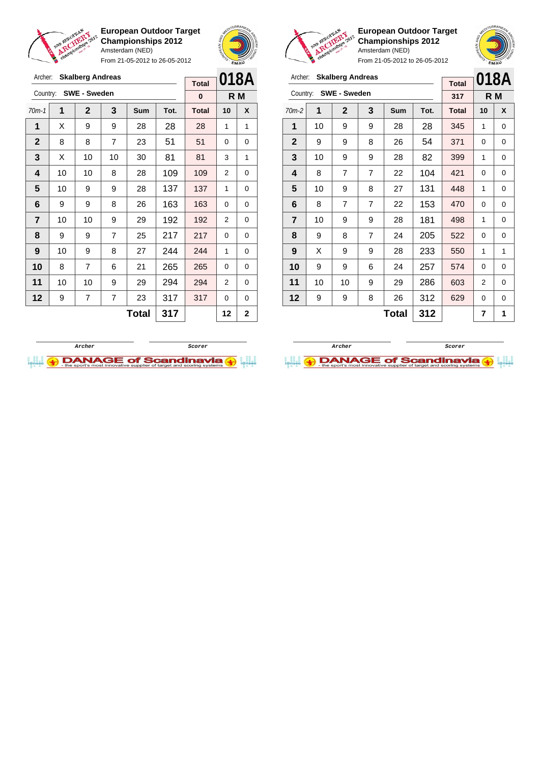## European Outdoor Target Championships 2012

Amsterdam (NED)

From 21-05-2012 to 26-05-2012

Archer: **Skalberg Andreas**

Country: **SWE - Sweden**

| Total | 018A |
|---|---|
| 0 | R M |

| 70m-1 | 1 | 2 | 3 | Sum | Tot. | Total | 10 | X |
|---|---|---|---|---|---|---|---|---|
| 1 | X | 9 | 9 | 28 | 28 | 28 | 1 | 1 |
| 2 | 8 | 8 | 7 | 23 | 51 | 51 | 0 | 0 |
| 3 | X | 10 | 10 | 30 | 81 | 81 | 3 | 1 |
| 4 | 10 | 10 | 8 | 28 | 109 | 109 | 2 | 0 |
| 5 | 10 | 9 | 9 | 28 | 137 | 137 | 1 | 0 |
| 6 | 9 | 9 | 8 | 26 | 163 | 163 | 0 | 0 |
| 7 | 10 | 10 | 9 | 29 | 192 | 192 | 2 | 0 |
| 8 | 9 | 9 | 7 | 25 | 217 | 217 | 0 | 0 |
| 9 | 10 | 9 | 8 | 27 | 244 | 244 | 1 | 0 |
| 10 | 8 | 7 | 6 | 21 | 265 | 265 | 0 | 0 |
| 11 | 10 | 10 | 9 | 29 | 294 | 294 | 2 | 0 |
| 12 | 9 | 7 | 7 | 23 | 317 | 317 | 0 | 0 |
| | | | | **Total** | **317** | | **12** | **2** |

Archer &nbsp;&nbsp;&nbsp;&nbsp; Scorer

## European Outdoor Target Championships 2012

Amsterdam (NED)

From 21-05-2012 to 26-05-2012

Archer: **Skalberg Andreas**

Country: **SWE - Sweden**

| Total | 018A |
|---|---|
| 317 | R M |

| 70m-2 | 1 | 2 | 3 | Sum | Tot. | Total | 10 | X |
|---|---|---|---|---|---|---|---|---|
| 1 | 10 | 9 | 9 | 28 | 28 | 345 | 1 | 0 |
| 2 | 9 | 9 | 8 | 26 | 54 | 371 | 0 | 0 |
| 3 | 10 | 9 | 9 | 28 | 82 | 399 | 1 | 0 |
| 4 | 8 | 7 | 7 | 22 | 104 | 421 | 0 | 0 |
| 5 | 10 | 9 | 8 | 27 | 131 | 448 | 1 | 0 |
| 6 | 8 | 7 | 7 | 22 | 153 | 470 | 0 | 0 |
| 7 | 10 | 9 | 9 | 28 | 181 | 498 | 1 | 0 |
| 8 | 9 | 8 | 7 | 24 | 205 | 522 | 0 | 0 |
| 9 | X | 9 | 9 | 28 | 233 | 550 | 1 | 1 |
| 10 | 9 | 9 | 6 | 24 | 257 | 574 | 0 | 0 |
| 11 | 10 | 10 | 9 | 29 | 286 | 603 | 2 | 0 |
| 12 | 9 | 9 | 8 | 26 | 312 | 629 | 0 | 0 |
| | | | | **Total** | **312** | | **7** | **1** |

Archer &nbsp;&nbsp;&nbsp;&nbsp; Scorer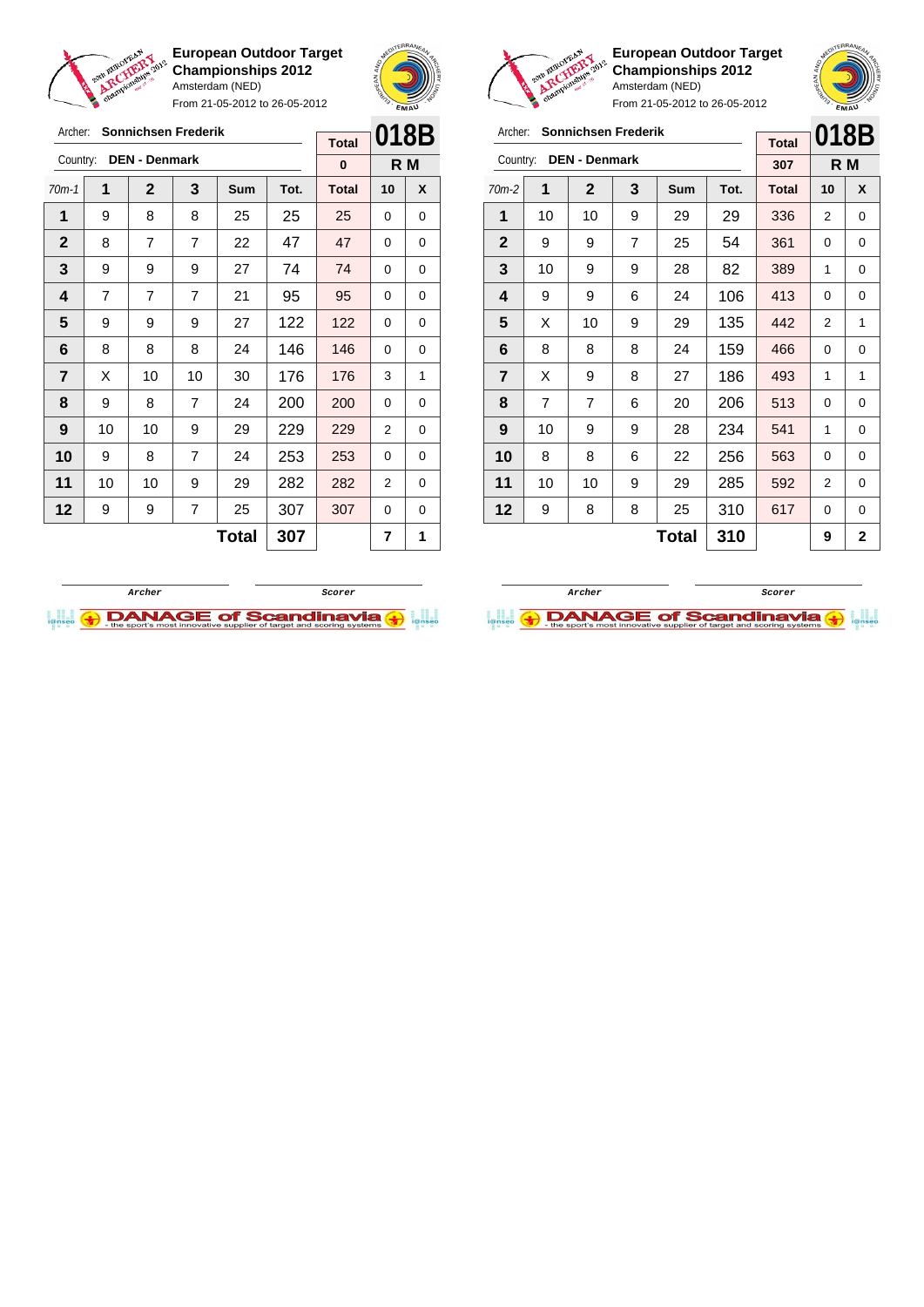**European Outdoor Target Championships 2012**
Amsterdam (NED)
From 21-05-2012 to 26-05-2012

Archer: **Sonnichsen Frederik**
Country: **DEN - Denmark**

**018B** — **R M**

| 70m-1 | 1 | 2 | 3 | Sum | Tot. | Total | 10 | X |
|---|---|---|---|---|---|---|---|---|
| | | | | | | 0 | | |
| 1 | 9 | 8 | 8 | 25 | 25 | 25 | 0 | 0 |
| 2 | 8 | 7 | 7 | 22 | 47 | 47 | 0 | 0 |
| 3 | 9 | 9 | 9 | 27 | 74 | 74 | 0 | 0 |
| 4 | 7 | 7 | 7 | 21 | 95 | 95 | 0 | 0 |
| 5 | 9 | 9 | 9 | 27 | 122 | 122 | 0 | 0 |
| 6 | 8 | 8 | 8 | 24 | 146 | 146 | 0 | 0 |
| 7 | X | 10 | 10 | 30 | 176 | 176 | 3 | 1 |
| 8 | 9 | 8 | 7 | 24 | 200 | 200 | 0 | 0 |
| 9 | 10 | 10 | 9 | 29 | 229 | 229 | 2 | 0 |
| 10 | 9 | 8 | 7 | 24 | 253 | 253 | 0 | 0 |
| 11 | 10 | 10 | 9 | 29 | 282 | 282 | 2 | 0 |
| 12 | 9 | 9 | 7 | 25 | 307 | 307 | 0 | 0 |
| | | | | **Total** | **307** | | **7** | **1** |

Archer　　　　Scorer

**European Outdoor Target Championships 2012**
Amsterdam (NED)
From 21-05-2012 to 26-05-2012

Archer: **Sonnichsen Frederik**
Country: **DEN - Denmark**

**018B** — **R M**

| 70m-2 | 1 | 2 | 3 | Sum | Tot. | Total | 10 | X |
|---|---|---|---|---|---|---|---|---|
| | | | | | | 307 | | |
| 1 | 10 | 10 | 9 | 29 | 29 | 336 | 2 | 0 |
| 2 | 9 | 9 | 7 | 25 | 54 | 361 | 0 | 0 |
| 3 | 10 | 9 | 9 | 28 | 82 | 389 | 1 | 0 |
| 4 | 9 | 9 | 6 | 24 | 106 | 413 | 0 | 0 |
| 5 | X | 10 | 9 | 29 | 135 | 442 | 2 | 1 |
| 6 | 8 | 8 | 8 | 24 | 159 | 466 | 0 | 0 |
| 7 | X | 9 | 8 | 27 | 186 | 493 | 1 | 1 |
| 8 | 7 | 7 | 6 | 20 | 206 | 513 | 0 | 0 |
| 9 | 10 | 9 | 9 | 28 | 234 | 541 | 1 | 0 |
| 10 | 8 | 8 | 6 | 22 | 256 | 563 | 0 | 0 |
| 11 | 10 | 10 | 9 | 29 | 285 | 592 | 2 | 0 |
| 12 | 9 | 8 | 8 | 25 | 310 | 617 | 0 | 0 |
| | | | | **Total** | **310** | | **9** | **2** |

Archer　　　　Scorer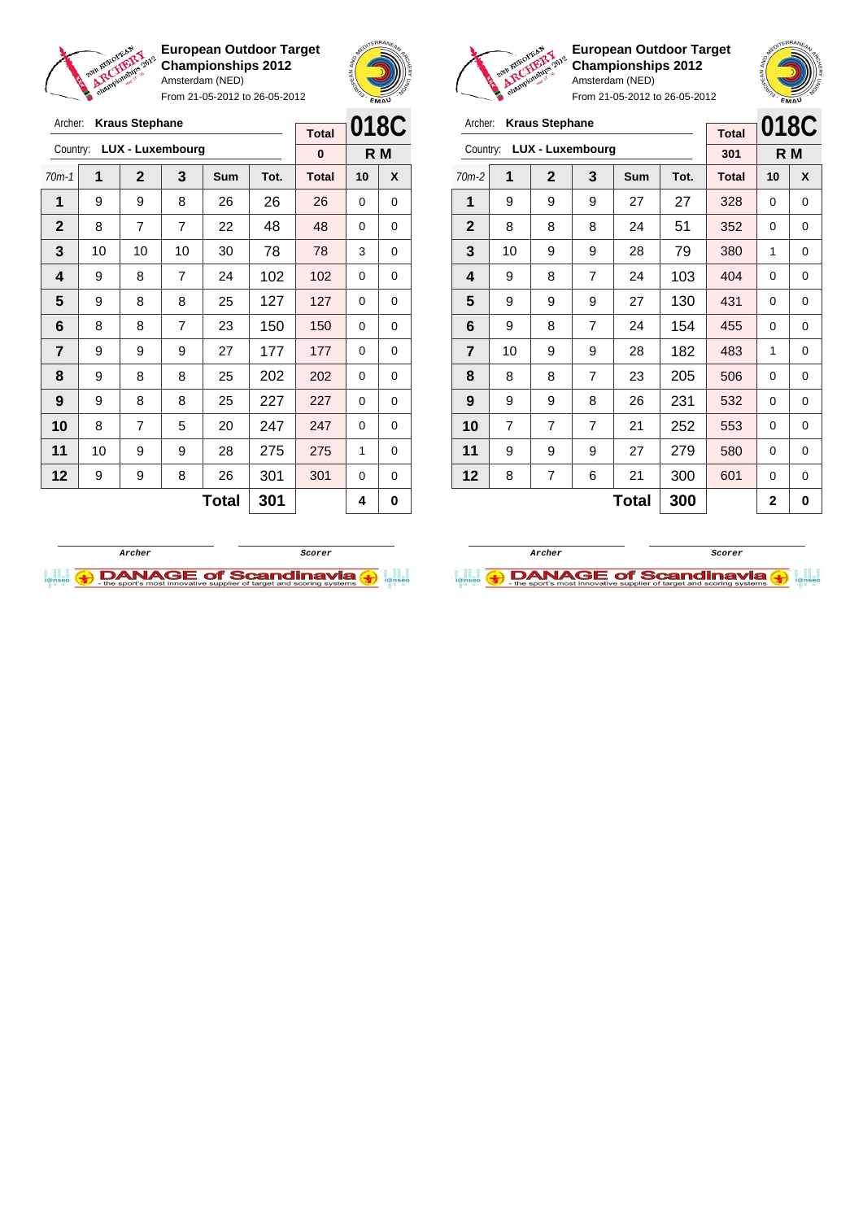**European Outdoor Target Championships 2012**
Amsterdam (NED)
From 21-05-2012 to 26-05-2012

Archer: **Kraus Stephane**
Country: **LUX - Luxembourg**

| Total | 018C |
|---|---|
| 0 | R M |

| 70m-1 | 1 | 2 | 3 | Sum | Tot. | Total | 10 | X |
|---|---|---|---|---|---|---|---|---|
| 1 | 9 | 9 | 8 | 26 | 26 | 26 | 0 | 0 |
| 2 | 8 | 7 | 7 | 22 | 48 | 48 | 0 | 0 |
| 3 | 10 | 10 | 10 | 30 | 78 | 78 | 3 | 0 |
| 4 | 9 | 8 | 7 | 24 | 102 | 102 | 0 | 0 |
| 5 | 9 | 8 | 8 | 25 | 127 | 127 | 0 | 0 |
| 6 | 8 | 8 | 7 | 23 | 150 | 150 | 0 | 0 |
| 7 | 9 | 9 | 9 | 27 | 177 | 177 | 0 | 0 |
| 8 | 9 | 8 | 8 | 25 | 202 | 202 | 0 | 0 |
| 9 | 9 | 8 | 8 | 25 | 227 | 227 | 0 | 0 |
| 10 | 8 | 7 | 5 | 20 | 247 | 247 | 0 | 0 |
| 11 | 10 | 9 | 9 | 28 | 275 | 275 | 1 | 0 |
| 12 | 9 | 9 | 8 | 26 | 301 | 301 | 0 | 0 |
| | | | | **Total** | **301** | | **4** | **0** |

Archer | Scorer

**European Outdoor Target Championships 2012**
Amsterdam (NED)
From 21-05-2012 to 26-05-2012

Archer: **Kraus Stephane**
Country: **LUX - Luxembourg**

| Total | 018C |
|---|---|
| 301 | R M |

| 70m-2 | 1 | 2 | 3 | Sum | Tot. | Total | 10 | X |
|---|---|---|---|---|---|---|---|---|
| 1 | 9 | 9 | 9 | 27 | 27 | 328 | 0 | 0 |
| 2 | 8 | 8 | 8 | 24 | 51 | 352 | 0 | 0 |
| 3 | 10 | 9 | 9 | 28 | 79 | 380 | 1 | 0 |
| 4 | 9 | 8 | 7 | 24 | 103 | 404 | 0 | 0 |
| 5 | 9 | 9 | 9 | 27 | 130 | 431 | 0 | 0 |
| 6 | 9 | 8 | 7 | 24 | 154 | 455 | 0 | 0 |
| 7 | 10 | 9 | 9 | 28 | 182 | 483 | 1 | 0 |
| 8 | 8 | 8 | 7 | 23 | 205 | 506 | 0 | 0 |
| 9 | 9 | 9 | 8 | 26 | 231 | 532 | 0 | 0 |
| 10 | 7 | 7 | 7 | 21 | 252 | 553 | 0 | 0 |
| 11 | 9 | 9 | 9 | 27 | 279 | 580 | 0 | 0 |
| 12 | 8 | 7 | 6 | 21 | 300 | 601 | 0 | 0 |
| | | | | **Total** | **300** | | **2** | **0** |

Archer | Scorer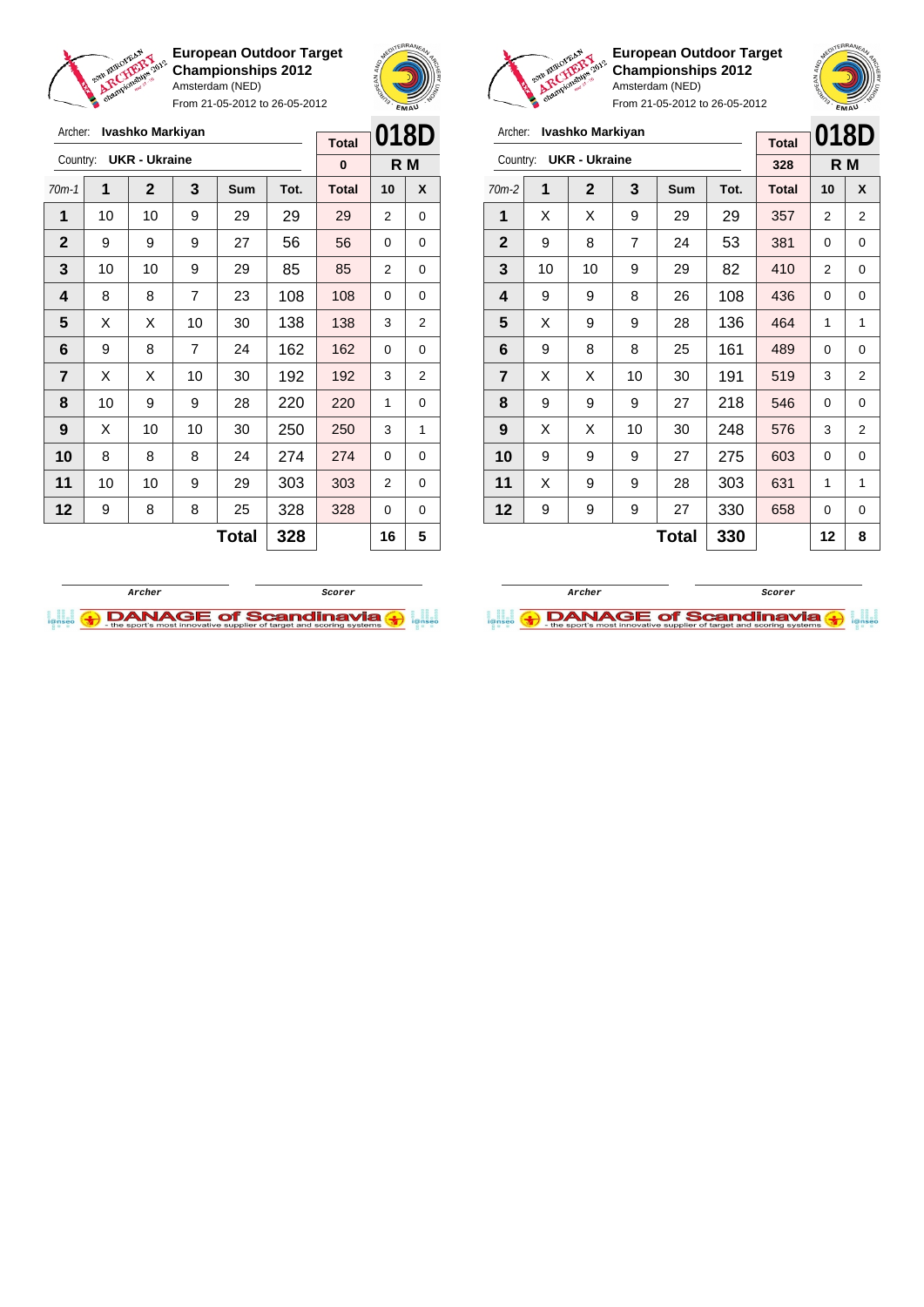**European Outdoor Target Championships 2012**
Amsterdam (NED)
From 21-05-2012 to 26-05-2012

Archer: **Ivashko Markiyan**
Country: **UKR - Ukraine**

| 70m-1 | 1 | 2 | 3 | Sum | Tot. | Total | 10 | X |
|---|---|---|---|---|---|---|---|---|
| | | | | | | **Total** 0 | **018D** R M | |
| 1 | 10 | 10 | 9 | 29 | 29 | 29 | 2 | 0 |
| 2 | 9 | 9 | 9 | 27 | 56 | 56 | 0 | 0 |
| 3 | 10 | 10 | 9 | 29 | 85 | 85 | 2 | 0 |
| 4 | 8 | 8 | 7 | 23 | 108 | 108 | 0 | 0 |
| 5 | X | X | 10 | 30 | 138 | 138 | 3 | 2 |
| 6 | 9 | 8 | 7 | 24 | 162 | 162 | 0 | 0 |
| 7 | X | X | 10 | 30 | 192 | 192 | 3 | 2 |
| 8 | 10 | 9 | 9 | 28 | 220 | 220 | 1 | 0 |
| 9 | X | 10 | 10 | 30 | 250 | 250 | 3 | 1 |
| 10 | 8 | 8 | 8 | 24 | 274 | 274 | 0 | 0 |
| 11 | 10 | 10 | 9 | 29 | 303 | 303 | 2 | 0 |
| 12 | 9 | 8 | 8 | 25 | 328 | 328 | 0 | 0 |
| | | | | **Total** | **328** | | **16** | **5** |

Archer — Scorer

**European Outdoor Target Championships 2012**
Amsterdam (NED)
From 21-05-2012 to 26-05-2012

Archer: **Ivashko Markiyan**
Country: **UKR - Ukraine**

| 70m-2 | 1 | 2 | 3 | Sum | Tot. | Total | 10 | X |
|---|---|---|---|---|---|---|---|---|
| | | | | | | **Total** 328 | **018D** R M | |
| 1 | X | X | 9 | 29 | 29 | 357 | 2 | 2 |
| 2 | 9 | 8 | 7 | 24 | 53 | 381 | 0 | 0 |
| 3 | 10 | 10 | 9 | 29 | 82 | 410 | 2 | 0 |
| 4 | 9 | 9 | 8 | 26 | 108 | 436 | 0 | 0 |
| 5 | X | 9 | 9 | 28 | 136 | 464 | 1 | 1 |
| 6 | 9 | 8 | 8 | 25 | 161 | 489 | 0 | 0 |
| 7 | X | X | 10 | 30 | 191 | 519 | 3 | 2 |
| 8 | 9 | 9 | 9 | 27 | 218 | 546 | 0 | 0 |
| 9 | X | X | 10 | 30 | 248 | 576 | 3 | 2 |
| 10 | 9 | 9 | 9 | 27 | 275 | 603 | 0 | 0 |
| 11 | X | 9 | 9 | 28 | 303 | 631 | 1 | 1 |
| 12 | 9 | 9 | 9 | 27 | 330 | 658 | 0 | 0 |
| | | | | **Total** | **330** | | **12** | **8** |

Archer — Scorer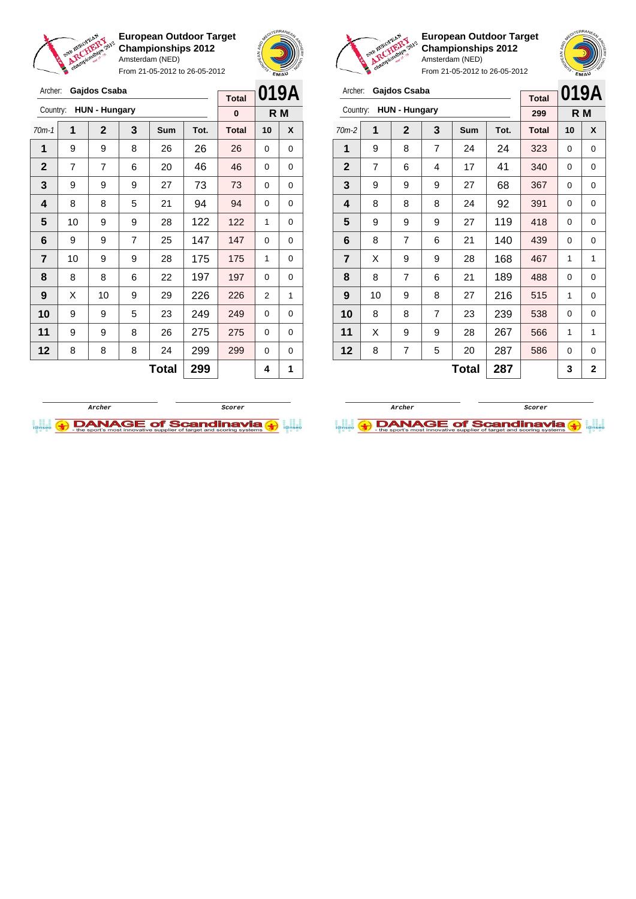**European Outdoor Target Championships 2012**
Amsterdam (NED)
From 21-05-2012 to 26-05-2012

Archer: **Gajdos Csaba**
Country: **HUN - Hungary**

| Total | 019A |
|---|---|
| 0 | R M |

| 70m-1 | 1 | 2 | 3 | Sum | Tot. | Total | 10 | X |
|---|---|---|---|---|---|---|---|---|
| 1 | 9 | 9 | 8 | 26 | 26 | 26 | 0 | 0 |
| 2 | 7 | 7 | 6 | 20 | 46 | 46 | 0 | 0 |
| 3 | 9 | 9 | 9 | 27 | 73 | 73 | 0 | 0 |
| 4 | 8 | 8 | 5 | 21 | 94 | 94 | 0 | 0 |
| 5 | 10 | 9 | 9 | 28 | 122 | 122 | 1 | 0 |
| 6 | 9 | 9 | 7 | 25 | 147 | 147 | 0 | 0 |
| 7 | 10 | 9 | 9 | 28 | 175 | 175 | 1 | 0 |
| 8 | 8 | 8 | 6 | 22 | 197 | 197 | 0 | 0 |
| 9 | X | 10 | 9 | 29 | 226 | 226 | 2 | 1 |
| 10 | 9 | 9 | 5 | 23 | 249 | 249 | 0 | 0 |
| 11 | 9 | 9 | 8 | 26 | 275 | 275 | 0 | 0 |
| 12 | 8 | 8 | 8 | 24 | 299 | 299 | 0 | 0 |
| | | | | **Total** | **299** | | **4** | **1** |

Archer — Scorer

**European Outdoor Target Championships 2012**
Amsterdam (NED)
From 21-05-2012 to 26-05-2012

Archer: **Gajdos Csaba**
Country: **HUN - Hungary**

| Total | 019A |
|---|---|
| 299 | R M |

| 70m-2 | 1 | 2 | 3 | Sum | Tot. | Total | 10 | X |
|---|---|---|---|---|---|---|---|---|
| 1 | 9 | 8 | 7 | 24 | 24 | 323 | 0 | 0 |
| 2 | 7 | 6 | 4 | 17 | 41 | 340 | 0 | 0 |
| 3 | 9 | 9 | 9 | 27 | 68 | 367 | 0 | 0 |
| 4 | 8 | 8 | 8 | 24 | 92 | 391 | 0 | 0 |
| 5 | 9 | 9 | 9 | 27 | 119 | 418 | 0 | 0 |
| 6 | 8 | 7 | 6 | 21 | 140 | 439 | 0 | 0 |
| 7 | X | 9 | 9 | 28 | 168 | 467 | 1 | 1 |
| 8 | 8 | 7 | 6 | 21 | 189 | 488 | 0 | 0 |
| 9 | 10 | 9 | 8 | 27 | 216 | 515 | 1 | 0 |
| 10 | 8 | 8 | 7 | 23 | 239 | 538 | 0 | 0 |
| 11 | X | 9 | 9 | 28 | 267 | 566 | 1 | 1 |
| 12 | 8 | 7 | 5 | 20 | 287 | 586 | 0 | 0 |
| | | | | **Total** | **287** | | **3** | **2** |

Archer — Scorer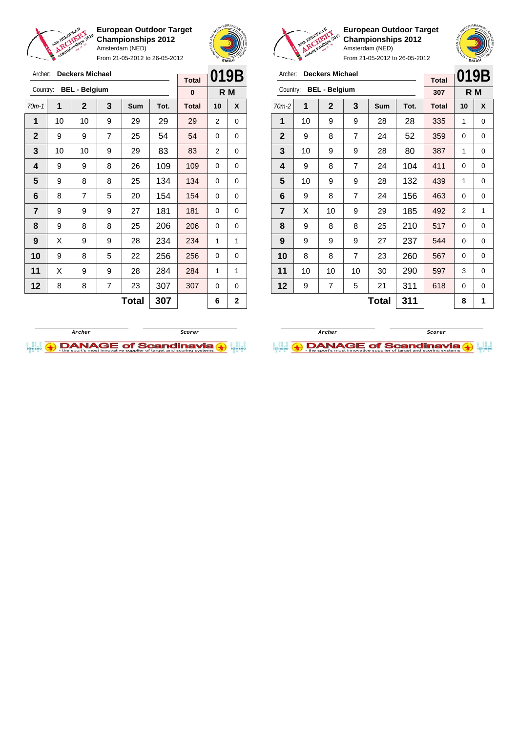**European Outdoor Target Championships 2012**
Amsterdam (NED)
From 21-05-2012 to 26-05-2012

Archer: **Deckers Michael**
Country: **BEL - Belgium**

| Total | 019B |
|---|---|
| 0 | R M |

| 70m-1 | 1 | 2 | 3 | Sum | Tot. | Total | 10 | X |
|---|---|---|---|---|---|---|---|---|
| 1 | 10 | 10 | 9 | 29 | 29 | 29 | 2 | 0 |
| 2 | 9 | 9 | 7 | 25 | 54 | 54 | 0 | 0 |
| 3 | 10 | 10 | 9 | 29 | 83 | 83 | 2 | 0 |
| 4 | 9 | 9 | 8 | 26 | 109 | 109 | 0 | 0 |
| 5 | 9 | 8 | 8 | 25 | 134 | 134 | 0 | 0 |
| 6 | 8 | 7 | 5 | 20 | 154 | 154 | 0 | 0 |
| 7 | 9 | 9 | 9 | 27 | 181 | 181 | 0 | 0 |
| 8 | 9 | 8 | 8 | 25 | 206 | 206 | 0 | 0 |
| 9 | X | 9 | 9 | 28 | 234 | 234 | 1 | 1 |
| 10 | 9 | 8 | 5 | 22 | 256 | 256 | 0 | 0 |
| 11 | X | 9 | 9 | 28 | 284 | 284 | 1 | 1 |
| 12 | 8 | 8 | 7 | 23 | 307 | 307 | 0 | 0 |
| | | | | **Total** | **307** | | **6** | **2** |

Archer — Scorer

**European Outdoor Target Championships 2012**
Amsterdam (NED)
From 21-05-2012 to 26-05-2012

Archer: **Deckers Michael**
Country: **BEL - Belgium**

| Total | 019B |
|---|---|
| 307 | R M |

| 70m-2 | 1 | 2 | 3 | Sum | Tot. | Total | 10 | X |
|---|---|---|---|---|---|---|---|---|
| 1 | 10 | 9 | 9 | 28 | 28 | 335 | 1 | 0 |
| 2 | 9 | 8 | 7 | 24 | 52 | 359 | 0 | 0 |
| 3 | 10 | 9 | 9 | 28 | 80 | 387 | 1 | 0 |
| 4 | 9 | 8 | 7 | 24 | 104 | 411 | 0 | 0 |
| 5 | 10 | 9 | 9 | 28 | 132 | 439 | 1 | 0 |
| 6 | 9 | 8 | 7 | 24 | 156 | 463 | 0 | 0 |
| 7 | X | 10 | 9 | 29 | 185 | 492 | 2 | 1 |
| 8 | 9 | 8 | 8 | 25 | 210 | 517 | 0 | 0 |
| 9 | 9 | 9 | 9 | 27 | 237 | 544 | 0 | 0 |
| 10 | 8 | 8 | 7 | 23 | 260 | 567 | 0 | 0 |
| 11 | 10 | 10 | 10 | 30 | 290 | 597 | 3 | 0 |
| 12 | 9 | 7 | 5 | 21 | 311 | 618 | 0 | 0 |
| | | | | **Total** | **311** | | **8** | **1** |

Archer — Scorer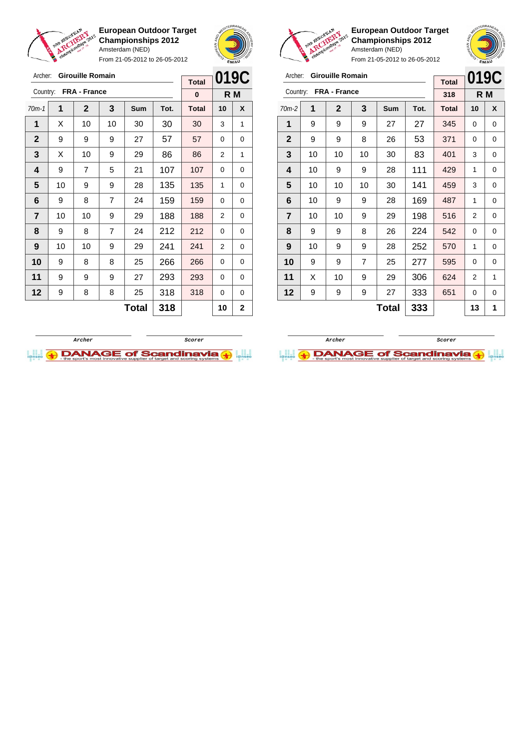**European Outdoor Target Championships 2012**
Amsterdam (NED)
From 21-05-2012 to 26-05-2012

Archer: **Girouille Romain**
Country: **FRA - France**

| Total | 019C |
|---|---|
| 0 | R M |

| 70m-1 | 1 | 2 | 3 | Sum | Tot. | Total | 10 | X |
|---|---|---|---|---|---|---|---|---|
| 1 | X | 10 | 10 | 30 | 30 | 30 | 3 | 1 |
| 2 | 9 | 9 | 9 | 27 | 57 | 57 | 0 | 0 |
| 3 | X | 10 | 9 | 29 | 86 | 86 | 2 | 1 |
| 4 | 9 | 7 | 5 | 21 | 107 | 107 | 0 | 0 |
| 5 | 10 | 9 | 9 | 28 | 135 | 135 | 1 | 0 |
| 6 | 9 | 8 | 7 | 24 | 159 | 159 | 0 | 0 |
| 7 | 10 | 10 | 9 | 29 | 188 | 188 | 2 | 0 |
| 8 | 9 | 8 | 7 | 24 | 212 | 212 | 0 | 0 |
| 9 | 10 | 10 | 9 | 29 | 241 | 241 | 2 | 0 |
| 10 | 9 | 8 | 8 | 25 | 266 | 266 | 0 | 0 |
| 11 | 9 | 9 | 9 | 27 | 293 | 293 | 0 | 0 |
| 12 | 9 | 8 | 8 | 25 | 318 | 318 | 0 | 0 |
| | | | | **Total** | **318** | | **10** | **2** |

Archer Scorer

**European Outdoor Target Championships 2012**
Amsterdam (NED)
From 21-05-2012 to 26-05-2012

Archer: **Girouille Romain**
Country: **FRA - France**

| Total | 019C |
|---|---|
| 318 | R M |

| 70m-2 | 1 | 2 | 3 | Sum | Tot. | Total | 10 | X |
|---|---|---|---|---|---|---|---|---|
| 1 | 9 | 9 | 9 | 27 | 27 | 345 | 0 | 0 |
| 2 | 9 | 9 | 8 | 26 | 53 | 371 | 0 | 0 |
| 3 | 10 | 10 | 10 | 30 | 83 | 401 | 3 | 0 |
| 4 | 10 | 9 | 9 | 28 | 111 | 429 | 1 | 0 |
| 5 | 10 | 10 | 10 | 30 | 141 | 459 | 3 | 0 |
| 6 | 10 | 9 | 9 | 28 | 169 | 487 | 1 | 0 |
| 7 | 10 | 10 | 9 | 29 | 198 | 516 | 2 | 0 |
| 8 | 9 | 9 | 8 | 26 | 224 | 542 | 0 | 0 |
| 9 | 10 | 9 | 9 | 28 | 252 | 570 | 1 | 0 |
| 10 | 9 | 9 | 7 | 25 | 277 | 595 | 0 | 0 |
| 11 | X | 10 | 9 | 29 | 306 | 624 | 2 | 1 |
| 12 | 9 | 9 | 9 | 27 | 333 | 651 | 0 | 0 |
| | | | | **Total** | **333** | | **13** | **1** |

Archer Scorer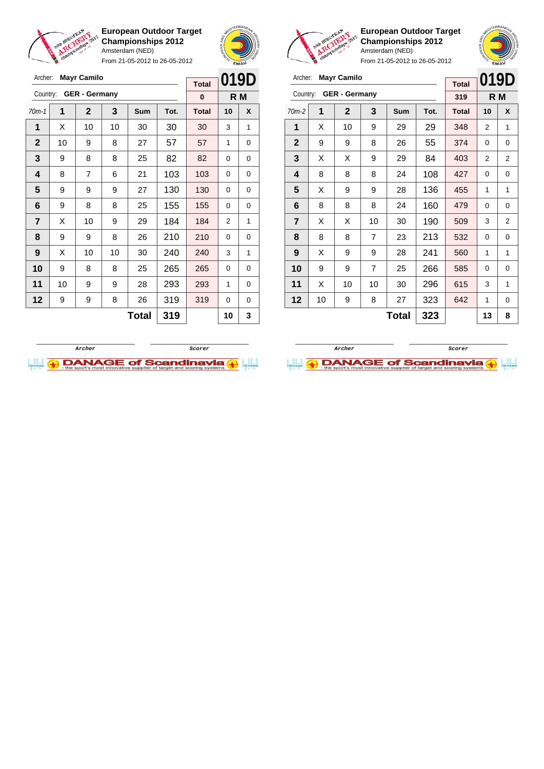**European Outdoor Target Championships 2012**
Amsterdam (NED)
From 21-05-2012 to 26-05-2012

Archer: **Mayr Camilo**
Country: **GER - Germany**

| Total | 019D |
|---|---|
| 0 | R M |

| 70m-1 | 1 | 2 | 3 | Sum | Tot. | Total | 10 | X |
|---|---|---|---|---|---|---|---|---|
| 1 | X | 10 | 10 | 30 | 30 | 30 | 3 | 1 |
| 2 | 10 | 9 | 8 | 27 | 57 | 57 | 1 | 0 |
| 3 | 9 | 8 | 8 | 25 | 82 | 82 | 0 | 0 |
| 4 | 8 | 7 | 6 | 21 | 103 | 103 | 0 | 0 |
| 5 | 9 | 9 | 9 | 27 | 130 | 130 | 0 | 0 |
| 6 | 9 | 8 | 8 | 25 | 155 | 155 | 0 | 0 |
| 7 | X | 10 | 9 | 29 | 184 | 184 | 2 | 1 |
| 8 | 9 | 9 | 8 | 26 | 210 | 210 | 0 | 0 |
| 9 | X | 10 | 10 | 30 | 240 | 240 | 3 | 1 |
| 10 | 9 | 8 | 8 | 25 | 265 | 265 | 0 | 0 |
| 11 | 10 | 9 | 9 | 28 | 293 | 293 | 1 | 0 |
| 12 | 9 | 9 | 8 | 26 | 319 | 319 | 0 | 0 |
| | | | | **Total** | **319** | | **10** | **3** |

Archer / Scorer

**European Outdoor Target Championships 2012**
Amsterdam (NED)
From 21-05-2012 to 26-05-2012

Archer: **Mayr Camilo**
Country: **GER - Germany**

| Total | 019D |
|---|---|
| 319 | R M |

| 70m-2 | 1 | 2 | 3 | Sum | Tot. | Total | 10 | X |
|---|---|---|---|---|---|---|---|---|
| 1 | X | 10 | 9 | 29 | 29 | 348 | 2 | 1 |
| 2 | 9 | 9 | 8 | 26 | 55 | 374 | 0 | 0 |
| 3 | X | X | 9 | 29 | 84 | 403 | 2 | 2 |
| 4 | 8 | 8 | 8 | 24 | 108 | 427 | 0 | 0 |
| 5 | X | 9 | 9 | 28 | 136 | 455 | 1 | 1 |
| 6 | 8 | 8 | 8 | 24 | 160 | 479 | 0 | 0 |
| 7 | X | X | 10 | 30 | 190 | 509 | 3 | 2 |
| 8 | 8 | 8 | 7 | 23 | 213 | 532 | 0 | 0 |
| 9 | X | 9 | 9 | 28 | 241 | 560 | 1 | 1 |
| 10 | 9 | 9 | 7 | 25 | 266 | 585 | 0 | 0 |
| 11 | X | 10 | 10 | 30 | 296 | 615 | 3 | 1 |
| 12 | 10 | 9 | 8 | 27 | 323 | 642 | 1 | 0 |
| | | | | **Total** | **323** | | **13** | **8** |

Archer / Scorer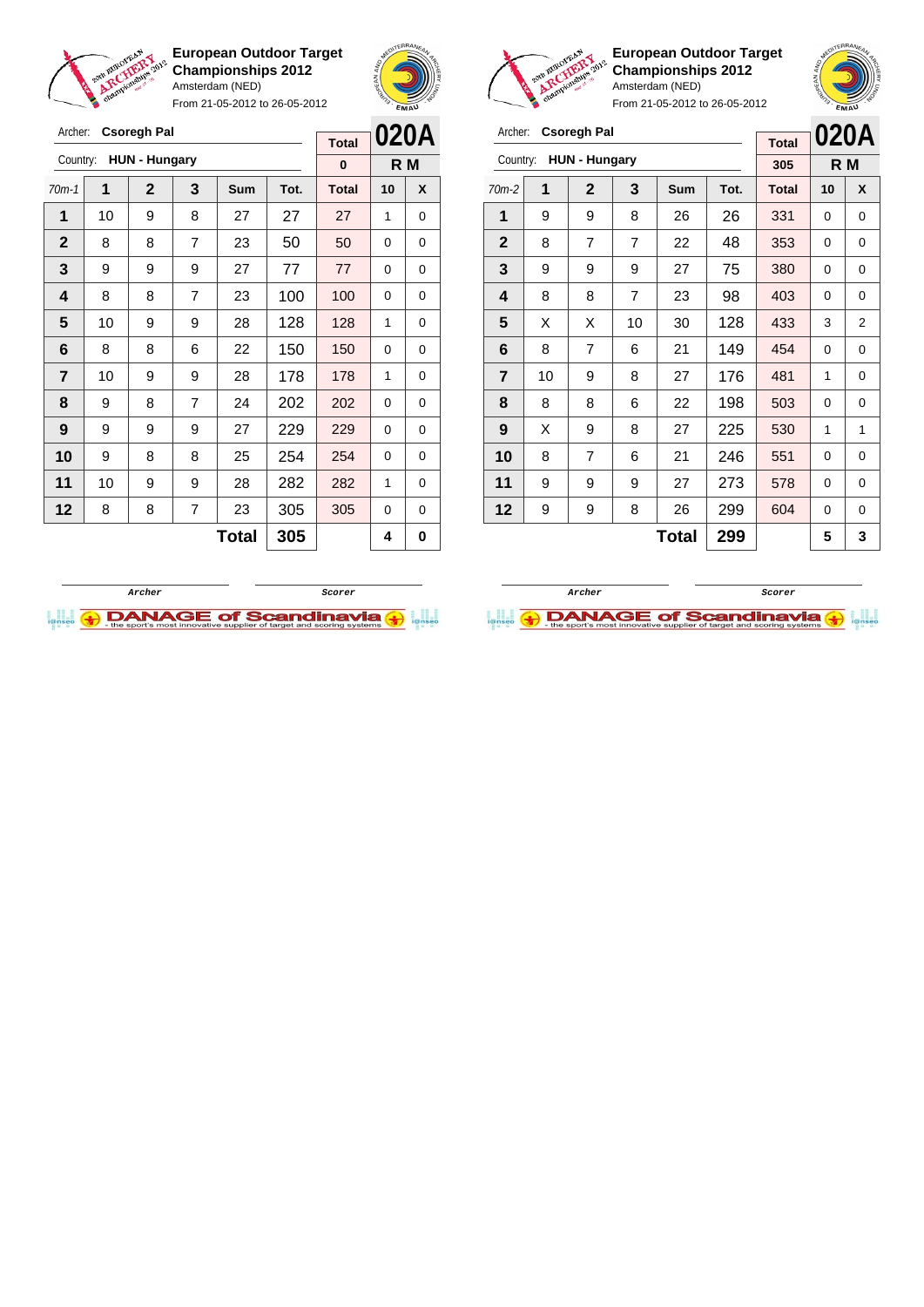**European Outdoor Target Championships 2012**
Amsterdam (NED)
From 21-05-2012 to 26-05-2012

Archer: **Csoregh Pal**
Country: **HUN - Hungary**

**020A**
**R M**

| 70m-1 | 1 | 2 | 3 | Sum | Tot. | Total | 10 | X |
|---|---|---|---|---|---|---|---|---|
| | | | | | | 0 | | |
| 1 | 10 | 9 | 8 | 27 | 27 | 27 | 1 | 0 |
| 2 | 8 | 8 | 7 | 23 | 50 | 50 | 0 | 0 |
| 3 | 9 | 9 | 9 | 27 | 77 | 77 | 0 | 0 |
| 4 | 8 | 8 | 7 | 23 | 100 | 100 | 0 | 0 |
| 5 | 10 | 9 | 9 | 28 | 128 | 128 | 1 | 0 |
| 6 | 8 | 8 | 6 | 22 | 150 | 150 | 0 | 0 |
| 7 | 10 | 9 | 9 | 28 | 178 | 178 | 1 | 0 |
| 8 | 9 | 8 | 7 | 24 | 202 | 202 | 0 | 0 |
| 9 | 9 | 9 | 9 | 27 | 229 | 229 | 0 | 0 |
| 10 | 9 | 8 | 8 | 25 | 254 | 254 | 0 | 0 |
| 11 | 10 | 9 | 9 | 28 | 282 | 282 | 1 | 0 |
| 12 | 8 | 8 | 7 | 23 | 305 | 305 | 0 | 0 |
| | | | | **Total** | **305** | | **4** | **0** |

Archer / Scorer

**European Outdoor Target Championships 2012**
Amsterdam (NED)
From 21-05-2012 to 26-05-2012

Archer: **Csoregh Pal**
Country: **HUN - Hungary**

**020A**
**R M**

| 70m-2 | 1 | 2 | 3 | Sum | Tot. | Total | 10 | X |
|---|---|---|---|---|---|---|---|---|
| | | | | | | 305 | | |
| 1 | 9 | 9 | 8 | 26 | 26 | 331 | 0 | 0 |
| 2 | 8 | 7 | 7 | 22 | 48 | 353 | 0 | 0 |
| 3 | 9 | 9 | 9 | 27 | 75 | 380 | 0 | 0 |
| 4 | 8 | 8 | 7 | 23 | 98 | 403 | 0 | 0 |
| 5 | X | X | 10 | 30 | 128 | 433 | 3 | 2 |
| 6 | 8 | 7 | 6 | 21 | 149 | 454 | 0 | 0 |
| 7 | 10 | 9 | 8 | 27 | 176 | 481 | 1 | 0 |
| 8 | 8 | 8 | 6 | 22 | 198 | 503 | 0 | 0 |
| 9 | X | 9 | 8 | 27 | 225 | 530 | 1 | 1 |
| 10 | 8 | 7 | 6 | 21 | 246 | 551 | 0 | 0 |
| 11 | 9 | 9 | 9 | 27 | 273 | 578 | 0 | 0 |
| 12 | 9 | 9 | 8 | 26 | 299 | 604 | 0 | 0 |
| | | | | **Total** | **299** | | **5** | **3** |

Archer / Scorer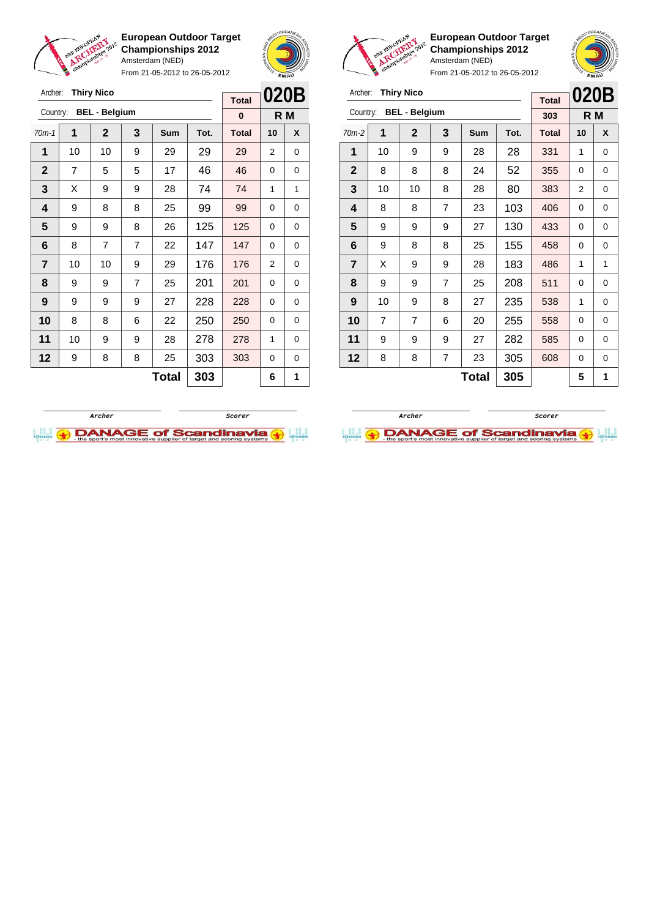**European Outdoor Target Championships 2012**
Amsterdam (NED)
From 21-05-2012 to 26-05-2012

Archer: **Thiry Nico**
Country: **BEL - Belgium**

| Total | 020B |
|---|---|
| 0 | R M |

| 70m-1 | 1 | 2 | 3 | Sum | Tot. | Total | 10 | X |
|---|---|---|---|---|---|---|---|---|
| 1 | 10 | 10 | 9 | 29 | 29 | 29 | 2 | 0 |
| 2 | 7 | 5 | 5 | 17 | 46 | 46 | 0 | 0 |
| 3 | X | 9 | 9 | 28 | 74 | 74 | 1 | 1 |
| 4 | 9 | 8 | 8 | 25 | 99 | 99 | 0 | 0 |
| 5 | 9 | 9 | 8 | 26 | 125 | 125 | 0 | 0 |
| 6 | 8 | 7 | 7 | 22 | 147 | 147 | 0 | 0 |
| 7 | 10 | 10 | 9 | 29 | 176 | 176 | 2 | 0 |
| 8 | 9 | 9 | 7 | 25 | 201 | 201 | 0 | 0 |
| 9 | 9 | 9 | 9 | 27 | 228 | 228 | 0 | 0 |
| 10 | 8 | 8 | 6 | 22 | 250 | 250 | 0 | 0 |
| 11 | 10 | 9 | 9 | 28 | 278 | 278 | 1 | 0 |
| 12 | 9 | 8 | 8 | 25 | 303 | 303 | 0 | 0 |
| | | | | **Total** | **303** | | **6** | **1** |

Archer | Scorer

**European Outdoor Target Championships 2012**
Amsterdam (NED)
From 21-05-2012 to 26-05-2012

Archer: **Thiry Nico**
Country: **BEL - Belgium**

| Total | 020B |
|---|---|
| 303 | R M |

| 70m-2 | 1 | 2 | 3 | Sum | Tot. | Total | 10 | X |
|---|---|---|---|---|---|---|---|---|
| 1 | 10 | 9 | 9 | 28 | 28 | 331 | 1 | 0 |
| 2 | 8 | 8 | 8 | 24 | 52 | 355 | 0 | 0 |
| 3 | 10 | 10 | 8 | 28 | 80 | 383 | 2 | 0 |
| 4 | 8 | 8 | 7 | 23 | 103 | 406 | 0 | 0 |
| 5 | 9 | 9 | 9 | 27 | 130 | 433 | 0 | 0 |
| 6 | 9 | 8 | 8 | 25 | 155 | 458 | 0 | 0 |
| 7 | X | 9 | 9 | 28 | 183 | 486 | 1 | 1 |
| 8 | 9 | 9 | 7 | 25 | 208 | 511 | 0 | 0 |
| 9 | 10 | 9 | 8 | 27 | 235 | 538 | 1 | 0 |
| 10 | 7 | 7 | 6 | 20 | 255 | 558 | 0 | 0 |
| 11 | 9 | 9 | 9 | 27 | 282 | 585 | 0 | 0 |
| 12 | 8 | 8 | 7 | 23 | 305 | 608 | 0 | 0 |
| | | | | **Total** | **305** | | **5** | **1** |

Archer | Scorer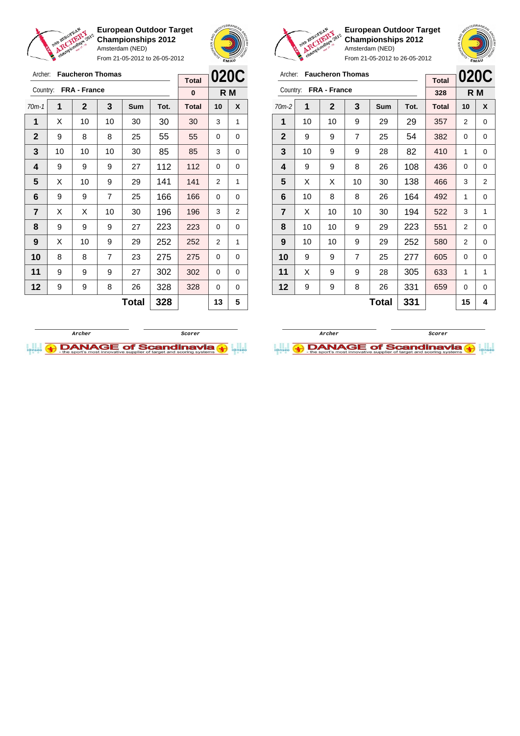**European Outdoor Target Championships 2012**
Amsterdam (NED)
From 21-05-2012 to 26-05-2012

Archer: **Faucheron Thomas**
Country: **FRA - France**

**020C** — **R M**

| 70m-1 | 1 | 2 | 3 | Sum | Tot. | Total | 10 | X |
|---|---|---|---|---|---|---|---|---|
| | | | | | | 0 | | |
| 1 | X | 10 | 10 | 30 | 30 | 30 | 3 | 1 |
| 2 | 9 | 8 | 8 | 25 | 55 | 55 | 0 | 0 |
| 3 | 10 | 10 | 10 | 30 | 85 | 85 | 3 | 0 |
| 4 | 9 | 9 | 9 | 27 | 112 | 112 | 0 | 0 |
| 5 | X | 10 | 9 | 29 | 141 | 141 | 2 | 1 |
| 6 | 9 | 9 | 7 | 25 | 166 | 166 | 0 | 0 |
| 7 | X | X | 10 | 30 | 196 | 196 | 3 | 2 |
| 8 | 9 | 9 | 9 | 27 | 223 | 223 | 0 | 0 |
| 9 | X | 10 | 9 | 29 | 252 | 252 | 2 | 1 |
| 10 | 8 | 8 | 7 | 23 | 275 | 275 | 0 | 0 |
| 11 | 9 | 9 | 9 | 27 | 302 | 302 | 0 | 0 |
| 12 | 9 | 9 | 8 | 26 | 328 | 328 | 0 | 0 |
| | | | | **Total** | **328** | | **13** | **5** |

Archer &nbsp;&nbsp;&nbsp;&nbsp; Scorer

**European Outdoor Target Championships 2012**
Amsterdam (NED)
From 21-05-2012 to 26-05-2012

Archer: **Faucheron Thomas**
Country: **FRA - France**

**020C** — **R M**

| 70m-2 | 1 | 2 | 3 | Sum | Tot. | Total | 10 | X |
|---|---|---|---|---|---|---|---|---|
| | | | | | | 328 | | |
| 1 | 10 | 10 | 9 | 29 | 29 | 357 | 2 | 0 |
| 2 | 9 | 9 | 7 | 25 | 54 | 382 | 0 | 0 |
| 3 | 10 | 9 | 9 | 28 | 82 | 410 | 1 | 0 |
| 4 | 9 | 9 | 8 | 26 | 108 | 436 | 0 | 0 |
| 5 | X | X | 10 | 30 | 138 | 466 | 3 | 2 |
| 6 | 10 | 8 | 8 | 26 | 164 | 492 | 1 | 0 |
| 7 | X | 10 | 10 | 30 | 194 | 522 | 3 | 1 |
| 8 | 10 | 10 | 9 | 29 | 223 | 551 | 2 | 0 |
| 9 | 10 | 10 | 9 | 29 | 252 | 580 | 2 | 0 |
| 10 | 9 | 9 | 7 | 25 | 277 | 605 | 0 | 0 |
| 11 | X | 9 | 9 | 28 | 305 | 633 | 1 | 1 |
| 12 | 9 | 9 | 8 | 26 | 331 | 659 | 0 | 0 |
| | | | | **Total** | **331** | | **15** | **4** |

Archer &nbsp;&nbsp;&nbsp;&nbsp; Scorer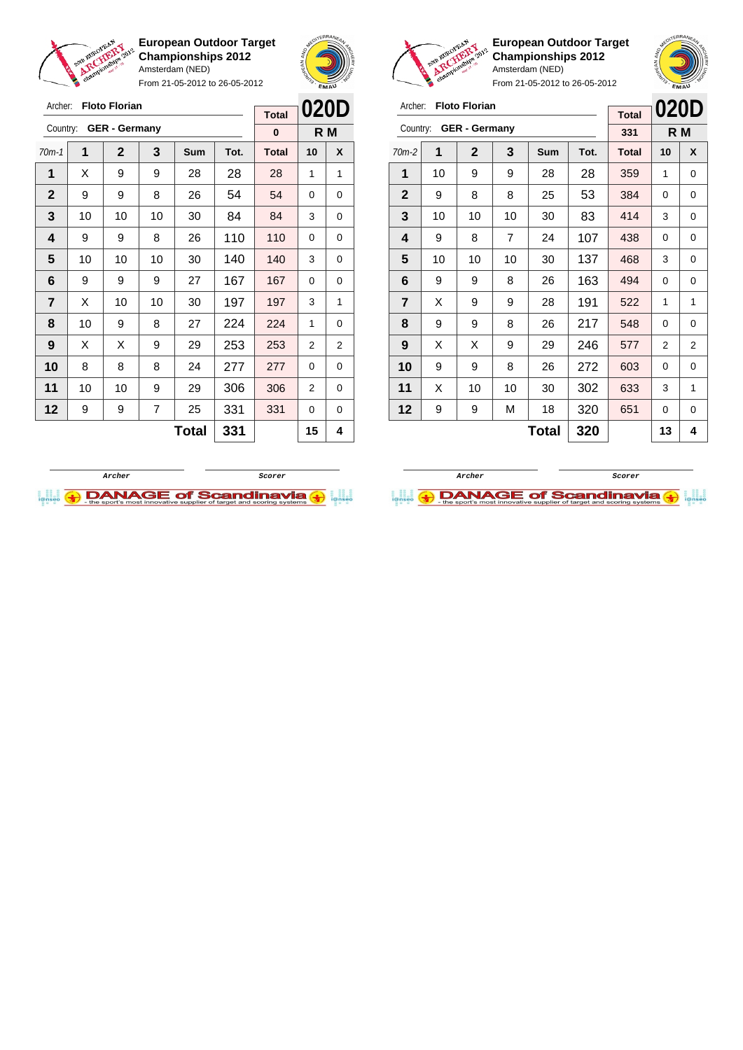**European Outdoor Target Championships 2012**
Amsterdam (NED)
From 21-05-2012 to 26-05-2012

Archer: **Floto Florian**
Country: **GER - Germany**

| Total | 020D |
|---|---|
| 0 | R M |

| 70m-1 | 1 | 2 | 3 | Sum | Tot. | Total | 10 | X |
|---|---|---|---|---|---|---|---|---|
| 1 | X | 9 | 9 | 28 | 28 | 28 | 1 | 1 |
| 2 | 9 | 9 | 8 | 26 | 54 | 54 | 0 | 0 |
| 3 | 10 | 10 | 10 | 30 | 84 | 84 | 3 | 0 |
| 4 | 9 | 9 | 8 | 26 | 110 | 110 | 0 | 0 |
| 5 | 10 | 10 | 10 | 30 | 140 | 140 | 3 | 0 |
| 6 | 9 | 9 | 9 | 27 | 167 | 167 | 0 | 0 |
| 7 | X | 10 | 10 | 30 | 197 | 197 | 3 | 1 |
| 8 | 10 | 9 | 8 | 27 | 224 | 224 | 1 | 0 |
| 9 | X | X | 9 | 29 | 253 | 253 | 2 | 2 |
| 10 | 8 | 8 | 8 | 24 | 277 | 277 | 0 | 0 |
| 11 | 10 | 10 | 9 | 29 | 306 | 306 | 2 | 0 |
| 12 | 9 | 9 | 7 | 25 | 331 | 331 | 0 | 0 |
| | | | | **Total** | **331** | | **15** | **4** |

Archer &nbsp;&nbsp;&nbsp;&nbsp; Scorer

**European Outdoor Target Championships 2012**
Amsterdam (NED)
From 21-05-2012 to 26-05-2012

Archer: **Floto Florian**
Country: **GER - Germany**

| Total | 020D |
|---|---|
| 331 | R M |

| 70m-2 | 1 | 2 | 3 | Sum | Tot. | Total | 10 | X |
|---|---|---|---|---|---|---|---|---|
| 1 | 10 | 9 | 9 | 28 | 28 | 359 | 1 | 0 |
| 2 | 9 | 8 | 8 | 25 | 53 | 384 | 0 | 0 |
| 3 | 10 | 10 | 10 | 30 | 83 | 414 | 3 | 0 |
| 4 | 9 | 8 | 7 | 24 | 107 | 438 | 0 | 0 |
| 5 | 10 | 10 | 10 | 30 | 137 | 468 | 3 | 0 |
| 6 | 9 | 9 | 8 | 26 | 163 | 494 | 0 | 0 |
| 7 | X | 9 | 9 | 28 | 191 | 522 | 1 | 1 |
| 8 | 9 | 9 | 8 | 26 | 217 | 548 | 0 | 0 |
| 9 | X | X | 9 | 29 | 246 | 577 | 2 | 2 |
| 10 | 9 | 9 | 8 | 26 | 272 | 603 | 0 | 0 |
| 11 | X | 10 | 10 | 30 | 302 | 633 | 3 | 1 |
| 12 | 9 | 9 | M | 18 | 320 | 651 | 0 | 0 |
| | | | | **Total** | **320** | | **13** | **4** |

Archer &nbsp;&nbsp;&nbsp;&nbsp; Scorer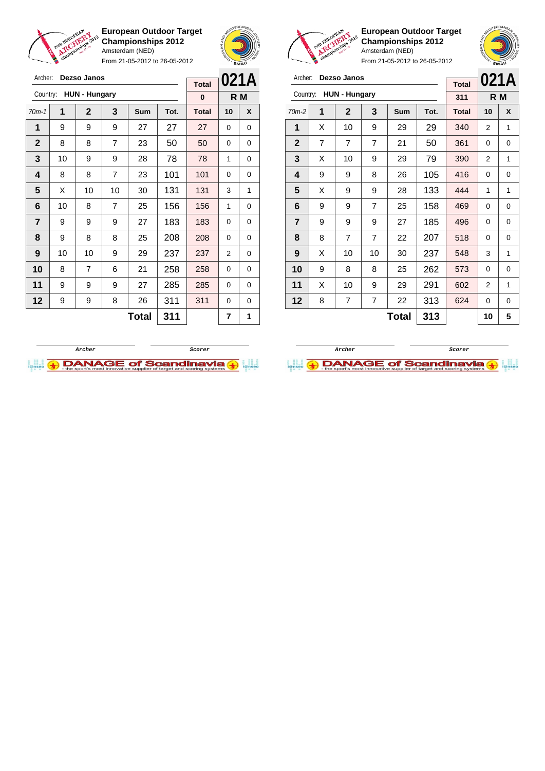**European Outdoor Target Championships 2012**
Amsterdam (NED)
From 21-05-2012 to 26-05-2012

Archer: **Dezso Janos**
Country: **HUN - Hungary**

**021A** R M

| 70m-1 | 1 | 2 | 3 | Sum | Tot. | Total | 10 | X |
|---|---|---|---|---|---|---|---|---|
| | | | | | | 0 | | |
| 1 | 9 | 9 | 9 | 27 | 27 | 27 | 0 | 0 |
| 2 | 8 | 8 | 7 | 23 | 50 | 50 | 0 | 0 |
| 3 | 10 | 9 | 9 | 28 | 78 | 78 | 1 | 0 |
| 4 | 8 | 8 | 7 | 23 | 101 | 101 | 0 | 0 |
| 5 | X | 10 | 10 | 30 | 131 | 131 | 3 | 1 |
| 6 | 10 | 8 | 7 | 25 | 156 | 156 | 1 | 0 |
| 7 | 9 | 9 | 9 | 27 | 183 | 183 | 0 | 0 |
| 8 | 9 | 8 | 8 | 25 | 208 | 208 | 0 | 0 |
| 9 | 10 | 10 | 9 | 29 | 237 | 237 | 2 | 0 |
| 10 | 8 | 7 | 6 | 21 | 258 | 258 | 0 | 0 |
| 11 | 9 | 9 | 9 | 27 | 285 | 285 | 0 | 0 |
| 12 | 9 | 9 | 8 | 26 | 311 | 311 | 0 | 0 |
| | | | | **Total** | **311** | | **7** | **1** |

Archer &nbsp;&nbsp;&nbsp;&nbsp; Scorer

**European Outdoor Target Championships 2012**
Amsterdam (NED)
From 21-05-2012 to 26-05-2012

Archer: **Dezso Janos**
Country: **HUN - Hungary**

**021A** R M

| 70m-2 | 1 | 2 | 3 | Sum | Tot. | Total | 10 | X |
|---|---|---|---|---|---|---|---|---|
| | | | | | | 311 | | |
| 1 | X | 10 | 9 | 29 | 29 | 340 | 2 | 1 |
| 2 | 7 | 7 | 7 | 21 | 50 | 361 | 0 | 0 |
| 3 | X | 10 | 9 | 29 | 79 | 390 | 2 | 1 |
| 4 | 9 | 9 | 8 | 26 | 105 | 416 | 0 | 0 |
| 5 | X | 9 | 9 | 28 | 133 | 444 | 1 | 1 |
| 6 | 9 | 9 | 7 | 25 | 158 | 469 | 0 | 0 |
| 7 | 9 | 9 | 9 | 27 | 185 | 496 | 0 | 0 |
| 8 | 8 | 7 | 7 | 22 | 207 | 518 | 0 | 0 |
| 9 | X | 10 | 10 | 30 | 237 | 548 | 3 | 1 |
| 10 | 9 | 8 | 8 | 25 | 262 | 573 | 0 | 0 |
| 11 | X | 10 | 9 | 29 | 291 | 602 | 2 | 1 |
| 12 | 8 | 7 | 7 | 22 | 313 | 624 | 0 | 0 |
| | | | | **Total** | **313** | | **10** | **5** |

Archer &nbsp;&nbsp;&nbsp;&nbsp; Scorer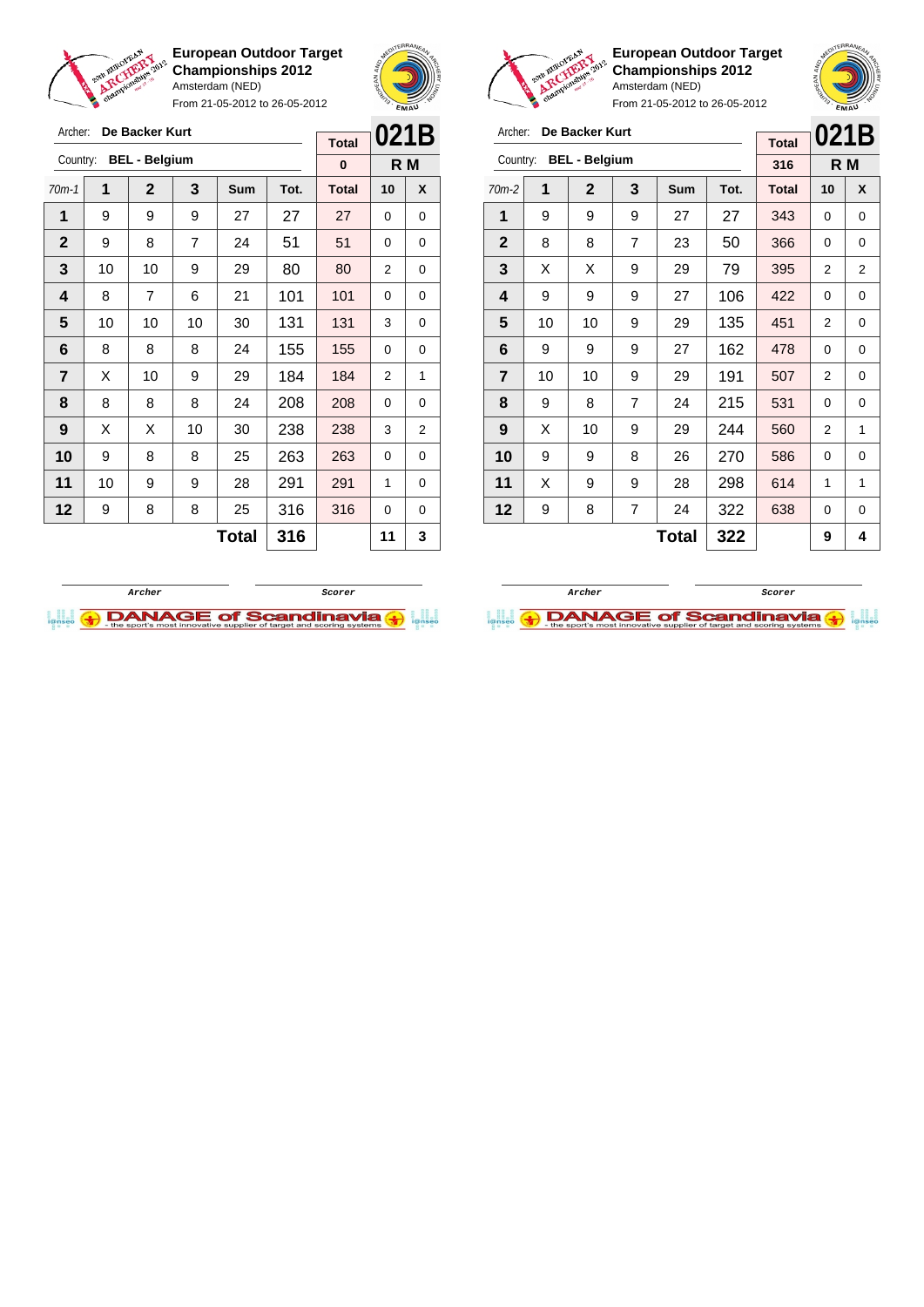**European Outdoor Target Championships 2012**
Amsterdam (NED)
From 21-05-2012 to 26-05-2012

Archer: **De Backer Kurt**
Country: **BEL - Belgium**

**021B** | Total: 0 | **R M**

| 70m-1 | 1 | 2 | 3 | Sum | Tot. | Total | 10 | X |
|---|---|---|---|---|---|---|---|---|
| 1 | 9 | 9 | 9 | 27 | 27 | 27 | 0 | 0 |
| 2 | 9 | 8 | 7 | 24 | 51 | 51 | 0 | 0 |
| 3 | 10 | 10 | 9 | 29 | 80 | 80 | 2 | 0 |
| 4 | 8 | 7 | 6 | 21 | 101 | 101 | 0 | 0 |
| 5 | 10 | 10 | 10 | 30 | 131 | 131 | 3 | 0 |
| 6 | 8 | 8 | 8 | 24 | 155 | 155 | 0 | 0 |
| 7 | X | 10 | 9 | 29 | 184 | 184 | 2 | 1 |
| 8 | 8 | 8 | 8 | 24 | 208 | 208 | 0 | 0 |
| 9 | X | X | 10 | 30 | 238 | 238 | 3 | 2 |
| 10 | 9 | 8 | 8 | 25 | 263 | 263 | 0 | 0 |
| 11 | 10 | 9 | 9 | 28 | 291 | 291 | 1 | 0 |
| 12 | 9 | 8 | 8 | 25 | 316 | 316 | 0 | 0 |
| | | | | **Total** | **316** | | **11** | **3** |

Archer — Scorer

**European Outdoor Target Championships 2012**
Amsterdam (NED)
From 21-05-2012 to 26-05-2012

Archer: **De Backer Kurt**
Country: **BEL - Belgium**

**021B** | Total: 316 | **R M**

| 70m-2 | 1 | 2 | 3 | Sum | Tot. | Total | 10 | X |
|---|---|---|---|---|---|---|---|---|
| 1 | 9 | 9 | 9 | 27 | 27 | 343 | 0 | 0 |
| 2 | 8 | 8 | 7 | 23 | 50 | 366 | 0 | 0 |
| 3 | X | X | 9 | 29 | 79 | 395 | 2 | 2 |
| 4 | 9 | 9 | 9 | 27 | 106 | 422 | 0 | 0 |
| 5 | 10 | 10 | 9 | 29 | 135 | 451 | 2 | 0 |
| 6 | 9 | 9 | 9 | 27 | 162 | 478 | 0 | 0 |
| 7 | 10 | 10 | 9 | 29 | 191 | 507 | 2 | 0 |
| 8 | 9 | 8 | 7 | 24 | 215 | 531 | 0 | 0 |
| 9 | X | 10 | 9 | 29 | 244 | 560 | 2 | 1 |
| 10 | 9 | 9 | 8 | 26 | 270 | 586 | 0 | 0 |
| 11 | X | 9 | 9 | 28 | 298 | 614 | 1 | 1 |
| 12 | 9 | 8 | 7 | 24 | 322 | 638 | 0 | 0 |
| | | | | **Total** | **322** | | **9** | **4** |

Archer — Scorer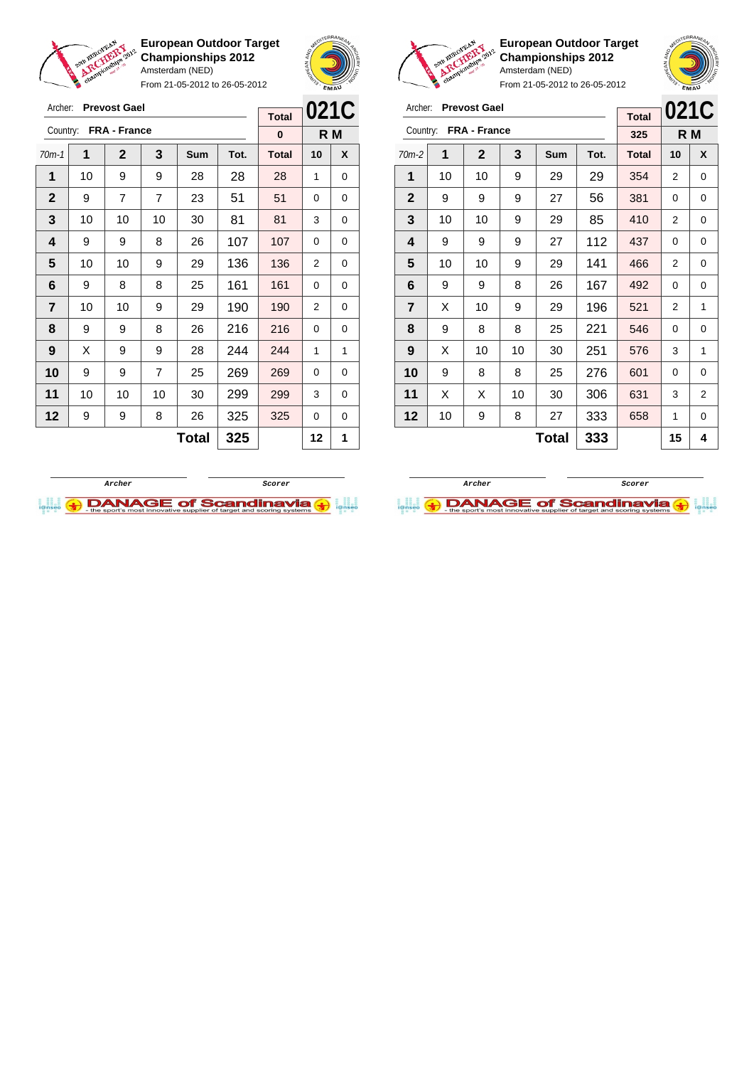**European Outdoor Target Championships 2012**
Amsterdam (NED)
From 21-05-2012 to 26-05-2012

Archer: **Prevost Gael**
Country: **FRA - France**

**021C** **R M**

| 70m-1 | 1 | 2 | 3 | Sum | Tot. | Total | 10 | X |
|---|---|---|---|---|---|---|---|---|
| | | | | | | 0 | | |
| 1 | 10 | 9 | 9 | 28 | 28 | 28 | 1 | 0 |
| 2 | 9 | 7 | 7 | 23 | 51 | 51 | 0 | 0 |
| 3 | 10 | 10 | 10 | 30 | 81 | 81 | 3 | 0 |
| 4 | 9 | 9 | 8 | 26 | 107 | 107 | 0 | 0 |
| 5 | 10 | 10 | 9 | 29 | 136 | 136 | 2 | 0 |
| 6 | 9 | 8 | 8 | 25 | 161 | 161 | 0 | 0 |
| 7 | 10 | 10 | 9 | 29 | 190 | 190 | 2 | 0 |
| 8 | 9 | 9 | 8 | 26 | 216 | 216 | 0 | 0 |
| 9 | X | 9 | 9 | 28 | 244 | 244 | 1 | 1 |
| 10 | 9 | 9 | 7 | 25 | 269 | 269 | 0 | 0 |
| 11 | 10 | 10 | 10 | 30 | 299 | 299 | 3 | 0 |
| 12 | 9 | 9 | 8 | 26 | 325 | 325 | 0 | 0 |
| | | | | **Total** | **325** | | **12** | **1** |

Archer — Scorer

**European Outdoor Target Championships 2012**
Amsterdam (NED)
From 21-05-2012 to 26-05-2012

Archer: **Prevost Gael**
Country: **FRA - France**

**021C** **R M**

| 70m-2 | 1 | 2 | 3 | Sum | Tot. | Total | 10 | X |
|---|---|---|---|---|---|---|---|---|
| | | | | | | 325 | | |
| 1 | 10 | 10 | 9 | 29 | 29 | 354 | 2 | 0 |
| 2 | 9 | 9 | 9 | 27 | 56 | 381 | 0 | 0 |
| 3 | 10 | 10 | 9 | 29 | 85 | 410 | 2 | 0 |
| 4 | 9 | 9 | 9 | 27 | 112 | 437 | 0 | 0 |
| 5 | 10 | 10 | 9 | 29 | 141 | 466 | 2 | 0 |
| 6 | 9 | 9 | 8 | 26 | 167 | 492 | 0 | 0 |
| 7 | X | 10 | 9 | 29 | 196 | 521 | 2 | 1 |
| 8 | 9 | 8 | 8 | 25 | 221 | 546 | 0 | 0 |
| 9 | X | 10 | 10 | 30 | 251 | 576 | 3 | 1 |
| 10 | 9 | 8 | 8 | 25 | 276 | 601 | 0 | 0 |
| 11 | X | X | 10 | 30 | 306 | 631 | 3 | 2 |
| 12 | 10 | 9 | 8 | 27 | 333 | 658 | 1 | 0 |
| | | | | **Total** | **333** | | **15** | **4** |

Archer — Scorer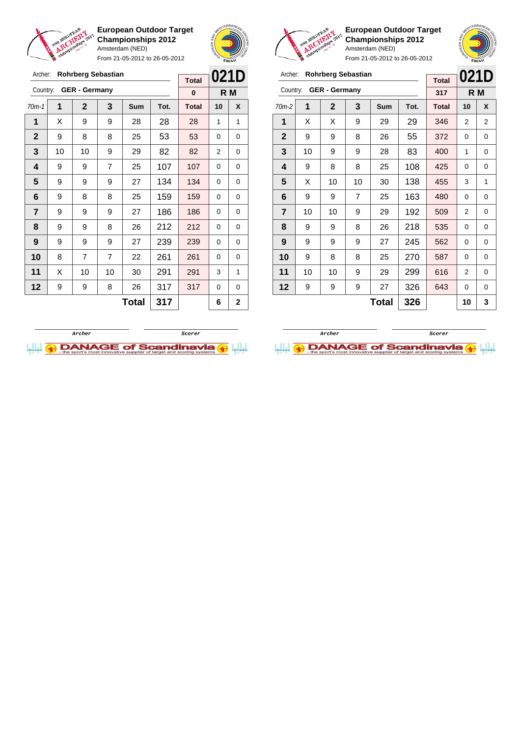**European Outdoor Target Championships 2012**
Amsterdam (NED)
From 21-05-2012 to 26-05-2012

Archer: **Rohrberg Sebastian**
Country: **GER - Germany**

| Total | 021D |
|---|---|
| 0 | R M |

| 70m-1 | 1 | 2 | 3 | Sum | Tot. | Total | 10 | X |
|---|---|---|---|---|---|---|---|---|
| 1 | X | 9 | 9 | 28 | 28 | 28 | 1 | 1 |
| 2 | 9 | 8 | 8 | 25 | 53 | 53 | 0 | 0 |
| 3 | 10 | 10 | 9 | 29 | 82 | 82 | 2 | 0 |
| 4 | 9 | 9 | 7 | 25 | 107 | 107 | 0 | 0 |
| 5 | 9 | 9 | 9 | 27 | 134 | 134 | 0 | 0 |
| 6 | 9 | 8 | 8 | 25 | 159 | 159 | 0 | 0 |
| 7 | 9 | 9 | 9 | 27 | 186 | 186 | 0 | 0 |
| 8 | 9 | 9 | 8 | 26 | 212 | 212 | 0 | 0 |
| 9 | 9 | 9 | 9 | 27 | 239 | 239 | 0 | 0 |
| 10 | 8 | 7 | 7 | 22 | 261 | 261 | 0 | 0 |
| 11 | X | 10 | 10 | 30 | 291 | 291 | 3 | 1 |
| 12 | 9 | 9 | 8 | 26 | 317 | 317 | 0 | 0 |
| | | | | **Total** | **317** | | **6** | **2** |

Archer / Scorer

**European Outdoor Target Championships 2012**
Amsterdam (NED)
From 21-05-2012 to 26-05-2012

Archer: **Rohrberg Sebastian**
Country: **GER - Germany**

| Total | 021D |
|---|---|
| 317 | R M |

| 70m-2 | 1 | 2 | 3 | Sum | Tot. | Total | 10 | X |
|---|---|---|---|---|---|---|---|---|
| 1 | X | X | 9 | 29 | 29 | 346 | 2 | 2 |
| 2 | 9 | 9 | 8 | 26 | 55 | 372 | 0 | 0 |
| 3 | 10 | 9 | 9 | 28 | 83 | 400 | 1 | 0 |
| 4 | 9 | 8 | 8 | 25 | 108 | 425 | 0 | 0 |
| 5 | X | 10 | 10 | 30 | 138 | 455 | 3 | 1 |
| 6 | 9 | 9 | 7 | 25 | 163 | 480 | 0 | 0 |
| 7 | 10 | 10 | 9 | 29 | 192 | 509 | 2 | 0 |
| 8 | 9 | 9 | 8 | 26 | 218 | 535 | 0 | 0 |
| 9 | 9 | 9 | 9 | 27 | 245 | 562 | 0 | 0 |
| 10 | 9 | 8 | 8 | 25 | 270 | 587 | 0 | 0 |
| 11 | 10 | 10 | 9 | 29 | 299 | 616 | 2 | 0 |
| 12 | 9 | 9 | 9 | 27 | 326 | 643 | 0 | 0 |
| | | | | **Total** | **326** | | **10** | **3** |

Archer / Scorer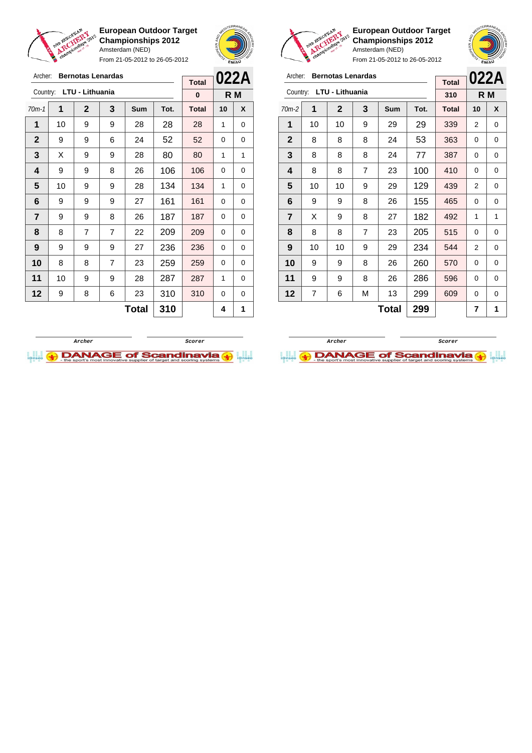**European Outdoor Target Championships 2012**
Amsterdam (NED)
From 21-05-2012 to 26-05-2012

Archer: **Bernotas Lenardas**
Country: **LTU - Lithuania**

| Total | 022A |
|---|---|
| 0 | R M |

| 70m-1 | 1 | 2 | 3 | Sum | Tot. | Total | 10 | X |
|---|---|---|---|---|---|---|---|---|
| 1 | 10 | 9 | 9 | 28 | 28 | 28 | 1 | 0 |
| 2 | 9 | 9 | 6 | 24 | 52 | 52 | 0 | 0 |
| 3 | X | 9 | 9 | 28 | 80 | 80 | 1 | 1 |
| 4 | 9 | 9 | 8 | 26 | 106 | 106 | 0 | 0 |
| 5 | 10 | 9 | 9 | 28 | 134 | 134 | 1 | 0 |
| 6 | 9 | 9 | 9 | 27 | 161 | 161 | 0 | 0 |
| 7 | 9 | 9 | 8 | 26 | 187 | 187 | 0 | 0 |
| 8 | 8 | 7 | 7 | 22 | 209 | 209 | 0 | 0 |
| 9 | 9 | 9 | 9 | 27 | 236 | 236 | 0 | 0 |
| 10 | 8 | 8 | 7 | 23 | 259 | 259 | 0 | 0 |
| 11 | 10 | 9 | 9 | 28 | 287 | 287 | 1 | 0 |
| 12 | 9 | 8 | 6 | 23 | 310 | 310 | 0 | 0 |
| | | | | **Total** | **310** | | **4** | **1** |

Archer Scorer

**European Outdoor Target Championships 2012**
Amsterdam (NED)
From 21-05-2012 to 26-05-2012

Archer: **Bernotas Lenardas**
Country: **LTU - Lithuania**

| Total | 022A |
|---|---|
| 310 | R M |

| 70m-2 | 1 | 2 | 3 | Sum | Tot. | Total | 10 | X |
|---|---|---|---|---|---|---|---|---|
| 1 | 10 | 10 | 9 | 29 | 29 | 339 | 2 | 0 |
| 2 | 8 | 8 | 8 | 24 | 53 | 363 | 0 | 0 |
| 3 | 8 | 8 | 8 | 24 | 77 | 387 | 0 | 0 |
| 4 | 8 | 8 | 7 | 23 | 100 | 410 | 0 | 0 |
| 5 | 10 | 10 | 9 | 29 | 129 | 439 | 2 | 0 |
| 6 | 9 | 9 | 8 | 26 | 155 | 465 | 0 | 0 |
| 7 | X | 9 | 8 | 27 | 182 | 492 | 1 | 1 |
| 8 | 8 | 8 | 7 | 23 | 205 | 515 | 0 | 0 |
| 9 | 10 | 10 | 9 | 29 | 234 | 544 | 2 | 0 |
| 10 | 9 | 9 | 8 | 26 | 260 | 570 | 0 | 0 |
| 11 | 9 | 9 | 8 | 26 | 286 | 596 | 0 | 0 |
| 12 | 7 | 6 | M | 13 | 299 | 609 | 0 | 0 |
| | | | | **Total** | **299** | | **7** | **1** |

Archer Scorer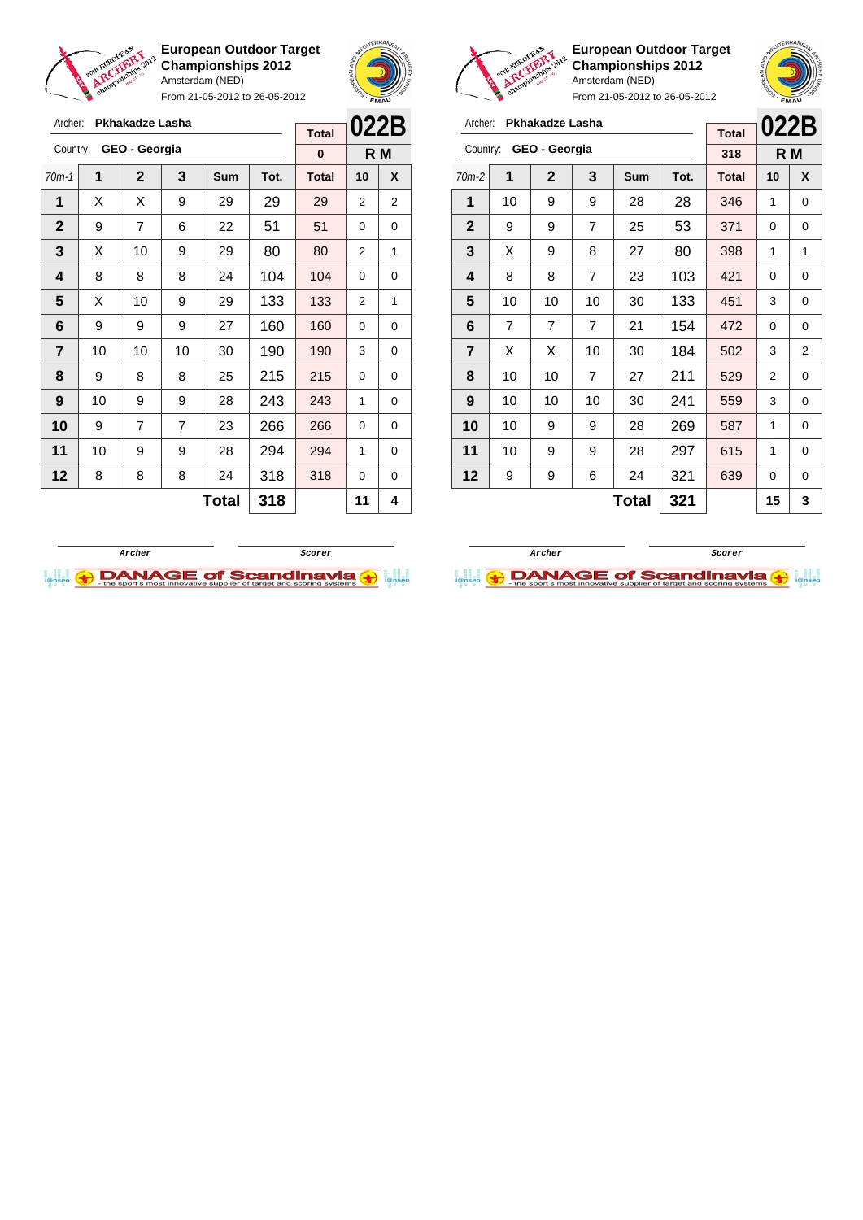**European Outdoor Target Championships 2012**
Amsterdam (NED)
From 21-05-2012 to 26-05-2012

Archer: **Pkhakadze Lasha**
Country: **GEO - Georgia**

| Total | 022B |
|---|---|
| 0 | R M |

| 70m-1 | 1 | 2 | 3 | Sum | Tot. | Total | 10 | X |
|---|---|---|---|---|---|---|---|---|
| 1 | X | X | 9 | 29 | 29 | 29 | 2 | 2 |
| 2 | 9 | 7 | 6 | 22 | 51 | 51 | 0 | 0 |
| 3 | X | 10 | 9 | 29 | 80 | 80 | 2 | 1 |
| 4 | 8 | 8 | 8 | 24 | 104 | 104 | 0 | 0 |
| 5 | X | 10 | 9 | 29 | 133 | 133 | 2 | 1 |
| 6 | 9 | 9 | 9 | 27 | 160 | 160 | 0 | 0 |
| 7 | 10 | 10 | 10 | 30 | 190 | 190 | 3 | 0 |
| 8 | 9 | 8 | 8 | 25 | 215 | 215 | 0 | 0 |
| 9 | 10 | 9 | 9 | 28 | 243 | 243 | 1 | 0 |
| 10 | 9 | 7 | 7 | 23 | 266 | 266 | 0 | 0 |
| 11 | 10 | 9 | 9 | 28 | 294 | 294 | 1 | 0 |
| 12 | 8 | 8 | 8 | 24 | 318 | 318 | 0 | 0 |
| | | | | **Total** | **318** | | **11** | **4** |

Archer — Scorer

**European Outdoor Target Championships 2012**
Amsterdam (NED)
From 21-05-2012 to 26-05-2012

Archer: **Pkhakadze Lasha**
Country: **GEO - Georgia**

| Total | 022B |
|---|---|
| 318 | R M |

| 70m-2 | 1 | 2 | 3 | Sum | Tot. | Total | 10 | X |
|---|---|---|---|---|---|---|---|---|
| 1 | 10 | 9 | 9 | 28 | 28 | 346 | 1 | 0 |
| 2 | 9 | 9 | 7 | 25 | 53 | 371 | 0 | 0 |
| 3 | X | 9 | 8 | 27 | 80 | 398 | 1 | 1 |
| 4 | 8 | 8 | 7 | 23 | 103 | 421 | 0 | 0 |
| 5 | 10 | 10 | 10 | 30 | 133 | 451 | 3 | 0 |
| 6 | 7 | 7 | 7 | 21 | 154 | 472 | 0 | 0 |
| 7 | X | X | 10 | 30 | 184 | 502 | 3 | 2 |
| 8 | 10 | 10 | 7 | 27 | 211 | 529 | 2 | 0 |
| 9 | 10 | 10 | 10 | 30 | 241 | 559 | 3 | 0 |
| 10 | 10 | 9 | 9 | 28 | 269 | 587 | 1 | 0 |
| 11 | 10 | 9 | 9 | 28 | 297 | 615 | 1 | 0 |
| 12 | 9 | 9 | 6 | 24 | 321 | 639 | 0 | 0 |
| | | | | **Total** | **321** | | **15** | **3** |

Archer — Scorer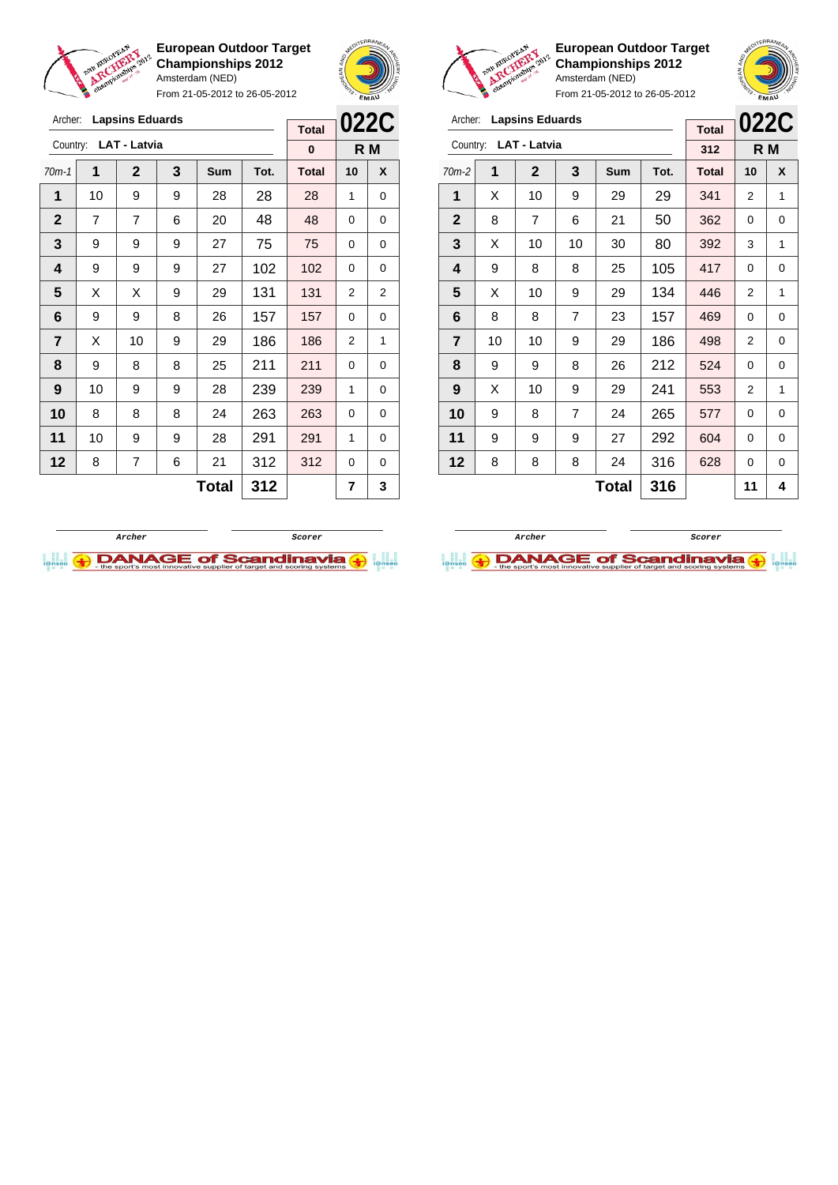**European Outdoor Target Championships 2012**
Amsterdam (NED)
From 21-05-2012 to 26-05-2012

Archer: **Lapsins Eduards**
Country: **LAT - Latvia**

| Total | 022C |
| --- | --- |
| 0 | R M |

| 70m-1 | 1 | 2 | 3 | Sum | Tot. | Total | 10 | X |
| --- | --- | --- | --- | --- | --- | --- | --- | --- |
| 1 | 10 | 9 | 9 | 28 | 28 | 28 | 1 | 0 |
| 2 | 7 | 7 | 6 | 20 | 48 | 48 | 0 | 0 |
| 3 | 9 | 9 | 9 | 27 | 75 | 75 | 0 | 0 |
| 4 | 9 | 9 | 9 | 27 | 102 | 102 | 0 | 0 |
| 5 | X | X | 9 | 29 | 131 | 131 | 2 | 2 |
| 6 | 9 | 9 | 8 | 26 | 157 | 157 | 0 | 0 |
| 7 | X | 10 | 9 | 29 | 186 | 186 | 2 | 1 |
| 8 | 9 | 8 | 8 | 25 | 211 | 211 | 0 | 0 |
| 9 | 10 | 9 | 9 | 28 | 239 | 239 | 1 | 0 |
| 10 | 8 | 8 | 8 | 24 | 263 | 263 | 0 | 0 |
| 11 | 10 | 9 | 9 | 28 | 291 | 291 | 1 | 0 |
| 12 | 8 | 7 | 6 | 21 | 312 | 312 | 0 | 0 |
| | | | | **Total** | **312** | | **7** | **3** |

Archer | Scorer

**European Outdoor Target Championships 2012**
Amsterdam (NED)
From 21-05-2012 to 26-05-2012

Archer: **Lapsins Eduards**
Country: **LAT - Latvia**

| Total | 022C |
| --- | --- |
| 312 | R M |

| 70m-2 | 1 | 2 | 3 | Sum | Tot. | Total | 10 | X |
| --- | --- | --- | --- | --- | --- | --- | --- | --- |
| 1 | X | 10 | 9 | 29 | 29 | 341 | 2 | 1 |
| 2 | 8 | 7 | 6 | 21 | 50 | 362 | 0 | 0 |
| 3 | X | 10 | 10 | 30 | 80 | 392 | 3 | 1 |
| 4 | 9 | 8 | 8 | 25 | 105 | 417 | 0 | 0 |
| 5 | X | 10 | 9 | 29 | 134 | 446 | 2 | 1 |
| 6 | 8 | 8 | 7 | 23 | 157 | 469 | 0 | 0 |
| 7 | 10 | 10 | 9 | 29 | 186 | 498 | 2 | 0 |
| 8 | 9 | 9 | 8 | 26 | 212 | 524 | 0 | 0 |
| 9 | X | 10 | 9 | 29 | 241 | 553 | 2 | 1 |
| 10 | 9 | 8 | 7 | 24 | 265 | 577 | 0 | 0 |
| 11 | 9 | 9 | 9 | 27 | 292 | 604 | 0 | 0 |
| 12 | 8 | 8 | 8 | 24 | 316 | 628 | 0 | 0 |
| | | | | **Total** | **316** | | **11** | **4** |

Archer | Scorer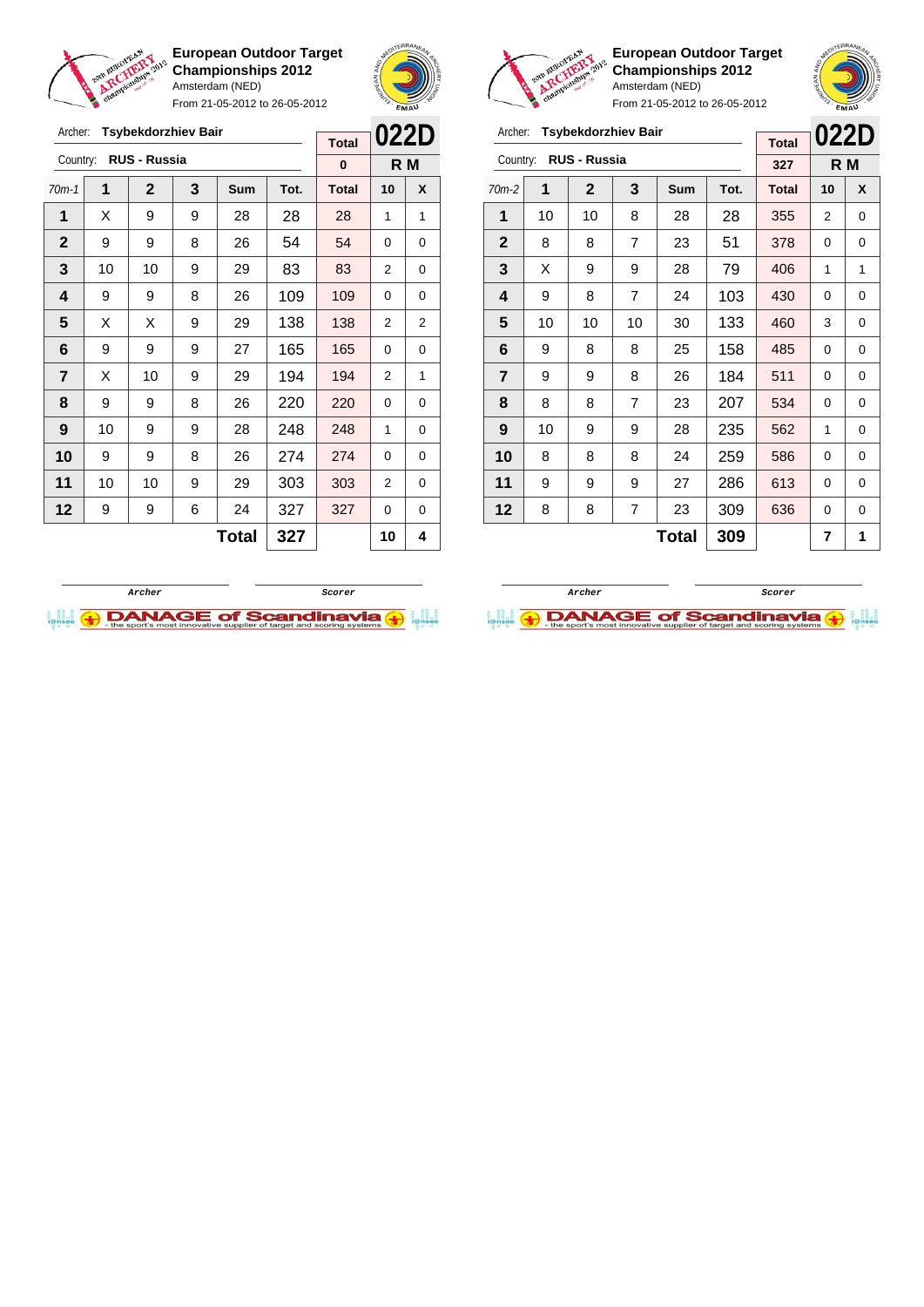**European Outdoor Target Championships 2012**
Amsterdam (NED)
From 21-05-2012 to 26-05-2012

Archer: **Tsybekdorzhiev Bair**
Country: **RUS - Russia**

| Total | 022D |
|---|---|
| 0 | R M |

| 70m-1 | 1 | 2 | 3 | Sum | Tot. | Total | 10 | X |
|---|---|---|---|---|---|---|---|---|
| 1 | X | 9 | 9 | 28 | 28 | 28 | 1 | 1 |
| 2 | 9 | 9 | 8 | 26 | 54 | 54 | 0 | 0 |
| 3 | 10 | 10 | 9 | 29 | 83 | 83 | 2 | 0 |
| 4 | 9 | 9 | 8 | 26 | 109 | 109 | 0 | 0 |
| 5 | X | X | 9 | 29 | 138 | 138 | 2 | 2 |
| 6 | 9 | 9 | 9 | 27 | 165 | 165 | 0 | 0 |
| 7 | X | 10 | 9 | 29 | 194 | 194 | 2 | 1 |
| 8 | 9 | 9 | 8 | 26 | 220 | 220 | 0 | 0 |
| 9 | 10 | 9 | 9 | 28 | 248 | 248 | 1 | 0 |
| 10 | 9 | 9 | 8 | 26 | 274 | 274 | 0 | 0 |
| 11 | 10 | 10 | 9 | 29 | 303 | 303 | 2 | 0 |
| 12 | 9 | 9 | 6 | 24 | 327 | 327 | 0 | 0 |
| | | | | **Total** | **327** | | **10** | **4** |

Archer | Scorer

**European Outdoor Target Championships 2012**
Amsterdam (NED)
From 21-05-2012 to 26-05-2012

Archer: **Tsybekdorzhiev Bair**
Country: **RUS - Russia**

| Total | 022D |
|---|---|
| 327 | R M |

| 70m-2 | 1 | 2 | 3 | Sum | Tot. | Total | 10 | X |
|---|---|---|---|---|---|---|---|---|
| 1 | 10 | 10 | 8 | 28 | 28 | 355 | 2 | 0 |
| 2 | 8 | 8 | 7 | 23 | 51 | 378 | 0 | 0 |
| 3 | X | 9 | 9 | 28 | 79 | 406 | 1 | 1 |
| 4 | 9 | 8 | 7 | 24 | 103 | 430 | 0 | 0 |
| 5 | 10 | 10 | 10 | 30 | 133 | 460 | 3 | 0 |
| 6 | 9 | 8 | 8 | 25 | 158 | 485 | 0 | 0 |
| 7 | 9 | 9 | 8 | 26 | 184 | 511 | 0 | 0 |
| 8 | 8 | 8 | 7 | 23 | 207 | 534 | 0 | 0 |
| 9 | 10 | 9 | 9 | 28 | 235 | 562 | 1 | 0 |
| 10 | 8 | 8 | 8 | 24 | 259 | 586 | 0 | 0 |
| 11 | 9 | 9 | 9 | 27 | 286 | 613 | 0 | 0 |
| 12 | 8 | 8 | 7 | 23 | 309 | 636 | 0 | 0 |
| | | | | **Total** | **309** | | **7** | **1** |

Archer | Scorer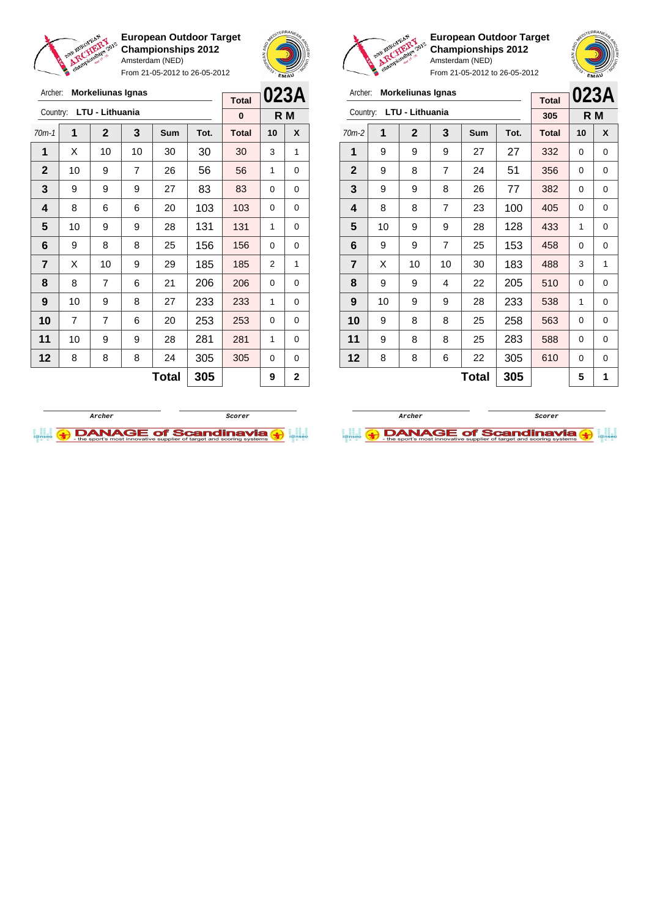**European Outdoor Target Championships 2012**
Amsterdam (NED)
From 21-05-2012 to 26-05-2012

Archer: **Morkeliunas Ignas**
Country: **LTU - Lithuania**

| | | | | | | Total | 023A | |
|---|---|---|---|---|---|---|---|---|
| | | | | | | 0 | R M | |
| 70m-1 | 1 | 2 | 3 | Sum | Tot. | Total | 10 | X |
| 1 | X | 10 | 10 | 30 | 30 | 30 | 3 | 1 |
| 2 | 10 | 9 | 7 | 26 | 56 | 56 | 1 | 0 |
| 3 | 9 | 9 | 9 | 27 | 83 | 83 | 0 | 0 |
| 4 | 8 | 6 | 6 | 20 | 103 | 103 | 0 | 0 |
| 5 | 10 | 9 | 9 | 28 | 131 | 131 | 1 | 0 |
| 6 | 9 | 8 | 8 | 25 | 156 | 156 | 0 | 0 |
| 7 | X | 10 | 9 | 29 | 185 | 185 | 2 | 1 |
| 8 | 8 | 7 | 6 | 21 | 206 | 206 | 0 | 0 |
| 9 | 10 | 9 | 8 | 27 | 233 | 233 | 1 | 0 |
| 10 | 7 | 7 | 6 | 20 | 253 | 253 | 0 | 0 |
| 11 | 10 | 9 | 9 | 28 | 281 | 281 | 1 | 0 |
| 12 | 8 | 8 | 8 | 24 | 305 | 305 | 0 | 0 |
| | | | | Total | 305 | | 9 | 2 |

Archer | Scorer

**European Outdoor Target Championships 2012**
Amsterdam (NED)
From 21-05-2012 to 26-05-2012

Archer: **Morkeliunas Ignas**
Country: **LTU - Lithuania**

| | | | | | | Total | 023A | |
|---|---|---|---|---|---|---|---|---|
| | | | | | | 305 | R M | |
| 70m-2 | 1 | 2 | 3 | Sum | Tot. | Total | 10 | X |
| 1 | 9 | 9 | 9 | 27 | 27 | 332 | 0 | 0 |
| 2 | 9 | 8 | 7 | 24 | 51 | 356 | 0 | 0 |
| 3 | 9 | 9 | 8 | 26 | 77 | 382 | 0 | 0 |
| 4 | 8 | 8 | 7 | 23 | 100 | 405 | 0 | 0 |
| 5 | 10 | 9 | 9 | 28 | 128 | 433 | 1 | 0 |
| 6 | 9 | 9 | 7 | 25 | 153 | 458 | 0 | 0 |
| 7 | X | 10 | 10 | 30 | 183 | 488 | 3 | 1 |
| 8 | 9 | 9 | 4 | 22 | 205 | 510 | 0 | 0 |
| 9 | 10 | 9 | 9 | 28 | 233 | 538 | 1 | 0 |
| 10 | 9 | 8 | 8 | 25 | 258 | 563 | 0 | 0 |
| 11 | 9 | 8 | 8 | 25 | 283 | 588 | 0 | 0 |
| 12 | 8 | 8 | 6 | 22 | 305 | 610 | 0 | 0 |
| | | | | Total | 305 | | 5 | 1 |

Archer | Scorer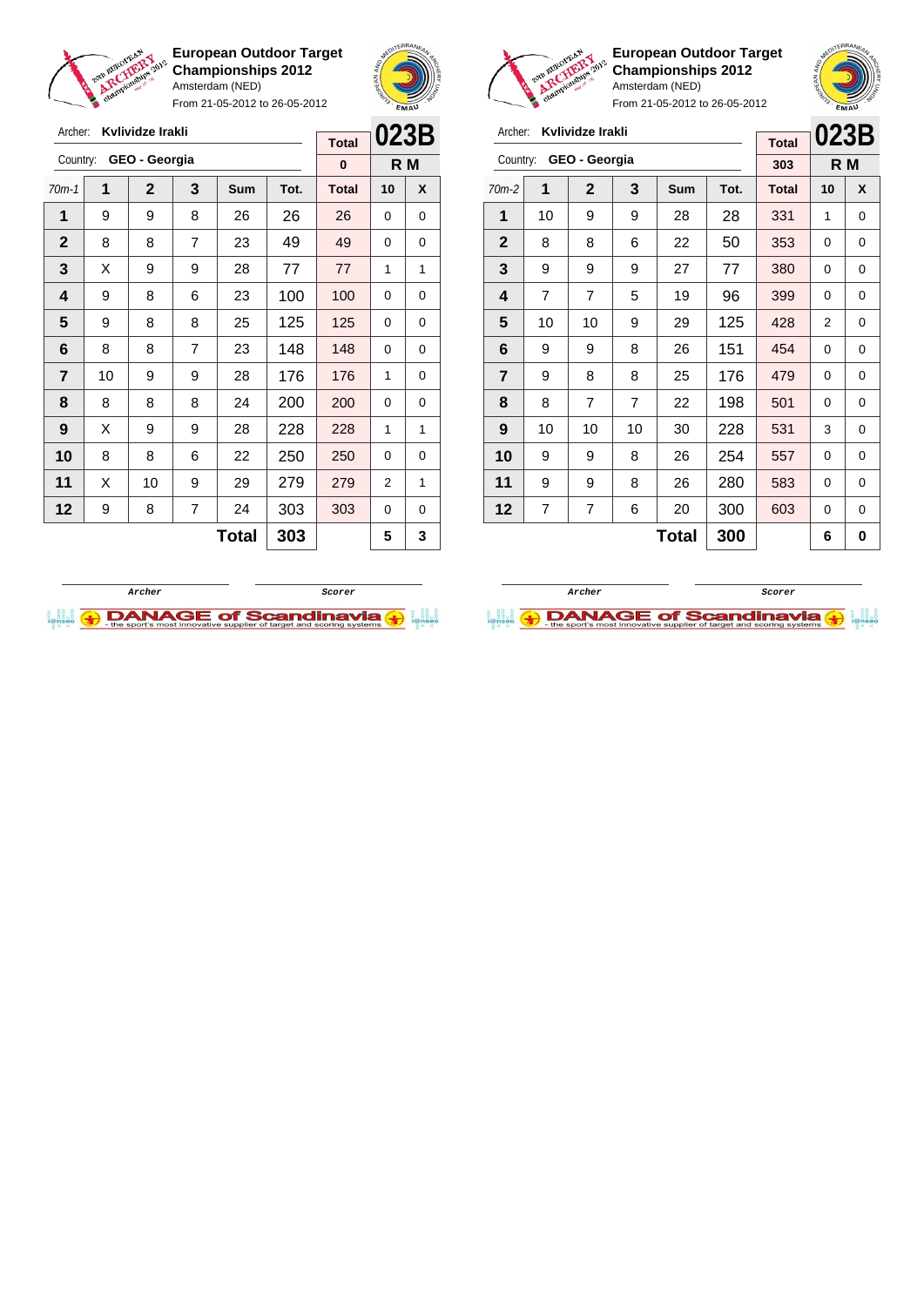## European Outdoor Target Championships 2012

Amsterdam (NED)

From 21-05-2012 to 26-05-2012

Archer: **Kvlividze Irakli**

Country: **GEO - Georgia**

**023B** — R M

| 70m-1 | 1 | 2 | 3 | Sum | Tot. | Total | 10 | X |
|---|---|---|---|---|---|---|---|---|
| | | | | | | 0 | | |
| 1 | 9 | 9 | 8 | 26 | 26 | 26 | 0 | 0 |
| 2 | 8 | 8 | 7 | 23 | 49 | 49 | 0 | 0 |
| 3 | X | 9 | 9 | 28 | 77 | 77 | 1 | 1 |
| 4 | 9 | 8 | 6 | 23 | 100 | 100 | 0 | 0 |
| 5 | 9 | 8 | 8 | 25 | 125 | 125 | 0 | 0 |
| 6 | 8 | 8 | 7 | 23 | 148 | 148 | 0 | 0 |
| 7 | 10 | 9 | 9 | 28 | 176 | 176 | 1 | 0 |
| 8 | 8 | 8 | 8 | 24 | 200 | 200 | 0 | 0 |
| 9 | X | 9 | 9 | 28 | 228 | 228 | 1 | 1 |
| 10 | 8 | 8 | 6 | 22 | 250 | 250 | 0 | 0 |
| 11 | X | 10 | 9 | 29 | 279 | 279 | 2 | 1 |
| 12 | 9 | 8 | 7 | 24 | 303 | 303 | 0 | 0 |
| | | | | **Total** | **303** | | **5** | **3** |

Archer — Scorer

## European Outdoor Target Championships 2012

Amsterdam (NED)

From 21-05-2012 to 26-05-2012

Archer: **Kvlividze Irakli**

Country: **GEO - Georgia**

**023B** — R M

| 70m-2 | 1 | 2 | 3 | Sum | Tot. | Total | 10 | X |
|---|---|---|---|---|---|---|---|---|
| | | | | | | 303 | | |
| 1 | 10 | 9 | 9 | 28 | 28 | 331 | 1 | 0 |
| 2 | 8 | 8 | 6 | 22 | 50 | 353 | 0 | 0 |
| 3 | 9 | 9 | 9 | 27 | 77 | 380 | 0 | 0 |
| 4 | 7 | 7 | 5 | 19 | 96 | 399 | 0 | 0 |
| 5 | 10 | 10 | 9 | 29 | 125 | 428 | 2 | 0 |
| 6 | 9 | 9 | 8 | 26 | 151 | 454 | 0 | 0 |
| 7 | 9 | 8 | 8 | 25 | 176 | 479 | 0 | 0 |
| 8 | 8 | 7 | 7 | 22 | 198 | 501 | 0 | 0 |
| 9 | 10 | 10 | 10 | 30 | 228 | 531 | 3 | 0 |
| 10 | 9 | 9 | 8 | 26 | 254 | 557 | 0 | 0 |
| 11 | 9 | 9 | 8 | 26 | 280 | 583 | 0 | 0 |
| 12 | 7 | 7 | 6 | 20 | 300 | 603 | 0 | 0 |
| | | | | **Total** | **300** | | **6** | **0** |

Archer — Scorer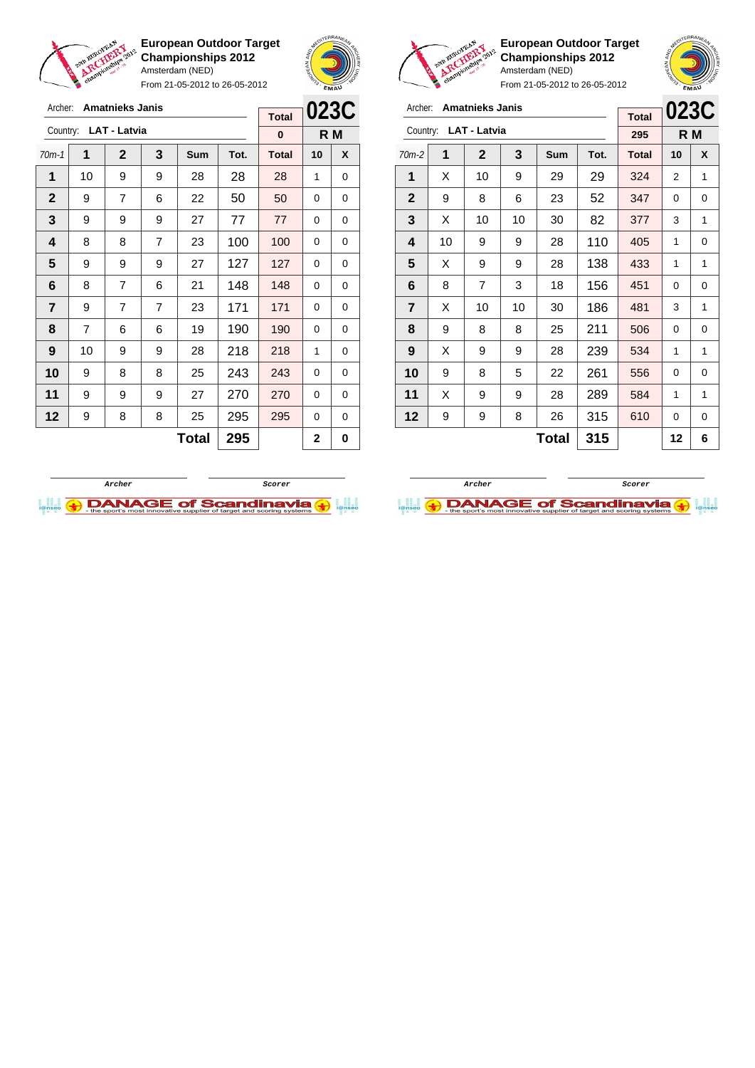**European Outdoor Target Championships 2012**
Amsterdam (NED)
From 21-05-2012 to 26-05-2012

Archer: **Amatnieks Janis**
Country: **LAT - Latvia**

| Total | 023C |
|---|---|
| 0 | R M |

| 70m-1 | 1 | 2 | 3 | Sum | Tot. | Total | 10 | X |
|---|---|---|---|---|---|---|---|---|
| 1 | 10 | 9 | 9 | 28 | 28 | 28 | 1 | 0 |
| 2 | 9 | 7 | 6 | 22 | 50 | 50 | 0 | 0 |
| 3 | 9 | 9 | 9 | 27 | 77 | 77 | 0 | 0 |
| 4 | 8 | 8 | 7 | 23 | 100 | 100 | 0 | 0 |
| 5 | 9 | 9 | 9 | 27 | 127 | 127 | 0 | 0 |
| 6 | 8 | 7 | 6 | 21 | 148 | 148 | 0 | 0 |
| 7 | 9 | 7 | 7 | 23 | 171 | 171 | 0 | 0 |
| 8 | 7 | 6 | 6 | 19 | 190 | 190 | 0 | 0 |
| 9 | 10 | 9 | 9 | 28 | 218 | 218 | 1 | 0 |
| 10 | 9 | 8 | 8 | 25 | 243 | 243 | 0 | 0 |
| 11 | 9 | 9 | 9 | 27 | 270 | 270 | 0 | 0 |
| 12 | 9 | 8 | 8 | 25 | 295 | 295 | 0 | 0 |
| | | | | **Total** | **295** | | **2** | **0** |

Archer — Scorer

**European Outdoor Target Championships 2012**
Amsterdam (NED)
From 21-05-2012 to 26-05-2012

Archer: **Amatnieks Janis**
Country: **LAT - Latvia**

| Total | 023C |
|---|---|
| 295 | R M |

| 70m-2 | 1 | 2 | 3 | Sum | Tot. | Total | 10 | X |
|---|---|---|---|---|---|---|---|---|
| 1 | X | 10 | 9 | 29 | 29 | 324 | 2 | 1 |
| 2 | 9 | 8 | 6 | 23 | 52 | 347 | 0 | 0 |
| 3 | X | 10 | 10 | 30 | 82 | 377 | 3 | 1 |
| 4 | 10 | 9 | 9 | 28 | 110 | 405 | 1 | 0 |
| 5 | X | 9 | 9 | 28 | 138 | 433 | 1 | 1 |
| 6 | 8 | 7 | 3 | 18 | 156 | 451 | 0 | 0 |
| 7 | X | 10 | 10 | 30 | 186 | 481 | 3 | 1 |
| 8 | 9 | 8 | 8 | 25 | 211 | 506 | 0 | 0 |
| 9 | X | 9 | 9 | 28 | 239 | 534 | 1 | 1 |
| 10 | 9 | 8 | 5 | 22 | 261 | 556 | 0 | 0 |
| 11 | X | 9 | 9 | 28 | 289 | 584 | 1 | 1 |
| 12 | 9 | 9 | 8 | 26 | 315 | 610 | 0 | 0 |
| | | | | **Total** | **315** | | **12** | **6** |

Archer — Scorer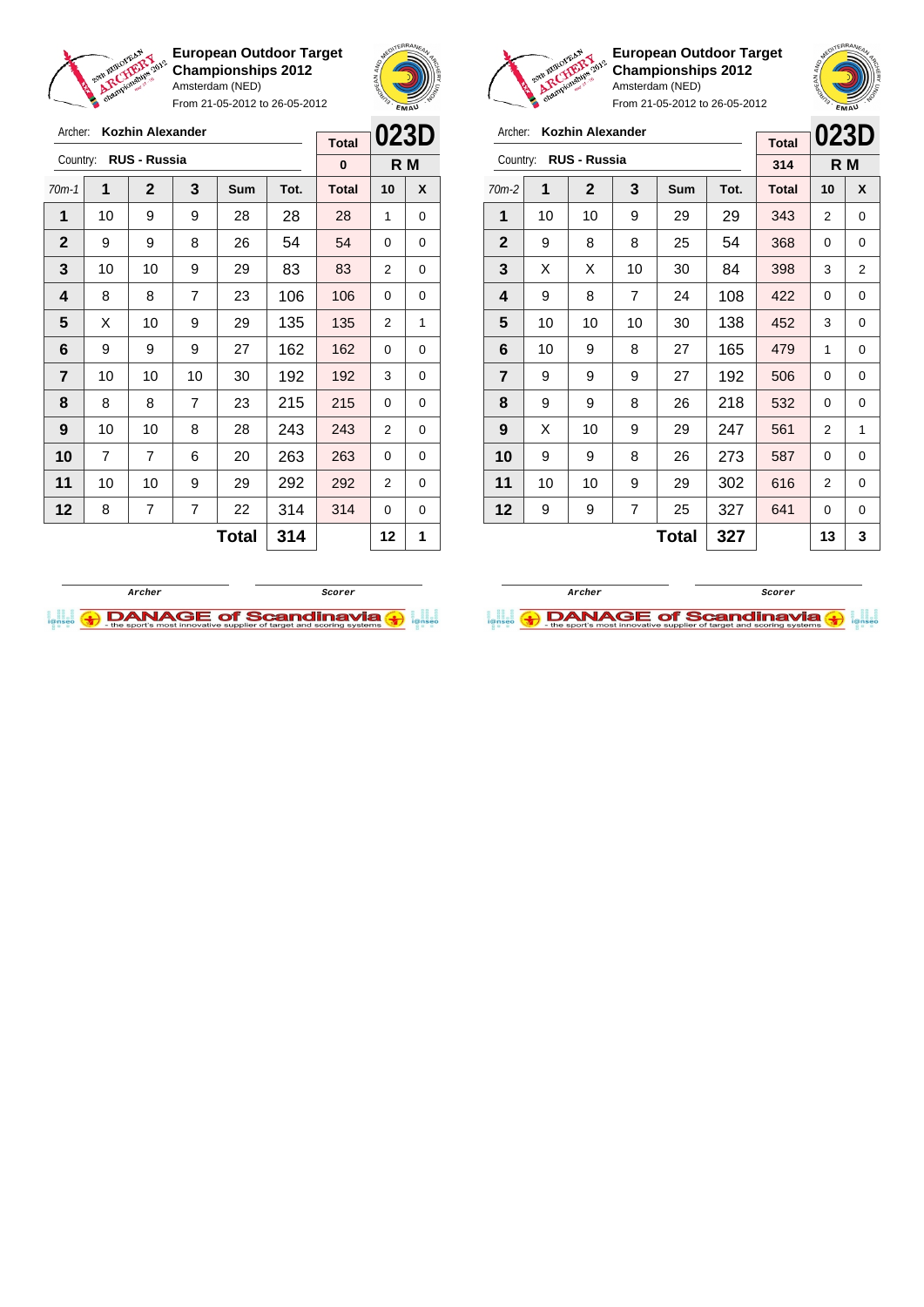**European Outdoor Target Championships 2012**
Amsterdam (NED)
From 21-05-2012 to 26-05-2012

Archer: **Kozhin Alexander**
Country: **RUS - Russia**

| Total | 023D |
|---|---|
| 0 | R M |

| 70m-1 | 1 | 2 | 3 | Sum | Tot. | Total | 10 | X |
|---|---|---|---|---|---|---|---|---|
| 1 | 10 | 9 | 9 | 28 | 28 | 28 | 1 | 0 |
| 2 | 9 | 9 | 8 | 26 | 54 | 54 | 0 | 0 |
| 3 | 10 | 10 | 9 | 29 | 83 | 83 | 2 | 0 |
| 4 | 8 | 8 | 7 | 23 | 106 | 106 | 0 | 0 |
| 5 | X | 10 | 9 | 29 | 135 | 135 | 2 | 1 |
| 6 | 9 | 9 | 9 | 27 | 162 | 162 | 0 | 0 |
| 7 | 10 | 10 | 10 | 30 | 192 | 192 | 3 | 0 |
| 8 | 8 | 8 | 7 | 23 | 215 | 215 | 0 | 0 |
| 9 | 10 | 10 | 8 | 28 | 243 | 243 | 2 | 0 |
| 10 | 7 | 7 | 6 | 20 | 263 | 263 | 0 | 0 |
| 11 | 10 | 10 | 9 | 29 | 292 | 292 | 2 | 0 |
| 12 | 8 | 7 | 7 | 22 | 314 | 314 | 0 | 0 |
| | | | | **Total** | **314** | | **12** | **1** |

Archer | Scorer

**European Outdoor Target Championships 2012**
Amsterdam (NED)
From 21-05-2012 to 26-05-2012

Archer: **Kozhin Alexander**
Country: **RUS - Russia**

| Total | 023D |
|---|---|
| 314 | R M |

| 70m-2 | 1 | 2 | 3 | Sum | Tot. | Total | 10 | X |
|---|---|---|---|---|---|---|---|---|
| 1 | 10 | 10 | 9 | 29 | 29 | 343 | 2 | 0 |
| 2 | 9 | 8 | 8 | 25 | 54 | 368 | 0 | 0 |
| 3 | X | X | 10 | 30 | 84 | 398 | 3 | 2 |
| 4 | 9 | 8 | 7 | 24 | 108 | 422 | 0 | 0 |
| 5 | 10 | 10 | 10 | 30 | 138 | 452 | 3 | 0 |
| 6 | 10 | 9 | 8 | 27 | 165 | 479 | 1 | 0 |
| 7 | 9 | 9 | 9 | 27 | 192 | 506 | 0 | 0 |
| 8 | 9 | 9 | 8 | 26 | 218 | 532 | 0 | 0 |
| 9 | X | 10 | 9 | 29 | 247 | 561 | 2 | 1 |
| 10 | 9 | 9 | 8 | 26 | 273 | 587 | 0 | 0 |
| 11 | 10 | 10 | 9 | 29 | 302 | 616 | 2 | 0 |
| 12 | 9 | 9 | 7 | 25 | 327 | 641 | 0 | 0 |
| | | | | **Total** | **327** | | **13** | **3** |

Archer | Scorer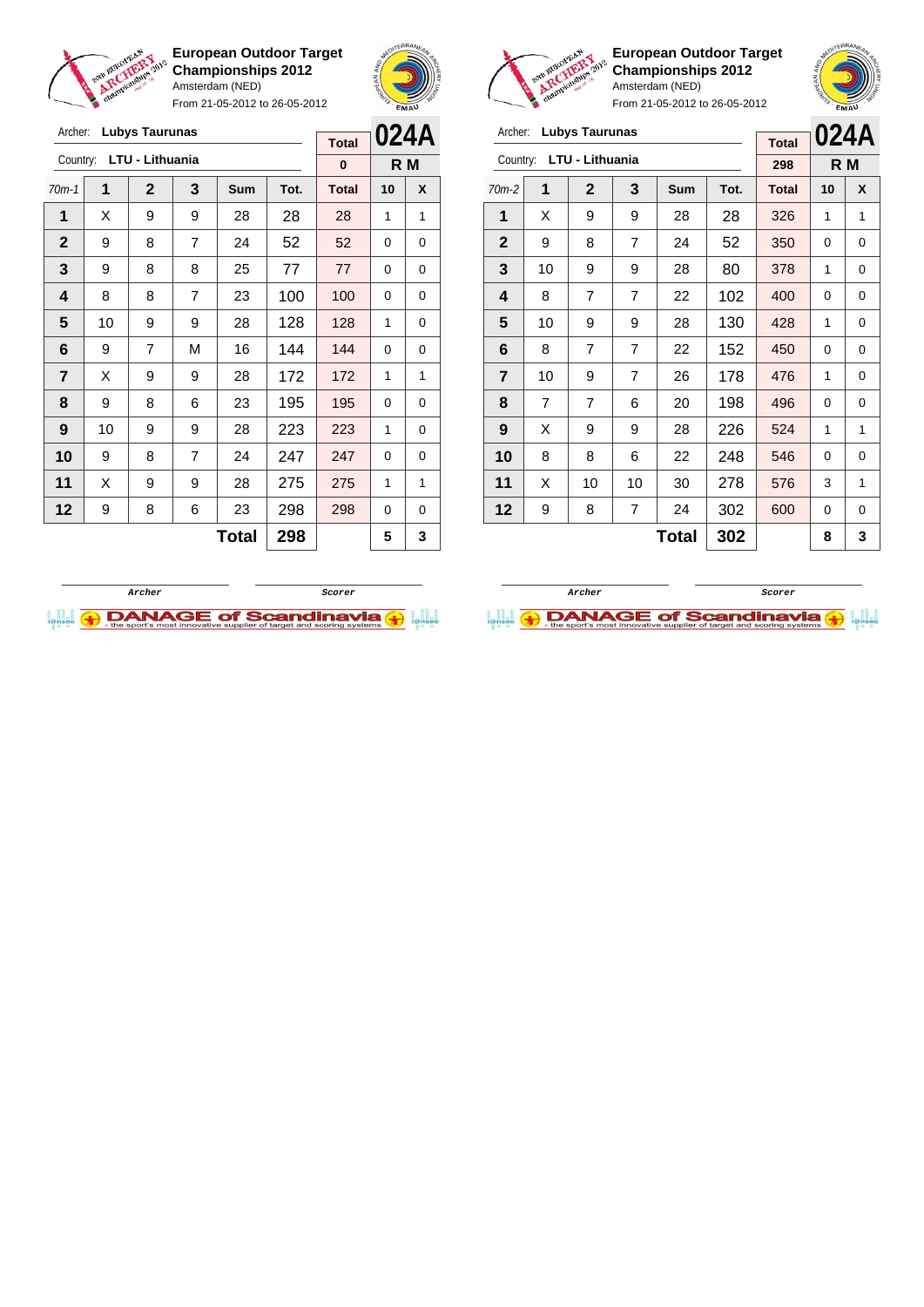**European Outdoor Target Championships 2012**
Amsterdam (NED)
From 21-05-2012 to 26-05-2012

Archer: **Lubys Taurunas**
Country: **LTU - Lithuania**

| Total | 024A |
|---|---|
| 0 | R M |

| 70m-1 | 1 | 2 | 3 | Sum | Tot. | Total | 10 | X |
|---|---|---|---|---|---|---|---|---|
| 1 | X | 9 | 9 | 28 | 28 | 28 | 1 | 1 |
| 2 | 9 | 8 | 7 | 24 | 52 | 52 | 0 | 0 |
| 3 | 9 | 8 | 8 | 25 | 77 | 77 | 0 | 0 |
| 4 | 8 | 8 | 7 | 23 | 100 | 100 | 0 | 0 |
| 5 | 10 | 9 | 9 | 28 | 128 | 128 | 1 | 0 |
| 6 | 9 | 7 | M | 16 | 144 | 144 | 0 | 0 |
| 7 | X | 9 | 9 | 28 | 172 | 172 | 1 | 1 |
| 8 | 9 | 8 | 6 | 23 | 195 | 195 | 0 | 0 |
| 9 | 10 | 9 | 9 | 28 | 223 | 223 | 1 | 0 |
| 10 | 9 | 8 | 7 | 24 | 247 | 247 | 0 | 0 |
| 11 | X | 9 | 9 | 28 | 275 | 275 | 1 | 1 |
| 12 | 9 | 8 | 6 | 23 | 298 | 298 | 0 | 0 |
| | | | | **Total** | **298** | | **5** | **3** |

Archer &nbsp;&nbsp;&nbsp;&nbsp; Scorer

**European Outdoor Target Championships 2012**
Amsterdam (NED)
From 21-05-2012 to 26-05-2012

Archer: **Lubys Taurunas**
Country: **LTU - Lithuania**

| Total | 024A |
|---|---|
| 298 | R M |

| 70m-2 | 1 | 2 | 3 | Sum | Tot. | Total | 10 | X |
|---|---|---|---|---|---|---|---|---|
| 1 | X | 9 | 9 | 28 | 28 | 326 | 1 | 1 |
| 2 | 9 | 8 | 7 | 24 | 52 | 350 | 0 | 0 |
| 3 | 10 | 9 | 9 | 28 | 80 | 378 | 1 | 0 |
| 4 | 8 | 7 | 7 | 22 | 102 | 400 | 0 | 0 |
| 5 | 10 | 9 | 9 | 28 | 130 | 428 | 1 | 0 |
| 6 | 8 | 7 | 7 | 22 | 152 | 450 | 0 | 0 |
| 7 | 10 | 9 | 7 | 26 | 178 | 476 | 1 | 0 |
| 8 | 7 | 7 | 6 | 20 | 198 | 496 | 0 | 0 |
| 9 | X | 9 | 9 | 28 | 226 | 524 | 1 | 1 |
| 10 | 8 | 8 | 6 | 22 | 248 | 546 | 0 | 0 |
| 11 | X | 10 | 10 | 30 | 278 | 576 | 3 | 1 |
| 12 | 9 | 8 | 7 | 24 | 302 | 600 | 0 | 0 |
| | | | | **Total** | **302** | | **8** | **3** |

Archer &nbsp;&nbsp;&nbsp;&nbsp; Scorer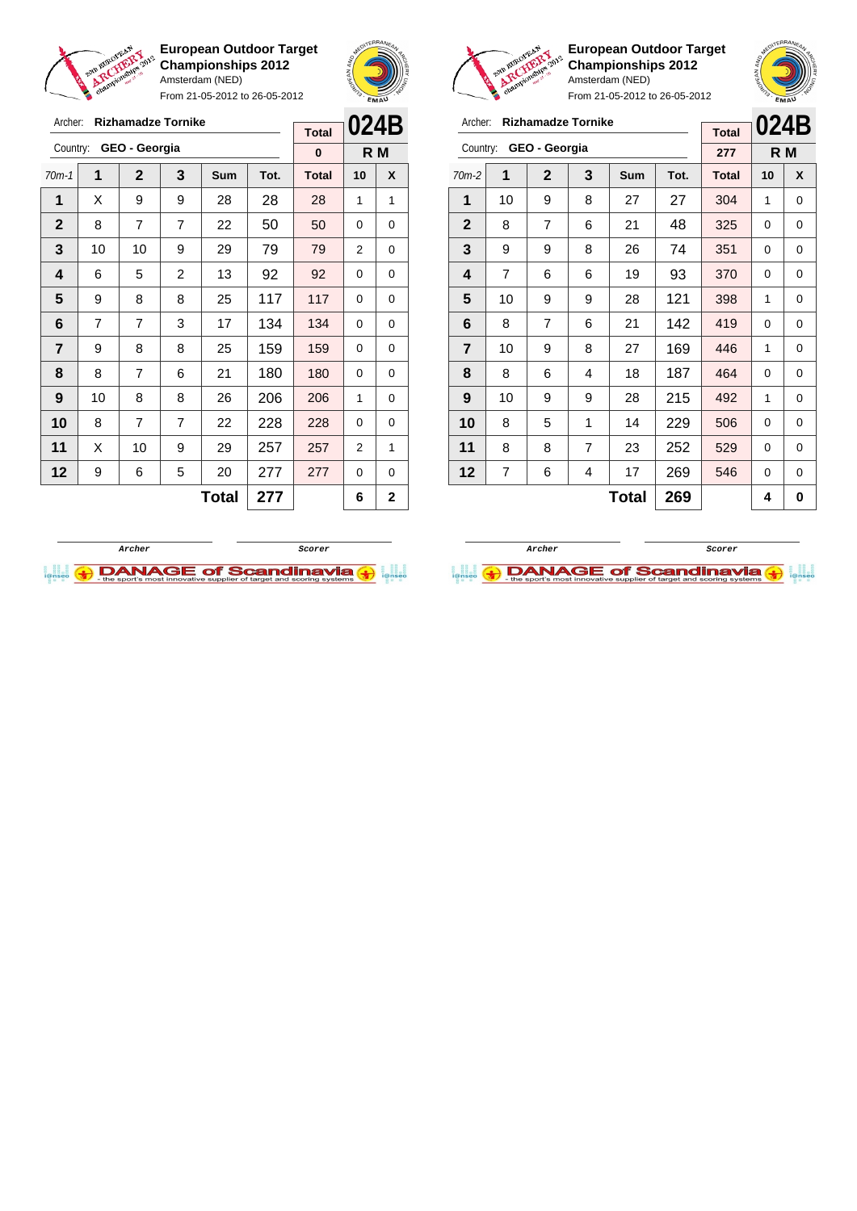**European Outdoor Target Championships 2012**
Amsterdam (NED)
From 21-05-2012 to 26-05-2012

Archer: **Rizhamadze Tornike**
Country: **GEO - Georgia**

**024B** R M

| 70m-1 | 1 | 2 | 3 | Sum | Tot. | Total | 10 | X |
|---|---|---|---|---|---|---|---|---|
| | | | | | | 0 | | |
| 1 | X | 9 | 9 | 28 | 28 | 28 | 1 | 1 |
| 2 | 8 | 7 | 7 | 22 | 50 | 50 | 0 | 0 |
| 3 | 10 | 10 | 9 | 29 | 79 | 79 | 2 | 0 |
| 4 | 6 | 5 | 2 | 13 | 92 | 92 | 0 | 0 |
| 5 | 9 | 8 | 8 | 25 | 117 | 117 | 0 | 0 |
| 6 | 7 | 7 | 3 | 17 | 134 | 134 | 0 | 0 |
| 7 | 9 | 8 | 8 | 25 | 159 | 159 | 0 | 0 |
| 8 | 8 | 7 | 6 | 21 | 180 | 180 | 0 | 0 |
| 9 | 10 | 8 | 8 | 26 | 206 | 206 | 1 | 0 |
| 10 | 8 | 7 | 7 | 22 | 228 | 228 | 0 | 0 |
| 11 | X | 10 | 9 | 29 | 257 | 257 | 2 | 1 |
| 12 | 9 | 6 | 5 | 20 | 277 | 277 | 0 | 0 |
| | | | | **Total** | **277** | | **6** | **2** |

Archer &nbsp;&nbsp;&nbsp;&nbsp; Scorer

**European Outdoor Target Championships 2012**
Amsterdam (NED)
From 21-05-2012 to 26-05-2012

Archer: **Rizhamadze Tornike**
Country: **GEO - Georgia**

**024B** R M

| 70m-2 | 1 | 2 | 3 | Sum | Tot. | Total | 10 | X |
|---|---|---|---|---|---|---|---|---|
| | | | | | | 277 | | |
| 1 | 10 | 9 | 8 | 27 | 27 | 304 | 1 | 0 |
| 2 | 8 | 7 | 6 | 21 | 48 | 325 | 0 | 0 |
| 3 | 9 | 9 | 8 | 26 | 74 | 351 | 0 | 0 |
| 4 | 7 | 6 | 6 | 19 | 93 | 370 | 0 | 0 |
| 5 | 10 | 9 | 9 | 28 | 121 | 398 | 1 | 0 |
| 6 | 8 | 7 | 6 | 21 | 142 | 419 | 0 | 0 |
| 7 | 10 | 9 | 8 | 27 | 169 | 446 | 1 | 0 |
| 8 | 8 | 6 | 4 | 18 | 187 | 464 | 0 | 0 |
| 9 | 10 | 9 | 9 | 28 | 215 | 492 | 1 | 0 |
| 10 | 8 | 5 | 1 | 14 | 229 | 506 | 0 | 0 |
| 11 | 8 | 8 | 7 | 23 | 252 | 529 | 0 | 0 |
| 12 | 7 | 6 | 4 | 17 | 269 | 546 | 0 | 0 |
| | | | | **Total** | **269** | | **4** | **0** |

Archer &nbsp;&nbsp;&nbsp;&nbsp; Scorer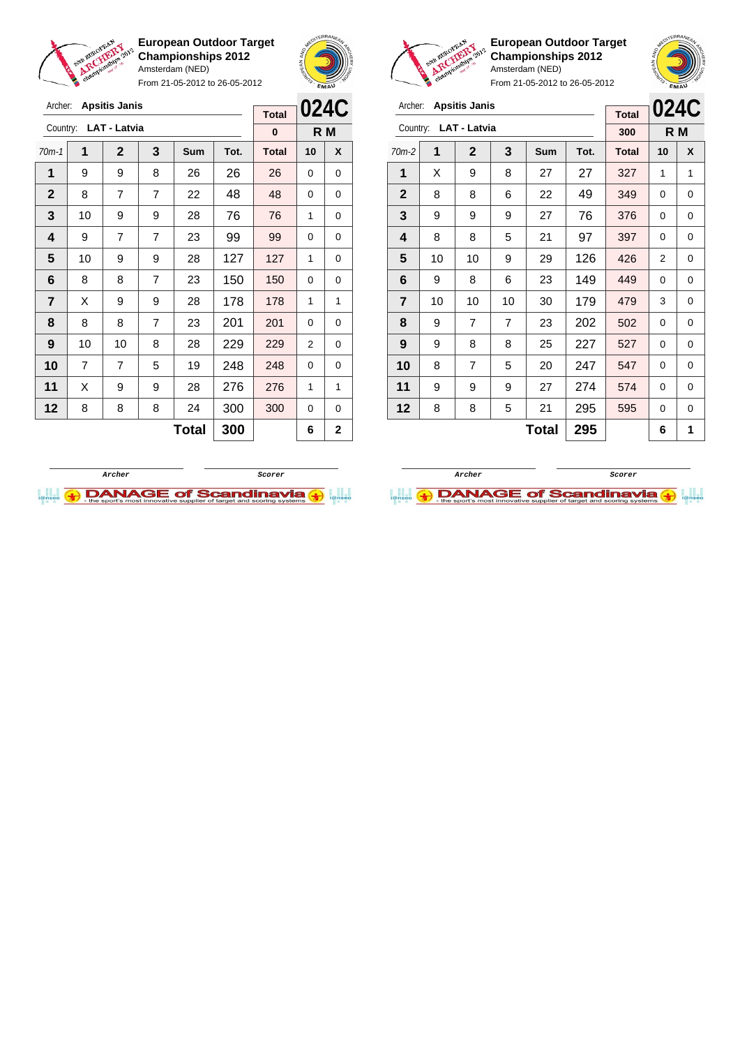**European Outdoor Target Championships 2012**
Amsterdam (NED)
From 21-05-2012 to 26-05-2012

Archer: **Apsitis Janis**
Country: **LAT - Latvia**

**024C** — **R M**

| 70m-1 | 1 | 2 | 3 | Sum | Tot. | Total | 10 | X |
|---|---|---|---|---|---|---|---|---|
| | | | | | | 0 | | |
| 1 | 9 | 9 | 8 | 26 | 26 | 26 | 0 | 0 |
| 2 | 8 | 7 | 7 | 22 | 48 | 48 | 0 | 0 |
| 3 | 10 | 9 | 9 | 28 | 76 | 76 | 1 | 0 |
| 4 | 9 | 7 | 7 | 23 | 99 | 99 | 0 | 0 |
| 5 | 10 | 9 | 9 | 28 | 127 | 127 | 1 | 0 |
| 6 | 8 | 8 | 7 | 23 | 150 | 150 | 0 | 0 |
| 7 | X | 9 | 9 | 28 | 178 | 178 | 1 | 1 |
| 8 | 8 | 8 | 7 | 23 | 201 | 201 | 0 | 0 |
| 9 | 10 | 10 | 8 | 28 | 229 | 229 | 2 | 0 |
| 10 | 7 | 7 | 5 | 19 | 248 | 248 | 0 | 0 |
| 11 | X | 9 | 9 | 28 | 276 | 276 | 1 | 1 |
| 12 | 8 | 8 | 8 | 24 | 300 | 300 | 0 | 0 |
| | | | | **Total** | **300** | | **6** | **2** |

Archer — Scorer

**European Outdoor Target Championships 2012**
Amsterdam (NED)
From 21-05-2012 to 26-05-2012

Archer: **Apsitis Janis**
Country: **LAT - Latvia**

**024C** — **R M**

| 70m-2 | 1 | 2 | 3 | Sum | Tot. | Total | 10 | X |
|---|---|---|---|---|---|---|---|---|
| | | | | | | 300 | | |
| 1 | X | 9 | 8 | 27 | 27 | 327 | 1 | 1 |
| 2 | 8 | 8 | 6 | 22 | 49 | 349 | 0 | 0 |
| 3 | 9 | 9 | 9 | 27 | 76 | 376 | 0 | 0 |
| 4 | 8 | 8 | 5 | 21 | 97 | 397 | 0 | 0 |
| 5 | 10 | 10 | 9 | 29 | 126 | 426 | 2 | 0 |
| 6 | 9 | 8 | 6 | 23 | 149 | 449 | 0 | 0 |
| 7 | 10 | 10 | 10 | 30 | 179 | 479 | 3 | 0 |
| 8 | 9 | 7 | 7 | 23 | 202 | 502 | 0 | 0 |
| 9 | 9 | 8 | 8 | 25 | 227 | 527 | 0 | 0 |
| 10 | 8 | 7 | 5 | 20 | 247 | 547 | 0 | 0 |
| 11 | 9 | 9 | 9 | 27 | 274 | 574 | 0 | 0 |
| 12 | 8 | 8 | 5 | 21 | 295 | 595 | 0 | 0 |
| | | | | **Total** | **295** | | **6** | **1** |

Archer — Scorer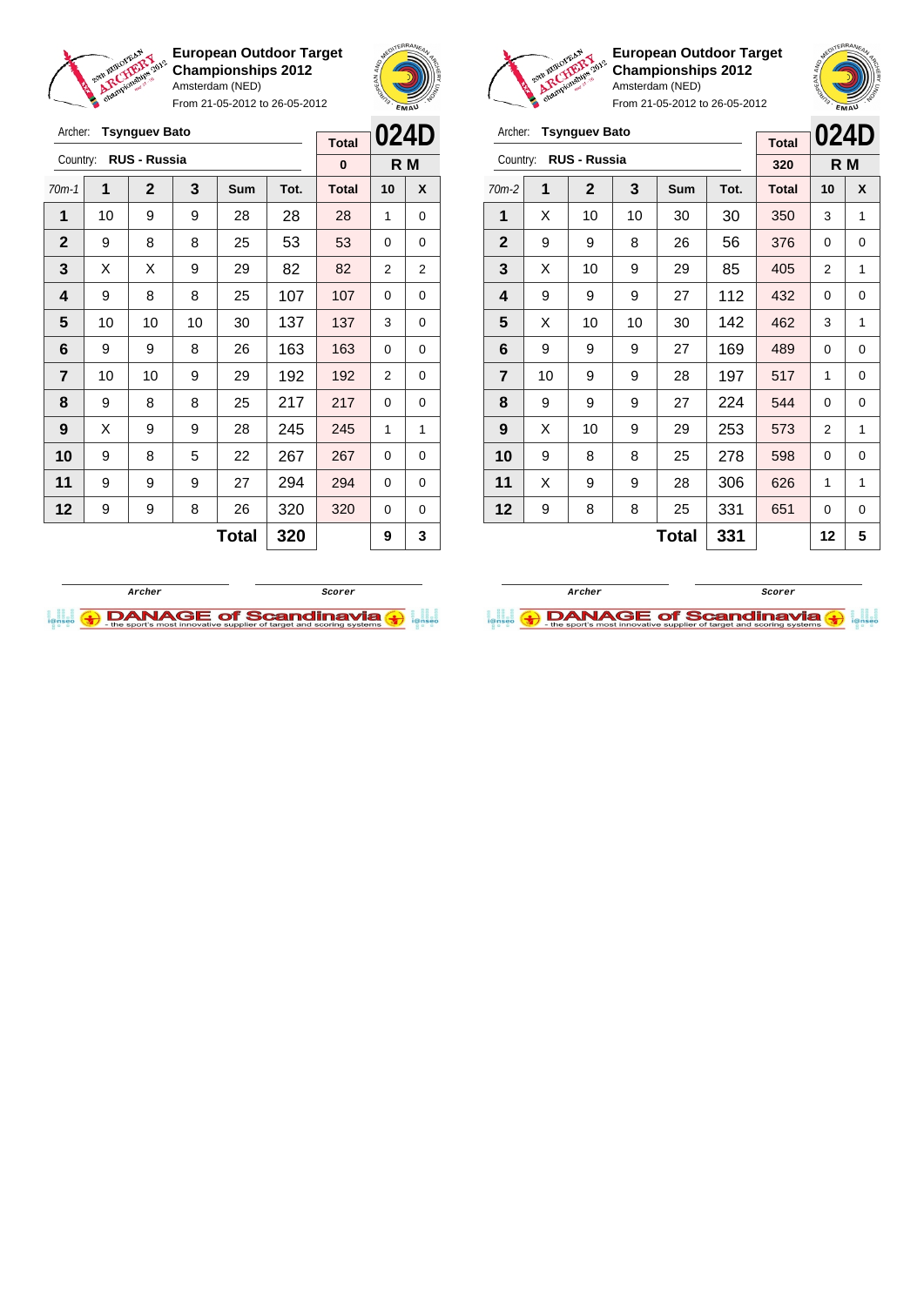**European Outdoor Target Championships 2012**
Amsterdam (NED)
From 21-05-2012 to 26-05-2012

Archer: **Tsynguev Bato**
Country: **RUS - Russia**

**024D** — R M

| 70m-1 | 1 | 2 | 3 | Sum | Tot. | Total | 10 | X |
|---|---|---|---|---|---|---|---|---|
| | | | | | | 0 | | |
| 1 | 10 | 9 | 9 | 28 | 28 | 28 | 1 | 0 |
| 2 | 9 | 8 | 8 | 25 | 53 | 53 | 0 | 0 |
| 3 | X | X | 9 | 29 | 82 | 82 | 2 | 2 |
| 4 | 9 | 8 | 8 | 25 | 107 | 107 | 0 | 0 |
| 5 | 10 | 10 | 10 | 30 | 137 | 137 | 3 | 0 |
| 6 | 9 | 9 | 8 | 26 | 163 | 163 | 0 | 0 |
| 7 | 10 | 10 | 9 | 29 | 192 | 192 | 2 | 0 |
| 8 | 9 | 8 | 8 | 25 | 217 | 217 | 0 | 0 |
| 9 | X | 9 | 9 | 28 | 245 | 245 | 1 | 1 |
| 10 | 9 | 8 | 5 | 22 | 267 | 267 | 0 | 0 |
| 11 | 9 | 9 | 9 | 27 | 294 | 294 | 0 | 0 |
| 12 | 9 | 9 | 8 | 26 | 320 | 320 | 0 | 0 |
| | | | | Total | 320 | | 9 | 3 |

Archer &nbsp;&nbsp;&nbsp;&nbsp; Scorer

**European Outdoor Target Championships 2012**
Amsterdam (NED)
From 21-05-2012 to 26-05-2012

Archer: **Tsynguev Bato**
Country: **RUS - Russia**

**024D** — R M

| 70m-2 | 1 | 2 | 3 | Sum | Tot. | Total | 10 | X |
|---|---|---|---|---|---|---|---|---|
| | | | | | | 320 | | |
| 1 | X | 10 | 10 | 30 | 30 | 350 | 3 | 1 |
| 2 | 9 | 9 | 8 | 26 | 56 | 376 | 0 | 0 |
| 3 | X | 10 | 9 | 29 | 85 | 405 | 2 | 1 |
| 4 | 9 | 9 | 9 | 27 | 112 | 432 | 0 | 0 |
| 5 | X | 10 | 10 | 30 | 142 | 462 | 3 | 1 |
| 6 | 9 | 9 | 9 | 27 | 169 | 489 | 0 | 0 |
| 7 | 10 | 9 | 9 | 28 | 197 | 517 | 1 | 0 |
| 8 | 9 | 9 | 9 | 27 | 224 | 544 | 0 | 0 |
| 9 | X | 10 | 9 | 29 | 253 | 573 | 2 | 1 |
| 10 | 9 | 8 | 8 | 25 | 278 | 598 | 0 | 0 |
| 11 | X | 9 | 9 | 28 | 306 | 626 | 1 | 1 |
| 12 | 9 | 8 | 8 | 25 | 331 | 651 | 0 | 0 |
| | | | | Total | 331 | | 12 | 5 |

Archer &nbsp;&nbsp;&nbsp;&nbsp; Scorer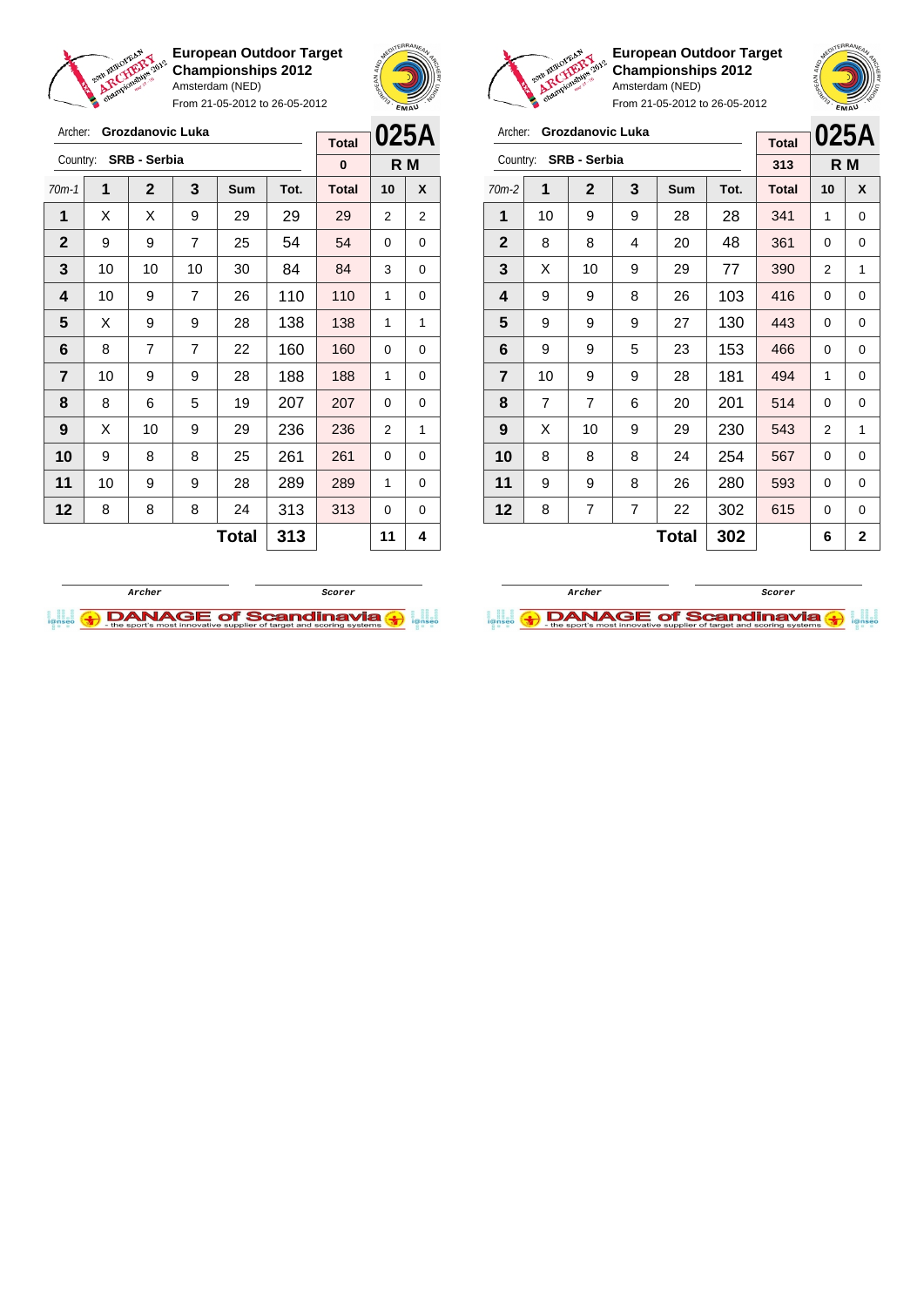## European Outdoor Target Championships 2012

Amsterdam (NED)

From 21-05-2012 to 26-05-2012

Archer: **Grozdanovic Luka**

Country: **SRB - Serbia**

**025A** — R M

| 70m-1 | 1 | 2 | 3 | Sum | Tot. | Total | 10 | X |
|---|---|---|---|---|---|---|---|---|
| | | | | | | 0 | | |
| 1 | X | X | 9 | 29 | 29 | 29 | 2 | 2 |
| 2 | 9 | 9 | 7 | 25 | 54 | 54 | 0 | 0 |
| 3 | 10 | 10 | 10 | 30 | 84 | 84 | 3 | 0 |
| 4 | 10 | 9 | 7 | 26 | 110 | 110 | 1 | 0 |
| 5 | X | 9 | 9 | 28 | 138 | 138 | 1 | 1 |
| 6 | 8 | 7 | 7 | 22 | 160 | 160 | 0 | 0 |
| 7 | 10 | 9 | 9 | 28 | 188 | 188 | 1 | 0 |
| 8 | 8 | 6 | 5 | 19 | 207 | 207 | 0 | 0 |
| 9 | X | 10 | 9 | 29 | 236 | 236 | 2 | 1 |
| 10 | 9 | 8 | 8 | 25 | 261 | 261 | 0 | 0 |
| 11 | 10 | 9 | 9 | 28 | 289 | 289 | 1 | 0 |
| 12 | 8 | 8 | 8 | 24 | 313 | 313 | 0 | 0 |
| | | | | **Total** | **313** | | **11** | **4** |

Archer — Scorer

## European Outdoor Target Championships 2012

Amsterdam (NED)

From 21-05-2012 to 26-05-2012

Archer: **Grozdanovic Luka**

Country: **SRB - Serbia**

**025A** — R M

| 70m-2 | 1 | 2 | 3 | Sum | Tot. | Total | 10 | X |
|---|---|---|---|---|---|---|---|---|
| | | | | | | 313 | | |
| 1 | 10 | 9 | 9 | 28 | 28 | 341 | 1 | 0 |
| 2 | 8 | 8 | 4 | 20 | 48 | 361 | 0 | 0 |
| 3 | X | 10 | 9 | 29 | 77 | 390 | 2 | 1 |
| 4 | 9 | 9 | 8 | 26 | 103 | 416 | 0 | 0 |
| 5 | 9 | 9 | 9 | 27 | 130 | 443 | 0 | 0 |
| 6 | 9 | 9 | 5 | 23 | 153 | 466 | 0 | 0 |
| 7 | 10 | 9 | 9 | 28 | 181 | 494 | 1 | 0 |
| 8 | 7 | 7 | 6 | 20 | 201 | 514 | 0 | 0 |
| 9 | X | 10 | 9 | 29 | 230 | 543 | 2 | 1 |
| 10 | 8 | 8 | 8 | 24 | 254 | 567 | 0 | 0 |
| 11 | 9 | 9 | 8 | 26 | 280 | 593 | 0 | 0 |
| 12 | 8 | 7 | 7 | 22 | 302 | 615 | 0 | 0 |
| | | | | **Total** | **302** | | **6** | **2** |

Archer — Scorer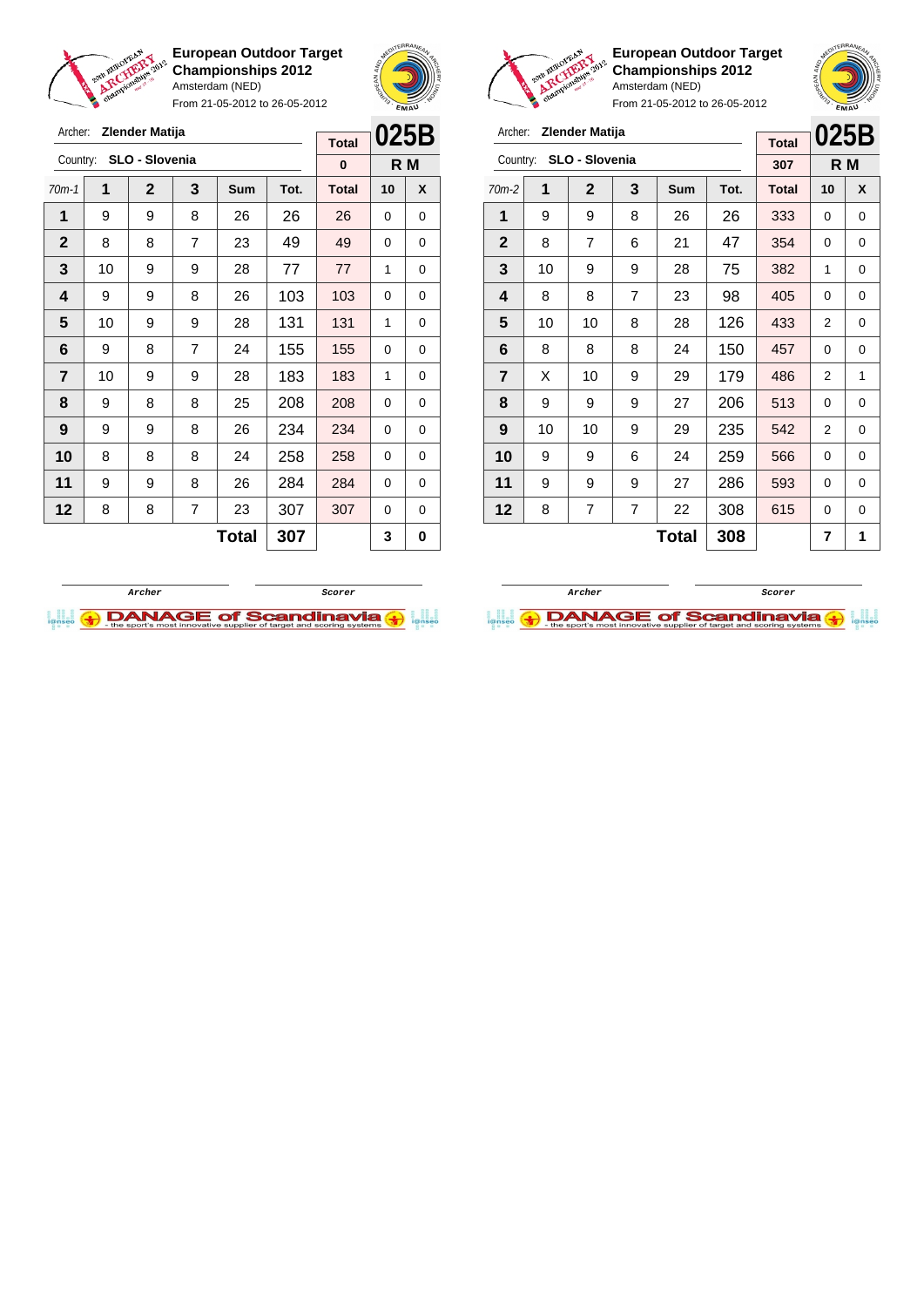**European Outdoor Target Championships 2012**
Amsterdam (NED)
From 21-05-2012 to 26-05-2012

Archer: **Zlender Matija**
Country: **SLO - Slovenia**

| Total | 025B |
|---|---|
| 0 | R M |

| 70m-1 | 1 | 2 | 3 | Sum | Tot. | Total | 10 | X |
|---|---|---|---|---|---|---|---|---|
| 1 | 9 | 9 | 8 | 26 | 26 | 26 | 0 | 0 |
| 2 | 8 | 8 | 7 | 23 | 49 | 49 | 0 | 0 |
| 3 | 10 | 9 | 9 | 28 | 77 | 77 | 1 | 0 |
| 4 | 9 | 9 | 8 | 26 | 103 | 103 | 0 | 0 |
| 5 | 10 | 9 | 9 | 28 | 131 | 131 | 1 | 0 |
| 6 | 9 | 8 | 7 | 24 | 155 | 155 | 0 | 0 |
| 7 | 10 | 9 | 9 | 28 | 183 | 183 | 1 | 0 |
| 8 | 9 | 8 | 8 | 25 | 208 | 208 | 0 | 0 |
| 9 | 9 | 9 | 8 | 26 | 234 | 234 | 0 | 0 |
| 10 | 8 | 8 | 8 | 24 | 258 | 258 | 0 | 0 |
| 11 | 9 | 9 | 8 | 26 | 284 | 284 | 0 | 0 |
| 12 | 8 | 8 | 7 | 23 | 307 | 307 | 0 | 0 |
| | | | | **Total** | **307** | | **3** | **0** |

Archer — Scorer

**European Outdoor Target Championships 2012**
Amsterdam (NED)
From 21-05-2012 to 26-05-2012

Archer: **Zlender Matija**
Country: **SLO - Slovenia**

| Total | 025B |
|---|---|
| 307 | R M |

| 70m-2 | 1 | 2 | 3 | Sum | Tot. | Total | 10 | X |
|---|---|---|---|---|---|---|---|---|
| 1 | 9 | 9 | 8 | 26 | 26 | 333 | 0 | 0 |
| 2 | 8 | 7 | 6 | 21 | 47 | 354 | 0 | 0 |
| 3 | 10 | 9 | 9 | 28 | 75 | 382 | 1 | 0 |
| 4 | 8 | 8 | 7 | 23 | 98 | 405 | 0 | 0 |
| 5 | 10 | 10 | 8 | 28 | 126 | 433 | 2 | 0 |
| 6 | 8 | 8 | 8 | 24 | 150 | 457 | 0 | 0 |
| 7 | X | 10 | 9 | 29 | 179 | 486 | 2 | 1 |
| 8 | 9 | 9 | 9 | 27 | 206 | 513 | 0 | 0 |
| 9 | 10 | 10 | 9 | 29 | 235 | 542 | 2 | 0 |
| 10 | 9 | 9 | 6 | 24 | 259 | 566 | 0 | 0 |
| 11 | 9 | 9 | 9 | 27 | 286 | 593 | 0 | 0 |
| 12 | 8 | 7 | 7 | 22 | 308 | 615 | 0 | 0 |
| | | | | **Total** | **308** | | **7** | **1** |

Archer — Scorer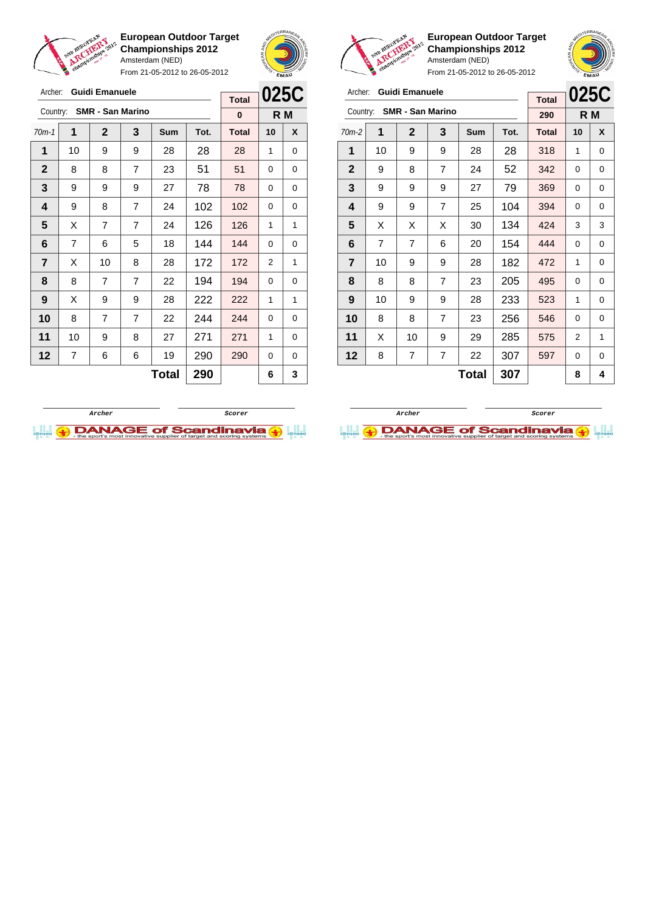**European Outdoor Target Championships 2012**
Amsterdam (NED)
From 21-05-2012 to 26-05-2012

Archer: **Guidi Emanuele**
Country: **SMR - San Marino**

| Total | 025C |
|---|---|
| 0 | R M |

| 70m-1 | 1 | 2 | 3 | Sum | Tot. | Total | 10 | X |
|---|---|---|---|---|---|---|---|---|
| 1 | 10 | 9 | 9 | 28 | 28 | 28 | 1 | 0 |
| 2 | 8 | 8 | 7 | 23 | 51 | 51 | 0 | 0 |
| 3 | 9 | 9 | 9 | 27 | 78 | 78 | 0 | 0 |
| 4 | 9 | 8 | 7 | 24 | 102 | 102 | 0 | 0 |
| 5 | X | 7 | 7 | 24 | 126 | 126 | 1 | 1 |
| 6 | 7 | 6 | 5 | 18 | 144 | 144 | 0 | 0 |
| 7 | X | 10 | 8 | 28 | 172 | 172 | 2 | 1 |
| 8 | 8 | 7 | 7 | 22 | 194 | 194 | 0 | 0 |
| 9 | X | 9 | 9 | 28 | 222 | 222 | 1 | 1 |
| 10 | 8 | 7 | 7 | 22 | 244 | 244 | 0 | 0 |
| 11 | 10 | 9 | 8 | 27 | 271 | 271 | 1 | 0 |
| 12 | 7 | 6 | 6 | 19 | 290 | 290 | 0 | 0 |
| | | | | Total | 290 | | 6 | 3 |

Archer　　　　Scorer

**European Outdoor Target Championships 2012**
Amsterdam (NED)
From 21-05-2012 to 26-05-2012

Archer: **Guidi Emanuele**
Country: **SMR - San Marino**

| Total | 025C |
|---|---|
| 290 | R M |

| 70m-2 | 1 | 2 | 3 | Sum | Tot. | Total | 10 | X |
|---|---|---|---|---|---|---|---|---|
| 1 | 10 | 9 | 9 | 28 | 28 | 318 | 1 | 0 |
| 2 | 9 | 8 | 7 | 24 | 52 | 342 | 0 | 0 |
| 3 | 9 | 9 | 9 | 27 | 79 | 369 | 0 | 0 |
| 4 | 9 | 9 | 7 | 25 | 104 | 394 | 0 | 0 |
| 5 | X | X | X | 30 | 134 | 424 | 3 | 3 |
| 6 | 7 | 7 | 6 | 20 | 154 | 444 | 0 | 0 |
| 7 | 10 | 9 | 9 | 28 | 182 | 472 | 1 | 0 |
| 8 | 8 | 8 | 7 | 23 | 205 | 495 | 0 | 0 |
| 9 | 10 | 9 | 9 | 28 | 233 | 523 | 1 | 0 |
| 10 | 8 | 8 | 7 | 23 | 256 | 546 | 0 | 0 |
| 11 | X | 10 | 9 | 29 | 285 | 575 | 2 | 1 |
| 12 | 8 | 7 | 7 | 22 | 307 | 597 | 0 | 0 |
| | | | | Total | 307 | | 8 | 4 |

Archer　　　　Scorer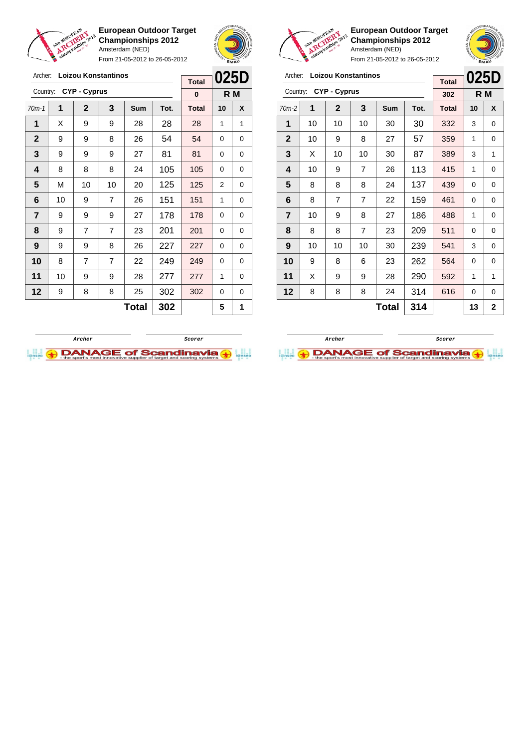**European Outdoor Target Championships 2012**
Amsterdam (NED)
From 21-05-2012 to 26-05-2012

Archer: **Loizou Konstantinos**
Country: **CYP - Cyprus**

| Total | 025D |
|---|---|
| 0 | R M |

| 70m-1 | 1 | 2 | 3 | Sum | Tot. | Total | 10 | X |
|---|---|---|---|---|---|---|---|---|
| 1 | X | 9 | 9 | 28 | 28 | 28 | 1 | 1 |
| 2 | 9 | 9 | 8 | 26 | 54 | 54 | 0 | 0 |
| 3 | 9 | 9 | 9 | 27 | 81 | 81 | 0 | 0 |
| 4 | 8 | 8 | 8 | 24 | 105 | 105 | 0 | 0 |
| 5 | M | 10 | 10 | 20 | 125 | 125 | 2 | 0 |
| 6 | 10 | 9 | 7 | 26 | 151 | 151 | 1 | 0 |
| 7 | 9 | 9 | 9 | 27 | 178 | 178 | 0 | 0 |
| 8 | 9 | 7 | 7 | 23 | 201 | 201 | 0 | 0 |
| 9 | 9 | 9 | 8 | 26 | 227 | 227 | 0 | 0 |
| 10 | 8 | 7 | 7 | 22 | 249 | 249 | 0 | 0 |
| 11 | 10 | 9 | 9 | 28 | 277 | 277 | 1 | 0 |
| 12 | 9 | 8 | 8 | 25 | 302 | 302 | 0 | 0 |
| | | | | **Total** | **302** | | **5** | **1** |

Archer　　　Scorer

**European Outdoor Target Championships 2012**
Amsterdam (NED)
From 21-05-2012 to 26-05-2012

Archer: **Loizou Konstantinos**
Country: **CYP - Cyprus**

| Total | 025D |
|---|---|
| 302 | R M |

| 70m-2 | 1 | 2 | 3 | Sum | Tot. | Total | 10 | X |
|---|---|---|---|---|---|---|---|---|
| 1 | 10 | 10 | 10 | 30 | 30 | 332 | 3 | 0 |
| 2 | 10 | 9 | 8 | 27 | 57 | 359 | 1 | 0 |
| 3 | X | 10 | 10 | 30 | 87 | 389 | 3 | 1 |
| 4 | 10 | 9 | 7 | 26 | 113 | 415 | 1 | 0 |
| 5 | 8 | 8 | 8 | 24 | 137 | 439 | 0 | 0 |
| 6 | 8 | 7 | 7 | 22 | 159 | 461 | 0 | 0 |
| 7 | 10 | 9 | 8 | 27 | 186 | 488 | 1 | 0 |
| 8 | 8 | 8 | 7 | 23 | 209 | 511 | 0 | 0 |
| 9 | 10 | 10 | 10 | 30 | 239 | 541 | 3 | 0 |
| 10 | 9 | 8 | 6 | 23 | 262 | 564 | 0 | 0 |
| 11 | X | 9 | 9 | 28 | 290 | 592 | 1 | 1 |
| 12 | 8 | 8 | 8 | 24 | 314 | 616 | 0 | 0 |
| | | | | **Total** | **314** | | **13** | **2** |

Archer　　　Scorer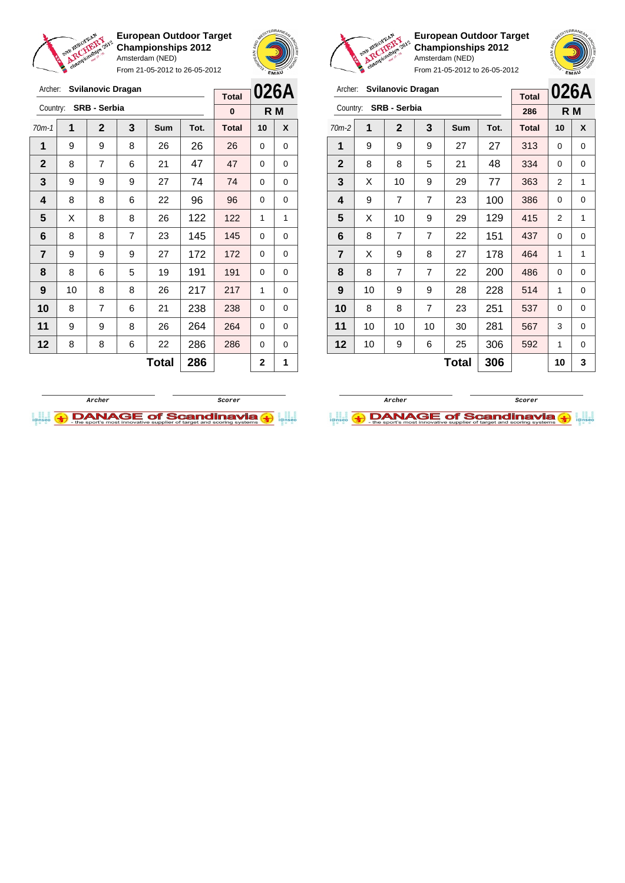**European Outdoor Target Championships 2012**
Amsterdam (NED)
From 21-05-2012 to 26-05-2012

Archer: **Svilanovic Dragan**
Country: **SRB - Serbia**

**026A** R M

| 70m-1 | 1 | 2 | 3 | Sum | Tot. | Total | 10 | X |
|---|---|---|---|---|---|---|---|---|
| | | | | | | 0 | | |
| 1 | 9 | 9 | 8 | 26 | 26 | 26 | 0 | 0 |
| 2 | 8 | 7 | 6 | 21 | 47 | 47 | 0 | 0 |
| 3 | 9 | 9 | 9 | 27 | 74 | 74 | 0 | 0 |
| 4 | 8 | 8 | 6 | 22 | 96 | 96 | 0 | 0 |
| 5 | X | 8 | 8 | 26 | 122 | 122 | 1 | 1 |
| 6 | 8 | 8 | 7 | 23 | 145 | 145 | 0 | 0 |
| 7 | 9 | 9 | 9 | 27 | 172 | 172 | 0 | 0 |
| 8 | 8 | 6 | 5 | 19 | 191 | 191 | 0 | 0 |
| 9 | 10 | 8 | 8 | 26 | 217 | 217 | 1 | 0 |
| 10 | 8 | 7 | 6 | 21 | 238 | 238 | 0 | 0 |
| 11 | 9 | 9 | 8 | 26 | 264 | 264 | 0 | 0 |
| 12 | 8 | 8 | 6 | 22 | 286 | 286 | 0 | 0 |
| | | | | Total | 286 | | 2 | 1 |

Archer Scorer

**European Outdoor Target Championships 2012**
Amsterdam (NED)
From 21-05-2012 to 26-05-2012

Archer: **Svilanovic Dragan**
Country: **SRB - Serbia**

**026A** R M

| 70m-2 | 1 | 2 | 3 | Sum | Tot. | Total | 10 | X |
|---|---|---|---|---|---|---|---|---|
| | | | | | | 286 | | |
| 1 | 9 | 9 | 9 | 27 | 27 | 313 | 0 | 0 |
| 2 | 8 | 8 | 5 | 21 | 48 | 334 | 0 | 0 |
| 3 | X | 10 | 9 | 29 | 77 | 363 | 2 | 1 |
| 4 | 9 | 7 | 7 | 23 | 100 | 386 | 0 | 0 |
| 5 | X | 10 | 9 | 29 | 129 | 415 | 2 | 1 |
| 6 | 8 | 7 | 7 | 22 | 151 | 437 | 0 | 0 |
| 7 | X | 9 | 8 | 27 | 178 | 464 | 1 | 1 |
| 8 | 8 | 7 | 7 | 22 | 200 | 486 | 0 | 0 |
| 9 | 10 | 9 | 9 | 28 | 228 | 514 | 1 | 0 |
| 10 | 8 | 8 | 7 | 23 | 251 | 537 | 0 | 0 |
| 11 | 10 | 10 | 10 | 30 | 281 | 567 | 3 | 0 |
| 12 | 10 | 9 | 6 | 25 | 306 | 592 | 1 | 0 |
| | | | | Total | 306 | | 10 | 3 |

Archer Scorer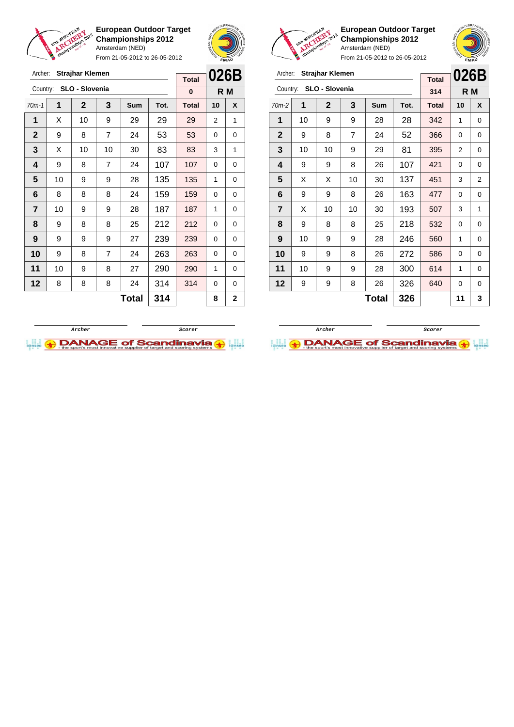**European Outdoor Target Championships 2012**
Amsterdam (NED)
From 21-05-2012 to 26-05-2012

Archer: **Strajhar Klemen**
Country: **SLO - Slovenia**

| Total | 026B |
|---|---|
| 0 | R M |

| 70m-1 | 1 | 2 | 3 | Sum | Tot. | Total | 10 | X |
|---|---|---|---|---|---|---|---|---|
| 1 | X | 10 | 9 | 29 | 29 | 29 | 2 | 1 |
| 2 | 9 | 8 | 7 | 24 | 53 | 53 | 0 | 0 |
| 3 | X | 10 | 10 | 30 | 83 | 83 | 3 | 1 |
| 4 | 9 | 8 | 7 | 24 | 107 | 107 | 0 | 0 |
| 5 | 10 | 9 | 9 | 28 | 135 | 135 | 1 | 0 |
| 6 | 8 | 8 | 8 | 24 | 159 | 159 | 0 | 0 |
| 7 | 10 | 9 | 9 | 28 | 187 | 187 | 1 | 0 |
| 8 | 9 | 8 | 8 | 25 | 212 | 212 | 0 | 0 |
| 9 | 9 | 9 | 9 | 27 | 239 | 239 | 0 | 0 |
| 10 | 9 | 8 | 7 | 24 | 263 | 263 | 0 | 0 |
| 11 | 10 | 9 | 8 | 27 | 290 | 290 | 1 | 0 |
| 12 | 8 | 8 | 8 | 24 | 314 | 314 | 0 | 0 |
| | | | | **Total** | **314** | | **8** | **2** |

Archer | Scorer

**European Outdoor Target Championships 2012**
Amsterdam (NED)
From 21-05-2012 to 26-05-2012

Archer: **Strajhar Klemen**
Country: **SLO - Slovenia**

| Total | 026B |
|---|---|
| 314 | R M |

| 70m-2 | 1 | 2 | 3 | Sum | Tot. | Total | 10 | X |
|---|---|---|---|---|---|---|---|---|
| 1 | 10 | 9 | 9 | 28 | 28 | 342 | 1 | 0 |
| 2 | 9 | 8 | 7 | 24 | 52 | 366 | 0 | 0 |
| 3 | 10 | 10 | 9 | 29 | 81 | 395 | 2 | 0 |
| 4 | 9 | 9 | 8 | 26 | 107 | 421 | 0 | 0 |
| 5 | X | X | 10 | 30 | 137 | 451 | 3 | 2 |
| 6 | 9 | 9 | 8 | 26 | 163 | 477 | 0 | 0 |
| 7 | X | 10 | 10 | 30 | 193 | 507 | 3 | 1 |
| 8 | 9 | 8 | 8 | 25 | 218 | 532 | 0 | 0 |
| 9 | 10 | 9 | 9 | 28 | 246 | 560 | 1 | 0 |
| 10 | 9 | 9 | 8 | 26 | 272 | 586 | 0 | 0 |
| 11 | 10 | 9 | 9 | 28 | 300 | 614 | 1 | 0 |
| 12 | 9 | 9 | 8 | 26 | 326 | 640 | 0 | 0 |
| | | | | **Total** | **326** | | **11** | **3** |

Archer | Scorer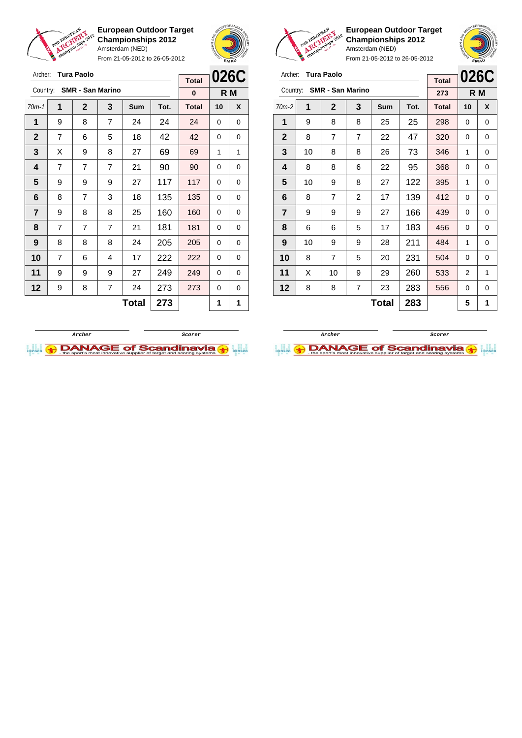**European Outdoor Target Championships 2012**
Amsterdam (NED)
From 21-05-2012 to 26-05-2012

Archer: **Tura Paolo**
Country: **SMR - San Marino**

| | | | | | | Total | 026C | |
|---|---|---|---|---|---|---|---|---|
| | | | | | | 0 | R M | |
| 70m-1 | 1 | 2 | 3 | Sum | Tot. | Total | 10 | X |
| 1 | 9 | 8 | 7 | 24 | 24 | 24 | 0 | 0 |
| 2 | 7 | 6 | 5 | 18 | 42 | 42 | 0 | 0 |
| 3 | X | 9 | 8 | 27 | 69 | 69 | 1 | 1 |
| 4 | 7 | 7 | 7 | 21 | 90 | 90 | 0 | 0 |
| 5 | 9 | 9 | 9 | 27 | 117 | 117 | 0 | 0 |
| 6 | 8 | 7 | 3 | 18 | 135 | 135 | 0 | 0 |
| 7 | 9 | 8 | 8 | 25 | 160 | 160 | 0 | 0 |
| 8 | 7 | 7 | 7 | 21 | 181 | 181 | 0 | 0 |
| 9 | 8 | 8 | 8 | 24 | 205 | 205 | 0 | 0 |
| 10 | 7 | 6 | 4 | 17 | 222 | 222 | 0 | 0 |
| 11 | 9 | 9 | 9 | 27 | 249 | 249 | 0 | 0 |
| 12 | 9 | 8 | 7 | 24 | 273 | 273 | 0 | 0 |
| | | | | Total | 273 | | 1 | 1 |

Archer — Scorer

**European Outdoor Target Championships 2012**
Amsterdam (NED)
From 21-05-2012 to 26-05-2012

Archer: **Tura Paolo**
Country: **SMR - San Marino**

| | | | | | | Total | 026C | |
|---|---|---|---|---|---|---|---|---|
| | | | | | | 273 | R M | |
| 70m-2 | 1 | 2 | 3 | Sum | Tot. | Total | 10 | X |
| 1 | 9 | 8 | 8 | 25 | 25 | 298 | 0 | 0 |
| 2 | 8 | 7 | 7 | 22 | 47 | 320 | 0 | 0 |
| 3 | 10 | 8 | 8 | 26 | 73 | 346 | 1 | 0 |
| 4 | 8 | 8 | 6 | 22 | 95 | 368 | 0 | 0 |
| 5 | 10 | 9 | 8 | 27 | 122 | 395 | 1 | 0 |
| 6 | 8 | 7 | 2 | 17 | 139 | 412 | 0 | 0 |
| 7 | 9 | 9 | 9 | 27 | 166 | 439 | 0 | 0 |
| 8 | 6 | 6 | 5 | 17 | 183 | 456 | 0 | 0 |
| 9 | 10 | 9 | 9 | 28 | 211 | 484 | 1 | 0 |
| 10 | 8 | 7 | 5 | 20 | 231 | 504 | 0 | 0 |
| 11 | X | 10 | 9 | 29 | 260 | 533 | 2 | 1 |
| 12 | 8 | 8 | 7 | 23 | 283 | 556 | 0 | 0 |
| | | | | Total | 283 | | 5 | 1 |

Archer — Scorer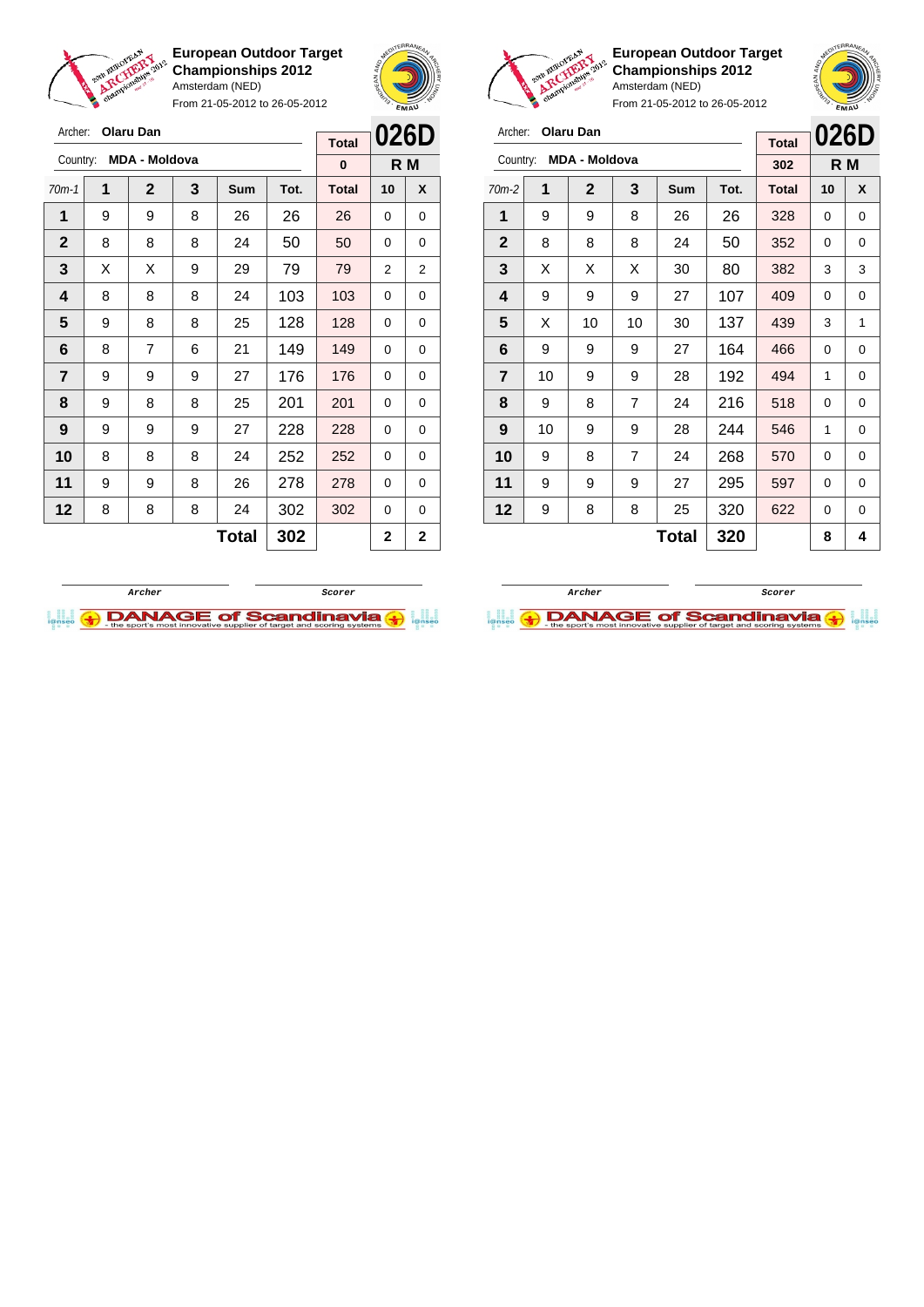**European Outdoor Target Championships 2012**
Amsterdam (NED)
From 21-05-2012 to 26-05-2012

Archer: **Olaru Dan**
Country: **MDA - Moldova**

**026D**
**R M**

| 70m-1 | 1 | 2 | 3 | Sum | Tot. | Total | 10 | X |
|---|---|---|---|---|---|---|---|---|
| | | | | | | 0 | | |
| 1 | 9 | 9 | 8 | 26 | 26 | 26 | 0 | 0 |
| 2 | 8 | 8 | 8 | 24 | 50 | 50 | 0 | 0 |
| 3 | X | X | 9 | 29 | 79 | 79 | 2 | 2 |
| 4 | 8 | 8 | 8 | 24 | 103 | 103 | 0 | 0 |
| 5 | 9 | 8 | 8 | 25 | 128 | 128 | 0 | 0 |
| 6 | 8 | 7 | 6 | 21 | 149 | 149 | 0 | 0 |
| 7 | 9 | 9 | 9 | 27 | 176 | 176 | 0 | 0 |
| 8 | 9 | 8 | 8 | 25 | 201 | 201 | 0 | 0 |
| 9 | 9 | 9 | 9 | 27 | 228 | 228 | 0 | 0 |
| 10 | 8 | 8 | 8 | 24 | 252 | 252 | 0 | 0 |
| 11 | 9 | 9 | 8 | 26 | 278 | 278 | 0 | 0 |
| 12 | 8 | 8 | 8 | 24 | 302 | 302 | 0 | 0 |
| | | | | **Total** | **302** | | **2** | **2** |

Archer        Scorer

**European Outdoor Target Championships 2012**
Amsterdam (NED)
From 21-05-2012 to 26-05-2012

Archer: **Olaru Dan**
Country: **MDA - Moldova**

**026D**
**R M**

| 70m-2 | 1 | 2 | 3 | Sum | Tot. | Total | 10 | X |
|---|---|---|---|---|---|---|---|---|
| | | | | | | 302 | | |
| 1 | 9 | 9 | 8 | 26 | 26 | 328 | 0 | 0 |
| 2 | 8 | 8 | 8 | 24 | 50 | 352 | 0 | 0 |
| 3 | X | X | X | 30 | 80 | 382 | 3 | 3 |
| 4 | 9 | 9 | 9 | 27 | 107 | 409 | 0 | 0 |
| 5 | X | 10 | 10 | 30 | 137 | 439 | 3 | 1 |
| 6 | 9 | 9 | 9 | 27 | 164 | 466 | 0 | 0 |
| 7 | 10 | 9 | 9 | 28 | 192 | 494 | 1 | 0 |
| 8 | 9 | 8 | 7 | 24 | 216 | 518 | 0 | 0 |
| 9 | 10 | 9 | 9 | 28 | 244 | 546 | 1 | 0 |
| 10 | 9 | 8 | 7 | 24 | 268 | 570 | 0 | 0 |
| 11 | 9 | 9 | 9 | 27 | 295 | 597 | 0 | 0 |
| 12 | 9 | 8 | 8 | 25 | 320 | 622 | 0 | 0 |
| | | | | **Total** | **320** | | **8** | **4** |

Archer        Scorer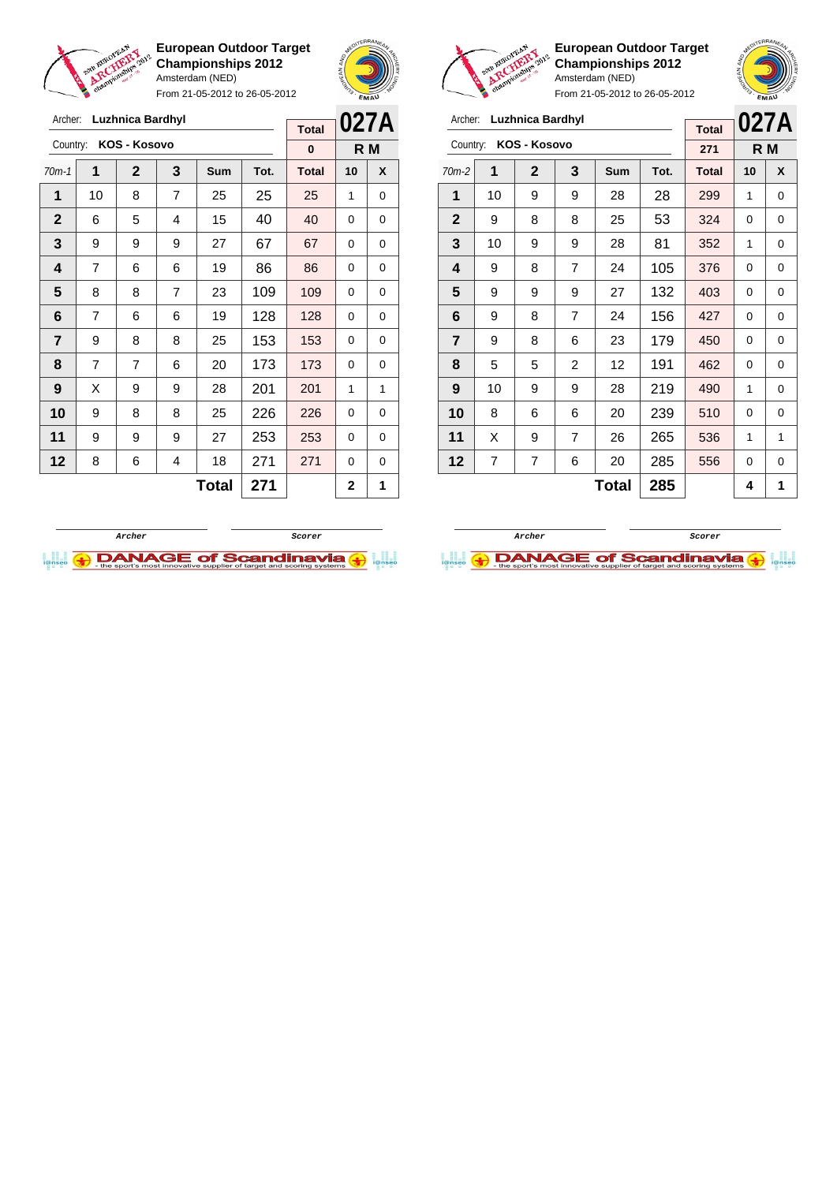**European Outdoor Target Championships 2012**
Amsterdam (NED)
From 21-05-2012 to 26-05-2012

Archer: **Luzhnica Bardhyl**
Country: **KOS - Kosovo**

**027A** — R M

| 70m-1 | 1 | 2 | 3 | Sum | Tot. | Total | 10 | X |
|---|---|---|---|---|---|---|---|---|
| | | | | | | 0 | | |
| 1 | 10 | 8 | 7 | 25 | 25 | 25 | 1 | 0 |
| 2 | 6 | 5 | 4 | 15 | 40 | 40 | 0 | 0 |
| 3 | 9 | 9 | 9 | 27 | 67 | 67 | 0 | 0 |
| 4 | 7 | 6 | 6 | 19 | 86 | 86 | 0 | 0 |
| 5 | 8 | 8 | 7 | 23 | 109 | 109 | 0 | 0 |
| 6 | 7 | 6 | 6 | 19 | 128 | 128 | 0 | 0 |
| 7 | 9 | 8 | 8 | 25 | 153 | 153 | 0 | 0 |
| 8 | 7 | 7 | 6 | 20 | 173 | 173 | 0 | 0 |
| 9 | X | 9 | 9 | 28 | 201 | 201 | 1 | 1 |
| 10 | 9 | 8 | 8 | 25 | 226 | 226 | 0 | 0 |
| 11 | 9 | 9 | 9 | 27 | 253 | 253 | 0 | 0 |
| 12 | 8 | 6 | 4 | 18 | 271 | 271 | 0 | 0 |
| | | | | Total | 271 | | 2 | 1 |

Archer / Scorer

**European Outdoor Target Championships 2012**
Amsterdam (NED)
From 21-05-2012 to 26-05-2012

Archer: **Luzhnica Bardhyl**
Country: **KOS - Kosovo**

**027A** — R M

| 70m-2 | 1 | 2 | 3 | Sum | Tot. | Total | 10 | X |
|---|---|---|---|---|---|---|---|---|
| | | | | | | 271 | | |
| 1 | 10 | 9 | 9 | 28 | 28 | 299 | 1 | 0 |
| 2 | 9 | 8 | 8 | 25 | 53 | 324 | 0 | 0 |
| 3 | 10 | 9 | 9 | 28 | 81 | 352 | 1 | 0 |
| 4 | 9 | 8 | 7 | 24 | 105 | 376 | 0 | 0 |
| 5 | 9 | 9 | 9 | 27 | 132 | 403 | 0 | 0 |
| 6 | 9 | 8 | 7 | 24 | 156 | 427 | 0 | 0 |
| 7 | 9 | 8 | 6 | 23 | 179 | 450 | 0 | 0 |
| 8 | 5 | 5 | 2 | 12 | 191 | 462 | 0 | 0 |
| 9 | 10 | 9 | 9 | 28 | 219 | 490 | 1 | 0 |
| 10 | 8 | 6 | 6 | 20 | 239 | 510 | 0 | 0 |
| 11 | X | 9 | 7 | 26 | 265 | 536 | 1 | 1 |
| 12 | 7 | 7 | 6 | 20 | 285 | 556 | 0 | 0 |
| | | | | Total | 285 | | 4 | 1 |

Archer / Scorer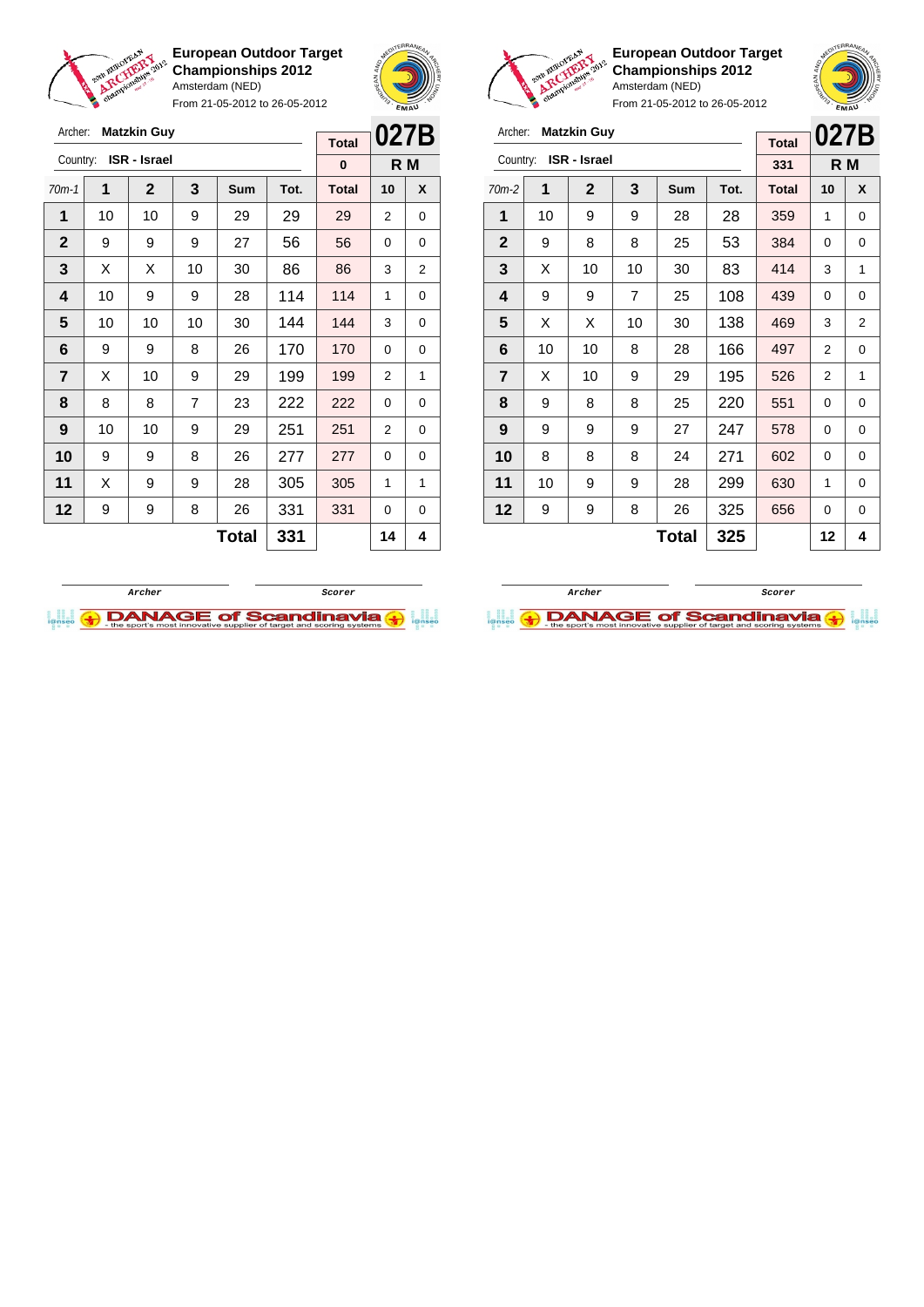**European Outdoor Target Championships 2012**
Amsterdam (NED)
From 21-05-2012 to 26-05-2012

Archer: **Matzkin Guy**
Country: **ISR - Israel**

| Total | 027B |
|---|---|
| 0 | R M |

| 70m-1 | 1 | 2 | 3 | Sum | Tot. | Total | 10 | X |
|---|---|---|---|---|---|---|---|---|
| 1 | 10 | 10 | 9 | 29 | 29 | 29 | 2 | 0 |
| 2 | 9 | 9 | 9 | 27 | 56 | 56 | 0 | 0 |
| 3 | X | X | 10 | 30 | 86 | 86 | 3 | 2 |
| 4 | 10 | 9 | 9 | 28 | 114 | 114 | 1 | 0 |
| 5 | 10 | 10 | 10 | 30 | 144 | 144 | 3 | 0 |
| 6 | 9 | 9 | 8 | 26 | 170 | 170 | 0 | 0 |
| 7 | X | 10 | 9 | 29 | 199 | 199 | 2 | 1 |
| 8 | 8 | 8 | 7 | 23 | 222 | 222 | 0 | 0 |
| 9 | 10 | 10 | 9 | 29 | 251 | 251 | 2 | 0 |
| 10 | 9 | 9 | 8 | 26 | 277 | 277 | 0 | 0 |
| 11 | X | 9 | 9 | 28 | 305 | 305 | 1 | 1 |
| 12 | 9 | 9 | 8 | 26 | 331 | 331 | 0 | 0 |
| | | | | **Total** | **331** | | **14** | **4** |

Archer　　　　Scorer

**European Outdoor Target Championships 2012**
Amsterdam (NED)
From 21-05-2012 to 26-05-2012

Archer: **Matzkin Guy**
Country: **ISR - Israel**

| Total | 027B |
|---|---|
| 331 | R M |

| 70m-2 | 1 | 2 | 3 | Sum | Tot. | Total | 10 | X |
|---|---|---|---|---|---|---|---|---|
| 1 | 10 | 9 | 9 | 28 | 28 | 359 | 1 | 0 |
| 2 | 9 | 8 | 8 | 25 | 53 | 384 | 0 | 0 |
| 3 | X | 10 | 10 | 30 | 83 | 414 | 3 | 1 |
| 4 | 9 | 9 | 7 | 25 | 108 | 439 | 0 | 0 |
| 5 | X | X | 10 | 30 | 138 | 469 | 3 | 2 |
| 6 | 10 | 10 | 8 | 28 | 166 | 497 | 2 | 0 |
| 7 | X | 10 | 9 | 29 | 195 | 526 | 2 | 1 |
| 8 | 9 | 8 | 8 | 25 | 220 | 551 | 0 | 0 |
| 9 | 9 | 9 | 9 | 27 | 247 | 578 | 0 | 0 |
| 10 | 8 | 8 | 8 | 24 | 271 | 602 | 0 | 0 |
| 11 | 10 | 9 | 9 | 28 | 299 | 630 | 1 | 0 |
| 12 | 9 | 9 | 8 | 26 | 325 | 656 | 0 | 0 |
| | | | | **Total** | **325** | | **12** | **4** |

Archer　　　　Scorer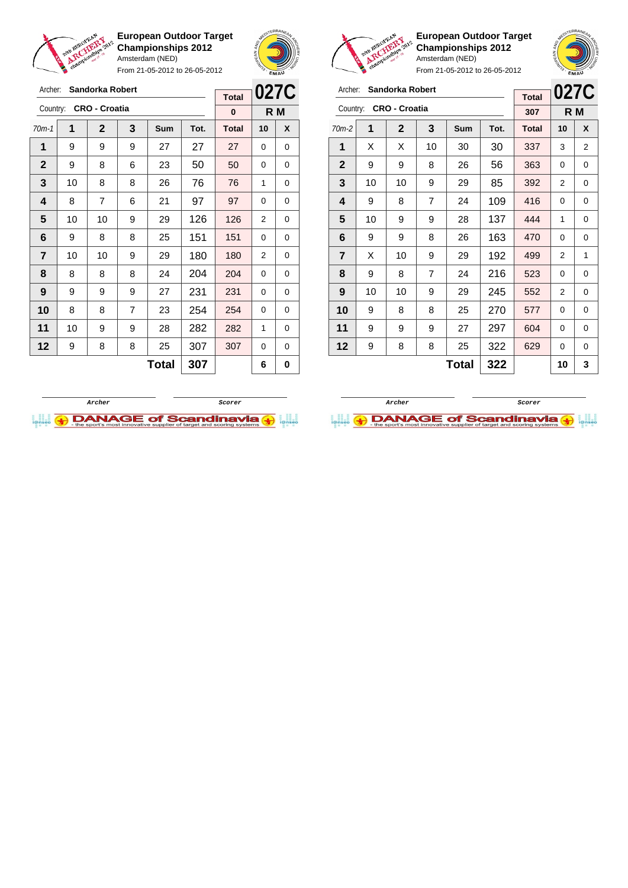**European Outdoor Target Championships 2012**
Amsterdam (NED)
From 21-05-2012 to 26-05-2012

Archer: **Sandorka Robert**
Country: **CRO - Croatia**

| Total | 027C |
|---|---|
| 0 | R M |

| 70m-1 | 1 | 2 | 3 | Sum | Tot. | Total | 10 | X |
|---|---|---|---|---|---|---|---|---|
| 1 | 9 | 9 | 9 | 27 | 27 | 27 | 0 | 0 |
| 2 | 9 | 8 | 6 | 23 | 50 | 50 | 0 | 0 |
| 3 | 10 | 8 | 8 | 26 | 76 | 76 | 1 | 0 |
| 4 | 8 | 7 | 6 | 21 | 97 | 97 | 0 | 0 |
| 5 | 10 | 10 | 9 | 29 | 126 | 126 | 2 | 0 |
| 6 | 9 | 8 | 8 | 25 | 151 | 151 | 0 | 0 |
| 7 | 10 | 10 | 9 | 29 | 180 | 180 | 2 | 0 |
| 8 | 8 | 8 | 8 | 24 | 204 | 204 | 0 | 0 |
| 9 | 9 | 9 | 9 | 27 | 231 | 231 | 0 | 0 |
| 10 | 8 | 8 | 7 | 23 | 254 | 254 | 0 | 0 |
| 11 | 10 | 9 | 9 | 28 | 282 | 282 | 1 | 0 |
| 12 | 9 | 8 | 8 | 25 | 307 | 307 | 0 | 0 |
| | | | | **Total** | **307** | | **6** | **0** |

Archer / Scorer

**European Outdoor Target Championships 2012**
Amsterdam (NED)
From 21-05-2012 to 26-05-2012

Archer: **Sandorka Robert**
Country: **CRO - Croatia**

| Total | 027C |
|---|---|
| 307 | R M |

| 70m-2 | 1 | 2 | 3 | Sum | Tot. | Total | 10 | X |
|---|---|---|---|---|---|---|---|---|
| 1 | X | X | 10 | 30 | 30 | 337 | 3 | 2 |
| 2 | 9 | 9 | 8 | 26 | 56 | 363 | 0 | 0 |
| 3 | 10 | 10 | 9 | 29 | 85 | 392 | 2 | 0 |
| 4 | 9 | 8 | 7 | 24 | 109 | 416 | 0 | 0 |
| 5 | 10 | 9 | 9 | 28 | 137 | 444 | 1 | 0 |
| 6 | 9 | 9 | 8 | 26 | 163 | 470 | 0 | 0 |
| 7 | X | 10 | 9 | 29 | 192 | 499 | 2 | 1 |
| 8 | 9 | 8 | 7 | 24 | 216 | 523 | 0 | 0 |
| 9 | 10 | 10 | 9 | 29 | 245 | 552 | 2 | 0 |
| 10 | 9 | 8 | 8 | 25 | 270 | 577 | 0 | 0 |
| 11 | 9 | 9 | 9 | 27 | 297 | 604 | 0 | 0 |
| 12 | 9 | 8 | 8 | 25 | 322 | 629 | 0 | 0 |
| | | | | **Total** | **322** | | **10** | **3** |

Archer / Scorer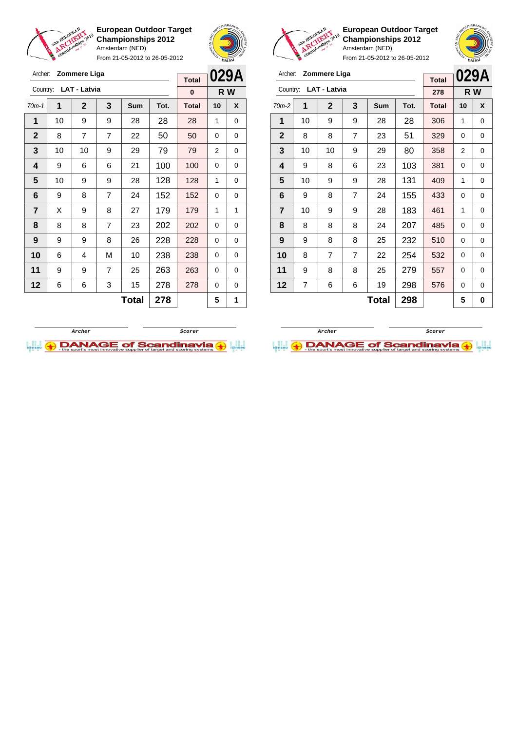**European Outdoor Target Championships 2012**
Amsterdam (NED)
From 21-05-2012 to 26-05-2012

Archer: **Zommere Liga**
Country: **LAT - Latvia**

| Total | 029A |
|---|---|
| 0 | R W |

| 70m-1 | 1 | 2 | 3 | Sum | Tot. | Total | 10 | X |
|---|---|---|---|---|---|---|---|---|
| 1 | 10 | 9 | 9 | 28 | 28 | 28 | 1 | 0 |
| 2 | 8 | 7 | 7 | 22 | 50 | 50 | 0 | 0 |
| 3 | 10 | 10 | 9 | 29 | 79 | 79 | 2 | 0 |
| 4 | 9 | 6 | 6 | 21 | 100 | 100 | 0 | 0 |
| 5 | 10 | 9 | 9 | 28 | 128 | 128 | 1 | 0 |
| 6 | 9 | 8 | 7 | 24 | 152 | 152 | 0 | 0 |
| 7 | X | 9 | 8 | 27 | 179 | 179 | 1 | 1 |
| 8 | 8 | 8 | 7 | 23 | 202 | 202 | 0 | 0 |
| 9 | 9 | 9 | 8 | 26 | 228 | 228 | 0 | 0 |
| 10 | 6 | 4 | M | 10 | 238 | 238 | 0 | 0 |
| 11 | 9 | 9 | 7 | 25 | 263 | 263 | 0 | 0 |
| 12 | 6 | 6 | 3 | 15 | 278 | 278 | 0 | 0 |
| | | | | **Total** | **278** | | **5** | **1** |

Archer | Scorer

**European Outdoor Target Championships 2012**
Amsterdam (NED)
From 21-05-2012 to 26-05-2012

Archer: **Zommere Liga**
Country: **LAT - Latvia**

| Total | 029A |
|---|---|
| 278 | R W |

| 70m-2 | 1 | 2 | 3 | Sum | Tot. | Total | 10 | X |
|---|---|---|---|---|---|---|---|---|
| 1 | 10 | 9 | 9 | 28 | 28 | 306 | 1 | 0 |
| 2 | 8 | 8 | 7 | 23 | 51 | 329 | 0 | 0 |
| 3 | 10 | 10 | 9 | 29 | 80 | 358 | 2 | 0 |
| 4 | 9 | 8 | 6 | 23 | 103 | 381 | 0 | 0 |
| 5 | 10 | 9 | 9 | 28 | 131 | 409 | 1 | 0 |
| 6 | 9 | 8 | 7 | 24 | 155 | 433 | 0 | 0 |
| 7 | 10 | 9 | 9 | 28 | 183 | 461 | 1 | 0 |
| 8 | 8 | 8 | 8 | 24 | 207 | 485 | 0 | 0 |
| 9 | 9 | 8 | 8 | 25 | 232 | 510 | 0 | 0 |
| 10 | 8 | 7 | 7 | 22 | 254 | 532 | 0 | 0 |
| 11 | 9 | 8 | 8 | 25 | 279 | 557 | 0 | 0 |
| 12 | 7 | 6 | 6 | 19 | 298 | 576 | 0 | 0 |
| | | | | **Total** | **298** | | **5** | **0** |

Archer | Scorer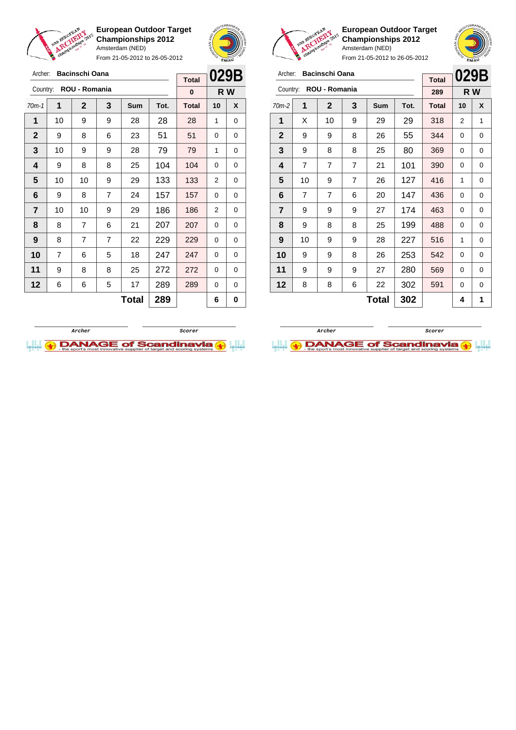**European Outdoor Target Championships 2012**
Amsterdam (NED)
From 21-05-2012 to 26-05-2012

Archer: **Bacinschi Oana**
Country: **ROU - Romania**

| Total | 029B |
|---|---|
| 0 | R W |

| 70m-1 | 1 | 2 | 3 | Sum | Tot. | Total | 10 | X |
|---|---|---|---|---|---|---|---|---|
| 1 | 10 | 9 | 9 | 28 | 28 | 28 | 1 | 0 |
| 2 | 9 | 8 | 6 | 23 | 51 | 51 | 0 | 0 |
| 3 | 10 | 9 | 9 | 28 | 79 | 79 | 1 | 0 |
| 4 | 9 | 8 | 8 | 25 | 104 | 104 | 0 | 0 |
| 5 | 10 | 10 | 9 | 29 | 133 | 133 | 2 | 0 |
| 6 | 9 | 8 | 7 | 24 | 157 | 157 | 0 | 0 |
| 7 | 10 | 10 | 9 | 29 | 186 | 186 | 2 | 0 |
| 8 | 8 | 7 | 6 | 21 | 207 | 207 | 0 | 0 |
| 9 | 8 | 7 | 7 | 22 | 229 | 229 | 0 | 0 |
| 10 | 7 | 6 | 5 | 18 | 247 | 247 | 0 | 0 |
| 11 | 9 | 8 | 8 | 25 | 272 | 272 | 0 | 0 |
| 12 | 6 | 6 | 5 | 17 | 289 | 289 | 0 | 0 |
| | | | | **Total** | **289** | | **6** | **0** |

Archer　　　　Scorer

**European Outdoor Target Championships 2012**
Amsterdam (NED)
From 21-05-2012 to 26-05-2012

Archer: **Bacinschi Oana**
Country: **ROU - Romania**

| Total | 029B |
|---|---|
| 289 | R W |

| 70m-2 | 1 | 2 | 3 | Sum | Tot. | Total | 10 | X |
|---|---|---|---|---|---|---|---|---|
| 1 | X | 10 | 9 | 29 | 29 | 318 | 2 | 1 |
| 2 | 9 | 9 | 8 | 26 | 55 | 344 | 0 | 0 |
| 3 | 9 | 8 | 8 | 25 | 80 | 369 | 0 | 0 |
| 4 | 7 | 7 | 7 | 21 | 101 | 390 | 0 | 0 |
| 5 | 10 | 9 | 7 | 26 | 127 | 416 | 1 | 0 |
| 6 | 7 | 7 | 6 | 20 | 147 | 436 | 0 | 0 |
| 7 | 9 | 9 | 9 | 27 | 174 | 463 | 0 | 0 |
| 8 | 9 | 8 | 8 | 25 | 199 | 488 | 0 | 0 |
| 9 | 10 | 9 | 9 | 28 | 227 | 516 | 1 | 0 |
| 10 | 9 | 9 | 8 | 26 | 253 | 542 | 0 | 0 |
| 11 | 9 | 9 | 9 | 27 | 280 | 569 | 0 | 0 |
| 12 | 8 | 8 | 6 | 22 | 302 | 591 | 0 | 0 |
| | | | | **Total** | **302** | | **4** | **1** |

Archer　　　　Scorer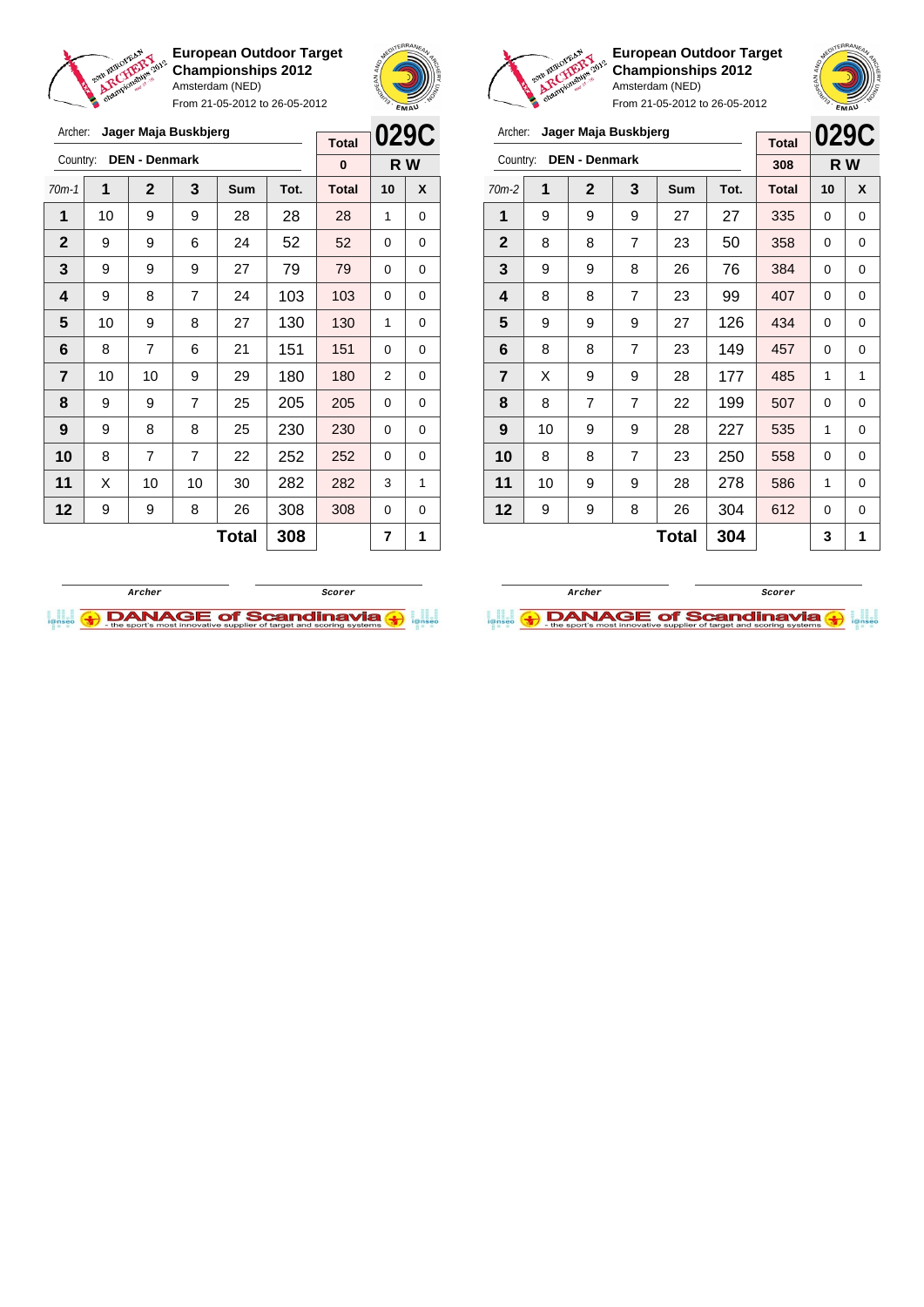**European Outdoor Target Championships 2012**
Amsterdam (NED)
From 21-05-2012 to 26-05-2012

Archer: **Jager Maja Buskbjerg**
Country: **DEN - Denmark**

| Total | 029C |
|---|---|
| 0 | R W |

| 70m-1 | 1 | 2 | 3 | Sum | Tot. | Total | 10 | X |
|---|---|---|---|---|---|---|---|---|
| 1 | 10 | 9 | 9 | 28 | 28 | 28 | 1 | 0 |
| 2 | 9 | 9 | 6 | 24 | 52 | 52 | 0 | 0 |
| 3 | 9 | 9 | 9 | 27 | 79 | 79 | 0 | 0 |
| 4 | 9 | 8 | 7 | 24 | 103 | 103 | 0 | 0 |
| 5 | 10 | 9 | 8 | 27 | 130 | 130 | 1 | 0 |
| 6 | 8 | 7 | 6 | 21 | 151 | 151 | 0 | 0 |
| 7 | 10 | 10 | 9 | 29 | 180 | 180 | 2 | 0 |
| 8 | 9 | 9 | 7 | 25 | 205 | 205 | 0 | 0 |
| 9 | 9 | 8 | 8 | 25 | 230 | 230 | 0 | 0 |
| 10 | 8 | 7 | 7 | 22 | 252 | 252 | 0 | 0 |
| 11 | X | 10 | 10 | 30 | 282 | 282 | 3 | 1 |
| 12 | 9 | 9 | 8 | 26 | 308 | 308 | 0 | 0 |
| | | | | **Total** | **308** | | **7** | **1** |

Archer                Scorer

**European Outdoor Target Championships 2012**
Amsterdam (NED)
From 21-05-2012 to 26-05-2012

Archer: **Jager Maja Buskbjerg**
Country: **DEN - Denmark**

| Total | 029C |
|---|---|
| 308 | R W |

| 70m-2 | 1 | 2 | 3 | Sum | Tot. | Total | 10 | X |
|---|---|---|---|---|---|---|---|---|
| 1 | 9 | 9 | 9 | 27 | 27 | 335 | 0 | 0 |
| 2 | 8 | 8 | 7 | 23 | 50 | 358 | 0 | 0 |
| 3 | 9 | 9 | 8 | 26 | 76 | 384 | 0 | 0 |
| 4 | 8 | 8 | 7 | 23 | 99 | 407 | 0 | 0 |
| 5 | 9 | 9 | 9 | 27 | 126 | 434 | 0 | 0 |
| 6 | 8 | 8 | 7 | 23 | 149 | 457 | 0 | 0 |
| 7 | X | 9 | 9 | 28 | 177 | 485 | 1 | 1 |
| 8 | 8 | 7 | 7 | 22 | 199 | 507 | 0 | 0 |
| 9 | 10 | 9 | 9 | 28 | 227 | 535 | 1 | 0 |
| 10 | 8 | 8 | 7 | 23 | 250 | 558 | 0 | 0 |
| 11 | 10 | 9 | 9 | 28 | 278 | 586 | 1 | 0 |
| 12 | 9 | 9 | 8 | 26 | 304 | 612 | 0 | 0 |
| | | | | **Total** | **304** | | **3** | **1** |

Archer                Scorer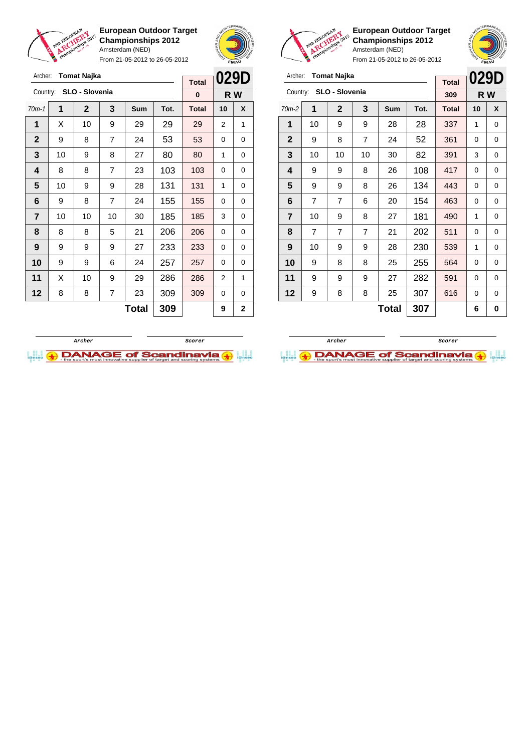**European Outdoor Target Championships 2012**
Amsterdam (NED)
From 21-05-2012 to 26-05-2012

Archer: **Tomat Najka**
Country: **SLO - Slovenia**

| | | | | | | Total | 029D | |
|---|---|---|---|---|---|---|---|---|
| | | | | | | 0 | R W | |
| 70m-1 | 1 | 2 | 3 | Sum | Tot. | Total | 10 | X |
| 1 | X | 10 | 9 | 29 | 29 | 29 | 2 | 1 |
| 2 | 9 | 8 | 7 | 24 | 53 | 53 | 0 | 0 |
| 3 | 10 | 9 | 8 | 27 | 80 | 80 | 1 | 0 |
| 4 | 8 | 8 | 7 | 23 | 103 | 103 | 0 | 0 |
| 5 | 10 | 9 | 9 | 28 | 131 | 131 | 1 | 0 |
| 6 | 9 | 8 | 7 | 24 | 155 | 155 | 0 | 0 |
| 7 | 10 | 10 | 10 | 30 | 185 | 185 | 3 | 0 |
| 8 | 8 | 8 | 5 | 21 | 206 | 206 | 0 | 0 |
| 9 | 9 | 9 | 9 | 27 | 233 | 233 | 0 | 0 |
| 10 | 9 | 9 | 6 | 24 | 257 | 257 | 0 | 0 |
| 11 | X | 10 | 9 | 29 | 286 | 286 | 2 | 1 |
| 12 | 8 | 8 | 7 | 23 | 309 | 309 | 0 | 0 |
| | | | | Total | 309 | | 9 | 2 |

Archer | Scorer

**European Outdoor Target Championships 2012**
Amsterdam (NED)
From 21-05-2012 to 26-05-2012

Archer: **Tomat Najka**
Country: **SLO - Slovenia**

| | | | | | | Total | 029D | |
|---|---|---|---|---|---|---|---|---|
| | | | | | | 309 | R W | |
| 70m-2 | 1 | 2 | 3 | Sum | Tot. | Total | 10 | X |
| 1 | 10 | 9 | 9 | 28 | 28 | 337 | 1 | 0 |
| 2 | 9 | 8 | 7 | 24 | 52 | 361 | 0 | 0 |
| 3 | 10 | 10 | 10 | 30 | 82 | 391 | 3 | 0 |
| 4 | 9 | 9 | 8 | 26 | 108 | 417 | 0 | 0 |
| 5 | 9 | 9 | 8 | 26 | 134 | 443 | 0 | 0 |
| 6 | 7 | 7 | 6 | 20 | 154 | 463 | 0 | 0 |
| 7 | 10 | 9 | 8 | 27 | 181 | 490 | 1 | 0 |
| 8 | 7 | 7 | 7 | 21 | 202 | 511 | 0 | 0 |
| 9 | 10 | 9 | 9 | 28 | 230 | 539 | 1 | 0 |
| 10 | 9 | 8 | 8 | 25 | 255 | 564 | 0 | 0 |
| 11 | 9 | 9 | 9 | 27 | 282 | 591 | 0 | 0 |
| 12 | 9 | 8 | 8 | 25 | 307 | 616 | 0 | 0 |
| | | | | Total | 307 | | 6 | 0 |

Archer | Scorer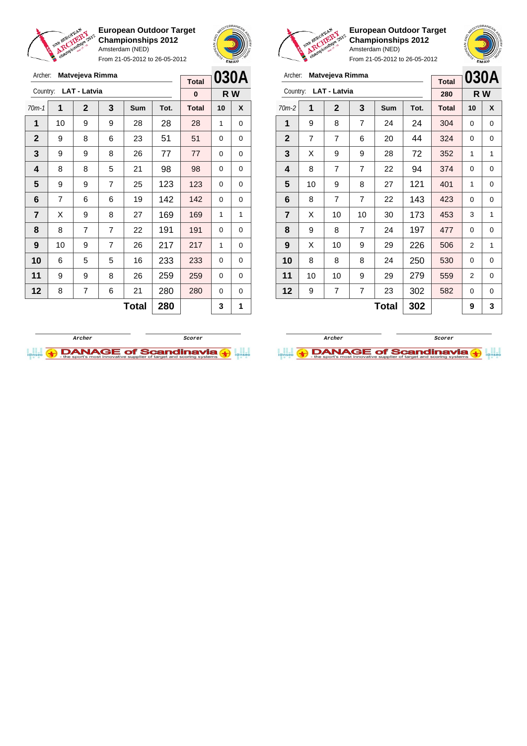**European Outdoor Target Championships 2012**
Amsterdam (NED)
From 21-05-2012 to 26-05-2012

Archer: **Matvejeva Rimma**
Country: **LAT - Latvia**

| Total | 030A |
|---|---|
| 0 | R W |

| 70m-1 | 1 | 2 | 3 | Sum | Tot. | Total | 10 | X |
|---|---|---|---|---|---|---|---|---|
| 1 | 10 | 9 | 9 | 28 | 28 | 28 | 1 | 0 |
| 2 | 9 | 8 | 6 | 23 | 51 | 51 | 0 | 0 |
| 3 | 9 | 9 | 8 | 26 | 77 | 77 | 0 | 0 |
| 4 | 8 | 8 | 5 | 21 | 98 | 98 | 0 | 0 |
| 5 | 9 | 9 | 7 | 25 | 123 | 123 | 0 | 0 |
| 6 | 7 | 6 | 6 | 19 | 142 | 142 | 0 | 0 |
| 7 | X | 9 | 8 | 27 | 169 | 169 | 1 | 1 |
| 8 | 8 | 7 | 7 | 22 | 191 | 191 | 0 | 0 |
| 9 | 10 | 9 | 7 | 26 | 217 | 217 | 1 | 0 |
| 10 | 6 | 5 | 5 | 16 | 233 | 233 | 0 | 0 |
| 11 | 9 | 9 | 8 | 26 | 259 | 259 | 0 | 0 |
| 12 | 8 | 7 | 6 | 21 | 280 | 280 | 0 | 0 |
| | | | | **Total** | **280** | | **3** | **1** |

Archer / Scorer

**European Outdoor Target Championships 2012**
Amsterdam (NED)
From 21-05-2012 to 26-05-2012

Archer: **Matvejeva Rimma**
Country: **LAT - Latvia**

| Total | 030A |
|---|---|
| 280 | R W |

| 70m-2 | 1 | 2 | 3 | Sum | Tot. | Total | 10 | X |
|---|---|---|---|---|---|---|---|---|
| 1 | 9 | 8 | 7 | 24 | 24 | 304 | 0 | 0 |
| 2 | 7 | 7 | 6 | 20 | 44 | 324 | 0 | 0 |
| 3 | X | 9 | 9 | 28 | 72 | 352 | 1 | 1 |
| 4 | 8 | 7 | 7 | 22 | 94 | 374 | 0 | 0 |
| 5 | 10 | 9 | 8 | 27 | 121 | 401 | 1 | 0 |
| 6 | 8 | 7 | 7 | 22 | 143 | 423 | 0 | 0 |
| 7 | X | 10 | 10 | 30 | 173 | 453 | 3 | 1 |
| 8 | 9 | 8 | 7 | 24 | 197 | 477 | 0 | 0 |
| 9 | X | 10 | 9 | 29 | 226 | 506 | 2 | 1 |
| 10 | 8 | 8 | 8 | 24 | 250 | 530 | 0 | 0 |
| 11 | 10 | 10 | 9 | 29 | 279 | 559 | 2 | 0 |
| 12 | 9 | 7 | 7 | 23 | 302 | 582 | 0 | 0 |
| | | | | **Total** | **302** | | **9** | **3** |

Archer / Scorer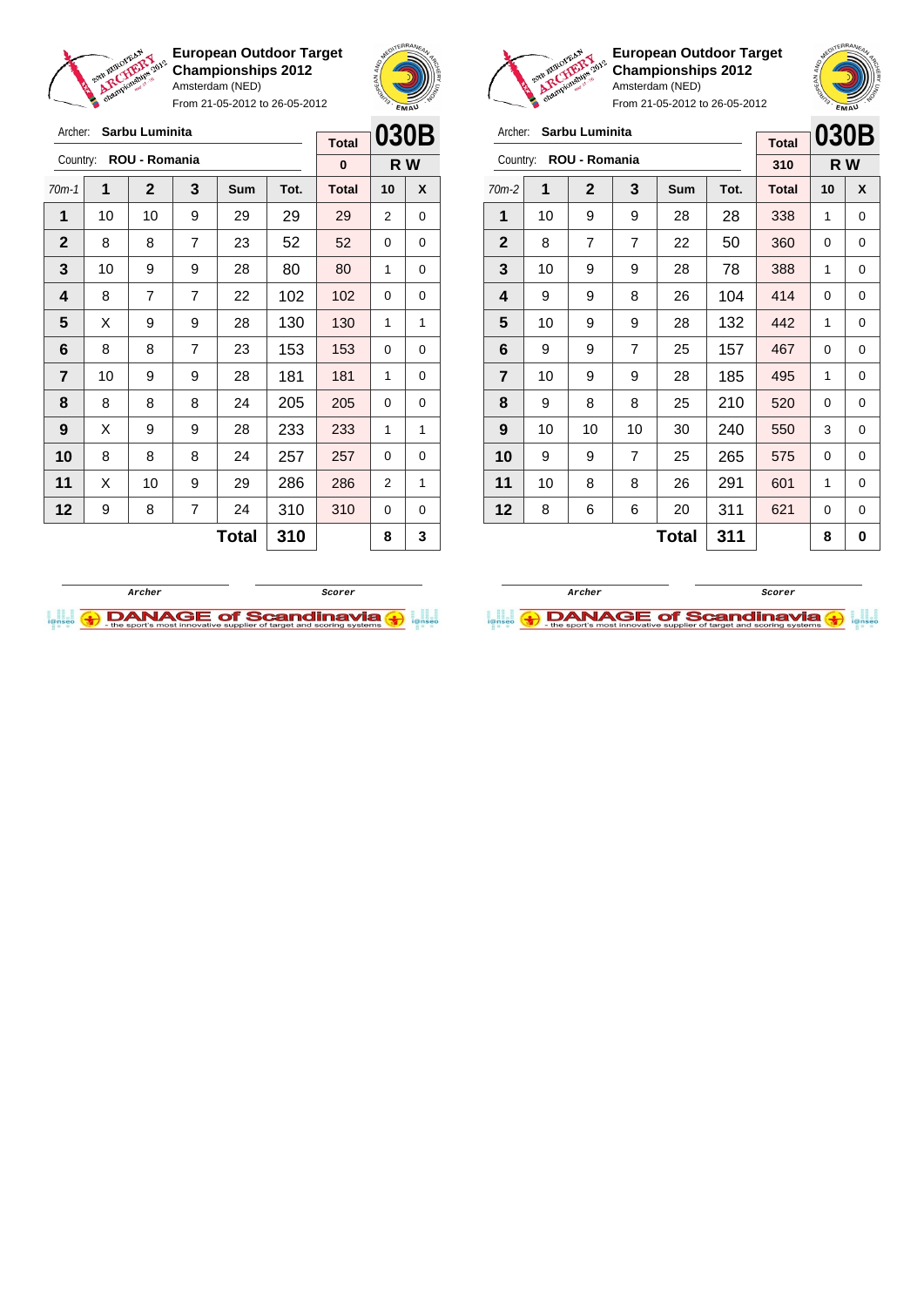**European Outdoor Target Championships 2012**
Amsterdam (NED)
From 21-05-2012 to 26-05-2012

Archer: **Sarbu Luminita**
Country: **ROU - Romania**

| Total | 030B |
|---|---|
| 0 | R W |

| 70m-1 | 1 | 2 | 3 | Sum | Tot. | Total | 10 | X |
|---|---|---|---|---|---|---|---|---|
| 1 | 10 | 10 | 9 | 29 | 29 | 29 | 2 | 0 |
| 2 | 8 | 8 | 7 | 23 | 52 | 52 | 0 | 0 |
| 3 | 10 | 9 | 9 | 28 | 80 | 80 | 1 | 0 |
| 4 | 8 | 7 | 7 | 22 | 102 | 102 | 0 | 0 |
| 5 | X | 9 | 9 | 28 | 130 | 130 | 1 | 1 |
| 6 | 8 | 8 | 7 | 23 | 153 | 153 | 0 | 0 |
| 7 | 10 | 9 | 9 | 28 | 181 | 181 | 1 | 0 |
| 8 | 8 | 8 | 8 | 24 | 205 | 205 | 0 | 0 |
| 9 | X | 9 | 9 | 28 | 233 | 233 | 1 | 1 |
| 10 | 8 | 8 | 8 | 24 | 257 | 257 | 0 | 0 |
| 11 | X | 10 | 9 | 29 | 286 | 286 | 2 | 1 |
| 12 | 9 | 8 | 7 | 24 | 310 | 310 | 0 | 0 |
| | | | | **Total** | **310** | | **8** | **3** |

Archer　　　Scorer

**European Outdoor Target Championships 2012**
Amsterdam (NED)
From 21-05-2012 to 26-05-2012

Archer: **Sarbu Luminita**
Country: **ROU - Romania**

| Total | 030B |
|---|---|
| 310 | R W |

| 70m-2 | 1 | 2 | 3 | Sum | Tot. | Total | 10 | X |
|---|---|---|---|---|---|---|---|---|
| 1 | 10 | 9 | 9 | 28 | 28 | 338 | 1 | 0 |
| 2 | 8 | 7 | 7 | 22 | 50 | 360 | 0 | 0 |
| 3 | 10 | 9 | 9 | 28 | 78 | 388 | 1 | 0 |
| 4 | 9 | 9 | 8 | 26 | 104 | 414 | 0 | 0 |
| 5 | 10 | 9 | 9 | 28 | 132 | 442 | 1 | 0 |
| 6 | 9 | 9 | 7 | 25 | 157 | 467 | 0 | 0 |
| 7 | 10 | 9 | 9 | 28 | 185 | 495 | 1 | 0 |
| 8 | 9 | 8 | 8 | 25 | 210 | 520 | 0 | 0 |
| 9 | 10 | 10 | 10 | 30 | 240 | 550 | 3 | 0 |
| 10 | 9 | 9 | 7 | 25 | 265 | 575 | 0 | 0 |
| 11 | 10 | 8 | 8 | 26 | 291 | 601 | 1 | 0 |
| 12 | 8 | 6 | 6 | 20 | 311 | 621 | 0 | 0 |
| | | | | **Total** | **311** | | **8** | **0** |

Archer　　　Scorer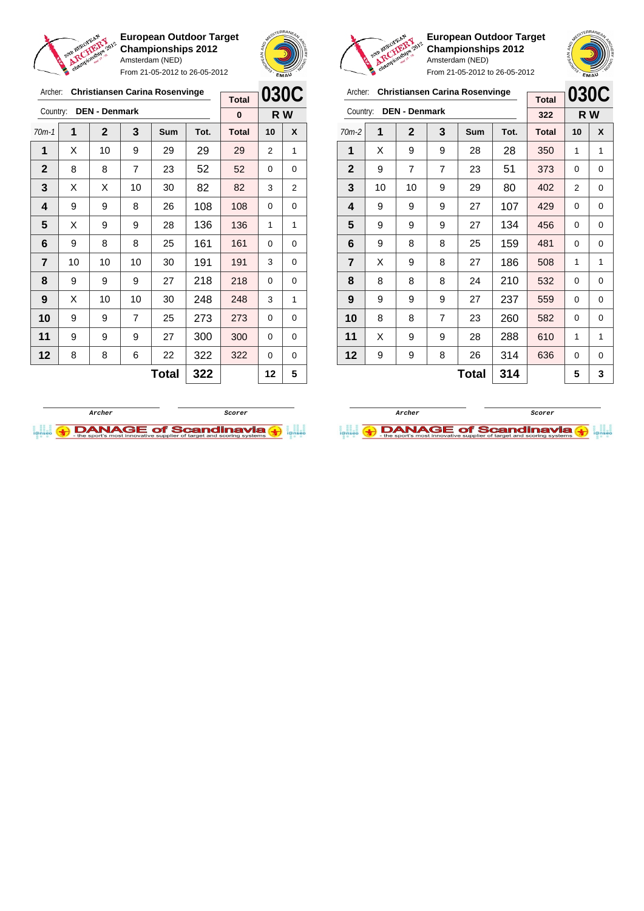**European Outdoor Target Championships 2012**
Amsterdam (NED)
From 21-05-2012 to 26-05-2012

Archer: **Christiansen Carina Rosenvinge**
Country: **DEN - Denmark**

**030C** — **R W**

| 70m-1 | 1 | 2 | 3 | Sum | Tot. | Total | 10 | X |
|---|---|---|---|---|---|---|---|---|
| | | | | | | 0 | | |
| 1 | X | 10 | 9 | 29 | 29 | 29 | 2 | 1 |
| 2 | 8 | 8 | 7 | 23 | 52 | 52 | 0 | 0 |
| 3 | X | X | 10 | 30 | 82 | 82 | 3 | 2 |
| 4 | 9 | 9 | 8 | 26 | 108 | 108 | 0 | 0 |
| 5 | X | 9 | 9 | 28 | 136 | 136 | 1 | 1 |
| 6 | 9 | 8 | 8 | 25 | 161 | 161 | 0 | 0 |
| 7 | 10 | 10 | 10 | 30 | 191 | 191 | 3 | 0 |
| 8 | 9 | 9 | 9 | 27 | 218 | 218 | 0 | 0 |
| 9 | X | 10 | 10 | 30 | 248 | 248 | 3 | 1 |
| 10 | 9 | 9 | 7 | 25 | 273 | 273 | 0 | 0 |
| 11 | 9 | 9 | 9 | 27 | 300 | 300 | 0 | 0 |
| 12 | 8 | 8 | 6 | 22 | 322 | 322 | 0 | 0 |
| | | | | Total | 322 | | 12 | 5 |

| 70m-2 | 1 | 2 | 3 | Sum | Tot. | Total | 10 | X |
|---|---|---|---|---|---|---|---|---|
| | | | | | | 322 | | |
| 1 | X | 9 | 9 | 28 | 28 | 350 | 1 | 1 |
| 2 | 9 | 7 | 7 | 23 | 51 | 373 | 0 | 0 |
| 3 | 10 | 10 | 9 | 29 | 80 | 402 | 2 | 0 |
| 4 | 9 | 9 | 9 | 27 | 107 | 429 | 0 | 0 |
| 5 | 9 | 9 | 9 | 27 | 134 | 456 | 0 | 0 |
| 6 | 9 | 8 | 8 | 25 | 159 | 481 | 0 | 0 |
| 7 | X | 9 | 8 | 27 | 186 | 508 | 1 | 1 |
| 8 | 8 | 8 | 8 | 24 | 210 | 532 | 0 | 0 |
| 9 | 9 | 9 | 9 | 27 | 237 | 559 | 0 | 0 |
| 10 | 8 | 8 | 7 | 23 | 260 | 582 | 0 | 0 |
| 11 | X | 9 | 9 | 28 | 288 | 610 | 1 | 1 |
| 12 | 9 | 9 | 8 | 26 | 314 | 636 | 0 | 0 |
| | | | | Total | 314 | | 5 | 3 |

Archer — Scorer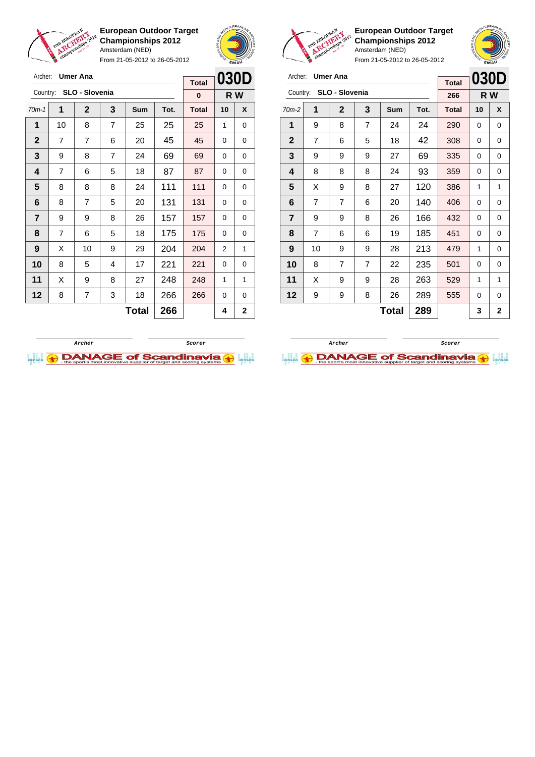## European Outdoor Target Championships 2012

Amsterdam (NED)

From 21-05-2012 to 26-05-2012

Archer: **Umer Ana**

Country: **SLO - Slovenia**

| Total | 030D |  |
|---|---|---|
| 0 | R W |  |

| 70m-1 | 1 | 2 | 3 | Sum | Tot. | Total | 10 | X |
|---|---|---|---|---|---|---|---|---|
| 1 | 10 | 8 | 7 | 25 | 25 | 25 | 1 | 0 |
| 2 | 7 | 7 | 6 | 20 | 45 | 45 | 0 | 0 |
| 3 | 9 | 8 | 7 | 24 | 69 | 69 | 0 | 0 |
| 4 | 7 | 6 | 5 | 18 | 87 | 87 | 0 | 0 |
| 5 | 8 | 8 | 8 | 24 | 111 | 111 | 0 | 0 |
| 6 | 8 | 7 | 5 | 20 | 131 | 131 | 0 | 0 |
| 7 | 9 | 9 | 8 | 26 | 157 | 157 | 0 | 0 |
| 8 | 7 | 6 | 5 | 18 | 175 | 175 | 0 | 0 |
| 9 | X | 10 | 9 | 29 | 204 | 204 | 2 | 1 |
| 10 | 8 | 5 | 4 | 17 | 221 | 221 | 0 | 0 |
| 11 | X | 9 | 8 | 27 | 248 | 248 | 1 | 1 |
| 12 | 8 | 7 | 3 | 18 | 266 | 266 | 0 | 0 |
|  |  |  |  | **Total** | **266** |  | **4** | **2** |

Archer &nbsp;&nbsp;&nbsp; Scorer

## European Outdoor Target Championships 2012

Amsterdam (NED)

From 21-05-2012 to 26-05-2012

Archer: **Umer Ana**

Country: **SLO - Slovenia**

| Total | 030D |  |
|---|---|---|
| 266 | R W |  |

| 70m-2 | 1 | 2 | 3 | Sum | Tot. | Total | 10 | X |
|---|---|---|---|---|---|---|---|---|
| 1 | 9 | 8 | 7 | 24 | 24 | 290 | 0 | 0 |
| 2 | 7 | 6 | 5 | 18 | 42 | 308 | 0 | 0 |
| 3 | 9 | 9 | 9 | 27 | 69 | 335 | 0 | 0 |
| 4 | 8 | 8 | 8 | 24 | 93 | 359 | 0 | 0 |
| 5 | X | 9 | 8 | 27 | 120 | 386 | 1 | 1 |
| 6 | 7 | 7 | 6 | 20 | 140 | 406 | 0 | 0 |
| 7 | 9 | 9 | 8 | 26 | 166 | 432 | 0 | 0 |
| 8 | 7 | 6 | 6 | 19 | 185 | 451 | 0 | 0 |
| 9 | 10 | 9 | 9 | 28 | 213 | 479 | 1 | 0 |
| 10 | 8 | 7 | 7 | 22 | 235 | 501 | 0 | 0 |
| 11 | X | 9 | 9 | 28 | 263 | 529 | 1 | 1 |
| 12 | 9 | 9 | 8 | 26 | 289 | 555 | 0 | 0 |
|  |  |  |  | **Total** | **289** |  | **3** | **2** |

Archer &nbsp;&nbsp;&nbsp; Scorer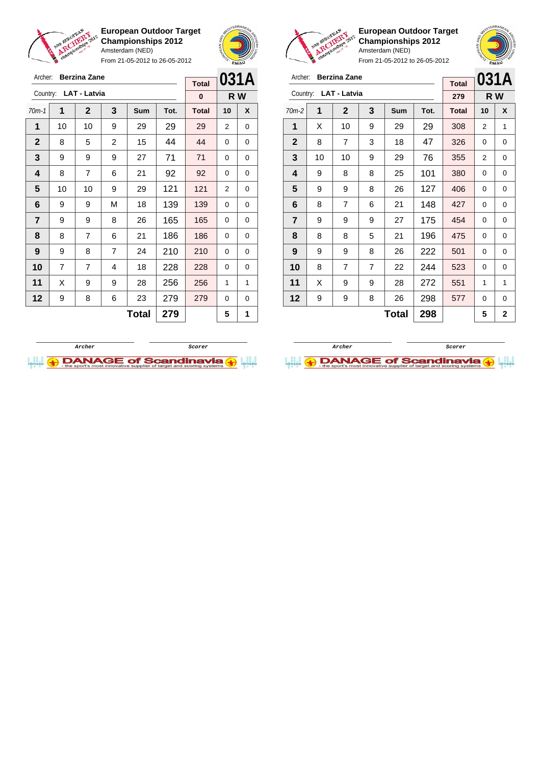**European Outdoor Target Championships 2012**
Amsterdam (NED)
From 21-05-2012 to 26-05-2012

Archer: **Berzina Zane**
Country: **LAT - Latvia**

**031A** — R W

| 70m-1 | 1 | 2 | 3 | Sum | Tot. | Total | 10 | X |
|---|---|---|---|---|---|---|---|---|
| | | | | | | 0 | | |
| 1 | 10 | 10 | 9 | 29 | 29 | 29 | 2 | 0 |
| 2 | 8 | 5 | 2 | 15 | 44 | 44 | 0 | 0 |
| 3 | 9 | 9 | 9 | 27 | 71 | 71 | 0 | 0 |
| 4 | 8 | 7 | 6 | 21 | 92 | 92 | 0 | 0 |
| 5 | 10 | 10 | 9 | 29 | 121 | 121 | 2 | 0 |
| 6 | 9 | 9 | M | 18 | 139 | 139 | 0 | 0 |
| 7 | 9 | 9 | 8 | 26 | 165 | 165 | 0 | 0 |
| 8 | 8 | 7 | 6 | 21 | 186 | 186 | 0 | 0 |
| 9 | 9 | 8 | 7 | 24 | 210 | 210 | 0 | 0 |
| 10 | 7 | 7 | 4 | 18 | 228 | 228 | 0 | 0 |
| 11 | X | 9 | 9 | 28 | 256 | 256 | 1 | 1 |
| 12 | 9 | 8 | 6 | 23 | 279 | 279 | 0 | 0 |
| | | | | **Total** | **279** | | **5** | **1** |

Archer — Scorer

**European Outdoor Target Championships 2012**
Amsterdam (NED)
From 21-05-2012 to 26-05-2012

Archer: **Berzina Zane**
Country: **LAT - Latvia**

**031A** — R W

| 70m-2 | 1 | 2 | 3 | Sum | Tot. | Total | 10 | X |
|---|---|---|---|---|---|---|---|---|
| | | | | | | 279 | | |
| 1 | X | 10 | 9 | 29 | 29 | 308 | 2 | 1 |
| 2 | 8 | 7 | 3 | 18 | 47 | 326 | 0 | 0 |
| 3 | 10 | 10 | 9 | 29 | 76 | 355 | 2 | 0 |
| 4 | 9 | 8 | 8 | 25 | 101 | 380 | 0 | 0 |
| 5 | 9 | 9 | 8 | 26 | 127 | 406 | 0 | 0 |
| 6 | 8 | 7 | 6 | 21 | 148 | 427 | 0 | 0 |
| 7 | 9 | 9 | 9 | 27 | 175 | 454 | 0 | 0 |
| 8 | 8 | 8 | 5 | 21 | 196 | 475 | 0 | 0 |
| 9 | 9 | 9 | 8 | 26 | 222 | 501 | 0 | 0 |
| 10 | 8 | 7 | 7 | 22 | 244 | 523 | 0 | 0 |
| 11 | X | 9 | 9 | 28 | 272 | 551 | 1 | 1 |
| 12 | 9 | 9 | 8 | 26 | 298 | 577 | 0 | 0 |
| | | | | **Total** | **298** | | **5** | **2** |

Archer — Scorer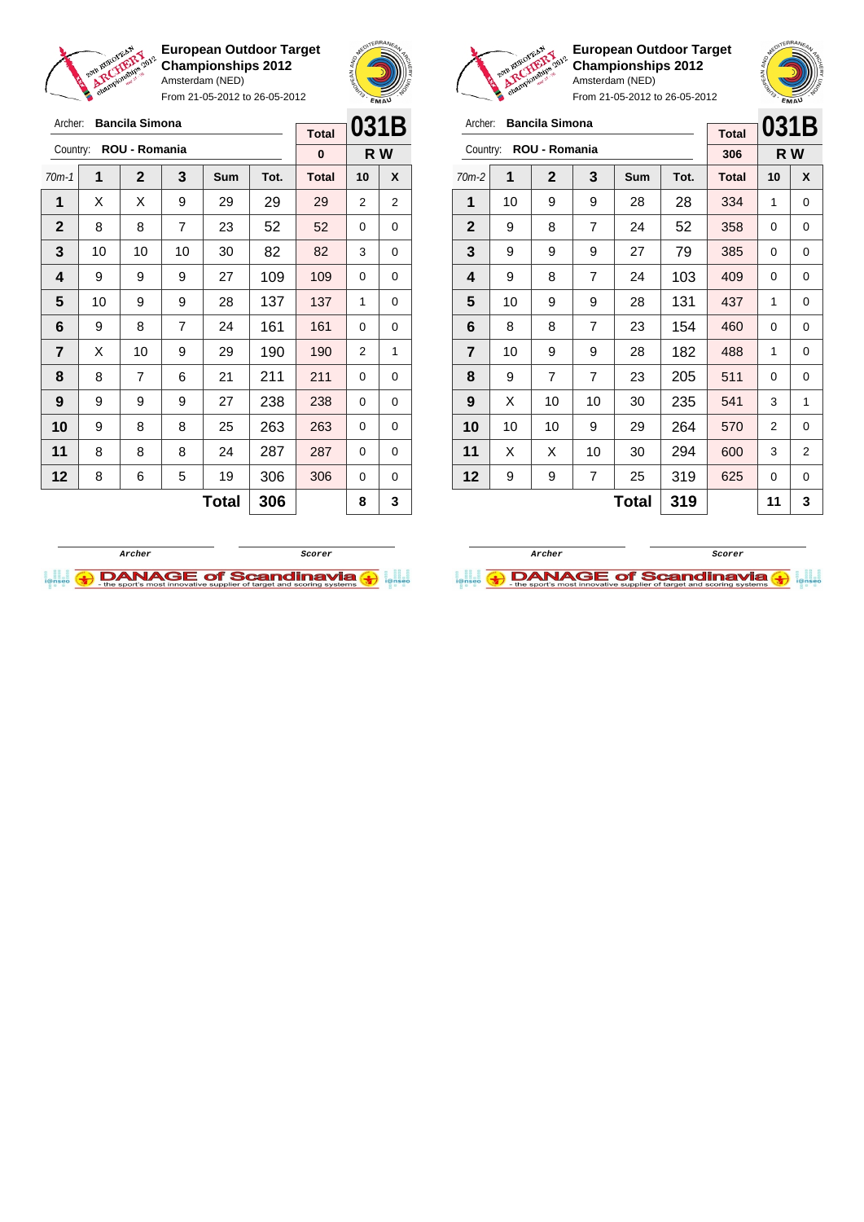**European Outdoor Target Championships 2012**
Amsterdam (NED)
From 21-05-2012 to 26-05-2012

Archer: **Bancila Simona**
Country: **ROU - Romania**

| Total | 031B |
|---|---|
| 0 | R W |

| 70m-1 | 1 | 2 | 3 | Sum | Tot. | Total | 10 | X |
|---|---|---|---|---|---|---|---|---|
| 1 | X | X | 9 | 29 | 29 | 29 | 2 | 2 |
| 2 | 8 | 8 | 7 | 23 | 52 | 52 | 0 | 0 |
| 3 | 10 | 10 | 10 | 30 | 82 | 82 | 3 | 0 |
| 4 | 9 | 9 | 9 | 27 | 109 | 109 | 0 | 0 |
| 5 | 10 | 9 | 9 | 28 | 137 | 137 | 1 | 0 |
| 6 | 9 | 8 | 7 | 24 | 161 | 161 | 0 | 0 |
| 7 | X | 10 | 9 | 29 | 190 | 190 | 2 | 1 |
| 8 | 8 | 7 | 6 | 21 | 211 | 211 | 0 | 0 |
| 9 | 9 | 9 | 9 | 27 | 238 | 238 | 0 | 0 |
| 10 | 9 | 8 | 8 | 25 | 263 | 263 | 0 | 0 |
| 11 | 8 | 8 | 8 | 24 | 287 | 287 | 0 | 0 |
| 12 | 8 | 6 | 5 | 19 | 306 | 306 | 0 | 0 |
| | | | | **Total** | **306** | | **8** | **3** |

Archer / Scorer

**European Outdoor Target Championships 2012**
Amsterdam (NED)
From 21-05-2012 to 26-05-2012

Archer: **Bancila Simona**
Country: **ROU - Romania**

| Total | 031B |
|---|---|
| 306 | R W |

| 70m-2 | 1 | 2 | 3 | Sum | Tot. | Total | 10 | X |
|---|---|---|---|---|---|---|---|---|
| 1 | 10 | 9 | 9 | 28 | 28 | 334 | 1 | 0 |
| 2 | 9 | 8 | 7 | 24 | 52 | 358 | 0 | 0 |
| 3 | 9 | 9 | 9 | 27 | 79 | 385 | 0 | 0 |
| 4 | 9 | 8 | 7 | 24 | 103 | 409 | 0 | 0 |
| 5 | 10 | 9 | 9 | 28 | 131 | 437 | 1 | 0 |
| 6 | 8 | 8 | 7 | 23 | 154 | 460 | 0 | 0 |
| 7 | 10 | 9 | 9 | 28 | 182 | 488 | 1 | 0 |
| 8 | 9 | 7 | 7 | 23 | 205 | 511 | 0 | 0 |
| 9 | X | 10 | 10 | 30 | 235 | 541 | 3 | 1 |
| 10 | 10 | 10 | 9 | 29 | 264 | 570 | 2 | 0 |
| 11 | X | X | 10 | 30 | 294 | 600 | 3 | 2 |
| 12 | 9 | 9 | 7 | 25 | 319 | 625 | 0 | 0 |
| | | | | **Total** | **319** | | **11** | **3** |

Archer / Scorer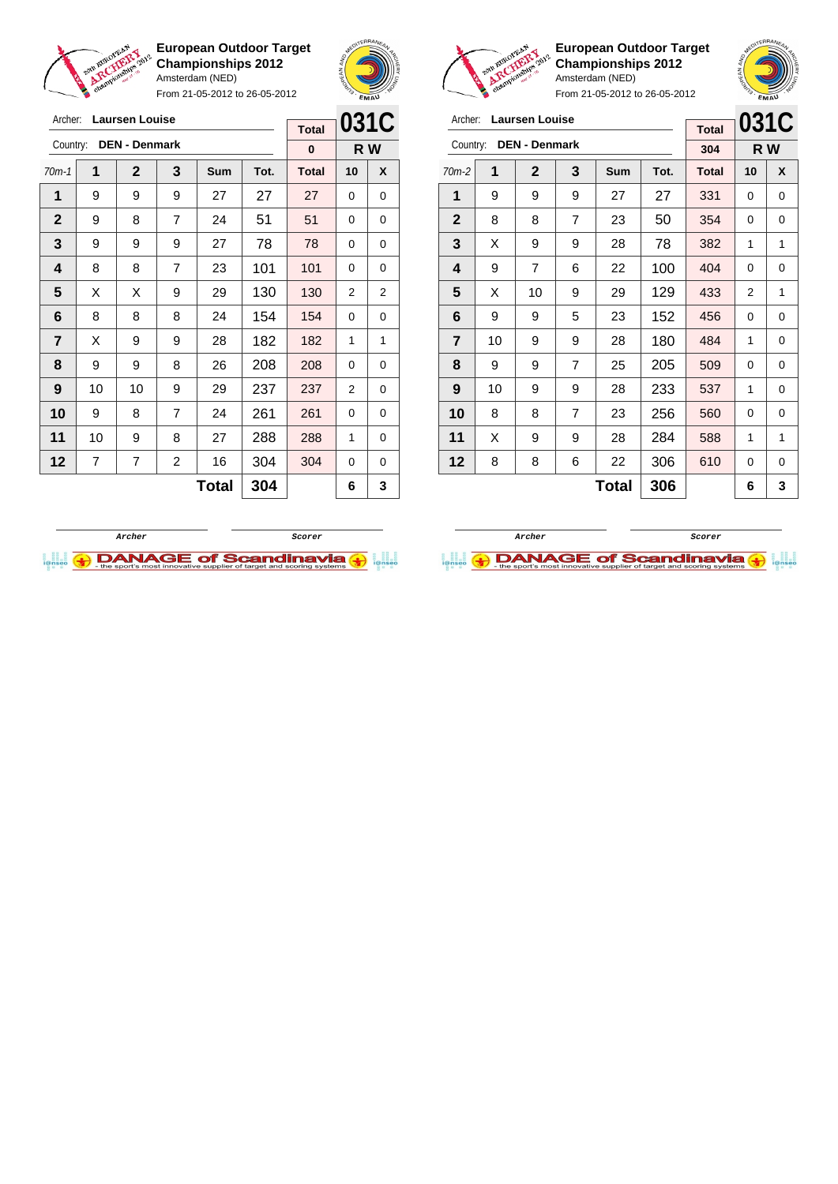**European Outdoor Target Championships 2012**
Amsterdam (NED)
From 21-05-2012 to 26-05-2012

Archer: **Laursen Louise**
Country: **DEN - Denmark**

| Total | 031C |
|---|---|
| 0 | R W |

| 70m-1 | 1 | 2 | 3 | Sum | Tot. | Total | 10 | X |
|---|---|---|---|---|---|---|---|---|
| 1 | 9 | 9 | 9 | 27 | 27 | 27 | 0 | 0 |
| 2 | 9 | 8 | 7 | 24 | 51 | 51 | 0 | 0 |
| 3 | 9 | 9 | 9 | 27 | 78 | 78 | 0 | 0 |
| 4 | 8 | 8 | 7 | 23 | 101 | 101 | 0 | 0 |
| 5 | X | X | 9 | 29 | 130 | 130 | 2 | 2 |
| 6 | 8 | 8 | 8 | 24 | 154 | 154 | 0 | 0 |
| 7 | X | 9 | 9 | 28 | 182 | 182 | 1 | 1 |
| 8 | 9 | 9 | 8 | 26 | 208 | 208 | 0 | 0 |
| 9 | 10 | 10 | 9 | 29 | 237 | 237 | 2 | 0 |
| 10 | 9 | 8 | 7 | 24 | 261 | 261 | 0 | 0 |
| 11 | 10 | 9 | 8 | 27 | 288 | 288 | 1 | 0 |
| 12 | 7 | 7 | 2 | 16 | 304 | 304 | 0 | 0 |
| | | | | **Total** | **304** | | **6** | **3** |

Archer　　　Scorer

**European Outdoor Target Championships 2012**
Amsterdam (NED)
From 21-05-2012 to 26-05-2012

Archer: **Laursen Louise**
Country: **DEN - Denmark**

| Total | 031C |
|---|---|
| 304 | R W |

| 70m-2 | 1 | 2 | 3 | Sum | Tot. | Total | 10 | X |
|---|---|---|---|---|---|---|---|---|
| 1 | 9 | 9 | 9 | 27 | 27 | 331 | 0 | 0 |
| 2 | 8 | 8 | 7 | 23 | 50 | 354 | 0 | 0 |
| 3 | X | 9 | 9 | 28 | 78 | 382 | 1 | 1 |
| 4 | 9 | 7 | 6 | 22 | 100 | 404 | 0 | 0 |
| 5 | X | 10 | 9 | 29 | 129 | 433 | 2 | 1 |
| 6 | 9 | 9 | 5 | 23 | 152 | 456 | 0 | 0 |
| 7 | 10 | 9 | 9 | 28 | 180 | 484 | 1 | 0 |
| 8 | 9 | 9 | 7 | 25 | 205 | 509 | 0 | 0 |
| 9 | 10 | 9 | 9 | 28 | 233 | 537 | 1 | 0 |
| 10 | 8 | 8 | 7 | 23 | 256 | 560 | 0 | 0 |
| 11 | X | 9 | 9 | 28 | 284 | 588 | 1 | 1 |
| 12 | 8 | 8 | 6 | 22 | 306 | 610 | 0 | 0 |
| | | | | **Total** | **306** | | **6** | **3** |

Archer　　　Scorer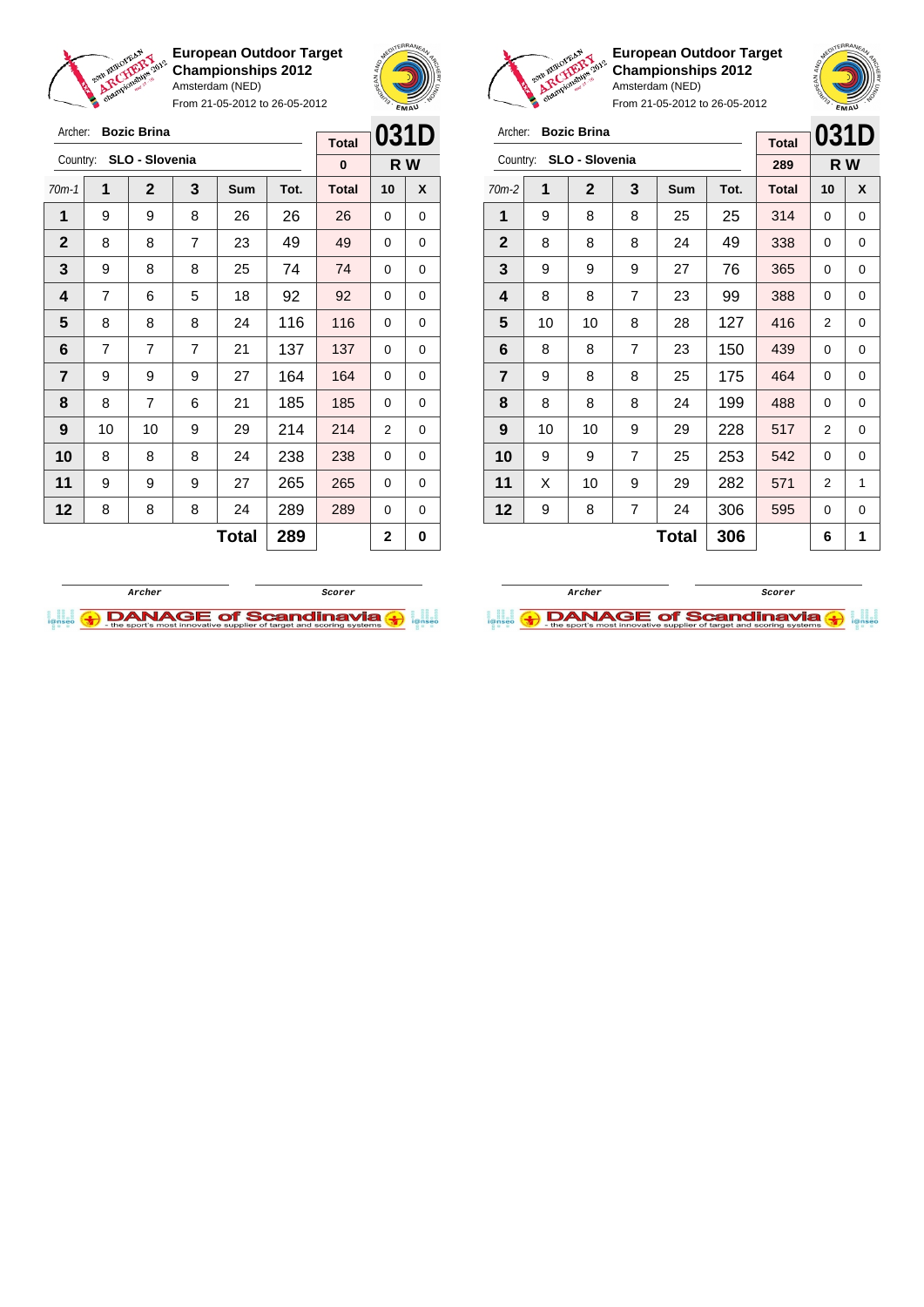**European Outdoor Target Championships 2012**
Amsterdam (NED)
From 21-05-2012 to 26-05-2012

Archer: **Bozic Brina**
Country: **SLO - Slovenia**

**031D** — R W

| 70m-1 | 1 | 2 | 3 | Sum | Tot. | Total | 10 | X |
|---|---|---|---|---|---|---|---|---|
| | | | | | | 0 | | |
| 1 | 9 | 9 | 8 | 26 | 26 | 26 | 0 | 0 |
| 2 | 8 | 8 | 7 | 23 | 49 | 49 | 0 | 0 |
| 3 | 9 | 8 | 8 | 25 | 74 | 74 | 0 | 0 |
| 4 | 7 | 6 | 5 | 18 | 92 | 92 | 0 | 0 |
| 5 | 8 | 8 | 8 | 24 | 116 | 116 | 0 | 0 |
| 6 | 7 | 7 | 7 | 21 | 137 | 137 | 0 | 0 |
| 7 | 9 | 9 | 9 | 27 | 164 | 164 | 0 | 0 |
| 8 | 8 | 7 | 6 | 21 | 185 | 185 | 0 | 0 |
| 9 | 10 | 10 | 9 | 29 | 214 | 214 | 2 | 0 |
| 10 | 8 | 8 | 8 | 24 | 238 | 238 | 0 | 0 |
| 11 | 9 | 9 | 9 | 27 | 265 | 265 | 0 | 0 |
| 12 | 8 | 8 | 8 | 24 | 289 | 289 | 0 | 0 |
| | | | | Total | 289 | | 2 | 0 |

Archer / Scorer

**European Outdoor Target Championships 2012**
Amsterdam (NED)
From 21-05-2012 to 26-05-2012

Archer: **Bozic Brina**
Country: **SLO - Slovenia**

**031D** — R W

| 70m-2 | 1 | 2 | 3 | Sum | Tot. | Total | 10 | X |
|---|---|---|---|---|---|---|---|---|
| | | | | | | 289 | | |
| 1 | 9 | 8 | 8 | 25 | 25 | 314 | 0 | 0 |
| 2 | 8 | 8 | 8 | 24 | 49 | 338 | 0 | 0 |
| 3 | 9 | 9 | 9 | 27 | 76 | 365 | 0 | 0 |
| 4 | 8 | 8 | 7 | 23 | 99 | 388 | 0 | 0 |
| 5 | 10 | 10 | 8 | 28 | 127 | 416 | 2 | 0 |
| 6 | 8 | 8 | 7 | 23 | 150 | 439 | 0 | 0 |
| 7 | 9 | 8 | 8 | 25 | 175 | 464 | 0 | 0 |
| 8 | 8 | 8 | 8 | 24 | 199 | 488 | 0 | 0 |
| 9 | 10 | 10 | 9 | 29 | 228 | 517 | 2 | 0 |
| 10 | 9 | 9 | 7 | 25 | 253 | 542 | 0 | 0 |
| 11 | X | 10 | 9 | 29 | 282 | 571 | 2 | 1 |
| 12 | 9 | 8 | 7 | 24 | 306 | 595 | 0 | 0 |
| | | | | Total | 306 | | 6 | 1 |

Archer / Scorer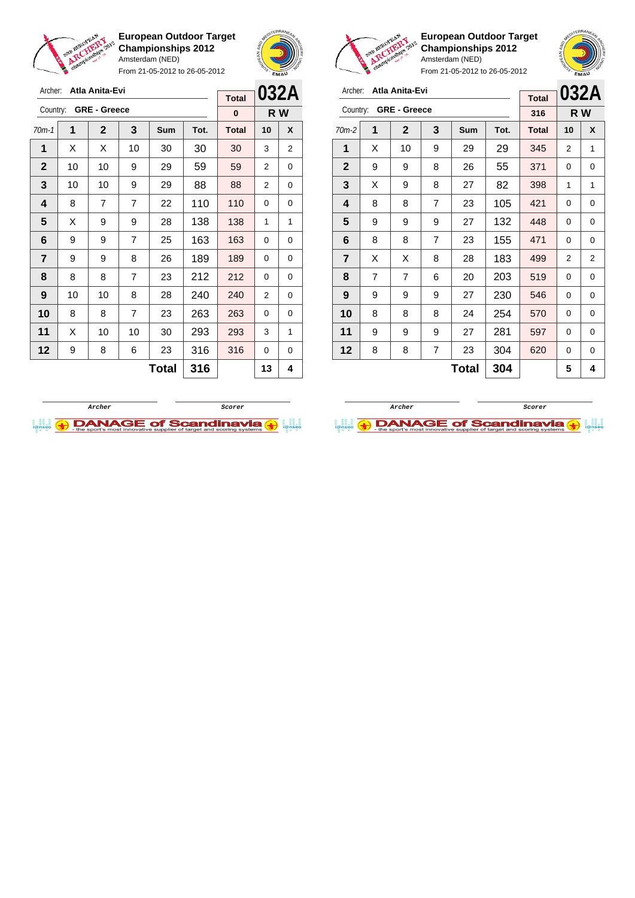**European Outdoor Target Championships 2012**
Amsterdam (NED)
From 21-05-2012 to 26-05-2012

Archer: **Atla Anita-Evi**
Country: **GRE - Greece**

**032A**
**R W**

| 70m-1 | 1 | 2 | 3 | Sum | Tot. | Total | 10 | X |
|---|---|---|---|---|---|---|---|---|
| | | | | | | 0 | | |
| 1 | X | X | 10 | 30 | 30 | 30 | 3 | 2 |
| 2 | 10 | 10 | 9 | 29 | 59 | 59 | 2 | 0 |
| 3 | 10 | 10 | 9 | 29 | 88 | 88 | 2 | 0 |
| 4 | 8 | 7 | 7 | 22 | 110 | 110 | 0 | 0 |
| 5 | X | 9 | 9 | 28 | 138 | 138 | 1 | 1 |
| 6 | 9 | 9 | 7 | 25 | 163 | 163 | 0 | 0 |
| 7 | 9 | 9 | 8 | 26 | 189 | 189 | 0 | 0 |
| 8 | 8 | 8 | 7 | 23 | 212 | 212 | 0 | 0 |
| 9 | 10 | 10 | 8 | 28 | 240 | 240 | 2 | 0 |
| 10 | 8 | 8 | 7 | 23 | 263 | 263 | 0 | 0 |
| 11 | X | 10 | 10 | 30 | 293 | 293 | 3 | 1 |
| 12 | 9 | 8 | 6 | 23 | 316 | 316 | 0 | 0 |
| | | | | **Total** | **316** | | **13** | **4** |

Archer | Scorer

**European Outdoor Target Championships 2012**
Amsterdam (NED)
From 21-05-2012 to 26-05-2012

Archer: **Atla Anita-Evi**
Country: **GRE - Greece**

**032A**
**R W**

| 70m-2 | 1 | 2 | 3 | Sum | Tot. | Total | 10 | X |
|---|---|---|---|---|---|---|---|---|
| | | | | | | 316 | | |
| 1 | X | 10 | 9 | 29 | 29 | 345 | 2 | 1 |
| 2 | 9 | 9 | 8 | 26 | 55 | 371 | 0 | 0 |
| 3 | X | 9 | 8 | 27 | 82 | 398 | 1 | 1 |
| 4 | 8 | 8 | 7 | 23 | 105 | 421 | 0 | 0 |
| 5 | 9 | 9 | 9 | 27 | 132 | 448 | 0 | 0 |
| 6 | 8 | 8 | 7 | 23 | 155 | 471 | 0 | 0 |
| 7 | X | X | 8 | 28 | 183 | 499 | 2 | 2 |
| 8 | 7 | 7 | 6 | 20 | 203 | 519 | 0 | 0 |
| 9 | 9 | 9 | 9 | 27 | 230 | 546 | 0 | 0 |
| 10 | 8 | 8 | 8 | 24 | 254 | 570 | 0 | 0 |
| 11 | 9 | 9 | 9 | 27 | 281 | 597 | 0 | 0 |
| 12 | 8 | 8 | 7 | 23 | 304 | 620 | 0 | 0 |
| | | | | **Total** | **304** | | **5** | **4** |

Archer | Scorer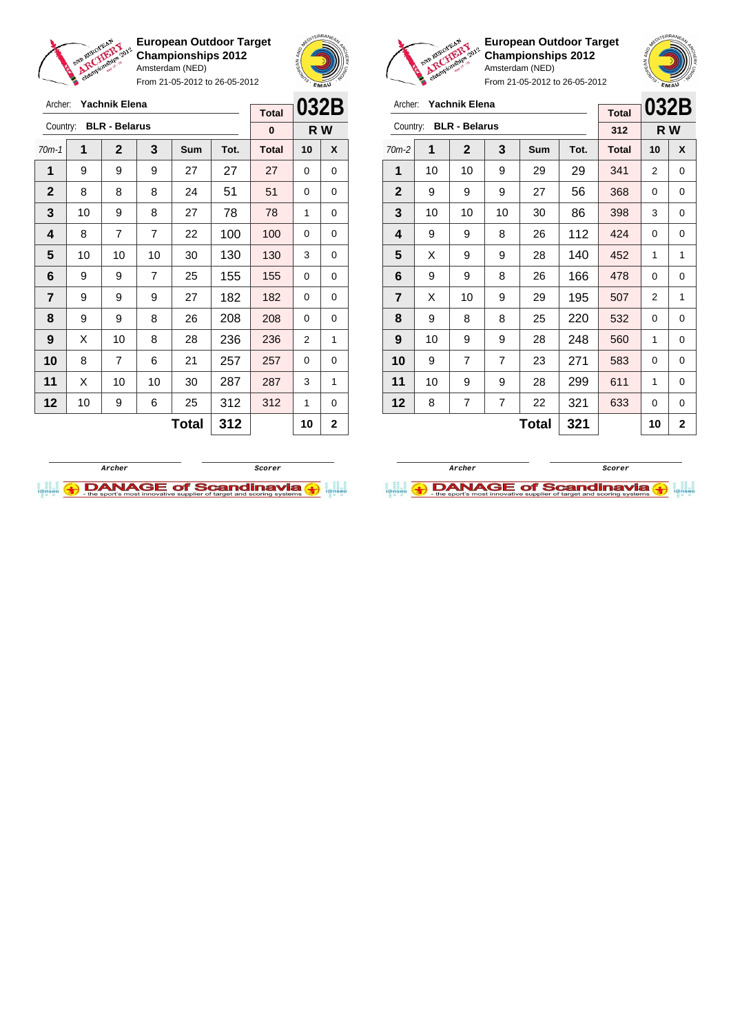**European Outdoor Target Championships 2012**
Amsterdam (NED)
From 21-05-2012 to 26-05-2012

Archer: **Yachnik Elena**
Country: **BLR - Belarus**

Total: 0 | **032B** | R W

| 70m-1 | 1 | 2 | 3 | Sum | Tot. | Total | 10 | X |
|---|---|---|---|---|---|---|---|---|
| 1 | 9 | 9 | 9 | 27 | 27 | 27 | 0 | 0 |
| 2 | 8 | 8 | 8 | 24 | 51 | 51 | 0 | 0 |
| 3 | 10 | 9 | 8 | 27 | 78 | 78 | 1 | 0 |
| 4 | 8 | 7 | 7 | 22 | 100 | 100 | 0 | 0 |
| 5 | 10 | 10 | 10 | 30 | 130 | 130 | 3 | 0 |
| 6 | 9 | 9 | 7 | 25 | 155 | 155 | 0 | 0 |
| 7 | 9 | 9 | 9 | 27 | 182 | 182 | 0 | 0 |
| 8 | 9 | 9 | 8 | 26 | 208 | 208 | 0 | 0 |
| 9 | X | 10 | 8 | 28 | 236 | 236 | 2 | 1 |
| 10 | 8 | 7 | 6 | 21 | 257 | 257 | 0 | 0 |
| 11 | X | 10 | 10 | 30 | 287 | 287 | 3 | 1 |
| 12 | 10 | 9 | 6 | 25 | 312 | 312 | 1 | 0 |
| | | | | **Total** | **312** | | **10** | **2** |

Archer | Scorer

**European Outdoor Target Championships 2012**
Amsterdam (NED)
From 21-05-2012 to 26-05-2012

Archer: **Yachnik Elena**
Country: **BLR - Belarus**

Total: 312 | **032B** | R W

| 70m-2 | 1 | 2 | 3 | Sum | Tot. | Total | 10 | X |
|---|---|---|---|---|---|---|---|---|
| 1 | 10 | 10 | 9 | 29 | 29 | 341 | 2 | 0 |
| 2 | 9 | 9 | 9 | 27 | 56 | 368 | 0 | 0 |
| 3 | 10 | 10 | 10 | 30 | 86 | 398 | 3 | 0 |
| 4 | 9 | 9 | 8 | 26 | 112 | 424 | 0 | 0 |
| 5 | X | 9 | 9 | 28 | 140 | 452 | 1 | 1 |
| 6 | 9 | 9 | 8 | 26 | 166 | 478 | 0 | 0 |
| 7 | X | 10 | 9 | 29 | 195 | 507 | 2 | 1 |
| 8 | 9 | 8 | 8 | 25 | 220 | 532 | 0 | 0 |
| 9 | 10 | 9 | 9 | 28 | 248 | 560 | 1 | 0 |
| 10 | 9 | 7 | 7 | 23 | 271 | 583 | 0 | 0 |
| 11 | 10 | 9 | 9 | 28 | 299 | 611 | 1 | 0 |
| 12 | 8 | 7 | 7 | 22 | 321 | 633 | 0 | 0 |
| | | | | **Total** | **321** | | **10** | **2** |

Archer | Scorer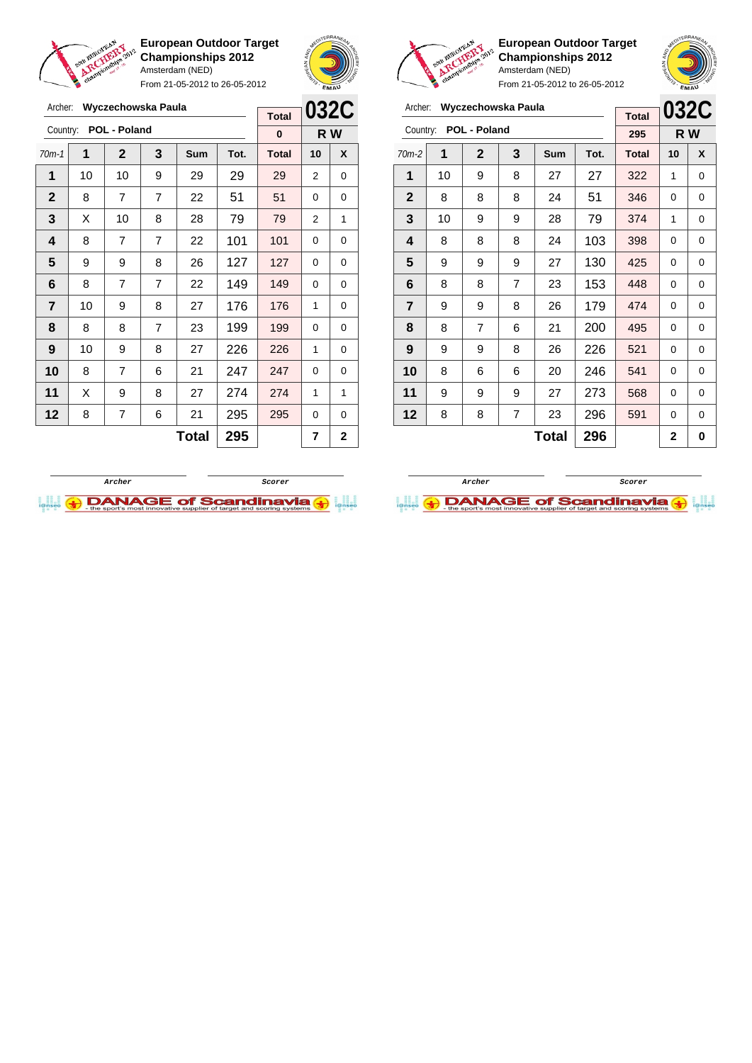**European Outdoor Target Championships 2012**
Amsterdam (NED)
From 21-05-2012 to 26-05-2012

Archer: **Wyczechowska Paula**
Country: **POL - Poland**

| Total | 032C |
|---|---|
| 0 | R W |

| 70m-1 | 1 | 2 | 3 | Sum | Tot. | Total | 10 | X |
|---|---|---|---|---|---|---|---|---|
| 1 | 10 | 10 | 9 | 29 | 29 | 29 | 2 | 0 |
| 2 | 8 | 7 | 7 | 22 | 51 | 51 | 0 | 0 |
| 3 | X | 10 | 8 | 28 | 79 | 79 | 2 | 1 |
| 4 | 8 | 7 | 7 | 22 | 101 | 101 | 0 | 0 |
| 5 | 9 | 9 | 8 | 26 | 127 | 127 | 0 | 0 |
| 6 | 8 | 7 | 7 | 22 | 149 | 149 | 0 | 0 |
| 7 | 10 | 9 | 8 | 27 | 176 | 176 | 1 | 0 |
| 8 | 8 | 8 | 7 | 23 | 199 | 199 | 0 | 0 |
| 9 | 10 | 9 | 8 | 27 | 226 | 226 | 1 | 0 |
| 10 | 8 | 7 | 6 | 21 | 247 | 247 | 0 | 0 |
| 11 | X | 9 | 8 | 27 | 274 | 274 | 1 | 1 |
| 12 | 8 | 7 | 6 | 21 | 295 | 295 | 0 | 0 |
| | | | | **Total** | **295** | | **7** | **2** |

Archer &nbsp;&nbsp;&nbsp;&nbsp; Scorer

**European Outdoor Target Championships 2012**
Amsterdam (NED)
From 21-05-2012 to 26-05-2012

Archer: **Wyczechowska Paula**
Country: **POL - Poland**

| Total | 032C |
|---|---|
| 295 | R W |

| 70m-2 | 1 | 2 | 3 | Sum | Tot. | Total | 10 | X |
|---|---|---|---|---|---|---|---|---|
| 1 | 10 | 9 | 8 | 27 | 27 | 322 | 1 | 0 |
| 2 | 8 | 8 | 8 | 24 | 51 | 346 | 0 | 0 |
| 3 | 10 | 9 | 9 | 28 | 79 | 374 | 1 | 0 |
| 4 | 8 | 8 | 8 | 24 | 103 | 398 | 0 | 0 |
| 5 | 9 | 9 | 9 | 27 | 130 | 425 | 0 | 0 |
| 6 | 8 | 8 | 7 | 23 | 153 | 448 | 0 | 0 |
| 7 | 9 | 9 | 8 | 26 | 179 | 474 | 0 | 0 |
| 8 | 8 | 7 | 6 | 21 | 200 | 495 | 0 | 0 |
| 9 | 9 | 9 | 8 | 26 | 226 | 521 | 0 | 0 |
| 10 | 8 | 6 | 6 | 20 | 246 | 541 | 0 | 0 |
| 11 | 9 | 9 | 9 | 27 | 273 | 568 | 0 | 0 |
| 12 | 8 | 8 | 7 | 23 | 296 | 591 | 0 | 0 |
| | | | | **Total** | **296** | | **2** | **0** |

Archer &nbsp;&nbsp;&nbsp;&nbsp; Scorer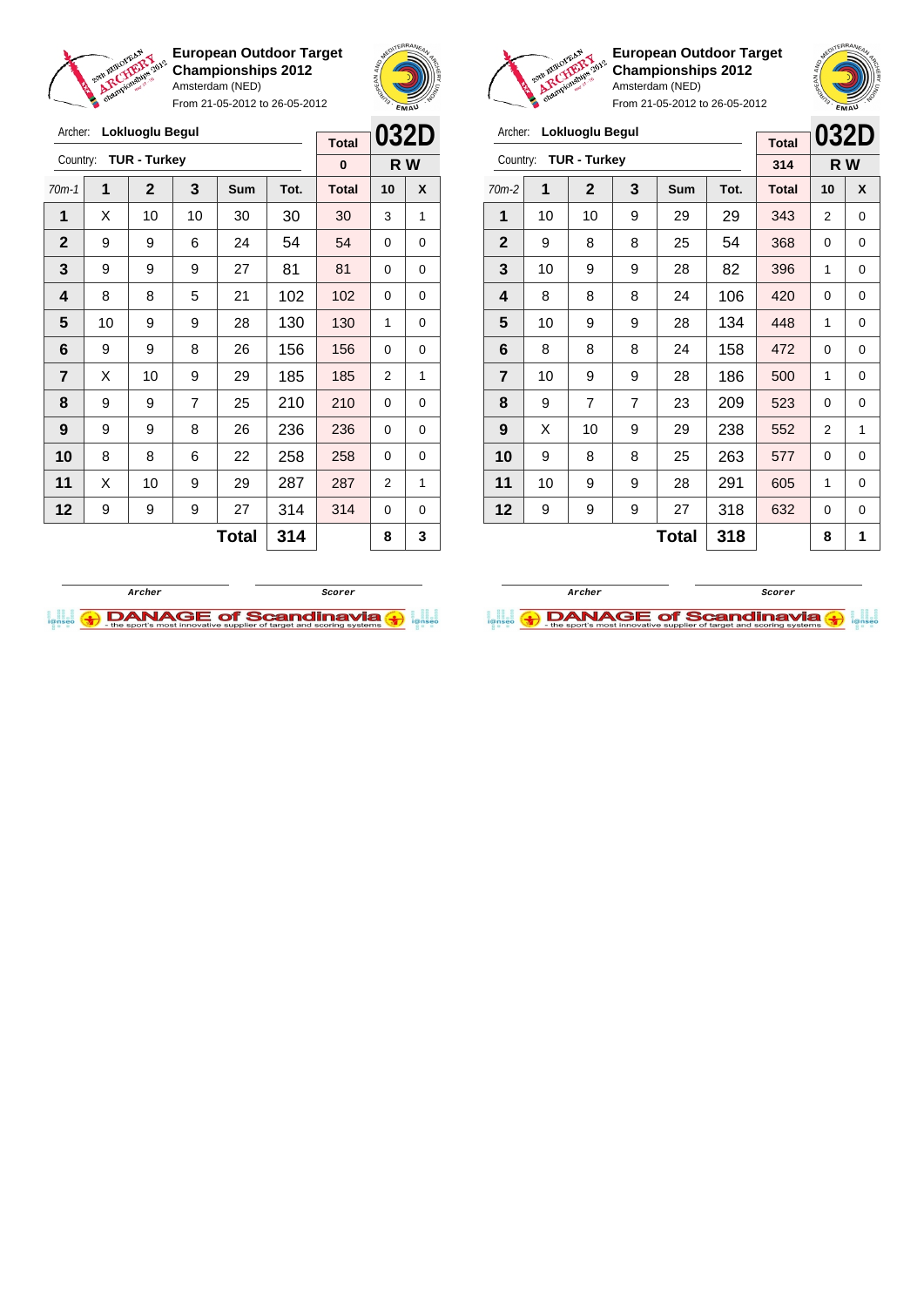**European Outdoor Target Championships 2012**
Amsterdam (NED)
From 21-05-2012 to 26-05-2012

Archer: **Lokluoglu Begul**
Country: **TUR - Turkey**

| Total | 032D |
|---|---|
| 0 | R W |

| 70m-1 | 1 | 2 | 3 | Sum | Tot. | Total | 10 | X |
|---|---|---|---|---|---|---|---|---|
| 1 | X | 10 | 10 | 30 | 30 | 30 | 3 | 1 |
| 2 | 9 | 9 | 6 | 24 | 54 | 54 | 0 | 0 |
| 3 | 9 | 9 | 9 | 27 | 81 | 81 | 0 | 0 |
| 4 | 8 | 8 | 5 | 21 | 102 | 102 | 0 | 0 |
| 5 | 10 | 9 | 9 | 28 | 130 | 130 | 1 | 0 |
| 6 | 9 | 9 | 8 | 26 | 156 | 156 | 0 | 0 |
| 7 | X | 10 | 9 | 29 | 185 | 185 | 2 | 1 |
| 8 | 9 | 9 | 7 | 25 | 210 | 210 | 0 | 0 |
| 9 | 9 | 9 | 8 | 26 | 236 | 236 | 0 | 0 |
| 10 | 8 | 8 | 6 | 22 | 258 | 258 | 0 | 0 |
| 11 | X | 10 | 9 | 29 | 287 | 287 | 2 | 1 |
| 12 | 9 | 9 | 9 | 27 | 314 | 314 | 0 | 0 |
| | | | | **Total** | **314** | | **8** | **3** |

Archer | Scorer

**European Outdoor Target Championships 2012**
Amsterdam (NED)
From 21-05-2012 to 26-05-2012

Archer: **Lokluoglu Begul**
Country: **TUR - Turkey**

| Total | 032D |
|---|---|
| 314 | R W |

| 70m-2 | 1 | 2 | 3 | Sum | Tot. | Total | 10 | X |
|---|---|---|---|---|---|---|---|---|
| 1 | 10 | 10 | 9 | 29 | 29 | 343 | 2 | 0 |
| 2 | 9 | 8 | 8 | 25 | 54 | 368 | 0 | 0 |
| 3 | 10 | 9 | 9 | 28 | 82 | 396 | 1 | 0 |
| 4 | 8 | 8 | 8 | 24 | 106 | 420 | 0 | 0 |
| 5 | 10 | 9 | 9 | 28 | 134 | 448 | 1 | 0 |
| 6 | 8 | 8 | 8 | 24 | 158 | 472 | 0 | 0 |
| 7 | 10 | 9 | 9 | 28 | 186 | 500 | 1 | 0 |
| 8 | 9 | 7 | 7 | 23 | 209 | 523 | 0 | 0 |
| 9 | X | 10 | 9 | 29 | 238 | 552 | 2 | 1 |
| 10 | 9 | 8 | 8 | 25 | 263 | 577 | 0 | 0 |
| 11 | 10 | 9 | 9 | 28 | 291 | 605 | 1 | 0 |
| 12 | 9 | 9 | 9 | 27 | 318 | 632 | 0 | 0 |
| | | | | **Total** | **318** | | **8** | **1** |

Archer | Scorer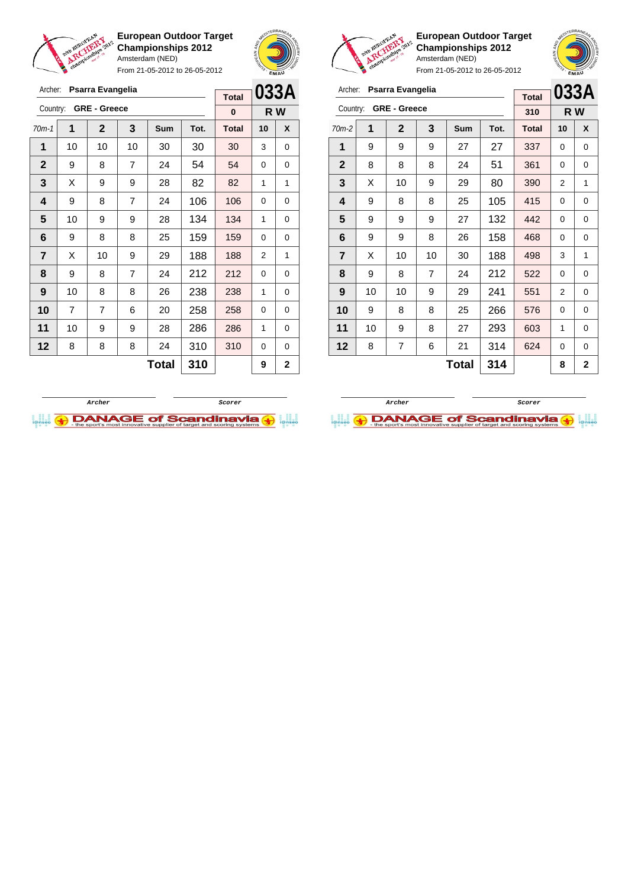**European Outdoor Target Championships 2012**
Amsterdam (NED)
From 21-05-2012 to 26-05-2012

Archer: **Psarra Evangelia**
Country: **GRE - Greece**

| Total | 033A |
|---|---|
| 0 | R W |

| 70m-1 | 1 | 2 | 3 | Sum | Tot. | Total | 10 | X |
|---|---|---|---|---|---|---|---|---|
| 1 | 10 | 10 | 10 | 30 | 30 | 30 | 3 | 0 |
| 2 | 9 | 8 | 7 | 24 | 54 | 54 | 0 | 0 |
| 3 | X | 9 | 9 | 28 | 82 | 82 | 1 | 1 |
| 4 | 9 | 8 | 7 | 24 | 106 | 106 | 0 | 0 |
| 5 | 10 | 9 | 9 | 28 | 134 | 134 | 1 | 0 |
| 6 | 9 | 8 | 8 | 25 | 159 | 159 | 0 | 0 |
| 7 | X | 10 | 9 | 29 | 188 | 188 | 2 | 1 |
| 8 | 9 | 8 | 7 | 24 | 212 | 212 | 0 | 0 |
| 9 | 10 | 8 | 8 | 26 | 238 | 238 | 1 | 0 |
| 10 | 7 | 7 | 6 | 20 | 258 | 258 | 0 | 0 |
| 11 | 10 | 9 | 9 | 28 | 286 | 286 | 1 | 0 |
| 12 | 8 | 8 | 8 | 24 | 310 | 310 | 0 | 0 |
| | | | | **Total** | **310** | | **9** | **2** |

Archer | Scorer

**European Outdoor Target Championships 2012**
Amsterdam (NED)
From 21-05-2012 to 26-05-2012

Archer: **Psarra Evangelia**
Country: **GRE - Greece**

| Total | 033A |
|---|---|
| 310 | R W |

| 70m-2 | 1 | 2 | 3 | Sum | Tot. | Total | 10 | X |
|---|---|---|---|---|---|---|---|---|
| 1 | 9 | 9 | 9 | 27 | 27 | 337 | 0 | 0 |
| 2 | 8 | 8 | 8 | 24 | 51 | 361 | 0 | 0 |
| 3 | X | 10 | 9 | 29 | 80 | 390 | 2 | 1 |
| 4 | 9 | 8 | 8 | 25 | 105 | 415 | 0 | 0 |
| 5 | 9 | 9 | 9 | 27 | 132 | 442 | 0 | 0 |
| 6 | 9 | 9 | 8 | 26 | 158 | 468 | 0 | 0 |
| 7 | X | 10 | 10 | 30 | 188 | 498 | 3 | 1 |
| 8 | 9 | 8 | 7 | 24 | 212 | 522 | 0 | 0 |
| 9 | 10 | 10 | 9 | 29 | 241 | 551 | 2 | 0 |
| 10 | 9 | 8 | 8 | 25 | 266 | 576 | 0 | 0 |
| 11 | 10 | 9 | 8 | 27 | 293 | 603 | 1 | 0 |
| 12 | 8 | 7 | 6 | 21 | 314 | 624 | 0 | 0 |
| | | | | **Total** | **314** | | **8** | **2** |

Archer | Scorer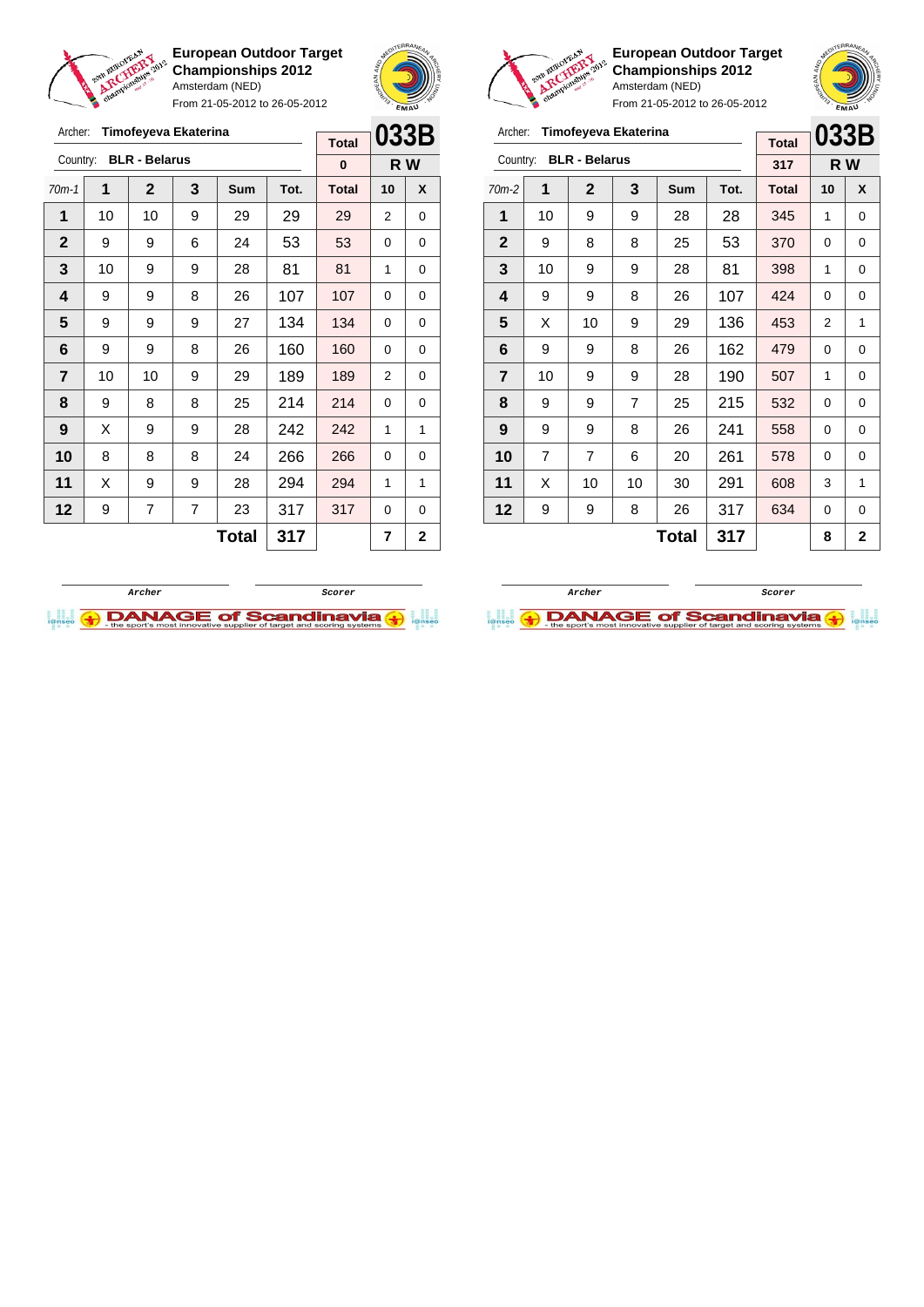**European Outdoor Target Championships 2012**
Amsterdam (NED)
From 21-05-2012 to 26-05-2012

Archer: **Timofeyeva Ekaterina**
Country: **BLR - Belarus**

| Total | 033B |
|---|---|
| 0 | R W |

| 70m-1 | 1 | 2 | 3 | Sum | Tot. | Total | 10 | X |
|---|---|---|---|---|---|---|---|---|
| 1 | 10 | 10 | 9 | 29 | 29 | 29 | 2 | 0 |
| 2 | 9 | 9 | 6 | 24 | 53 | 53 | 0 | 0 |
| 3 | 10 | 9 | 9 | 28 | 81 | 81 | 1 | 0 |
| 4 | 9 | 9 | 8 | 26 | 107 | 107 | 0 | 0 |
| 5 | 9 | 9 | 9 | 27 | 134 | 134 | 0 | 0 |
| 6 | 9 | 9 | 8 | 26 | 160 | 160 | 0 | 0 |
| 7 | 10 | 10 | 9 | 29 | 189 | 189 | 2 | 0 |
| 8 | 9 | 8 | 8 | 25 | 214 | 214 | 0 | 0 |
| 9 | X | 9 | 9 | 28 | 242 | 242 | 1 | 1 |
| 10 | 8 | 8 | 8 | 24 | 266 | 266 | 0 | 0 |
| 11 | X | 9 | 9 | 28 | 294 | 294 | 1 | 1 |
| 12 | 9 | 7 | 7 | 23 | 317 | 317 | 0 | 0 |
| | | | | **Total** | **317** | | **7** | **2** |

Archer — Scorer

**European Outdoor Target Championships 2012**
Amsterdam (NED)
From 21-05-2012 to 26-05-2012

Archer: **Timofeyeva Ekaterina**
Country: **BLR - Belarus**

| Total | 033B |
|---|---|
| 317 | R W |

| 70m-2 | 1 | 2 | 3 | Sum | Tot. | Total | 10 | X |
|---|---|---|---|---|---|---|---|---|
| 1 | 10 | 9 | 9 | 28 | 28 | 345 | 1 | 0 |
| 2 | 9 | 8 | 8 | 25 | 53 | 370 | 0 | 0 |
| 3 | 10 | 9 | 9 | 28 | 81 | 398 | 1 | 0 |
| 4 | 9 | 9 | 8 | 26 | 107 | 424 | 0 | 0 |
| 5 | X | 10 | 9 | 29 | 136 | 453 | 2 | 1 |
| 6 | 9 | 9 | 8 | 26 | 162 | 479 | 0 | 0 |
| 7 | 10 | 9 | 9 | 28 | 190 | 507 | 1 | 0 |
| 8 | 9 | 9 | 7 | 25 | 215 | 532 | 0 | 0 |
| 9 | 9 | 9 | 8 | 26 | 241 | 558 | 0 | 0 |
| 10 | 7 | 7 | 6 | 20 | 261 | 578 | 0 | 0 |
| 11 | X | 10 | 10 | 30 | 291 | 608 | 3 | 1 |
| 12 | 9 | 9 | 8 | 26 | 317 | 634 | 0 | 0 |
| | | | | **Total** | **317** | | **8** | **2** |

Archer — Scorer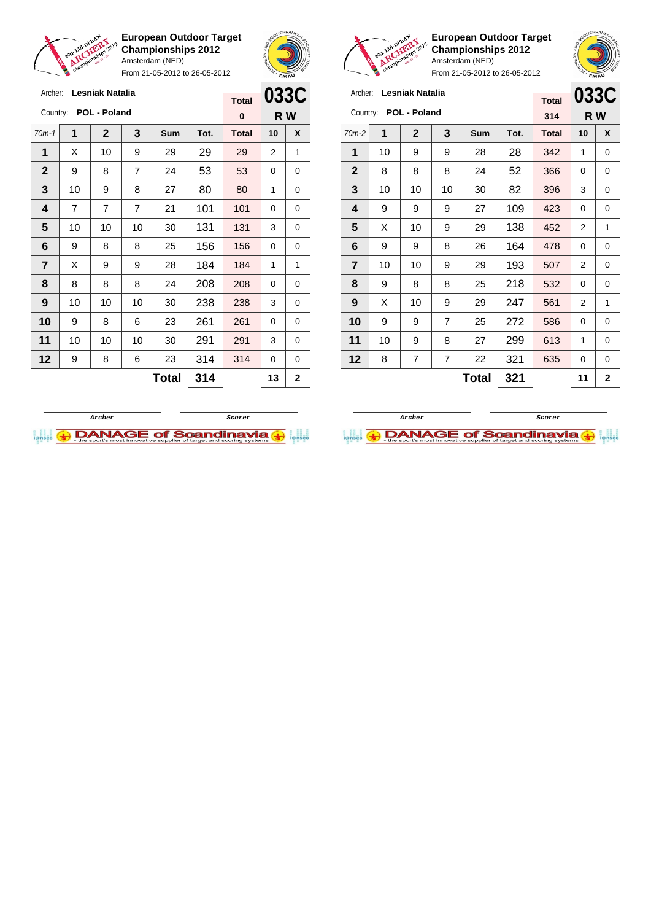**European Outdoor Target Championships 2012**
Amsterdam (NED)
From 21-05-2012 to 26-05-2012

Archer: **Lesniak Natalia**
Country: **POL - Poland**

| Total | 033C |
|---|---|
| 0 | R W |

| 70m-1 | 1 | 2 | 3 | Sum | Tot. | Total | 10 | X |
|---|---|---|---|---|---|---|---|---|
| 1 | X | 10 | 9 | 29 | 29 | 29 | 2 | 1 |
| 2 | 9 | 8 | 7 | 24 | 53 | 53 | 0 | 0 |
| 3 | 10 | 9 | 8 | 27 | 80 | 80 | 1 | 0 |
| 4 | 7 | 7 | 7 | 21 | 101 | 101 | 0 | 0 |
| 5 | 10 | 10 | 10 | 30 | 131 | 131 | 3 | 0 |
| 6 | 9 | 8 | 8 | 25 | 156 | 156 | 0 | 0 |
| 7 | X | 9 | 9 | 28 | 184 | 184 | 1 | 1 |
| 8 | 8 | 8 | 8 | 24 | 208 | 208 | 0 | 0 |
| 9 | 10 | 10 | 10 | 30 | 238 | 238 | 3 | 0 |
| 10 | 9 | 8 | 6 | 23 | 261 | 261 | 0 | 0 |
| 11 | 10 | 10 | 10 | 30 | 291 | 291 | 3 | 0 |
| 12 | 9 | 8 | 6 | 23 | 314 | 314 | 0 | 0 |
| | | | | **Total** | **314** | | **13** | **2** |

Archer / Scorer

**European Outdoor Target Championships 2012**
Amsterdam (NED)
From 21-05-2012 to 26-05-2012

Archer: **Lesniak Natalia**
Country: **POL - Poland**

| Total | 033C |
|---|---|
| 314 | R W |

| 70m-2 | 1 | 2 | 3 | Sum | Tot. | Total | 10 | X |
|---|---|---|---|---|---|---|---|---|
| 1 | 10 | 9 | 9 | 28 | 28 | 342 | 1 | 0 |
| 2 | 8 | 8 | 8 | 24 | 52 | 366 | 0 | 0 |
| 3 | 10 | 10 | 10 | 30 | 82 | 396 | 3 | 0 |
| 4 | 9 | 9 | 9 | 27 | 109 | 423 | 0 | 0 |
| 5 | X | 10 | 9 | 29 | 138 | 452 | 2 | 1 |
| 6 | 9 | 9 | 8 | 26 | 164 | 478 | 0 | 0 |
| 7 | 10 | 10 | 9 | 29 | 193 | 507 | 2 | 0 |
| 8 | 9 | 8 | 8 | 25 | 218 | 532 | 0 | 0 |
| 9 | X | 10 | 9 | 29 | 247 | 561 | 2 | 1 |
| 10 | 9 | 9 | 7 | 25 | 272 | 586 | 0 | 0 |
| 11 | 10 | 9 | 8 | 27 | 299 | 613 | 1 | 0 |
| 12 | 8 | 7 | 7 | 22 | 321 | 635 | 0 | 0 |
| | | | | **Total** | **321** | | **11** | **2** |

Archer / Scorer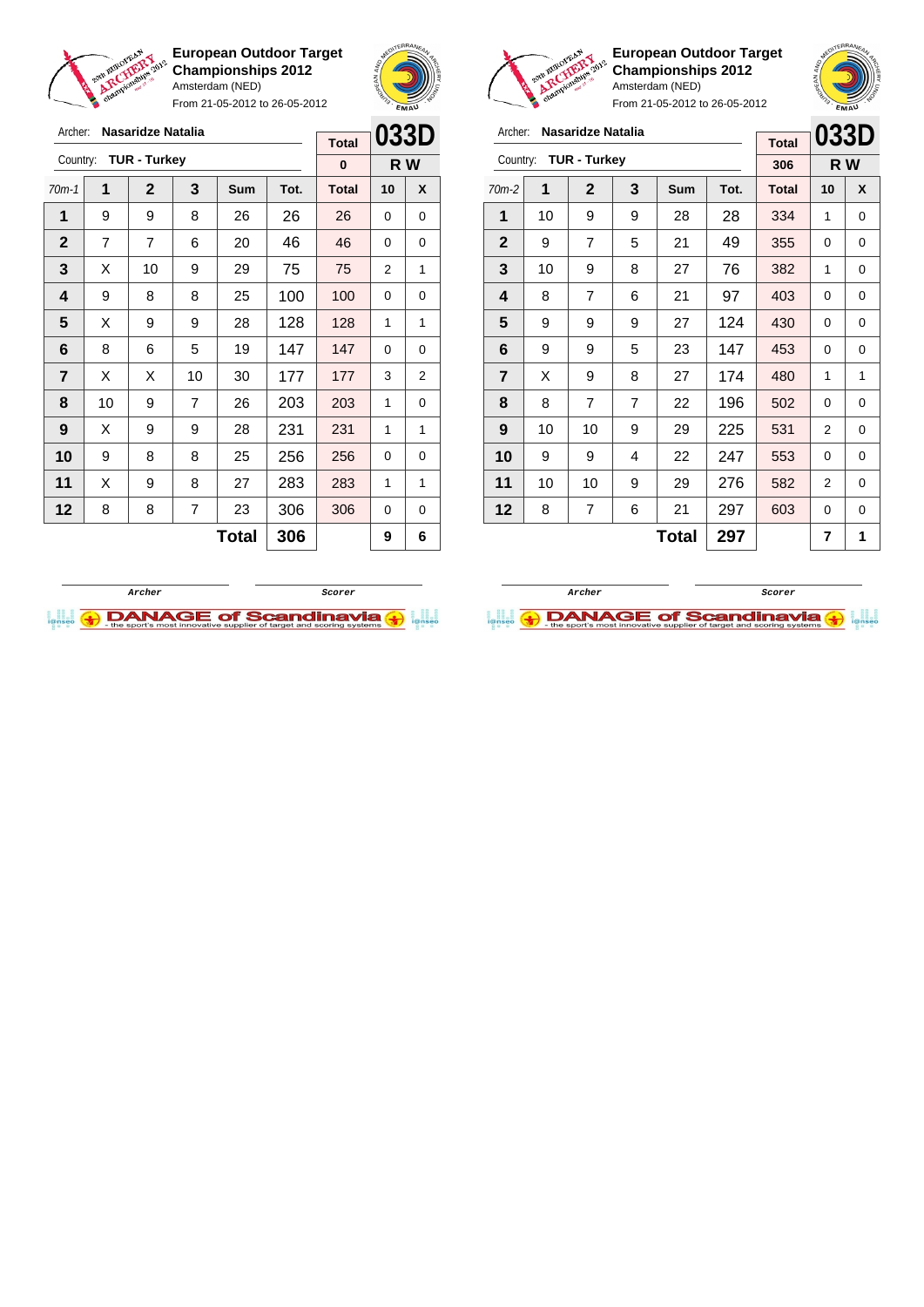**European Outdoor Target Championships 2012**
Amsterdam (NED)
From 21-05-2012 to 26-05-2012

Archer: **Nasaridze Natalia**
Country: **TUR - Turkey**

**033D** — Total: 0 — **R W**

| 70m-1 | 1 | 2 | 3 | Sum | Tot. | Total | 10 | X |
|---|---|---|---|---|---|---|---|---|
| 1 | 9 | 9 | 8 | 26 | 26 | 26 | 0 | 0 |
| 2 | 7 | 7 | 6 | 20 | 46 | 46 | 0 | 0 |
| 3 | X | 10 | 9 | 29 | 75 | 75 | 2 | 1 |
| 4 | 9 | 8 | 8 | 25 | 100 | 100 | 0 | 0 |
| 5 | X | 9 | 9 | 28 | 128 | 128 | 1 | 1 |
| 6 | 8 | 6 | 5 | 19 | 147 | 147 | 0 | 0 |
| 7 | X | X | 10 | 30 | 177 | 177 | 3 | 2 |
| 8 | 10 | 9 | 7 | 26 | 203 | 203 | 1 | 0 |
| 9 | X | 9 | 9 | 28 | 231 | 231 | 1 | 1 |
| 10 | 9 | 8 | 8 | 25 | 256 | 256 | 0 | 0 |
| 11 | X | 9 | 8 | 27 | 283 | 283 | 1 | 1 |
| 12 | 8 | 8 | 7 | 23 | 306 | 306 | 0 | 0 |
| | | | | **Total** | **306** | | **9** | **6** |

Archer / Scorer

**European Outdoor Target Championships 2012**
Amsterdam (NED)
From 21-05-2012 to 26-05-2012

Archer: **Nasaridze Natalia**
Country: **TUR - Turkey**

**033D** — Total: 306 — **R W**

| 70m-2 | 1 | 2 | 3 | Sum | Tot. | Total | 10 | X |
|---|---|---|---|---|---|---|---|---|
| 1 | 10 | 9 | 9 | 28 | 28 | 334 | 1 | 0 |
| 2 | 9 | 7 | 5 | 21 | 49 | 355 | 0 | 0 |
| 3 | 10 | 9 | 8 | 27 | 76 | 382 | 1 | 0 |
| 4 | 8 | 7 | 6 | 21 | 97 | 403 | 0 | 0 |
| 5 | 9 | 9 | 9 | 27 | 124 | 430 | 0 | 0 |
| 6 | 9 | 9 | 5 | 23 | 147 | 453 | 0 | 0 |
| 7 | X | 9 | 8 | 27 | 174 | 480 | 1 | 1 |
| 8 | 8 | 7 | 7 | 22 | 196 | 502 | 0 | 0 |
| 9 | 10 | 10 | 9 | 29 | 225 | 531 | 2 | 0 |
| 10 | 9 | 9 | 4 | 22 | 247 | 553 | 0 | 0 |
| 11 | 10 | 10 | 9 | 29 | 276 | 582 | 2 | 0 |
| 12 | 8 | 7 | 6 | 21 | 297 | 603 | 0 | 0 |
| | | | | **Total** | **297** | | **7** | **1** |

Archer / Scorer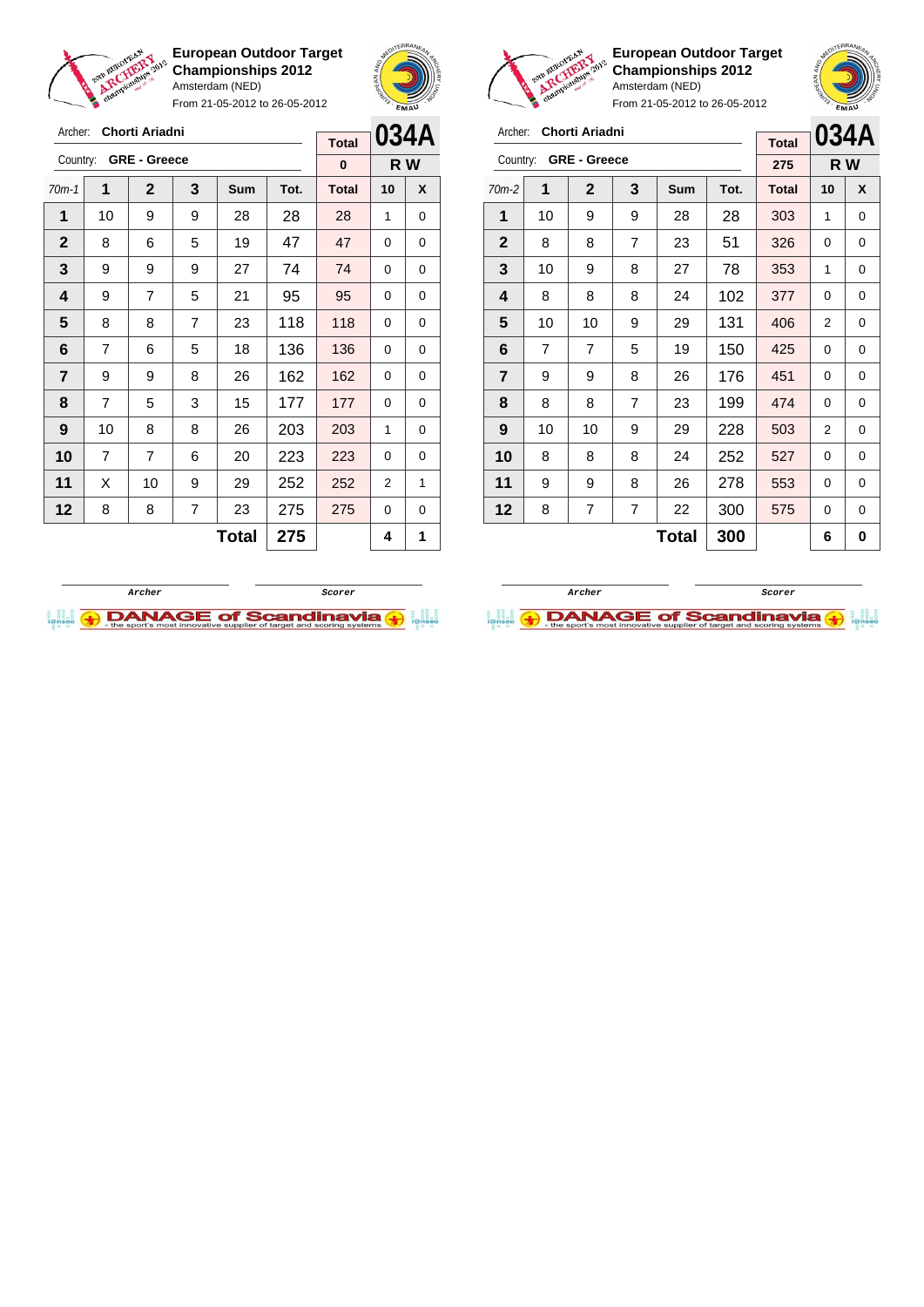**European Outdoor Target Championships 2012**
Amsterdam (NED)
From 21-05-2012 to 26-05-2012

Archer: **Chorti Ariadni**
Country: **GRE - Greece**

| Total | 034A |
| --- | --- |
| 0 | R W |

| 70m-1 | 1 | 2 | 3 | Sum | Tot. | Total | 10 | X |
| --- | --- | --- | --- | --- | --- | --- | --- | --- |
| 1 | 10 | 9 | 9 | 28 | 28 | 28 | 1 | 0 |
| 2 | 8 | 6 | 5 | 19 | 47 | 47 | 0 | 0 |
| 3 | 9 | 9 | 9 | 27 | 74 | 74 | 0 | 0 |
| 4 | 9 | 7 | 5 | 21 | 95 | 95 | 0 | 0 |
| 5 | 8 | 8 | 7 | 23 | 118 | 118 | 0 | 0 |
| 6 | 7 | 6 | 5 | 18 | 136 | 136 | 0 | 0 |
| 7 | 9 | 9 | 8 | 26 | 162 | 162 | 0 | 0 |
| 8 | 7 | 5 | 3 | 15 | 177 | 177 | 0 | 0 |
| 9 | 10 | 8 | 8 | 26 | 203 | 203 | 1 | 0 |
| 10 | 7 | 7 | 6 | 20 | 223 | 223 | 0 | 0 |
| 11 | X | 10 | 9 | 29 | 252 | 252 | 2 | 1 |
| 12 | 8 | 8 | 7 | 23 | 275 | 275 | 0 | 0 |
| | | | | **Total** | **275** | | **4** | **1** |

Archer | Scorer

**European Outdoor Target Championships 2012**
Amsterdam (NED)
From 21-05-2012 to 26-05-2012

Archer: **Chorti Ariadni**
Country: **GRE - Greece**

| Total | 034A |
| --- | --- |
| 275 | R W |

| 70m-2 | 1 | 2 | 3 | Sum | Tot. | Total | 10 | X |
| --- | --- | --- | --- | --- | --- | --- | --- | --- |
| 1 | 10 | 9 | 9 | 28 | 28 | 303 | 1 | 0 |
| 2 | 8 | 8 | 7 | 23 | 51 | 326 | 0 | 0 |
| 3 | 10 | 9 | 8 | 27 | 78 | 353 | 1 | 0 |
| 4 | 8 | 8 | 8 | 24 | 102 | 377 | 0 | 0 |
| 5 | 10 | 10 | 9 | 29 | 131 | 406 | 2 | 0 |
| 6 | 7 | 7 | 5 | 19 | 150 | 425 | 0 | 0 |
| 7 | 9 | 9 | 8 | 26 | 176 | 451 | 0 | 0 |
| 8 | 8 | 8 | 7 | 23 | 199 | 474 | 0 | 0 |
| 9 | 10 | 10 | 9 | 29 | 228 | 503 | 2 | 0 |
| 10 | 8 | 8 | 8 | 24 | 252 | 527 | 0 | 0 |
| 11 | 9 | 9 | 8 | 26 | 278 | 553 | 0 | 0 |
| 12 | 8 | 7 | 7 | 22 | 300 | 575 | 0 | 0 |
| | | | | **Total** | **300** | | **6** | **0** |

Archer | Scorer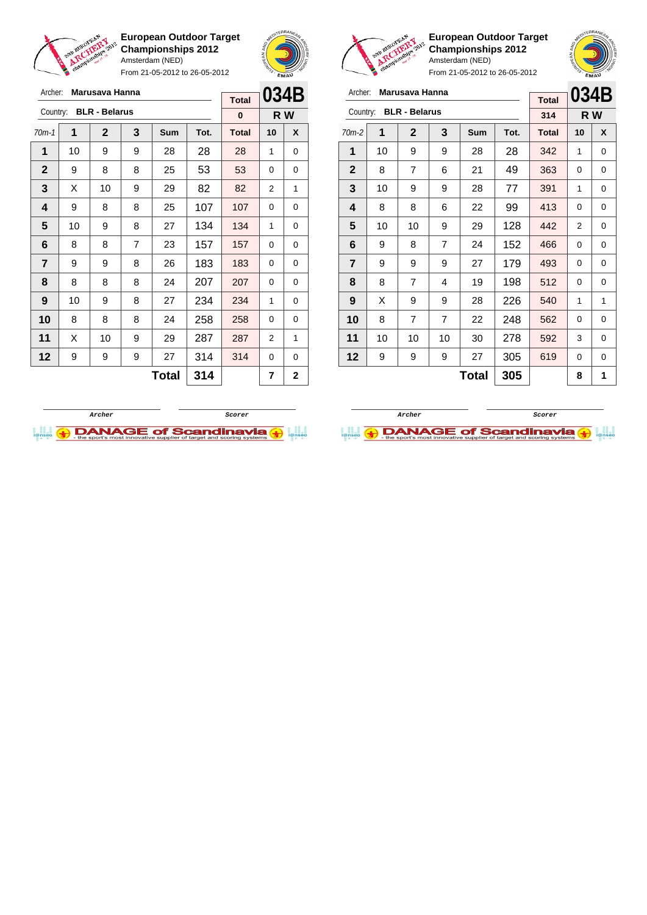**European Outdoor Target Championships 2012**
Amsterdam (NED)
From 21-05-2012 to 26-05-2012

Archer: **Marusava Hanna**
Country: **BLR - Belarus**

| Total | 034B |
|---|---|
| 0 | R W |

| 70m-1 | 1 | 2 | 3 | Sum | Tot. | Total | 10 | X |
|---|---|---|---|---|---|---|---|---|
| 1 | 10 | 9 | 9 | 28 | 28 | 28 | 1 | 0 |
| 2 | 9 | 8 | 8 | 25 | 53 | 53 | 0 | 0 |
| 3 | X | 10 | 9 | 29 | 82 | 82 | 2 | 1 |
| 4 | 9 | 8 | 8 | 25 | 107 | 107 | 0 | 0 |
| 5 | 10 | 9 | 8 | 27 | 134 | 134 | 1 | 0 |
| 6 | 8 | 8 | 7 | 23 | 157 | 157 | 0 | 0 |
| 7 | 9 | 9 | 8 | 26 | 183 | 183 | 0 | 0 |
| 8 | 8 | 8 | 8 | 24 | 207 | 207 | 0 | 0 |
| 9 | 10 | 9 | 8 | 27 | 234 | 234 | 1 | 0 |
| 10 | 8 | 8 | 8 | 24 | 258 | 258 | 0 | 0 |
| 11 | X | 10 | 9 | 29 | 287 | 287 | 2 | 1 |
| 12 | 9 | 9 | 9 | 27 | 314 | 314 | 0 | 0 |
| | | | | **Total** | **314** | | **7** | **2** |

Archer　　　Scorer

**European Outdoor Target Championships 2012**
Amsterdam (NED)
From 21-05-2012 to 26-05-2012

Archer: **Marusava Hanna**
Country: **BLR - Belarus**

| Total | 034B |
|---|---|
| 314 | R W |

| 70m-2 | 1 | 2 | 3 | Sum | Tot. | Total | 10 | X |
|---|---|---|---|---|---|---|---|---|
| 1 | 10 | 9 | 9 | 28 | 28 | 342 | 1 | 0 |
| 2 | 8 | 7 | 6 | 21 | 49 | 363 | 0 | 0 |
| 3 | 10 | 9 | 9 | 28 | 77 | 391 | 1 | 0 |
| 4 | 8 | 8 | 6 | 22 | 99 | 413 | 0 | 0 |
| 5 | 10 | 10 | 9 | 29 | 128 | 442 | 2 | 0 |
| 6 | 9 | 8 | 7 | 24 | 152 | 466 | 0 | 0 |
| 7 | 9 | 9 | 9 | 27 | 179 | 493 | 0 | 0 |
| 8 | 8 | 7 | 4 | 19 | 198 | 512 | 0 | 0 |
| 9 | X | 9 | 9 | 28 | 226 | 540 | 1 | 1 |
| 10 | 8 | 7 | 7 | 22 | 248 | 562 | 0 | 0 |
| 11 | 10 | 10 | 10 | 30 | 278 | 592 | 3 | 0 |
| 12 | 9 | 9 | 9 | 27 | 305 | 619 | 0 | 0 |
| | | | | **Total** | **305** | | **8** | **1** |

Archer　　　Scorer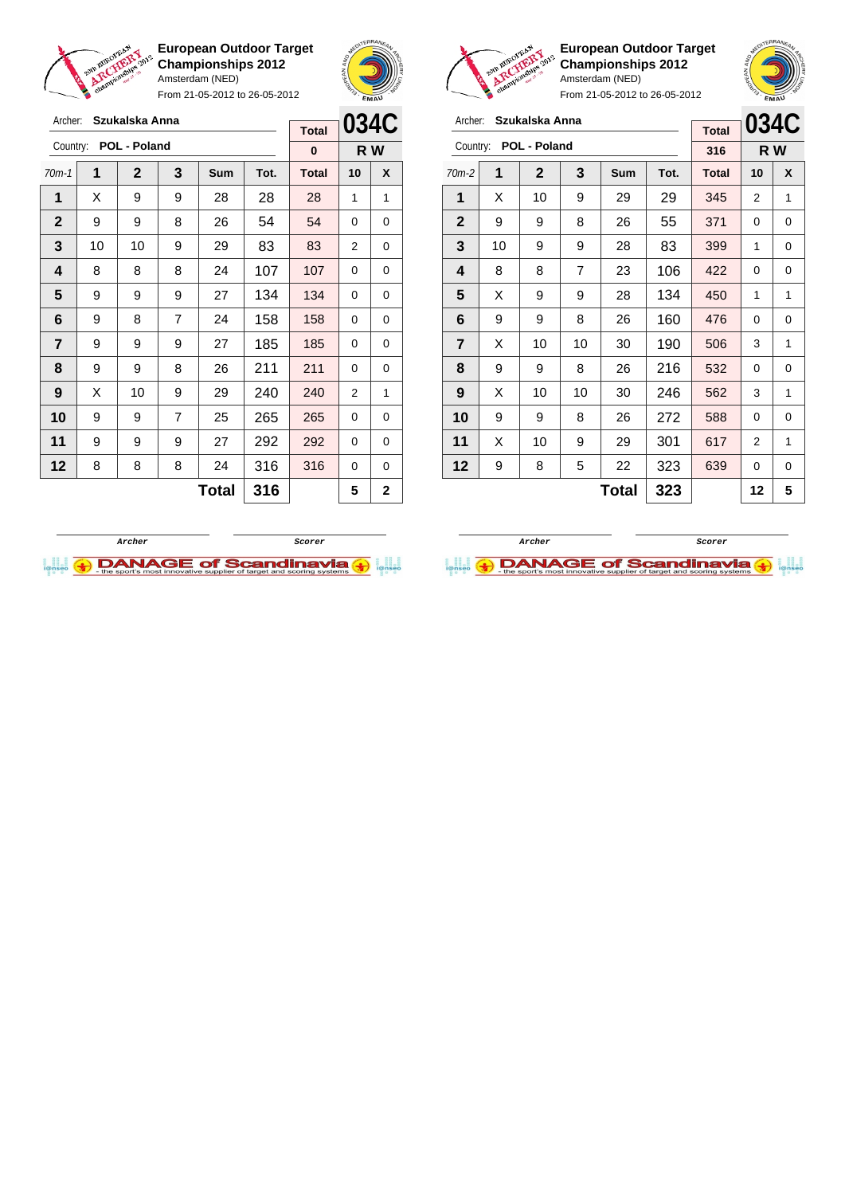**European Outdoor Target Championships 2012**
Amsterdam (NED)
From 21-05-2012 to 26-05-2012

Archer: **Szukalska Anna**
Country: **POL - Poland**

| Total | 034C |
|---|---|
| 0 | R W |

| 70m-1 | 1 | 2 | 3 | Sum | Tot. | Total | 10 | X |
|---|---|---|---|---|---|---|---|---|
| 1 | X | 9 | 9 | 28 | 28 | 28 | 1 | 1 |
| 2 | 9 | 9 | 8 | 26 | 54 | 54 | 0 | 0 |
| 3 | 10 | 10 | 9 | 29 | 83 | 83 | 2 | 0 |
| 4 | 8 | 8 | 8 | 24 | 107 | 107 | 0 | 0 |
| 5 | 9 | 9 | 9 | 27 | 134 | 134 | 0 | 0 |
| 6 | 9 | 8 | 7 | 24 | 158 | 158 | 0 | 0 |
| 7 | 9 | 9 | 9 | 27 | 185 | 185 | 0 | 0 |
| 8 | 9 | 9 | 8 | 26 | 211 | 211 | 0 | 0 |
| 9 | X | 10 | 9 | 29 | 240 | 240 | 2 | 1 |
| 10 | 9 | 9 | 7 | 25 | 265 | 265 | 0 | 0 |
| 11 | 9 | 9 | 9 | 27 | 292 | 292 | 0 | 0 |
| 12 | 8 | 8 | 8 | 24 | 316 | 316 | 0 | 0 |
| | | | | **Total** | **316** | | **5** | **2** |

Archer　　　Scorer

**European Outdoor Target Championships 2012**
Amsterdam (NED)
From 21-05-2012 to 26-05-2012

Archer: **Szukalska Anna**
Country: **POL - Poland**

| Total | 034C |
|---|---|
| 316 | R W |

| 70m-2 | 1 | 2 | 3 | Sum | Tot. | Total | 10 | X |
|---|---|---|---|---|---|---|---|---|
| 1 | X | 10 | 9 | 29 | 29 | 345 | 2 | 1 |
| 2 | 9 | 9 | 8 | 26 | 55 | 371 | 0 | 0 |
| 3 | 10 | 9 | 9 | 28 | 83 | 399 | 1 | 0 |
| 4 | 8 | 8 | 7 | 23 | 106 | 422 | 0 | 0 |
| 5 | X | 9 | 9 | 28 | 134 | 450 | 1 | 1 |
| 6 | 9 | 9 | 8 | 26 | 160 | 476 | 0 | 0 |
| 7 | X | 10 | 10 | 30 | 190 | 506 | 3 | 1 |
| 8 | 9 | 9 | 8 | 26 | 216 | 532 | 0 | 0 |
| 9 | X | 10 | 10 | 30 | 246 | 562 | 3 | 1 |
| 10 | 9 | 9 | 8 | 26 | 272 | 588 | 0 | 0 |
| 11 | X | 10 | 9 | 29 | 301 | 617 | 2 | 1 |
| 12 | 9 | 8 | 5 | 22 | 323 | 639 | 0 | 0 |
| | | | | **Total** | **323** | | **12** | **5** |

Archer　　　Scorer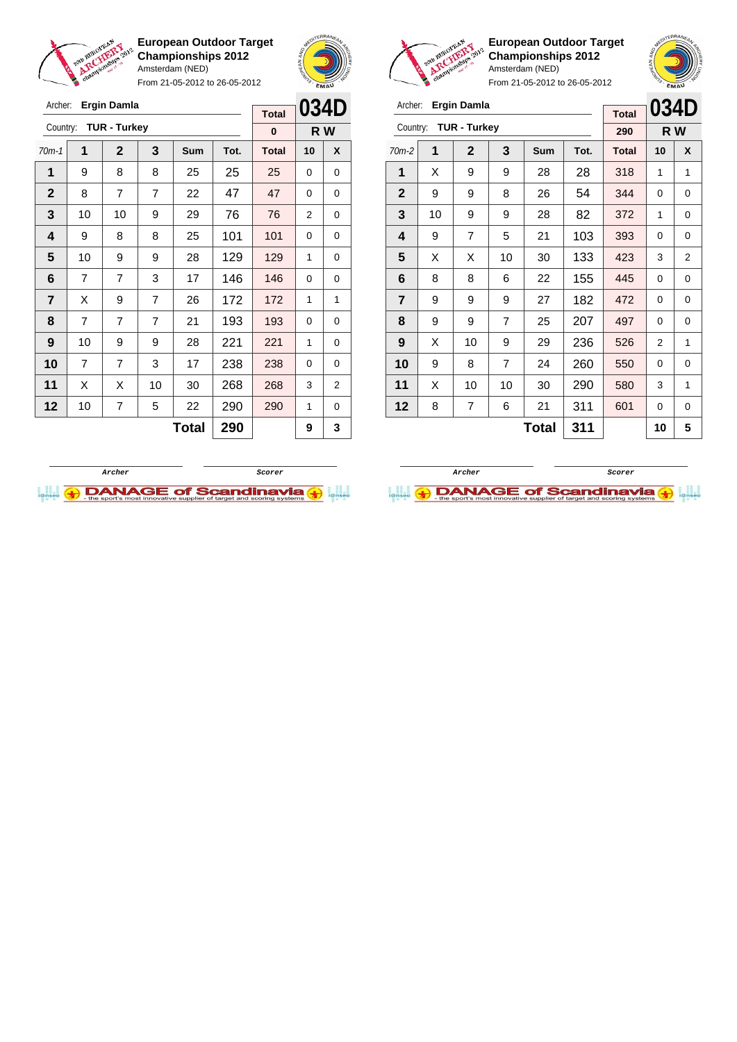**European Outdoor Target Championships 2012**
Amsterdam (NED)
From 21-05-2012 to 26-05-2012

Archer: **Ergin Damla**
Country: **TUR - Turkey**

**034D** — R W

| 70m-1 | 1 | 2 | 3 | Sum | Tot. | Total | 10 | X |
|---|---|---|---|---|---|---|---|---|
| | | | | | | 0 | | |
| 1 | 9 | 8 | 8 | 25 | 25 | 25 | 0 | 0 |
| 2 | 8 | 7 | 7 | 22 | 47 | 47 | 0 | 0 |
| 3 | 10 | 10 | 9 | 29 | 76 | 76 | 2 | 0 |
| 4 | 9 | 8 | 8 | 25 | 101 | 101 | 0 | 0 |
| 5 | 10 | 9 | 9 | 28 | 129 | 129 | 1 | 0 |
| 6 | 7 | 7 | 3 | 17 | 146 | 146 | 0 | 0 |
| 7 | X | 9 | 7 | 26 | 172 | 172 | 1 | 1 |
| 8 | 7 | 7 | 7 | 21 | 193 | 193 | 0 | 0 |
| 9 | 10 | 9 | 9 | 28 | 221 | 221 | 1 | 0 |
| 10 | 7 | 7 | 3 | 17 | 238 | 238 | 0 | 0 |
| 11 | X | X | 10 | 30 | 268 | 268 | 3 | 2 |
| 12 | 10 | 7 | 5 | 22 | 290 | 290 | 1 | 0 |
| | | | | **Total** | **290** | | **9** | **3** |

Archer / Scorer

**European Outdoor Target Championships 2012**
Amsterdam (NED)
From 21-05-2012 to 26-05-2012

Archer: **Ergin Damla**
Country: **TUR - Turkey**

**034D** — R W

| 70m-2 | 1 | 2 | 3 | Sum | Tot. | Total | 10 | X |
|---|---|---|---|---|---|---|---|---|
| | | | | | | 290 | | |
| 1 | X | 9 | 9 | 28 | 28 | 318 | 1 | 1 |
| 2 | 9 | 9 | 8 | 26 | 54 | 344 | 0 | 0 |
| 3 | 10 | 9 | 9 | 28 | 82 | 372 | 1 | 0 |
| 4 | 9 | 7 | 5 | 21 | 103 | 393 | 0 | 0 |
| 5 | X | X | 10 | 30 | 133 | 423 | 3 | 2 |
| 6 | 8 | 8 | 6 | 22 | 155 | 445 | 0 | 0 |
| 7 | 9 | 9 | 9 | 27 | 182 | 472 | 0 | 0 |
| 8 | 9 | 9 | 7 | 25 | 207 | 497 | 0 | 0 |
| 9 | X | 10 | 9 | 29 | 236 | 526 | 2 | 1 |
| 10 | 9 | 8 | 7 | 24 | 260 | 550 | 0 | 0 |
| 11 | X | 10 | 10 | 30 | 290 | 580 | 3 | 1 |
| 12 | 8 | 7 | 6 | 21 | 311 | 601 | 0 | 0 |
| | | | | **Total** | **311** | | **10** | **5** |

Archer / Scorer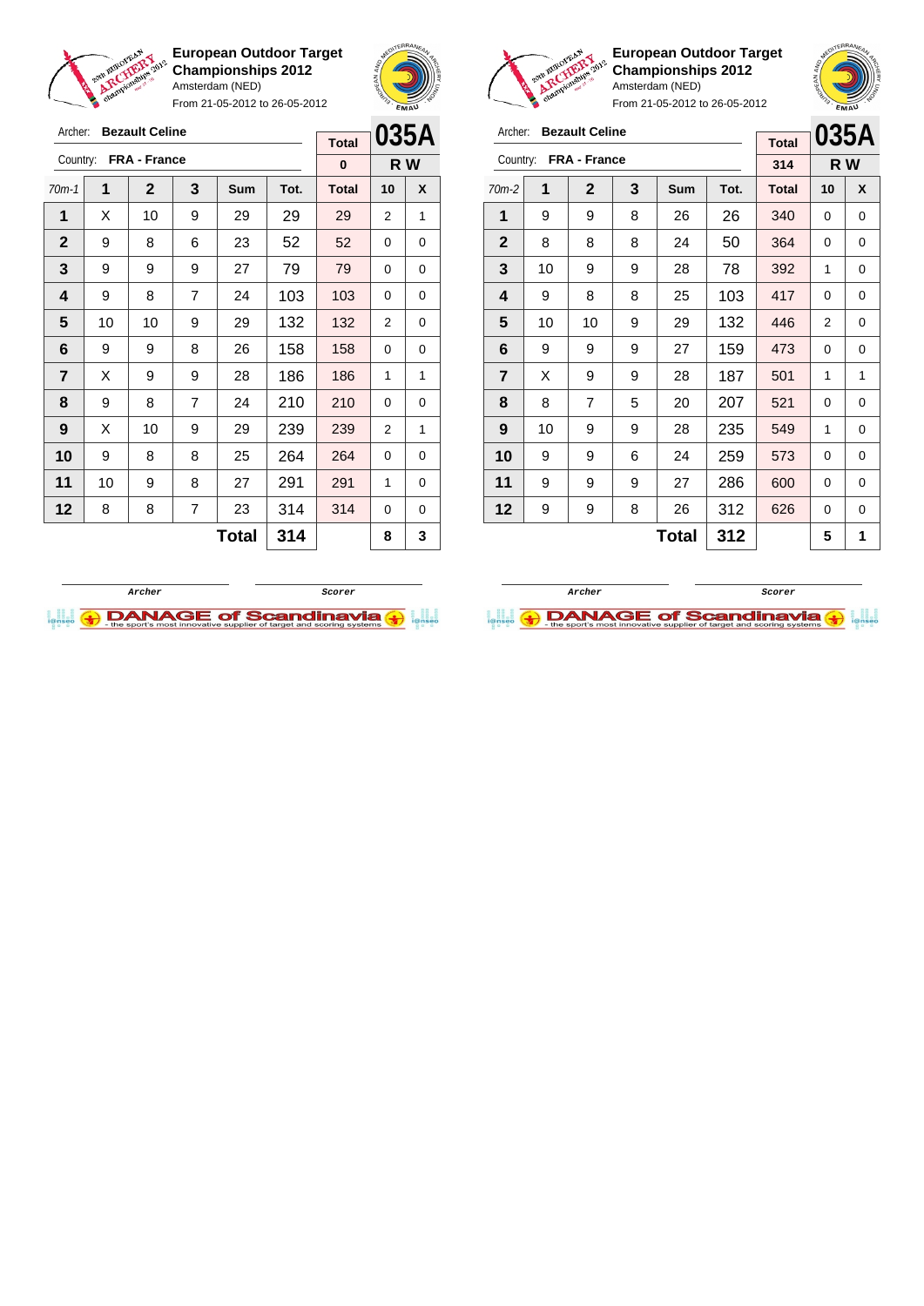**European Outdoor Target Championships 2012**
Amsterdam (NED)
From 21-05-2012 to 26-05-2012

Archer: **Bezault Celine**
Country: **FRA - France**

| Total | 035A |
|---|---|
| 0 | R W |

| 70m-1 | 1 | 2 | 3 | Sum | Tot. | Total | 10 | X |
|---|---|---|---|---|---|---|---|---|
| 1 | X | 10 | 9 | 29 | 29 | 29 | 2 | 1 |
| 2 | 9 | 8 | 6 | 23 | 52 | 52 | 0 | 0 |
| 3 | 9 | 9 | 9 | 27 | 79 | 79 | 0 | 0 |
| 4 | 9 | 8 | 7 | 24 | 103 | 103 | 0 | 0 |
| 5 | 10 | 10 | 9 | 29 | 132 | 132 | 2 | 0 |
| 6 | 9 | 9 | 8 | 26 | 158 | 158 | 0 | 0 |
| 7 | X | 9 | 9 | 28 | 186 | 186 | 1 | 1 |
| 8 | 9 | 8 | 7 | 24 | 210 | 210 | 0 | 0 |
| 9 | X | 10 | 9 | 29 | 239 | 239 | 2 | 1 |
| 10 | 9 | 8 | 8 | 25 | 264 | 264 | 0 | 0 |
| 11 | 10 | 9 | 8 | 27 | 291 | 291 | 1 | 0 |
| 12 | 8 | 8 | 7 | 23 | 314 | 314 | 0 | 0 |
| | | | | **Total** | **314** | | **8** | **3** |

Archer — Scorer

**European Outdoor Target Championships 2012**
Amsterdam (NED)
From 21-05-2012 to 26-05-2012

Archer: **Bezault Celine**
Country: **FRA - France**

| Total | 035A |
|---|---|
| 314 | R W |

| 70m-2 | 1 | 2 | 3 | Sum | Tot. | Total | 10 | X |
|---|---|---|---|---|---|---|---|---|
| 1 | 9 | 9 | 8 | 26 | 26 | 340 | 0 | 0 |
| 2 | 8 | 8 | 8 | 24 | 50 | 364 | 0 | 0 |
| 3 | 10 | 9 | 9 | 28 | 78 | 392 | 1 | 0 |
| 4 | 9 | 8 | 8 | 25 | 103 | 417 | 0 | 0 |
| 5 | 10 | 10 | 9 | 29 | 132 | 446 | 2 | 0 |
| 6 | 9 | 9 | 9 | 27 | 159 | 473 | 0 | 0 |
| 7 | X | 9 | 9 | 28 | 187 | 501 | 1 | 1 |
| 8 | 8 | 7 | 5 | 20 | 207 | 521 | 0 | 0 |
| 9 | 10 | 9 | 9 | 28 | 235 | 549 | 1 | 0 |
| 10 | 9 | 9 | 6 | 24 | 259 | 573 | 0 | 0 |
| 11 | 9 | 9 | 9 | 27 | 286 | 600 | 0 | 0 |
| 12 | 9 | 9 | 8 | 26 | 312 | 626 | 0 | 0 |
| | | | | **Total** | **312** | | **5** | **1** |

Archer — Scorer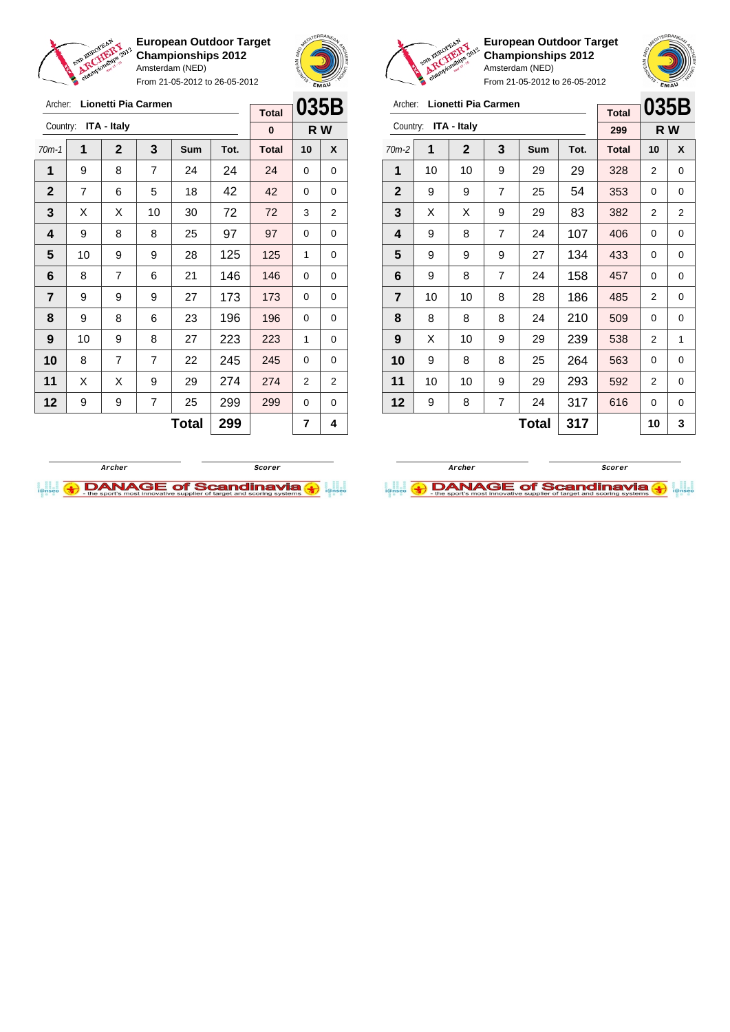**European Outdoor Target Championships 2012**
Amsterdam (NED)
From 21-05-2012 to 26-05-2012

Archer: **Lionetti Pia Carmen**
Country: **ITA - Italy**

**035B**
**R W**

| 70m-1 | 1 | 2 | 3 | Sum | Tot. | Total | 10 | X |
|---|---|---|---|---|---|---|---|---|
| | | | | | | 0 | | |
| 1 | 9 | 8 | 7 | 24 | 24 | 24 | 0 | 0 |
| 2 | 7 | 6 | 5 | 18 | 42 | 42 | 0 | 0 |
| 3 | X | X | 10 | 30 | 72 | 72 | 3 | 2 |
| 4 | 9 | 8 | 8 | 25 | 97 | 97 | 0 | 0 |
| 5 | 10 | 9 | 9 | 28 | 125 | 125 | 1 | 0 |
| 6 | 8 | 7 | 6 | 21 | 146 | 146 | 0 | 0 |
| 7 | 9 | 9 | 9 | 27 | 173 | 173 | 0 | 0 |
| 8 | 9 | 8 | 6 | 23 | 196 | 196 | 0 | 0 |
| 9 | 10 | 9 | 8 | 27 | 223 | 223 | 1 | 0 |
| 10 | 8 | 7 | 7 | 22 | 245 | 245 | 0 | 0 |
| 11 | X | X | 9 | 29 | 274 | 274 | 2 | 2 |
| 12 | 9 | 9 | 7 | 25 | 299 | 299 | 0 | 0 |
| | | | | **Total** | **299** | | **7** | **4** |

Archer: **Lionetti Pia Carmen**
Country: **ITA - Italy**

**035B**
**R W**

| 70m-2 | 1 | 2 | 3 | Sum | Tot. | Total | 10 | X |
|---|---|---|---|---|---|---|---|---|
| | | | | | | 299 | | |
| 1 | 10 | 10 | 9 | 29 | 29 | 328 | 2 | 0 |
| 2 | 9 | 9 | 7 | 25 | 54 | 353 | 0 | 0 |
| 3 | X | X | 9 | 29 | 83 | 382 | 2 | 2 |
| 4 | 9 | 8 | 7 | 24 | 107 | 406 | 0 | 0 |
| 5 | 9 | 9 | 9 | 27 | 134 | 433 | 0 | 0 |
| 6 | 9 | 8 | 7 | 24 | 158 | 457 | 0 | 0 |
| 7 | 10 | 10 | 8 | 28 | 186 | 485 | 2 | 0 |
| 8 | 8 | 8 | 8 | 24 | 210 | 509 | 0 | 0 |
| 9 | X | 10 | 9 | 29 | 239 | 538 | 2 | 1 |
| 10 | 9 | 8 | 8 | 25 | 264 | 563 | 0 | 0 |
| 11 | 10 | 10 | 9 | 29 | 293 | 592 | 2 | 0 |
| 12 | 9 | 8 | 7 | 24 | 317 | 616 | 0 | 0 |
| | | | | **Total** | **317** | | **10** | **3** |

Archer　　　　Scorer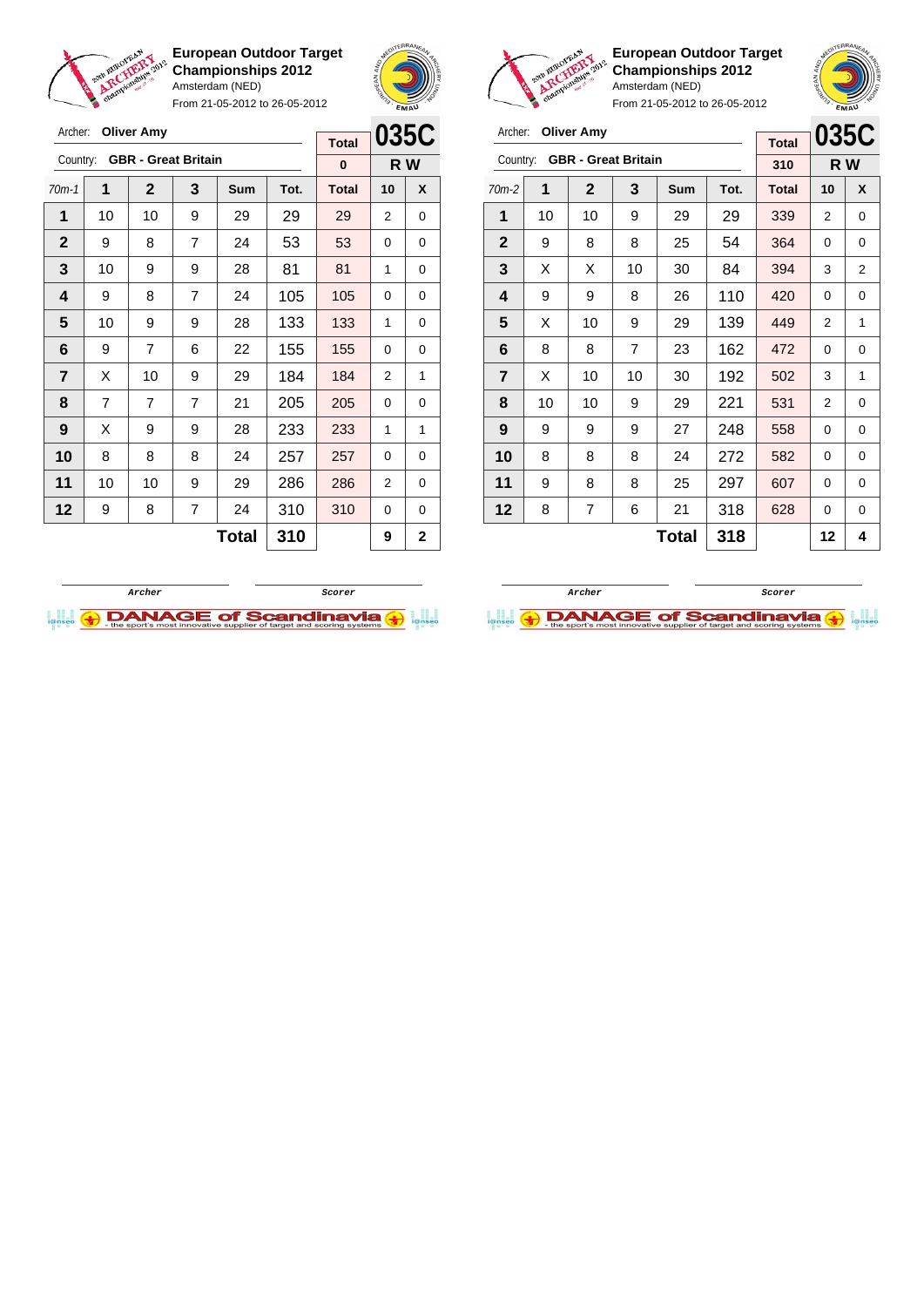**European Outdoor Target Championships 2012**
Amsterdam (NED)
From 21-05-2012 to 26-05-2012

Archer: **Oliver Amy**
Country: **GBR - Great Britain**

| Total | 035C |
|---|---|
| 0 | R W |

| 70m-1 | 1 | 2 | 3 | Sum | Tot. | Total | 10 | X |
|---|---|---|---|---|---|---|---|---|
| 1 | 10 | 10 | 9 | 29 | 29 | 29 | 2 | 0 |
| 2 | 9 | 8 | 7 | 24 | 53 | 53 | 0 | 0 |
| 3 | 10 | 9 | 9 | 28 | 81 | 81 | 1 | 0 |
| 4 | 9 | 8 | 7 | 24 | 105 | 105 | 0 | 0 |
| 5 | 10 | 9 | 9 | 28 | 133 | 133 | 1 | 0 |
| 6 | 9 | 7 | 6 | 22 | 155 | 155 | 0 | 0 |
| 7 | X | 10 | 9 | 29 | 184 | 184 | 2 | 1 |
| 8 | 7 | 7 | 7 | 21 | 205 | 205 | 0 | 0 |
| 9 | X | 9 | 9 | 28 | 233 | 233 | 1 | 1 |
| 10 | 8 | 8 | 8 | 24 | 257 | 257 | 0 | 0 |
| 11 | 10 | 10 | 9 | 29 | 286 | 286 | 2 | 0 |
| 12 | 9 | 8 | 7 | 24 | 310 | 310 | 0 | 0 |
| | | | | **Total** | **310** | | **9** | **2** |

Archer / Scorer

**European Outdoor Target Championships 2012**
Amsterdam (NED)
From 21-05-2012 to 26-05-2012

Archer: **Oliver Amy**
Country: **GBR - Great Britain**

| Total | 035C |
|---|---|
| 310 | R W |

| 70m-2 | 1 | 2 | 3 | Sum | Tot. | Total | 10 | X |
|---|---|---|---|---|---|---|---|---|
| 1 | 10 | 10 | 9 | 29 | 29 | 339 | 2 | 0 |
| 2 | 9 | 8 | 8 | 25 | 54 | 364 | 0 | 0 |
| 3 | X | X | 10 | 30 | 84 | 394 | 3 | 2 |
| 4 | 9 | 9 | 8 | 26 | 110 | 420 | 0 | 0 |
| 5 | X | 10 | 9 | 29 | 139 | 449 | 2 | 1 |
| 6 | 8 | 8 | 7 | 23 | 162 | 472 | 0 | 0 |
| 7 | X | 10 | 10 | 30 | 192 | 502 | 3 | 1 |
| 8 | 10 | 10 | 9 | 29 | 221 | 531 | 2 | 0 |
| 9 | 9 | 9 | 9 | 27 | 248 | 558 | 0 | 0 |
| 10 | 8 | 8 | 8 | 24 | 272 | 582 | 0 | 0 |
| 11 | 9 | 8 | 8 | 25 | 297 | 607 | 0 | 0 |
| 12 | 8 | 7 | 6 | 21 | 318 | 628 | 0 | 0 |
| | | | | **Total** | **318** | | **12** | **4** |

Archer / Scorer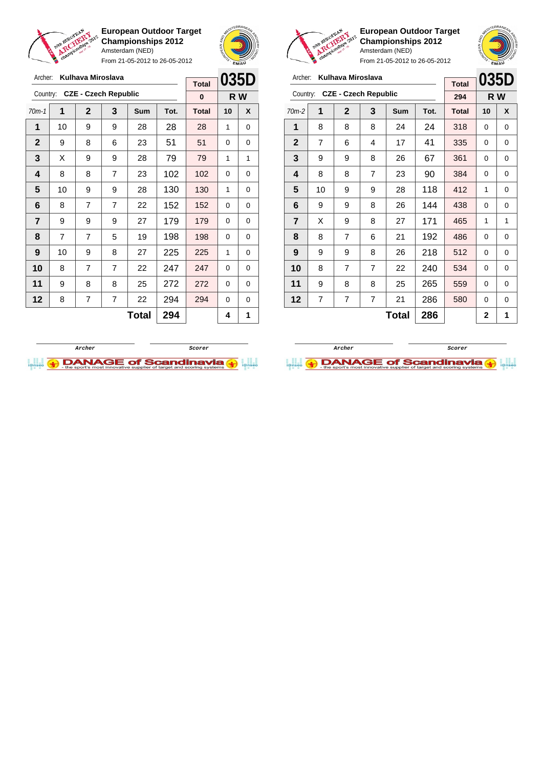**European Outdoor Target Championships 2012**
Amsterdam (NED)
From 21-05-2012 to 26-05-2012

Archer: **Kulhava Miroslava**
Country: **CZE - Czech Republic**

| Total | 035D |
|---|---|
| 0 | R W |

| 70m-1 | 1 | 2 | 3 | Sum | Tot. | Total | 10 | X |
|---|---|---|---|---|---|---|---|---|
| 1 | 10 | 9 | 9 | 28 | 28 | 28 | 1 | 0 |
| 2 | 9 | 8 | 6 | 23 | 51 | 51 | 0 | 0 |
| 3 | X | 9 | 9 | 28 | 79 | 79 | 1 | 1 |
| 4 | 8 | 8 | 7 | 23 | 102 | 102 | 0 | 0 |
| 5 | 10 | 9 | 9 | 28 | 130 | 130 | 1 | 0 |
| 6 | 8 | 7 | 7 | 22 | 152 | 152 | 0 | 0 |
| 7 | 9 | 9 | 9 | 27 | 179 | 179 | 0 | 0 |
| 8 | 7 | 7 | 5 | 19 | 198 | 198 | 0 | 0 |
| 9 | 10 | 9 | 8 | 27 | 225 | 225 | 1 | 0 |
| 10 | 8 | 7 | 7 | 22 | 247 | 247 | 0 | 0 |
| 11 | 9 | 8 | 8 | 25 | 272 | 272 | 0 | 0 |
| 12 | 8 | 7 | 7 | 22 | 294 | 294 | 0 | 0 |
| | | | | **Total** | **294** | | **4** | **1** |

Archer　　Scorer

**European Outdoor Target Championships 2012**
Amsterdam (NED)
From 21-05-2012 to 26-05-2012

Archer: **Kulhava Miroslava**
Country: **CZE - Czech Republic**

| Total | 035D |
|---|---|
| 294 | R W |

| 70m-2 | 1 | 2 | 3 | Sum | Tot. | Total | 10 | X |
|---|---|---|---|---|---|---|---|---|
| 1 | 8 | 8 | 8 | 24 | 24 | 318 | 0 | 0 |
| 2 | 7 | 6 | 4 | 17 | 41 | 335 | 0 | 0 |
| 3 | 9 | 9 | 8 | 26 | 67 | 361 | 0 | 0 |
| 4 | 8 | 8 | 7 | 23 | 90 | 384 | 0 | 0 |
| 5 | 10 | 9 | 9 | 28 | 118 | 412 | 1 | 0 |
| 6 | 9 | 9 | 8 | 26 | 144 | 438 | 0 | 0 |
| 7 | X | 9 | 8 | 27 | 171 | 465 | 1 | 1 |
| 8 | 8 | 7 | 6 | 21 | 192 | 486 | 0 | 0 |
| 9 | 9 | 9 | 8 | 26 | 218 | 512 | 0 | 0 |
| 10 | 8 | 7 | 7 | 22 | 240 | 534 | 0 | 0 |
| 11 | 9 | 8 | 8 | 25 | 265 | 559 | 0 | 0 |
| 12 | 7 | 7 | 7 | 21 | 286 | 580 | 0 | 0 |
| | | | | **Total** | **286** | | **2** | **1** |

Archer　　Scorer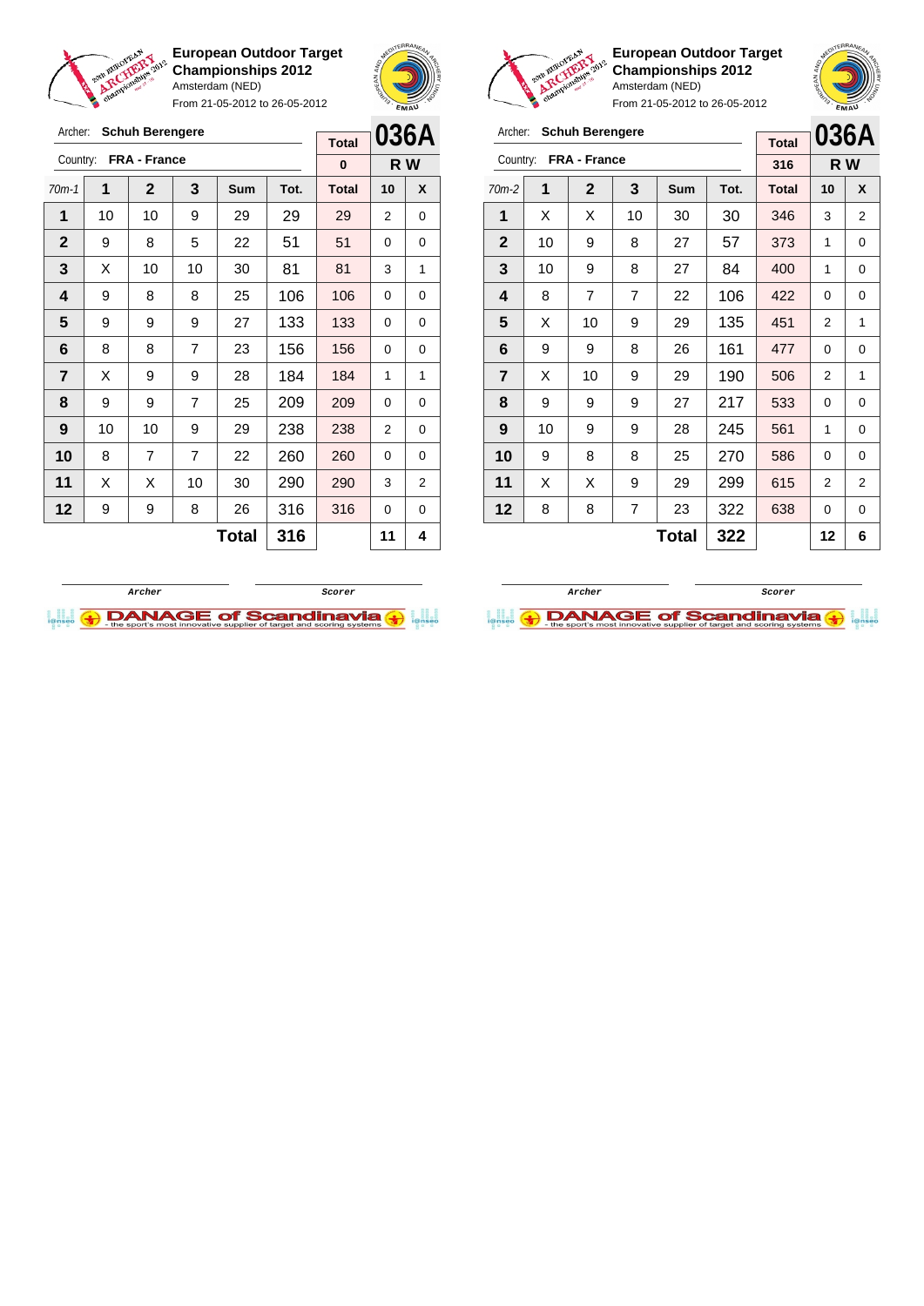**European Outdoor Target Championships 2012**
Amsterdam (NED)
From 21-05-2012 to 26-05-2012

Archer: **Schuh Berengere**
Country: **FRA - France**

**036A** — R W

| 70m-1 | 1 | 2 | 3 | Sum | Tot. | Total | 10 | X |
|---|---|---|---|---|---|---|---|---|
| | | | | | | 0 | | |
| 1 | 10 | 10 | 9 | 29 | 29 | 29 | 2 | 0 |
| 2 | 9 | 8 | 5 | 22 | 51 | 51 | 0 | 0 |
| 3 | X | 10 | 10 | 30 | 81 | 81 | 3 | 1 |
| 4 | 9 | 8 | 8 | 25 | 106 | 106 | 0 | 0 |
| 5 | 9 | 9 | 9 | 27 | 133 | 133 | 0 | 0 |
| 6 | 8 | 8 | 7 | 23 | 156 | 156 | 0 | 0 |
| 7 | X | 9 | 9 | 28 | 184 | 184 | 1 | 1 |
| 8 | 9 | 9 | 7 | 25 | 209 | 209 | 0 | 0 |
| 9 | 10 | 10 | 9 | 29 | 238 | 238 | 2 | 0 |
| 10 | 8 | 7 | 7 | 22 | 260 | 260 | 0 | 0 |
| 11 | X | X | 10 | 30 | 290 | 290 | 3 | 2 |
| 12 | 9 | 9 | 8 | 26 | 316 | 316 | 0 | 0 |
| | | | | Total | 316 | | 11 | 4 |

Archer ____________ Scorer ____________

**European Outdoor Target Championships 2012**
Amsterdam (NED)
From 21-05-2012 to 26-05-2012

Archer: **Schuh Berengere**
Country: **FRA - France**

**036A** — R W

| 70m-2 | 1 | 2 | 3 | Sum | Tot. | Total | 10 | X |
|---|---|---|---|---|---|---|---|---|
| | | | | | | 316 | | |
| 1 | X | X | 10 | 30 | 30 | 346 | 3 | 2 |
| 2 | 10 | 9 | 8 | 27 | 57 | 373 | 1 | 0 |
| 3 | 10 | 9 | 8 | 27 | 84 | 400 | 1 | 0 |
| 4 | 8 | 7 | 7 | 22 | 106 | 422 | 0 | 0 |
| 5 | X | 10 | 9 | 29 | 135 | 451 | 2 | 1 |
| 6 | 9 | 9 | 8 | 26 | 161 | 477 | 0 | 0 |
| 7 | X | 10 | 9 | 29 | 190 | 506 | 2 | 1 |
| 8 | 9 | 9 | 9 | 27 | 217 | 533 | 0 | 0 |
| 9 | 10 | 9 | 9 | 28 | 245 | 561 | 1 | 0 |
| 10 | 9 | 8 | 8 | 25 | 270 | 586 | 0 | 0 |
| 11 | X | X | 9 | 29 | 299 | 615 | 2 | 2 |
| 12 | 8 | 8 | 7 | 23 | 322 | 638 | 0 | 0 |
| | | | | Total | 322 | | 12 | 6 |

Archer ____________ Scorer ____________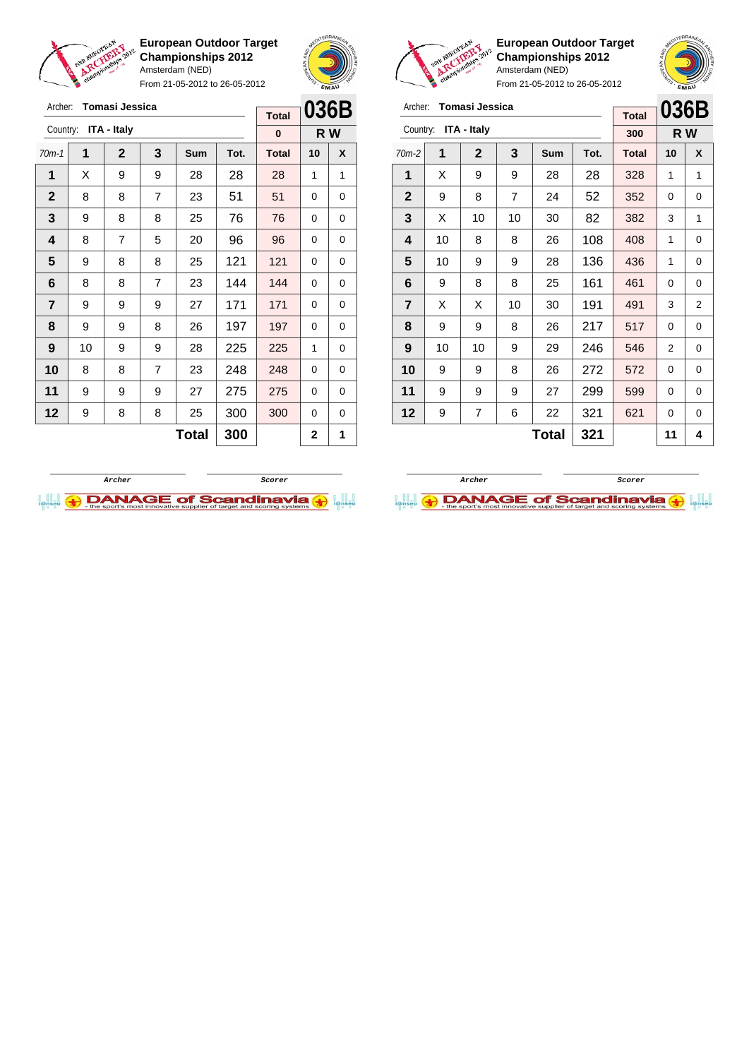**European Outdoor Target Championships 2012**
Amsterdam (NED)
From 21-05-2012 to 26-05-2012

Archer: **Tomasi Jessica**
Country: **ITA - Italy**

**036B** — **R W**

| 70m-1 | 1 | 2 | 3 | Sum | Tot. | Total | 10 | X |
|---|---|---|---|---|---|---|---|---|
| | | | | | | 0 | | |
| 1 | X | 9 | 9 | 28 | 28 | 28 | 1 | 1 |
| 2 | 8 | 8 | 7 | 23 | 51 | 51 | 0 | 0 |
| 3 | 9 | 8 | 8 | 25 | 76 | 76 | 0 | 0 |
| 4 | 8 | 7 | 5 | 20 | 96 | 96 | 0 | 0 |
| 5 | 9 | 8 | 8 | 25 | 121 | 121 | 0 | 0 |
| 6 | 8 | 8 | 7 | 23 | 144 | 144 | 0 | 0 |
| 7 | 9 | 9 | 9 | 27 | 171 | 171 | 0 | 0 |
| 8 | 9 | 9 | 8 | 26 | 197 | 197 | 0 | 0 |
| 9 | 10 | 9 | 9 | 28 | 225 | 225 | 1 | 0 |
| 10 | 8 | 8 | 7 | 23 | 248 | 248 | 0 | 0 |
| 11 | 9 | 9 | 9 | 27 | 275 | 275 | 0 | 0 |
| 12 | 9 | 8 | 8 | 25 | 300 | 300 | 0 | 0 |
| | | | | **Total** | **300** | | **2** | **1** |

Archer — Scorer

**European Outdoor Target Championships 2012**
Amsterdam (NED)
From 21-05-2012 to 26-05-2012

Archer: **Tomasi Jessica**
Country: **ITA - Italy**

**036B** — **R W**

| 70m-2 | 1 | 2 | 3 | Sum | Tot. | Total | 10 | X |
|---|---|---|---|---|---|---|---|---|
| | | | | | | 300 | | |
| 1 | X | 9 | 9 | 28 | 28 | 328 | 1 | 1 |
| 2 | 9 | 8 | 7 | 24 | 52 | 352 | 0 | 0 |
| 3 | X | 10 | 10 | 30 | 82 | 382 | 3 | 1 |
| 4 | 10 | 8 | 8 | 26 | 108 | 408 | 1 | 0 |
| 5 | 10 | 9 | 9 | 28 | 136 | 436 | 1 | 0 |
| 6 | 9 | 8 | 8 | 25 | 161 | 461 | 0 | 0 |
| 7 | X | X | 10 | 30 | 191 | 491 | 3 | 2 |
| 8 | 9 | 9 | 8 | 26 | 217 | 517 | 0 | 0 |
| 9 | 10 | 10 | 9 | 29 | 246 | 546 | 2 | 0 |
| 10 | 9 | 9 | 8 | 26 | 272 | 572 | 0 | 0 |
| 11 | 9 | 9 | 9 | 27 | 299 | 599 | 0 | 0 |
| 12 | 9 | 7 | 6 | 22 | 321 | 621 | 0 | 0 |
| | | | | **Total** | **321** | | **11** | **4** |

Archer — Scorer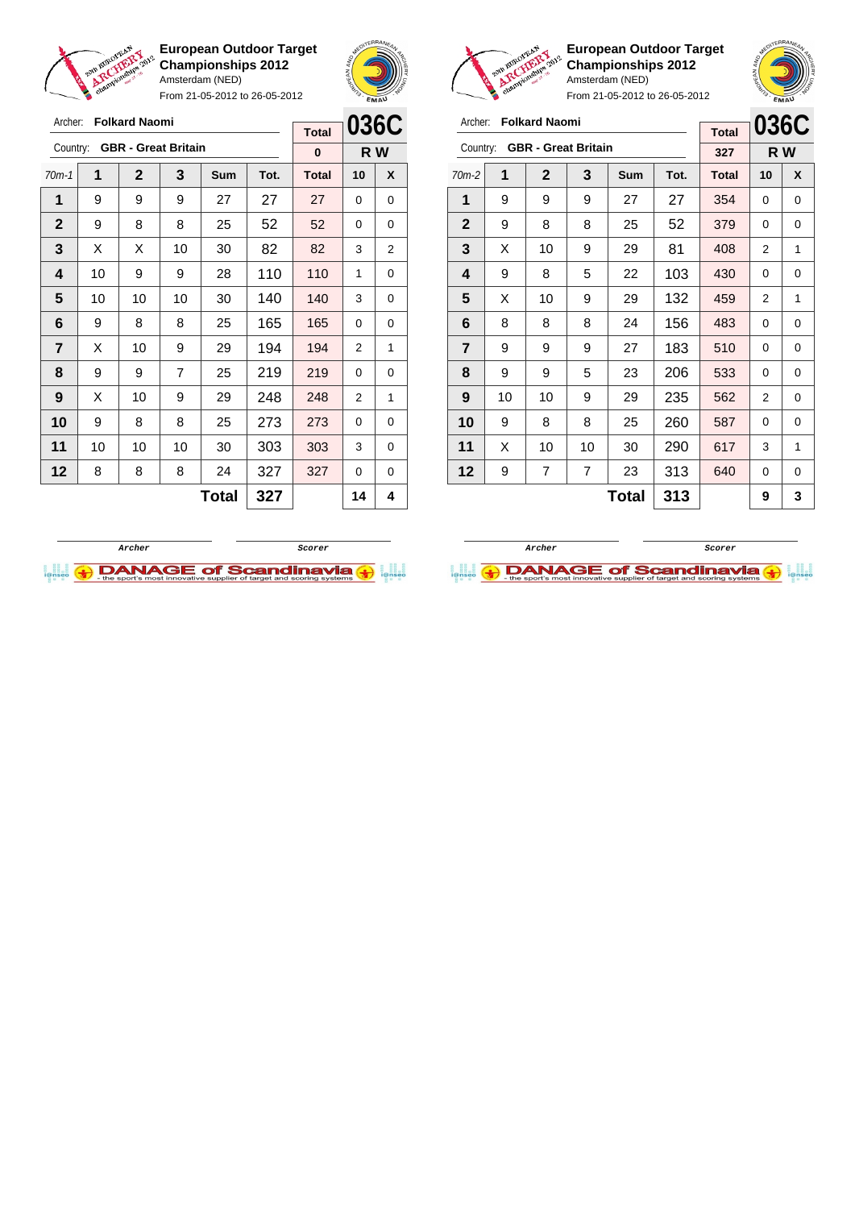## European Outdoor Target Championships 2012

Amsterdam (NED)

From 21-05-2012 to 26-05-2012

Archer: **Folkard Naomi**

Country: **GBR - Great Britain**

**036C** — R W

| 70m-1 | 1 | 2 | 3 | Sum | Tot. | Total | 10 | X |
|---|---|---|---|---|---|---|---|---|
| | | | | | | 0 | | |
| 1 | 9 | 9 | 9 | 27 | 27 | 27 | 0 | 0 |
| 2 | 9 | 8 | 8 | 25 | 52 | 52 | 0 | 0 |
| 3 | X | X | 10 | 30 | 82 | 82 | 3 | 2 |
| 4 | 10 | 9 | 9 | 28 | 110 | 110 | 1 | 0 |
| 5 | 10 | 10 | 10 | 30 | 140 | 140 | 3 | 0 |
| 6 | 9 | 8 | 8 | 25 | 165 | 165 | 0 | 0 |
| 7 | X | 10 | 9 | 29 | 194 | 194 | 2 | 1 |
| 8 | 9 | 9 | 7 | 25 | 219 | 219 | 0 | 0 |
| 9 | X | 10 | 9 | 29 | 248 | 248 | 2 | 1 |
| 10 | 9 | 8 | 8 | 25 | 273 | 273 | 0 | 0 |
| 11 | 10 | 10 | 10 | 30 | 303 | 303 | 3 | 0 |
| 12 | 8 | 8 | 8 | 24 | 327 | 327 | 0 | 0 |
| | | | | **Total** | **327** | | **14** | **4** |

Archer: **Folkard Naomi**

Country: **GBR - Great Britain**

**036C** — R W

| 70m-2 | 1 | 2 | 3 | Sum | Tot. | Total | 10 | X |
|---|---|---|---|---|---|---|---|---|
| | | | | | | 327 | | |
| 1 | 9 | 9 | 9 | 27 | 27 | 354 | 0 | 0 |
| 2 | 9 | 8 | 8 | 25 | 52 | 379 | 0 | 0 |
| 3 | X | 10 | 9 | 29 | 81 | 408 | 2 | 1 |
| 4 | 9 | 8 | 5 | 22 | 103 | 430 | 0 | 0 |
| 5 | X | 10 | 9 | 29 | 132 | 459 | 2 | 1 |
| 6 | 8 | 8 | 8 | 24 | 156 | 483 | 0 | 0 |
| 7 | 9 | 9 | 9 | 27 | 183 | 510 | 0 | 0 |
| 8 | 9 | 9 | 5 | 23 | 206 | 533 | 0 | 0 |
| 9 | 10 | 10 | 9 | 29 | 235 | 562 | 2 | 0 |
| 10 | 9 | 8 | 8 | 25 | 260 | 587 | 0 | 0 |
| 11 | X | 10 | 10 | 30 | 290 | 617 | 3 | 1 |
| 12 | 9 | 7 | 7 | 23 | 313 | 640 | 0 | 0 |
| | | | | **Total** | **313** | | **9** | **3** |

Archer — Scorer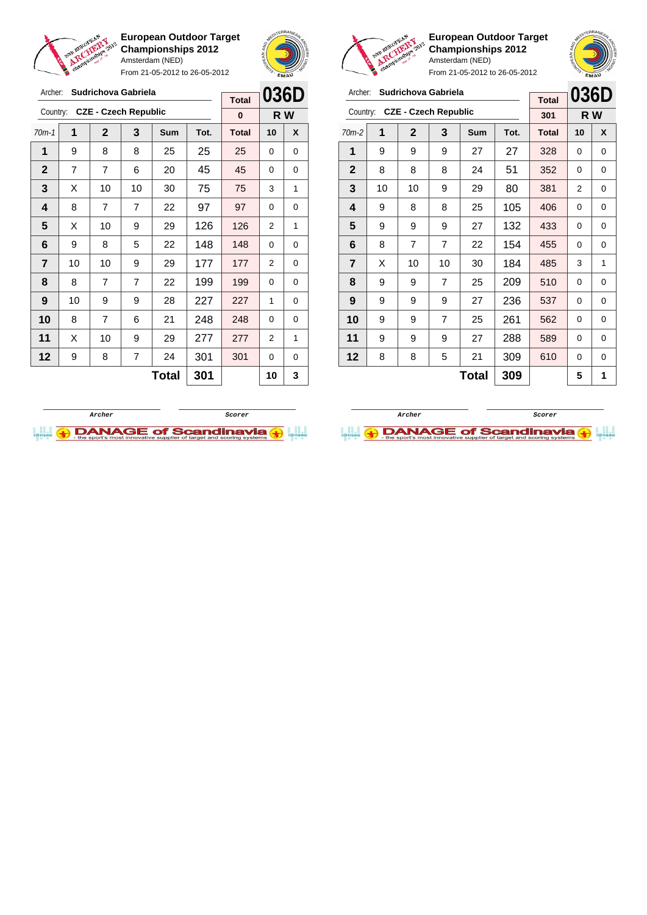**European Outdoor Target Championships 2012**
Amsterdam (NED)
From 21-05-2012 to 26-05-2012

Archer: **Sudrichova Gabriela**
Country: **CZE - Czech Republic**

| Total | 036D |
|---|---|
| 0 | R W |

| 70m-1 | 1 | 2 | 3 | Sum | Tot. | Total | 10 | X |
|---|---|---|---|---|---|---|---|---|
| 1 | 9 | 8 | 8 | 25 | 25 | 25 | 0 | 0 |
| 2 | 7 | 7 | 6 | 20 | 45 | 45 | 0 | 0 |
| 3 | X | 10 | 10 | 30 | 75 | 75 | 3 | 1 |
| 4 | 8 | 7 | 7 | 22 | 97 | 97 | 0 | 0 |
| 5 | X | 10 | 9 | 29 | 126 | 126 | 2 | 1 |
| 6 | 9 | 8 | 5 | 22 | 148 | 148 | 0 | 0 |
| 7 | 10 | 10 | 9 | 29 | 177 | 177 | 2 | 0 |
| 8 | 8 | 7 | 7 | 22 | 199 | 199 | 0 | 0 |
| 9 | 10 | 9 | 9 | 28 | 227 | 227 | 1 | 0 |
| 10 | 8 | 7 | 6 | 21 | 248 | 248 | 0 | 0 |
| 11 | X | 10 | 9 | 29 | 277 | 277 | 2 | 1 |
| 12 | 9 | 8 | 7 | 24 | 301 | 301 | 0 | 0 |
| | | | | **Total** | **301** | | **10** | **3** |

Archer | Scorer

**European Outdoor Target Championships 2012**
Amsterdam (NED)
From 21-05-2012 to 26-05-2012

Archer: **Sudrichova Gabriela**
Country: **CZE - Czech Republic**

| Total | 036D |
|---|---|
| 301 | R W |

| 70m-2 | 1 | 2 | 3 | Sum | Tot. | Total | 10 | X |
|---|---|---|---|---|---|---|---|---|
| 1 | 9 | 9 | 9 | 27 | 27 | 328 | 0 | 0 |
| 2 | 8 | 8 | 8 | 24 | 51 | 352 | 0 | 0 |
| 3 | 10 | 10 | 9 | 29 | 80 | 381 | 2 | 0 |
| 4 | 9 | 8 | 8 | 25 | 105 | 406 | 0 | 0 |
| 5 | 9 | 9 | 9 | 27 | 132 | 433 | 0 | 0 |
| 6 | 8 | 7 | 7 | 22 | 154 | 455 | 0 | 0 |
| 7 | X | 10 | 10 | 30 | 184 | 485 | 3 | 1 |
| 8 | 9 | 9 | 7 | 25 | 209 | 510 | 0 | 0 |
| 9 | 9 | 9 | 9 | 27 | 236 | 537 | 0 | 0 |
| 10 | 9 | 9 | 7 | 25 | 261 | 562 | 0 | 0 |
| 11 | 9 | 9 | 9 | 27 | 288 | 589 | 0 | 0 |
| 12 | 8 | 8 | 5 | 21 | 309 | 610 | 0 | 0 |
| | | | | **Total** | **309** | | **5** | **1** |

Archer | Scorer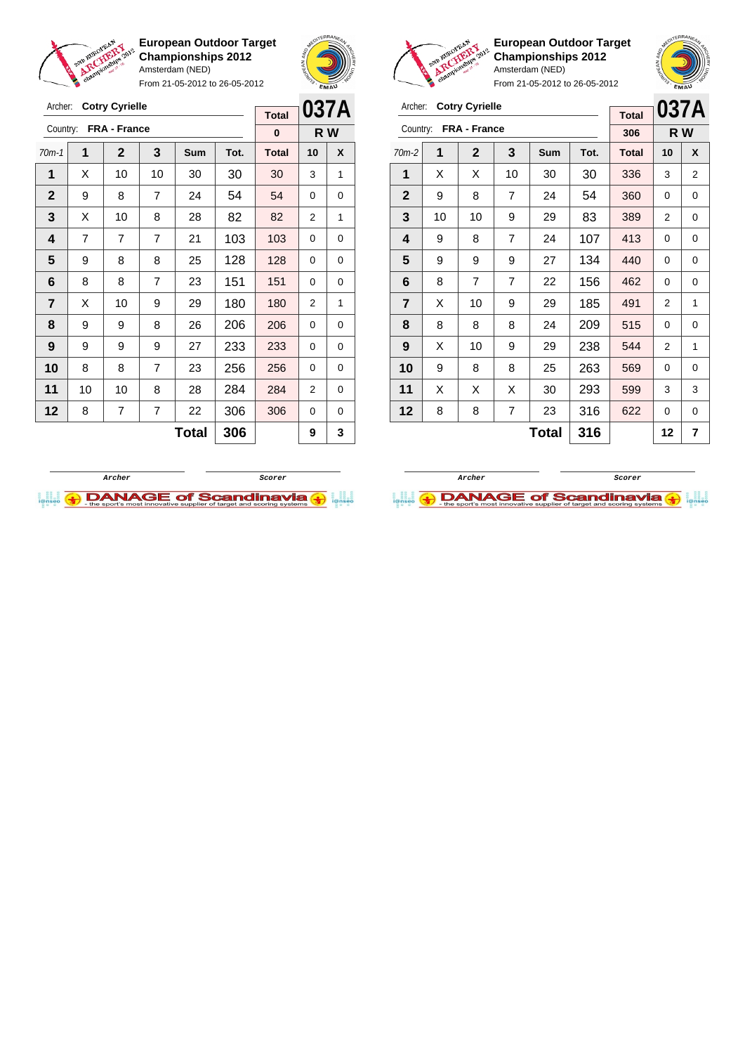**European Outdoor Target Championships 2012**
Amsterdam (NED)
From 21-05-2012 to 26-05-2012

Archer: **Cotry Cyrielle**
Country: **FRA - France**

**037A** — **R W**

| 70m-1 | 1 | 2 | 3 | Sum | Tot. | Total | 10 | X |
|---|---|---|---|---|---|---|---|---|
| | | | | | | 0 | | |
| 1 | X | 10 | 10 | 30 | 30 | 30 | 3 | 1 |
| 2 | 9 | 8 | 7 | 24 | 54 | 54 | 0 | 0 |
| 3 | X | 10 | 8 | 28 | 82 | 82 | 2 | 1 |
| 4 | 7 | 7 | 7 | 21 | 103 | 103 | 0 | 0 |
| 5 | 9 | 8 | 8 | 25 | 128 | 128 | 0 | 0 |
| 6 | 8 | 8 | 7 | 23 | 151 | 151 | 0 | 0 |
| 7 | X | 10 | 9 | 29 | 180 | 180 | 2 | 1 |
| 8 | 9 | 9 | 8 | 26 | 206 | 206 | 0 | 0 |
| 9 | 9 | 9 | 9 | 27 | 233 | 233 | 0 | 0 |
| 10 | 8 | 8 | 7 | 23 | 256 | 256 | 0 | 0 |
| 11 | 10 | 10 | 8 | 28 | 284 | 284 | 2 | 0 |
| 12 | 8 | 7 | 7 | 22 | 306 | 306 | 0 | 0 |
| | | | | **Total** | **306** | | **9** | **3** |

Archer — Scorer

**European Outdoor Target Championships 2012**
Amsterdam (NED)
From 21-05-2012 to 26-05-2012

Archer: **Cotry Cyrielle**
Country: **FRA - France**

**037A** — **R W**

| 70m-2 | 1 | 2 | 3 | Sum | Tot. | Total | 10 | X |
|---|---|---|---|---|---|---|---|---|
| | | | | | | 306 | | |
| 1 | X | X | 10 | 30 | 30 | 336 | 3 | 2 |
| 2 | 9 | 8 | 7 | 24 | 54 | 360 | 0 | 0 |
| 3 | 10 | 10 | 9 | 29 | 83 | 389 | 2 | 0 |
| 4 | 9 | 8 | 7 | 24 | 107 | 413 | 0 | 0 |
| 5 | 9 | 9 | 9 | 27 | 134 | 440 | 0 | 0 |
| 6 | 8 | 7 | 7 | 22 | 156 | 462 | 0 | 0 |
| 7 | X | 10 | 9 | 29 | 185 | 491 | 2 | 1 |
| 8 | 8 | 8 | 8 | 24 | 209 | 515 | 0 | 0 |
| 9 | X | 10 | 9 | 29 | 238 | 544 | 2 | 1 |
| 10 | 9 | 8 | 8 | 25 | 263 | 569 | 0 | 0 |
| 11 | X | X | X | 30 | 293 | 599 | 3 | 3 |
| 12 | 8 | 8 | 7 | 23 | 316 | 622 | 0 | 0 |
| | | | | **Total** | **316** | | **12** | **7** |

Archer — Scorer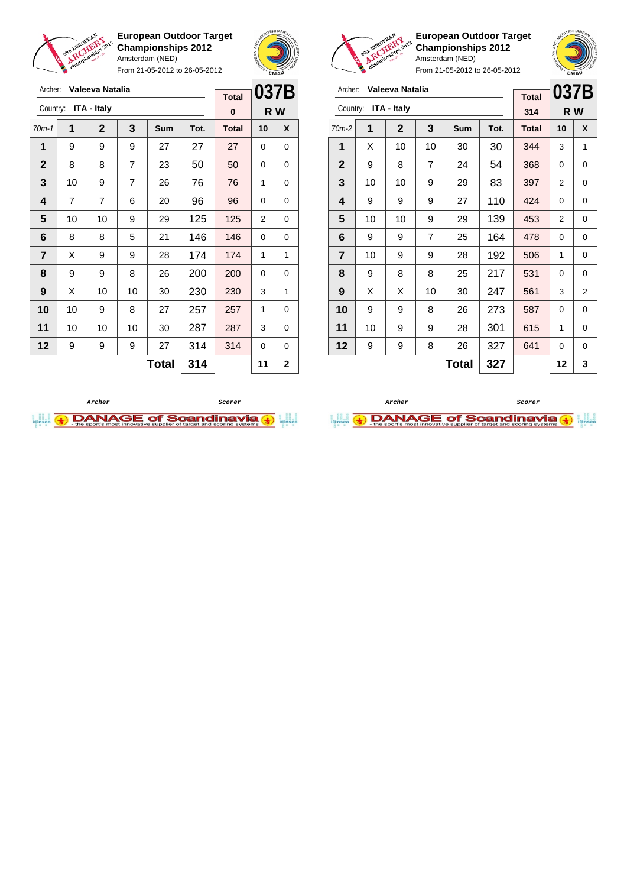**European Outdoor Target Championships 2012**
Amsterdam (NED)
From 21-05-2012 to 26-05-2012

Archer: **Valeeva Natalia**
Country: **ITA - Italy**

**037B** — R W

| 70m-1 | 1 | 2 | 3 | Sum | Tot. | Total | 10 | X |
|---|---|---|---|---|---|---|---|---|
| | | | | | | 0 | | |
| 1 | 9 | 9 | 9 | 27 | 27 | 27 | 0 | 0 |
| 2 | 8 | 8 | 7 | 23 | 50 | 50 | 0 | 0 |
| 3 | 10 | 9 | 7 | 26 | 76 | 76 | 1 | 0 |
| 4 | 7 | 7 | 6 | 20 | 96 | 96 | 0 | 0 |
| 5 | 10 | 10 | 9 | 29 | 125 | 125 | 2 | 0 |
| 6 | 8 | 8 | 5 | 21 | 146 | 146 | 0 | 0 |
| 7 | X | 9 | 9 | 28 | 174 | 174 | 1 | 1 |
| 8 | 9 | 9 | 8 | 26 | 200 | 200 | 0 | 0 |
| 9 | X | 10 | 10 | 30 | 230 | 230 | 3 | 1 |
| 10 | 10 | 9 | 8 | 27 | 257 | 257 | 1 | 0 |
| 11 | 10 | 10 | 10 | 30 | 287 | 287 | 3 | 0 |
| 12 | 9 | 9 | 9 | 27 | 314 | 314 | 0 | 0 |
| | | | | **Total** | **314** | | **11** | **2** |

Archer — Scorer

**European Outdoor Target Championships 2012**
Amsterdam (NED)
From 21-05-2012 to 26-05-2012

Archer: **Valeeva Natalia**
Country: **ITA - Italy**

**037B** — R W

| 70m-2 | 1 | 2 | 3 | Sum | Tot. | Total | 10 | X |
|---|---|---|---|---|---|---|---|---|
| | | | | | | 314 | | |
| 1 | X | 10 | 10 | 30 | 30 | 344 | 3 | 1 |
| 2 | 9 | 8 | 7 | 24 | 54 | 368 | 0 | 0 |
| 3 | 10 | 10 | 9 | 29 | 83 | 397 | 2 | 0 |
| 4 | 9 | 9 | 9 | 27 | 110 | 424 | 0 | 0 |
| 5 | 10 | 10 | 9 | 29 | 139 | 453 | 2 | 0 |
| 6 | 9 | 9 | 7 | 25 | 164 | 478 | 0 | 0 |
| 7 | 10 | 9 | 9 | 28 | 192 | 506 | 1 | 0 |
| 8 | 9 | 8 | 8 | 25 | 217 | 531 | 0 | 0 |
| 9 | X | X | 10 | 30 | 247 | 561 | 3 | 2 |
| 10 | 9 | 9 | 8 | 26 | 273 | 587 | 0 | 0 |
| 11 | 10 | 9 | 9 | 28 | 301 | 615 | 1 | 0 |
| 12 | 9 | 9 | 8 | 26 | 327 | 641 | 0 | 0 |
| | | | | **Total** | **327** | | **12** | **3** |

Archer — Scorer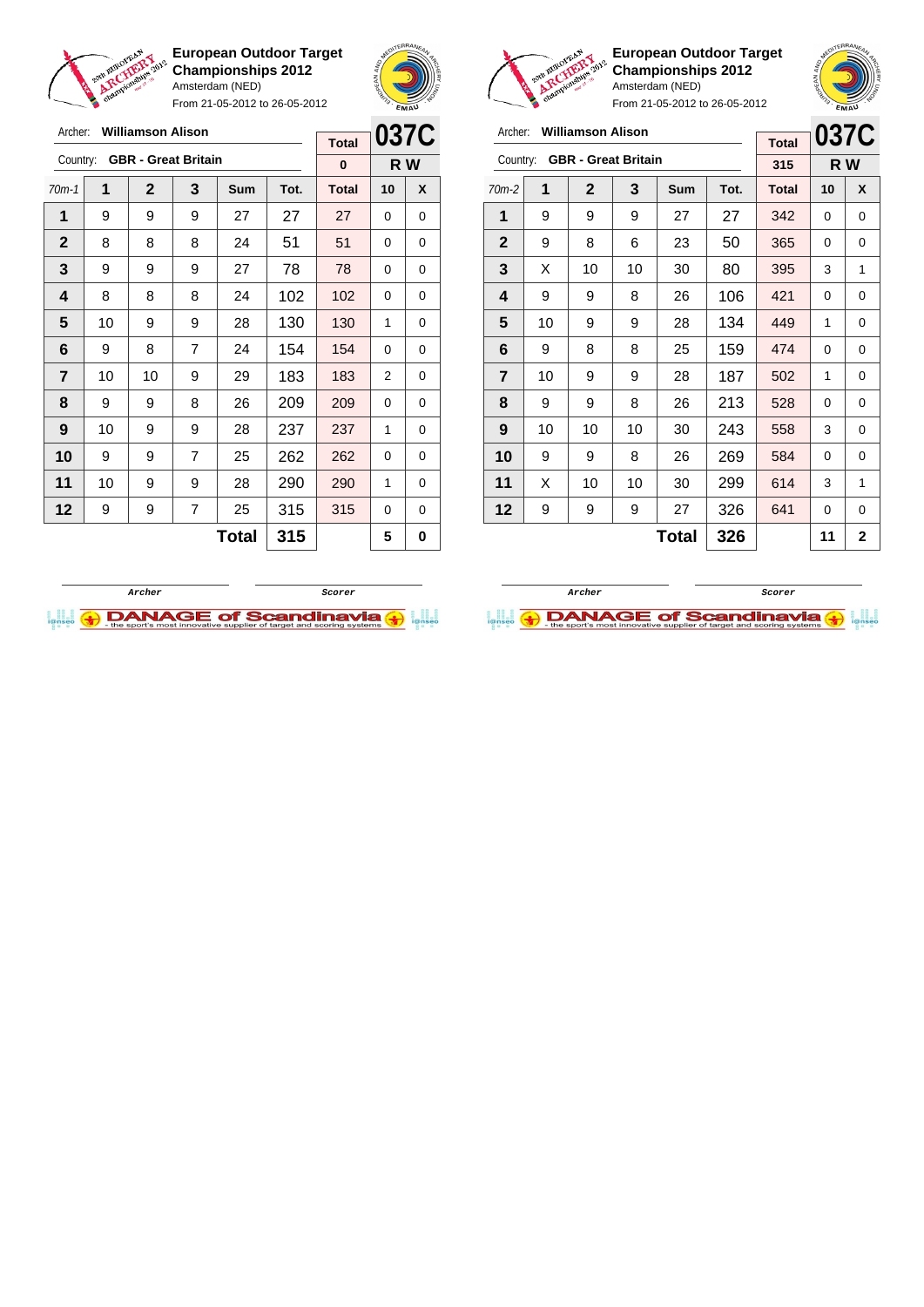**European Outdoor Target Championships 2012**
Amsterdam (NED)
From 21-05-2012 to 26-05-2012

Archer: **Williamson Alison**
Country: **GBR - Great Britain**

**037C** — **R W**

| 70m-1 | 1 | 2 | 3 | Sum | Tot. | Total | 10 | X |
|---|---|---|---|---|---|---|---|---|
| | | | | | | 0 | | |
| 1 | 9 | 9 | 9 | 27 | 27 | 27 | 0 | 0 |
| 2 | 8 | 8 | 8 | 24 | 51 | 51 | 0 | 0 |
| 3 | 9 | 9 | 9 | 27 | 78 | 78 | 0 | 0 |
| 4 | 8 | 8 | 8 | 24 | 102 | 102 | 0 | 0 |
| 5 | 10 | 9 | 9 | 28 | 130 | 130 | 1 | 0 |
| 6 | 9 | 8 | 7 | 24 | 154 | 154 | 0 | 0 |
| 7 | 10 | 10 | 9 | 29 | 183 | 183 | 2 | 0 |
| 8 | 9 | 9 | 8 | 26 | 209 | 209 | 0 | 0 |
| 9 | 10 | 9 | 9 | 28 | 237 | 237 | 1 | 0 |
| 10 | 9 | 9 | 7 | 25 | 262 | 262 | 0 | 0 |
| 11 | 10 | 9 | 9 | 28 | 290 | 290 | 1 | 0 |
| 12 | 9 | 9 | 7 | 25 | 315 | 315 | 0 | 0 |
| | | | | **Total** | **315** | | **5** | **0** |

Archer ____________ Scorer ____________

**European Outdoor Target Championships 2012**
Amsterdam (NED)
From 21-05-2012 to 26-05-2012

Archer: **Williamson Alison**
Country: **GBR - Great Britain**

**037C** — **R W**

| 70m-2 | 1 | 2 | 3 | Sum | Tot. | Total | 10 | X |
|---|---|---|---|---|---|---|---|---|
| | | | | | | 315 | | |
| 1 | 9 | 9 | 9 | 27 | 27 | 342 | 0 | 0 |
| 2 | 9 | 8 | 6 | 23 | 50 | 365 | 0 | 0 |
| 3 | X | 10 | 10 | 30 | 80 | 395 | 3 | 1 |
| 4 | 9 | 9 | 8 | 26 | 106 | 421 | 0 | 0 |
| 5 | 10 | 9 | 9 | 28 | 134 | 449 | 1 | 0 |
| 6 | 9 | 8 | 8 | 25 | 159 | 474 | 0 | 0 |
| 7 | 10 | 9 | 9 | 28 | 187 | 502 | 1 | 0 |
| 8 | 9 | 9 | 8 | 26 | 213 | 528 | 0 | 0 |
| 9 | 10 | 10 | 10 | 30 | 243 | 558 | 3 | 0 |
| 10 | 9 | 9 | 8 | 26 | 269 | 584 | 0 | 0 |
| 11 | X | 10 | 10 | 30 | 299 | 614 | 3 | 1 |
| 12 | 9 | 9 | 9 | 27 | 326 | 641 | 0 | 0 |
| | | | | **Total** | **326** | | **11** | **2** |

Archer ____________ Scorer ____________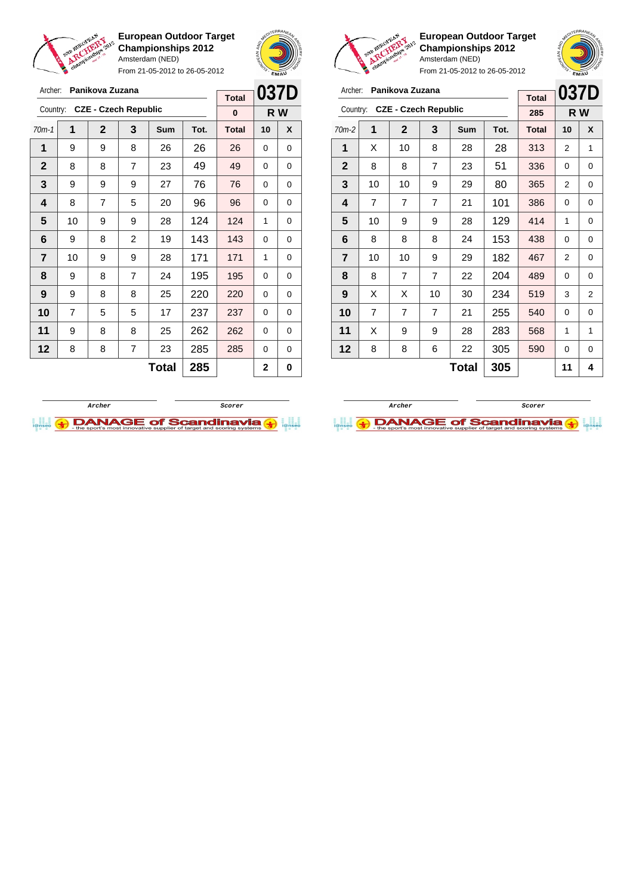**European Outdoor Target Championships 2012**
Amsterdam (NED)
From 21-05-2012 to 26-05-2012

Archer: **Panikova Zuzana**
Country: **CZE - Czech Republic**

| Total | 037D |
|---|---|
| 0 | R W |

| 70m-1 | 1 | 2 | 3 | Sum | Tot. | Total | 10 | X |
|---|---|---|---|---|---|---|---|---|
| 1 | 9 | 9 | 8 | 26 | 26 | 26 | 0 | 0 |
| 2 | 8 | 8 | 7 | 23 | 49 | 49 | 0 | 0 |
| 3 | 9 | 9 | 9 | 27 | 76 | 76 | 0 | 0 |
| 4 | 8 | 7 | 5 | 20 | 96 | 96 | 0 | 0 |
| 5 | 10 | 9 | 9 | 28 | 124 | 124 | 1 | 0 |
| 6 | 9 | 8 | 2 | 19 | 143 | 143 | 0 | 0 |
| 7 | 10 | 9 | 9 | 28 | 171 | 171 | 1 | 0 |
| 8 | 9 | 8 | 7 | 24 | 195 | 195 | 0 | 0 |
| 9 | 9 | 8 | 8 | 25 | 220 | 220 | 0 | 0 |
| 10 | 7 | 5 | 5 | 17 | 237 | 237 | 0 | 0 |
| 11 | 9 | 8 | 8 | 25 | 262 | 262 | 0 | 0 |
| 12 | 8 | 8 | 7 | 23 | 285 | 285 | 0 | 0 |
| | | | | **Total** | **285** | | **2** | **0** |

Archer | Scorer

**European Outdoor Target Championships 2012**
Amsterdam (NED)
From 21-05-2012 to 26-05-2012

Archer: **Panikova Zuzana**
Country: **CZE - Czech Republic**

| Total | 037D |
|---|---|
| 285 | R W |

| 70m-2 | 1 | 2 | 3 | Sum | Tot. | Total | 10 | X |
|---|---|---|---|---|---|---|---|---|
| 1 | X | 10 | 8 | 28 | 28 | 313 | 2 | 1 |
| 2 | 8 | 8 | 7 | 23 | 51 | 336 | 0 | 0 |
| 3 | 10 | 10 | 9 | 29 | 80 | 365 | 2 | 0 |
| 4 | 7 | 7 | 7 | 21 | 101 | 386 | 0 | 0 |
| 5 | 10 | 9 | 9 | 28 | 129 | 414 | 1 | 0 |
| 6 | 8 | 8 | 8 | 24 | 153 | 438 | 0 | 0 |
| 7 | 10 | 10 | 9 | 29 | 182 | 467 | 2 | 0 |
| 8 | 8 | 7 | 7 | 22 | 204 | 489 | 0 | 0 |
| 9 | X | X | 10 | 30 | 234 | 519 | 3 | 2 |
| 10 | 7 | 7 | 7 | 21 | 255 | 540 | 0 | 0 |
| 11 | X | 9 | 9 | 28 | 283 | 568 | 1 | 1 |
| 12 | 8 | 8 | 6 | 22 | 305 | 590 | 0 | 0 |
| | | | | **Total** | **305** | | **11** | **4** |

Archer | Scorer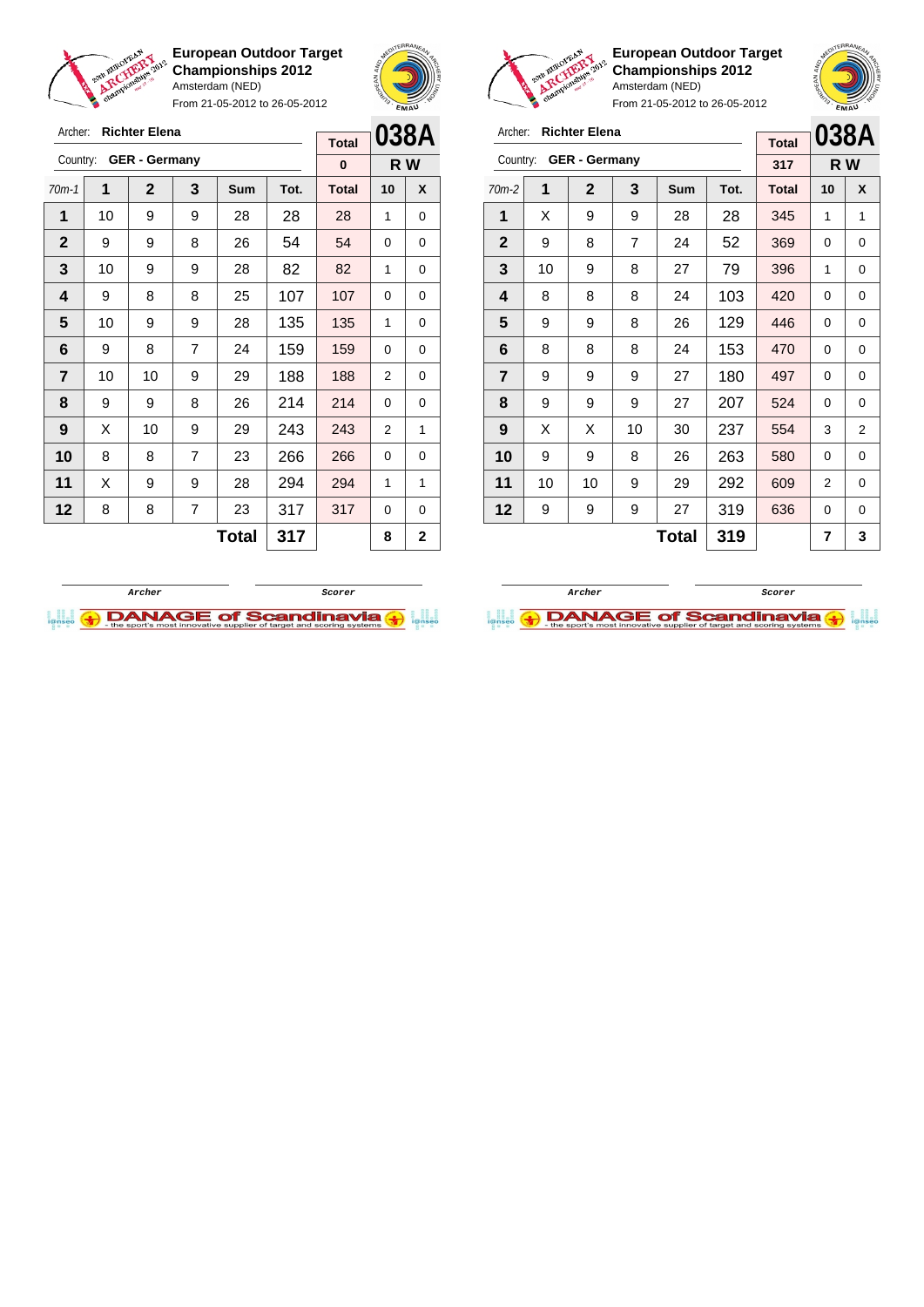**European Outdoor Target Championships 2012**
Amsterdam (NED)
From 21-05-2012 to 26-05-2012

Archer: **Richter Elena**
Country: **GER - Germany**

| Total | 038A |
|---|---|
| 0 | R W |

| 70m-1 | 1 | 2 | 3 | Sum | Tot. | Total | 10 | X |
|---|---|---|---|---|---|---|---|---|
| 1 | 10 | 9 | 9 | 28 | 28 | 28 | 1 | 0 |
| 2 | 9 | 9 | 8 | 26 | 54 | 54 | 0 | 0 |
| 3 | 10 | 9 | 9 | 28 | 82 | 82 | 1 | 0 |
| 4 | 9 | 8 | 8 | 25 | 107 | 107 | 0 | 0 |
| 5 | 10 | 9 | 9 | 28 | 135 | 135 | 1 | 0 |
| 6 | 9 | 8 | 7 | 24 | 159 | 159 | 0 | 0 |
| 7 | 10 | 10 | 9 | 29 | 188 | 188 | 2 | 0 |
| 8 | 9 | 9 | 8 | 26 | 214 | 214 | 0 | 0 |
| 9 | X | 10 | 9 | 29 | 243 | 243 | 2 | 1 |
| 10 | 8 | 8 | 7 | 23 | 266 | 266 | 0 | 0 |
| 11 | X | 9 | 9 | 28 | 294 | 294 | 1 | 1 |
| 12 | 8 | 8 | 7 | 23 | 317 | 317 | 0 | 0 |
| | | | | **Total** | **317** | | **8** | **2** |

Archer | Scorer

**European Outdoor Target Championships 2012**
Amsterdam (NED)
From 21-05-2012 to 26-05-2012

Archer: **Richter Elena**
Country: **GER - Germany**

| Total | 038A |
|---|---|
| 317 | R W |

| 70m-2 | 1 | 2 | 3 | Sum | Tot. | Total | 10 | X |
|---|---|---|---|---|---|---|---|---|
| 1 | X | 9 | 9 | 28 | 28 | 345 | 1 | 1 |
| 2 | 9 | 8 | 7 | 24 | 52 | 369 | 0 | 0 |
| 3 | 10 | 9 | 8 | 27 | 79 | 396 | 1 | 0 |
| 4 | 8 | 8 | 8 | 24 | 103 | 420 | 0 | 0 |
| 5 | 9 | 9 | 8 | 26 | 129 | 446 | 0 | 0 |
| 6 | 8 | 8 | 8 | 24 | 153 | 470 | 0 | 0 |
| 7 | 9 | 9 | 9 | 27 | 180 | 497 | 0 | 0 |
| 8 | 9 | 9 | 9 | 27 | 207 | 524 | 0 | 0 |
| 9 | X | X | 10 | 30 | 237 | 554 | 3 | 2 |
| 10 | 9 | 9 | 8 | 26 | 263 | 580 | 0 | 0 |
| 11 | 10 | 10 | 9 | 29 | 292 | 609 | 2 | 0 |
| 12 | 9 | 9 | 9 | 27 | 319 | 636 | 0 | 0 |
| | | | | **Total** | **319** | | **7** | **3** |

Archer | Scorer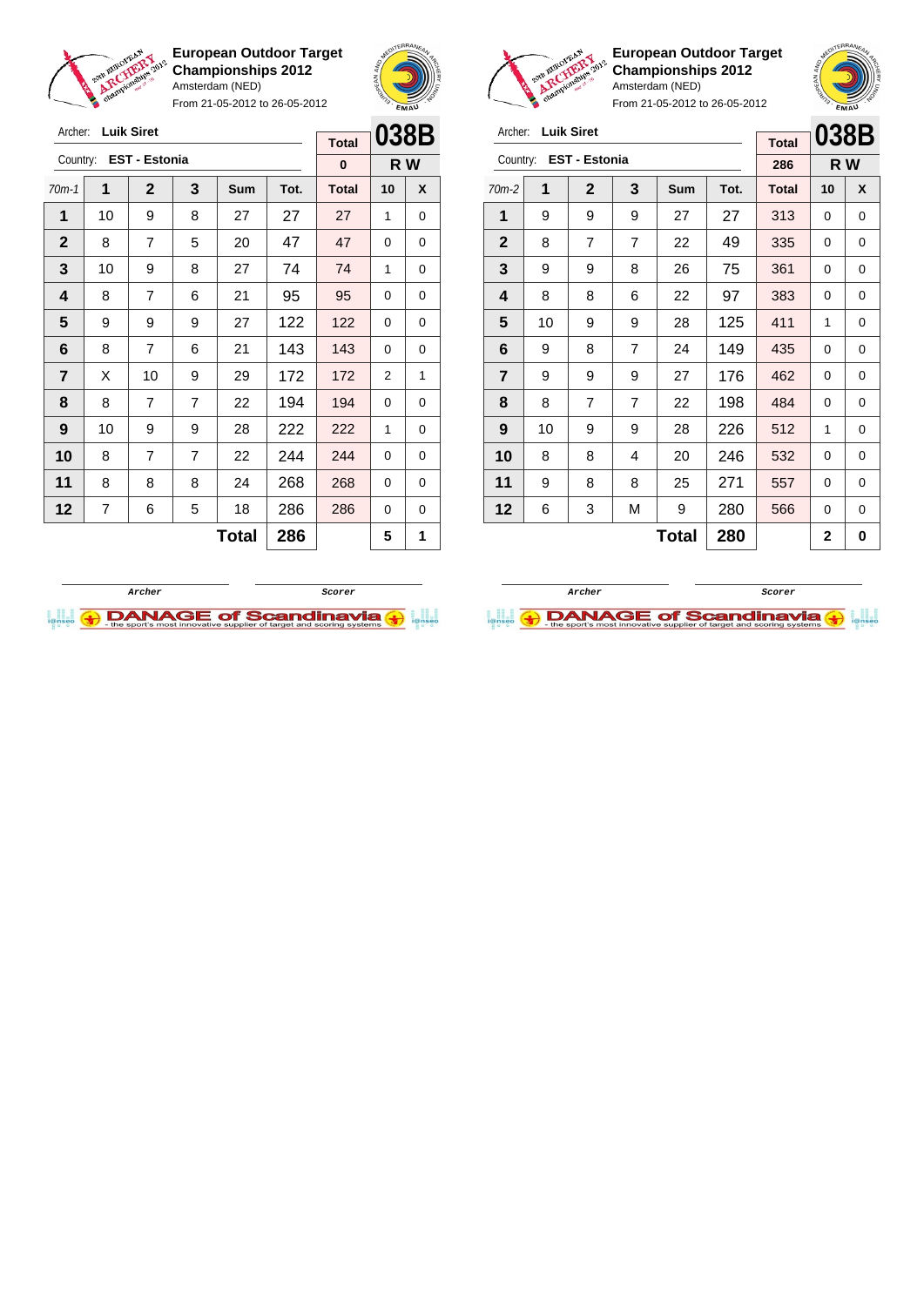**European Outdoor Target Championships 2012**
Amsterdam (NED)
From 21-05-2012 to 26-05-2012

Archer: **Luik Siret**
Country: **EST - Estonia**

**038B**
**R W**

| 70m-1 | 1 | 2 | 3 | Sum | Tot. | Total | 10 | X |
|---|---|---|---|---|---|---|---|---|
| | | | | | | 0 | | |
| 1 | 10 | 9 | 8 | 27 | 27 | 27 | 1 | 0 |
| 2 | 8 | 7 | 5 | 20 | 47 | 47 | 0 | 0 |
| 3 | 10 | 9 | 8 | 27 | 74 | 74 | 1 | 0 |
| 4 | 8 | 7 | 6 | 21 | 95 | 95 | 0 | 0 |
| 5 | 9 | 9 | 9 | 27 | 122 | 122 | 0 | 0 |
| 6 | 8 | 7 | 6 | 21 | 143 | 143 | 0 | 0 |
| 7 | X | 10 | 9 | 29 | 172 | 172 | 2 | 1 |
| 8 | 8 | 7 | 7 | 22 | 194 | 194 | 0 | 0 |
| 9 | 10 | 9 | 9 | 28 | 222 | 222 | 1 | 0 |
| 10 | 8 | 7 | 7 | 22 | 244 | 244 | 0 | 0 |
| 11 | 8 | 8 | 8 | 24 | 268 | 268 | 0 | 0 |
| 12 | 7 | 6 | 5 | 18 | 286 | 286 | 0 | 0 |
| | | | | **Total** | **286** | | **5** | **1** |

Archer &nbsp;&nbsp;&nbsp;&nbsp; Scorer

**European Outdoor Target Championships 2012**
Amsterdam (NED)
From 21-05-2012 to 26-05-2012

Archer: **Luik Siret**
Country: **EST - Estonia**

**038B**
**R W**

| 70m-2 | 1 | 2 | 3 | Sum | Tot. | Total | 10 | X |
|---|---|---|---|---|---|---|---|---|
| | | | | | | 286 | | |
| 1 | 9 | 9 | 9 | 27 | 27 | 313 | 0 | 0 |
| 2 | 8 | 7 | 7 | 22 | 49 | 335 | 0 | 0 |
| 3 | 9 | 9 | 8 | 26 | 75 | 361 | 0 | 0 |
| 4 | 8 | 8 | 6 | 22 | 97 | 383 | 0 | 0 |
| 5 | 10 | 9 | 9 | 28 | 125 | 411 | 1 | 0 |
| 6 | 9 | 8 | 7 | 24 | 149 | 435 | 0 | 0 |
| 7 | 9 | 9 | 9 | 27 | 176 | 462 | 0 | 0 |
| 8 | 8 | 7 | 7 | 22 | 198 | 484 | 0 | 0 |
| 9 | 10 | 9 | 9 | 28 | 226 | 512 | 1 | 0 |
| 10 | 8 | 8 | 4 | 20 | 246 | 532 | 0 | 0 |
| 11 | 9 | 8 | 8 | 25 | 271 | 557 | 0 | 0 |
| 12 | 6 | 3 | M | 9 | 280 | 566 | 0 | 0 |
| | | | | **Total** | **280** | | **2** | **0** |

Archer &nbsp;&nbsp;&nbsp;&nbsp; Scorer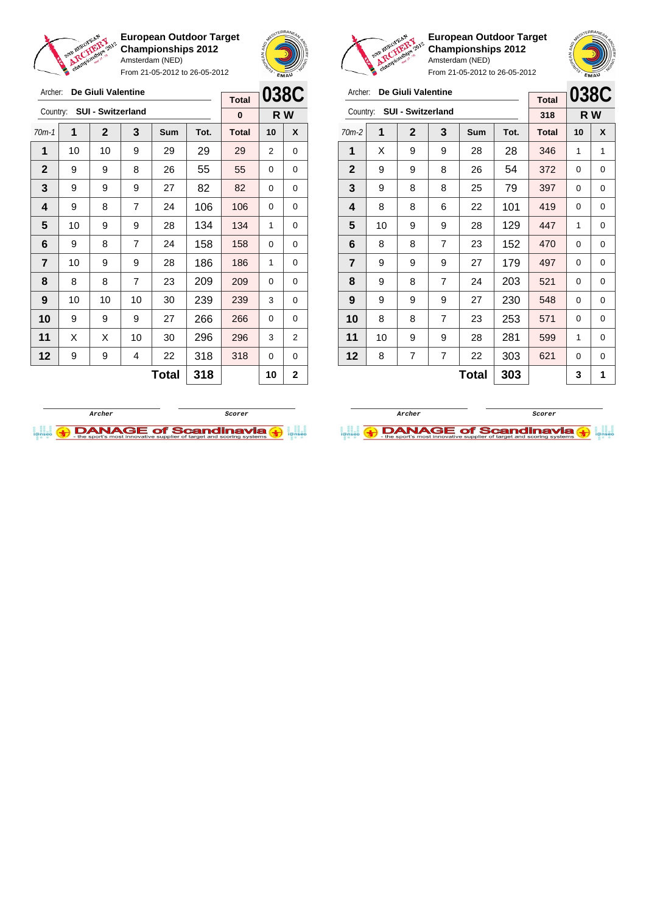## European Outdoor Target Championships 2012

Amsterdam (NED)

From 21-05-2012 to 26-05-2012

Archer: **De Giuli Valentine**

Country: **SUI - Switzerland**

| Total | 038C |
|---|---|
| 0 | R W |

| 70m-1 | 1 | 2 | 3 | Sum | Tot. | Total | 10 | X |
|---|---|---|---|---|---|---|---|---|
| 1 | 10 | 10 | 9 | 29 | 29 | 29 | 2 | 0 |
| 2 | 9 | 9 | 8 | 26 | 55 | 55 | 0 | 0 |
| 3 | 9 | 9 | 9 | 27 | 82 | 82 | 0 | 0 |
| 4 | 9 | 8 | 7 | 24 | 106 | 106 | 0 | 0 |
| 5 | 10 | 9 | 9 | 28 | 134 | 134 | 1 | 0 |
| 6 | 9 | 8 | 7 | 24 | 158 | 158 | 0 | 0 |
| 7 | 10 | 9 | 9 | 28 | 186 | 186 | 1 | 0 |
| 8 | 8 | 8 | 7 | 23 | 209 | 209 | 0 | 0 |
| 9 | 10 | 10 | 10 | 30 | 239 | 239 | 3 | 0 |
| 10 | 9 | 9 | 9 | 27 | 266 | 266 | 0 | 0 |
| 11 | X | X | 10 | 30 | 296 | 296 | 3 | 2 |
| 12 | 9 | 9 | 4 | 22 | 318 | 318 | 0 | 0 |
| | | | | **Total** | **318** | | **10** | **2** |

Archer &nbsp;&nbsp;&nbsp;&nbsp; Scorer

## European Outdoor Target Championships 2012

Amsterdam (NED)

From 21-05-2012 to 26-05-2012

Archer: **De Giuli Valentine**

Country: **SUI - Switzerland**

| Total | 038C |
|---|---|
| 318 | R W |

| 70m-2 | 1 | 2 | 3 | Sum | Tot. | Total | 10 | X |
|---|---|---|---|---|---|---|---|---|
| 1 | X | 9 | 9 | 28 | 28 | 346 | 1 | 1 |
| 2 | 9 | 9 | 8 | 26 | 54 | 372 | 0 | 0 |
| 3 | 9 | 8 | 8 | 25 | 79 | 397 | 0 | 0 |
| 4 | 8 | 8 | 6 | 22 | 101 | 419 | 0 | 0 |
| 5 | 10 | 9 | 9 | 28 | 129 | 447 | 1 | 0 |
| 6 | 8 | 8 | 7 | 23 | 152 | 470 | 0 | 0 |
| 7 | 9 | 9 | 9 | 27 | 179 | 497 | 0 | 0 |
| 8 | 9 | 8 | 7 | 24 | 203 | 521 | 0 | 0 |
| 9 | 9 | 9 | 9 | 27 | 230 | 548 | 0 | 0 |
| 10 | 8 | 8 | 7 | 23 | 253 | 571 | 0 | 0 |
| 11 | 10 | 9 | 9 | 28 | 281 | 599 | 1 | 0 |
| 12 | 8 | 7 | 7 | 22 | 303 | 621 | 0 | 0 |
| | | | | **Total** | **303** | | **3** | **1** |

Archer &nbsp;&nbsp;&nbsp;&nbsp; Scorer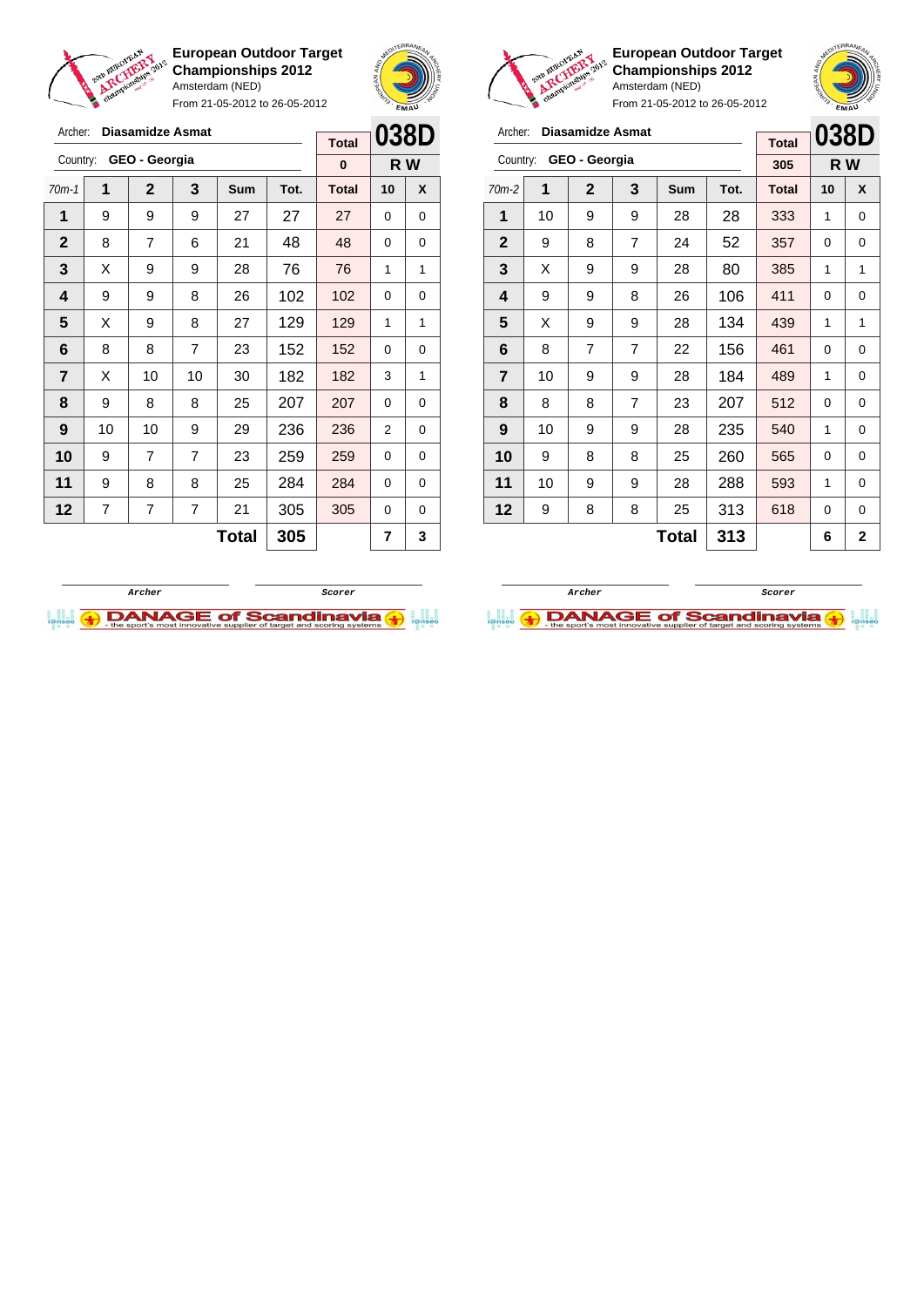**European Outdoor Target Championships 2012**
Amsterdam (NED)
From 21-05-2012 to 26-05-2012

Archer: **Diasamidze Asmat**
Country: **GEO - Georgia**

| Total | 038D |
|---|---|
| 0 | R W |

| 70m-1 | 1 | 2 | 3 | Sum | Tot. | Total | 10 | X |
|---|---|---|---|---|---|---|---|---|
| 1 | 9 | 9 | 9 | 27 | 27 | 27 | 0 | 0 |
| 2 | 8 | 7 | 6 | 21 | 48 | 48 | 0 | 0 |
| 3 | X | 9 | 9 | 28 | 76 | 76 | 1 | 1 |
| 4 | 9 | 9 | 8 | 26 | 102 | 102 | 0 | 0 |
| 5 | X | 9 | 8 | 27 | 129 | 129 | 1 | 1 |
| 6 | 8 | 8 | 7 | 23 | 152 | 152 | 0 | 0 |
| 7 | X | 10 | 10 | 30 | 182 | 182 | 3 | 1 |
| 8 | 9 | 8 | 8 | 25 | 207 | 207 | 0 | 0 |
| 9 | 10 | 10 | 9 | 29 | 236 | 236 | 2 | 0 |
| 10 | 9 | 7 | 7 | 23 | 259 | 259 | 0 | 0 |
| 11 | 9 | 8 | 8 | 25 | 284 | 284 | 0 | 0 |
| 12 | 7 | 7 | 7 | 21 | 305 | 305 | 0 | 0 |
| | | | | **Total** | **305** | | **7** | **3** |

Archer / Scorer

**European Outdoor Target Championships 2012**
Amsterdam (NED)
From 21-05-2012 to 26-05-2012

Archer: **Diasamidze Asmat**
Country: **GEO - Georgia**

| Total | 038D |
|---|---|
| 305 | R W |

| 70m-2 | 1 | 2 | 3 | Sum | Tot. | Total | 10 | X |
|---|---|---|---|---|---|---|---|---|
| 1 | 10 | 9 | 9 | 28 | 28 | 333 | 1 | 0 |
| 2 | 9 | 8 | 7 | 24 | 52 | 357 | 0 | 0 |
| 3 | X | 9 | 9 | 28 | 80 | 385 | 1 | 1 |
| 4 | 9 | 9 | 8 | 26 | 106 | 411 | 0 | 0 |
| 5 | X | 9 | 9 | 28 | 134 | 439 | 1 | 1 |
| 6 | 8 | 7 | 7 | 22 | 156 | 461 | 0 | 0 |
| 7 | 10 | 9 | 9 | 28 | 184 | 489 | 1 | 0 |
| 8 | 8 | 8 | 7 | 23 | 207 | 512 | 0 | 0 |
| 9 | 10 | 9 | 9 | 28 | 235 | 540 | 1 | 0 |
| 10 | 9 | 8 | 8 | 25 | 260 | 565 | 0 | 0 |
| 11 | 10 | 9 | 9 | 28 | 288 | 593 | 1 | 0 |
| 12 | 9 | 8 | 8 | 25 | 313 | 618 | 0 | 0 |
| | | | | **Total** | **313** | | **6** | **2** |

Archer / Scorer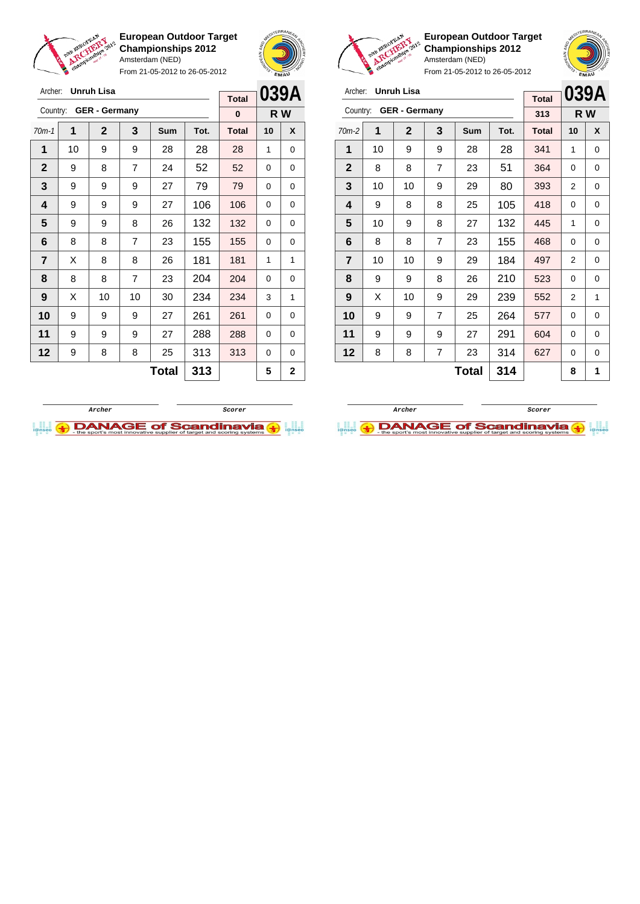**European Outdoor Target Championships 2012**
Amsterdam (NED)
From 21-05-2012 to 26-05-2012

Archer: **Unruh Lisa**
Country: **GER - Germany**

| Total | 039A |
|---|---|
| 0 | R W |

| 70m-1 | 1 | 2 | 3 | Sum | Tot. | Total | 10 | X |
|---|---|---|---|---|---|---|---|---|
| 1 | 10 | 9 | 9 | 28 | 28 | 28 | 1 | 0 |
| 2 | 9 | 8 | 7 | 24 | 52 | 52 | 0 | 0 |
| 3 | 9 | 9 | 9 | 27 | 79 | 79 | 0 | 0 |
| 4 | 9 | 9 | 9 | 27 | 106 | 106 | 0 | 0 |
| 5 | 9 | 9 | 8 | 26 | 132 | 132 | 0 | 0 |
| 6 | 8 | 8 | 7 | 23 | 155 | 155 | 0 | 0 |
| 7 | X | 8 | 8 | 26 | 181 | 181 | 1 | 1 |
| 8 | 8 | 8 | 7 | 23 | 204 | 204 | 0 | 0 |
| 9 | X | 10 | 10 | 30 | 234 | 234 | 3 | 1 |
| 10 | 9 | 9 | 9 | 27 | 261 | 261 | 0 | 0 |
| 11 | 9 | 9 | 9 | 27 | 288 | 288 | 0 | 0 |
| 12 | 9 | 8 | 8 | 25 | 313 | 313 | 0 | 0 |
| | | | | **Total** | **313** | | **5** | **2** |

Archer / Scorer

**European Outdoor Target Championships 2012**
Amsterdam (NED)
From 21-05-2012 to 26-05-2012

Archer: **Unruh Lisa**
Country: **GER - Germany**

| Total | 039A |
|---|---|
| 313 | R W |

| 70m-2 | 1 | 2 | 3 | Sum | Tot. | Total | 10 | X |
|---|---|---|---|---|---|---|---|---|
| 1 | 10 | 9 | 9 | 28 | 28 | 341 | 1 | 0 |
| 2 | 8 | 8 | 7 | 23 | 51 | 364 | 0 | 0 |
| 3 | 10 | 10 | 9 | 29 | 80 | 393 | 2 | 0 |
| 4 | 9 | 8 | 8 | 25 | 105 | 418 | 0 | 0 |
| 5 | 10 | 9 | 8 | 27 | 132 | 445 | 1 | 0 |
| 6 | 8 | 8 | 7 | 23 | 155 | 468 | 0 | 0 |
| 7 | 10 | 10 | 9 | 29 | 184 | 497 | 2 | 0 |
| 8 | 9 | 9 | 8 | 26 | 210 | 523 | 0 | 0 |
| 9 | X | 10 | 9 | 29 | 239 | 552 | 2 | 1 |
| 10 | 9 | 9 | 7 | 25 | 264 | 577 | 0 | 0 |
| 11 | 9 | 9 | 9 | 27 | 291 | 604 | 0 | 0 |
| 12 | 8 | 8 | 7 | 23 | 314 | 627 | 0 | 0 |
| | | | | **Total** | **314** | | **8** | **1** |

Archer / Scorer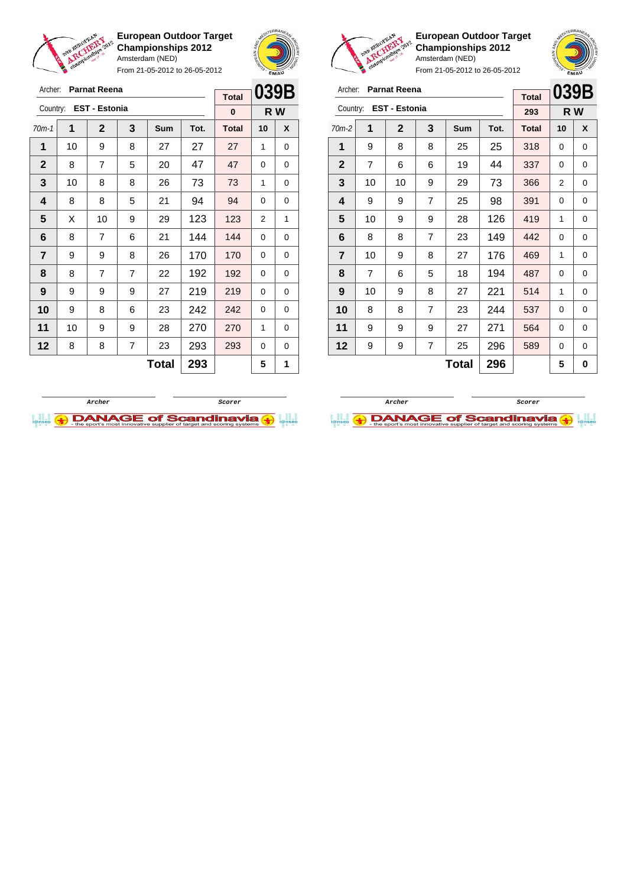**European Outdoor Target Championships 2012**
Amsterdam (NED)
From 21-05-2012 to 26-05-2012

Archer: **Parnat Reena**
Country: **EST - Estonia**

| Total | 039B |
|---|---|
| 0 | R W |

| 70m-1 | 1 | 2 | 3 | Sum | Tot. | Total | 10 | X |
|---|---|---|---|---|---|---|---|---|
| 1 | 10 | 9 | 8 | 27 | 27 | 27 | 1 | 0 |
| 2 | 8 | 7 | 5 | 20 | 47 | 47 | 0 | 0 |
| 3 | 10 | 8 | 8 | 26 | 73 | 73 | 1 | 0 |
| 4 | 8 | 8 | 5 | 21 | 94 | 94 | 0 | 0 |
| 5 | X | 10 | 9 | 29 | 123 | 123 | 2 | 1 |
| 6 | 8 | 7 | 6 | 21 | 144 | 144 | 0 | 0 |
| 7 | 9 | 9 | 8 | 26 | 170 | 170 | 0 | 0 |
| 8 | 8 | 7 | 7 | 22 | 192 | 192 | 0 | 0 |
| 9 | 9 | 9 | 9 | 27 | 219 | 219 | 0 | 0 |
| 10 | 9 | 8 | 6 | 23 | 242 | 242 | 0 | 0 |
| 11 | 10 | 9 | 9 | 28 | 270 | 270 | 1 | 0 |
| 12 | 8 | 8 | 7 | 23 | 293 | 293 | 0 | 0 |
| | | | | **Total** | **293** | | **5** | **1** |

Archer / Scorer

**European Outdoor Target Championships 2012**
Amsterdam (NED)
From 21-05-2012 to 26-05-2012

Archer: **Parnat Reena**
Country: **EST - Estonia**

| Total | 039B |
|---|---|
| 293 | R W |

| 70m-2 | 1 | 2 | 3 | Sum | Tot. | Total | 10 | X |
|---|---|---|---|---|---|---|---|---|
| 1 | 9 | 8 | 8 | 25 | 25 | 318 | 0 | 0 |
| 2 | 7 | 6 | 6 | 19 | 44 | 337 | 0 | 0 |
| 3 | 10 | 10 | 9 | 29 | 73 | 366 | 2 | 0 |
| 4 | 9 | 9 | 7 | 25 | 98 | 391 | 0 | 0 |
| 5 | 10 | 9 | 9 | 28 | 126 | 419 | 1 | 0 |
| 6 | 8 | 8 | 7 | 23 | 149 | 442 | 0 | 0 |
| 7 | 10 | 9 | 8 | 27 | 176 | 469 | 1 | 0 |
| 8 | 7 | 6 | 5 | 18 | 194 | 487 | 0 | 0 |
| 9 | 10 | 9 | 8 | 27 | 221 | 514 | 1 | 0 |
| 10 | 8 | 8 | 7 | 23 | 244 | 537 | 0 | 0 |
| 11 | 9 | 9 | 9 | 27 | 271 | 564 | 0 | 0 |
| 12 | 9 | 9 | 7 | 25 | 296 | 589 | 0 | 0 |
| | | | | **Total** | **296** | | **5** | **0** |

Archer / Scorer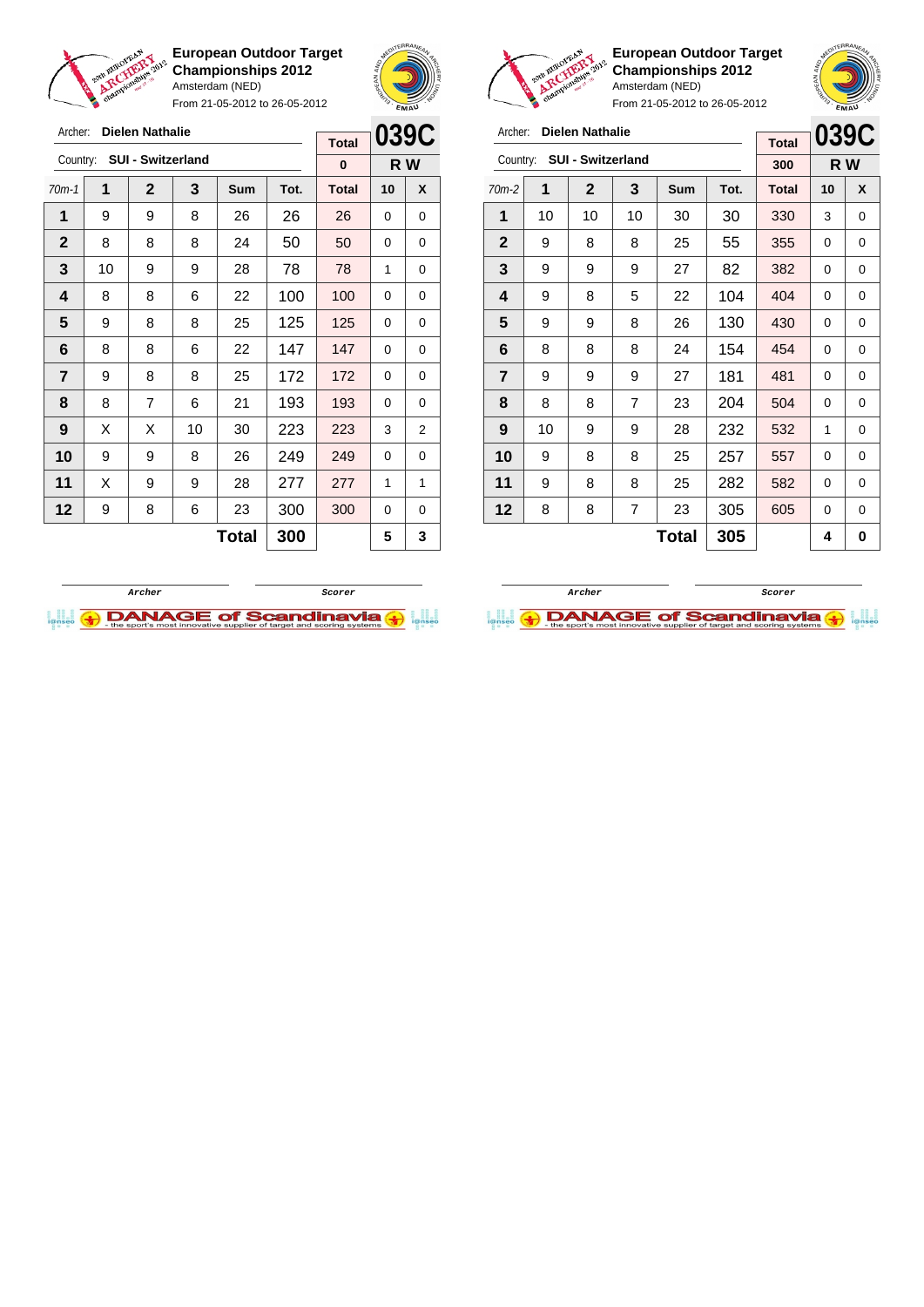## European Outdoor Target Championships 2012

Amsterdam (NED)

From 21-05-2012 to 26-05-2012

Archer: **Dielen Nathalie**

Country: **SUI - Switzerland**

**039C** — R W

| 70m-1 | 1 | 2 | 3 | Sum | Tot. | Total | 10 | X |
|---|---|---|---|---|---|---|---|---|
| | | | | | | 0 | | |
| 1 | 9 | 9 | 8 | 26 | 26 | 26 | 0 | 0 |
| 2 | 8 | 8 | 8 | 24 | 50 | 50 | 0 | 0 |
| 3 | 10 | 9 | 9 | 28 | 78 | 78 | 1 | 0 |
| 4 | 8 | 8 | 6 | 22 | 100 | 100 | 0 | 0 |
| 5 | 9 | 8 | 8 | 25 | 125 | 125 | 0 | 0 |
| 6 | 8 | 8 | 6 | 22 | 147 | 147 | 0 | 0 |
| 7 | 9 | 8 | 8 | 25 | 172 | 172 | 0 | 0 |
| 8 | 8 | 7 | 6 | 21 | 193 | 193 | 0 | 0 |
| 9 | X | X | 10 | 30 | 223 | 223 | 3 | 2 |
| 10 | 9 | 9 | 8 | 26 | 249 | 249 | 0 | 0 |
| 11 | X | 9 | 9 | 28 | 277 | 277 | 1 | 1 |
| 12 | 9 | 8 | 6 | 23 | 300 | 300 | 0 | 0 |
| | | | | Total | 300 | | 5 | 3 |

Archer — Scorer

## European Outdoor Target Championships 2012

Amsterdam (NED)

From 21-05-2012 to 26-05-2012

Archer: **Dielen Nathalie**

Country: **SUI - Switzerland**

**039C** — R W

| 70m-2 | 1 | 2 | 3 | Sum | Tot. | Total | 10 | X |
|---|---|---|---|---|---|---|---|---|
| | | | | | | 300 | | |
| 1 | 10 | 10 | 10 | 30 | 30 | 330 | 3 | 0 |
| 2 | 9 | 8 | 8 | 25 | 55 | 355 | 0 | 0 |
| 3 | 9 | 9 | 9 | 27 | 82 | 382 | 0 | 0 |
| 4 | 9 | 8 | 5 | 22 | 104 | 404 | 0 | 0 |
| 5 | 9 | 9 | 8 | 26 | 130 | 430 | 0 | 0 |
| 6 | 8 | 8 | 8 | 24 | 154 | 454 | 0 | 0 |
| 7 | 9 | 9 | 9 | 27 | 181 | 481 | 0 | 0 |
| 8 | 8 | 8 | 7 | 23 | 204 | 504 | 0 | 0 |
| 9 | 10 | 9 | 9 | 28 | 232 | 532 | 1 | 0 |
| 10 | 9 | 8 | 8 | 25 | 257 | 557 | 0 | 0 |
| 11 | 9 | 8 | 8 | 25 | 282 | 582 | 0 | 0 |
| 12 | 8 | 8 | 7 | 23 | 305 | 605 | 0 | 0 |
| | | | | Total | 305 | | 4 | 0 |

Archer — Scorer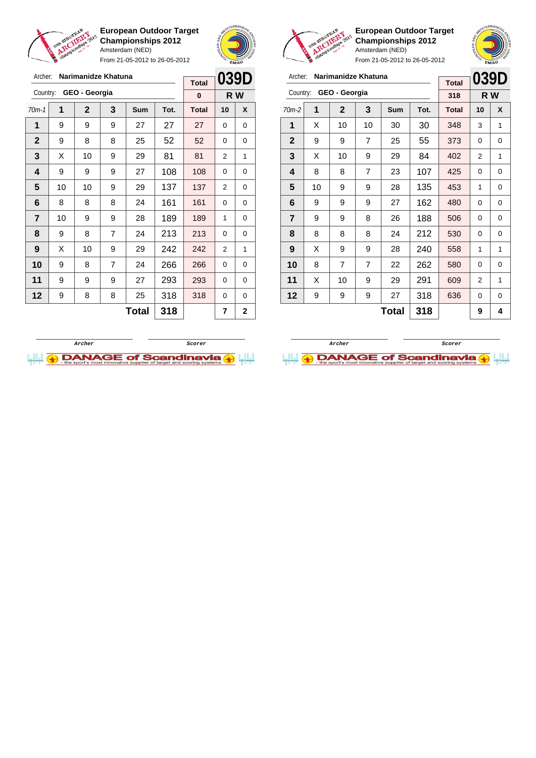**European Outdoor Target Championships 2012**
Amsterdam (NED)
From 21-05-2012 to 26-05-2012

Archer: **Narimanidze Khatuna**
Country: **GEO - Georgia**

| Total | 039D |
|---|---|
| 0 | R W |

| 70m-1 | 1 | 2 | 3 | Sum | Tot. | Total | 10 | X |
|---|---|---|---|---|---|---|---|---|
| 1 | 9 | 9 | 9 | 27 | 27 | 27 | 0 | 0 |
| 2 | 9 | 8 | 8 | 25 | 52 | 52 | 0 | 0 |
| 3 | X | 10 | 9 | 29 | 81 | 81 | 2 | 1 |
| 4 | 9 | 9 | 9 | 27 | 108 | 108 | 0 | 0 |
| 5 | 10 | 10 | 9 | 29 | 137 | 137 | 2 | 0 |
| 6 | 8 | 8 | 8 | 24 | 161 | 161 | 0 | 0 |
| 7 | 10 | 9 | 9 | 28 | 189 | 189 | 1 | 0 |
| 8 | 9 | 8 | 7 | 24 | 213 | 213 | 0 | 0 |
| 9 | X | 10 | 9 | 29 | 242 | 242 | 2 | 1 |
| 10 | 9 | 8 | 7 | 24 | 266 | 266 | 0 | 0 |
| 11 | 9 | 9 | 9 | 27 | 293 | 293 | 0 | 0 |
| 12 | 9 | 8 | 8 | 25 | 318 | 318 | 0 | 0 |
| | | | | **Total** | **318** | | **7** | **2** |

Archer Scorer

**European Outdoor Target Championships 2012**
Amsterdam (NED)
From 21-05-2012 to 26-05-2012

Archer: **Narimanidze Khatuna**
Country: **GEO - Georgia**

| Total | 039D |
|---|---|
| 318 | R W |

| 70m-2 | 1 | 2 | 3 | Sum | Tot. | Total | 10 | X |
|---|---|---|---|---|---|---|---|---|
| 1 | X | 10 | 10 | 30 | 30 | 348 | 3 | 1 |
| 2 | 9 | 9 | 7 | 25 | 55 | 373 | 0 | 0 |
| 3 | X | 10 | 9 | 29 | 84 | 402 | 2 | 1 |
| 4 | 8 | 8 | 7 | 23 | 107 | 425 | 0 | 0 |
| 5 | 10 | 9 | 9 | 28 | 135 | 453 | 1 | 0 |
| 6 | 9 | 9 | 9 | 27 | 162 | 480 | 0 | 0 |
| 7 | 9 | 9 | 8 | 26 | 188 | 506 | 0 | 0 |
| 8 | 8 | 8 | 8 | 24 | 212 | 530 | 0 | 0 |
| 9 | X | 9 | 9 | 28 | 240 | 558 | 1 | 1 |
| 10 | 8 | 7 | 7 | 22 | 262 | 580 | 0 | 0 |
| 11 | X | 10 | 9 | 29 | 291 | 609 | 2 | 1 |
| 12 | 9 | 9 | 9 | 27 | 318 | 636 | 0 | 0 |
| | | | | **Total** | **318** | | **9** | **4** |

Archer Scorer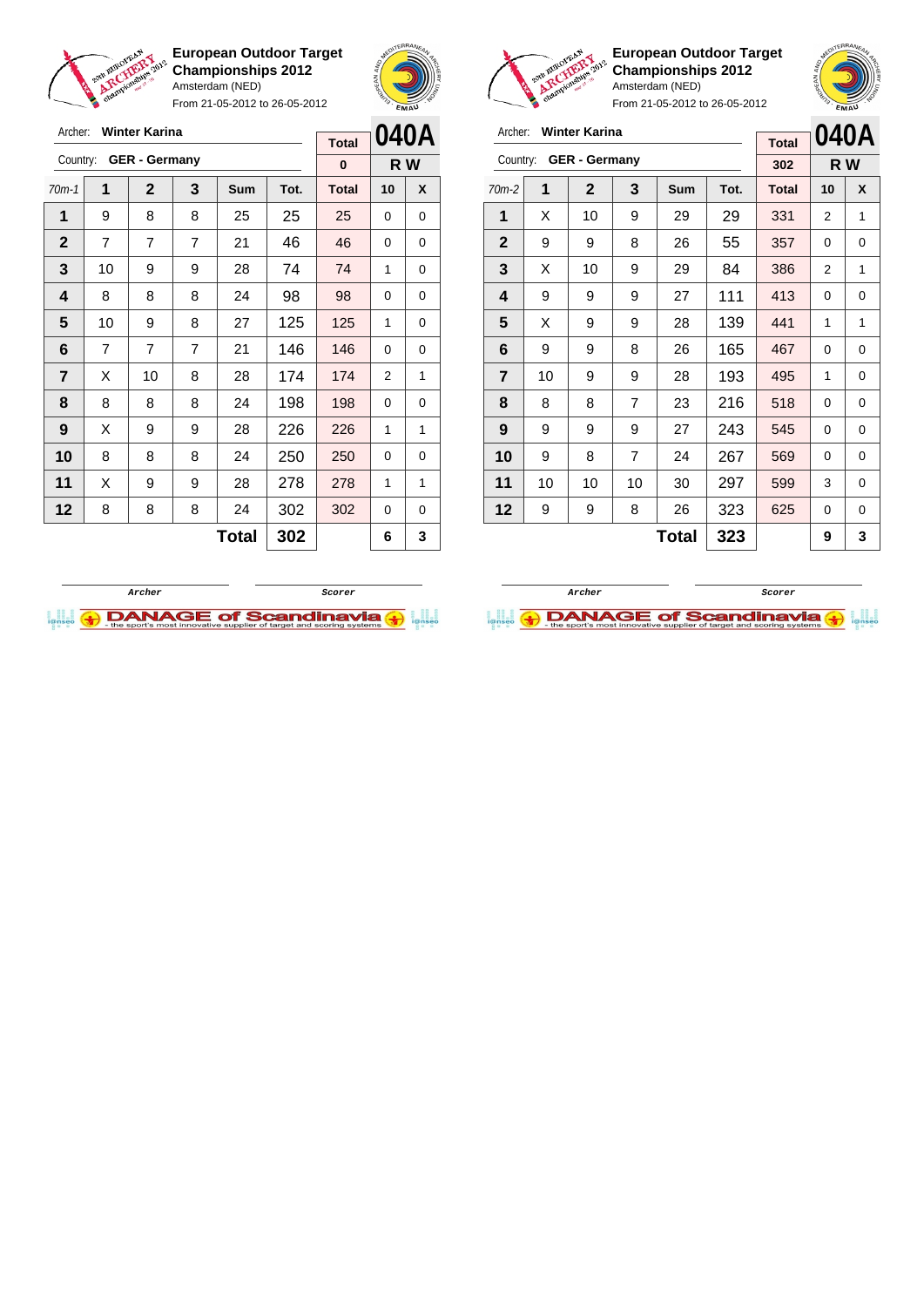**European Outdoor Target Championships 2012**
Amsterdam (NED)
From 21-05-2012 to 26-05-2012

Archer: **Winter Karina**
Country: **GER - Germany**

| Total | 040A |
|---|---|
| 0 | R W |

| 70m-1 | 1 | 2 | 3 | Sum | Tot. | Total | 10 | X |
|---|---|---|---|---|---|---|---|---|
| 1 | 9 | 8 | 8 | 25 | 25 | 25 | 0 | 0 |
| 2 | 7 | 7 | 7 | 21 | 46 | 46 | 0 | 0 |
| 3 | 10 | 9 | 9 | 28 | 74 | 74 | 1 | 0 |
| 4 | 8 | 8 | 8 | 24 | 98 | 98 | 0 | 0 |
| 5 | 10 | 9 | 8 | 27 | 125 | 125 | 1 | 0 |
| 6 | 7 | 7 | 7 | 21 | 146 | 146 | 0 | 0 |
| 7 | X | 10 | 8 | 28 | 174 | 174 | 2 | 1 |
| 8 | 8 | 8 | 8 | 24 | 198 | 198 | 0 | 0 |
| 9 | X | 9 | 9 | 28 | 226 | 226 | 1 | 1 |
| 10 | 8 | 8 | 8 | 24 | 250 | 250 | 0 | 0 |
| 11 | X | 9 | 9 | 28 | 278 | 278 | 1 | 1 |
| 12 | 8 | 8 | 8 | 24 | 302 | 302 | 0 | 0 |
| | | | | **Total** | **302** | | **6** | **3** |

Archer | Scorer

**European Outdoor Target Championships 2012**
Amsterdam (NED)
From 21-05-2012 to 26-05-2012

Archer: **Winter Karina**
Country: **GER - Germany**

| Total | 040A |
|---|---|
| 302 | R W |

| 70m-2 | 1 | 2 | 3 | Sum | Tot. | Total | 10 | X |
|---|---|---|---|---|---|---|---|---|
| 1 | X | 10 | 9 | 29 | 29 | 331 | 2 | 1 |
| 2 | 9 | 9 | 8 | 26 | 55 | 357 | 0 | 0 |
| 3 | X | 10 | 9 | 29 | 84 | 386 | 2 | 1 |
| 4 | 9 | 9 | 9 | 27 | 111 | 413 | 0 | 0 |
| 5 | X | 9 | 9 | 28 | 139 | 441 | 1 | 1 |
| 6 | 9 | 9 | 8 | 26 | 165 | 467 | 0 | 0 |
| 7 | 10 | 9 | 9 | 28 | 193 | 495 | 1 | 0 |
| 8 | 8 | 8 | 7 | 23 | 216 | 518 | 0 | 0 |
| 9 | 9 | 9 | 9 | 27 | 243 | 545 | 0 | 0 |
| 10 | 9 | 8 | 7 | 24 | 267 | 569 | 0 | 0 |
| 11 | 10 | 10 | 10 | 30 | 297 | 599 | 3 | 0 |
| 12 | 9 | 9 | 8 | 26 | 323 | 625 | 0 | 0 |
| | | | | **Total** | **323** | | **9** | **3** |

Archer | Scorer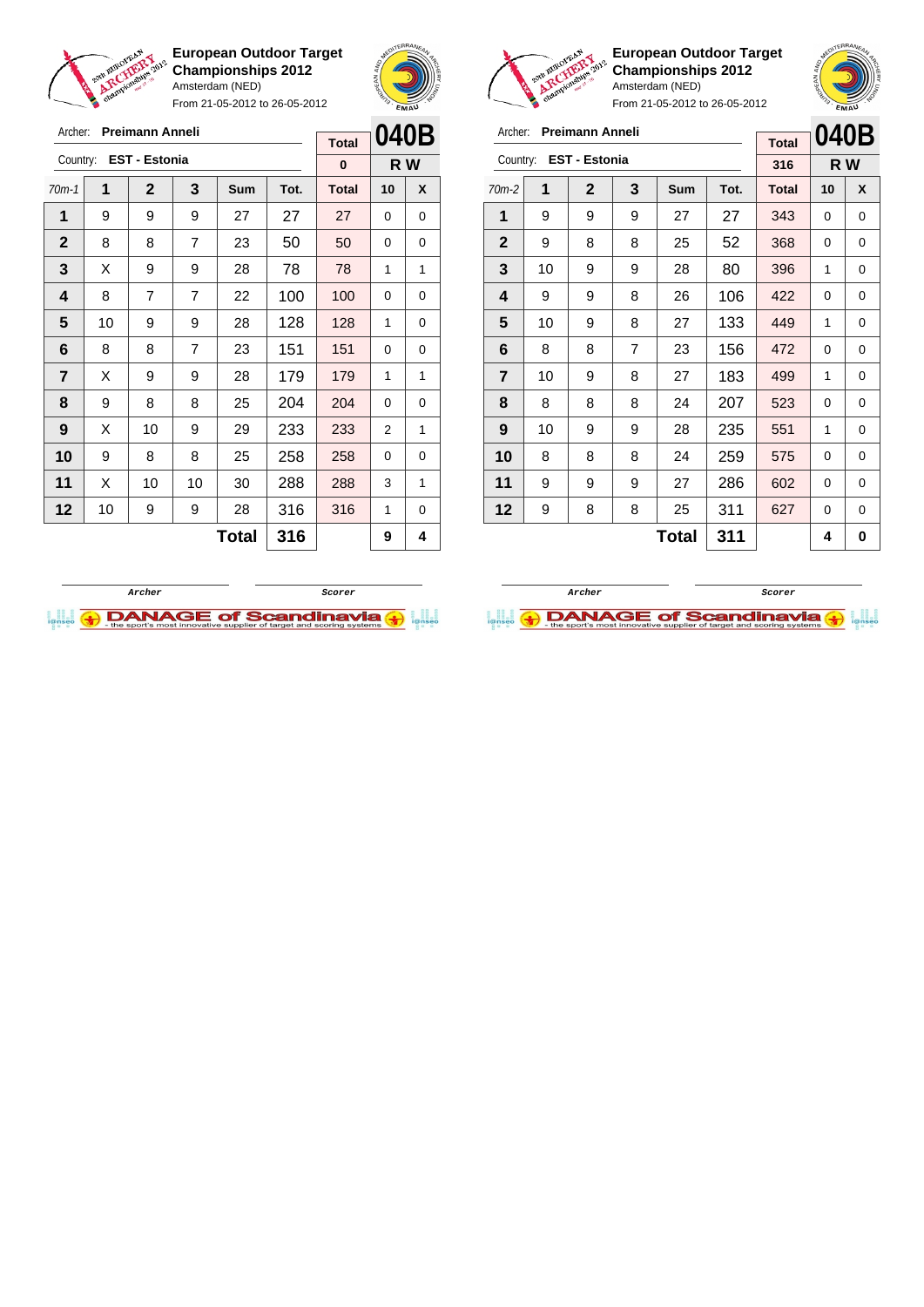**European Outdoor Target Championships 2012**
Amsterdam (NED)
From 21-05-2012 to 26-05-2012

Archer: **Preimann Anneli**
Country: **EST - Estonia**

| Total | 040B |
|---|---|
| 0 | R W |

| 70m-1 | 1 | 2 | 3 | Sum | Tot. | Total | 10 | X |
|---|---|---|---|---|---|---|---|---|
| 1 | 9 | 9 | 9 | 27 | 27 | 27 | 0 | 0 |
| 2 | 8 | 8 | 7 | 23 | 50 | 50 | 0 | 0 |
| 3 | X | 9 | 9 | 28 | 78 | 78 | 1 | 1 |
| 4 | 8 | 7 | 7 | 22 | 100 | 100 | 0 | 0 |
| 5 | 10 | 9 | 9 | 28 | 128 | 128 | 1 | 0 |
| 6 | 8 | 8 | 7 | 23 | 151 | 151 | 0 | 0 |
| 7 | X | 9 | 9 | 28 | 179 | 179 | 1 | 1 |
| 8 | 9 | 8 | 8 | 25 | 204 | 204 | 0 | 0 |
| 9 | X | 10 | 9 | 29 | 233 | 233 | 2 | 1 |
| 10 | 9 | 8 | 8 | 25 | 258 | 258 | 0 | 0 |
| 11 | X | 10 | 10 | 30 | 288 | 288 | 3 | 1 |
| 12 | 10 | 9 | 9 | 28 | 316 | 316 | 1 | 0 |
| | | | | **Total** | **316** | | **9** | **4** |

Archer / Scorer

**European Outdoor Target Championships 2012**
Amsterdam (NED)
From 21-05-2012 to 26-05-2012

Archer: **Preimann Anneli**
Country: **EST - Estonia**

| Total | 040B |
|---|---|
| 316 | R W |

| 70m-2 | 1 | 2 | 3 | Sum | Tot. | Total | 10 | X |
|---|---|---|---|---|---|---|---|---|
| 1 | 9 | 9 | 9 | 27 | 27 | 343 | 0 | 0 |
| 2 | 9 | 8 | 8 | 25 | 52 | 368 | 0 | 0 |
| 3 | 10 | 9 | 9 | 28 | 80 | 396 | 1 | 0 |
| 4 | 9 | 9 | 8 | 26 | 106 | 422 | 0 | 0 |
| 5 | 10 | 9 | 8 | 27 | 133 | 449 | 1 | 0 |
| 6 | 8 | 8 | 7 | 23 | 156 | 472 | 0 | 0 |
| 7 | 10 | 9 | 8 | 27 | 183 | 499 | 1 | 0 |
| 8 | 8 | 8 | 8 | 24 | 207 | 523 | 0 | 0 |
| 9 | 10 | 9 | 9 | 28 | 235 | 551 | 1 | 0 |
| 10 | 8 | 8 | 8 | 24 | 259 | 575 | 0 | 0 |
| 11 | 9 | 9 | 9 | 27 | 286 | 602 | 0 | 0 |
| 12 | 9 | 8 | 8 | 25 | 311 | 627 | 0 | 0 |
| | | | | **Total** | **311** | | **4** | **0** |

Archer / Scorer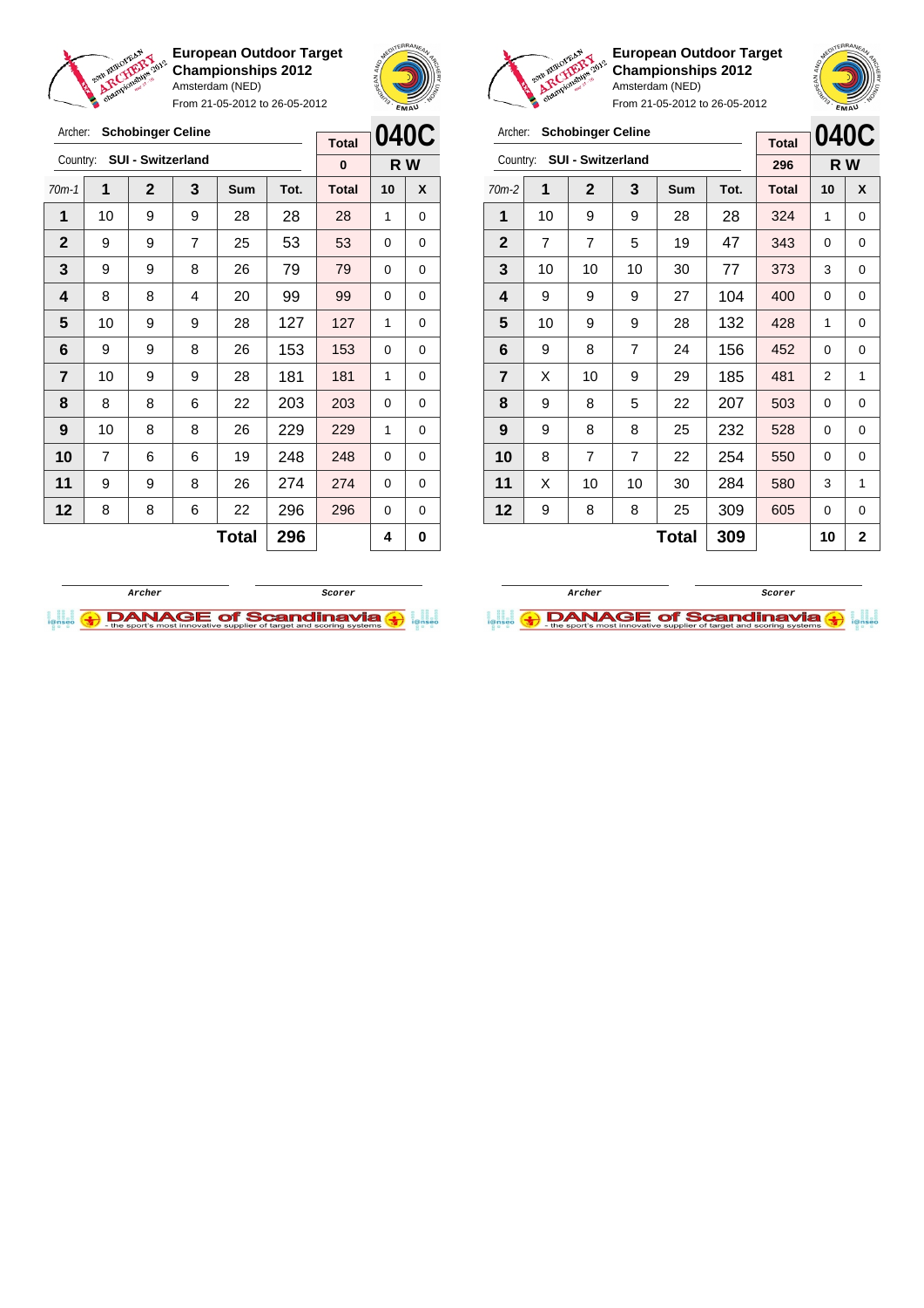**European Outdoor Target Championships 2012**
Amsterdam (NED)
From 21-05-2012 to 26-05-2012

Archer: **Schobinger Celine**
Country: **SUI - Switzerland**

| Total | 040C |
|---|---|
| 0 | R W |

| 70m-1 | 1 | 2 | 3 | Sum | Tot. | Total | 10 | X |
|---|---|---|---|---|---|---|---|---|
| 1 | 10 | 9 | 9 | 28 | 28 | 28 | 1 | 0 |
| 2 | 9 | 9 | 7 | 25 | 53 | 53 | 0 | 0 |
| 3 | 9 | 9 | 8 | 26 | 79 | 79 | 0 | 0 |
| 4 | 8 | 8 | 4 | 20 | 99 | 99 | 0 | 0 |
| 5 | 10 | 9 | 9 | 28 | 127 | 127 | 1 | 0 |
| 6 | 9 | 9 | 8 | 26 | 153 | 153 | 0 | 0 |
| 7 | 10 | 9 | 9 | 28 | 181 | 181 | 1 | 0 |
| 8 | 8 | 8 | 6 | 22 | 203 | 203 | 0 | 0 |
| 9 | 10 | 8 | 8 | 26 | 229 | 229 | 1 | 0 |
| 10 | 7 | 6 | 6 | 19 | 248 | 248 | 0 | 0 |
| 11 | 9 | 9 | 8 | 26 | 274 | 274 | 0 | 0 |
| 12 | 8 | 8 | 6 | 22 | 296 | 296 | 0 | 0 |
| | | | | **Total** | **296** | | **4** | **0** |

Archer | Scorer

---

**European Outdoor Target Championships 2012**
Amsterdam (NED)
From 21-05-2012 to 26-05-2012

Archer: **Schobinger Celine**
Country: **SUI - Switzerland**

| Total | 040C |
|---|---|
| 296 | R W |

| 70m-2 | 1 | 2 | 3 | Sum | Tot. | Total | 10 | X |
|---|---|---|---|---|---|---|---|---|
| 1 | 10 | 9 | 9 | 28 | 28 | 324 | 1 | 0 |
| 2 | 7 | 7 | 5 | 19 | 47 | 343 | 0 | 0 |
| 3 | 10 | 10 | 10 | 30 | 77 | 373 | 3 | 0 |
| 4 | 9 | 9 | 9 | 27 | 104 | 400 | 0 | 0 |
| 5 | 10 | 9 | 9 | 28 | 132 | 428 | 1 | 0 |
| 6 | 9 | 8 | 7 | 24 | 156 | 452 | 0 | 0 |
| 7 | X | 10 | 9 | 29 | 185 | 481 | 2 | 1 |
| 8 | 9 | 8 | 5 | 22 | 207 | 503 | 0 | 0 |
| 9 | 9 | 8 | 8 | 25 | 232 | 528 | 0 | 0 |
| 10 | 8 | 7 | 7 | 22 | 254 | 550 | 0 | 0 |
| 11 | X | 10 | 10 | 30 | 284 | 580 | 3 | 1 |
| 12 | 9 | 8 | 8 | 25 | 309 | 605 | 0 | 0 |
| | | | | **Total** | **309** | | **10** | **2** |

Archer | Scorer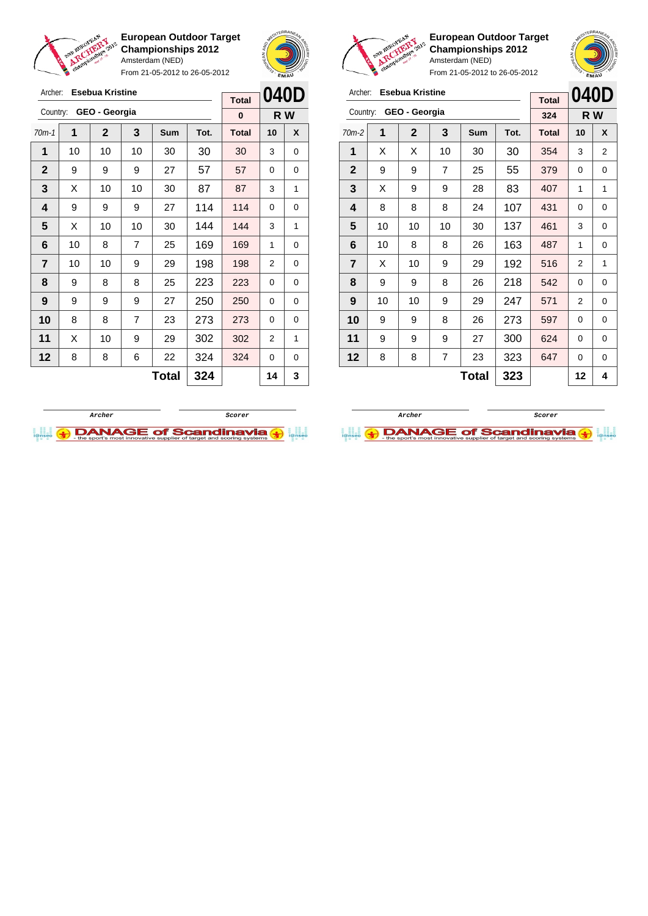**European Outdoor Target Championships 2012**
Amsterdam (NED)
From 21-05-2012 to 26-05-2012

Archer: **Esebua Kristine**
Country: **GEO - Georgia**

**040D** — R W

| 70m-1 | 1 | 2 | 3 | Sum | Tot. | Total | 10 | X |
|---|---|---|---|---|---|---|---|---|
| | | | | | | 0 | | |
| 1 | 10 | 10 | 10 | 30 | 30 | 30 | 3 | 0 |
| 2 | 9 | 9 | 9 | 27 | 57 | 57 | 0 | 0 |
| 3 | X | 10 | 10 | 30 | 87 | 87 | 3 | 1 |
| 4 | 9 | 9 | 9 | 27 | 114 | 114 | 0 | 0 |
| 5 | X | 10 | 10 | 30 | 144 | 144 | 3 | 1 |
| 6 | 10 | 8 | 7 | 25 | 169 | 169 | 1 | 0 |
| 7 | 10 | 10 | 9 | 29 | 198 | 198 | 2 | 0 |
| 8 | 9 | 8 | 8 | 25 | 223 | 223 | 0 | 0 |
| 9 | 9 | 9 | 9 | 27 | 250 | 250 | 0 | 0 |
| 10 | 8 | 8 | 7 | 23 | 273 | 273 | 0 | 0 |
| 11 | X | 10 | 9 | 29 | 302 | 302 | 2 | 1 |
| 12 | 8 | 8 | 6 | 22 | 324 | 324 | 0 | 0 |
| | | | | **Total** | **324** | | **14** | **3** |

Archer — Scorer

**European Outdoor Target Championships 2012**
Amsterdam (NED)
From 21-05-2012 to 26-05-2012

Archer: **Esebua Kristine**
Country: **GEO - Georgia**

**040D** — R W

| 70m-2 | 1 | 2 | 3 | Sum | Tot. | Total | 10 | X |
|---|---|---|---|---|---|---|---|---|
| | | | | | | 324 | | |
| 1 | X | X | 10 | 30 | 30 | 354 | 3 | 2 |
| 2 | 9 | 9 | 7 | 25 | 55 | 379 | 0 | 0 |
| 3 | X | 9 | 9 | 28 | 83 | 407 | 1 | 1 |
| 4 | 8 | 8 | 8 | 24 | 107 | 431 | 0 | 0 |
| 5 | 10 | 10 | 10 | 30 | 137 | 461 | 3 | 0 |
| 6 | 10 | 8 | 8 | 26 | 163 | 487 | 1 | 0 |
| 7 | X | 10 | 9 | 29 | 192 | 516 | 2 | 1 |
| 8 | 9 | 9 | 8 | 26 | 218 | 542 | 0 | 0 |
| 9 | 10 | 10 | 9 | 29 | 247 | 571 | 2 | 0 |
| 10 | 9 | 9 | 8 | 26 | 273 | 597 | 0 | 0 |
| 11 | 9 | 9 | 9 | 27 | 300 | 624 | 0 | 0 |
| 12 | 8 | 8 | 7 | 23 | 323 | 647 | 0 | 0 |
| | | | | **Total** | **323** | | **12** | **4** |

Archer — Scorer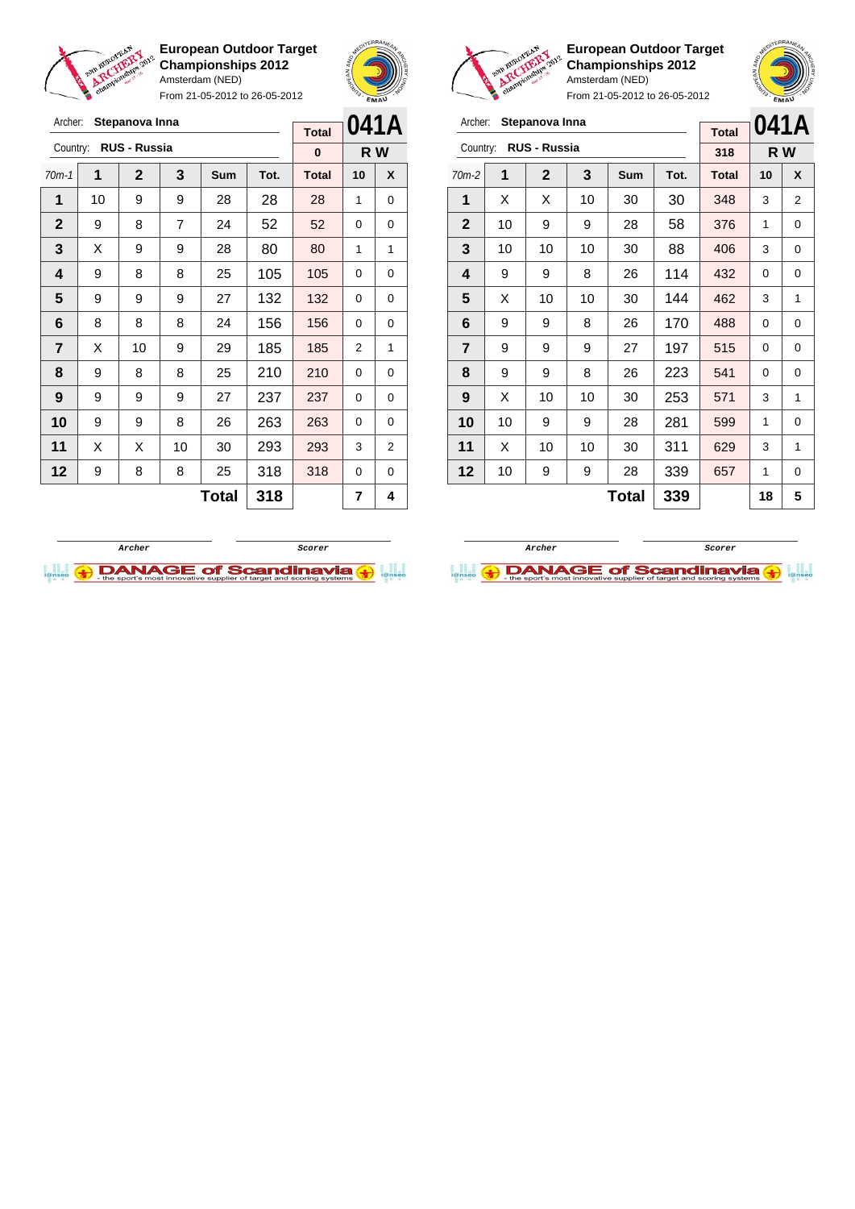**European Outdoor Target Championships 2012**
Amsterdam (NED)
From 21-05-2012 to 26-05-2012

Archer: **Stepanova Inna**
Country: **RUS - Russia**

| Total | 041A |
|---|---|
| 0 | R W |

| 70m-1 | 1 | 2 | 3 | Sum | Tot. | Total | 10 | X |
|---|---|---|---|---|---|---|---|---|
| 1 | 10 | 9 | 9 | 28 | 28 | 28 | 1 | 0 |
| 2 | 9 | 8 | 7 | 24 | 52 | 52 | 0 | 0 |
| 3 | X | 9 | 9 | 28 | 80 | 80 | 1 | 1 |
| 4 | 9 | 8 | 8 | 25 | 105 | 105 | 0 | 0 |
| 5 | 9 | 9 | 9 | 27 | 132 | 132 | 0 | 0 |
| 6 | 8 | 8 | 8 | 24 | 156 | 156 | 0 | 0 |
| 7 | X | 10 | 9 | 29 | 185 | 185 | 2 | 1 |
| 8 | 9 | 8 | 8 | 25 | 210 | 210 | 0 | 0 |
| 9 | 9 | 9 | 9 | 27 | 237 | 237 | 0 | 0 |
| 10 | 9 | 9 | 8 | 26 | 263 | 263 | 0 | 0 |
| 11 | X | X | 10 | 30 | 293 | 293 | 3 | 2 |
| 12 | 9 | 8 | 8 | 25 | 318 | 318 | 0 | 0 |
| | | | | **Total** | **318** | | **7** | **4** |

Archer | Scorer

**European Outdoor Target Championships 2012**
Amsterdam (NED)
From 21-05-2012 to 26-05-2012

Archer: **Stepanova Inna**
Country: **RUS - Russia**

| Total | 041A |
|---|---|
| 318 | R W |

| 70m-2 | 1 | 2 | 3 | Sum | Tot. | Total | 10 | X |
|---|---|---|---|---|---|---|---|---|
| 1 | X | X | 10 | 30 | 30 | 348 | 3 | 2 |
| 2 | 10 | 9 | 9 | 28 | 58 | 376 | 1 | 0 |
| 3 | 10 | 10 | 10 | 30 | 88 | 406 | 3 | 0 |
| 4 | 9 | 9 | 8 | 26 | 114 | 432 | 0 | 0 |
| 5 | X | 10 | 10 | 30 | 144 | 462 | 3 | 1 |
| 6 | 9 | 9 | 8 | 26 | 170 | 488 | 0 | 0 |
| 7 | 9 | 9 | 9 | 27 | 197 | 515 | 0 | 0 |
| 8 | 9 | 9 | 8 | 26 | 223 | 541 | 0 | 0 |
| 9 | X | 10 | 10 | 30 | 253 | 571 | 3 | 1 |
| 10 | 10 | 9 | 9 | 28 | 281 | 599 | 1 | 0 |
| 11 | X | 10 | 10 | 30 | 311 | 629 | 3 | 1 |
| 12 | 10 | 9 | 9 | 28 | 339 | 657 | 1 | 0 |
| | | | | **Total** | **339** | | **18** | **5** |

Archer | Scorer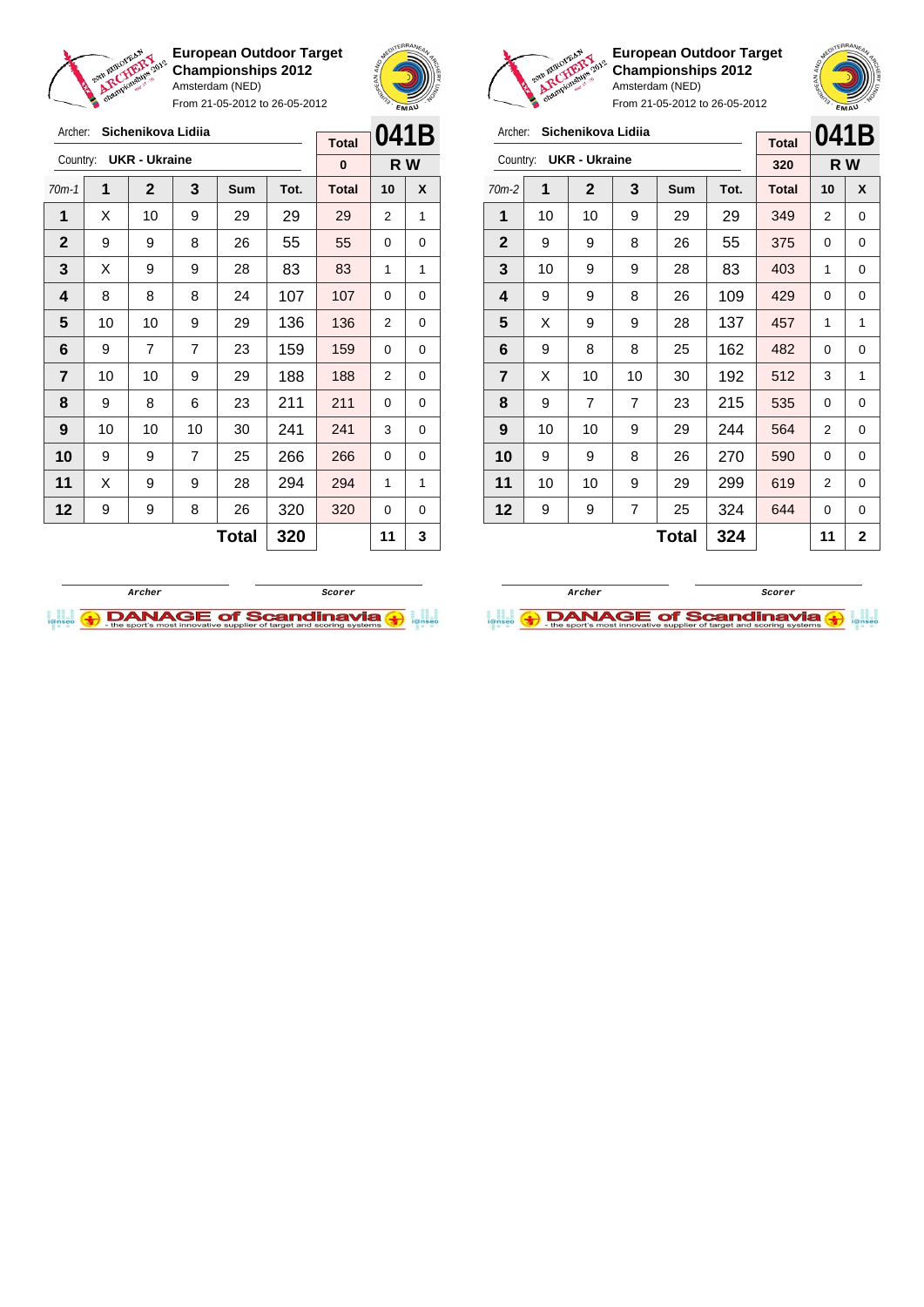**European Outdoor Target Championships 2012**
Amsterdam (NED)
From 21-05-2012 to 26-05-2012

Archer: **Sichenikova Lidiia**
Country: **UKR - Ukraine**

**041B** — **R W**

| 70m-1 | 1 | 2 | 3 | Sum | Tot. | Total | 10 | X |
|---|---|---|---|---|---|---|---|---|
| | | | | | | 0 | | |
| 1 | X | 10 | 9 | 29 | 29 | 29 | 2 | 1 |
| 2 | 9 | 9 | 8 | 26 | 55 | 55 | 0 | 0 |
| 3 | X | 9 | 9 | 28 | 83 | 83 | 1 | 1 |
| 4 | 8 | 8 | 8 | 24 | 107 | 107 | 0 | 0 |
| 5 | 10 | 10 | 9 | 29 | 136 | 136 | 2 | 0 |
| 6 | 9 | 7 | 7 | 23 | 159 | 159 | 0 | 0 |
| 7 | 10 | 10 | 9 | 29 | 188 | 188 | 2 | 0 |
| 8 | 9 | 8 | 6 | 23 | 211 | 211 | 0 | 0 |
| 9 | 10 | 10 | 10 | 30 | 241 | 241 | 3 | 0 |
| 10 | 9 | 9 | 7 | 25 | 266 | 266 | 0 | 0 |
| 11 | X | 9 | 9 | 28 | 294 | 294 | 1 | 1 |
| 12 | 9 | 9 | 8 | 26 | 320 | 320 | 0 | 0 |
| | | | | Total | 320 | | 11 | 3 |

Archer　　　　Scorer

**European Outdoor Target Championships 2012**
Amsterdam (NED)
From 21-05-2012 to 26-05-2012

Archer: **Sichenikova Lidiia**
Country: **UKR - Ukraine**

**041B** — **R W**

| 70m-2 | 1 | 2 | 3 | Sum | Tot. | Total | 10 | X |
|---|---|---|---|---|---|---|---|---|
| | | | | | | 320 | | |
| 1 | 10 | 10 | 9 | 29 | 29 | 349 | 2 | 0 |
| 2 | 9 | 9 | 8 | 26 | 55 | 375 | 0 | 0 |
| 3 | 10 | 9 | 9 | 28 | 83 | 403 | 1 | 0 |
| 4 | 9 | 9 | 8 | 26 | 109 | 429 | 0 | 0 |
| 5 | X | 9 | 9 | 28 | 137 | 457 | 1 | 1 |
| 6 | 9 | 8 | 8 | 25 | 162 | 482 | 0 | 0 |
| 7 | X | 10 | 10 | 30 | 192 | 512 | 3 | 1 |
| 8 | 9 | 7 | 7 | 23 | 215 | 535 | 0 | 0 |
| 9 | 10 | 10 | 9 | 29 | 244 | 564 | 2 | 0 |
| 10 | 9 | 9 | 8 | 26 | 270 | 590 | 0 | 0 |
| 11 | 10 | 10 | 9 | 29 | 299 | 619 | 2 | 0 |
| 12 | 9 | 9 | 7 | 25 | 324 | 644 | 0 | 0 |
| | | | | Total | 324 | | 11 | 2 |

Archer　　　　Scorer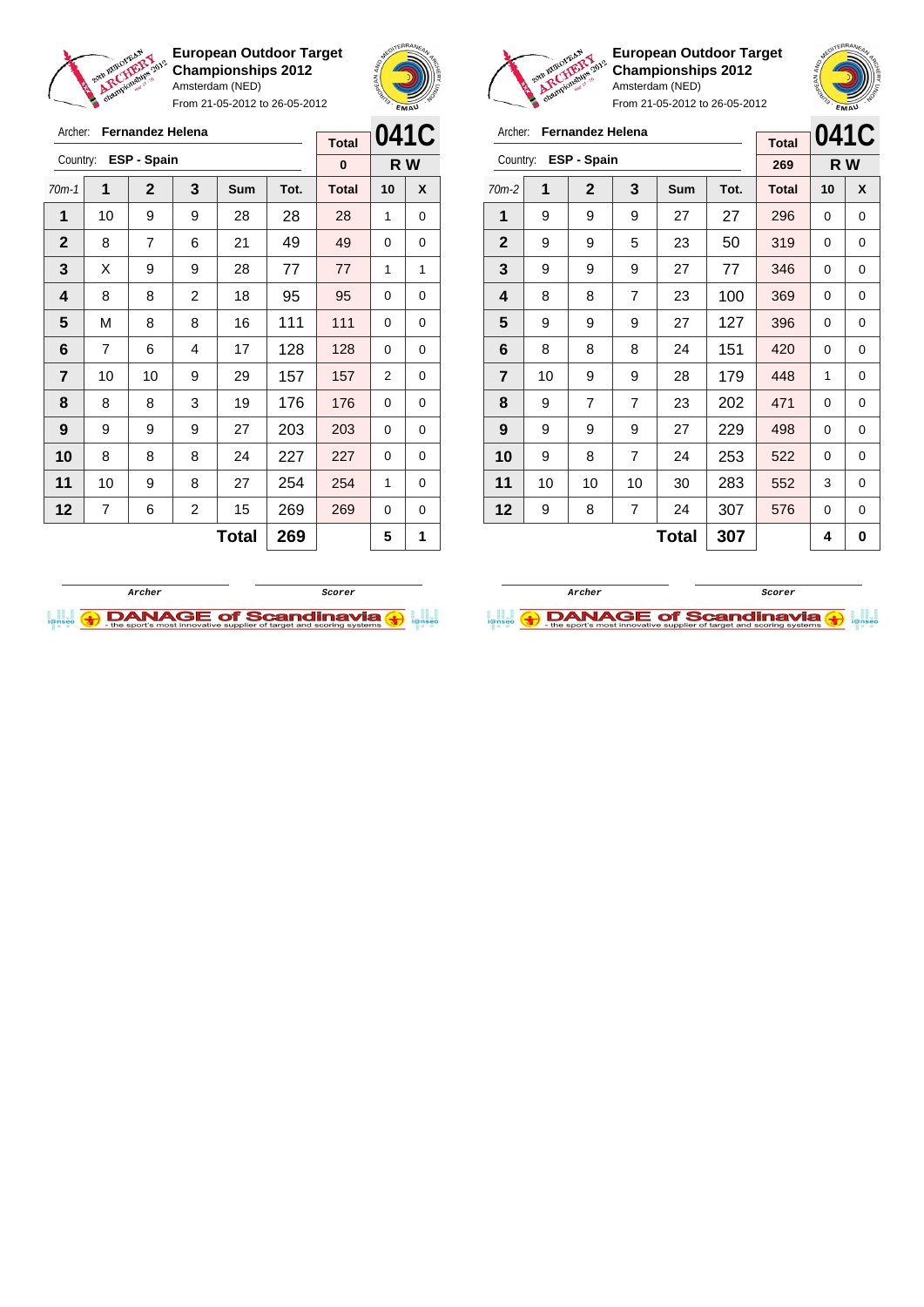**European Outdoor Target Championships 2012**
Amsterdam (NED)
From 21-05-2012 to 26-05-2012

Archer: **Fernandez Helena**
Country: **ESP - Spain**

| | | | | | | Total | 041C | |
|---|---|---|---|---|---|---|---|---|
| | | | | | | 0 | R W | |
| 70m-1 | 1 | 2 | 3 | Sum | Tot. | Total | 10 | X |
| 1 | 10 | 9 | 9 | 28 | 28 | 28 | 1 | 0 |
| 2 | 8 | 7 | 6 | 21 | 49 | 49 | 0 | 0 |
| 3 | X | 9 | 9 | 28 | 77 | 77 | 1 | 1 |
| 4 | 8 | 8 | 2 | 18 | 95 | 95 | 0 | 0 |
| 5 | M | 8 | 8 | 16 | 111 | 111 | 0 | 0 |
| 6 | 7 | 6 | 4 | 17 | 128 | 128 | 0 | 0 |
| 7 | 10 | 10 | 9 | 29 | 157 | 157 | 2 | 0 |
| 8 | 8 | 8 | 3 | 19 | 176 | 176 | 0 | 0 |
| 9 | 9 | 9 | 9 | 27 | 203 | 203 | 0 | 0 |
| 10 | 8 | 8 | 8 | 24 | 227 | 227 | 0 | 0 |
| 11 | 10 | 9 | 8 | 27 | 254 | 254 | 1 | 0 |
| 12 | 7 | 6 | 2 | 15 | 269 | 269 | 0 | 0 |
| | | | | Total | 269 | | 5 | 1 |

Archer　　　Scorer

**European Outdoor Target Championships 2012**
Amsterdam (NED)
From 21-05-2012 to 26-05-2012

Archer: **Fernandez Helena**
Country: **ESP - Spain**

| | | | | | | Total | 041C | |
|---|---|---|---|---|---|---|---|---|
| | | | | | | 269 | R W | |
| 70m-2 | 1 | 2 | 3 | Sum | Tot. | Total | 10 | X |
| 1 | 9 | 9 | 9 | 27 | 27 | 296 | 0 | 0 |
| 2 | 9 | 9 | 5 | 23 | 50 | 319 | 0 | 0 |
| 3 | 9 | 9 | 9 | 27 | 77 | 346 | 0 | 0 |
| 4 | 8 | 8 | 7 | 23 | 100 | 369 | 0 | 0 |
| 5 | 9 | 9 | 9 | 27 | 127 | 396 | 0 | 0 |
| 6 | 8 | 8 | 8 | 24 | 151 | 420 | 0 | 0 |
| 7 | 10 | 9 | 9 | 28 | 179 | 448 | 1 | 0 |
| 8 | 9 | 7 | 7 | 23 | 202 | 471 | 0 | 0 |
| 9 | 9 | 9 | 9 | 27 | 229 | 498 | 0 | 0 |
| 10 | 9 | 8 | 7 | 24 | 253 | 522 | 0 | 0 |
| 11 | 10 | 10 | 10 | 30 | 283 | 552 | 3 | 0 |
| 12 | 9 | 8 | 7 | 24 | 307 | 576 | 0 | 0 |
| | | | | Total | 307 | | 4 | 0 |

Archer　　　Scorer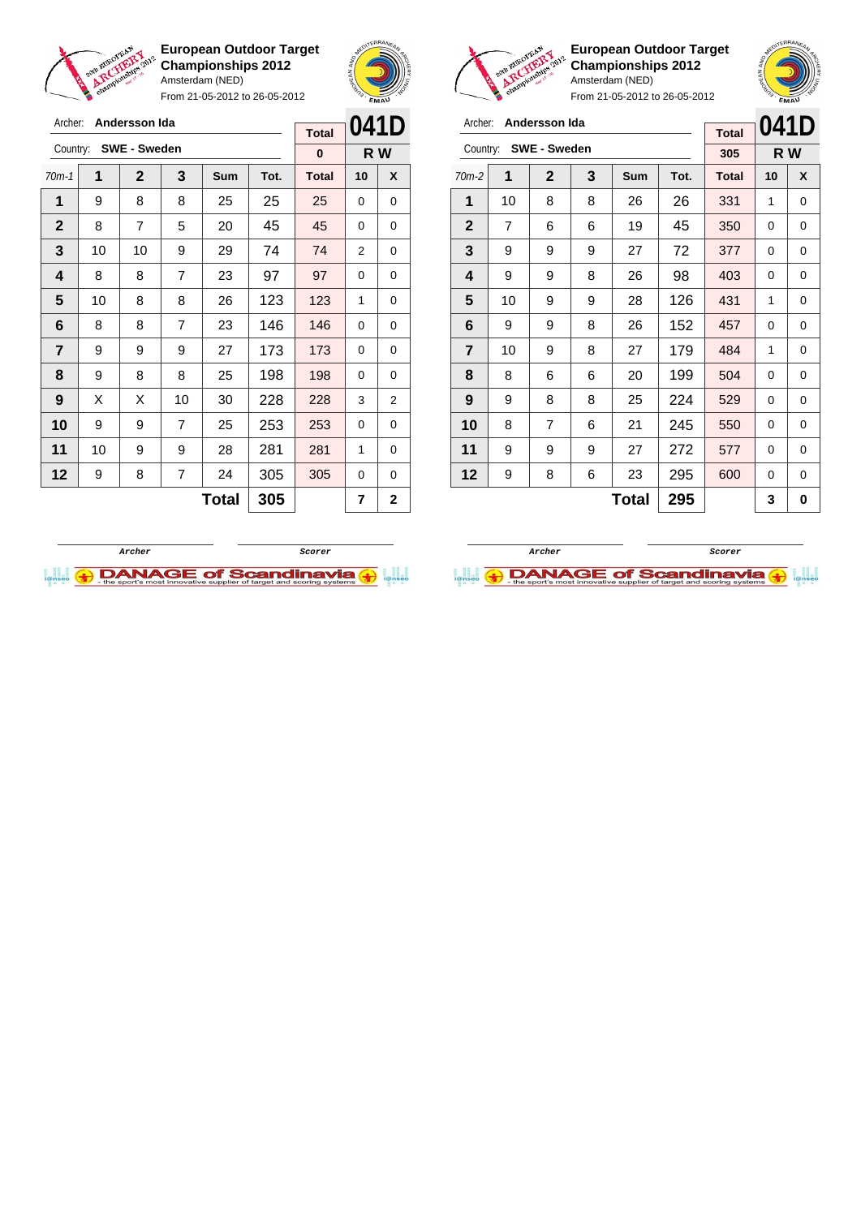**European Outdoor Target Championships 2012**
Amsterdam (NED)
From 21-05-2012 to 26-05-2012

Archer: **Andersson Ida**
Country: **SWE - Sweden**

**041D**
**R W**

| 70m-1 | 1 | 2 | 3 | Sum | Tot. | Total | 10 | X |
|---|---|---|---|---|---|---|---|---|
| | | | | | | 0 | | |
| 1 | 9 | 8 | 8 | 25 | 25 | 25 | 0 | 0 |
| 2 | 8 | 7 | 5 | 20 | 45 | 45 | 0 | 0 |
| 3 | 10 | 10 | 9 | 29 | 74 | 74 | 2 | 0 |
| 4 | 8 | 8 | 7 | 23 | 97 | 97 | 0 | 0 |
| 5 | 10 | 8 | 8 | 26 | 123 | 123 | 1 | 0 |
| 6 | 8 | 8 | 7 | 23 | 146 | 146 | 0 | 0 |
| 7 | 9 | 9 | 9 | 27 | 173 | 173 | 0 | 0 |
| 8 | 9 | 8 | 8 | 25 | 198 | 198 | 0 | 0 |
| 9 | X | X | 10 | 30 | 228 | 228 | 3 | 2 |
| 10 | 9 | 9 | 7 | 25 | 253 | 253 | 0 | 0 |
| 11 | 10 | 9 | 9 | 28 | 281 | 281 | 1 | 0 |
| 12 | 9 | 8 | 7 | 24 | 305 | 305 | 0 | 0 |
| | | | | **Total** | **305** | | **7** | **2** |

Archer / Scorer

**European Outdoor Target Championships 2012**
Amsterdam (NED)
From 21-05-2012 to 26-05-2012

Archer: **Andersson Ida**
Country: **SWE - Sweden**

**041D**
**R W**

| 70m-2 | 1 | 2 | 3 | Sum | Tot. | Total | 10 | X |
|---|---|---|---|---|---|---|---|---|
| | | | | | | 305 | | |
| 1 | 10 | 8 | 8 | 26 | 26 | 331 | 1 | 0 |
| 2 | 7 | 6 | 6 | 19 | 45 | 350 | 0 | 0 |
| 3 | 9 | 9 | 9 | 27 | 72 | 377 | 0 | 0 |
| 4 | 9 | 9 | 8 | 26 | 98 | 403 | 0 | 0 |
| 5 | 10 | 9 | 9 | 28 | 126 | 431 | 1 | 0 |
| 6 | 9 | 9 | 8 | 26 | 152 | 457 | 0 | 0 |
| 7 | 10 | 9 | 8 | 27 | 179 | 484 | 1 | 0 |
| 8 | 8 | 6 | 6 | 20 | 199 | 504 | 0 | 0 |
| 9 | 9 | 8 | 8 | 25 | 224 | 529 | 0 | 0 |
| 10 | 8 | 7 | 6 | 21 | 245 | 550 | 0 | 0 |
| 11 | 9 | 9 | 9 | 27 | 272 | 577 | 0 | 0 |
| 12 | 9 | 8 | 6 | 23 | 295 | 600 | 0 | 0 |
| | | | | **Total** | **295** | | **3** | **0** |

Archer / Scorer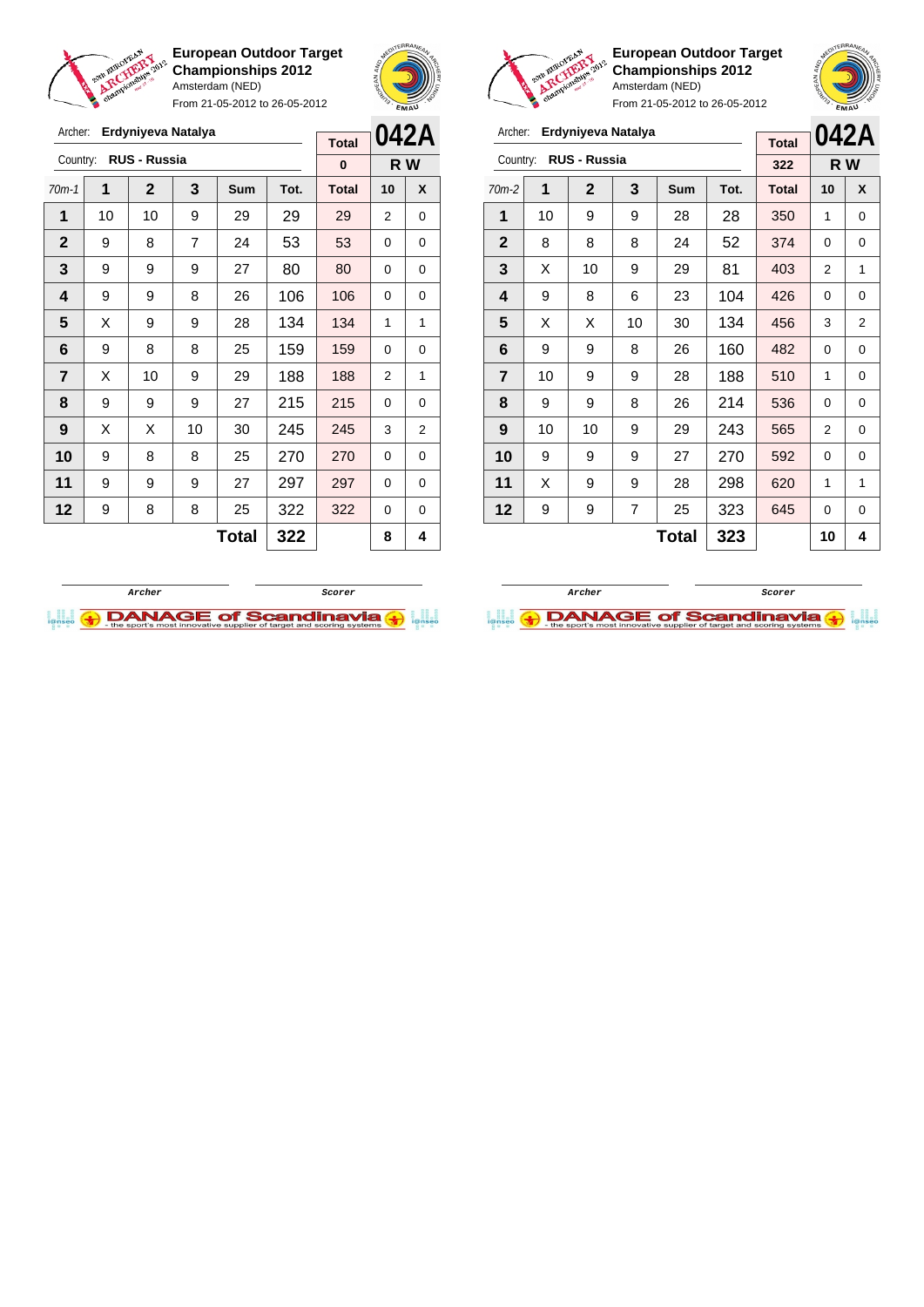**European Outdoor Target Championships 2012**
Amsterdam (NED)
From 21-05-2012 to 26-05-2012

Archer: **Erdyniyeva Natalya**
Country: **RUS - Russia**

| Total | 042A |
| --- | --- |
| 0 | R W |

| 70m-1 | 1 | 2 | 3 | Sum | Tot. | Total | 10 | X |
| --- | --- | --- | --- | --- | --- | --- | --- | --- |
| 1 | 10 | 10 | 9 | 29 | 29 | 29 | 2 | 0 |
| 2 | 9 | 8 | 7 | 24 | 53 | 53 | 0 | 0 |
| 3 | 9 | 9 | 9 | 27 | 80 | 80 | 0 | 0 |
| 4 | 9 | 9 | 8 | 26 | 106 | 106 | 0 | 0 |
| 5 | X | 9 | 9 | 28 | 134 | 134 | 1 | 1 |
| 6 | 9 | 8 | 8 | 25 | 159 | 159 | 0 | 0 |
| 7 | X | 10 | 9 | 29 | 188 | 188 | 2 | 1 |
| 8 | 9 | 9 | 9 | 27 | 215 | 215 | 0 | 0 |
| 9 | X | X | 10 | 30 | 245 | 245 | 3 | 2 |
| 10 | 9 | 8 | 8 | 25 | 270 | 270 | 0 | 0 |
| 11 | 9 | 9 | 9 | 27 | 297 | 297 | 0 | 0 |
| 12 | 9 | 8 | 8 | 25 | 322 | 322 | 0 | 0 |
| | | | | **Total** | **322** | | **8** | **4** |

Archer — Scorer

**European Outdoor Target Championships 2012**
Amsterdam (NED)
From 21-05-2012 to 26-05-2012

Archer: **Erdyniyeva Natalya**
Country: **RUS - Russia**

| Total | 042A |
| --- | --- |
| 322 | R W |

| 70m-2 | 1 | 2 | 3 | Sum | Tot. | Total | 10 | X |
| --- | --- | --- | --- | --- | --- | --- | --- | --- |
| 1 | 10 | 9 | 9 | 28 | 28 | 350 | 1 | 0 |
| 2 | 8 | 8 | 8 | 24 | 52 | 374 | 0 | 0 |
| 3 | X | 10 | 9 | 29 | 81 | 403 | 2 | 1 |
| 4 | 9 | 8 | 6 | 23 | 104 | 426 | 0 | 0 |
| 5 | X | X | 10 | 30 | 134 | 456 | 3 | 2 |
| 6 | 9 | 9 | 8 | 26 | 160 | 482 | 0 | 0 |
| 7 | 10 | 9 | 9 | 28 | 188 | 510 | 1 | 0 |
| 8 | 9 | 9 | 8 | 26 | 214 | 536 | 0 | 0 |
| 9 | 10 | 10 | 9 | 29 | 243 | 565 | 2 | 0 |
| 10 | 9 | 9 | 9 | 27 | 270 | 592 | 0 | 0 |
| 11 | X | 9 | 9 | 28 | 298 | 620 | 1 | 1 |
| 12 | 9 | 9 | 7 | 25 | 323 | 645 | 0 | 0 |
| | | | | **Total** | **323** | | **10** | **4** |

Archer — Scorer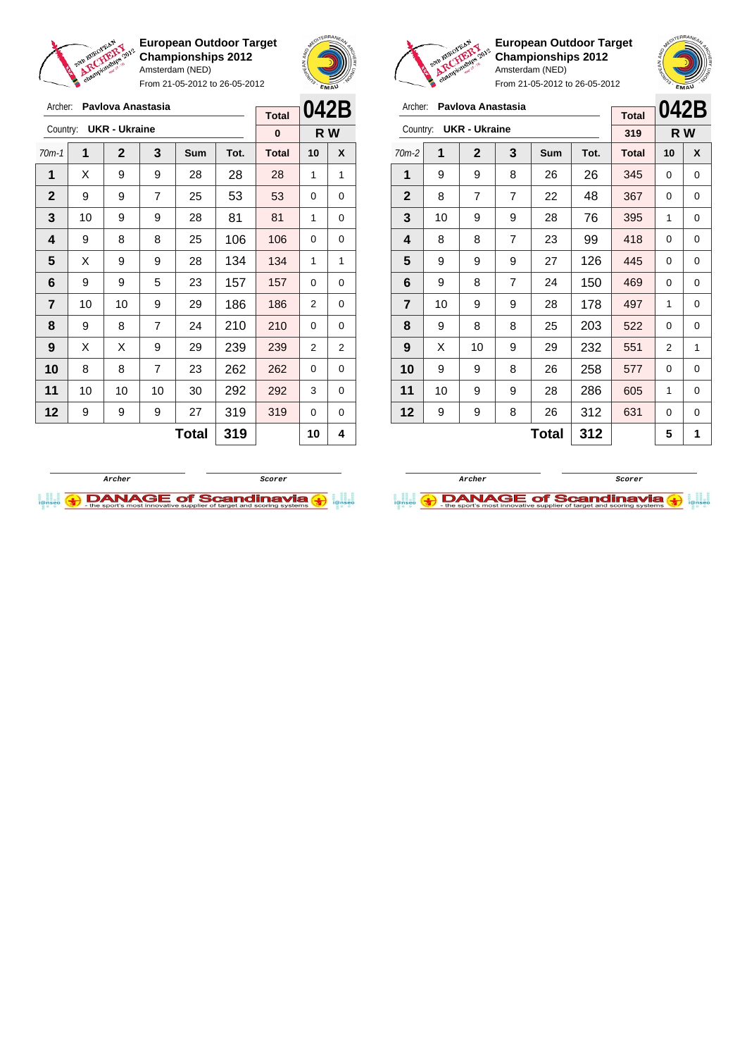**European Outdoor Target Championships 2012**
Amsterdam (NED)
From 21-05-2012 to 26-05-2012

Archer: **Pavlova Anastasia**
Country: **UKR - Ukraine**

| Total | 042B |
|---|---|
| 0 | R W |

| 70m-1 | 1 | 2 | 3 | Sum | Tot. | Total | 10 | X |
|---|---|---|---|---|---|---|---|---|
| 1 | X | 9 | 9 | 28 | 28 | 28 | 1 | 1 |
| 2 | 9 | 9 | 7 | 25 | 53 | 53 | 0 | 0 |
| 3 | 10 | 9 | 9 | 28 | 81 | 81 | 1 | 0 |
| 4 | 9 | 8 | 8 | 25 | 106 | 106 | 0 | 0 |
| 5 | X | 9 | 9 | 28 | 134 | 134 | 1 | 1 |
| 6 | 9 | 9 | 5 | 23 | 157 | 157 | 0 | 0 |
| 7 | 10 | 10 | 9 | 29 | 186 | 186 | 2 | 0 |
| 8 | 9 | 8 | 7 | 24 | 210 | 210 | 0 | 0 |
| 9 | X | X | 9 | 29 | 239 | 239 | 2 | 2 |
| 10 | 8 | 8 | 7 | 23 | 262 | 262 | 0 | 0 |
| 11 | 10 | 10 | 10 | 30 | 292 | 292 | 3 | 0 |
| 12 | 9 | 9 | 9 | 27 | 319 | 319 | 0 | 0 |
| | | | | **Total** | **319** | | **10** | **4** |

Archer / Scorer

**European Outdoor Target Championships 2012**
Amsterdam (NED)
From 21-05-2012 to 26-05-2012

Archer: **Pavlova Anastasia**
Country: **UKR - Ukraine**

| Total | 042B |
|---|---|
| 319 | R W |

| 70m-2 | 1 | 2 | 3 | Sum | Tot. | Total | 10 | X |
|---|---|---|---|---|---|---|---|---|
| 1 | 9 | 9 | 8 | 26 | 26 | 345 | 0 | 0 |
| 2 | 8 | 7 | 7 | 22 | 48 | 367 | 0 | 0 |
| 3 | 10 | 9 | 9 | 28 | 76 | 395 | 1 | 0 |
| 4 | 8 | 8 | 7 | 23 | 99 | 418 | 0 | 0 |
| 5 | 9 | 9 | 9 | 27 | 126 | 445 | 0 | 0 |
| 6 | 9 | 8 | 7 | 24 | 150 | 469 | 0 | 0 |
| 7 | 10 | 9 | 9 | 28 | 178 | 497 | 1 | 0 |
| 8 | 9 | 8 | 8 | 25 | 203 | 522 | 0 | 0 |
| 9 | X | 10 | 9 | 29 | 232 | 551 | 2 | 1 |
| 10 | 9 | 9 | 8 | 26 | 258 | 577 | 0 | 0 |
| 11 | 10 | 9 | 9 | 28 | 286 | 605 | 1 | 0 |
| 12 | 9 | 9 | 8 | 26 | 312 | 631 | 0 | 0 |
| | | | | **Total** | **312** | | **5** | **1** |

Archer / Scorer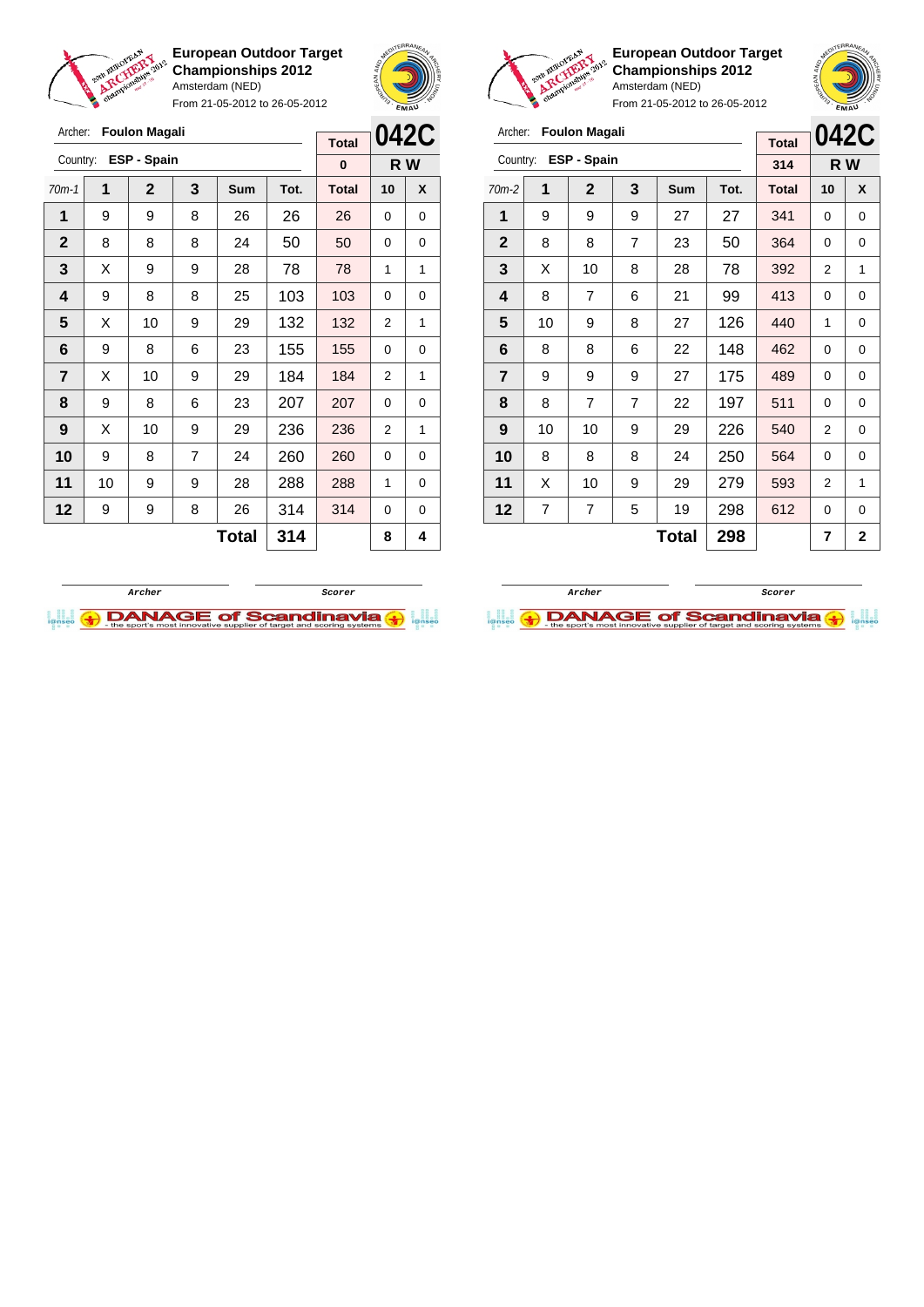## European Outdoor Target Championships 2012

Amsterdam (NED)

From 21-05-2012 to 26-05-2012

Archer: **Foulon Magali**

Country: **ESP - Spain**

**042C** — **R W**

| 70m-1 | 1 | 2 | 3 | Sum | Tot. | Total | 10 | X |
|---|---|---|---|---|---|---|---|---|
| | | | | | | 0 | | |
| 1 | 9 | 9 | 8 | 26 | 26 | 26 | 0 | 0 |
| 2 | 8 | 8 | 8 | 24 | 50 | 50 | 0 | 0 |
| 3 | X | 9 | 9 | 28 | 78 | 78 | 1 | 1 |
| 4 | 9 | 8 | 8 | 25 | 103 | 103 | 0 | 0 |
| 5 | X | 10 | 9 | 29 | 132 | 132 | 2 | 1 |
| 6 | 9 | 8 | 6 | 23 | 155 | 155 | 0 | 0 |
| 7 | X | 10 | 9 | 29 | 184 | 184 | 2 | 1 |
| 8 | 9 | 8 | 6 | 23 | 207 | 207 | 0 | 0 |
| 9 | X | 10 | 9 | 29 | 236 | 236 | 2 | 1 |
| 10 | 9 | 8 | 7 | 24 | 260 | 260 | 0 | 0 |
| 11 | 10 | 9 | 9 | 28 | 288 | 288 | 1 | 0 |
| 12 | 9 | 9 | 8 | 26 | 314 | 314 | 0 | 0 |
| | | | | **Total** | **314** | | **8** | **4** |

Archer — Scorer

## European Outdoor Target Championships 2012

Amsterdam (NED)

From 21-05-2012 to 26-05-2012

Archer: **Foulon Magali**

Country: **ESP - Spain**

**042C** — **R W**

| 70m-2 | 1 | 2 | 3 | Sum | Tot. | Total | 10 | X |
|---|---|---|---|---|---|---|---|---|
| | | | | | | 314 | | |
| 1 | 9 | 9 | 9 | 27 | 27 | 341 | 0 | 0 |
| 2 | 8 | 8 | 7 | 23 | 50 | 364 | 0 | 0 |
| 3 | X | 10 | 8 | 28 | 78 | 392 | 2 | 1 |
| 4 | 8 | 7 | 6 | 21 | 99 | 413 | 0 | 0 |
| 5 | 10 | 9 | 8 | 27 | 126 | 440 | 1 | 0 |
| 6 | 8 | 8 | 6 | 22 | 148 | 462 | 0 | 0 |
| 7 | 9 | 9 | 9 | 27 | 175 | 489 | 0 | 0 |
| 8 | 8 | 7 | 7 | 22 | 197 | 511 | 0 | 0 |
| 9 | 10 | 10 | 9 | 29 | 226 | 540 | 2 | 0 |
| 10 | 8 | 8 | 8 | 24 | 250 | 564 | 0 | 0 |
| 11 | X | 10 | 9 | 29 | 279 | 593 | 2 | 1 |
| 12 | 7 | 7 | 5 | 19 | 298 | 612 | 0 | 0 |
| | | | | **Total** | **298** | | **7** | **2** |

Archer — Scorer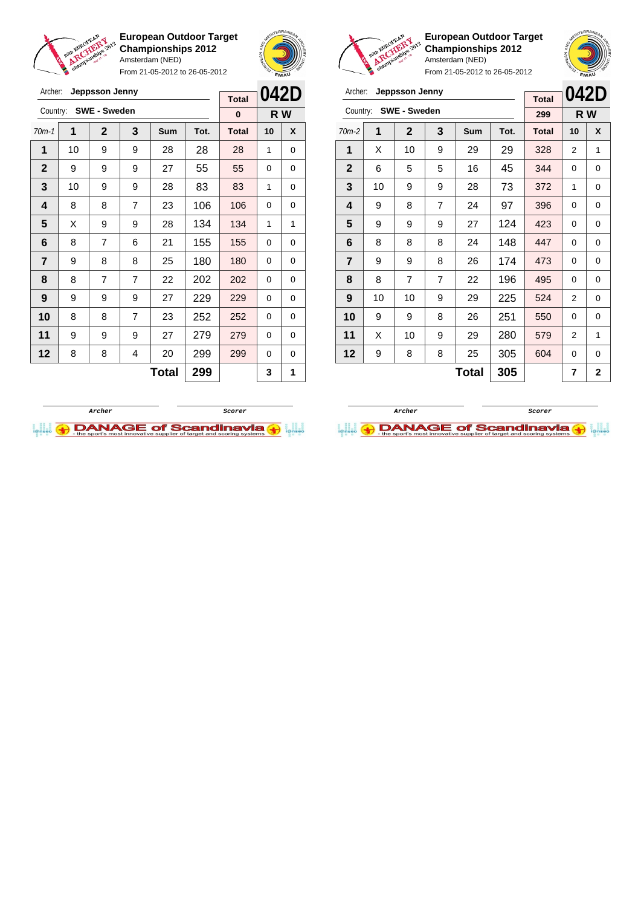**European Outdoor Target Championships 2012**
Amsterdam (NED)
From 21-05-2012 to 26-05-2012

Archer: **Jeppsson Jenny**
Country: **SWE - Sweden**

| Total | 042D |
|---|---|
| 0 | R W |

| 70m-1 | 1 | 2 | 3 | Sum | Tot. | Total | 10 | X |
|---|---|---|---|---|---|---|---|---|
| 1 | 10 | 9 | 9 | 28 | 28 | 28 | 1 | 0 |
| 2 | 9 | 9 | 9 | 27 | 55 | 55 | 0 | 0 |
| 3 | 10 | 9 | 9 | 28 | 83 | 83 | 1 | 0 |
| 4 | 8 | 8 | 7 | 23 | 106 | 106 | 0 | 0 |
| 5 | X | 9 | 9 | 28 | 134 | 134 | 1 | 1 |
| 6 | 8 | 7 | 6 | 21 | 155 | 155 | 0 | 0 |
| 7 | 9 | 8 | 8 | 25 | 180 | 180 | 0 | 0 |
| 8 | 8 | 7 | 7 | 22 | 202 | 202 | 0 | 0 |
| 9 | 9 | 9 | 9 | 27 | 229 | 229 | 0 | 0 |
| 10 | 8 | 8 | 7 | 23 | 252 | 252 | 0 | 0 |
| 11 | 9 | 9 | 9 | 27 | 279 | 279 | 0 | 0 |
| 12 | 8 | 8 | 4 | 20 | 299 | 299 | 0 | 0 |
| | | | | **Total** | **299** | | **3** | **1** |

Archer &nbsp;&nbsp;&nbsp;&nbsp; Scorer

**European Outdoor Target Championships 2012**
Amsterdam (NED)
From 21-05-2012 to 26-05-2012

Archer: **Jeppsson Jenny**
Country: **SWE - Sweden**

| Total | 042D |
|---|---|
| 299 | R W |

| 70m-2 | 1 | 2 | 3 | Sum | Tot. | Total | 10 | X |
|---|---|---|---|---|---|---|---|---|
| 1 | X | 10 | 9 | 29 | 29 | 328 | 2 | 1 |
| 2 | 6 | 5 | 5 | 16 | 45 | 344 | 0 | 0 |
| 3 | 10 | 9 | 9 | 28 | 73 | 372 | 1 | 0 |
| 4 | 9 | 8 | 7 | 24 | 97 | 396 | 0 | 0 |
| 5 | 9 | 9 | 9 | 27 | 124 | 423 | 0 | 0 |
| 6 | 8 | 8 | 8 | 24 | 148 | 447 | 0 | 0 |
| 7 | 9 | 9 | 8 | 26 | 174 | 473 | 0 | 0 |
| 8 | 8 | 7 | 7 | 22 | 196 | 495 | 0 | 0 |
| 9 | 10 | 10 | 9 | 29 | 225 | 524 | 2 | 0 |
| 10 | 9 | 9 | 8 | 26 | 251 | 550 | 0 | 0 |
| 11 | X | 10 | 9 | 29 | 280 | 579 | 2 | 1 |
| 12 | 9 | 8 | 8 | 25 | 305 | 604 | 0 | 0 |
| | | | | **Total** | **305** | | **7** | **2** |

Archer &nbsp;&nbsp;&nbsp;&nbsp; Scorer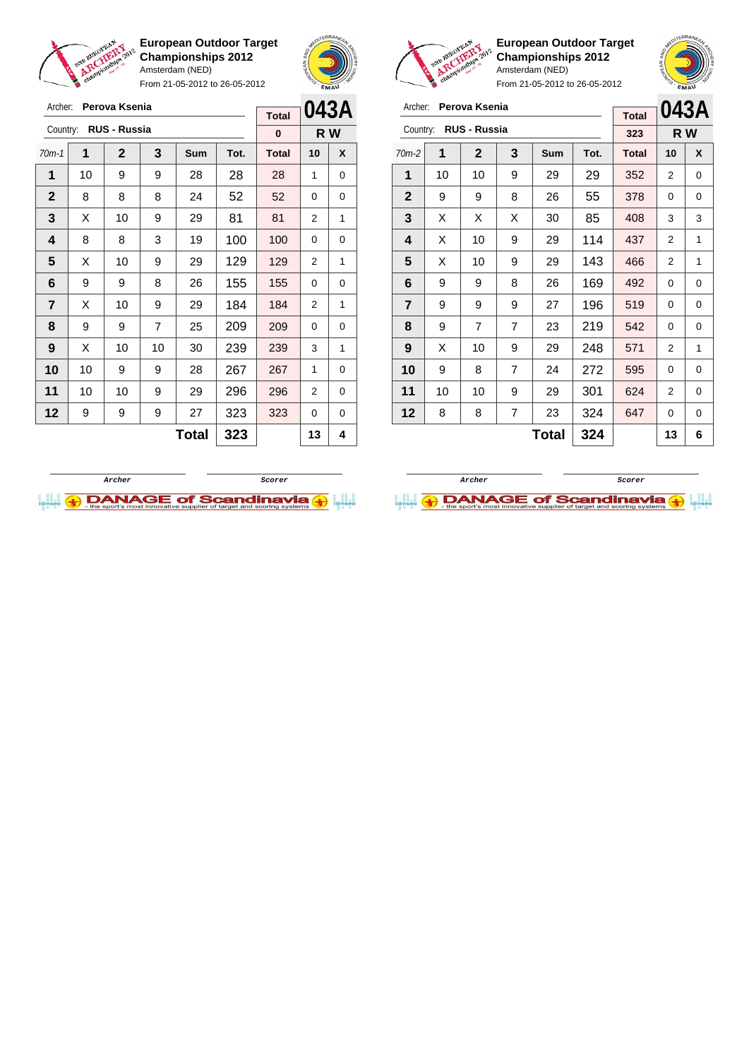## European Outdoor Target Championships 2012

Amsterdam (NED)

From 21-05-2012 to 26-05-2012

Archer: **Perova Ksenia**

Country: **RUS - Russia**

**043A** — R W

| 70m-1 | 1 | 2 | 3 | Sum | Tot. | Total | 10 | X |
|---|---|---|---|---|---|---|---|---|
| | | | | | | 0 | | |
| 1 | 10 | 9 | 9 | 28 | 28 | 28 | 1 | 0 |
| 2 | 8 | 8 | 8 | 24 | 52 | 52 | 0 | 0 |
| 3 | X | 10 | 9 | 29 | 81 | 81 | 2 | 1 |
| 4 | 8 | 8 | 3 | 19 | 100 | 100 | 0 | 0 |
| 5 | X | 10 | 9 | 29 | 129 | 129 | 2 | 1 |
| 6 | 9 | 9 | 8 | 26 | 155 | 155 | 0 | 0 |
| 7 | X | 10 | 9 | 29 | 184 | 184 | 2 | 1 |
| 8 | 9 | 9 | 7 | 25 | 209 | 209 | 0 | 0 |
| 9 | X | 10 | 10 | 30 | 239 | 239 | 3 | 1 |
| 10 | 10 | 9 | 9 | 28 | 267 | 267 | 1 | 0 |
| 11 | 10 | 10 | 9 | 29 | 296 | 296 | 2 | 0 |
| 12 | 9 | 9 | 9 | 27 | 323 | 323 | 0 | 0 |
| | | | | **Total** | **323** | | **13** | **4** |

Archer　　　　Scorer

## European Outdoor Target Championships 2012

Amsterdam (NED)

From 21-05-2012 to 26-05-2012

Archer: **Perova Ksenia**

Country: **RUS - Russia**

**043A** — R W

| 70m-2 | 1 | 2 | 3 | Sum | Tot. | Total | 10 | X |
|---|---|---|---|---|---|---|---|---|
| | | | | | | 323 | | |
| 1 | 10 | 10 | 9 | 29 | 29 | 352 | 2 | 0 |
| 2 | 9 | 9 | 8 | 26 | 55 | 378 | 0 | 0 |
| 3 | X | X | X | 30 | 85 | 408 | 3 | 3 |
| 4 | X | 10 | 9 | 29 | 114 | 437 | 2 | 1 |
| 5 | X | 10 | 9 | 29 | 143 | 466 | 2 | 1 |
| 6 | 9 | 9 | 8 | 26 | 169 | 492 | 0 | 0 |
| 7 | 9 | 9 | 9 | 27 | 196 | 519 | 0 | 0 |
| 8 | 9 | 7 | 7 | 23 | 219 | 542 | 0 | 0 |
| 9 | X | 10 | 9 | 29 | 248 | 571 | 2 | 1 |
| 10 | 9 | 8 | 7 | 24 | 272 | 595 | 0 | 0 |
| 11 | 10 | 10 | 9 | 29 | 301 | 624 | 2 | 0 |
| 12 | 8 | 8 | 7 | 23 | 324 | 647 | 0 | 0 |
| | | | | **Total** | **324** | | **13** | **6** |

Archer　　　　Scorer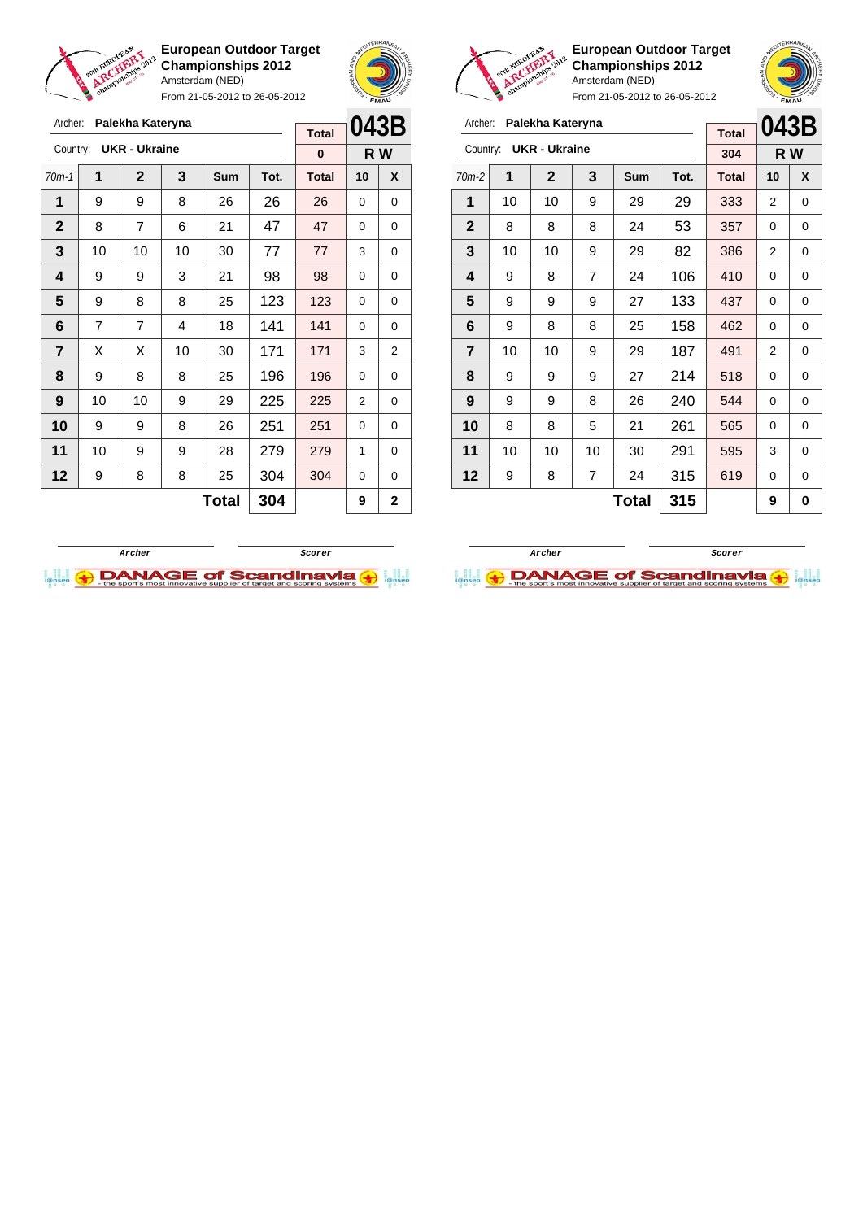**European Outdoor Target Championships 2012**
Amsterdam (NED)
From 21-05-2012 to 26-05-2012

Archer: **Palekha Kateryna**
Country: **UKR - Ukraine**

| Total | 043B |
|---|---|
| 0 | R W |

| 70m-1 | 1 | 2 | 3 | Sum | Tot. | Total | 10 | X |
|---|---|---|---|---|---|---|---|---|
| 1 | 9 | 9 | 8 | 26 | 26 | 26 | 0 | 0 |
| 2 | 8 | 7 | 6 | 21 | 47 | 47 | 0 | 0 |
| 3 | 10 | 10 | 10 | 30 | 77 | 77 | 3 | 0 |
| 4 | 9 | 9 | 3 | 21 | 98 | 98 | 0 | 0 |
| 5 | 9 | 8 | 8 | 25 | 123 | 123 | 0 | 0 |
| 6 | 7 | 7 | 4 | 18 | 141 | 141 | 0 | 0 |
| 7 | X | X | 10 | 30 | 171 | 171 | 3 | 2 |
| 8 | 9 | 8 | 8 | 25 | 196 | 196 | 0 | 0 |
| 9 | 10 | 10 | 9 | 29 | 225 | 225 | 2 | 0 |
| 10 | 9 | 9 | 8 | 26 | 251 | 251 | 0 | 0 |
| 11 | 10 | 9 | 9 | 28 | 279 | 279 | 1 | 0 |
| 12 | 9 | 8 | 8 | 25 | 304 | 304 | 0 | 0 |
| | | | | **Total** | **304** | | **9** | **2** |

Archer | Scorer

**European Outdoor Target Championships 2012**
Amsterdam (NED)
From 21-05-2012 to 26-05-2012

Archer: **Palekha Kateryna**
Country: **UKR - Ukraine**

| Total | 043B |
|---|---|
| 304 | R W |

| 70m-2 | 1 | 2 | 3 | Sum | Tot. | Total | 10 | X |
|---|---|---|---|---|---|---|---|---|
| 1 | 10 | 10 | 9 | 29 | 29 | 333 | 2 | 0 |
| 2 | 8 | 8 | 8 | 24 | 53 | 357 | 0 | 0 |
| 3 | 10 | 10 | 9 | 29 | 82 | 386 | 2 | 0 |
| 4 | 9 | 8 | 7 | 24 | 106 | 410 | 0 | 0 |
| 5 | 9 | 9 | 9 | 27 | 133 | 437 | 0 | 0 |
| 6 | 9 | 8 | 8 | 25 | 158 | 462 | 0 | 0 |
| 7 | 10 | 10 | 9 | 29 | 187 | 491 | 2 | 0 |
| 8 | 9 | 9 | 9 | 27 | 214 | 518 | 0 | 0 |
| 9 | 9 | 9 | 8 | 26 | 240 | 544 | 0 | 0 |
| 10 | 8 | 8 | 5 | 21 | 261 | 565 | 0 | 0 |
| 11 | 10 | 10 | 10 | 30 | 291 | 595 | 3 | 0 |
| 12 | 9 | 8 | 7 | 24 | 315 | 619 | 0 | 0 |
| | | | | **Total** | **315** | | **9** | **0** |

Archer | Scorer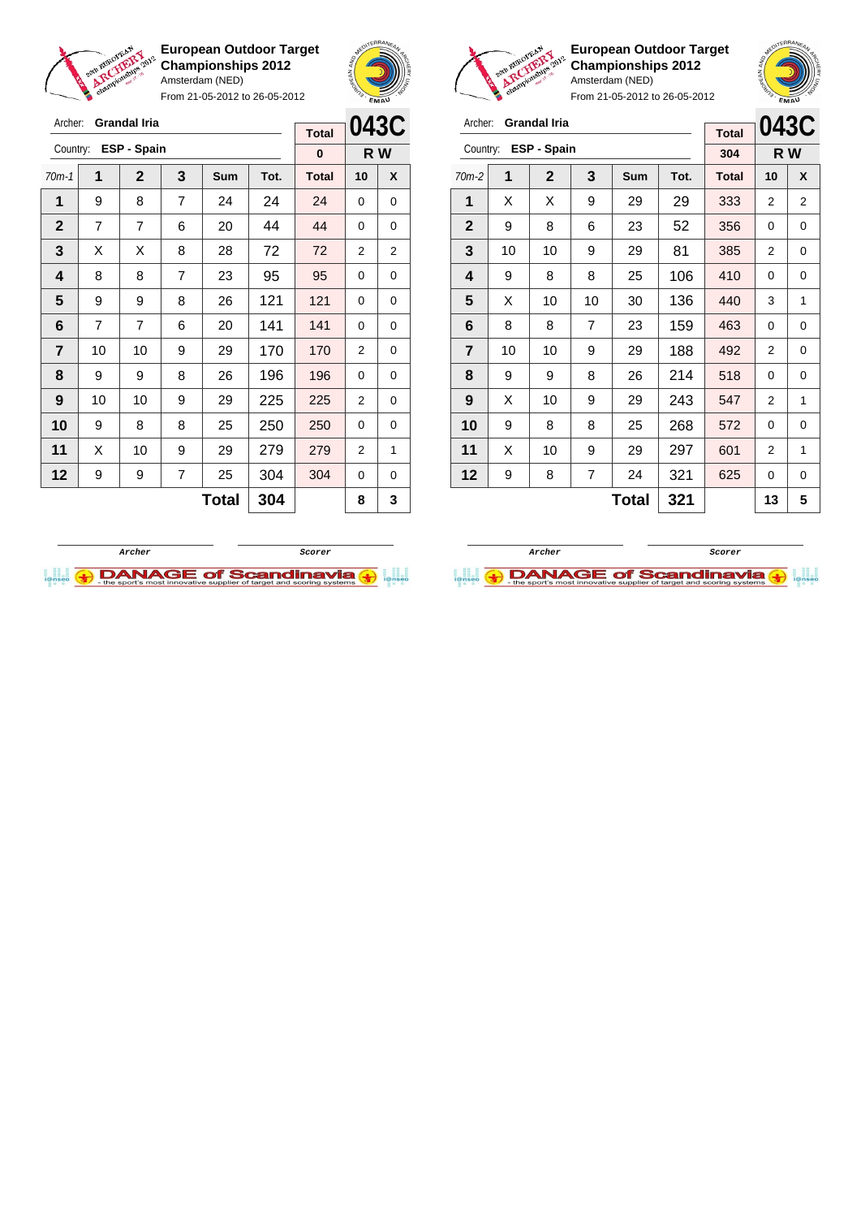**European Outdoor Target Championships 2012**
Amsterdam (NED)
From 21-05-2012 to 26-05-2012

Archer: **Grandal Iria**
Country: **ESP - Spain**

**043C**
**R W**

| 70m-1 | 1 | 2 | 3 | Sum | Tot. | Total | 10 | X |
|---|---|---|---|---|---|---|---|---|
| | | | | | | 0 | | |
| 1 | 9 | 8 | 7 | 24 | 24 | 24 | 0 | 0 |
| 2 | 7 | 7 | 6 | 20 | 44 | 44 | 0 | 0 |
| 3 | X | X | 8 | 28 | 72 | 72 | 2 | 2 |
| 4 | 8 | 8 | 7 | 23 | 95 | 95 | 0 | 0 |
| 5 | 9 | 9 | 8 | 26 | 121 | 121 | 0 | 0 |
| 6 | 7 | 7 | 6 | 20 | 141 | 141 | 0 | 0 |
| 7 | 10 | 10 | 9 | 29 | 170 | 170 | 2 | 0 |
| 8 | 9 | 9 | 8 | 26 | 196 | 196 | 0 | 0 |
| 9 | 10 | 10 | 9 | 29 | 225 | 225 | 2 | 0 |
| 10 | 9 | 8 | 8 | 25 | 250 | 250 | 0 | 0 |
| 11 | X | 10 | 9 | 29 | 279 | 279 | 2 | 1 |
| 12 | 9 | 9 | 7 | 25 | 304 | 304 | 0 | 0 |
| | | | | Total | 304 | | 8 | 3 |

Archer &nbsp;&nbsp;&nbsp; Scorer

**European Outdoor Target Championships 2012**
Amsterdam (NED)
From 21-05-2012 to 26-05-2012

Archer: **Grandal Iria**
Country: **ESP - Spain**

**043C**
**R W**

| 70m-2 | 1 | 2 | 3 | Sum | Tot. | Total | 10 | X |
|---|---|---|---|---|---|---|---|---|
| | | | | | | 304 | | |
| 1 | X | X | 9 | 29 | 29 | 333 | 2 | 2 |
| 2 | 9 | 8 | 6 | 23 | 52 | 356 | 0 | 0 |
| 3 | 10 | 10 | 9 | 29 | 81 | 385 | 2 | 0 |
| 4 | 9 | 8 | 8 | 25 | 106 | 410 | 0 | 0 |
| 5 | X | 10 | 10 | 30 | 136 | 440 | 3 | 1 |
| 6 | 8 | 8 | 7 | 23 | 159 | 463 | 0 | 0 |
| 7 | 10 | 10 | 9 | 29 | 188 | 492 | 2 | 0 |
| 8 | 9 | 9 | 8 | 26 | 214 | 518 | 0 | 0 |
| 9 | X | 10 | 9 | 29 | 243 | 547 | 2 | 1 |
| 10 | 9 | 8 | 8 | 25 | 268 | 572 | 0 | 0 |
| 11 | X | 10 | 9 | 29 | 297 | 601 | 2 | 1 |
| 12 | 9 | 8 | 7 | 24 | 321 | 625 | 0 | 0 |
| | | | | Total | 321 | | 13 | 5 |

Archer &nbsp;&nbsp;&nbsp; Scorer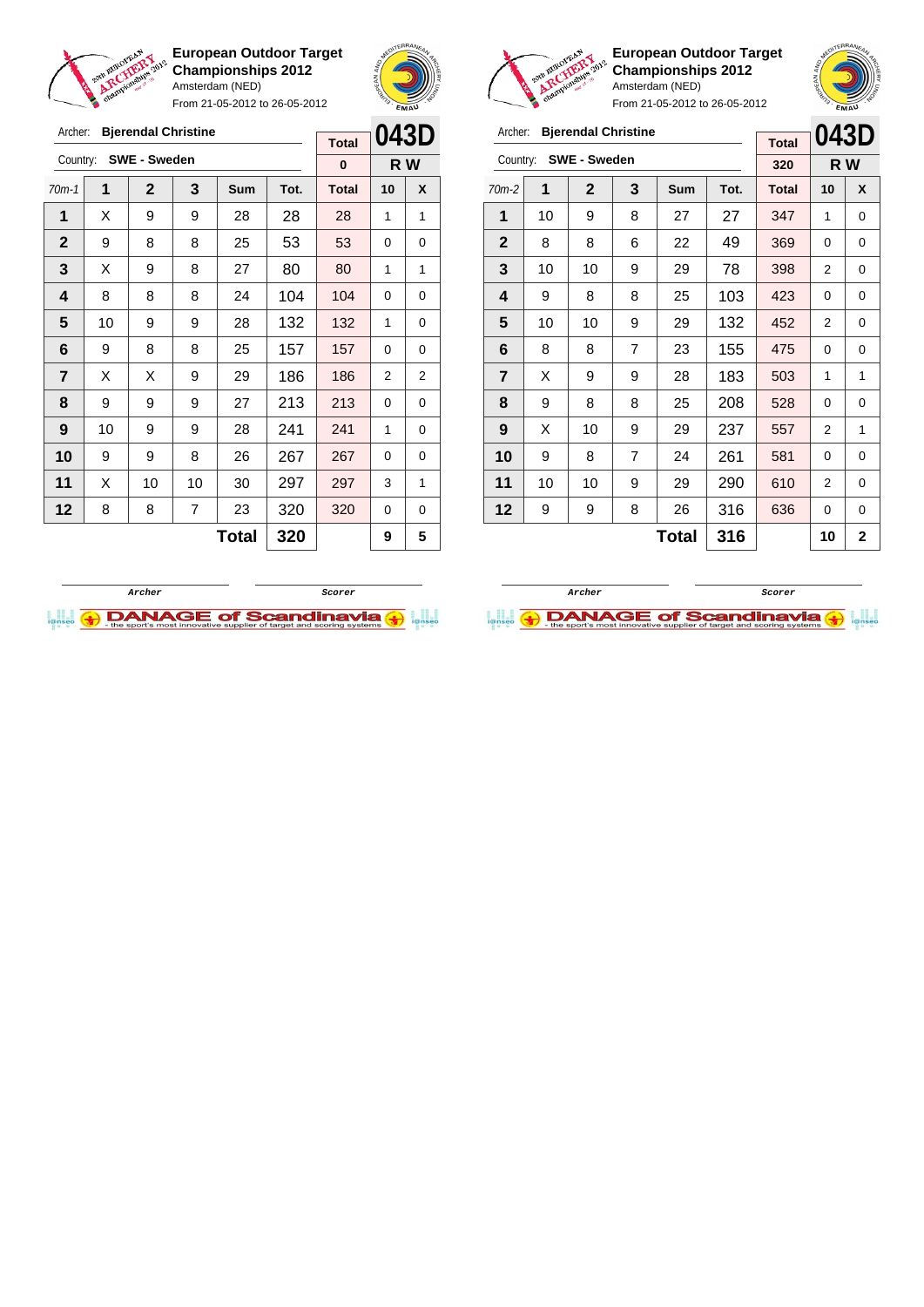## European Outdoor Target Championships 2012

Amsterdam (NED)

From 21-05-2012 to 26-05-2012

Archer: **Bjerendal Christine**

Country: **SWE - Sweden**

**043D** — **R W**

| Total |
|---|
| 0 |

| 70m-1 | 1 | 2 | 3 | Sum | Tot. | Total | 10 | X |
|---|---|---|---|---|---|---|---|---|
| 1 | X | 9 | 9 | 28 | 28 | 28 | 1 | 1 |
| 2 | 9 | 8 | 8 | 25 | 53 | 53 | 0 | 0 |
| 3 | X | 9 | 8 | 27 | 80 | 80 | 1 | 1 |
| 4 | 8 | 8 | 8 | 24 | 104 | 104 | 0 | 0 |
| 5 | 10 | 9 | 9 | 28 | 132 | 132 | 1 | 0 |
| 6 | 9 | 8 | 8 | 25 | 157 | 157 | 0 | 0 |
| 7 | X | X | 9 | 29 | 186 | 186 | 2 | 2 |
| 8 | 9 | 9 | 9 | 27 | 213 | 213 | 0 | 0 |
| 9 | 10 | 9 | 9 | 28 | 241 | 241 | 1 | 0 |
| 10 | 9 | 9 | 8 | 26 | 267 | 267 | 0 | 0 |
| 11 | X | 10 | 10 | 30 | 297 | 297 | 3 | 1 |
| 12 | 8 | 8 | 7 | 23 | 320 | 320 | 0 | 0 |
| | | | | **Total** | **320** | | **9** | **5** |

Archer &nbsp;&nbsp;&nbsp;&nbsp; Scorer

## European Outdoor Target Championships 2012

Amsterdam (NED)

From 21-05-2012 to 26-05-2012

Archer: **Bjerendal Christine**

Country: **SWE - Sweden**

**043D** — **R W**

| Total |
|---|
| 320 |

| 70m-2 | 1 | 2 | 3 | Sum | Tot. | Total | 10 | X |
|---|---|---|---|---|---|---|---|---|
| 1 | 10 | 9 | 8 | 27 | 27 | 347 | 1 | 0 |
| 2 | 8 | 8 | 6 | 22 | 49 | 369 | 0 | 0 |
| 3 | 10 | 10 | 9 | 29 | 78 | 398 | 2 | 0 |
| 4 | 9 | 8 | 8 | 25 | 103 | 423 | 0 | 0 |
| 5 | 10 | 10 | 9 | 29 | 132 | 452 | 2 | 0 |
| 6 | 8 | 8 | 7 | 23 | 155 | 475 | 0 | 0 |
| 7 | X | 9 | 9 | 28 | 183 | 503 | 1 | 1 |
| 8 | 9 | 8 | 8 | 25 | 208 | 528 | 0 | 0 |
| 9 | X | 10 | 9 | 29 | 237 | 557 | 2 | 1 |
| 10 | 9 | 8 | 7 | 24 | 261 | 581 | 0 | 0 |
| 11 | 10 | 10 | 9 | 29 | 290 | 610 | 2 | 0 |
| 12 | 9 | 9 | 8 | 26 | 316 | 636 | 0 | 0 |
| | | | | **Total** | **316** | | **10** | **2** |

Archer &nbsp;&nbsp;&nbsp;&nbsp; Scorer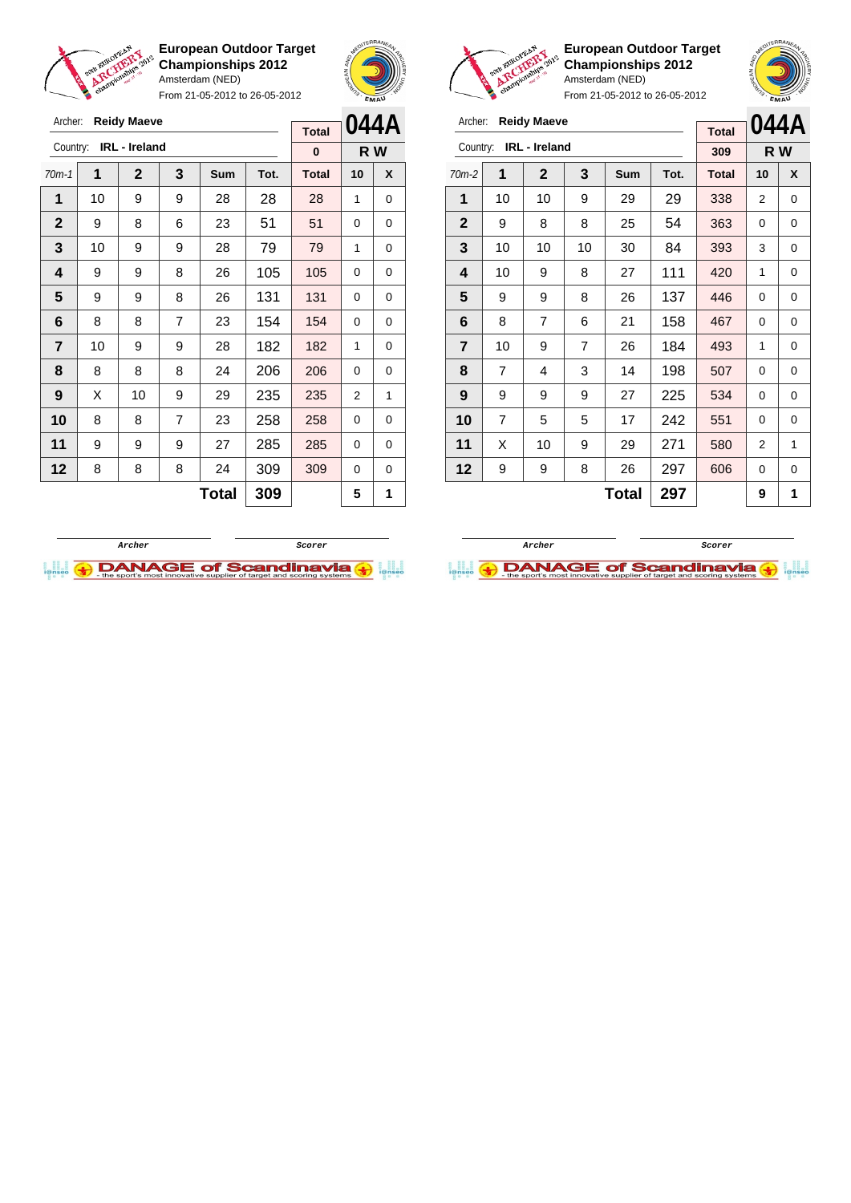**European Outdoor Target Championships 2012**
Amsterdam (NED)
From 21-05-2012 to 26-05-2012

Archer: **Reidy Maeve**
Country: **IRL - Ireland**

| Total | 044A |
|---|---|
| 0 | R W |

| 70m-1 | 1 | 2 | 3 | Sum | Tot. | Total | 10 | X |
|---|---|---|---|---|---|---|---|---|
| 1 | 10 | 9 | 9 | 28 | 28 | 28 | 1 | 0 |
| 2 | 9 | 8 | 6 | 23 | 51 | 51 | 0 | 0 |
| 3 | 10 | 9 | 9 | 28 | 79 | 79 | 1 | 0 |
| 4 | 9 | 9 | 8 | 26 | 105 | 105 | 0 | 0 |
| 5 | 9 | 9 | 8 | 26 | 131 | 131 | 0 | 0 |
| 6 | 8 | 8 | 7 | 23 | 154 | 154 | 0 | 0 |
| 7 | 10 | 9 | 9 | 28 | 182 | 182 | 1 | 0 |
| 8 | 8 | 8 | 8 | 24 | 206 | 206 | 0 | 0 |
| 9 | X | 10 | 9 | 29 | 235 | 235 | 2 | 1 |
| 10 | 8 | 8 | 7 | 23 | 258 | 258 | 0 | 0 |
| 11 | 9 | 9 | 9 | 27 | 285 | 285 | 0 | 0 |
| 12 | 8 | 8 | 8 | 24 | 309 | 309 | 0 | 0 |
| | | | | **Total** | **309** | | **5** | **1** |

Archer | Scorer

**European Outdoor Target Championships 2012**
Amsterdam (NED)
From 21-05-2012 to 26-05-2012

Archer: **Reidy Maeve**
Country: **IRL - Ireland**

| Total | 044A |
|---|---|
| 309 | R W |

| 70m-2 | 1 | 2 | 3 | Sum | Tot. | Total | 10 | X |
|---|---|---|---|---|---|---|---|---|
| 1 | 10 | 10 | 9 | 29 | 29 | 338 | 2 | 0 |
| 2 | 9 | 8 | 8 | 25 | 54 | 363 | 0 | 0 |
| 3 | 10 | 10 | 10 | 30 | 84 | 393 | 3 | 0 |
| 4 | 10 | 9 | 8 | 27 | 111 | 420 | 1 | 0 |
| 5 | 9 | 9 | 8 | 26 | 137 | 446 | 0 | 0 |
| 6 | 8 | 7 | 6 | 21 | 158 | 467 | 0 | 0 |
| 7 | 10 | 9 | 7 | 26 | 184 | 493 | 1 | 0 |
| 8 | 7 | 4 | 3 | 14 | 198 | 507 | 0 | 0 |
| 9 | 9 | 9 | 9 | 27 | 225 | 534 | 0 | 0 |
| 10 | 7 | 5 | 5 | 17 | 242 | 551 | 0 | 0 |
| 11 | X | 10 | 9 | 29 | 271 | 580 | 2 | 1 |
| 12 | 9 | 9 | 8 | 26 | 297 | 606 | 0 | 0 |
| | | | | **Total** | **297** | | **9** | **1** |

Archer | Scorer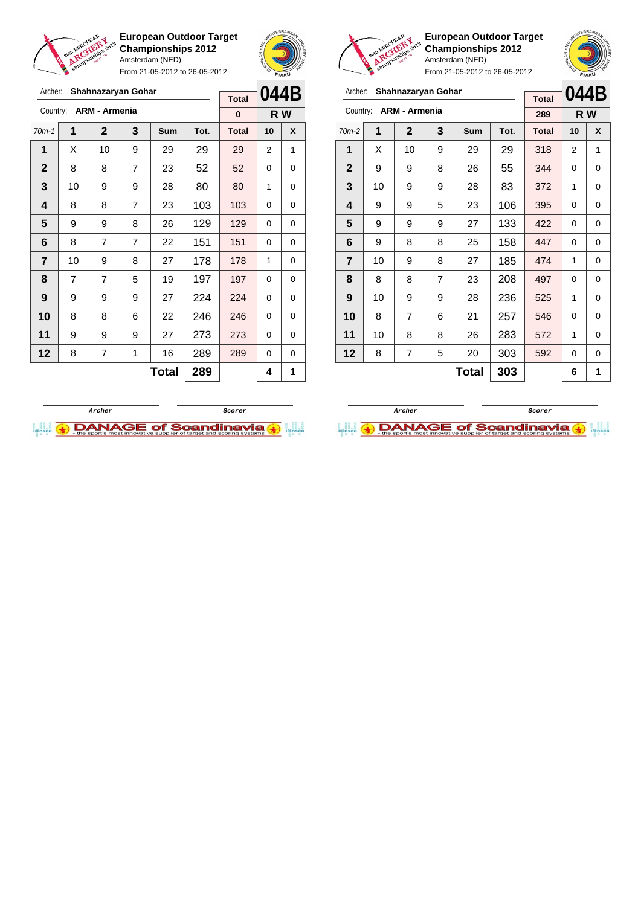**European Outdoor Target Championships 2012**
Amsterdam (NED)
From 21-05-2012 to 26-05-2012

Archer: **Shahnazaryan Gohar**
Country: **ARM - Armenia**

**044B** — **R W**

| 70m-1 | 1 | 2 | 3 | Sum | Tot. | Total (0) | 10 | X |
|---|---|---|---|---|---|---|---|---|
| 1 | X | 10 | 9 | 29 | 29 | 29 | 2 | 1 |
| 2 | 8 | 8 | 7 | 23 | 52 | 52 | 0 | 0 |
| 3 | 10 | 9 | 9 | 28 | 80 | 80 | 1 | 0 |
| 4 | 8 | 8 | 7 | 23 | 103 | 103 | 0 | 0 |
| 5 | 9 | 9 | 8 | 26 | 129 | 129 | 0 | 0 |
| 6 | 8 | 7 | 7 | 22 | 151 | 151 | 0 | 0 |
| 7 | 10 | 9 | 8 | 27 | 178 | 178 | 1 | 0 |
| 8 | 7 | 7 | 5 | 19 | 197 | 197 | 0 | 0 |
| 9 | 9 | 9 | 9 | 27 | 224 | 224 | 0 | 0 |
| 10 | 8 | 8 | 6 | 22 | 246 | 246 | 0 | 0 |
| 11 | 9 | 9 | 9 | 27 | 273 | 273 | 0 | 0 |
| 12 | 8 | 7 | 1 | 16 | 289 | 289 | 0 | 0 |
| | | | | **Total** | **289** | | **4** | **1** |

Archer &nbsp;&nbsp;&nbsp;&nbsp; Scorer

**European Outdoor Target Championships 2012**
Amsterdam (NED)
From 21-05-2012 to 26-05-2012

Archer: **Shahnazaryan Gohar**
Country: **ARM - Armenia**

**044B** — **R W**

| 70m-2 | 1 | 2 | 3 | Sum | Tot. | Total (289) | 10 | X |
|---|---|---|---|---|---|---|---|---|
| 1 | X | 10 | 9 | 29 | 29 | 318 | 2 | 1 |
| 2 | 9 | 9 | 8 | 26 | 55 | 344 | 0 | 0 |
| 3 | 10 | 9 | 9 | 28 | 83 | 372 | 1 | 0 |
| 4 | 9 | 9 | 5 | 23 | 106 | 395 | 0 | 0 |
| 5 | 9 | 9 | 9 | 27 | 133 | 422 | 0 | 0 |
| 6 | 9 | 8 | 8 | 25 | 158 | 447 | 0 | 0 |
| 7 | 10 | 9 | 8 | 27 | 185 | 474 | 1 | 0 |
| 8 | 8 | 8 | 7 | 23 | 208 | 497 | 0 | 0 |
| 9 | 10 | 9 | 9 | 28 | 236 | 525 | 1 | 0 |
| 10 | 8 | 7 | 6 | 21 | 257 | 546 | 0 | 0 |
| 11 | 10 | 8 | 8 | 26 | 283 | 572 | 1 | 0 |
| 12 | 8 | 7 | 5 | 20 | 303 | 592 | 0 | 0 |
| | | | | **Total** | **303** | | **6** | **1** |

Archer &nbsp;&nbsp;&nbsp;&nbsp; Scorer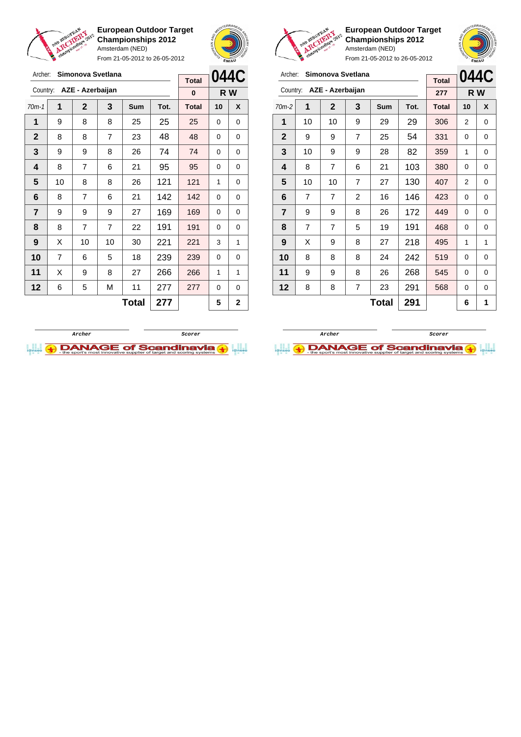**European Outdoor Target Championships 2012**
Amsterdam (NED)
From 21-05-2012 to 26-05-2012

Archer: **Simonova Svetlana**
Country: **AZE - Azerbaijan**

**044C** — R W

| 70m-1 | 1 | 2 | 3 | Sum | Tot. | Total | 10 | X |
|---|---|---|---|---|---|---|---|---|
| | | | | | | 0 | | |
| 1 | 9 | 8 | 8 | 25 | 25 | 25 | 0 | 0 |
| 2 | 8 | 8 | 7 | 23 | 48 | 48 | 0 | 0 |
| 3 | 9 | 9 | 8 | 26 | 74 | 74 | 0 | 0 |
| 4 | 8 | 7 | 6 | 21 | 95 | 95 | 0 | 0 |
| 5 | 10 | 8 | 8 | 26 | 121 | 121 | 1 | 0 |
| 6 | 8 | 7 | 6 | 21 | 142 | 142 | 0 | 0 |
| 7 | 9 | 9 | 9 | 27 | 169 | 169 | 0 | 0 |
| 8 | 8 | 7 | 7 | 22 | 191 | 191 | 0 | 0 |
| 9 | X | 10 | 10 | 30 | 221 | 221 | 3 | 1 |
| 10 | 7 | 6 | 5 | 18 | 239 | 239 | 0 | 0 |
| 11 | X | 9 | 8 | 27 | 266 | 266 | 1 | 1 |
| 12 | 6 | 5 | M | 11 | 277 | 277 | 0 | 0 |
| | | | | **Total** | **277** | | **5** | **2** |

Archer — Scorer

**European Outdoor Target Championships 2012**
Amsterdam (NED)
From 21-05-2012 to 26-05-2012

Archer: **Simonova Svetlana**
Country: **AZE - Azerbaijan**

**044C** — R W

| 70m-2 | 1 | 2 | 3 | Sum | Tot. | Total | 10 | X |
|---|---|---|---|---|---|---|---|---|
| | | | | | | 277 | | |
| 1 | 10 | 10 | 9 | 29 | 29 | 306 | 2 | 0 |
| 2 | 9 | 9 | 7 | 25 | 54 | 331 | 0 | 0 |
| 3 | 10 | 9 | 9 | 28 | 82 | 359 | 1 | 0 |
| 4 | 8 | 7 | 6 | 21 | 103 | 380 | 0 | 0 |
| 5 | 10 | 10 | 7 | 27 | 130 | 407 | 2 | 0 |
| 6 | 7 | 7 | 2 | 16 | 146 | 423 | 0 | 0 |
| 7 | 9 | 9 | 8 | 26 | 172 | 449 | 0 | 0 |
| 8 | 7 | 7 | 5 | 19 | 191 | 468 | 0 | 0 |
| 9 | X | 9 | 8 | 27 | 218 | 495 | 1 | 1 |
| 10 | 8 | 8 | 8 | 24 | 242 | 519 | 0 | 0 |
| 11 | 9 | 9 | 8 | 26 | 268 | 545 | 0 | 0 |
| 12 | 8 | 8 | 7 | 23 | 291 | 568 | 0 | 0 |
| | | | | **Total** | **291** | | **6** | **1** |

Archer — Scorer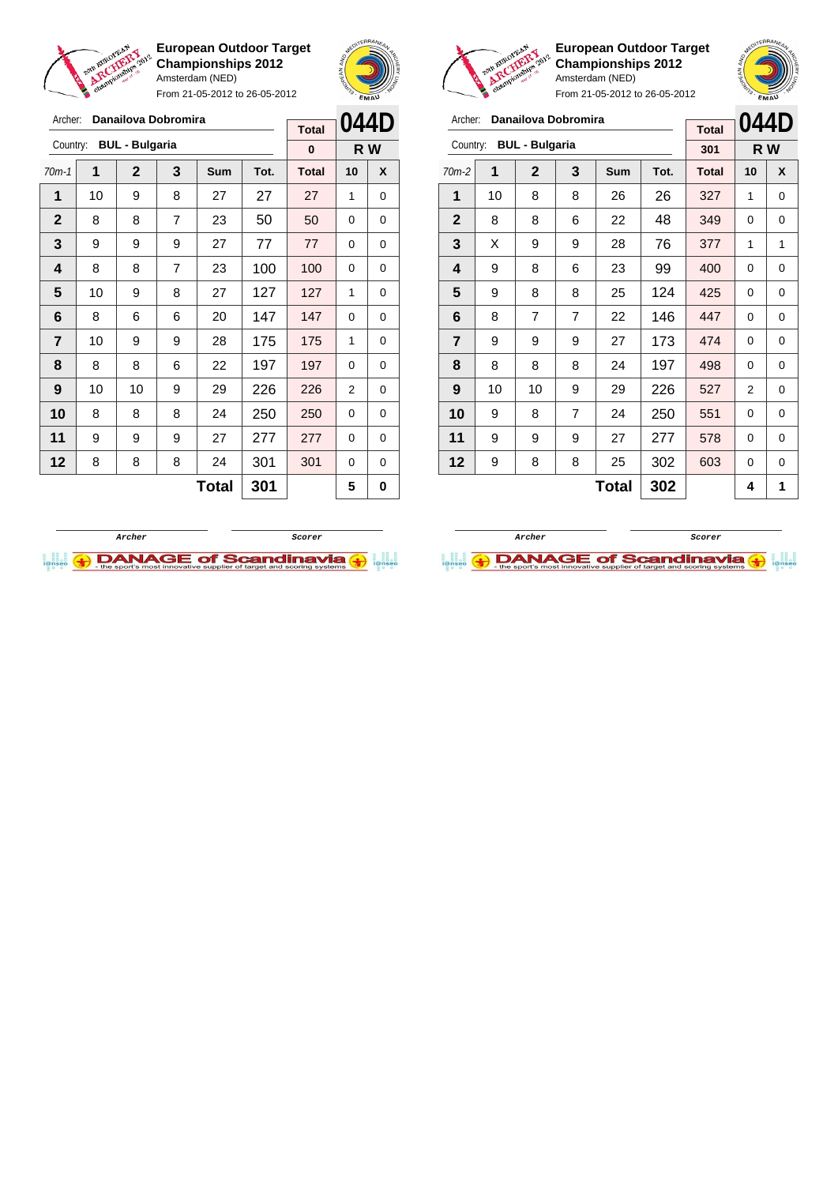**European Outdoor Target Championships 2012**
Amsterdam (NED)
From 21-05-2012 to 26-05-2012

Archer: **Danailova Dobromira**
Country: **BUL - Bulgaria**

| Total | 044D |
|---|---|
| 0 | R W |

| 70m-1 | 1 | 2 | 3 | Sum | Tot. | Total | 10 | X |
|---|---|---|---|---|---|---|---|---|
| 1 | 10 | 9 | 8 | 27 | 27 | 27 | 1 | 0 |
| 2 | 8 | 8 | 7 | 23 | 50 | 50 | 0 | 0 |
| 3 | 9 | 9 | 9 | 27 | 77 | 77 | 0 | 0 |
| 4 | 8 | 8 | 7 | 23 | 100 | 100 | 0 | 0 |
| 5 | 10 | 9 | 8 | 27 | 127 | 127 | 1 | 0 |
| 6 | 8 | 6 | 6 | 20 | 147 | 147 | 0 | 0 |
| 7 | 10 | 9 | 9 | 28 | 175 | 175 | 1 | 0 |
| 8 | 8 | 8 | 6 | 22 | 197 | 197 | 0 | 0 |
| 9 | 10 | 10 | 9 | 29 | 226 | 226 | 2 | 0 |
| 10 | 8 | 8 | 8 | 24 | 250 | 250 | 0 | 0 |
| 11 | 9 | 9 | 9 | 27 | 277 | 277 | 0 | 0 |
| 12 | 8 | 8 | 8 | 24 | 301 | 301 | 0 | 0 |
| | | | | **Total** | **301** | | **5** | **0** |

Archer &nbsp;&nbsp;&nbsp;&nbsp; Scorer

**European Outdoor Target Championships 2012**
Amsterdam (NED)
From 21-05-2012 to 26-05-2012

Archer: **Danailova Dobromira**
Country: **BUL - Bulgaria**

| Total | 044D |
|---|---|
| 301 | R W |

| 70m-2 | 1 | 2 | 3 | Sum | Tot. | Total | 10 | X |
|---|---|---|---|---|---|---|---|---|
| 1 | 10 | 8 | 8 | 26 | 26 | 327 | 1 | 0 |
| 2 | 8 | 8 | 6 | 22 | 48 | 349 | 0 | 0 |
| 3 | X | 9 | 9 | 28 | 76 | 377 | 1 | 1 |
| 4 | 9 | 8 | 6 | 23 | 99 | 400 | 0 | 0 |
| 5 | 9 | 8 | 8 | 25 | 124 | 425 | 0 | 0 |
| 6 | 8 | 7 | 7 | 22 | 146 | 447 | 0 | 0 |
| 7 | 9 | 9 | 9 | 27 | 173 | 474 | 0 | 0 |
| 8 | 8 | 8 | 8 | 24 | 197 | 498 | 0 | 0 |
| 9 | 10 | 10 | 9 | 29 | 226 | 527 | 2 | 0 |
| 10 | 9 | 8 | 7 | 24 | 250 | 551 | 0 | 0 |
| 11 | 9 | 9 | 9 | 27 | 277 | 578 | 0 | 0 |
| 12 | 9 | 8 | 8 | 25 | 302 | 603 | 0 | 0 |
| | | | | **Total** | **302** | | **4** | **1** |

Archer &nbsp;&nbsp;&nbsp;&nbsp; Scorer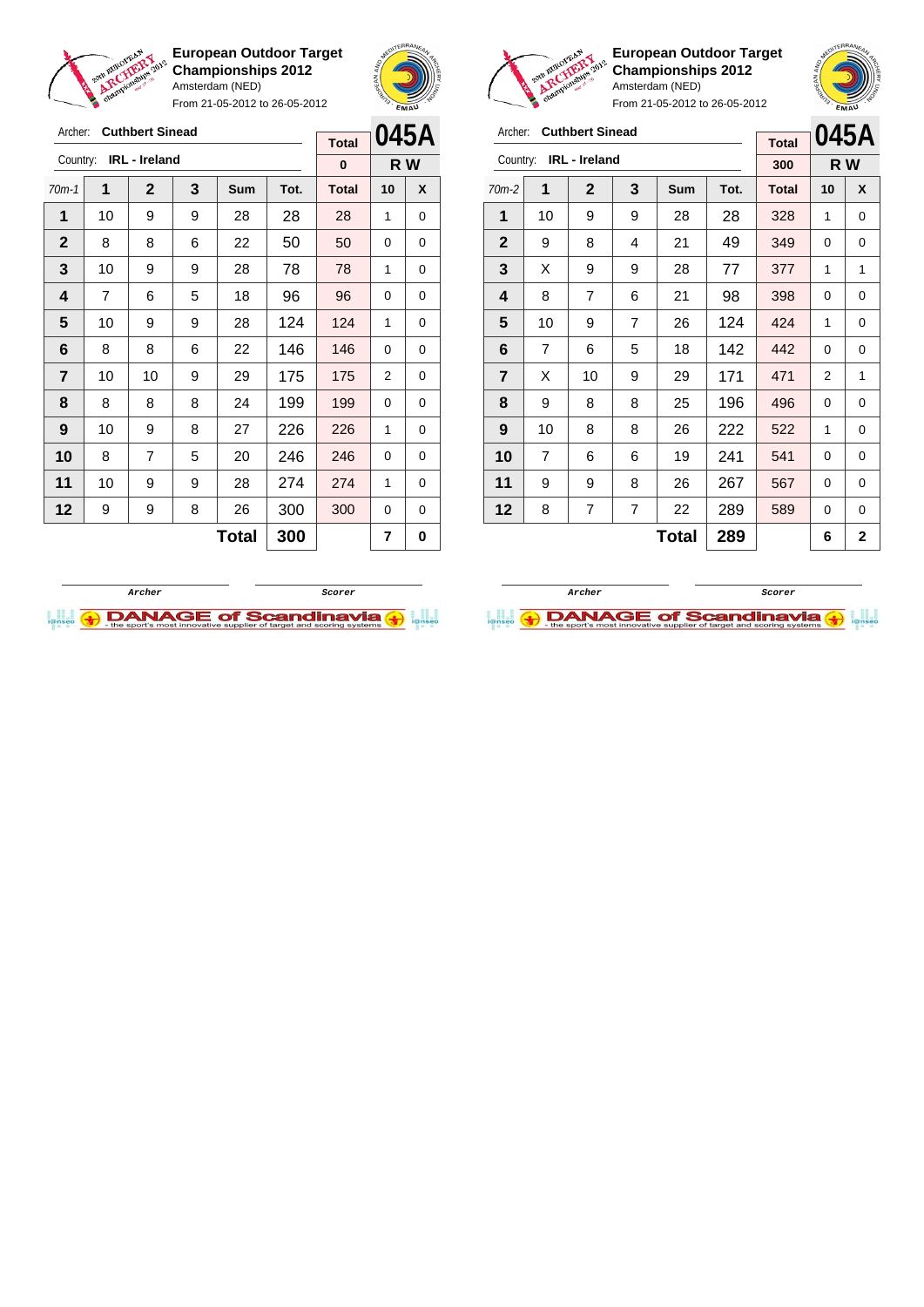**European Outdoor Target Championships 2012**
Amsterdam (NED)
From 21-05-2012 to 26-05-2012

Archer: **Cuthbert Sinead**
Country: **IRL - Ireland**

| Total | 045A |
|---|---|
| 0 | R W |

| 70m-1 | 1 | 2 | 3 | Sum | Tot. | Total | 10 | X |
|---|---|---|---|---|---|---|---|---|
| 1 | 10 | 9 | 9 | 28 | 28 | 28 | 1 | 0 |
| 2 | 8 | 8 | 6 | 22 | 50 | 50 | 0 | 0 |
| 3 | 10 | 9 | 9 | 28 | 78 | 78 | 1 | 0 |
| 4 | 7 | 6 | 5 | 18 | 96 | 96 | 0 | 0 |
| 5 | 10 | 9 | 9 | 28 | 124 | 124 | 1 | 0 |
| 6 | 8 | 8 | 6 | 22 | 146 | 146 | 0 | 0 |
| 7 | 10 | 10 | 9 | 29 | 175 | 175 | 2 | 0 |
| 8 | 8 | 8 | 8 | 24 | 199 | 199 | 0 | 0 |
| 9 | 10 | 9 | 8 | 27 | 226 | 226 | 1 | 0 |
| 10 | 8 | 7 | 5 | 20 | 246 | 246 | 0 | 0 |
| 11 | 10 | 9 | 9 | 28 | 274 | 274 | 1 | 0 |
| 12 | 9 | 9 | 8 | 26 | 300 | 300 | 0 | 0 |
| | | | | **Total** | **300** | | **7** | **0** |

Archer / Scorer

**European Outdoor Target Championships 2012**
Amsterdam (NED)
From 21-05-2012 to 26-05-2012

Archer: **Cuthbert Sinead**
Country: **IRL - Ireland**

| Total | 045A |
|---|---|
| 300 | R W |

| 70m-2 | 1 | 2 | 3 | Sum | Tot. | Total | 10 | X |
|---|---|---|---|---|---|---|---|---|
| 1 | 10 | 9 | 9 | 28 | 28 | 328 | 1 | 0 |
| 2 | 9 | 8 | 4 | 21 | 49 | 349 | 0 | 0 |
| 3 | X | 9 | 9 | 28 | 77 | 377 | 1 | 1 |
| 4 | 8 | 7 | 6 | 21 | 98 | 398 | 0 | 0 |
| 5 | 10 | 9 | 7 | 26 | 124 | 424 | 1 | 0 |
| 6 | 7 | 6 | 5 | 18 | 142 | 442 | 0 | 0 |
| 7 | X | 10 | 9 | 29 | 171 | 471 | 2 | 1 |
| 8 | 9 | 8 | 8 | 25 | 196 | 496 | 0 | 0 |
| 9 | 10 | 8 | 8 | 26 | 222 | 522 | 1 | 0 |
| 10 | 7 | 6 | 6 | 19 | 241 | 541 | 0 | 0 |
| 11 | 9 | 9 | 8 | 26 | 267 | 567 | 0 | 0 |
| 12 | 8 | 7 | 7 | 22 | 289 | 589 | 0 | 0 |
| | | | | **Total** | **289** | | **6** | **2** |

Archer / Scorer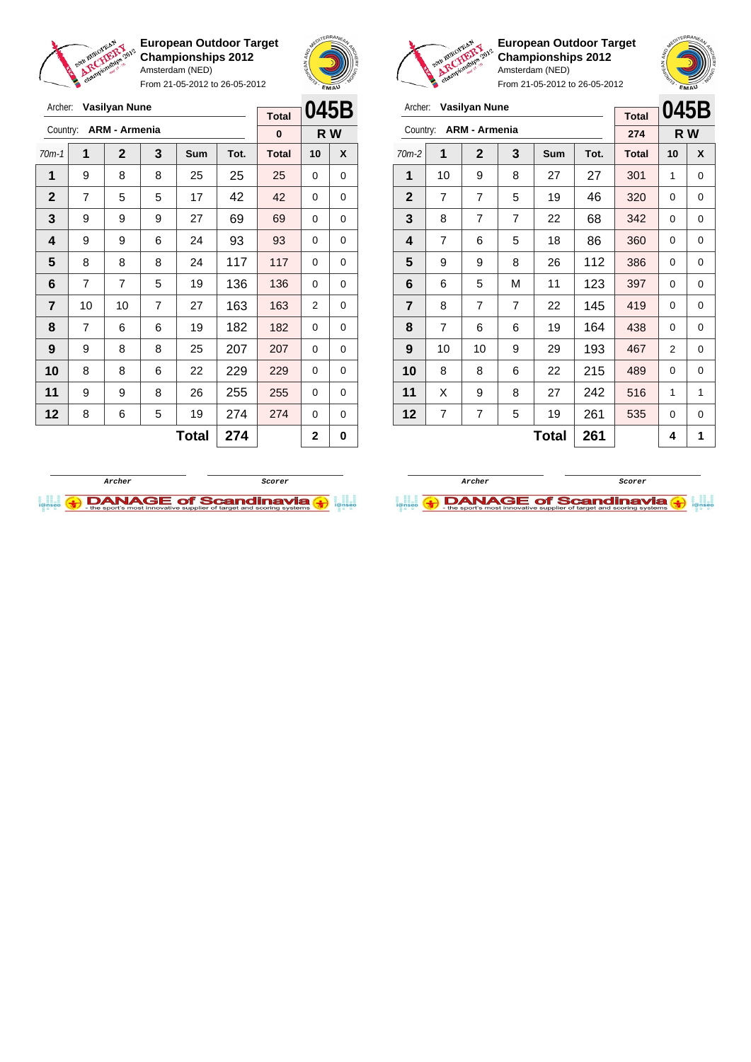**European Outdoor Target Championships 2012**
Amsterdam (NED)
From 21-05-2012 to 26-05-2012

Archer: **Vasilyan Nune**
Country: **ARM - Armenia**

**045B** — **R W**

| Total |
|---|
| 0 |

| 70m-1 | 1 | 2 | 3 | Sum | Tot. | Total | 10 | X |
|---|---|---|---|---|---|---|---|---|
| 1 | 9 | 8 | 8 | 25 | 25 | 25 | 0 | 0 |
| 2 | 7 | 5 | 5 | 17 | 42 | 42 | 0 | 0 |
| 3 | 9 | 9 | 9 | 27 | 69 | 69 | 0 | 0 |
| 4 | 9 | 9 | 6 | 24 | 93 | 93 | 0 | 0 |
| 5 | 8 | 8 | 8 | 24 | 117 | 117 | 0 | 0 |
| 6 | 7 | 7 | 5 | 19 | 136 | 136 | 0 | 0 |
| 7 | 10 | 10 | 7 | 27 | 163 | 163 | 2 | 0 |
| 8 | 7 | 6 | 6 | 19 | 182 | 182 | 0 | 0 |
| 9 | 9 | 8 | 8 | 25 | 207 | 207 | 0 | 0 |
| 10 | 8 | 8 | 6 | 22 | 229 | 229 | 0 | 0 |
| 11 | 9 | 9 | 8 | 26 | 255 | 255 | 0 | 0 |
| 12 | 8 | 6 | 5 | 19 | 274 | 274 | 0 | 0 |
| | | | | **Total** | **274** | | **2** | **0** |

Archer &nbsp;&nbsp;&nbsp;&nbsp; Scorer

**European Outdoor Target Championships 2012**
Amsterdam (NED)
From 21-05-2012 to 26-05-2012

Archer: **Vasilyan Nune**
Country: **ARM - Armenia**

**045B** — **R W**

| Total |
|---|
| 274 |

| 70m-2 | 1 | 2 | 3 | Sum | Tot. | Total | 10 | X |
|---|---|---|---|---|---|---|---|---|
| 1 | 10 | 9 | 8 | 27 | 27 | 301 | 1 | 0 |
| 2 | 7 | 7 | 5 | 19 | 46 | 320 | 0 | 0 |
| 3 | 8 | 7 | 7 | 22 | 68 | 342 | 0 | 0 |
| 4 | 7 | 6 | 5 | 18 | 86 | 360 | 0 | 0 |
| 5 | 9 | 9 | 8 | 26 | 112 | 386 | 0 | 0 |
| 6 | 6 | 5 | M | 11 | 123 | 397 | 0 | 0 |
| 7 | 8 | 7 | 7 | 22 | 145 | 419 | 0 | 0 |
| 8 | 7 | 6 | 6 | 19 | 164 | 438 | 0 | 0 |
| 9 | 10 | 10 | 9 | 29 | 193 | 467 | 2 | 0 |
| 10 | 8 | 8 | 6 | 22 | 215 | 489 | 0 | 0 |
| 11 | X | 9 | 8 | 27 | 242 | 516 | 1 | 1 |
| 12 | 7 | 7 | 5 | 19 | 261 | 535 | 0 | 0 |
| | | | | **Total** | **261** | | **4** | **1** |

Archer &nbsp;&nbsp;&nbsp;&nbsp; Scorer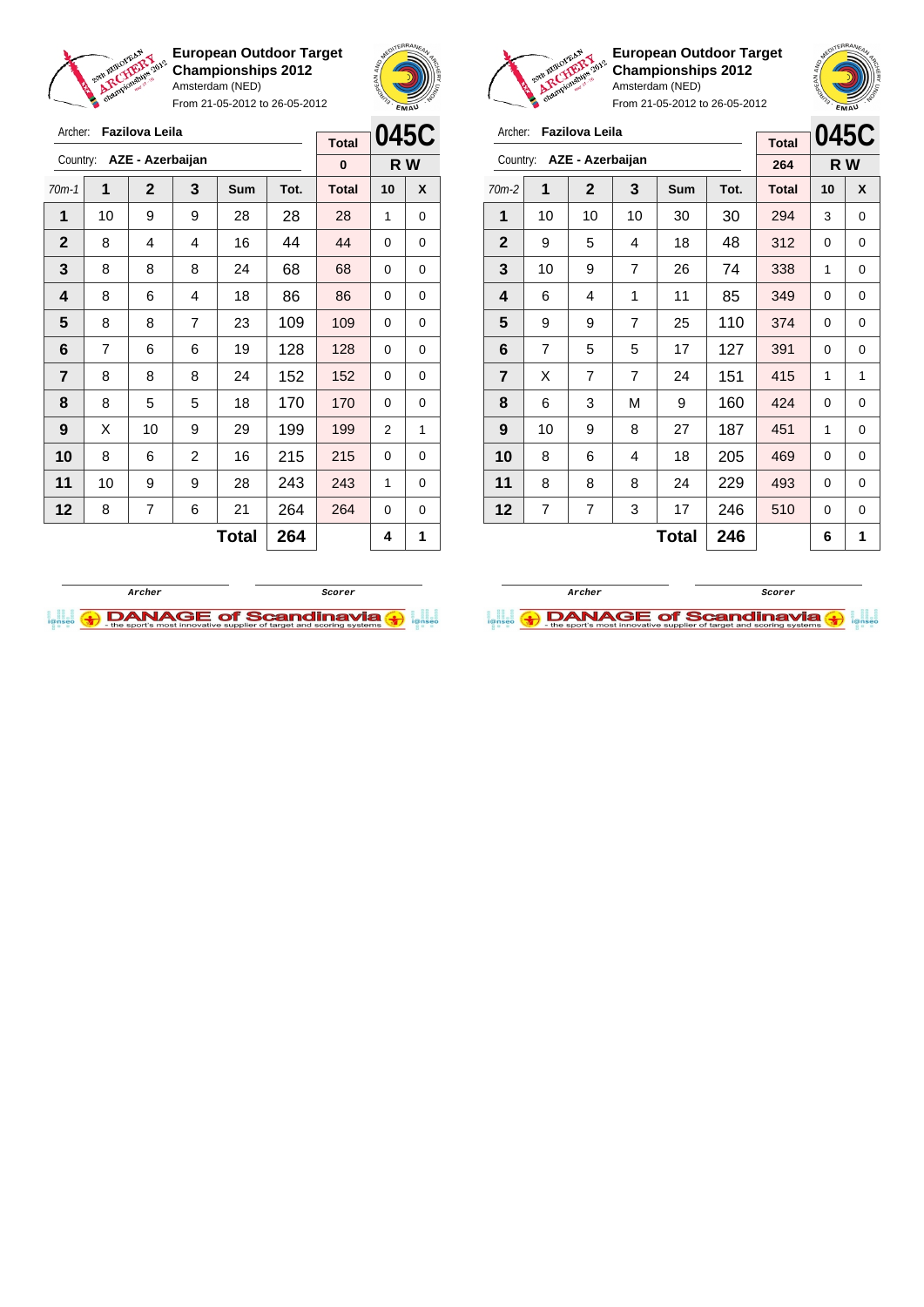**European Outdoor Target Championships 2012**
Amsterdam (NED)
From 21-05-2012 to 26-05-2012

Archer: **Fazilova Leila**
Country: **AZE - Azerbaijan**

| Total | 045C |
|---|---|
| 0 | R W |

| 70m-1 | 1 | 2 | 3 | Sum | Tot. | Total | 10 | X |
|---|---|---|---|---|---|---|---|---|
| 1 | 10 | 9 | 9 | 28 | 28 | 28 | 1 | 0 |
| 2 | 8 | 4 | 4 | 16 | 44 | 44 | 0 | 0 |
| 3 | 8 | 8 | 8 | 24 | 68 | 68 | 0 | 0 |
| 4 | 8 | 6 | 4 | 18 | 86 | 86 | 0 | 0 |
| 5 | 8 | 8 | 7 | 23 | 109 | 109 | 0 | 0 |
| 6 | 7 | 6 | 6 | 19 | 128 | 128 | 0 | 0 |
| 7 | 8 | 8 | 8 | 24 | 152 | 152 | 0 | 0 |
| 8 | 8 | 5 | 5 | 18 | 170 | 170 | 0 | 0 |
| 9 | X | 10 | 9 | 29 | 199 | 199 | 2 | 1 |
| 10 | 8 | 6 | 2 | 16 | 215 | 215 | 0 | 0 |
| 11 | 10 | 9 | 9 | 28 | 243 | 243 | 1 | 0 |
| 12 | 8 | 7 | 6 | 21 | 264 | 264 | 0 | 0 |
| | | | | **Total** | **264** | | **4** | **1** |

Archer — Scorer

**European Outdoor Target Championships 2012**
Amsterdam (NED)
From 21-05-2012 to 26-05-2012

Archer: **Fazilova Leila**
Country: **AZE - Azerbaijan**

| Total | 045C |
|---|---|
| 264 | R W |

| 70m-2 | 1 | 2 | 3 | Sum | Tot. | Total | 10 | X |
|---|---|---|---|---|---|---|---|---|
| 1 | 10 | 10 | 10 | 30 | 30 | 294 | 3 | 0 |
| 2 | 9 | 5 | 4 | 18 | 48 | 312 | 0 | 0 |
| 3 | 10 | 9 | 7 | 26 | 74 | 338 | 1 | 0 |
| 4 | 6 | 4 | 1 | 11 | 85 | 349 | 0 | 0 |
| 5 | 9 | 9 | 7 | 25 | 110 | 374 | 0 | 0 |
| 6 | 7 | 5 | 5 | 17 | 127 | 391 | 0 | 0 |
| 7 | X | 7 | 7 | 24 | 151 | 415 | 1 | 1 |
| 8 | 6 | 3 | M | 9 | 160 | 424 | 0 | 0 |
| 9 | 10 | 9 | 8 | 27 | 187 | 451 | 1 | 0 |
| 10 | 8 | 6 | 4 | 18 | 205 | 469 | 0 | 0 |
| 11 | 8 | 8 | 8 | 24 | 229 | 493 | 0 | 0 |
| 12 | 7 | 7 | 3 | 17 | 246 | 510 | 0 | 0 |
| | | | | **Total** | **246** | | **6** | **1** |

Archer — Scorer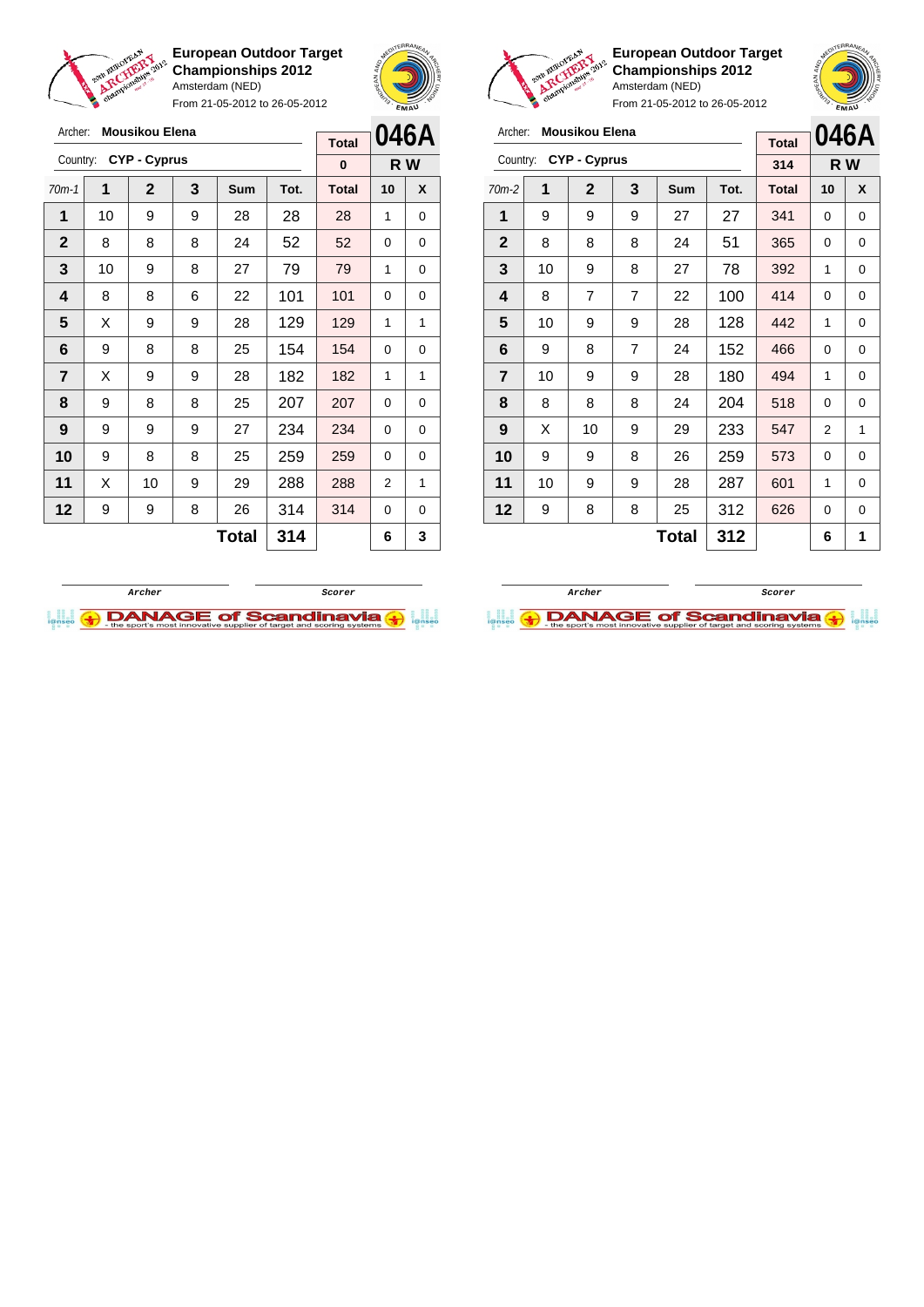**European Outdoor Target Championships 2012**
Amsterdam (NED)
From 21-05-2012 to 26-05-2012

Archer: **Mousikou Elena**
Country: **CYP - Cyprus**

**046A** — R W

| 70m-1 | 1 | 2 | 3 | Sum | Tot. | Total | 10 | X |
|---|---|---|---|---|---|---|---|---|
| | | | | | | 0 | | |
| 1 | 10 | 9 | 9 | 28 | 28 | 28 | 1 | 0 |
| 2 | 8 | 8 | 8 | 24 | 52 | 52 | 0 | 0 |
| 3 | 10 | 9 | 8 | 27 | 79 | 79 | 1 | 0 |
| 4 | 8 | 8 | 6 | 22 | 101 | 101 | 0 | 0 |
| 5 | X | 9 | 9 | 28 | 129 | 129 | 1 | 1 |
| 6 | 9 | 8 | 8 | 25 | 154 | 154 | 0 | 0 |
| 7 | X | 9 | 9 | 28 | 182 | 182 | 1 | 1 |
| 8 | 9 | 8 | 8 | 25 | 207 | 207 | 0 | 0 |
| 9 | 9 | 9 | 9 | 27 | 234 | 234 | 0 | 0 |
| 10 | 9 | 8 | 8 | 25 | 259 | 259 | 0 | 0 |
| 11 | X | 10 | 9 | 29 | 288 | 288 | 2 | 1 |
| 12 | 9 | 9 | 8 | 26 | 314 | 314 | 0 | 0 |
| | | | | **Total** | **314** | | **6** | **3** |

Archer — Scorer

**European Outdoor Target Championships 2012**
Amsterdam (NED)
From 21-05-2012 to 26-05-2012

Archer: **Mousikou Elena**
Country: **CYP - Cyprus**

**046A** — R W

| 70m-2 | 1 | 2 | 3 | Sum | Tot. | Total | 10 | X |
|---|---|---|---|---|---|---|---|---|
| | | | | | | 314 | | |
| 1 | 9 | 9 | 9 | 27 | 27 | 341 | 0 | 0 |
| 2 | 8 | 8 | 8 | 24 | 51 | 365 | 0 | 0 |
| 3 | 10 | 9 | 8 | 27 | 78 | 392 | 1 | 0 |
| 4 | 8 | 7 | 7 | 22 | 100 | 414 | 0 | 0 |
| 5 | 10 | 9 | 9 | 28 | 128 | 442 | 1 | 0 |
| 6 | 9 | 8 | 7 | 24 | 152 | 466 | 0 | 0 |
| 7 | 10 | 9 | 9 | 28 | 180 | 494 | 1 | 0 |
| 8 | 8 | 8 | 8 | 24 | 204 | 518 | 0 | 0 |
| 9 | X | 10 | 9 | 29 | 233 | 547 | 2 | 1 |
| 10 | 9 | 9 | 8 | 26 | 259 | 573 | 0 | 0 |
| 11 | 10 | 9 | 9 | 28 | 287 | 601 | 1 | 0 |
| 12 | 9 | 8 | 8 | 25 | 312 | 626 | 0 | 0 |
| | | | | **Total** | **312** | | **6** | **1** |

Archer — Scorer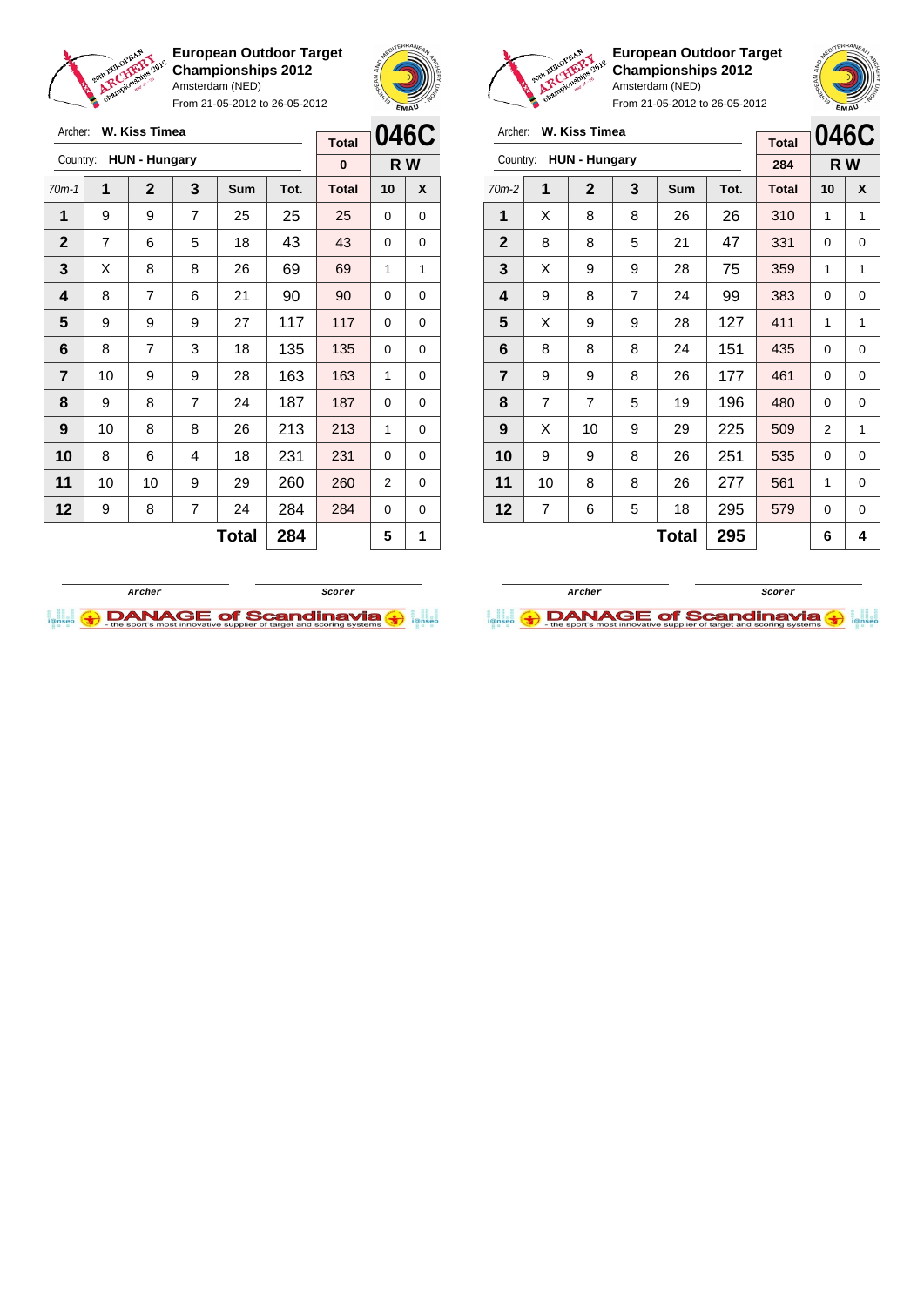**European Outdoor Target Championships 2012**
Amsterdam (NED)
From 21-05-2012 to 26-05-2012

Archer: **W. Kiss Timea**
Country: **HUN - Hungary**

**046C** — **R W**

| 70m-1 | 1 | 2 | 3 | Sum | Tot. | Total | 10 | X |
|---|---|---|---|---|---|---|---|---|
| | | | | | | 0 | | |
| 1 | 9 | 9 | 7 | 25 | 25 | 25 | 0 | 0 |
| 2 | 7 | 6 | 5 | 18 | 43 | 43 | 0 | 0 |
| 3 | X | 8 | 8 | 26 | 69 | 69 | 1 | 1 |
| 4 | 8 | 7 | 6 | 21 | 90 | 90 | 0 | 0 |
| 5 | 9 | 9 | 9 | 27 | 117 | 117 | 0 | 0 |
| 6 | 8 | 7 | 3 | 18 | 135 | 135 | 0 | 0 |
| 7 | 10 | 9 | 9 | 28 | 163 | 163 | 1 | 0 |
| 8 | 9 | 8 | 7 | 24 | 187 | 187 | 0 | 0 |
| 9 | 10 | 8 | 8 | 26 | 213 | 213 | 1 | 0 |
| 10 | 8 | 6 | 4 | 18 | 231 | 231 | 0 | 0 |
| 11 | 10 | 10 | 9 | 29 | 260 | 260 | 2 | 0 |
| 12 | 9 | 8 | 7 | 24 | 284 | 284 | 0 | 0 |
| | | | | **Total** | **284** | | **5** | **1** |

Archer — Scorer

**European Outdoor Target Championships 2012**
Amsterdam (NED)
From 21-05-2012 to 26-05-2012

Archer: **W. Kiss Timea**
Country: **HUN - Hungary**

**046C** — **R W**

| 70m-2 | 1 | 2 | 3 | Sum | Tot. | Total | 10 | X |
|---|---|---|---|---|---|---|---|---|
| | | | | | | 284 | | |
| 1 | X | 8 | 8 | 26 | 26 | 310 | 1 | 1 |
| 2 | 8 | 8 | 5 | 21 | 47 | 331 | 0 | 0 |
| 3 | X | 9 | 9 | 28 | 75 | 359 | 1 | 1 |
| 4 | 9 | 8 | 7 | 24 | 99 | 383 | 0 | 0 |
| 5 | X | 9 | 9 | 28 | 127 | 411 | 1 | 1 |
| 6 | 8 | 8 | 8 | 24 | 151 | 435 | 0 | 0 |
| 7 | 9 | 9 | 8 | 26 | 177 | 461 | 0 | 0 |
| 8 | 7 | 7 | 5 | 19 | 196 | 480 | 0 | 0 |
| 9 | X | 10 | 9 | 29 | 225 | 509 | 2 | 1 |
| 10 | 9 | 9 | 8 | 26 | 251 | 535 | 0 | 0 |
| 11 | 10 | 8 | 8 | 26 | 277 | 561 | 1 | 0 |
| 12 | 7 | 6 | 5 | 18 | 295 | 579 | 0 | 0 |
| | | | | **Total** | **295** | | **6** | **4** |

Archer — Scorer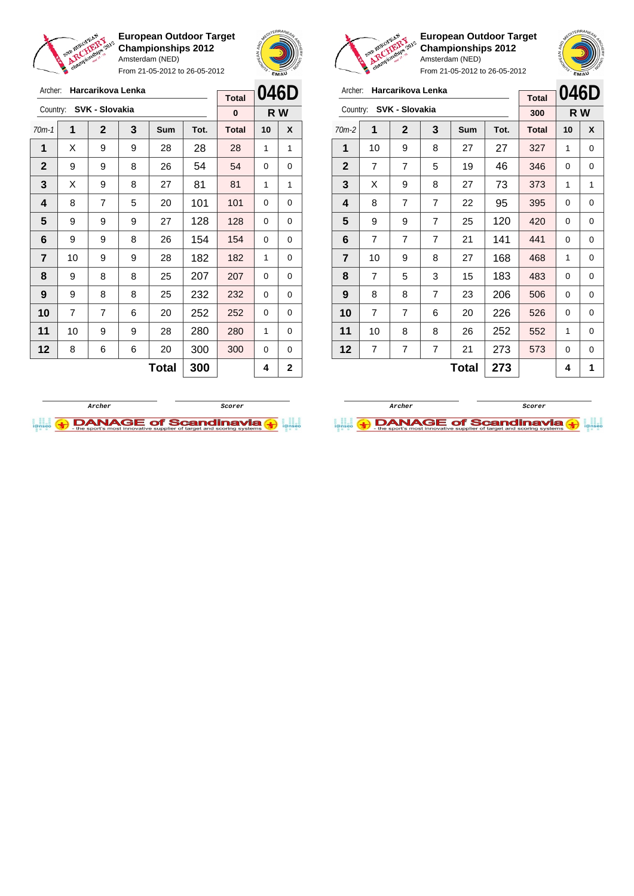**European Outdoor Target Championships 2012**
Amsterdam (NED)
From 21-05-2012 to 26-05-2012

Archer: **Harcarikova Lenka**
Country: **SVK - Slovakia**

| Total | 046D |
|---|---|
| 0 | R W |

| 70m-1 | 1 | 2 | 3 | Sum | Tot. | Total | 10 | X |
|---|---|---|---|---|---|---|---|---|
| 1 | X | 9 | 9 | 28 | 28 | 28 | 1 | 1 |
| 2 | 9 | 9 | 8 | 26 | 54 | 54 | 0 | 0 |
| 3 | X | 9 | 8 | 27 | 81 | 81 | 1 | 1 |
| 4 | 8 | 7 | 5 | 20 | 101 | 101 | 0 | 0 |
| 5 | 9 | 9 | 9 | 27 | 128 | 128 | 0 | 0 |
| 6 | 9 | 9 | 8 | 26 | 154 | 154 | 0 | 0 |
| 7 | 10 | 9 | 9 | 28 | 182 | 182 | 1 | 0 |
| 8 | 9 | 8 | 8 | 25 | 207 | 207 | 0 | 0 |
| 9 | 9 | 8 | 8 | 25 | 232 | 232 | 0 | 0 |
| 10 | 7 | 7 | 6 | 20 | 252 | 252 | 0 | 0 |
| 11 | 10 | 9 | 9 | 28 | 280 | 280 | 1 | 0 |
| 12 | 8 | 6 | 6 | 20 | 300 | 300 | 0 | 0 |
| | | | | **Total** | **300** | | **4** | **2** |

Archer Scorer

**European Outdoor Target Championships 2012**
Amsterdam (NED)
From 21-05-2012 to 26-05-2012

Archer: **Harcarikova Lenka**
Country: **SVK - Slovakia**

| Total | 046D |
|---|---|
| 300 | R W |

| 70m-2 | 1 | 2 | 3 | Sum | Tot. | Total | 10 | X |
|---|---|---|---|---|---|---|---|---|
| 1 | 10 | 9 | 8 | 27 | 27 | 327 | 1 | 0 |
| 2 | 7 | 7 | 5 | 19 | 46 | 346 | 0 | 0 |
| 3 | X | 9 | 8 | 27 | 73 | 373 | 1 | 1 |
| 4 | 8 | 7 | 7 | 22 | 95 | 395 | 0 | 0 |
| 5 | 9 | 9 | 7 | 25 | 120 | 420 | 0 | 0 |
| 6 | 7 | 7 | 7 | 21 | 141 | 441 | 0 | 0 |
| 7 | 10 | 9 | 8 | 27 | 168 | 468 | 1 | 0 |
| 8 | 7 | 5 | 3 | 15 | 183 | 483 | 0 | 0 |
| 9 | 8 | 8 | 7 | 23 | 206 | 506 | 0 | 0 |
| 10 | 7 | 7 | 6 | 20 | 226 | 526 | 0 | 0 |
| 11 | 10 | 8 | 8 | 26 | 252 | 552 | 1 | 0 |
| 12 | 7 | 7 | 7 | 21 | 273 | 573 | 0 | 0 |
| | | | | **Total** | **273** | | **4** | **1** |

Archer Scorer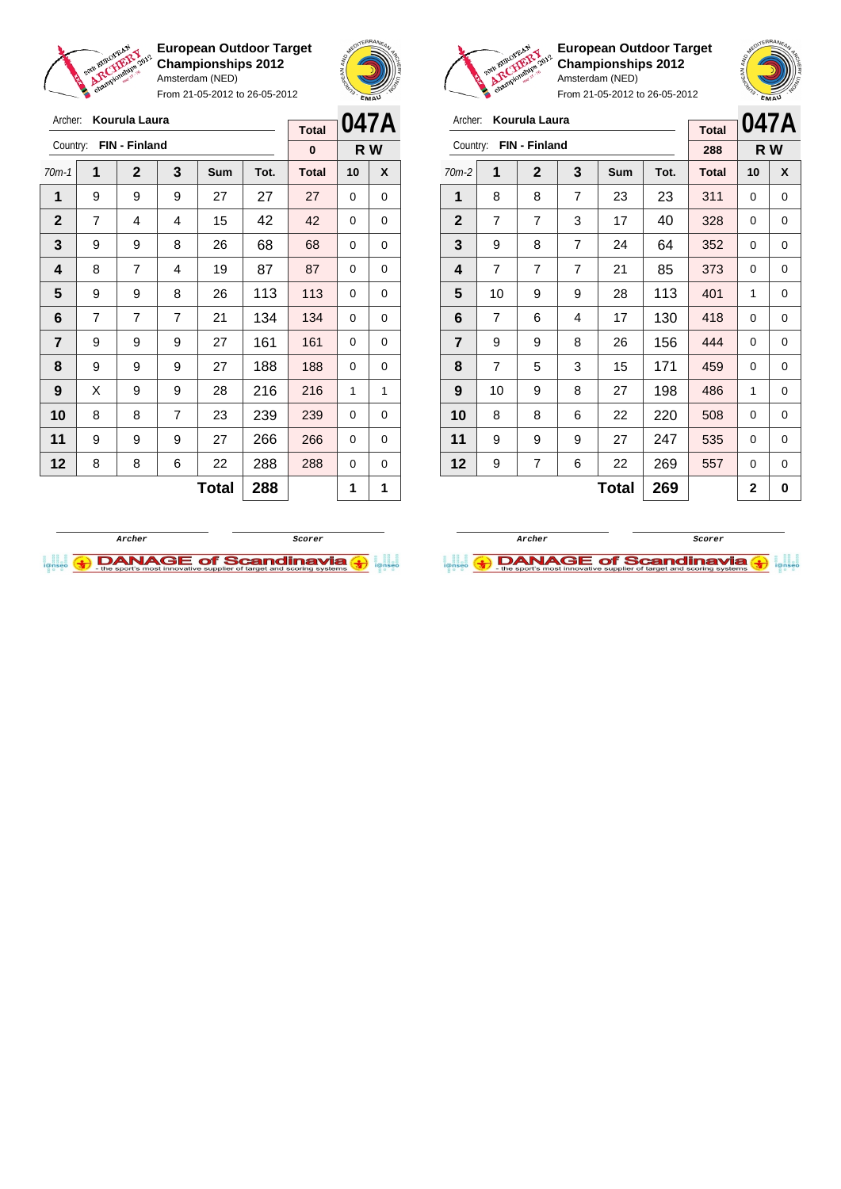**European Outdoor Target Championships 2012**
Amsterdam (NED)
From 21-05-2012 to 26-05-2012

Archer: **Kourula Laura**
Country: **FIN - Finland**

| Total | 047A |
|---|---|
| 0 | R W |

| 70m-1 | 1 | 2 | 3 | Sum | Tot. | Total | 10 | X |
|---|---|---|---|---|---|---|---|---|
| 1 | 9 | 9 | 9 | 27 | 27 | 27 | 0 | 0 |
| 2 | 7 | 4 | 4 | 15 | 42 | 42 | 0 | 0 |
| 3 | 9 | 9 | 8 | 26 | 68 | 68 | 0 | 0 |
| 4 | 8 | 7 | 4 | 19 | 87 | 87 | 0 | 0 |
| 5 | 9 | 9 | 8 | 26 | 113 | 113 | 0 | 0 |
| 6 | 7 | 7 | 7 | 21 | 134 | 134 | 0 | 0 |
| 7 | 9 | 9 | 9 | 27 | 161 | 161 | 0 | 0 |
| 8 | 9 | 9 | 9 | 27 | 188 | 188 | 0 | 0 |
| 9 | X | 9 | 9 | 28 | 216 | 216 | 1 | 1 |
| 10 | 8 | 8 | 7 | 23 | 239 | 239 | 0 | 0 |
| 11 | 9 | 9 | 9 | 27 | 266 | 266 | 0 | 0 |
| 12 | 8 | 8 | 6 | 22 | 288 | 288 | 0 | 0 |
| | | | | **Total** | **288** | | **1** | **1** |

Archer — Scorer

**European Outdoor Target Championships 2012**
Amsterdam (NED)
From 21-05-2012 to 26-05-2012

Archer: **Kourula Laura**
Country: **FIN - Finland**

| Total | 047A |
|---|---|
| 288 | R W |

| 70m-2 | 1 | 2 | 3 | Sum | Tot. | Total | 10 | X |
|---|---|---|---|---|---|---|---|---|
| 1 | 8 | 8 | 7 | 23 | 23 | 311 | 0 | 0 |
| 2 | 7 | 7 | 3 | 17 | 40 | 328 | 0 | 0 |
| 3 | 9 | 8 | 7 | 24 | 64 | 352 | 0 | 0 |
| 4 | 7 | 7 | 7 | 21 | 85 | 373 | 0 | 0 |
| 5 | 10 | 9 | 9 | 28 | 113 | 401 | 1 | 0 |
| 6 | 7 | 6 | 4 | 17 | 130 | 418 | 0 | 0 |
| 7 | 9 | 9 | 8 | 26 | 156 | 444 | 0 | 0 |
| 8 | 7 | 5 | 3 | 15 | 171 | 459 | 0 | 0 |
| 9 | 10 | 9 | 8 | 27 | 198 | 486 | 1 | 0 |
| 10 | 8 | 8 | 6 | 22 | 220 | 508 | 0 | 0 |
| 11 | 9 | 9 | 9 | 27 | 247 | 535 | 0 | 0 |
| 12 | 9 | 7 | 6 | 22 | 269 | 557 | 0 | 0 |
| | | | | **Total** | **269** | | **2** | **0** |

Archer — Scorer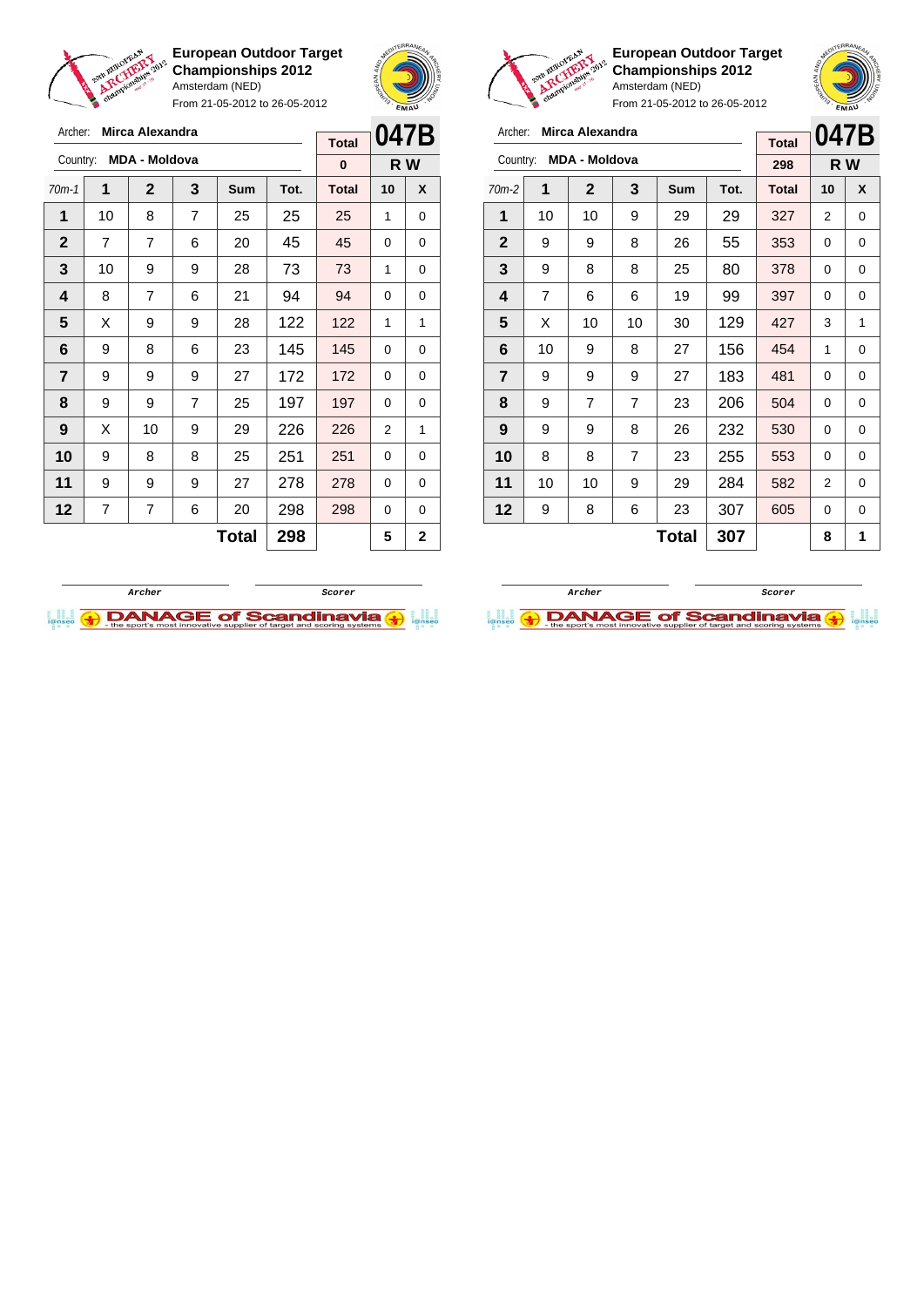**European Outdoor Target Championships 2012**
Amsterdam (NED)
From 21-05-2012 to 26-05-2012

Archer: **Mirca Alexandra**
Country: **MDA - Moldova**

| Total | 047B |
|---|---|
| 0 | R W |

| 70m-1 | 1 | 2 | 3 | Sum | Tot. | Total | 10 | X |
|---|---|---|---|---|---|---|---|---|
| 1 | 10 | 8 | 7 | 25 | 25 | 25 | 1 | 0 |
| 2 | 7 | 7 | 6 | 20 | 45 | 45 | 0 | 0 |
| 3 | 10 | 9 | 9 | 28 | 73 | 73 | 1 | 0 |
| 4 | 8 | 7 | 6 | 21 | 94 | 94 | 0 | 0 |
| 5 | X | 9 | 9 | 28 | 122 | 122 | 1 | 1 |
| 6 | 9 | 8 | 6 | 23 | 145 | 145 | 0 | 0 |
| 7 | 9 | 9 | 9 | 27 | 172 | 172 | 0 | 0 |
| 8 | 9 | 9 | 7 | 25 | 197 | 197 | 0 | 0 |
| 9 | X | 10 | 9 | 29 | 226 | 226 | 2 | 1 |
| 10 | 9 | 8 | 8 | 25 | 251 | 251 | 0 | 0 |
| 11 | 9 | 9 | 9 | 27 | 278 | 278 | 0 | 0 |
| 12 | 7 | 7 | 6 | 20 | 298 | 298 | 0 | 0 |
| | | | | **Total** | **298** | | **5** | **2** |

Archer | Scorer

**European Outdoor Target Championships 2012**
Amsterdam (NED)
From 21-05-2012 to 26-05-2012

Archer: **Mirca Alexandra**
Country: **MDA - Moldova**

| Total | 047B |
|---|---|
| 298 | R W |

| 70m-2 | 1 | 2 | 3 | Sum | Tot. | Total | 10 | X |
|---|---|---|---|---|---|---|---|---|
| 1 | 10 | 10 | 9 | 29 | 29 | 327 | 2 | 0 |
| 2 | 9 | 9 | 8 | 26 | 55 | 353 | 0 | 0 |
| 3 | 9 | 8 | 8 | 25 | 80 | 378 | 0 | 0 |
| 4 | 7 | 6 | 6 | 19 | 99 | 397 | 0 | 0 |
| 5 | X | 10 | 10 | 30 | 129 | 427 | 3 | 1 |
| 6 | 10 | 9 | 8 | 27 | 156 | 454 | 1 | 0 |
| 7 | 9 | 9 | 9 | 27 | 183 | 481 | 0 | 0 |
| 8 | 9 | 7 | 7 | 23 | 206 | 504 | 0 | 0 |
| 9 | 9 | 9 | 8 | 26 | 232 | 530 | 0 | 0 |
| 10 | 8 | 8 | 7 | 23 | 255 | 553 | 0 | 0 |
| 11 | 10 | 10 | 9 | 29 | 284 | 582 | 2 | 0 |
| 12 | 9 | 8 | 6 | 23 | 307 | 605 | 0 | 0 |
| | | | | **Total** | **307** | | **8** | **1** |

Archer | Scorer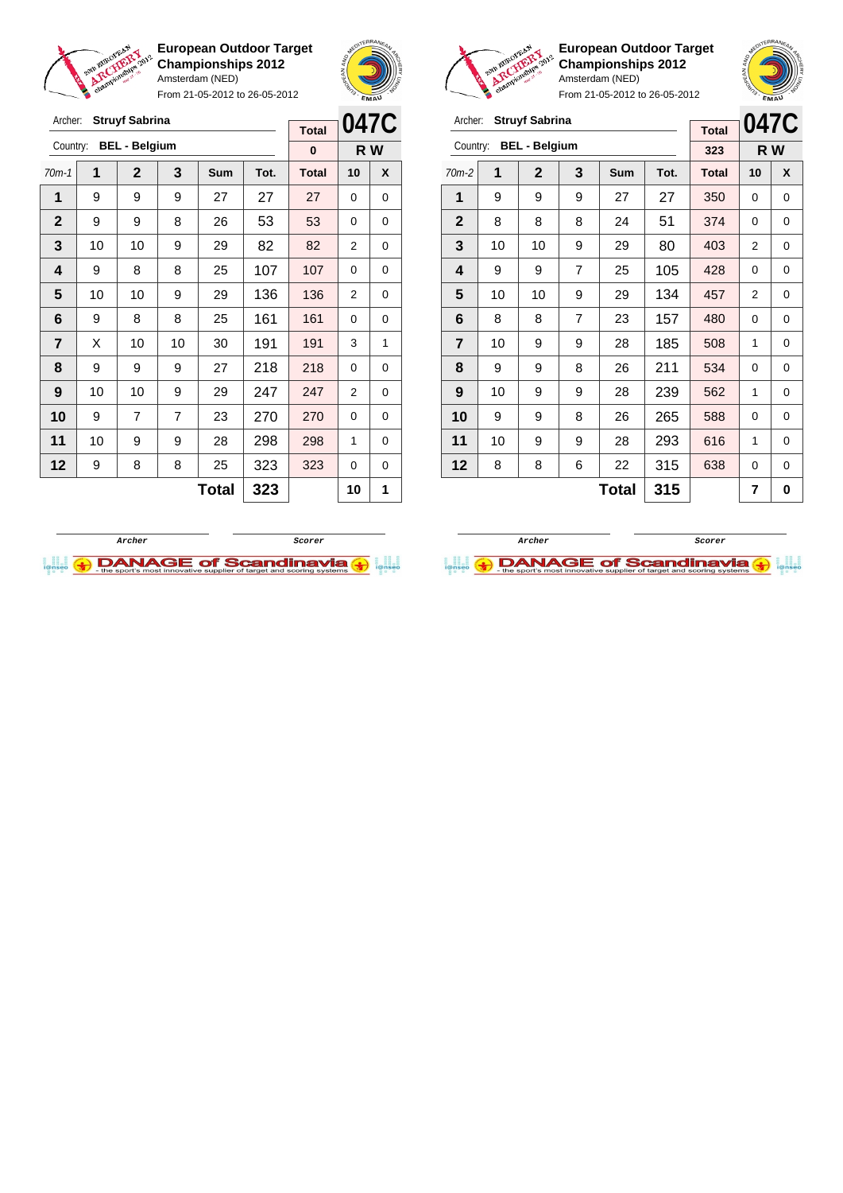**European Outdoor Target Championships 2012**
Amsterdam (NED)
From 21-05-2012 to 26-05-2012

Archer: **Struyf Sabrina**
Country: **BEL - Belgium**

| Total | 047C |
|---|---|
| 0 | R W |

| 70m-1 | 1 | 2 | 3 | Sum | Tot. | Total | 10 | X |
|---|---|---|---|---|---|---|---|---|
| 1 | 9 | 9 | 9 | 27 | 27 | 27 | 0 | 0 |
| 2 | 9 | 9 | 8 | 26 | 53 | 53 | 0 | 0 |
| 3 | 10 | 10 | 9 | 29 | 82 | 82 | 2 | 0 |
| 4 | 9 | 8 | 8 | 25 | 107 | 107 | 0 | 0 |
| 5 | 10 | 10 | 9 | 29 | 136 | 136 | 2 | 0 |
| 6 | 9 | 8 | 8 | 25 | 161 | 161 | 0 | 0 |
| 7 | X | 10 | 10 | 30 | 191 | 191 | 3 | 1 |
| 8 | 9 | 9 | 9 | 27 | 218 | 218 | 0 | 0 |
| 9 | 10 | 10 | 9 | 29 | 247 | 247 | 2 | 0 |
| 10 | 9 | 7 | 7 | 23 | 270 | 270 | 0 | 0 |
| 11 | 10 | 9 | 9 | 28 | 298 | 298 | 1 | 0 |
| 12 | 9 | 8 | 8 | 25 | 323 | 323 | 0 | 0 |
| | | | | Total | 323 | | 10 | 1 |

Archer　　Scorer

**European Outdoor Target Championships 2012**
Amsterdam (NED)
From 21-05-2012 to 26-05-2012

Archer: **Struyf Sabrina**
Country: **BEL - Belgium**

| Total | 047C |
|---|---|
| 323 | R W |

| 70m-2 | 1 | 2 | 3 | Sum | Tot. | Total | 10 | X |
|---|---|---|---|---|---|---|---|---|
| 1 | 9 | 9 | 9 | 27 | 27 | 350 | 0 | 0 |
| 2 | 8 | 8 | 8 | 24 | 51 | 374 | 0 | 0 |
| 3 | 10 | 10 | 9 | 29 | 80 | 403 | 2 | 0 |
| 4 | 9 | 9 | 7 | 25 | 105 | 428 | 0 | 0 |
| 5 | 10 | 10 | 9 | 29 | 134 | 457 | 2 | 0 |
| 6 | 8 | 8 | 7 | 23 | 157 | 480 | 0 | 0 |
| 7 | 10 | 9 | 9 | 28 | 185 | 508 | 1 | 0 |
| 8 | 9 | 9 | 8 | 26 | 211 | 534 | 0 | 0 |
| 9 | 10 | 9 | 9 | 28 | 239 | 562 | 1 | 0 |
| 10 | 9 | 9 | 8 | 26 | 265 | 588 | 0 | 0 |
| 11 | 10 | 9 | 9 | 28 | 293 | 616 | 1 | 0 |
| 12 | 8 | 8 | 6 | 22 | 315 | 638 | 0 | 0 |
| | | | | Total | 315 | | 7 | 0 |

Archer　　Scorer